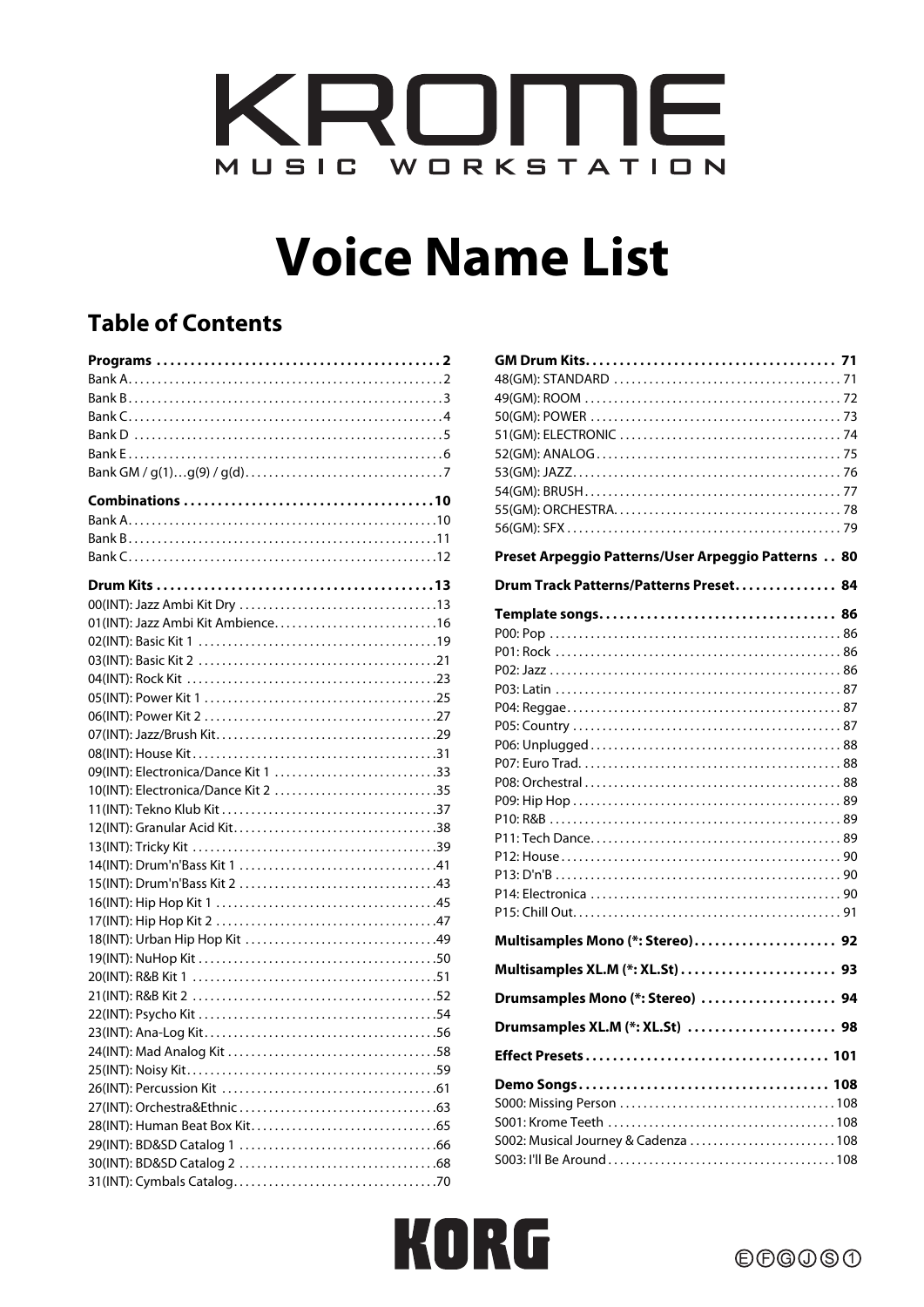# KROME

MUSIC WORKSTATION

# Voice Name List

## Table of Contents

**Programs** .... 2
- Bank A .... 2
- Bank B .... 3
- Bank C .... 4
- Bank D .... 5
- Bank E .... 6
- Bank GM / g(1)…g(9) / g(d) .... 7

**Combinations** .... 10
- Bank A .... 10
- Bank B .... 11
- Bank C .... 12

**Drum Kits** .... 13
- 00(INT): Jazz Ambi Kit Dry .... 13
- 01(INT): Jazz Ambi Kit Ambience .... 16
- 02(INT): Basic Kit 1 .... 19
- 03(INT): Basic Kit 2 .... 21
- 04(INT): Rock Kit .... 23
- 05(INT): Power Kit 1 .... 25
- 06(INT): Power Kit 2 .... 27
- 07(INT): Jazz/Brush Kit .... 29
- 08(INT): House Kit .... 31
- 09(INT): Electronica/Dance Kit 1 .... 33
- 10(INT): Electronica/Dance Kit 2 .... 35
- 11(INT): Tekno Klub Kit .... 37
- 12(INT): Granular Acid Kit .... 38
- 13(INT): Tricky Kit .... 39
- 14(INT): Drum'n'Bass Kit 1 .... 41
- 15(INT): Drum'n'Bass Kit 2 .... 43
- 16(INT): Hip Hop Kit 1 .... 45
- 17(INT): Hip Hop Kit 2 .... 47
- 18(INT): Urban Hip Hop Kit .... 49
- 19(INT): NuHop Kit .... 50
- 20(INT): R&B Kit 1 .... 51
- 21(INT): R&B Kit 2 .... 52
- 22(INT): Psycho Kit .... 54
- 23(INT): Ana-Log Kit .... 56
- 24(INT): Mad Analog Kit .... 58
- 25(INT): Noisy Kit .... 59
- 26(INT): Percussion Kit .... 61
- 27(INT): Orchestra&Ethnic .... 63
- 28(INT): Human Beat Box Kit .... 65
- 29(INT): BD&SD Catalog 1 .... 66
- 30(INT): BD&SD Catalog 2 .... 68
- 31(INT): Cymbals Catalog .... 70

**GM Drum Kits** .... 71
- 48(GM): STANDARD .... 71
- 49(GM): ROOM .... 72
- 50(GM): POWER .... 73
- 51(GM): ELECTRONIC .... 74
- 52(GM): ANALOG .... 75
- 53(GM): JAZZ .... 76
- 54(GM): BRUSH .... 77
- 55(GM): ORCHESTRA .... 78
- 56(GM): SFX .... 79

**Preset Arpeggio Patterns/User Arpeggio Patterns** .... 80

**Drum Track Patterns/Patterns Preset** .... 84

**Template songs** .... 86
- P00: Pop .... 86
- P01: Rock .... 86
- P02: Jazz .... 86
- P03: Latin .... 87
- P04: Reggae .... 87
- P05: Country .... 87
- P06: Unplugged .... 88
- P07: Euro Trad. .... 88
- P08: Orchestral .... 88
- P09: Hip Hop .... 89
- P10: R&B .... 89
- P11: Tech Dance .... 89
- P12: House .... 90
- P13: D'n'B .... 90
- P14: Electronica .... 90
- P15: Chill Out .... 91

**Multisamples Mono (*: Stereo)** .... 92

**Multisamples XL.M (*: XL.St)** .... 93

**Drumsamples Mono (*: Stereo)** .... 94

**Drumsamples XL.M (*: XL.St)** .... 98

**Effect Presets** .... 101

**Demo Songs** .... 108
- S000: Missing Person .... 108
- S001: Krome Teeth .... 108
- S002: Musical Journey & Cadenza .... 108
- S003: I'll Be Around .... 108

KORG

Ⓔ Ⓕ Ⓖ Ⓙ Ⓢ ①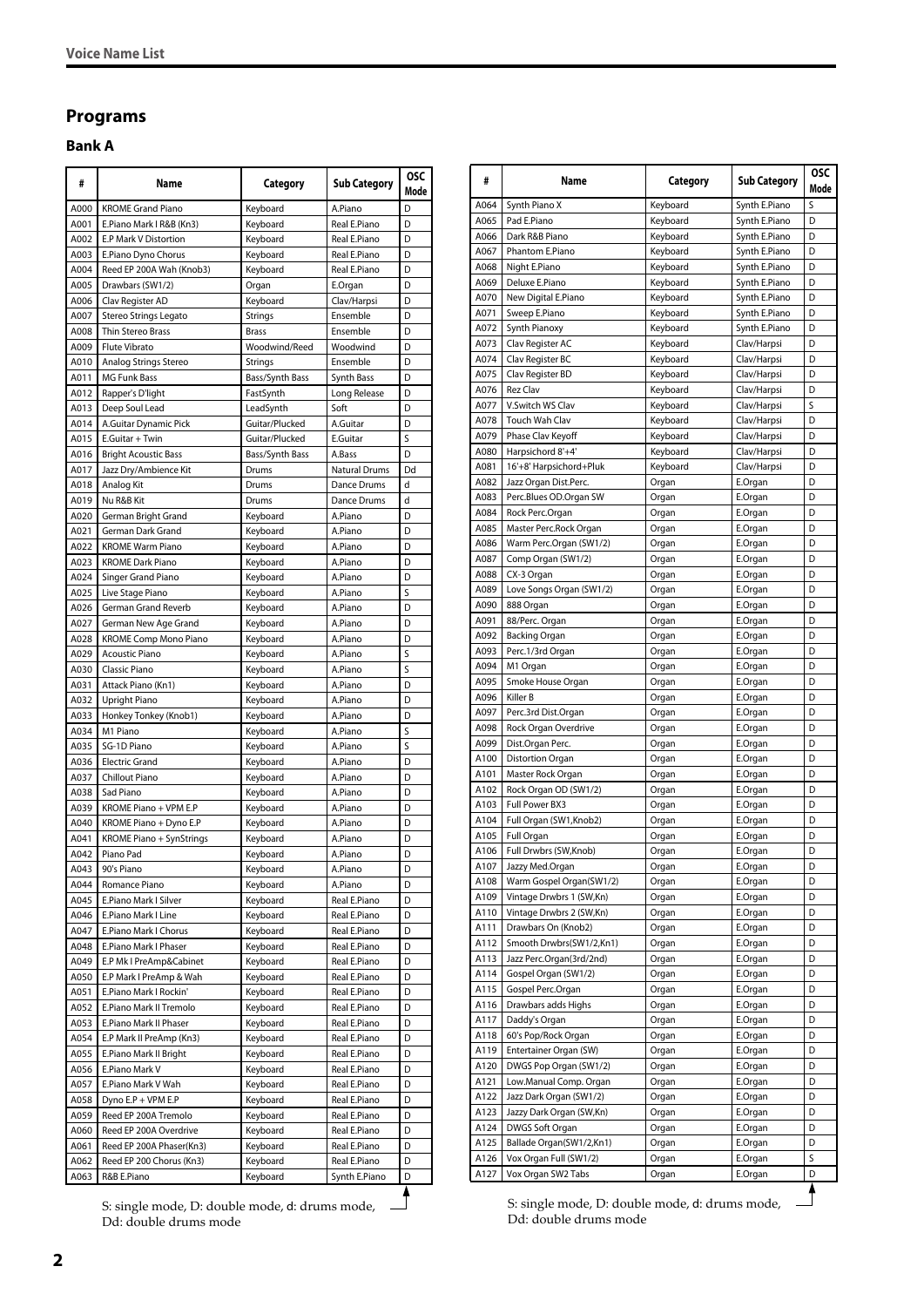## Programs

### Bank A

| # | Name | Category | Sub Category | OSC Mode |
|---|---|---|---|---|
| A000 | KROME Grand Piano | Keyboard | A.Piano | D |
| A001 | E.Piano Mark I R&B (Kn3) | Keyboard | Real E.Piano | D |
| A002 | E.P Mark V Distortion | Keyboard | Real E.Piano | D |
| A003 | E.Piano Dyno Chorus | Keyboard | Real E.Piano | D |
| A004 | Reed EP 200A Wah (Knob3) | Keyboard | Real E.Piano | D |
| A005 | Drawbars (SW1/2) | Organ | E.Organ | D |
| A006 | Clav Register AD | Keyboard | Clav/Harpsi | D |
| A007 | Stereo Strings Legato | Strings | Ensemble | D |
| A008 | Thin Stereo Brass | Brass | Ensemble | D |
| A009 | Flute Vibrato | Woodwind/Reed | Woodwind | D |
| A010 | Analog Strings Stereo | Strings | Ensemble | D |
| A011 | MG Funk Bass | Bass/Synth Bass | Synth Bass | D |
| A012 | Rapper's D'light | FastSynth | Long Release | D |
| A013 | Deep Soul Lead | LeadSynth | Soft | D |
| A014 | A.Guitar Dynamic Pick | Guitar/Plucked | A.Guitar | D |
| A015 | E.Guitar + Twin | Guitar/Plucked | E.Guitar | S |
| A016 | Bright Acoustic Bass | Bass/Synth Bass | A.Bass | D |
| A017 | Jazz Dry/Ambience Kit | Drums | Natural Drums | Dd |
| A018 | Analog Kit | Drums | Dance Drums | d |
| A019 | Nu R&B Kit | Drums | Dance Drums | d |
| A020 | German Bright Grand | Keyboard | A.Piano | D |
| A021 | German Dark Grand | Keyboard | A.Piano | D |
| A022 | KROME Warm Piano | Keyboard | A.Piano | D |
| A023 | KROME Dark Piano | Keyboard | A.Piano | D |
| A024 | Singer Grand Piano | Keyboard | A.Piano | D |
| A025 | Live Stage Piano | Keyboard | A.Piano | S |
| A026 | German Grand Reverb | Keyboard | A.Piano | D |
| A027 | German New Age Grand | Keyboard | A.Piano | D |
| A028 | KROME Comp Mono Piano | Keyboard | A.Piano | D |
| A029 | Acoustic Piano | Keyboard | A.Piano | S |
| A030 | Classic Piano | Keyboard | A.Piano | S |
| A031 | Attack Piano (Kn1) | Keyboard | A.Piano | D |
| A032 | Upright Piano | Keyboard | A.Piano | D |
| A033 | Honkey Tonkey (Knob1) | Keyboard | A.Piano | D |
| A034 | M1 Piano | Keyboard | A.Piano | S |
| A035 | SG-1D Piano | Keyboard | A.Piano | S |
| A036 | Electric Grand | Keyboard | A.Piano | D |
| A037 | Chillout Piano | Keyboard | A.Piano | D |
| A038 | Sad Piano | Keyboard | A.Piano | D |
| A039 | KROME Piano + VPM E.P | Keyboard | A.Piano | D |
| A040 | KROME Piano + Dyno E.P | Keyboard | A.Piano | D |
| A041 | KROME Piano + SynStrings | Keyboard | A.Piano | D |
| A042 | Piano Pad | Keyboard | A.Piano | D |
| A043 | 90's Piano | Keyboard | A.Piano | D |
| A044 | Romance Piano | Keyboard | A.Piano | D |
| A045 | E.Piano Mark I Silver | Keyboard | Real E.Piano | D |
| A046 | E.Piano Mark I Line | Keyboard | Real E.Piano | D |
| A047 | E.Piano Mark I Chorus | Keyboard | Real E.Piano | D |
| A048 | E.Piano Mark I Phaser | Keyboard | Real E.Piano | D |
| A049 | E.P Mk I PreAmp&Cabinet | Keyboard | Real E.Piano | D |
| A050 | E.P Mark I PreAmp & Wah | Keyboard | Real E.Piano | D |
| A051 | E.Piano Mark I Rockin' | Keyboard | Real E.Piano | D |
| A052 | E.Piano Mark II Tremolo | Keyboard | Real E.Piano | D |
| A053 | E.Piano Mark II Phaser | Keyboard | Real E.Piano | D |
| A054 | E.P Mark II PreAmp (Kn3) | Keyboard | Real E.Piano | D |
| A055 | E.Piano Mark II Bright | Keyboard | Real E.Piano | D |
| A056 | E.Piano Mark V | Keyboard | Real E.Piano | D |
| A057 | E.Piano Mark V Wah | Keyboard | Real E.Piano | D |
| A058 | Dyno E.P + VPM E.P | Keyboard | Real E.Piano | D |
| A059 | Reed EP 200A Tremolo | Keyboard | Real E.Piano | D |
| A060 | Reed EP 200A Overdrive | Keyboard | Real E.Piano | D |
| A061 | Reed EP 200A Phaser(Kn3) | Keyboard | Real E.Piano | D |
| A062 | Reed EP 200 Chorus (Kn3) | Keyboard | Real E.Piano | D |
| A063 | R&B E.Piano | Keyboard | Synth E.Piano | D |

S: single mode, D: double mode, d: drums mode, Dd: double drums mode

| # | Name | Category | Sub Category | OSC Mode |
|---|---|---|---|---|
| A064 | Synth Piano X | Keyboard | Synth E.Piano | S |
| A065 | Pad E.Piano | Keyboard | Synth E.Piano | D |
| A066 | Dark R&B Piano | Keyboard | Synth E.Piano | D |
| A067 | Phantom E.Piano | Keyboard | Synth E.Piano | D |
| A068 | Night E.Piano | Keyboard | Synth E.Piano | D |
| A069 | Deluxe E.Piano | Keyboard | Synth E.Piano | D |
| A070 | New Digital E.Piano | Keyboard | Synth E.Piano | D |
| A071 | Sweep E.Piano | Keyboard | Synth E.Piano | D |
| A072 | Synth Pianoxy | Keyboard | Synth E.Piano | D |
| A073 | Clav Register AC | Keyboard | Clav/Harpsi | D |
| A074 | Clav Register BC | Keyboard | Clav/Harpsi | D |
| A075 | Clav Register BD | Keyboard | Clav/Harpsi | D |
| A076 | Rez Clav | Keyboard | Clav/Harpsi | D |
| A077 | V.Switch WS Clav | Keyboard | Clav/Harpsi | S |
| A078 | Touch Wah Clav | Keyboard | Clav/Harpsi | D |
| A079 | Phase Clav Keyoff | Keyboard | Clav/Harpsi | D |
| A080 | Harpsichord 8'+4' | Keyboard | Clav/Harpsi | D |
| A081 | 16'+8' Harpsichord+Pluk | Keyboard | Clav/Harpsi | D |
| A082 | Jazz Organ Dist.Perc. | Organ | E.Organ | D |
| A083 | Perc.Blues OD.Organ SW | Organ | E.Organ | D |
| A084 | Rock Perc.Organ | Organ | E.Organ | D |
| A085 | Master Perc.Rock Organ | Organ | E.Organ | D |
| A086 | Warm Perc.Organ (SW1/2) | Organ | E.Organ | D |
| A087 | Comp Organ (SW1/2) | Organ | E.Organ | D |
| A088 | CX-3 Organ | Organ | E.Organ | D |
| A089 | Love Songs Organ (SW1/2) | Organ | E.Organ | D |
| A090 | 888 Organ | Organ | E.Organ | D |
| A091 | 88/Perc. Organ | Organ | E.Organ | D |
| A092 | Backing Organ | Organ | E.Organ | D |
| A093 | Perc.1/3rd Organ | Organ | E.Organ | D |
| A094 | M1 Organ | Organ | E.Organ | D |
| A095 | Smoke House Organ | Organ | E.Organ | D |
| A096 | Killer B | Organ | E.Organ | D |
| A097 | Perc.3rd Dist.Organ | Organ | E.Organ | D |
| A098 | Rock Organ Overdrive | Organ | E.Organ | D |
| A099 | Dist.Organ Perc. | Organ | E.Organ | D |
| A100 | Distortion Organ | Organ | E.Organ | D |
| A101 | Master Rock Organ | Organ | E.Organ | D |
| A102 | Rock Organ OD (SW1/2) | Organ | E.Organ | D |
| A103 | Full Power BX3 | Organ | E.Organ | D |
| A104 | Full Organ (SW1,Knob2) | Organ | E.Organ | D |
| A105 | Full Organ | Organ | E.Organ | D |
| A106 | Full Drwbrs (SW,Knob) | Organ | E.Organ | D |
| A107 | Jazzy Med.Organ | Organ | E.Organ | D |
| A108 | Warm Gospel Organ(SW1/2) | Organ | E.Organ | D |
| A109 | Vintage Drwbrs 1 (SW,Kn) | Organ | E.Organ | D |
| A110 | Vintage Drwbrs 2 (SW,Kn) | Organ | E.Organ | D |
| A111 | Drawbars On (Knob2) | Organ | E.Organ | D |
| A112 | Smooth Drwbrs(SW1/2,Kn1) | Organ | E.Organ | D |
| A113 | Jazz Perc.Organ(3rd/2nd) | Organ | E.Organ | D |
| A114 | Gospel Organ (SW1/2) | Organ | E.Organ | D |
| A115 | Gospel Perc.Organ | Organ | E.Organ | D |
| A116 | Drawbars adds Highs | Organ | E.Organ | D |
| A117 | Daddy's Organ | Organ | E.Organ | D |
| A118 | 60's Pop/Rock Organ | Organ | E.Organ | D |
| A119 | Entertainer Organ (SW) | Organ | E.Organ | D |
| A120 | DWGS Pop Organ (SW1/2) | Organ | E.Organ | D |
| A121 | Low.Manual Comp. Organ | Organ | E.Organ | D |
| A122 | Jazz Dark Organ (SW1/2) | Organ | E.Organ | D |
| A123 | Jazzy Dark Organ (SW,Kn) | Organ | E.Organ | D |
| A124 | DWGS Soft Organ | Organ | E.Organ | D |
| A125 | Ballade Organ(SW1/2,Kn1) | Organ | E.Organ | D |
| A126 | Vox Organ Full (SW1/2) | Organ | E.Organ | S |
| A127 | Vox Organ SW2 Tabs | Organ | E.Organ | D |

S: single mode, D: double mode, d: drums mode, Dd: double drums mode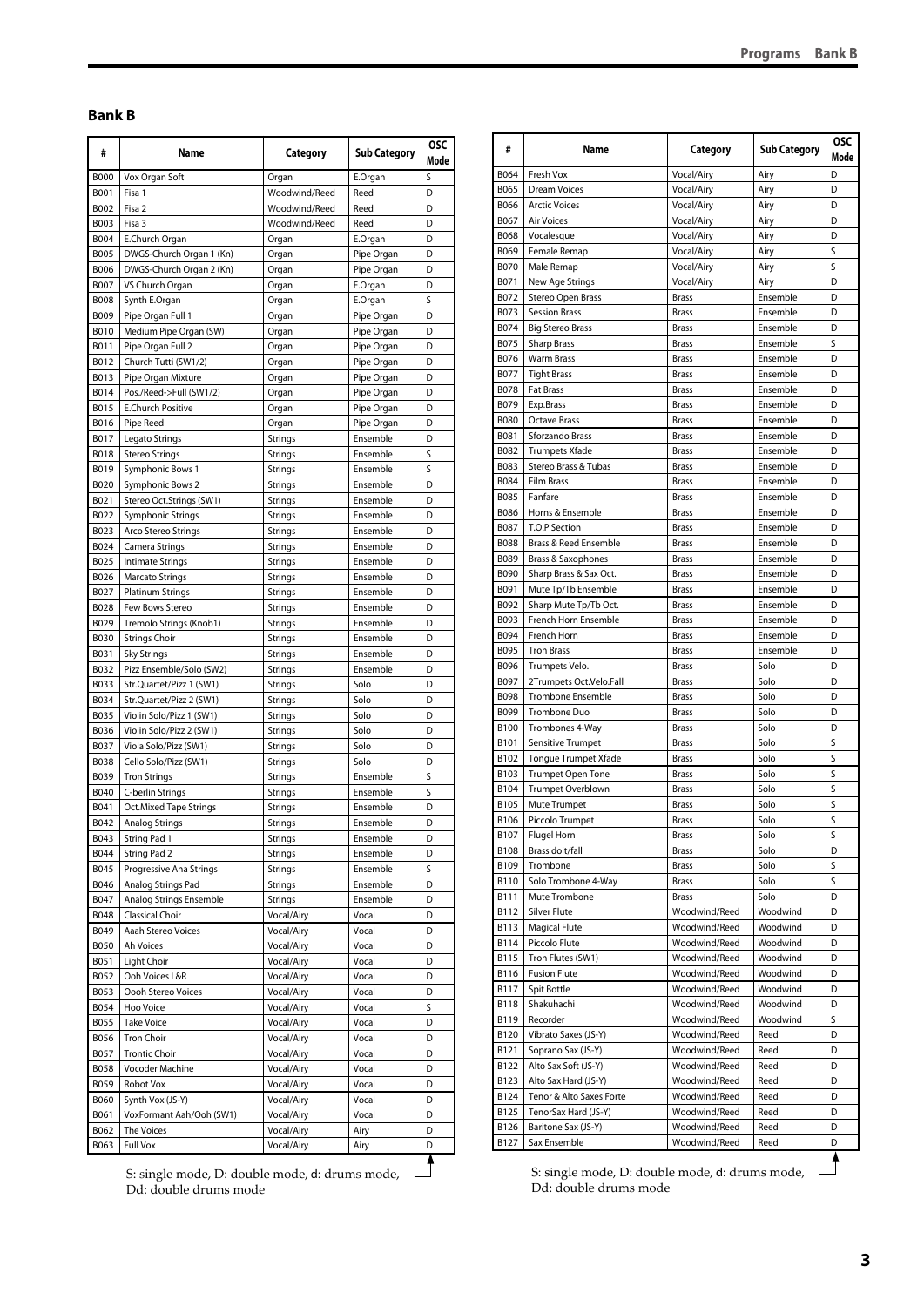## Bank B

| # | Name | Category | Sub Category | OSC Mode |
|---|---|---|---|---|
| B000 | Vox Organ Soft | Organ | E.Organ | S |
| B001 | Fisa 1 | Woodwind/Reed | Reed | D |
| B002 | Fisa 2 | Woodwind/Reed | Reed | D |
| B003 | Fisa 3 | Woodwind/Reed | Reed | D |
| B004 | E.Church Organ | Organ | E.Organ | D |
| B005 | DWGS-Church Organ 1 (Kn) | Organ | Pipe Organ | D |
| B006 | DWGS-Church Organ 2 (Kn) | Organ | Pipe Organ | D |
| B007 | VS Church Organ | Organ | E.Organ | D |
| B008 | Synth E.Organ | Organ | E.Organ | S |
| B009 | Pipe Organ Full 1 | Organ | Pipe Organ | D |
| B010 | Medium Pipe Organ (SW) | Organ | Pipe Organ | D |
| B011 | Pipe Organ Full 2 | Organ | Pipe Organ | D |
| B012 | Church Tutti (SW1/2) | Organ | Pipe Organ | D |
| B013 | Pipe Organ Mixture | Organ | Pipe Organ | D |
| B014 | Pos./Reed->Full (SW1/2) | Organ | Pipe Organ | D |
| B015 | E.Church Positive | Organ | Pipe Organ | D |
| B016 | Pipe Reed | Organ | Pipe Organ | D |
| B017 | Legato Strings | Strings | Ensemble | D |
| B018 | Stereo Strings | Strings | Ensemble | S |
| B019 | Symphonic Bows 1 | Strings | Ensemble | S |
| B020 | Symphonic Bows 2 | Strings | Ensemble | D |
| B021 | Stereo Oct.Strings (SW1) | Strings | Ensemble | D |
| B022 | Symphonic Strings | Strings | Ensemble | D |
| B023 | Arco Stereo Strings | Strings | Ensemble | D |
| B024 | Camera Strings | Strings | Ensemble | D |
| B025 | Intimate Strings | Strings | Ensemble | D |
| B026 | Marcato Strings | Strings | Ensemble | D |
| B027 | Platinum Strings | Strings | Ensemble | D |
| B028 | Few Bows Stereo | Strings | Ensemble | D |
| B029 | Tremolo Strings (Knob1) | Strings | Ensemble | D |
| B030 | Strings Choir | Strings | Ensemble | D |
| B031 | Sky Strings | Strings | Ensemble | D |
| B032 | Pizz Ensemble/Solo (SW2) | Strings | Ensemble | D |
| B033 | Str.Quartet/Pizz 1 (SW1) | Strings | Solo | D |
| B034 | Str.Quartet/Pizz 2 (SW1) | Strings | Solo | D |
| B035 | Violin Solo/Pizz 1 (SW1) | Strings | Solo | D |
| B036 | Violin Solo/Pizz 2 (SW1) | Strings | Solo | D |
| B037 | Viola Solo/Pizz (SW1) | Strings | Solo | D |
| B038 | Cello Solo/Pizz (SW1) | Strings | Solo | D |
| B039 | Tron Strings | Strings | Ensemble | S |
| B040 | C-berlin Strings | Strings | Ensemble | S |
| B041 | Oct.Mixed Tape Strings | Strings | Ensemble | D |
| B042 | Analog Strings | Strings | Ensemble | D |
| B043 | String Pad 1 | Strings | Ensemble | D |
| B044 | String Pad 2 | Strings | Ensemble | D |
| B045 | Progressive Ana Strings | Strings | Ensemble | S |
| B046 | Analog Strings Pad | Strings | Ensemble | D |
| B047 | Analog Strings Ensemble | Strings | Ensemble | D |
| B048 | Classical Choir | Vocal/Airy | Vocal | D |
| B049 | Aaah Stereo Voices | Vocal/Airy | Vocal | D |
| B050 | Ah Voices | Vocal/Airy | Vocal | D |
| B051 | Light Choir | Vocal/Airy | Vocal | D |
| B052 | Ooh Voices L&R | Vocal/Airy | Vocal | D |
| B053 | Oooh Stereo Voices | Vocal/Airy | Vocal | D |
| B054 | Hoo Voice | Vocal/Airy | Vocal | S |
| B055 | Take Voice | Vocal/Airy | Vocal | D |
| B056 | Tron Choir | Vocal/Airy | Vocal | D |
| B057 | Trontic Choir | Vocal/Airy | Vocal | D |
| B058 | Vocoder Machine | Vocal/Airy | Vocal | D |
| B059 | Robot Vox | Vocal/Airy | Vocal | D |
| B060 | Synth Vox (JS-Y) | Vocal/Airy | Vocal | D |
| B061 | VoxFormant Aah/Ooh (SW1) | Vocal/Airy | Vocal | D |
| B062 | The Voices | Vocal/Airy | Airy | D |
| B063 | Full Vox | Vocal/Airy | Airy | D |
| B064 | Fresh Vox | Vocal/Airy | Airy | D |
| B065 | Dream Voices | Vocal/Airy | Airy | D |
| B066 | Arctic Voices | Vocal/Airy | Airy | D |
| B067 | Air Voices | Vocal/Airy | Airy | D |
| B068 | Vocalesque | Vocal/Airy | Airy | D |
| B069 | Female Remap | Vocal/Airy | Airy | S |
| B070 | Male Remap | Vocal/Airy | Airy | S |
| B071 | New Age Strings | Vocal/Airy | Airy | D |
| B072 | Stereo Open Brass | Brass | Ensemble | D |
| B073 | Session Brass | Brass | Ensemble | D |
| B074 | Big Stereo Brass | Brass | Ensemble | D |
| B075 | Sharp Brass | Brass | Ensemble | S |
| B076 | Warm Brass | Brass | Ensemble | D |
| B077 | Tight Brass | Brass | Ensemble | D |
| B078 | Fat Brass | Brass | Ensemble | D |
| B079 | Exp.Brass | Brass | Ensemble | D |
| B080 | Octave Brass | Brass | Ensemble | D |
| B081 | Sforzando Brass | Brass | Ensemble | D |
| B082 | Trumpets Xfade | Brass | Ensemble | D |
| B083 | Stereo Brass & Tubas | Brass | Ensemble | D |
| B084 | Film Brass | Brass | Ensemble | D |
| B085 | Fanfare | Brass | Ensemble | D |
| B086 | Horns & Ensemble | Brass | Ensemble | D |
| B087 | T.O.P Section | Brass | Ensemble | D |
| B088 | Brass & Reed Ensemble | Brass | Ensemble | D |
| B089 | Brass & Saxophones | Brass | Ensemble | D |
| B090 | Sharp Brass & Sax Oct. | Brass | Ensemble | D |
| B091 | Mute Tp/Tb Ensemble | Brass | Ensemble | D |
| B092 | Sharp Mute Tp/Tb Oct. | Brass | Ensemble | D |
| B093 | French Horn Ensemble | Brass | Ensemble | D |
| B094 | French Horn | Brass | Ensemble | D |
| B095 | Tron Brass | Brass | Ensemble | D |
| B096 | Trumpets Velo. | Brass | Solo | D |
| B097 | 2Trumpets Oct.Velo.Fall | Brass | Solo | D |
| B098 | Trombone Ensemble | Brass | Solo | D |
| B099 | Trombone Duo | Brass | Solo | D |
| B100 | Trombones 4-Way | Brass | Solo | D |
| B101 | Sensitive Trumpet | Brass | Solo | S |
| B102 | Tongue Trumpet Xfade | Brass | Solo | S |
| B103 | Trumpet Open Tone | Brass | Solo | S |
| B104 | Trumpet Overblown | Brass | Solo | S |
| B105 | Mute Trumpet | Brass | Solo | S |
| B106 | Piccolo Trumpet | Brass | Solo | S |
| B107 | Flugel Horn | Brass | Solo | S |
| B108 | Brass doit/fall | Brass | Solo | D |
| B109 | Trombone | Brass | Solo | S |
| B110 | Solo Trombone 4-Way | Brass | Solo | S |
| B111 | Mute Trombone | Brass | Solo | D |
| B112 | Silver Flute | Woodwind/Reed | Woodwind | D |
| B113 | Magical Flute | Woodwind/Reed | Woodwind | D |
| B114 | Piccolo Flute | Woodwind/Reed | Woodwind | D |
| B115 | Tron Flutes (SW1) | Woodwind/Reed | Woodwind | D |
| B116 | Fusion Flute | Woodwind/Reed | Woodwind | D |
| B117 | Spit Bottle | Woodwind/Reed | Woodwind | D |
| B118 | Shakuhachi | Woodwind/Reed | Woodwind | D |
| B119 | Recorder | Woodwind/Reed | Woodwind | S |
| B120 | Vibrato Saxes (JS-Y) | Woodwind/Reed | Reed | D |
| B121 | Soprano Sax (JS-Y) | Woodwind/Reed | Reed | D |
| B122 | Alto Sax Soft (JS-Y) | Woodwind/Reed | Reed | D |
| B123 | Alto Sax Hard (JS-Y) | Woodwind/Reed | Reed | D |
| B124 | Tenor & Alto Saxes Forte | Woodwind/Reed | Reed | D |
| B125 | TenorSax Hard (JS-Y) | Woodwind/Reed | Reed | D |
| B126 | Baritone Sax (JS-Y) | Woodwind/Reed | Reed | D |
| B127 | Sax Ensemble | Woodwind/Reed | Reed | D |

S: single mode, D: double mode, d: drums mode, Dd: double drums mode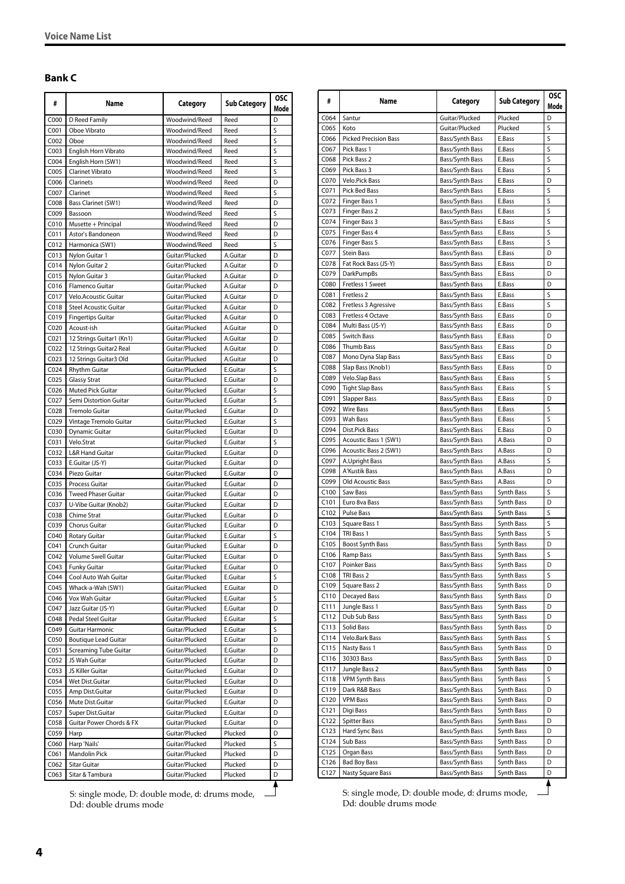## Bank C

| # | Name | Category | Sub Category | OSC Mode |
|---|---|---|---|---|
| C000 | D Reed Family | Woodwind/Reed | Reed | D |
| C001 | Oboe Vibrato | Woodwind/Reed | Reed | S |
| C002 | Oboe | Woodwind/Reed | Reed | S |
| C003 | English Horn Vibrato | Woodwind/Reed | Reed | S |
| C004 | English Horn (SW1) | Woodwind/Reed | Reed | S |
| C005 | Clarinet Vibrato | Woodwind/Reed | Reed | S |
| C006 | Clarinets | Woodwind/Reed | Reed | D |
| C007 | Clarinet | Woodwind/Reed | Reed | S |
| C008 | Bass Clarinet (SW1) | Woodwind/Reed | Reed | D |
| C009 | Bassoon | Woodwind/Reed | Reed | S |
| C010 | Musette + Principal | Woodwind/Reed | Reed | D |
| C011 | Astor's Bandoneon | Woodwind/Reed | Reed | D |
| C012 | Harmonica (SW1) | Woodwind/Reed | Reed | S |
| C013 | Nylon Guitar 1 | Guitar/Plucked | A.Guitar | D |
| C014 | Nylon Guitar 2 | Guitar/Plucked | A.Guitar | D |
| C015 | Nylon Guitar 3 | Guitar/Plucked | A.Guitar | D |
| C016 | Flamenco Guitar | Guitar/Plucked | A.Guitar | D |
| C017 | Velo.Acoustic Guitar | Guitar/Plucked | A.Guitar | D |
| C018 | Steel Acoustic Guitar | Guitar/Plucked | A.Guitar | D |
| C019 | Fingertips Guitar | Guitar/Plucked | A.Guitar | D |
| C020 | Acoust-ish | Guitar/Plucked | A.Guitar | D |
| C021 | 12 Strings Guitar1 (Kn1) | Guitar/Plucked | A.Guitar | D |
| C022 | 12 Strings Guitar2 Real | Guitar/Plucked | A.Guitar | D |
| C023 | 12 Strings Guitar3 Old | Guitar/Plucked | A.Guitar | D |
| C024 | Rhythm Guitar | Guitar/Plucked | E.Guitar | S |
| C025 | Glassy Strat | Guitar/Plucked | E.Guitar | D |
| C026 | Muted Pick Guitar | Guitar/Plucked | E.Guitar | S |
| C027 | Semi Distortion Guitar | Guitar/Plucked | E.Guitar | S |
| C028 | Tremolo Guitar | Guitar/Plucked | E.Guitar | D |
| C029 | Vintage Tremolo Guitar | Guitar/Plucked | E.Guitar | S |
| C030 | Dynamic Guitar | Guitar/Plucked | E.Guitar | D |
| C031 | Velo.Strat | Guitar/Plucked | E.Guitar | S |
| C032 | L&R Hand Guitar | Guitar/Plucked | E.Guitar | D |
| C033 | E.Guitar (JS-Y) | Guitar/Plucked | E.Guitar | D |
| C034 | Piezo Guitar | Guitar/Plucked | E.Guitar | D |
| C035 | Process Guitar | Guitar/Plucked | E.Guitar | D |
| C036 | Tweed Phaser Guitar | Guitar/Plucked | E.Guitar | D |
| C037 | U-Vibe Guitar (Knob2) | Guitar/Plucked | E.Guitar | D |
| C038 | Chime Strat | Guitar/Plucked | E.Guitar | D |
| C039 | Chorus Guitar | Guitar/Plucked | E.Guitar | D |
| C040 | Rotary Guitar | Guitar/Plucked | E.Guitar | S |
| C041 | Crunch Guitar | Guitar/Plucked | E.Guitar | D |
| C042 | Volume Swell Guitar | Guitar/Plucked | E.Guitar | D |
| C043 | Funky Guitar | Guitar/Plucked | E.Guitar | D |
| C044 | Cool Auto Wah Guitar | Guitar/Plucked | E.Guitar | S |
| C045 | Whack-a-Wah (SW1) | Guitar/Plucked | E.Guitar | D |
| C046 | Vox Wah Guitar | Guitar/Plucked | E.Guitar | S |
| C047 | Jazz Guitar (JS-Y) | Guitar/Plucked | E.Guitar | D |
| C048 | Pedal Steel Guitar | Guitar/Plucked | E.Guitar | S |
| C049 | Guitar Harmonic | Guitar/Plucked | E.Guitar | S |
| C050 | Boutique Lead Guitar | Guitar/Plucked | E.Guitar | D |
| C051 | Screaming Tube Guitar | Guitar/Plucked | E.Guitar | D |
| C052 | JS Wah Guitar | Guitar/Plucked | E.Guitar | D |
| C053 | JS Killer Guitar | Guitar/Plucked | E.Guitar | D |
| C054 | Wet Dist.Guitar | Guitar/Plucked | E.Guitar | D |
| C055 | Amp Dist.Guitar | Guitar/Plucked | E.Guitar | D |
| C056 | Mute Dist.Guitar | Guitar/Plucked | E.Guitar | D |
| C057 | Super Dist.Guitar | Guitar/Plucked | E.Guitar | D |
| C058 | Guitar Power Chords & FX | Guitar/Plucked | E.Guitar | D |
| C059 | Harp | Guitar/Plucked | Plucked | D |
| C060 | Harp 'Nails' | Guitar/Plucked | Plucked | S |
| C061 | Mandolin Pick | Guitar/Plucked | Plucked | D |
| C062 | Sitar Guitar | Guitar/Plucked | Plucked | D |
| C063 | Sitar & Tambura | Guitar/Plucked | Plucked | D |
| C064 | Santur | Guitar/Plucked | Plucked | D |
| C065 | Koto | Guitar/Plucked | Plucked | S |
| C066 | Picked Precision Bass | Bass/Synth Bass | E.Bass | S |
| C067 | Pick Bass 1 | Bass/Synth Bass | E.Bass | S |
| C068 | Pick Bass 2 | Bass/Synth Bass | E.Bass | S |
| C069 | Pick Bass 3 | Bass/Synth Bass | E.Bass | S |
| C070 | Velo.Pick Bass | Bass/Synth Bass | E.Bass | D |
| C071 | Pick Bed Bass | Bass/Synth Bass | E.Bass | S |
| C072 | Finger Bass 1 | Bass/Synth Bass | E.Bass | S |
| C073 | Finger Bass 2 | Bass/Synth Bass | E.Bass | S |
| C074 | Finger Bass 3 | Bass/Synth Bass | E.Bass | S |
| C075 | Finger Bass 4 | Bass/Synth Bass | E.Bass | S |
| C076 | Finger Bass 5 | Bass/Synth Bass | E.Bass | S |
| C077 | Stein Bass | Bass/Synth Bass | E.Bass | D |
| C078 | Fat Rock Bass (JS-Y) | Bass/Synth Bass | E.Bass | D |
| C079 | DarkPumpBs | Bass/Synth Bass | E.Bass | D |
| C080 | Fretless 1 Sweet | Bass/Synth Bass | E.Bass | D |
| C081 | Fretless 2 | Bass/Synth Bass | E.Bass | S |
| C082 | Fretless 3 Agressive | Bass/Synth Bass | E.Bass | S |
| C083 | Fretless 4 Octave | Bass/Synth Bass | E.Bass | D |
| C084 | Multi Bass (JS-Y) | Bass/Synth Bass | E.Bass | D |
| C085 | Switch Bass | Bass/Synth Bass | E.Bass | D |
| C086 | Thumb Bass | Bass/Synth Bass | E.Bass | D |
| C087 | Mono Dyna Slap Bass | Bass/Synth Bass | E.Bass | D |
| C088 | Slap Bass (Knob1) | Bass/Synth Bass | E.Bass | D |
| C089 | Velo.Slap Bass | Bass/Synth Bass | E.Bass | S |
| C090 | Tight Slap Bass | Bass/Synth Bass | E.Bass | S |
| C091 | Slapper Bass | Bass/Synth Bass | E.Bass | D |
| C092 | Wire Bass | Bass/Synth Bass | E.Bass | S |
| C093 | Wah Bass | Bass/Synth Bass | E.Bass | S |
| C094 | Dist.Pick Bass | Bass/Synth Bass | E.Bass | D |
| C095 | Acoustic Bass 1 (SW1) | Bass/Synth Bass | A.Bass | D |
| C096 | Acoustic Bass 2 (SW1) | Bass/Synth Bass | A.Bass | D |
| C097 | A.Upright Bass | Bass/Synth Bass | A.Bass | S |
| C098 | A'Kustik Bass | Bass/Synth Bass | A.Bass | D |
| C099 | Old Acoustic Bass | Bass/Synth Bass | A.Bass | D |
| C100 | Saw Bass | Bass/Synth Bass | Synth Bass | S |
| C101 | Euro 8va Bass | Bass/Synth Bass | Synth Bass | D |
| C102 | Pulse Bass | Bass/Synth Bass | Synth Bass | S |
| C103 | Square Bass 1 | Bass/Synth Bass | Synth Bass | S |
| C104 | TRI Bass 1 | Bass/Synth Bass | Synth Bass | S |
| C105 | Boost Synth Bass | Bass/Synth Bass | Synth Bass | D |
| C106 | Ramp Bass | Bass/Synth Bass | Synth Bass | S |
| C107 | Poinker Bass | Bass/Synth Bass | Synth Bass | D |
| C108 | TRI Bass 2 | Bass/Synth Bass | Synth Bass | S |
| C109 | Square Bass 2 | Bass/Synth Bass | Synth Bass | D |
| C110 | Decayed Bass | Bass/Synth Bass | Synth Bass | D |
| C111 | Jungle Bass 1 | Bass/Synth Bass | Synth Bass | D |
| C112 | Dub Sub Bass | Bass/Synth Bass | Synth Bass | D |
| C113 | Solid Bass | Bass/Synth Bass | Synth Bass | D |
| C114 | Velo.Bark Bass | Bass/Synth Bass | Synth Bass | S |
| C115 | Nasty Bass 1 | Bass/Synth Bass | Synth Bass | D |
| C116 | 30303 Bass | Bass/Synth Bass | Synth Bass | D |
| C117 | Jungle Bass 2 | Bass/Synth Bass | Synth Bass | D |
| C118 | VPM Synth Bass | Bass/Synth Bass | Synth Bass | S |
| C119 | Dark R&B Bass | Bass/Synth Bass | Synth Bass | D |
| C120 | VPM Bass | Bass/Synth Bass | Synth Bass | D |
| C121 | Digi Bass | Bass/Synth Bass | Synth Bass | D |
| C122 | Spitter Bass | Bass/Synth Bass | Synth Bass | D |
| C123 | Hard Sync Bass | Bass/Synth Bass | Synth Bass | D |
| C124 | Sub Bass | Bass/Synth Bass | Synth Bass | D |
| C125 | Organ Bass | Bass/Synth Bass | Synth Bass | D |
| C126 | Bad Boy Bass | Bass/Synth Bass | Synth Bass | D |
| C127 | Nasty Square Bass | Bass/Synth Bass | Synth Bass | D |

S: single mode, D: double mode, d: drums mode, Dd: double drums mode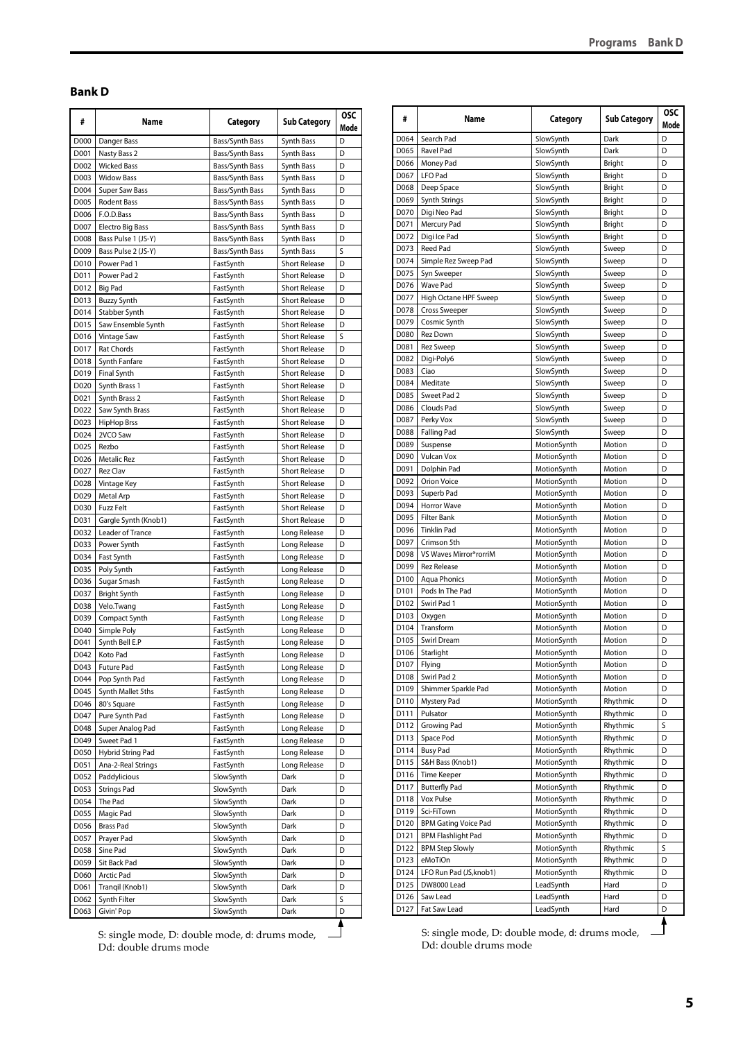## Bank D

| # | Name | Category | Sub Category | OSC Mode |
|---|---|---|---|---|
| D000 | Danger Bass | Bass/Synth Bass | Synth Bass | D |
| D001 | Nasty Bass 2 | Bass/Synth Bass | Synth Bass | D |
| D002 | Wicked Bass | Bass/Synth Bass | Synth Bass | D |
| D003 | Widow Bass | Bass/Synth Bass | Synth Bass | D |
| D004 | Super Saw Bass | Bass/Synth Bass | Synth Bass | D |
| D005 | Rodent Bass | Bass/Synth Bass | Synth Bass | D |
| D006 | F.O.D.Bass | Bass/Synth Bass | Synth Bass | D |
| D007 | Electro Big Bass | Bass/Synth Bass | Synth Bass | D |
| D008 | Bass Pulse 1 (JS-Y) | Bass/Synth Bass | Synth Bass | D |
| D009 | Bass Pulse 2 (JS-Y) | Bass/Synth Bass | Synth Bass | S |
| D010 | Power Pad 1 | FastSynth | Short Release | D |
| D011 | Power Pad 2 | FastSynth | Short Release | D |
| D012 | Big Pad | FastSynth | Short Release | D |
| D013 | Buzzy Synth | FastSynth | Short Release | D |
| D014 | Stabber Synth | FastSynth | Short Release | D |
| D015 | Saw Ensemble Synth | FastSynth | Short Release | D |
| D016 | Vintage Saw | FastSynth | Short Release | S |
| D017 | Rat Chords | FastSynth | Short Release | D |
| D018 | Synth Fanfare | FastSynth | Short Release | D |
| D019 | Final Synth | FastSynth | Short Release | D |
| D020 | Synth Brass 1 | FastSynth | Short Release | D |
| D021 | Synth Brass 2 | FastSynth | Short Release | D |
| D022 | Saw Synth Brass | FastSynth | Short Release | D |
| D023 | HipHop Brss | FastSynth | Short Release | D |
| D024 | 2VCO Saw | FastSynth | Short Release | D |
| D025 | Rezbo | FastSynth | Short Release | D |
| D026 | Metalic Rez | FastSynth | Short Release | D |
| D027 | Rez Clav | FastSynth | Short Release | D |
| D028 | Vintage Key | FastSynth | Short Release | D |
| D029 | Metal Arp | FastSynth | Short Release | D |
| D030 | Fuzz Felt | FastSynth | Short Release | D |
| D031 | Gargle Synth (Knob1) | FastSynth | Short Release | D |
| D032 | Leader of Trance | FastSynth | Long Release | D |
| D033 | Power Synth | FastSynth | Long Release | D |
| D034 | Fast Synth | FastSynth | Long Release | D |
| D035 | Poly Synth | FastSynth | Long Release | D |
| D036 | Sugar Smash | FastSynth | Long Release | D |
| D037 | Bright Synth | FastSynth | Long Release | D |
| D038 | Velo.Twang | FastSynth | Long Release | D |
| D039 | Compact Synth | FastSynth | Long Release | D |
| D040 | Simple Poly | FastSynth | Long Release | D |
| D041 | Synth Bell E.P | FastSynth | Long Release | D |
| D042 | Koto Pad | FastSynth | Long Release | D |
| D043 | Future Pad | FastSynth | Long Release | D |
| D044 | Pop Synth Pad | FastSynth | Long Release | D |
| D045 | Synth Mallet 5ths | FastSynth | Long Release | D |
| D046 | 80's Square | FastSynth | Long Release | D |
| D047 | Pure Synth Pad | FastSynth | Long Release | D |
| D048 | Super Analog Pad | FastSynth | Long Release | D |
| D049 | Sweet Pad 1 | FastSynth | Long Release | D |
| D050 | Hybrid String Pad | FastSynth | Long Release | D |
| D051 | Ana-2-Real Strings | FastSynth | Long Release | D |
| D052 | Paddylicious | SlowSynth | Dark | D |
| D053 | Strings Pad | SlowSynth | Dark | D |
| D054 | The Pad | SlowSynth | Dark | D |
| D055 | Magic Pad | SlowSynth | Dark | D |
| D056 | Brass Pad | SlowSynth | Dark | D |
| D057 | Prayer Pad | SlowSynth | Dark | D |
| D058 | Sine Pad | SlowSynth | Dark | D |
| D059 | Sit Back Pad | SlowSynth | Dark | D |
| D060 | Arctic Pad | SlowSynth | Dark | D |
| D061 | Tranqil (Knob1) | SlowSynth | Dark | D |
| D062 | Synth Filter | SlowSynth | Dark | S |
| D063 | Givin' Pop | SlowSynth | Dark | D |
| D064 | Search Pad | SlowSynth | Dark | D |
| D065 | Ravel Pad | SlowSynth | Dark | D |
| D066 | Money Pad | SlowSynth | Bright | D |
| D067 | LFO Pad | SlowSynth | Bright | D |
| D068 | Deep Space | SlowSynth | Bright | D |
| D069 | Synth Strings | SlowSynth | Bright | D |
| D070 | Digi Neo Pad | SlowSynth | Bright | D |
| D071 | Mercury Pad | SlowSynth | Bright | D |
| D072 | Digi Ice Pad | SlowSynth | Bright | D |
| D073 | Reed Pad | SlowSynth | Sweep | D |
| D074 | Simple Rez Sweep Pad | SlowSynth | Sweep | D |
| D075 | Syn Sweeper | SlowSynth | Sweep | D |
| D076 | Wave Pad | SlowSynth | Sweep | D |
| D077 | High Octane HPF Sweep | SlowSynth | Sweep | D |
| D078 | Cross Sweeper | SlowSynth | Sweep | D |
| D079 | Cosmic Synth | SlowSynth | Sweep | D |
| D080 | Rez Down | SlowSynth | Sweep | D |
| D081 | Rez Sweep | SlowSynth | Sweep | D |
| D082 | Digi-Poly6 | SlowSynth | Sweep | D |
| D083 | Ciao | SlowSynth | Sweep | D |
| D084 | Meditate | SlowSynth | Sweep | D |
| D085 | Sweet Pad 2 | SlowSynth | Sweep | D |
| D086 | Clouds Pad | SlowSynth | Sweep | D |
| D087 | Perky Vox | SlowSynth | Sweep | D |
| D088 | Falling Pad | SlowSynth | Sweep | D |
| D089 | Suspense | MotionSynth | Motion | D |
| D090 | Vulcan Vox | MotionSynth | Motion | D |
| D091 | Dolphin Pad | MotionSynth | Motion | D |
| D092 | Orion Voice | MotionSynth | Motion | D |
| D093 | Superb Pad | MotionSynth | Motion | D |
| D094 | Horror Wave | MotionSynth | Motion | D |
| D095 | Filter Bank | MotionSynth | Motion | D |
| D096 | Tinklin Pad | MotionSynth | Motion | D |
| D097 | Crimson 5th | MotionSynth | Motion | D |
| D098 | VS Waves Mirror*rorriM | MotionSynth | Motion | D |
| D099 | Rez Release | MotionSynth | Motion | D |
| D100 | Aqua Phonics | MotionSynth | Motion | D |
| D101 | Pods In The Pad | MotionSynth | Motion | D |
| D102 | Swirl Pad 1 | MotionSynth | Motion | D |
| D103 | Oxygen | MotionSynth | Motion | D |
| D104 | Transform | MotionSynth | Motion | D |
| D105 | Swirl Dream | MotionSynth | Motion | D |
| D106 | Starlight | MotionSynth | Motion | D |
| D107 | Flying | MotionSynth | Motion | D |
| D108 | Swirl Pad 2 | MotionSynth | Motion | D |
| D109 | Shimmer Sparkle Pad | MotionSynth | Motion | D |
| D110 | Mystery Pad | MotionSynth | Rhythmic | D |
| D111 | Pulsator | MotionSynth | Rhythmic | D |
| D112 | Growing Pad | MotionSynth | Rhythmic | S |
| D113 | Space Pod | MotionSynth | Rhythmic | D |
| D114 | Busy Pad | MotionSynth | Rhythmic | D |
| D115 | S&H Bass (Knob1) | MotionSynth | Rhythmic | D |
| D116 | Time Keeper | MotionSynth | Rhythmic | D |
| D117 | Butterfly Pad | MotionSynth | Rhythmic | D |
| D118 | Vox Pulse | MotionSynth | Rhythmic | D |
| D119 | Sci-FiTown | MotionSynth | Rhythmic | D |
| D120 | BPM Gating Voice Pad | MotionSynth | Rhythmic | D |
| D121 | BPM Flashlight Pad | MotionSynth | Rhythmic | D |
| D122 | BPM Step Slowly | MotionSynth | Rhythmic | S |
| D123 | eMoTiOn | MotionSynth | Rhythmic | D |
| D124 | LFO Run Pad (JS,knob1) | MotionSynth | Rhythmic | D |
| D125 | DW8000 Lead | LeadSynth | Hard | D |
| D126 | Saw Lead | LeadSynth | Hard | D |
| D127 | Fat Saw Lead | LeadSynth | Hard | D |

S: single mode, D: double mode, d: drums mode, Dd: double drums mode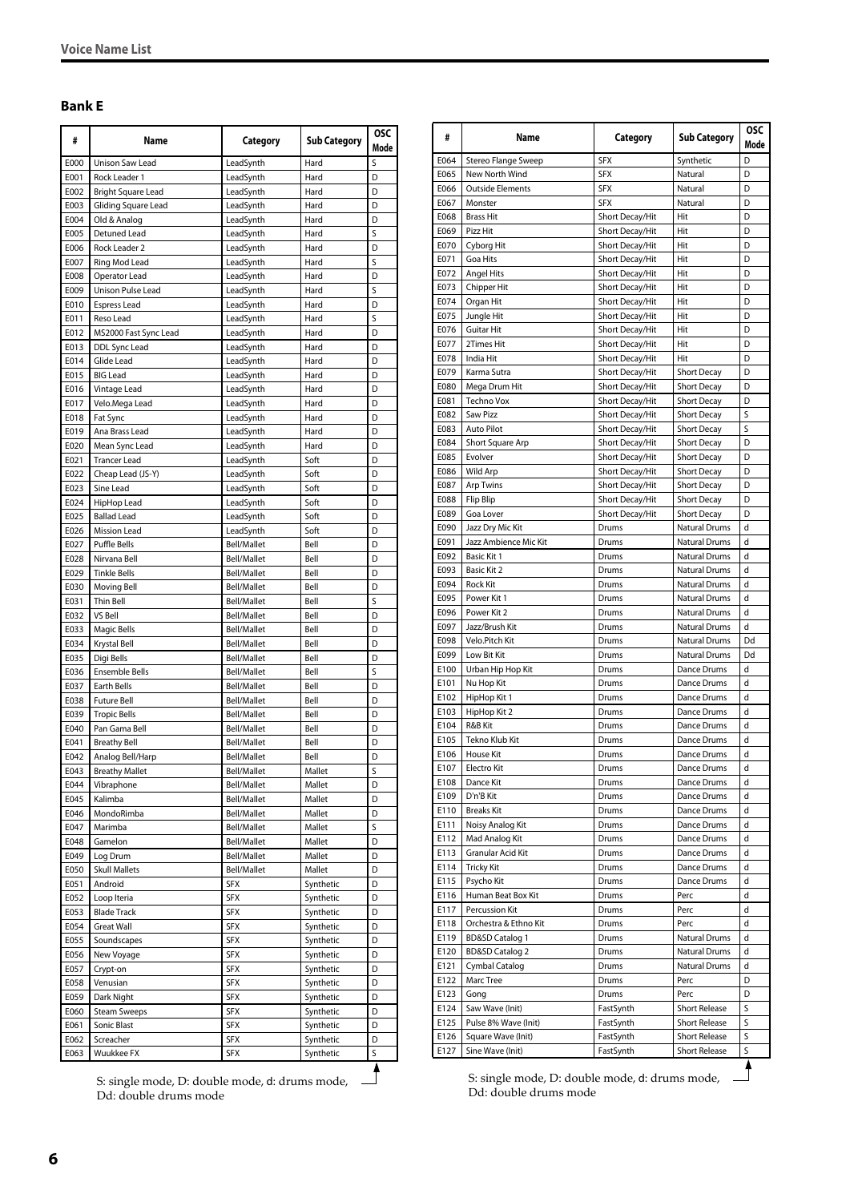## Bank E

| # | Name | Category | Sub Category | OSC Mode |
|---|---|---|---|---|
| E000 | Unison Saw Lead | LeadSynth | Hard | S |
| E001 | Rock Leader 1 | LeadSynth | Hard | D |
| E002 | Bright Square Lead | LeadSynth | Hard | D |
| E003 | Gliding Square Lead | LeadSynth | Hard | D |
| E004 | Old & Analog | LeadSynth | Hard | D |
| E005 | Detuned Lead | LeadSynth | Hard | S |
| E006 | Rock Leader 2 | LeadSynth | Hard | D |
| E007 | Ring Mod Lead | LeadSynth | Hard | S |
| E008 | Operator Lead | LeadSynth | Hard | D |
| E009 | Unison Pulse Lead | LeadSynth | Hard | S |
| E010 | Espress Lead | LeadSynth | Hard | D |
| E011 | Reso Lead | LeadSynth | Hard | S |
| E012 | MS2000 Fast Sync Lead | LeadSynth | Hard | D |
| E013 | DDL Sync Lead | LeadSynth | Hard | D |
| E014 | Glide Lead | LeadSynth | Hard | D |
| E015 | BIG Lead | LeadSynth | Hard | D |
| E016 | Vintage Lead | LeadSynth | Hard | D |
| E017 | Velo.Mega Lead | LeadSynth | Hard | D |
| E018 | Fat Sync | LeadSynth | Hard | D |
| E019 | Ana Brass Lead | LeadSynth | Hard | D |
| E020 | Mean Sync Lead | LeadSynth | Hard | D |
| E021 | Trancer Lead | LeadSynth | Soft | D |
| E022 | Cheap Lead (JS-Y) | LeadSynth | Soft | D |
| E023 | Sine Lead | LeadSynth | Soft | D |
| E024 | HipHop Lead | LeadSynth | Soft | D |
| E025 | Ballad Lead | LeadSynth | Soft | D |
| E026 | Mission Lead | LeadSynth | Soft | D |
| E027 | Puffle Bells | Bell/Mallet | Bell | D |
| E028 | Nirvana Bell | Bell/Mallet | Bell | D |
| E029 | Tinkle Bells | Bell/Mallet | Bell | D |
| E030 | Moving Bell | Bell/Mallet | Bell | D |
| E031 | Thin Bell | Bell/Mallet | Bell | S |
| E032 | VS Bell | Bell/Mallet | Bell | D |
| E033 | Magic Bells | Bell/Mallet | Bell | D |
| E034 | Krystal Bell | Bell/Mallet | Bell | D |
| E035 | Digi Bells | Bell/Mallet | Bell | D |
| E036 | Ensemble Bells | Bell/Mallet | Bell | S |
| E037 | Earth Bells | Bell/Mallet | Bell | D |
| E038 | Future Bell | Bell/Mallet | Bell | D |
| E039 | Tropic Bells | Bell/Mallet | Bell | D |
| E040 | Pan Gama Bell | Bell/Mallet | Bell | D |
| E041 | Breathy Bell | Bell/Mallet | Bell | D |
| E042 | Analog Bell/Harp | Bell/Mallet | Bell | D |
| E043 | Breathy Mallet | Bell/Mallet | Mallet | S |
| E044 | Vibraphone | Bell/Mallet | Mallet | D |
| E045 | Kalimba | Bell/Mallet | Mallet | D |
| E046 | MondoRimba | Bell/Mallet | Mallet | D |
| E047 | Marimba | Bell/Mallet | Mallet | S |
| E048 | Gamelon | Bell/Mallet | Mallet | D |
| E049 | Log Drum | Bell/Mallet | Mallet | D |
| E050 | Skull Mallets | Bell/Mallet | Mallet | D |
| E051 | Android | SFX | Synthetic | D |
| E052 | Loop Iteria | SFX | Synthetic | D |
| E053 | Blade Track | SFX | Synthetic | D |
| E054 | Great Wall | SFX | Synthetic | D |
| E055 | Soundscapes | SFX | Synthetic | D |
| E056 | New Voyage | SFX | Synthetic | D |
| E057 | Crypt-on | SFX | Synthetic | D |
| E058 | Venusian | SFX | Synthetic | D |
| E059 | Dark Night | SFX | Synthetic | D |
| E060 | Steam Sweeps | SFX | Synthetic | D |
| E061 | Sonic Blast | SFX | Synthetic | D |
| E062 | Screacher | SFX | Synthetic | D |
| E063 | Wuukkee FX | SFX | Synthetic | S |
| E064 | Stereo Flange Sweep | SFX | Synthetic | D |
| E065 | New North Wind | SFX | Natural | D |
| E066 | Outside Elements | SFX | Natural | D |
| E067 | Monster | SFX | Natural | D |
| E068 | Brass Hit | Short Decay/Hit | Hit | D |
| E069 | Pizz Hit | Short Decay/Hit | Hit | D |
| E070 | Cyborg Hit | Short Decay/Hit | Hit | D |
| E071 | Goa Hits | Short Decay/Hit | Hit | D |
| E072 | Angel Hits | Short Decay/Hit | Hit | D |
| E073 | Chipper Hit | Short Decay/Hit | Hit | D |
| E074 | Organ Hit | Short Decay/Hit | Hit | D |
| E075 | Jungle Hit | Short Decay/Hit | Hit | D |
| E076 | Guitar Hit | Short Decay/Hit | Hit | D |
| E077 | 2Times Hit | Short Decay/Hit | Hit | D |
| E078 | India Hit | Short Decay/Hit | Hit | D |
| E079 | Karma Sutra | Short Decay/Hit | Short Decay | D |
| E080 | Mega Drum Hit | Short Decay/Hit | Short Decay | D |
| E081 | Techno Vox | Short Decay/Hit | Short Decay | D |
| E082 | Saw Pizz | Short Decay/Hit | Short Decay | S |
| E083 | Auto Pilot | Short Decay/Hit | Short Decay | S |
| E084 | Short Square Arp | Short Decay/Hit | Short Decay | D |
| E085 | Evolver | Short Decay/Hit | Short Decay | D |
| E086 | Wild Arp | Short Decay/Hit | Short Decay | D |
| E087 | Arp Twins | Short Decay/Hit | Short Decay | D |
| E088 | Flip Blip | Short Decay/Hit | Short Decay | D |
| E089 | Goa Lover | Short Decay/Hit | Short Decay | D |
| E090 | Jazz Dry Mic Kit | Drums | Natural Drums | d |
| E091 | Jazz Ambience Mic Kit | Drums | Natural Drums | d |
| E092 | Basic Kit 1 | Drums | Natural Drums | d |
| E093 | Basic Kit 2 | Drums | Natural Drums | d |
| E094 | Rock Kit | Drums | Natural Drums | d |
| E095 | Power Kit 1 | Drums | Natural Drums | d |
| E096 | Power Kit 2 | Drums | Natural Drums | d |
| E097 | Jazz/Brush Kit | Drums | Natural Drums | d |
| E098 | Velo.Pitch Kit | Drums | Natural Drums | Dd |
| E099 | Low Bit Kit | Drums | Natural Drums | Dd |
| E100 | Urban Hip Hop Kit | Drums | Dance Drums | d |
| E101 | Nu Hop Kit | Drums | Dance Drums | d |
| E102 | HipHop Kit 1 | Drums | Dance Drums | d |
| E103 | HipHop Kit 2 | Drums | Dance Drums | d |
| E104 | R&B Kit | Drums | Dance Drums | d |
| E105 | Tekno Klub Kit | Drums | Dance Drums | d |
| E106 | House Kit | Drums | Dance Drums | d |
| E107 | Electro Kit | Drums | Dance Drums | d |
| E108 | Dance Kit | Drums | Dance Drums | d |
| E109 | D'n'B Kit | Drums | Dance Drums | d |
| E110 | Breaks Kit | Drums | Dance Drums | d |
| E111 | Noisy Analog Kit | Drums | Dance Drums | d |
| E112 | Mad Analog Kit | Drums | Dance Drums | d |
| E113 | Granular Acid Kit | Drums | Dance Drums | d |
| E114 | Tricky Kit | Drums | Dance Drums | d |
| E115 | Psycho Kit | Drums | Dance Drums | d |
| E116 | Human Beat Box Kit | Drums | Perc | d |
| E117 | Percussion Kit | Drums | Perc | d |
| E118 | Orchestra & Ethno Kit | Drums | Perc | d |
| E119 | BD&SD Catalog 1 | Drums | Natural Drums | d |
| E120 | BD&SD Catalog 2 | Drums | Natural Drums | d |
| E121 | Cymbal Catalog | Drums | Natural Drums | d |
| E122 | Marc Tree | Drums | Perc | D |
| E123 | Gong | Drums | Perc | D |
| E124 | Saw Wave (Init) | FastSynth | Short Release | S |
| E125 | Pulse 8% Wave (Init) | FastSynth | Short Release | S |
| E126 | Square Wave (Init) | FastSynth | Short Release | S |
| E127 | Sine Wave (Init) | FastSynth | Short Release | S |

S: single mode, D: double mode, d: drums mode, Dd: double drums mode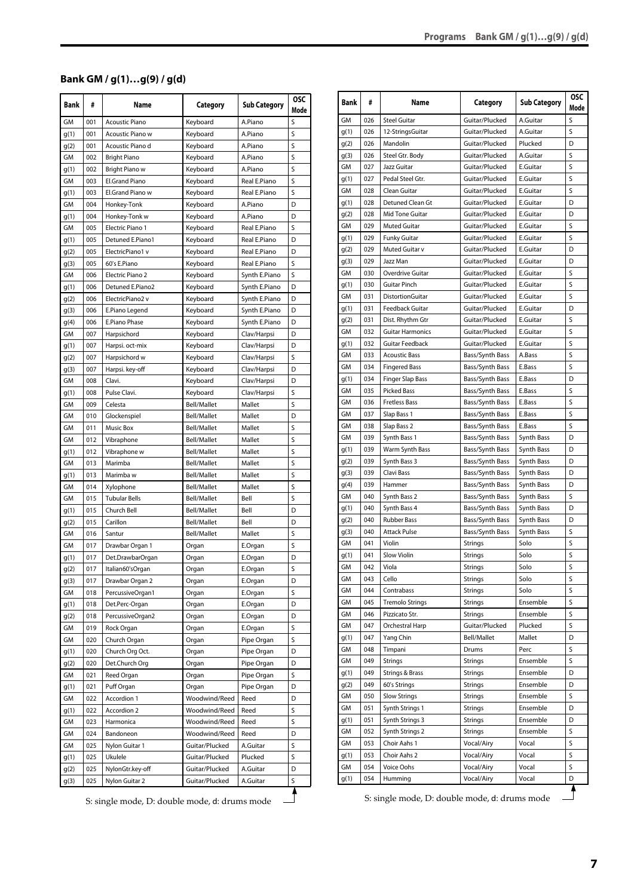## Bank GM / g(1)…g(9) / g(d)

| Bank | # | Name | Category | Sub Category | OSC Mode |
|---|---|---|---|---|---|
| GM | 001 | Acoustic Piano | Keyboard | A.Piano | S |
| g(1) | 001 | Acoustic Piano w | Keyboard | A.Piano | S |
| g(2) | 001 | Acoustic Piano d | Keyboard | A.Piano | S |
| GM | 002 | Bright Piano | Keyboard | A.Piano | S |
| g(1) | 002 | Bright Piano w | Keyboard | A.Piano | S |
| GM | 003 | El.Grand Piano | Keyboard | Real E.Piano | S |
| g(1) | 003 | El.Grand Piano w | Keyboard | Real E.Piano | S |
| GM | 004 | Honkey-Tonk | Keyboard | A.Piano | D |
| g(1) | 004 | Honkey-Tonk w | Keyboard | A.Piano | D |
| GM | 005 | Electric Piano 1 | Keyboard | Real E.Piano | S |
| g(1) | 005 | Detuned E.Piano1 | Keyboard | Real E.Piano | D |
| g(2) | 005 | ElectricPiano1 v | Keyboard | Real E.Piano | D |
| g(3) | 005 | 60's E.Piano | Keyboard | Real E.Piano | S |
| GM | 006 | Electric Piano 2 | Keyboard | Synth E.Piano | S |
| g(1) | 006 | Detuned E.Piano2 | Keyboard | Synth E.Piano | D |
| g(2) | 006 | ElectricPiano2 v | Keyboard | Synth E.Piano | D |
| g(3) | 006 | E.Piano Legend | Keyboard | Synth E.Piano | D |
| g(4) | 006 | E.Piano Phase | Keyboard | Synth E.Piano | D |
| GM | 007 | Harpsichord | Keyboard | Clav/Harpsi | D |
| g(1) | 007 | Harpsi. oct-mix | Keyboard | Clav/Harpsi | D |
| g(2) | 007 | Harpsichord w | Keyboard | Clav/Harpsi | S |
| g(3) | 007 | Harpsi. key-off | Keyboard | Clav/Harpsi | D |
| GM | 008 | Clavi. | Keyboard | Clav/Harpsi | D |
| g(1) | 008 | Pulse Clavi. | Keyboard | Clav/Harpsi | S |
| GM | 009 | Celesta | Bell/Mallet | Mallet | S |
| GM | 010 | Glockenspiel | Bell/Mallet | Mallet | D |
| GM | 011 | Music Box | Bell/Mallet | Mallet | S |
| GM | 012 | Vibraphone | Bell/Mallet | Mallet | S |
| g(1) | 012 | Vibraphone w | Bell/Mallet | Mallet | S |
| GM | 013 | Marimba | Bell/Mallet | Mallet | S |
| g(1) | 013 | Marimba w | Bell/Mallet | Mallet | S |
| GM | 014 | Xylophone | Bell/Mallet | Mallet | S |
| GM | 015 | Tubular Bells | Bell/Mallet | Bell | S |
| g(1) | 015 | Church Bell | Bell/Mallet | Bell | D |
| g(2) | 015 | Carillon | Bell/Mallet | Bell | D |
| GM | 016 | Santur | Bell/Mallet | Mallet | S |
| GM | 017 | Drawbar Organ 1 | Organ | E.Organ | S |
| g(1) | 017 | Det.DrawbarOrgan | Organ | E.Organ | D |
| g(2) | 017 | Italian60'sOrgan | Organ | E.Organ | S |
| g(3) | 017 | Drawbar Organ 2 | Organ | E.Organ | D |
| GM | 018 | PercussiveOrgan1 | Organ | E.Organ | S |
| g(1) | 018 | Det.Perc-Organ | Organ | E.Organ | D |
| g(2) | 018 | PercussiveOrgan2 | Organ | E.Organ | D |
| GM | 019 | Rock Organ | Organ | E.Organ | S |
| GM | 020 | Church Organ | Organ | Pipe Organ | S |
| g(1) | 020 | Church Org Oct. | Organ | Pipe Organ | D |
| g(2) | 020 | Det.Church Org | Organ | Pipe Organ | D |
| GM | 021 | Reed Organ | Organ | Pipe Organ | S |
| g(1) | 021 | Puff Organ | Organ | Pipe Organ | D |
| GM | 022 | Accordion 1 | Woodwind/Reed | Reed | D |
| g(1) | 022 | Accordion 2 | Woodwind/Reed | Reed | S |
| GM | 023 | Harmonica | Woodwind/Reed | Reed | S |
| GM | 024 | Bandoneon | Woodwind/Reed | Reed | D |
| GM | 025 | Nylon Guitar 1 | Guitar/Plucked | A.Guitar | S |
| g(1) | 025 | Ukulele | Guitar/Plucked | Plucked | S |
| g(2) | 025 | NylonGtr.key-off | Guitar/Plucked | A.Guitar | D |
| g(3) | 025 | Nylon Guitar 2 | Guitar/Plucked | A.Guitar | S |
| GM | 026 | Steel Guitar | Guitar/Plucked | A.Guitar | S |
| g(1) | 026 | 12-StringsGuitar | Guitar/Plucked | A.Guitar | S |
| g(2) | 026 | Mandolin | Guitar/Plucked | Plucked | D |
| g(3) | 026 | Steel Gtr. Body | Guitar/Plucked | A.Guitar | S |
| GM | 027 | Jazz Guitar | Guitar/Plucked | E.Guitar | S |
| g(1) | 027 | Pedal Steel Gtr. | Guitar/Plucked | E.Guitar | S |
| GM | 028 | Clean Guitar | Guitar/Plucked | E.Guitar | S |
| g(1) | 028 | Detuned Clean Gt | Guitar/Plucked | E.Guitar | D |
| g(2) | 028 | Mid Tone Guitar | Guitar/Plucked | E.Guitar | D |
| GM | 029 | Muted Guitar | Guitar/Plucked | E.Guitar | S |
| g(1) | 029 | Funky Guitar | Guitar/Plucked | E.Guitar | S |
| g(2) | 029 | Muted Guitar v | Guitar/Plucked | E.Guitar | D |
| g(3) | 029 | Jazz Man | Guitar/Plucked | E.Guitar | D |
| GM | 030 | Overdrive Guitar | Guitar/Plucked | E.Guitar | S |
| g(1) | 030 | Guitar Pinch | Guitar/Plucked | E.Guitar | S |
| GM | 031 | DistortionGuitar | Guitar/Plucked | E.Guitar | S |
| g(1) | 031 | Feedback Guitar | Guitar/Plucked | E.Guitar | D |
| g(2) | 031 | Dist. Rhythm Gtr | Guitar/Plucked | E.Guitar | S |
| GM | 032 | Guitar Harmonics | Guitar/Plucked | E.Guitar | S |
| g(1) | 032 | Guitar Feedback | Guitar/Plucked | E.Guitar | S |
| GM | 033 | Acoustic Bass | Bass/Synth Bass | A.Bass | S |
| GM | 034 | Fingered Bass | Bass/Synth Bass | E.Bass | S |
| g(1) | 034 | Finger Slap Bass | Bass/Synth Bass | E.Bass | D |
| GM | 035 | Picked Bass | Bass/Synth Bass | E.Bass | S |
| GM | 036 | Fretless Bass | Bass/Synth Bass | E.Bass | S |
| GM | 037 | Slap Bass 1 | Bass/Synth Bass | E.Bass | S |
| GM | 038 | Slap Bass 2 | Bass/Synth Bass | E.Bass | S |
| GM | 039 | Synth Bass 1 | Bass/Synth Bass | Synth Bass | D |
| g(1) | 039 | Warm Synth Bass | Bass/Synth Bass | Synth Bass | D |
| g(2) | 039 | Synth Bass 3 | Bass/Synth Bass | Synth Bass | D |
| g(3) | 039 | Clavi Bass | Bass/Synth Bass | Synth Bass | D |
| g(4) | 039 | Hammer | Bass/Synth Bass | Synth Bass | D |
| GM | 040 | Synth Bass 2 | Bass/Synth Bass | Synth Bass | S |
| g(1) | 040 | Synth Bass 4 | Bass/Synth Bass | Synth Bass | D |
| g(2) | 040 | Rubber Bass | Bass/Synth Bass | Synth Bass | D |
| g(3) | 040 | Attack Pulse | Bass/Synth Bass | Synth Bass | S |
| GM | 041 | Violin | Strings | Solo | S |
| g(1) | 041 | Slow Violin | Strings | Solo | S |
| GM | 042 | Viola | Strings | Solo | S |
| GM | 043 | Cello | Strings | Solo | S |
| GM | 044 | Contrabass | Strings | Solo | S |
| GM | 045 | Tremolo Strings | Strings | Ensemble | S |
| GM | 046 | Pizzicato Str. | Strings | Ensemble | S |
| GM | 047 | Orchestral Harp | Guitar/Plucked | Plucked | S |
| g(1) | 047 | Yang Chin | Bell/Mallet | Mallet | D |
| GM | 048 | Timpani | Drums | Perc | S |
| GM | 049 | Strings | Strings | Ensemble | S |
| g(1) | 049 | Strings & Brass | Strings | Ensemble | D |
| g(2) | 049 | 60's Strings | Strings | Ensemble | D |
| GM | 050 | Slow Strings | Strings | Ensemble | S |
| GM | 051 | Synth Strings 1 | Strings | Ensemble | D |
| g(1) | 051 | Synth Strings 3 | Strings | Ensemble | D |
| GM | 052 | Synth Strings 2 | Strings | Ensemble | S |
| GM | 053 | Choir Aahs 1 | Vocal/Airy | Vocal | S |
| g(1) | 053 | Choir Aahs 2 | Vocal/Airy | Vocal | S |
| GM | 054 | Voice Oohs | Vocal/Airy | Vocal | S |
| g(1) | 054 | Humming | Vocal/Airy | Vocal | D |

S: single mode, D: double mode, d: drums mode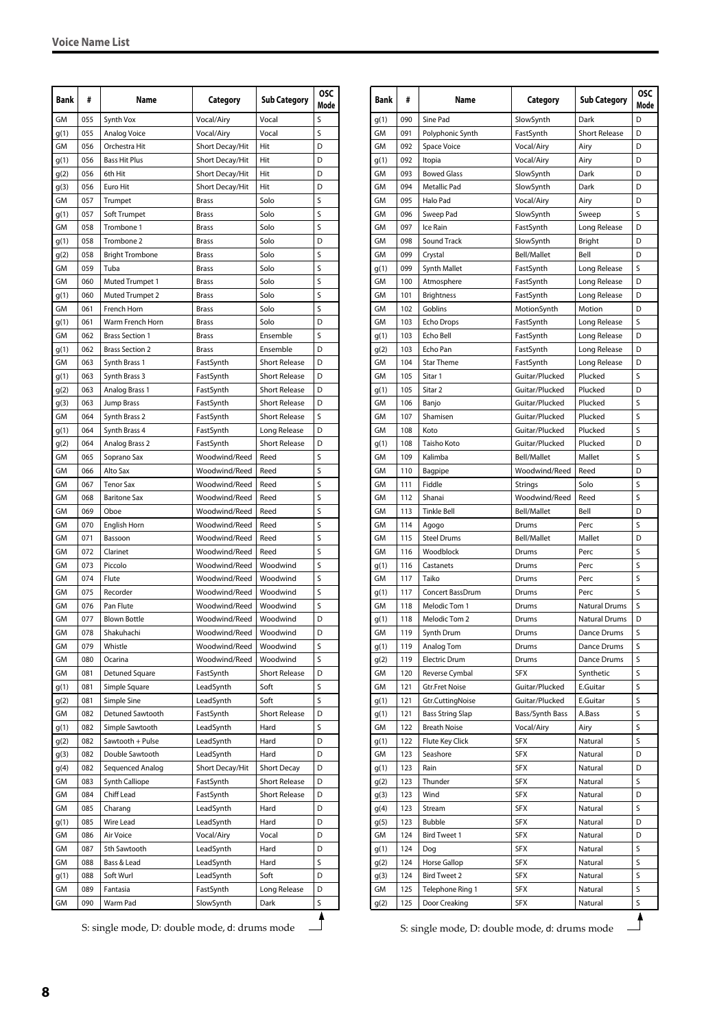## Voice Name List

| Bank | # | Name | Category | Sub Category | OSC Mode |
|---|---|---|---|---|---|
| GM | 055 | Synth Vox | Vocal/Airy | Vocal | S |
| g(1) | 055 | Analog Voice | Vocal/Airy | Vocal | S |
| GM | 056 | Orchestra Hit | Short Decay/Hit | Hit | D |
| g(1) | 056 | Bass Hit Plus | Short Decay/Hit | Hit | D |
| g(2) | 056 | 6th Hit | Short Decay/Hit | Hit | D |
| g(3) | 056 | Euro Hit | Short Decay/Hit | Hit | D |
| GM | 057 | Trumpet | Brass | Solo | S |
| g(1) | 057 | Soft Trumpet | Brass | Solo | S |
| GM | 058 | Trombone 1 | Brass | Solo | S |
| g(1) | 058 | Trombone 2 | Brass | Solo | D |
| g(2) | 058 | Bright Trombone | Brass | Solo | S |
| GM | 059 | Tuba | Brass | Solo | S |
| GM | 060 | Muted Trumpet 1 | Brass | Solo | S |
| g(1) | 060 | Muted Trumpet 2 | Brass | Solo | S |
| GM | 061 | French Horn | Brass | Solo | S |
| g(1) | 061 | Warm French Horn | Brass | Solo | D |
| GM | 062 | Brass Section 1 | Brass | Ensemble | S |
| g(1) | 062 | Brass Section 2 | Brass | Ensemble | D |
| GM | 063 | Synth Brass 1 | FastSynth | Short Release | D |
| g(1) | 063 | Synth Brass 3 | FastSynth | Short Release | D |
| g(2) | 063 | Analog Brass 1 | FastSynth | Short Release | D |
| g(3) | 063 | Jump Brass | FastSynth | Short Release | D |
| GM | 064 | Synth Brass 2 | FastSynth | Short Release | S |
| g(1) | 064 | Synth Brass 4 | FastSynth | Long Release | D |
| g(2) | 064 | Analog Brass 2 | FastSynth | Short Release | D |
| GM | 065 | Soprano Sax | Woodwind/Reed | Reed | S |
| GM | 066 | Alto Sax | Woodwind/Reed | Reed | S |
| GM | 067 | Tenor Sax | Woodwind/Reed | Reed | S |
| GM | 068 | Baritone Sax | Woodwind/Reed | Reed | S |
| GM | 069 | Oboe | Woodwind/Reed | Reed | S |
| GM | 070 | English Horn | Woodwind/Reed | Reed | S |
| GM | 071 | Bassoon | Woodwind/Reed | Reed | S |
| GM | 072 | Clarinet | Woodwind/Reed | Reed | S |
| GM | 073 | Piccolo | Woodwind/Reed | Woodwind | S |
| GM | 074 | Flute | Woodwind/Reed | Woodwind | S |
| GM | 075 | Recorder | Woodwind/Reed | Woodwind | S |
| GM | 076 | Pan Flute | Woodwind/Reed | Woodwind | S |
| GM | 077 | Blown Bottle | Woodwind/Reed | Woodwind | D |
| GM | 078 | Shakuhachi | Woodwind/Reed | Woodwind | D |
| GM | 079 | Whistle | Woodwind/Reed | Woodwind | S |
| GM | 080 | Ocarina | Woodwind/Reed | Woodwind | S |
| GM | 081 | Detuned Square | FastSynth | Short Release | D |
| g(1) | 081 | Simple Square | LeadSynth | Soft | S |
| g(2) | 081 | Simple Sine | LeadSynth | Soft | S |
| GM | 082 | Detuned Sawtooth | FastSynth | Short Release | D |
| g(1) | 082 | Simple Sawtooth | LeadSynth | Hard | S |
| g(2) | 082 | Sawtooth + Pulse | LeadSynth | Hard | D |
| g(3) | 082 | Double Sawtooth | LeadSynth | Hard | D |
| g(4) | 082 | Sequenced Analog | Short Decay/Hit | Short Decay | D |
| GM | 083 | Synth Calliope | FastSynth | Short Release | D |
| GM | 084 | Chiff Lead | FastSynth | Short Release | D |
| GM | 085 | Charang | LeadSynth | Hard | D |
| g(1) | 085 | Wire Lead | LeadSynth | Hard | D |
| GM | 086 | Air Voice | Vocal/Airy | Vocal | D |
| GM | 087 | 5th Sawtooth | LeadSynth | Hard | D |
| GM | 088 | Bass & Lead | LeadSynth | Hard | S |
| g(1) | 088 | Soft Wurl | LeadSynth | Soft | D |
| GM | 089 | Fantasia | FastSynth | Long Release | D |
| GM | 090 | Warm Pad | SlowSynth | Dark | S |
| g(1) | 090 | Sine Pad | SlowSynth | Dark | D |
| GM | 091 | Polyphonic Synth | FastSynth | Short Release | D |
| GM | 092 | Space Voice | Vocal/Airy | Airy | D |
| g(1) | 092 | Itopia | Vocal/Airy | Airy | D |
| GM | 093 | Bowed Glass | SlowSynth | Dark | D |
| GM | 094 | Metallic Pad | SlowSynth | Dark | D |
| GM | 095 | Halo Pad | Vocal/Airy | Airy | D |
| GM | 096 | Sweep Pad | SlowSynth | Sweep | S |
| GM | 097 | Ice Rain | FastSynth | Long Release | D |
| GM | 098 | Sound Track | SlowSynth | Bright | D |
| GM | 099 | Crystal | Bell/Mallet | Bell | D |
| g(1) | 099 | Synth Mallet | FastSynth | Long Release | S |
| GM | 100 | Atmosphere | FastSynth | Long Release | D |
| GM | 101 | Brightness | FastSynth | Long Release | D |
| GM | 102 | Goblins | MotionSynth | Motion | D |
| GM | 103 | Echo Drops | FastSynth | Long Release | S |
| g(1) | 103 | Echo Bell | FastSynth | Long Release | D |
| g(2) | 103 | Echo Pan | FastSynth | Long Release | D |
| GM | 104 | Star Theme | FastSynth | Long Release | D |
| GM | 105 | Sitar 1 | Guitar/Plucked | Plucked | S |
| g(1) | 105 | Sitar 2 | Guitar/Plucked | Plucked | D |
| GM | 106 | Banjo | Guitar/Plucked | Plucked | S |
| GM | 107 | Shamisen | Guitar/Plucked | Plucked | S |
| GM | 108 | Koto | Guitar/Plucked | Plucked | S |
| g(1) | 108 | Taisho Koto | Guitar/Plucked | Plucked | D |
| GM | 109 | Kalimba | Bell/Mallet | Mallet | S |
| GM | 110 | Bagpipe | Woodwind/Reed | Reed | D |
| GM | 111 | Fiddle | Strings | Solo | S |
| GM | 112 | Shanai | Woodwind/Reed | Reed | S |
| GM | 113 | Tinkle Bell | Bell/Mallet | Bell | D |
| GM | 114 | Agogo | Drums | Perc | S |
| GM | 115 | Steel Drums | Bell/Mallet | Mallet | D |
| GM | 116 | Woodblock | Drums | Perc | S |
| g(1) | 116 | Castanets | Drums | Perc | S |
| GM | 117 | Taiko | Drums | Perc | S |
| g(1) | 117 | Concert BassDrum | Drums | Perc | S |
| GM | 118 | Melodic Tom 1 | Drums | Natural Drums | S |
| g(1) | 118 | Melodic Tom 2 | Drums | Natural Drums | D |
| GM | 119 | Synth Drum | Drums | Dance Drums | S |
| g(1) | 119 | Analog Tom | Drums | Dance Drums | S |
| g(2) | 119 | Electric Drum | Drums | Dance Drums | S |
| GM | 120 | Reverse Cymbal | SFX | Synthetic | S |
| GM | 121 | Gtr.Fret Noise | Guitar/Plucked | E.Guitar | S |
| g(1) | 121 | Gtr.CuttingNoise | Guitar/Plucked | E.Guitar | S |
| g(1) | 121 | Bass String Slap | Bass/Synth Bass | A.Bass | S |
| GM | 122 | Breath Noise | Vocal/Airy | Airy | S |
| g(1) | 122 | Flute Key Click | SFX | Natural | S |
| GM | 123 | Seashore | SFX | Natural | D |
| g(1) | 123 | Rain | SFX | Natural | D |
| g(2) | 123 | Thunder | SFX | Natural | S |
| g(3) | 123 | Wind | SFX | Natural | D |
| g(4) | 123 | Stream | SFX | Natural | S |
| g(5) | 123 | Bubble | SFX | Natural | D |
| GM | 124 | Bird Tweet 1 | SFX | Natural | D |
| g(1) | 124 | Dog | SFX | Natural | S |
| g(2) | 124 | Horse Gallop | SFX | Natural | S |
| g(3) | 124 | Bird Tweet 2 | SFX | Natural | S |
| GM | 125 | Telephone Ring 1 | SFX | Natural | S |
| g(2) | 125 | Door Creaking | SFX | Natural | S |

S: single mode, D: double mode, d: drums mode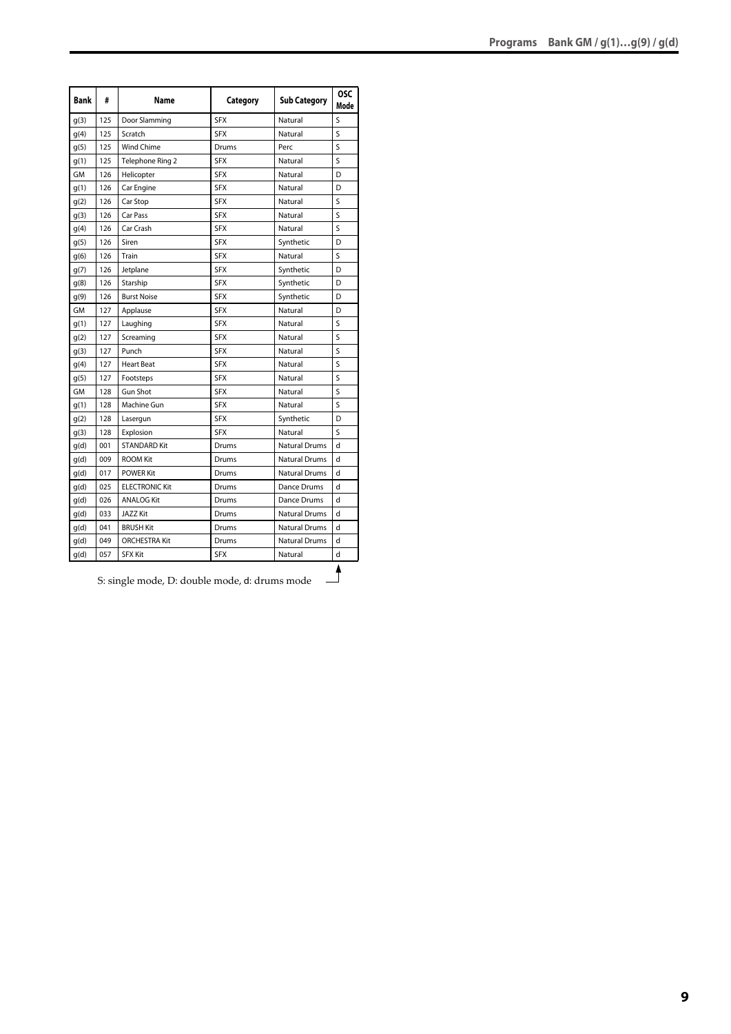| Bank | # | Name | Category | Sub Category | OSC Mode |
|---|---|---|---|---|---|
| g(3) | 125 | Door Slamming | SFX | Natural | S |
| g(4) | 125 | Scratch | SFX | Natural | S |
| g(5) | 125 | Wind Chime | Drums | Perc | S |
| g(1) | 125 | Telephone Ring 2 | SFX | Natural | S |
| GM | 126 | Helicopter | SFX | Natural | D |
| g(1) | 126 | Car Engine | SFX | Natural | D |
| g(2) | 126 | Car Stop | SFX | Natural | S |
| g(3) | 126 | Car Pass | SFX | Natural | S |
| g(4) | 126 | Car Crash | SFX | Natural | S |
| g(5) | 126 | Siren | SFX | Synthetic | D |
| g(6) | 126 | Train | SFX | Natural | S |
| g(7) | 126 | Jetplane | SFX | Synthetic | D |
| g(8) | 126 | Starship | SFX | Synthetic | D |
| g(9) | 126 | Burst Noise | SFX | Synthetic | D |
| GM | 127 | Applause | SFX | Natural | D |
| g(1) | 127 | Laughing | SFX | Natural | S |
| g(2) | 127 | Screaming | SFX | Natural | S |
| g(3) | 127 | Punch | SFX | Natural | S |
| g(4) | 127 | Heart Beat | SFX | Natural | S |
| g(5) | 127 | Footsteps | SFX | Natural | S |
| GM | 128 | Gun Shot | SFX | Natural | S |
| g(1) | 128 | Machine Gun | SFX | Natural | S |
| g(2) | 128 | Lasergun | SFX | Synthetic | D |
| g(3) | 128 | Explosion | SFX | Natural | S |
| g(d) | 001 | STANDARD Kit | Drums | Natural Drums | d |
| g(d) | 009 | ROOM Kit | Drums | Natural Drums | d |
| g(d) | 017 | POWER Kit | Drums | Natural Drums | d |
| g(d) | 025 | ELECTRONIC Kit | Drums | Dance Drums | d |
| g(d) | 026 | ANALOG Kit | Drums | Dance Drums | d |
| g(d) | 033 | JAZZ Kit | Drums | Natural Drums | d |
| g(d) | 041 | BRUSH Kit | Drums | Natural Drums | d |
| g(d) | 049 | ORCHESTRA Kit | Drums | Natural Drums | d |
| g(d) | 057 | SFX Kit | SFX | Natural | d |

S: single mode, D: double mode, d: drums mode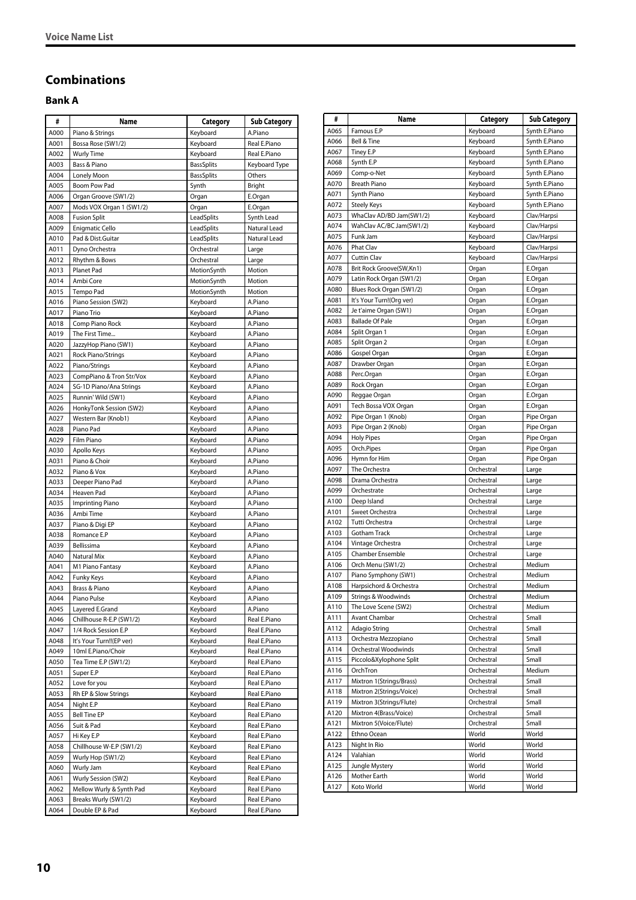## Combinations

### Bank A

| # | Name | Category | Sub Category |
|---|---|---|---|
| A000 | Piano & Strings | Keyboard | A.Piano |
| A001 | Bossa Rose (SW1/2) | Keyboard | Real E.Piano |
| A002 | Wurly Time | Keyboard | Real E.Piano |
| A003 | Bass & Piano | BassSplits | Keyboard Type |
| A004 | Lonely Moon | BassSplits | Others |
| A005 | Boom Pow Pad | Synth | Bright |
| A006 | Organ Groove (SW1/2) | Organ | E.Organ |
| A007 | Mods VOX Organ 1 (SW1/2) | Organ | E.Organ |
| A008 | Fusion Split | LeadSplits | Synth Lead |
| A009 | Enigmatic Cello | LeadSplits | Natural Lead |
| A010 | Pad & Dist.Guitar | LeadSplits | Natural Lead |
| A011 | Dyno Orchestra | Orchestral | Large |
| A012 | Rhythm & Bows | Orchestral | Large |
| A013 | Planet Pad | MotionSynth | Motion |
| A014 | Ambi Core | MotionSynth | Motion |
| A015 | Tempo Pad | MotionSynth | Motion |
| A016 | Piano Session (SW2) | Keyboard | A.Piano |
| A017 | Piano Trio | Keyboard | A.Piano |
| A018 | Comp Piano Rock | Keyboard | A.Piano |
| A019 | The First Time... | Keyboard | A.Piano |
| A020 | JazzyHop Piano (SW1) | Keyboard | A.Piano |
| A021 | Rock Piano/Strings | Keyboard | A.Piano |
| A022 | Piano/Strings | Keyboard | A.Piano |
| A023 | CompPiano & Tron Str/Vox | Keyboard | A.Piano |
| A024 | SG-1D Piano/Ana Strings | Keyboard | A.Piano |
| A025 | Runnin' Wild (SW1) | Keyboard | A.Piano |
| A026 | HonkyTonk Session (SW2) | Keyboard | A.Piano |
| A027 | Western Bar (Knob1) | Keyboard | A.Piano |
| A028 | Piano Pad | Keyboard | A.Piano |
| A029 | Film Piano | Keyboard | A.Piano |
| A030 | Apollo Keys | Keyboard | A.Piano |
| A031 | Piano & Choir | Keyboard | A.Piano |
| A032 | Piano & Vox | Keyboard | A.Piano |
| A033 | Deeper Piano Pad | Keyboard | A.Piano |
| A034 | Heaven Pad | Keyboard | A.Piano |
| A035 | Imprinting Piano | Keyboard | A.Piano |
| A036 | Ambi Time | Keyboard | A.Piano |
| A037 | Piano & Digi EP | Keyboard | A.Piano |
| A038 | Romance E.P | Keyboard | A.Piano |
| A039 | Bellissima | Keyboard | A.Piano |
| A040 | Natural Mix | Keyboard | A.Piano |
| A041 | M1 Piano Fantasy | Keyboard | A.Piano |
| A042 | Funky Keys | Keyboard | A.Piano |
| A043 | Brass & Piano | Keyboard | A.Piano |
| A044 | Piano Pulse | Keyboard | A.Piano |
| A045 | Layered E.Grand | Keyboard | A.Piano |
| A046 | Chillhouse R-E.P (SW1/2) | Keyboard | Real E.Piano |
| A047 | 1/4 Rock Session E.P | Keyboard | Real E.Piano |
| A048 | It's Your Turn!!(EP ver) | Keyboard | Real E.Piano |
| A049 | 10ml E.Piano/Choir | Keyboard | Real E.Piano |
| A050 | Tea Time E.P (SW1/2) | Keyboard | Real E.Piano |
| A051 | Super E.P | Keyboard | Real E.Piano |
| A052 | Love for you | Keyboard | Real E.Piano |
| A053 | Rh EP & Slow Strings | Keyboard | Real E.Piano |
| A054 | Night E.P | Keyboard | Real E.Piano |
| A055 | Bell Tine EP | Keyboard | Real E.Piano |
| A056 | Suit & Pad | Keyboard | Real E.Piano |
| A057 | Hi Key E.P | Keyboard | Real E.Piano |
| A058 | Chillhouse W-E.P (SW1/2) | Keyboard | Real E.Piano |
| A059 | Wurly Hop (SW1/2) | Keyboard | Real E.Piano |
| A060 | Wurly Jam | Keyboard | Real E.Piano |
| A061 | Wurly Session (SW2) | Keyboard | Real E.Piano |
| A062 | Mellow Wurly & Synth Pad | Keyboard | Real E.Piano |
| A063 | Breaks Wurly (SW1/2) | Keyboard | Real E.Piano |
| A064 | Double EP & Pad | Keyboard | Real E.Piano |
| A065 | Famous E.P | Keyboard | Synth E.Piano |
| A066 | Bell & Tine | Keyboard | Synth E.Piano |
| A067 | Tiney E.P | Keyboard | Synth E.Piano |
| A068 | Synth E.P | Keyboard | Synth E.Piano |
| A069 | Comp-o-Net | Keyboard | Synth E.Piano |
| A070 | Breath Piano | Keyboard | Synth E.Piano |
| A071 | Synth Piano | Keyboard | Synth E.Piano |
| A072 | Steely Keys | Keyboard | Synth E.Piano |
| A073 | WhaClav AD/BD Jam(SW1/2) | Keyboard | Clav/Harpsi |
| A074 | WahClav AC/BC Jam(SW1/2) | Keyboard | Clav/Harpsi |
| A075 | Funk Jam | Keyboard | Clav/Harpsi |
| A076 | Phat Clav | Keyboard | Clav/Harpsi |
| A077 | Cuttin Clav | Keyboard | Clav/Harpsi |
| A078 | Brit Rock Groove(SW,Kn1) | Organ | E.Organ |
| A079 | Latin Rock Organ (SW1/2) | Organ | E.Organ |
| A080 | Blues Rock Organ (SW1/2) | Organ | E.Organ |
| A081 | It's Your Turn!(Org ver) | Organ | E.Organ |
| A082 | Je t'aime Organ (SW1) | Organ | E.Organ |
| A083 | Ballade Of Pale | Organ | E.Organ |
| A084 | Split Organ 1 | Organ | E.Organ |
| A085 | Split Organ 2 | Organ | E.Organ |
| A086 | Gospel Organ | Organ | E.Organ |
| A087 | Drawber Organ | Organ | E.Organ |
| A088 | Perc.Organ | Organ | E.Organ |
| A089 | Rock Organ | Organ | E.Organ |
| A090 | Reggae Organ | Organ | E.Organ |
| A091 | Tech Bossa VOX Organ | Organ | E.Organ |
| A092 | Pipe Organ 1 (Knob) | Organ | Pipe Organ |
| A093 | Pipe Organ 2 (Knob) | Organ | Pipe Organ |
| A094 | Holy Pipes | Organ | Pipe Organ |
| A095 | Orch.Pipes | Organ | Pipe Organ |
| A096 | Hymn for Him | Organ | Pipe Organ |
| A097 | The Orchestra | Orchestral | Large |
| A098 | Drama Orchestra | Orchestral | Large |
| A099 | Orchestrate | Orchestral | Large |
| A100 | Deep Island | Orchestral | Large |
| A101 | Sweet Orchestra | Orchestral | Large |
| A102 | Tutti Orchestra | Orchestral | Large |
| A103 | Gotham Track | Orchestral | Large |
| A104 | Vintage Orchestra | Orchestral | Large |
| A105 | Chamber Ensemble | Orchestral | Large |
| A106 | Orch Menu (SW1/2) | Orchestral | Medium |
| A107 | Piano Symphony (SW1) | Orchestral | Medium |
| A108 | Harpsichord & Orchestra | Orchestral | Medium |
| A109 | Strings & Woodwinds | Orchestral | Medium |
| A110 | The Love Scene (SW2) | Orchestral | Medium |
| A111 | Avant Chambar | Orchestral | Small |
| A112 | Adagio String | Orchestral | Small |
| A113 | Orchestra Mezzopiano | Orchestral | Small |
| A114 | Orchestral Woodwinds | Orchestral | Small |
| A115 | Piccolo&Xylophone Split | Orchestral | Small |
| A116 | OrchTron | Orchestral | Medium |
| A117 | Mixtron 1(Strings/Brass) | Orchestral | Small |
| A118 | Mixtron 2(Strings/Voice) | Orchestral | Small |
| A119 | Mixtron 3(Strings/Flute) | Orchestral | Small |
| A120 | Mixtron 4(Brass/Voice) | Orchestral | Small |
| A121 | Mixtron 5(Voice/Flute) | Orchestral | Small |
| A122 | Ethno Ocean | World | World |
| A123 | Night In Rio | World | World |
| A124 | Valahian | World | World |
| A125 | Jungle Mystery | World | World |
| A126 | Mother Earth | World | World |
| A127 | Koto World | World | World |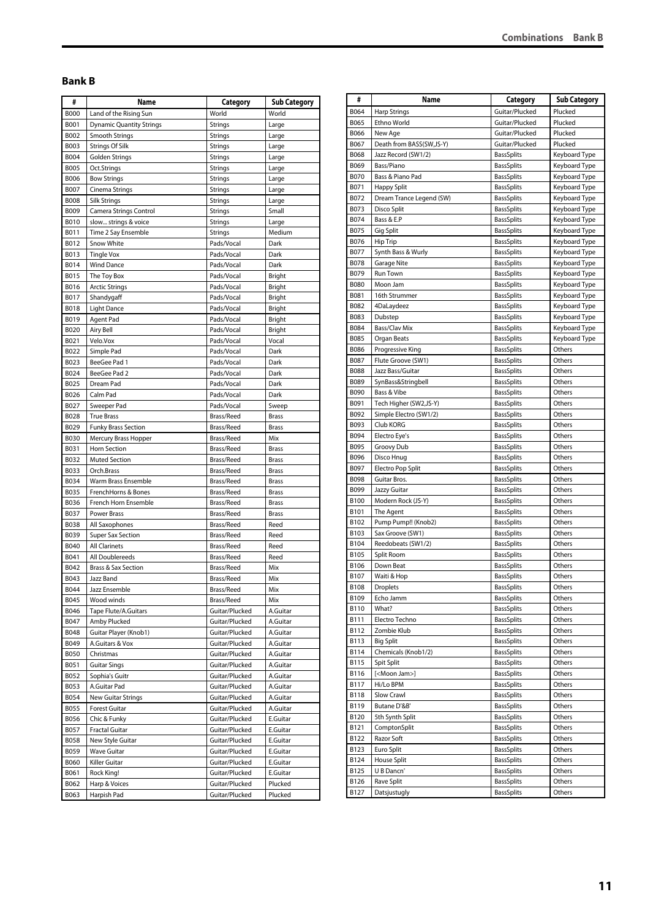## Bank B

| # | Name | Category | Sub Category |
|---|---|---|---|
| B000 | Land of the Rising Sun | World | World |
| B001 | Dynamic Quantity Strings | Strings | Large |
| B002 | Smooth Strings | Strings | Large |
| B003 | Strings Of Silk | Strings | Large |
| B004 | Golden Strings | Strings | Large |
| B005 | Oct.Strings | Strings | Large |
| B006 | Bow Strings | Strings | Large |
| B007 | Cinema Strings | Strings | Large |
| B008 | Silk Strings | Strings | Large |
| B009 | Camera Strings Control | Strings | Small |
| B010 | slow... strings & voice | Strings | Large |
| B011 | Time 2 Say Ensemble | Strings | Medium |
| B012 | Snow White | Pads/Vocal | Dark |
| B013 | Tingle Vox | Pads/Vocal | Dark |
| B014 | Wind Dance | Pads/Vocal | Dark |
| B015 | The Toy Box | Pads/Vocal | Bright |
| B016 | Arctic Strings | Pads/Vocal | Bright |
| B017 | Shandygaff | Pads/Vocal | Bright |
| B018 | Light Dance | Pads/Vocal | Bright |
| B019 | Agent Pad | Pads/Vocal | Bright |
| B020 | Airy Bell | Pads/Vocal | Bright |
| B021 | Velo.Vox | Pads/Vocal | Vocal |
| B022 | Simple Pad | Pads/Vocal | Dark |
| B023 | BeeGee Pad 1 | Pads/Vocal | Dark |
| B024 | BeeGee Pad 2 | Pads/Vocal | Dark |
| B025 | Dream Pad | Pads/Vocal | Dark |
| B026 | Calm Pad | Pads/Vocal | Dark |
| B027 | Sweeper Pad | Pads/Vocal | Sweep |
| B028 | True Brass | Brass/Reed | Brass |
| B029 | Funky Brass Section | Brass/Reed | Brass |
| B030 | Mercury Brass Hopper | Brass/Reed | Mix |
| B031 | Horn Section | Brass/Reed | Brass |
| B032 | Muted Section | Brass/Reed | Brass |
| B033 | Orch.Brass | Brass/Reed | Brass |
| B034 | Warm Brass Ensemble | Brass/Reed | Brass |
| B035 | FrenchHorns & Bones | Brass/Reed | Brass |
| B036 | French Horn Ensemble | Brass/Reed | Brass |
| B037 | Power Brass | Brass/Reed | Brass |
| B038 | All Saxophones | Brass/Reed | Reed |
| B039 | Super Sax Section | Brass/Reed | Reed |
| B040 | All Clarinets | Brass/Reed | Reed |
| B041 | All Doublereeds | Brass/Reed | Reed |
| B042 | Brass & Sax Section | Brass/Reed | Mix |
| B043 | Jazz Band | Brass/Reed | Mix |
| B044 | Jazz Ensemble | Brass/Reed | Mix |
| B045 | Wood winds | Brass/Reed | Mix |
| B046 | Tape Flute/A.Guitars | Guitar/Plucked | A.Guitar |
| B047 | Amby Plucked | Guitar/Plucked | A.Guitar |
| B048 | Guitar Player (Knob1) | Guitar/Plucked | A.Guitar |
| B049 | A.Guitars & Vox | Guitar/Plucked | A.Guitar |
| B050 | Christmas | Guitar/Plucked | A.Guitar |
| B051 | Guitar Sings | Guitar/Plucked | A.Guitar |
| B052 | Sophia's Guitr | Guitar/Plucked | A.Guitar |
| B053 | A.Guitar Pad | Guitar/Plucked | A.Guitar |
| B054 | New Guitar Strings | Guitar/Plucked | A.Guitar |
| B055 | Forest Guitar | Guitar/Plucked | A.Guitar |
| B056 | Chic & Funky | Guitar/Plucked | E.Guitar |
| B057 | Fractal Guitar | Guitar/Plucked | E.Guitar |
| B058 | New Style Guitar | Guitar/Plucked | E.Guitar |
| B059 | Wave Guitar | Guitar/Plucked | E.Guitar |
| B060 | Killer Guitar | Guitar/Plucked | E.Guitar |
| B061 | Rock King! | Guitar/Plucked | E.Guitar |
| B062 | Harp & Voices | Guitar/Plucked | Plucked |
| B063 | Harpish Pad | Guitar/Plucked | Plucked |
| B064 | Harp Strings | Guitar/Plucked | Plucked |
| B065 | Ethno World | Guitar/Plucked | Plucked |
| B066 | New Age | Guitar/Plucked | Plucked |
| B067 | Death from BASS(SW,JS-Y) | Guitar/Plucked | Plucked |
| B068 | Jazz Record (SW1/2) | BassSplits | Keyboard Type |
| B069 | Bass/Piano | BassSplits | Keyboard Type |
| B070 | Bass & Piano Pad | BassSplits | Keyboard Type |
| B071 | Happy Split | BassSplits | Keyboard Type |
| B072 | Dream Trance Legend (SW) | BassSplits | Keyboard Type |
| B073 | Disco Split | BassSplits | Keyboard Type |
| B074 | Bass & E.P | BassSplits | Keyboard Type |
| B075 | Gig Split | BassSplits | Keyboard Type |
| B076 | Hip Trip | BassSplits | Keyboard Type |
| B077 | Synth Bass & Wurly | BassSplits | Keyboard Type |
| B078 | Garage Nite | BassSplits | Keyboard Type |
| B079 | Run Town | BassSplits | Keyboard Type |
| B080 | Moon Jam | BassSplits | Keyboard Type |
| B081 | 16th Strummer | BassSplits | Keyboard Type |
| B082 | 4DaLaydeez | BassSplits | Keyboard Type |
| B083 | Dubstep | BassSplits | Keyboard Type |
| B084 | Bass/Clav Mix | BassSplits | Keyboard Type |
| B085 | Organ Beats | BassSplits | Keyboard Type |
| B086 | Progressive King | BassSplits | Others |
| B087 | Flute Groove (SW1) | BassSplits | Others |
| B088 | Jazz Bass/Guitar | BassSplits | Others |
| B089 | SynBass&Stringbell | BassSplits | Others |
| B090 | Bass & Vibe | BassSplits | Others |
| B091 | Tech Higher (SW2,JS-Y) | BassSplits | Others |
| B092 | Simple Electro (SW1/2) | BassSplits | Others |
| B093 | Club KORG | BassSplits | Others |
| B094 | Electro Eye's | BassSplits | Others |
| B095 | Groovy Dub | BassSplits | Others |
| B096 | Disco Hnug | BassSplits | Others |
| B097 | Electro Pop Split | BassSplits | Others |
| B098 | Guitar Bros. | BassSplits | Others |
| B099 | Jazzy Guitar | BassSplits | Others |
| B100 | Modern Rock (JS-Y) | BassSplits | Others |
| B101 | The Agent | BassSplits | Others |
| B102 | Pump Pump!! (Knob2) | BassSplits | Others |
| B103 | Sax Groove (SW1) | BassSplits | Others |
| B104 | Reedobeats (SW1/2) | BassSplits | Others |
| B105 | Split Room | BassSplits | Others |
| B106 | Down Beat | BassSplits | Others |
| B107 | Waiti & Hop | BassSplits | Others |
| B108 | Droplets | BassSplits | Others |
| B109 | Echo Jamm | BassSplits | Others |
| B110 | What? | BassSplits | Others |
| B111 | Electro Techno | BassSplits | Others |
| B112 | Zombie Klub | BassSplits | Others |
| B113 | Big Split | BassSplits | Others |
| B114 | Chemicals (Knob1/2) | BassSplits | Others |
| B115 | Spit Split | BassSplits | Others |
| B116 | [<Moon Jam>] | BassSplits | Others |
| B117 | Hi/Lo BPM | BassSplits | Others |
| B118 | Slow Crawl | BassSplits | Others |
| B119 | Butane D'&B' | BassSplits | Others |
| B120 | 5th Synth Split | BassSplits | Others |
| B121 | ComptonSplit | BassSplits | Others |
| B122 | Razor Soft | BassSplits | Others |
| B123 | Euro Split | BassSplits | Others |
| B124 | House Split | BassSplits | Others |
| B125 | U B Dancn' | BassSplits | Others |
| B126 | Rave Split | BassSplits | Others |
| B127 | Datsjustugly | BassSplits | Others |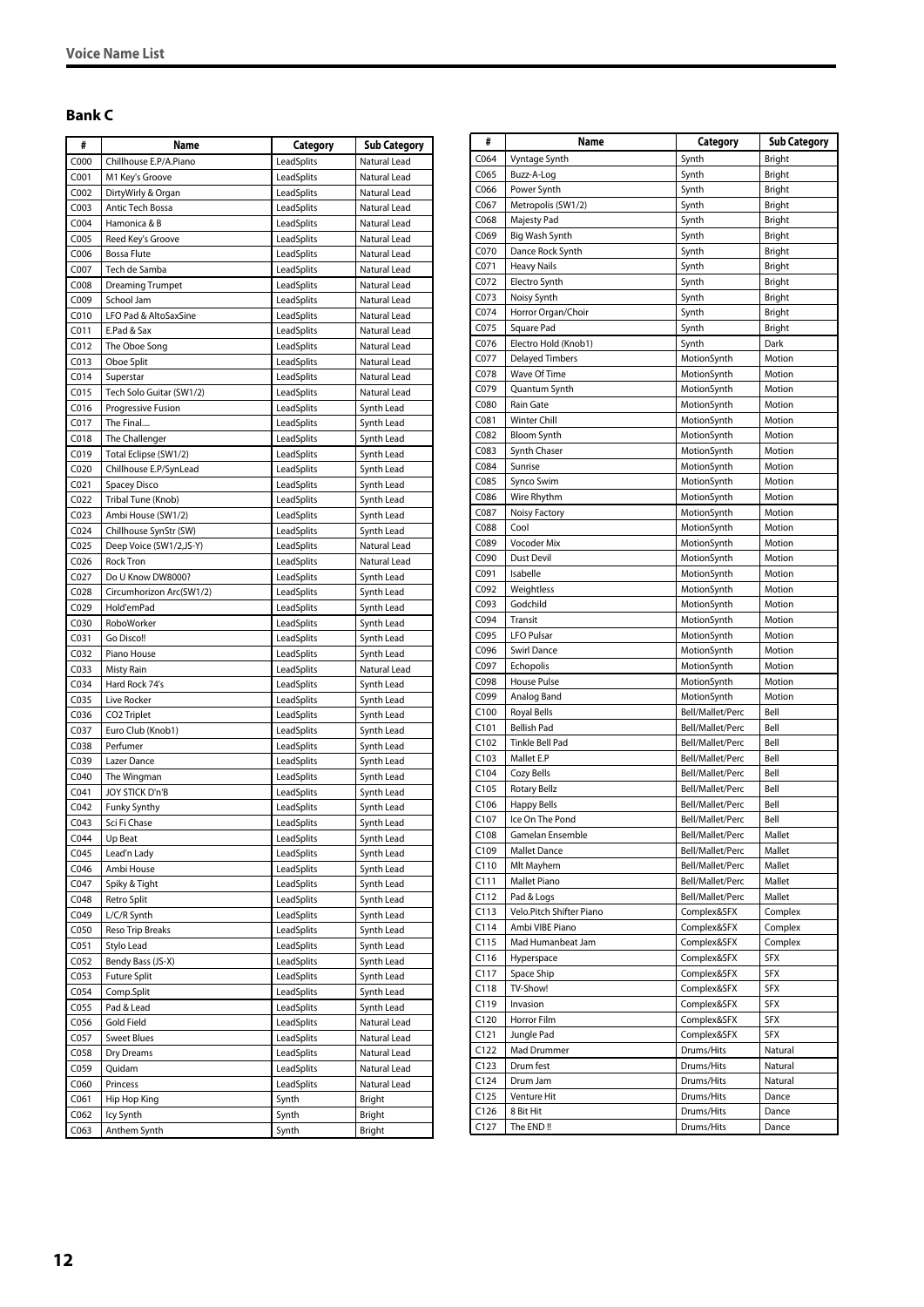## Bank C

| # | Name | Category | Sub Category |
|---|---|---|---|
| C000 | Chillhouse E.P/A.Piano | LeadSplits | Natural Lead |
| C001 | M1 Key's Groove | LeadSplits | Natural Lead |
| C002 | DirtyWirly & Organ | LeadSplits | Natural Lead |
| C003 | Antic Tech Bossa | LeadSplits | Natural Lead |
| C004 | Hamonica & B | LeadSplits | Natural Lead |
| C005 | Reed Key's Groove | LeadSplits | Natural Lead |
| C006 | Bossa Flute | LeadSplits | Natural Lead |
| C007 | Tech de Samba | LeadSplits | Natural Lead |
| C008 | Dreaming Trumpet | LeadSplits | Natural Lead |
| C009 | School Jam | LeadSplits | Natural Lead |
| C010 | LFO Pad & AltoSaxSine | LeadSplits | Natural Lead |
| C011 | E.Pad & Sax | LeadSplits | Natural Lead |
| C012 | The Oboe Song | LeadSplits | Natural Lead |
| C013 | Oboe Split | LeadSplits | Natural Lead |
| C014 | Superstar | LeadSplits | Natural Lead |
| C015 | Tech Solo Guitar (SW1/2) | LeadSplits | Natural Lead |
| C016 | Progressive Fusion | LeadSplits | Synth Lead |
| C017 | The Final.... | LeadSplits | Synth Lead |
| C018 | The Challenger | LeadSplits | Synth Lead |
| C019 | Total Eclipse (SW1/2) | LeadSplits | Synth Lead |
| C020 | Chillhouse E.P/SynLead | LeadSplits | Synth Lead |
| C021 | Spacey Disco | LeadSplits | Synth Lead |
| C022 | Tribal Tune (Knob) | LeadSplits | Synth Lead |
| C023 | Ambi House (SW1/2) | LeadSplits | Synth Lead |
| C024 | Chillhouse SynStr (SW) | LeadSplits | Synth Lead |
| C025 | Deep Voice (SW1/2,JS-Y) | LeadSplits | Natural Lead |
| C026 | Rock Tron | LeadSplits | Natural Lead |
| C027 | Do U Know DW8000? | LeadSplits | Synth Lead |
| C028 | Circumhorizon Arc(SW1/2) | LeadSplits | Synth Lead |
| C029 | Hold'emPad | LeadSplits | Synth Lead |
| C030 | RoboWorker | LeadSplits | Synth Lead |
| C031 | Go Disco!! | LeadSplits | Synth Lead |
| C032 | Piano House | LeadSplits | Synth Lead |
| C033 | Misty Rain | LeadSplits | Natural Lead |
| C034 | Hard Rock 74's | LeadSplits | Synth Lead |
| C035 | Live Rocker | LeadSplits | Synth Lead |
| C036 | CO2 Triplet | LeadSplits | Synth Lead |
| C037 | Euro Club (Knob1) | LeadSplits | Synth Lead |
| C038 | Perfumer | LeadSplits | Synth Lead |
| C039 | Lazer Dance | LeadSplits | Synth Lead |
| C040 | The Wingman | LeadSplits | Synth Lead |
| C041 | JOY STICK D'n'B | LeadSplits | Synth Lead |
| C042 | Funky Synthy | LeadSplits | Synth Lead |
| C043 | Sci Fi Chase | LeadSplits | Synth Lead |
| C044 | Up Beat | LeadSplits | Synth Lead |
| C045 | Lead'n Lady | LeadSplits | Synth Lead |
| C046 | Ambi House | LeadSplits | Synth Lead |
| C047 | Spiky & Tight | LeadSplits | Synth Lead |
| C048 | Retro Split | LeadSplits | Synth Lead |
| C049 | L/C/R Synth | LeadSplits | Synth Lead |
| C050 | Reso Trip Breaks | LeadSplits | Synth Lead |
| C051 | Stylo Lead | LeadSplits | Synth Lead |
| C052 | Bendy Bass (JS-X) | LeadSplits | Synth Lead |
| C053 | Future Split | LeadSplits | Synth Lead |
| C054 | Comp.Split | LeadSplits | Synth Lead |
| C055 | Pad & Lead | LeadSplits | Synth Lead |
| C056 | Gold Field | LeadSplits | Natural Lead |
| C057 | Sweet Blues | LeadSplits | Natural Lead |
| C058 | Dry Dreams | LeadSplits | Natural Lead |
| C059 | Quidam | LeadSplits | Natural Lead |
| C060 | Princess | LeadSplits | Natural Lead |
| C061 | Hip Hop King | Synth | Bright |
| C062 | Icy Synth | Synth | Bright |
| C063 | Anthem Synth | Synth | Bright |
| C064 | Vyntage Synth | Synth | Bright |
| C065 | Buzz-A-Log | Synth | Bright |
| C066 | Power Synth | Synth | Bright |
| C067 | Metropolis (SW1/2) | Synth | Bright |
| C068 | Majesty Pad | Synth | Bright |
| C069 | Big Wash Synth | Synth | Bright |
| C070 | Dance Rock Synth | Synth | Bright |
| C071 | Heavy Nails | Synth | Bright |
| C072 | Electro Synth | Synth | Bright |
| C073 | Noisy Synth | Synth | Bright |
| C074 | Horror Organ/Choir | Synth | Bright |
| C075 | Square Pad | Synth | Bright |
| C076 | Electro Hold (Knob1) | Synth | Dark |
| C077 | Delayed Timbers | MotionSynth | Motion |
| C078 | Wave Of Time | MotionSynth | Motion |
| C079 | Quantum Synth | MotionSynth | Motion |
| C080 | Rain Gate | MotionSynth | Motion |
| C081 | Winter Chill | MotionSynth | Motion |
| C082 | Bloom Synth | MotionSynth | Motion |
| C083 | Synth Chaser | MotionSynth | Motion |
| C084 | Sunrise | MotionSynth | Motion |
| C085 | Synco Swim | MotionSynth | Motion |
| C086 | Wire Rhythm | MotionSynth | Motion |
| C087 | Noisy Factory | MotionSynth | Motion |
| C088 | Cool | MotionSynth | Motion |
| C089 | Vocoder Mix | MotionSynth | Motion |
| C090 | Dust Devil | MotionSynth | Motion |
| C091 | Isabelle | MotionSynth | Motion |
| C092 | Weightless | MotionSynth | Motion |
| C093 | Godchild | MotionSynth | Motion |
| C094 | Transit | MotionSynth | Motion |
| C095 | LFO Pulsar | MotionSynth | Motion |
| C096 | Swirl Dance | MotionSynth | Motion |
| C097 | Echopolis | MotionSynth | Motion |
| C098 | House Pulse | MotionSynth | Motion |
| C099 | Analog Band | MotionSynth | Motion |
| C100 | Royal Bells | Bell/Mallet/Perc | Bell |
| C101 | Bellish Pad | Bell/Mallet/Perc | Bell |
| C102 | Tinkle Bell Pad | Bell/Mallet/Perc | Bell |
| C103 | Mallet E.P | Bell/Mallet/Perc | Bell |
| C104 | Cozy Bells | Bell/Mallet/Perc | Bell |
| C105 | Rotary Bellz | Bell/Mallet/Perc | Bell |
| C106 | Happy Bells | Bell/Mallet/Perc | Bell |
| C107 | Ice On The Pond | Bell/Mallet/Perc | Bell |
| C108 | Gamelan Ensemble | Bell/Mallet/Perc | Mallet |
| C109 | Mallet Dance | Bell/Mallet/Perc | Mallet |
| C110 | Mlt Mayhem | Bell/Mallet/Perc | Mallet |
| C111 | Mallet Piano | Bell/Mallet/Perc | Mallet |
| C112 | Pad & Logs | Bell/Mallet/Perc | Mallet |
| C113 | Velo.Pitch Shifter Piano | Complex&SFX | Complex |
| C114 | Ambi VIBE Piano | Complex&SFX | Complex |
| C115 | Mad Humanbeat Jam | Complex&SFX | Complex |
| C116 | Hyperspace | Complex&SFX | SFX |
| C117 | Space Ship | Complex&SFX | SFX |
| C118 | TV-Show! | Complex&SFX | SFX |
| C119 | Invasion | Complex&SFX | SFX |
| C120 | Horror Film | Complex&SFX | SFX |
| C121 | Jungle Pad | Complex&SFX | SFX |
| C122 | Mad Drummer | Drums/Hits | Natural |
| C123 | Drum fest | Drums/Hits | Natural |
| C124 | Drum Jam | Drums/Hits | Natural |
| C125 | Venture Hit | Drums/Hits | Dance |
| C126 | 8 Bit Hit | Drums/Hits | Dance |
| C127 | The END !! | Drums/Hits | Dance |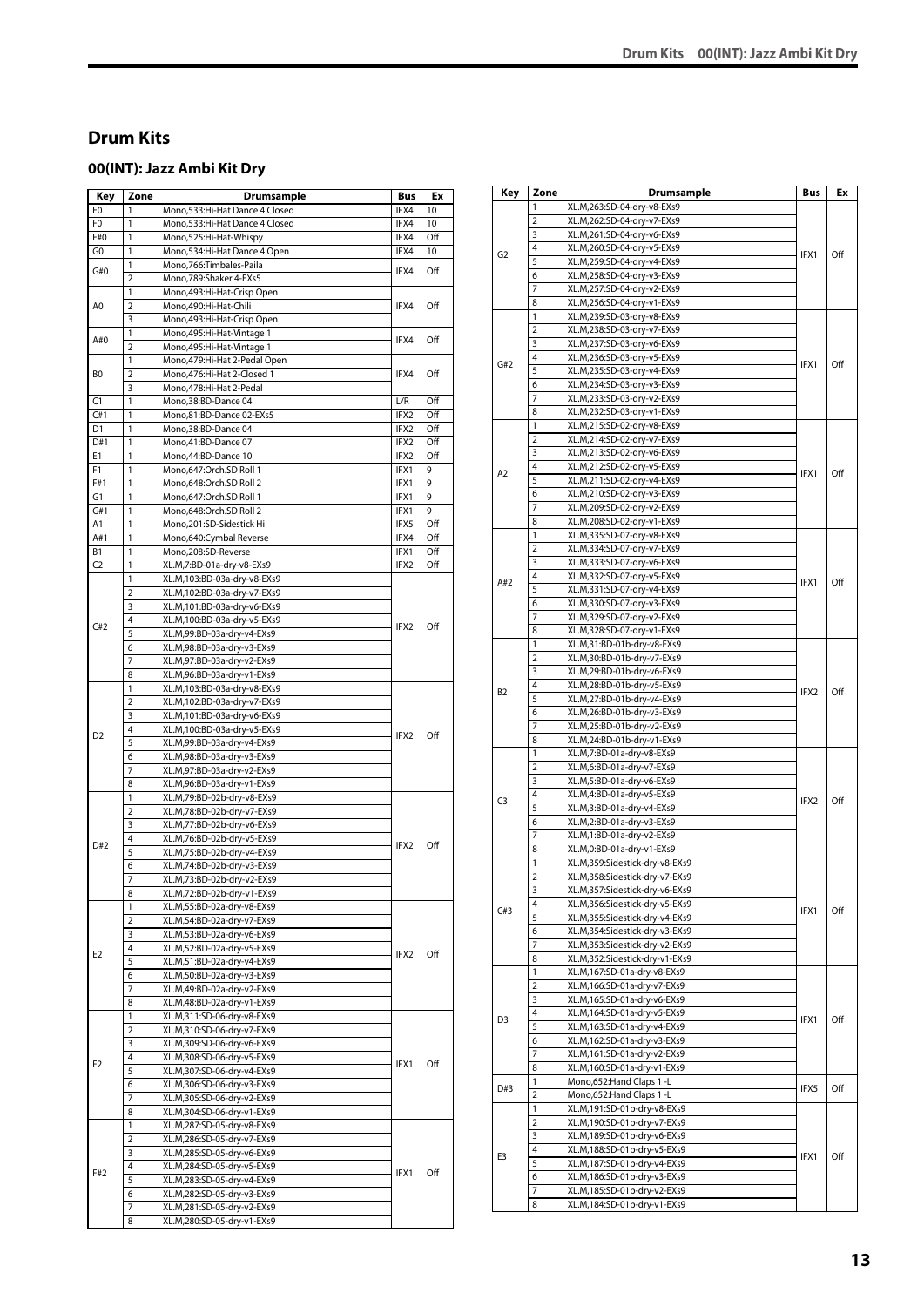# Drum Kits

## 00(INT): Jazz Ambi Kit Dry

| Key | Zone | Drumsample | Bus | Ex |
|---|---|---|---|---|
| E0 | 1 | Mono,533:Hi-Hat Dance 4 Closed | IFX4 | 10 |
| F0 | 1 | Mono,533:Hi-Hat Dance 4 Closed | IFX4 | 10 |
| F#0 | 1 | Mono,525:Hi-Hat-Whispy | IFX4 | Off |
| G0 | 1 | Mono,534:Hi-Hat Dance 4 Open | IFX4 | 10 |
| G#0 | 1 | Mono,766:Timbales-Paila | IFX4 | Off |
| | 2 | Mono,789:Shaker 4-EXs5 | | |
| A0 | 1 | Mono,493:Hi-Hat-Crisp Open | IFX4 | Off |
| | 2 | Mono,490:Hi-Hat-Chili | | |
| | 3 | Mono,493:Hi-Hat-Crisp Open | | |
| A#0 | 1 | Mono,495:Hi-Hat-Vintage 1 | IFX4 | Off |
| | 2 | Mono,495:Hi-Hat-Vintage 1 | | |
| B0 | 1 | Mono,479:Hi-Hat 2-Pedal Open | IFX4 | Off |
| | 2 | Mono,476:Hi-Hat 2-Closed 1 | | |
| | 3 | Mono,478:Hi-Hat 2-Pedal | | |
| C1 | 1 | Mono,38:BD-Dance 04 | L/R | Off |
| C#1 | 1 | Mono,81:BD-Dance 02-EXs5 | IFX2 | Off |
| D1 | 1 | Mono,38:BD-Dance 04 | IFX2 | Off |
| D#1 | 1 | Mono,41:BD-Dance 07 | IFX2 | Off |
| E1 | 1 | Mono,44:BD-Dance 10 | IFX2 | Off |
| F1 | 1 | Mono,647:Orch.SD Roll 1 | IFX1 | 9 |
| F#1 | 1 | Mono,648:Orch.SD Roll 2 | IFX1 | 9 |
| G1 | 1 | Mono,647:Orch.SD Roll 1 | IFX1 | 9 |
| G#1 | 1 | Mono,648:Orch.SD Roll 2 | IFX1 | 9 |
| A1 | 1 | Mono,201:SD-Sidestick Hi | IFX5 | Off |
| A#1 | 1 | Mono,640:Cymbal Reverse | IFX4 | Off |
| B1 | 1 | Mono,208:SD-Reverse | IFX1 | Off |
| C2 | 1 | XL.M,7:BD-01a-dry-v8-EXs9 | IFX2 | Off |
| C#2 | 1 | XL.M,103:BD-03a-dry-v8-EXs9 | IFX2 | Off |
| | 2 | XL.M,102:BD-03a-dry-v7-EXs9 | | |
| | 3 | XL.M,101:BD-03a-dry-v6-EXs9 | | |
| | 4 | XL.M,100:BD-03a-dry-v5-EXs9 | | |
| | 5 | XL.M,99:BD-03a-dry-v4-EXs9 | | |
| | 6 | XL.M,98:BD-03a-dry-v3-EXs9 | | |
| | 7 | XL.M,97:BD-03a-dry-v2-EXs9 | | |
| | 8 | XL.M,96:BD-03a-dry-v1-EXs9 | | |
| D2 | 1 | XL.M,103:BD-03a-dry-v8-EXs9 | IFX2 | Off |
| | 2 | XL.M,102:BD-03a-dry-v7-EXs9 | | |
| | 3 | XL.M,101:BD-03a-dry-v6-EXs9 | | |
| | 4 | XL.M,100:BD-03a-dry-v5-EXs9 | | |
| | 5 | XL.M,99:BD-03a-dry-v4-EXs9 | | |
| | 6 | XL.M,98:BD-03a-dry-v3-EXs9 | | |
| | 7 | XL.M,97:BD-03a-dry-v2-EXs9 | | |
| | 8 | XL.M,96:BD-03a-dry-v1-EXs9 | | |
| D#2 | 1 | XL.M,79:BD-02b-dry-v8-EXs9 | IFX2 | Off |
| | 2 | XL.M,78:BD-02b-dry-v7-EXs9 | | |
| | 3 | XL.M,77:BD-02b-dry-v6-EXs9 | | |
| | 4 | XL.M,76:BD-02b-dry-v5-EXs9 | | |
| | 5 | XL.M,75:BD-02b-dry-v4-EXs9 | | |
| | 6 | XL.M,74:BD-02b-dry-v3-EXs9 | | |
| | 7 | XL.M,73:BD-02b-dry-v2-EXs9 | | |
| | 8 | XL.M,72:BD-02b-dry-v1-EXs9 | | |
| E2 | 1 | XL.M,55:BD-02a-dry-v8-EXs9 | IFX2 | Off |
| | 2 | XL.M,54:BD-02a-dry-v7-EXs9 | | |
| | 3 | XL.M,53:BD-02a-dry-v6-EXs9 | | |
| | 4 | XL.M,52:BD-02a-dry-v5-EXs9 | | |
| | 5 | XL.M,51:BD-02a-dry-v4-EXs9 | | |
| | 6 | XL.M,50:BD-02a-dry-v3-EXs9 | | |
| | 7 | XL.M,49:BD-02a-dry-v2-EXs9 | | |
| | 8 | XL.M,48:BD-02a-dry-v1-EXs9 | | |
| F2 | 1 | XL.M,311:SD-06-dry-v8-EXs9 | IFX1 | Off |
| | 2 | XL.M,310:SD-06-dry-v7-EXs9 | | |
| | 3 | XL.M,309:SD-06-dry-v6-EXs9 | | |
| | 4 | XL.M,308:SD-06-dry-v5-EXs9 | | |
| | 5 | XL.M,307:SD-06-dry-v4-EXs9 | | |
| | 6 | XL.M,306:SD-06-dry-v3-EXs9 | | |
| | 7 | XL.M,305:SD-06-dry-v2-EXs9 | | |
| | 8 | XL.M,304:SD-06-dry-v1-EXs9 | | |
| F#2 | 1 | XL.M,287:SD-05-dry-v8-EXs9 | IFX1 | Off |
| | 2 | XL.M,286:SD-05-dry-v7-EXs9 | | |
| | 3 | XL.M,285:SD-05-dry-v6-EXs9 | | |
| | 4 | XL.M,284:SD-05-dry-v5-EXs9 | | |
| | 5 | XL.M,283:SD-05-dry-v4-EXs9 | | |
| | 6 | XL.M,282:SD-05-dry-v3-EXs9 | | |
| | 7 | XL.M,281:SD-05-dry-v2-EXs9 | | |
| | 8 | XL.M,280:SD-05-dry-v1-EXs9 | | |
| G2 | 1 | XL.M,263:SD-04-dry-v8-EXs9 | IFX1 | Off |
| | 2 | XL.M,262:SD-04-dry-v7-EXs9 | | |
| | 3 | XL.M,261:SD-04-dry-v6-EXs9 | | |
| | 4 | XL.M,260:SD-04-dry-v5-EXs9 | | |
| | 5 | XL.M,259:SD-04-dry-v4-EXs9 | | |
| | 6 | XL.M,258:SD-04-dry-v3-EXs9 | | |
| | 7 | XL.M,257:SD-04-dry-v2-EXs9 | | |
| | 8 | XL.M,256:SD-04-dry-v1-EXs9 | | |
| G#2 | 1 | XL.M,239:SD-03-dry-v8-EXs9 | IFX1 | Off |
| | 2 | XL.M,238:SD-03-dry-v7-EXs9 | | |
| | 3 | XL.M,237:SD-03-dry-v6-EXs9 | | |
| | 4 | XL.M,236:SD-03-dry-v5-EXs9 | | |
| | 5 | XL.M,235:SD-03-dry-v4-EXs9 | | |
| | 6 | XL.M,234:SD-03-dry-v3-EXs9 | | |
| | 7 | XL.M,233:SD-03-dry-v2-EXs9 | | |
| | 8 | XL.M,232:SD-03-dry-v1-EXs9 | | |
| A2 | 1 | XL.M,215:SD-02-dry-v8-EXs9 | IFX1 | Off |
| | 2 | XL.M,214:SD-02-dry-v7-EXs9 | | |
| | 3 | XL.M,213:SD-02-dry-v6-EXs9 | | |
| | 4 | XL.M,212:SD-02-dry-v5-EXs9 | | |
| | 5 | XL.M,211:SD-02-dry-v4-EXs9 | | |
| | 6 | XL.M,210:SD-02-dry-v3-EXs9 | | |
| | 7 | XL.M,209:SD-02-dry-v2-EXs9 | | |
| | 8 | XL.M,208:SD-02-dry-v1-EXs9 | | |
| A#2 | 1 | XL.M,335:SD-07-dry-v8-EXs9 | IFX1 | Off |
| | 2 | XL.M,334:SD-07-dry-v7-EXs9 | | |
| | 3 | XL.M,333:SD-07-dry-v6-EXs9 | | |
| | 4 | XL.M,332:SD-07-dry-v5-EXs9 | | |
| | 5 | XL.M,331:SD-07-dry-v4-EXs9 | | |
| | 6 | XL.M,330:SD-07-dry-v3-EXs9 | | |
| | 7 | XL.M,329:SD-07-dry-v2-EXs9 | | |
| | 8 | XL.M,328:SD-07-dry-v1-EXs9 | | |
| B2 | 1 | XL.M,31:BD-01b-dry-v8-EXs9 | IFX2 | Off |
| | 2 | XL.M,30:BD-01b-dry-v7-EXs9 | | |
| | 3 | XL.M,29:BD-01b-dry-v6-EXs9 | | |
| | 4 | XL.M,28:BD-01b-dry-v5-EXs9 | | |
| | 5 | XL.M,27:BD-01b-dry-v4-EXs9 | | |
| | 6 | XL.M,26:BD-01b-dry-v3-EXs9 | | |
| | 7 | XL.M,25:BD-01b-dry-v2-EXs9 | | |
| | 8 | XL.M,24:BD-01b-dry-v1-EXs9 | | |
| C3 | 1 | XL.M,7:BD-01a-dry-v8-EXs9 | IFX2 | Off |
| | 2 | XL.M,6:BD-01a-dry-v7-EXs9 | | |
| | 3 | XL.M,5:BD-01a-dry-v6-EXs9 | | |
| | 4 | XL.M,4:BD-01a-dry-v5-EXs9 | | |
| | 5 | XL.M,3:BD-01a-dry-v4-EXs9 | | |
| | 6 | XL.M,2:BD-01a-dry-v3-EXs9 | | |
| | 7 | XL.M,1:BD-01a-dry-v2-EXs9 | | |
| | 8 | XL.M,0:BD-01a-dry-v1-EXs9 | | |
| C#3 | 1 | XL.M,359:Sidestick-dry-v8-EXs9 | IFX1 | Off |
| | 2 | XL.M,358:Sidestick-dry-v7-EXs9 | | |
| | 3 | XL.M,357:Sidestick-dry-v6-EXs9 | | |
| | 4 | XL.M,356:Sidestick-dry-v5-EXs9 | | |
| | 5 | XL.M,355:Sidestick-dry-v4-EXs9 | | |
| | 6 | XL.M,354:Sidestick-dry-v3-EXs9 | | |
| | 7 | XL.M,353:Sidestick-dry-v2-EXs9 | | |
| | 8 | XL.M,352:Sidestick-dry-v1-EXs9 | | |
| D3 | 1 | XL.M,167:SD-01a-dry-v8-EXs9 | IFX1 | Off |
| | 2 | XL.M,166:SD-01a-dry-v7-EXs9 | | |
| | 3 | XL.M,165:SD-01a-dry-v6-EXs9 | | |
| | 4 | XL.M,164:SD-01a-dry-v5-EXs9 | | |
| | 5 | XL.M,163:SD-01a-dry-v4-EXs9 | | |
| | 6 | XL.M,162:SD-01a-dry-v3-EXs9 | | |
| | 7 | XL.M,161:SD-01a-dry-v2-EXs9 | | |
| | 8 | XL.M,160:SD-01a-dry-v1-EXs9 | | |
| D#3 | 1 | Mono,652:Hand Claps 1 -L | IFX5 | Off |
| | 2 | Mono,652:Hand Claps 1 -L | | |
| E3 | 1 | XL.M,191:SD-01b-dry-v8-EXs9 | IFX1 | Off |
| | 2 | XL.M,190:SD-01b-dry-v7-EXs9 | | |
| | 3 | XL.M,189:SD-01b-dry-v6-EXs9 | | |
| | 4 | XL.M,188:SD-01b-dry-v5-EXs9 | | |
| | 5 | XL.M,187:SD-01b-dry-v4-EXs9 | | |
| | 6 | XL.M,186:SD-01b-dry-v3-EXs9 | | |
| | 7 | XL.M,185:SD-01b-dry-v2-EXs9 | | |
| | 8 | XL.M,184:SD-01b-dry-v1-EXs9 | | |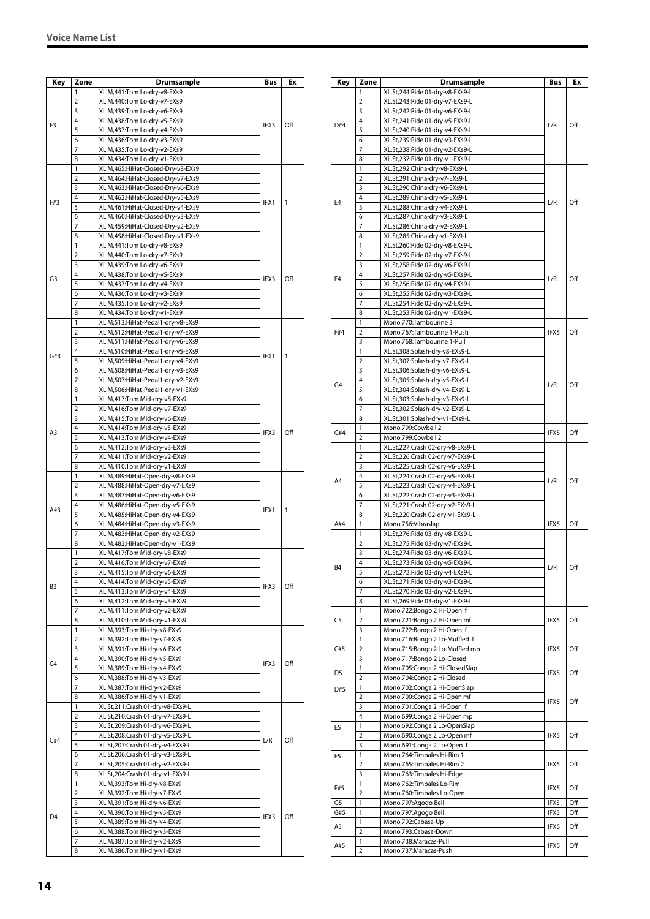## Voice Name List

| Key | Zone | Drumsample | Bus | Ex |
|---|---|---|---|---|
| F3 | 1 | XL.M,441:Tom Lo-dry-v8-EXs9 | IFX3 | Off |
| | 2 | XL.M,440:Tom Lo-dry-v7-EXs9 | | |
| | 3 | XL.M,439:Tom Lo-dry-v6-EXs9 | | |
| | 4 | XL.M,438:Tom Lo-dry-v5-EXs9 | | |
| | 5 | XL.M,437:Tom Lo-dry-v4-EXs9 | | |
| | 6 | XL.M,436:Tom Lo-dry-v3-EXs9 | | |
| | 7 | XL.M,435:Tom Lo-dry-v2-EXs9 | | |
| | 8 | XL.M,434:Tom Lo-dry-v1-EXs9 | | |
| F#3 | 1 | XL.M,465:HiHat-Closed-Dry-v8-EXs9 | IFX1 | 1 |
| | 2 | XL.M,464:HiHat-Closed-Dry-v7-EXs9 | | |
| | 3 | XL.M,463:HiHat-Closed-Dry-v6-EXs9 | | |
| | 4 | XL.M,462:HiHat-Closed-Dry-v5-EXs9 | | |
| | 5 | XL.M,461:HiHat-Closed-Dry-v4-EXs9 | | |
| | 6 | XL.M,460:HiHat-Closed-Dry-v3-EXs9 | | |
| | 7 | XL.M,459:HiHat-Closed-Dry-v2-EXs9 | | |
| | 8 | XL.M,458:HiHat-Closed-Dry-v1-EXs9 | | |
| G3 | 1 | XL.M,441:Tom Lo-dry-v8-EXs9 | IFX3 | Off |
| | 2 | XL.M,440:Tom Lo-dry-v7-EXs9 | | |
| | 3 | XL.M,439:Tom Lo-dry-v6-EXs9 | | |
| | 4 | XL.M,438:Tom Lo-dry-v5-EXs9 | | |
| | 5 | XL.M,437:Tom Lo-dry-v4-EXs9 | | |
| | 6 | XL.M,436:Tom Lo-dry-v3-EXs9 | | |
| | 7 | XL.M,435:Tom Lo-dry-v2-EXs9 | | |
| | 8 | XL.M,434:Tom Lo-dry-v1-EXs9 | | |
| G#3 | 1 | XL.M,513:HiHat-Pedal1-dry-v8-EXs9 | IFX1 | 1 |
| | 2 | XL.M,512:HiHat-Pedal1-dry-v7-EXs9 | | |
| | 3 | XL.M,511:HiHat-Pedal1-dry-v6-EXs9 | | |
| | 4 | XL.M,510:HiHat-Pedal1-dry-v5-EXs9 | | |
| | 5 | XL.M,509:HiHat-Pedal1-dry-v4-EXs9 | | |
| | 6 | XL.M,508:HiHat-Pedal1-dry-v3-EXs9 | | |
| | 7 | XL.M,507:HiHat-Pedal1-dry-v2-EXs9 | | |
| | 8 | XL.M,506:HiHat-Pedal1-dry-v1-EXs9 | | |
| A3 | 1 | XL.M,417:Tom Mid-dry-v8-EXs9 | IFX3 | Off |
| | 2 | XL.M,416:Tom Mid-dry-v7-EXs9 | | |
| | 3 | XL.M,415:Tom Mid-dry-v6-EXs9 | | |
| | 4 | XL.M,414:Tom Mid-dry-v5-EXs9 | | |
| | 5 | XL.M,413:Tom Mid-dry-v4-EXs9 | | |
| | 6 | XL.M,412:Tom Mid-dry-v3-EXs9 | | |
| | 7 | XL.M,411:Tom Mid-dry-v2-EXs9 | | |
| | 8 | XL.M,410:Tom Mid-dry-v1-EXs9 | | |
| A#3 | 1 | XL.M,489:HiHat-Open-dry-v8-EXs9 | IFX1 | 1 |
| | 2 | XL.M,488:HiHat-Open-dry-v7-EXs9 | | |
| | 3 | XL.M,487:HiHat-Open-dry-v6-EXs9 | | |
| | 4 | XL.M,486:HiHat-Open-dry-v5-EXs9 | | |
| | 5 | XL.M,485:HiHat-Open-dry-v4-EXs9 | | |
| | 6 | XL.M,484:HiHat-Open-dry-v3-EXs9 | | |
| | 7 | XL.M,483:HiHat-Open-dry-v2-EXs9 | | |
| | 8 | XL.M,482:HiHat-Open-dry-v1-EXs9 | | |
| B3 | 1 | XL.M,417:Tom Mid-dry-v8-EXs9 | IFX3 | Off |
| | 2 | XL.M,416:Tom Mid-dry-v7-EXs9 | | |
| | 3 | XL.M,415:Tom Mid-dry-v6-EXs9 | | |
| | 4 | XL.M,414:Tom Mid-dry-v5-EXs9 | | |
| | 5 | XL.M,413:Tom Mid-dry-v4-EXs9 | | |
| | 6 | XL.M,412:Tom Mid-dry-v3-EXs9 | | |
| | 7 | XL.M,411:Tom Mid-dry-v2-EXs9 | | |
| | 8 | XL.M,410:Tom Mid-dry-v1-EXs9 | | |
| C4 | 1 | XL.M,393:Tom Hi-dry-v8-EXs9 | IFX3 | Off |
| | 2 | XL.M,392:Tom Hi-dry-v7-EXs9 | | |
| | 3 | XL.M,391:Tom Hi-dry-v6-EXs9 | | |
| | 4 | XL.M,390:Tom Hi-dry-v5-EXs9 | | |
| | 5 | XL.M,389:Tom Hi-dry-v4-EXs9 | | |
| | 6 | XL.M,388:Tom Hi-dry-v3-EXs9 | | |
| | 7 | XL.M,387:Tom Hi-dry-v2-EXs9 | | |
| | 8 | XL.M,386:Tom Hi-dry-v1-EXs9 | | |
| C#4 | 1 | XL.St,211:Crash 01-dry-v8-EXs9-L | L/R | Off |
| | 2 | XL.St,210:Crash 01-dry-v7-EXs9-L | | |
| | 3 | XL.St,209:Crash 01-dry-v6-EXs9-L | | |
| | 4 | XL.St,208:Crash 01-dry-v5-EXs9-L | | |
| | 5 | XL.St,207:Crash 01-dry-v4-EXs9-L | | |
| | 6 | XL.St,206:Crash 01-dry-v3-EXs9-L | | |
| | 7 | XL.St,205:Crash 01-dry-v2-EXs9-L | | |
| | 8 | XL.St,204:Crash 01-dry-v1-EXs9-L | | |
| D4 | 1 | XL.M,393:Tom Hi-dry-v8-EXs9 | IFX3 | Off |
| | 2 | XL.M,392:Tom Hi-dry-v7-EXs9 | | |
| | 3 | XL.M,391:Tom Hi-dry-v6-EXs9 | | |
| | 4 | XL.M,390:Tom Hi-dry-v5-EXs9 | | |
| | 5 | XL.M,389:Tom Hi-dry-v4-EXs9 | | |
| | 6 | XL.M,388:Tom Hi-dry-v3-EXs9 | | |
| | 7 | XL.M,387:Tom Hi-dry-v2-EXs9 | | |
| | 8 | XL.M,386:Tom Hi-dry-v1-EXs9 | | |
| D#4 | 1 | XL.St,244:Ride 01-dry-v8-EXs9-L | L/R | Off |
| | 2 | XL.St,243:Ride 01-dry-v7-EXs9-L | | |
| | 3 | XL.St,242:Ride 01-dry-v6-EXs9-L | | |
| | 4 | XL.St,241:Ride 01-dry-v5-EXs9-L | | |
| | 5 | XL.St,240:Ride 01-dry-v4-EXs9-L | | |
| | 6 | XL.St,239:Ride 01-dry-v3-EXs9-L | | |
| | 7 | XL.St,238:Ride 01-dry-v2-EXs9-L | | |
| | 8 | XL.St,237:Ride 01-dry-v1-EXs9-L | | |
| E4 | 1 | XL.St,292:China-dry-v8-EXs9-L | L/R | Off |
| | 2 | XL.St,291:China-dry-v7-EXs9-L | | |
| | 3 | XL.St,290:China-dry-v6-EXs9-L | | |
| | 4 | XL.St,289:China-dry-v5-EXs9-L | | |
| | 5 | XL.St,288:China-dry-v4-EXs9-L | | |
| | 6 | XL.St,287:China-dry-v3-EXs9-L | | |
| | 7 | XL.St,286:China-dry-v2-EXs9-L | | |
| | 8 | XL.St,285:China-dry-v1-EXs9-L | | |
| F4 | 1 | XL.St,260:Ride 02-dry-v8-EXs9-L | L/R | Off |
| | 2 | XL.St,259:Ride 02-dry-v7-EXs9-L | | |
| | 3 | XL.St,258:Ride 02-dry-v6-EXs9-L | | |
| | 4 | XL.St,257:Ride 02-dry-v5-EXs9-L | | |
| | 5 | XL.St,256:Ride 02-dry-v4-EXs9-L | | |
| | 6 | XL.St,255:Ride 02-dry-v3-EXs9-L | | |
| | 7 | XL.St,254:Ride 02-dry-v2-EXs9-L | | |
| | 8 | XL.St,253:Ride 02-dry-v1-EXs9-L | | |
| F#4 | 1 | Mono,770:Tambourine 3 | IFX5 | Off |
| | 2 | Mono,767:Tambourine 1-Push | | |
| | 3 | Mono,768:Tambourine 1-Pull | | |
| G4 | 1 | XL.St,308:Splash-dry-v8-EXs9-L | L/R | Off |
| | 2 | XL.St,307:Splash-dry-v7-EXs9-L | | |
| | 3 | XL.St,306:Splash-dry-v6-EXs9-L | | |
| | 4 | XL.St,305:Splash-dry-v5-EXs9-L | | |
| | 5 | XL.St,304:Splash-dry-v4-EXs9-L | | |
| | 6 | XL.St,303:Splash-dry-v3-EXs9-L | | |
| | 7 | XL.St,302:Splash-dry-v2-EXs9-L | | |
| | 8 | XL.St,301:Splash-dry-v1-EXs9-L | | |
| G#4 | 1 | Mono,799:Cowbell 2 | IFX5 | Off |
| | 2 | Mono,799:Cowbell 2 | | |
| A4 | 1 | XL.St,227:Crash 02-dry-v8-EXs9-L | L/R | Off |
| | 2 | XL.St,226:Crash 02-dry-v7-EXs9-L | | |
| | 3 | XL.St,225:Crash 02-dry-v6-EXs9-L | | |
| | 4 | XL.St,224:Crash 02-dry-v5-EXs9-L | | |
| | 5 | XL.St,223:Crash 02-dry-v4-EXs9-L | | |
| | 6 | XL.St,222:Crash 02-dry-v3-EXs9-L | | |
| | 7 | XL.St,221:Crash 02-dry-v2-EXs9-L | | |
| | 8 | XL.St,220:Crash 02-dry-v1-EXs9-L | | |
| A#4 | 1 | Mono,756:Vibraslap | IFX5 | Off |
| B4 | 1 | XL.St,276:Ride 03-dry-v8-EXs9-L | L/R | Off |
| | 2 | XL.St,275:Ride 03-dry-v7-EXs9-L | | |
| | 3 | XL.St,274:Ride 03-dry-v6-EXs9-L | | |
| | 4 | XL.St,273:Ride 03-dry-v5-EXs9-L | | |
| | 5 | XL.St,272:Ride 03-dry-v4-EXs9-L | | |
| | 6 | XL.St,271:Ride 03-dry-v3-EXs9-L | | |
| | 7 | XL.St,270:Ride 03-dry-v2-EXs9-L | | |
| | 8 | XL.St,269:Ride 03-dry-v1-EXs9-L | | |
| C5 | 1 | Mono,722:Bongo 2 Hi-Open f | IFX5 | Off |
| | 2 | Mono,721:Bongo 2 Hi-Open mf | | |
| | 3 | Mono,722:Bongo 2 Hi-Open f | | |
| C#5 | 1 | Mono,716:Bongo 2 Lo-Muffled f | IFX5 | Off |
| | 2 | Mono,715:Bongo 2 Lo-Muffled mp | | |
| | 3 | Mono,717:Bongo 2 Lo-Closed | | |
| D5 | 1 | Mono,705:Conga 2 Hi-ClosedSlap | IFX5 | Off |
| | 2 | Mono,704:Conga 2 Hi-Closed | | |
| D#5 | 1 | Mono,702:Conga 2 Hi-OpenSlap | IFX5 | Off |
| | 2 | Mono,700:Conga 2 Hi-Open mf | | |
| | 3 | Mono,701:Conga 2 Hi-Open f | | |
| | 4 | Mono,699:Conga 2 Hi-Open mp | | |
| E5 | 1 | Mono,692:Conga 2 Lo-OpenSlap | IFX5 | Off |
| | 2 | Mono,690:Conga 2 Lo-Open mf | | |
| | 3 | Mono,691:Conga 2 Lo-Open f | | |
| F5 | 1 | Mono,764:Timbales Hi-Rim 1 | IFX5 | Off |
| | 2 | Mono,765:Timbales Hi-Rim 2 | | |
| | 3 | Mono,763:Timbales Hi-Edge | | |
| F#5 | 1 | Mono,762:Timbales Lo-Rim | IFX5 | Off |
| | 2 | Mono,760:Timbales Lo-Open | | |
| G5 | 1 | Mono,797:Agogo Bell | IFX5 | Off |
| G#5 | 1 | Mono,797:Agogo Bell | IFX5 | Off |
| A5 | 1 | Mono,792:Cabasa-Up | IFX5 | Off |
| | 2 | Mono,793:Cabasa-Down | | |
| A#5 | 1 | Mono,738:Maracas-Pull | IFX5 | Off |
| | 2 | Mono,737:Maracas-Push | | |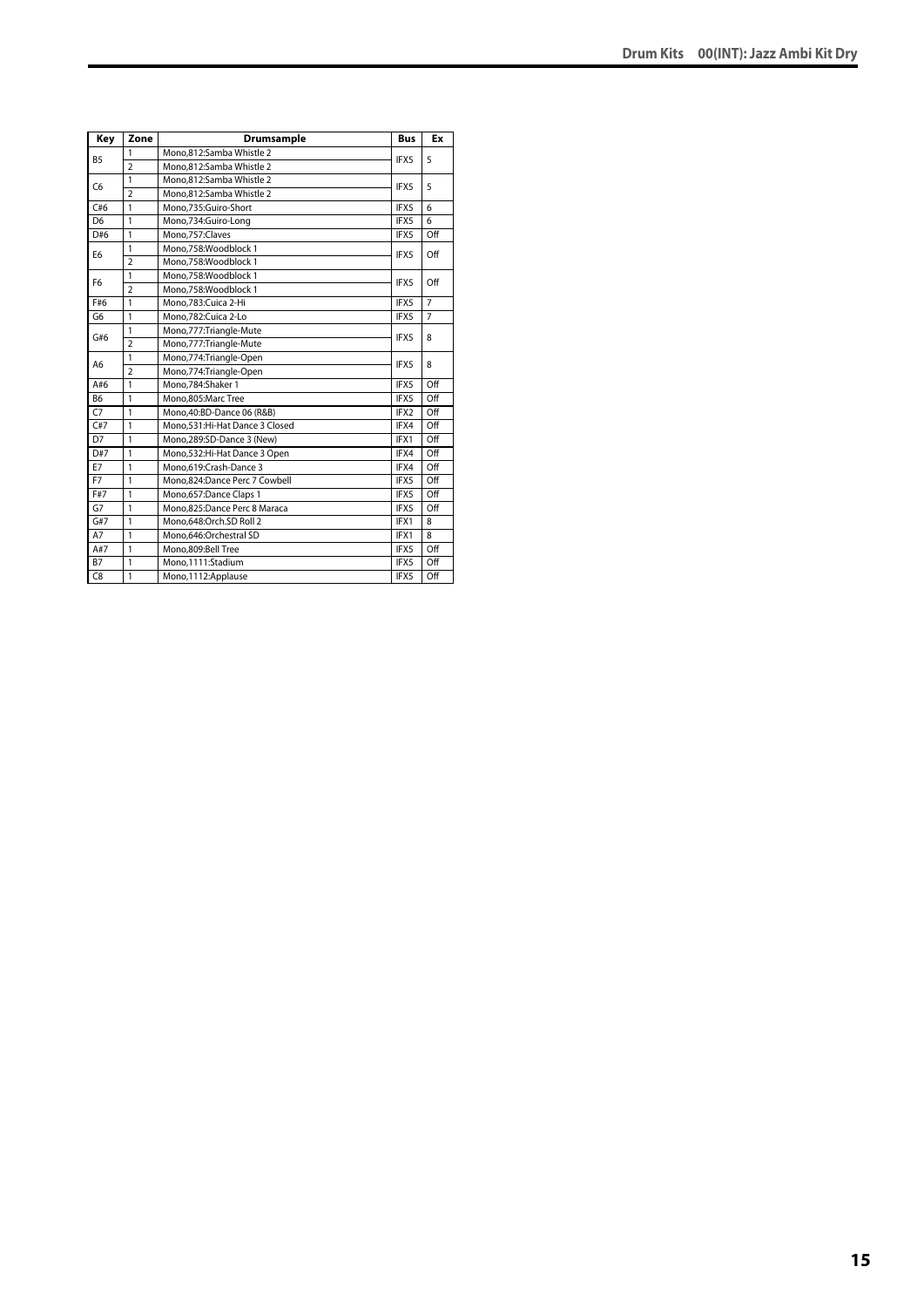| Key | Zone | Drumsample | Bus | Ex |
|---|---|---|---|---|
| B5 | 1 | Mono,812:Samba Whistle 2 | IFX5 | 5 |
| | 2 | Mono,812:Samba Whistle 2 | | |
| C6 | 1 | Mono,812:Samba Whistle 2 | IFX5 | 5 |
| | 2 | Mono,812:Samba Whistle 2 | | |
| C#6 | 1 | Mono,735:Guiro-Short | IFX5 | 6 |
| D6 | 1 | Mono,734:Guiro-Long | IFX5 | 6 |
| D#6 | 1 | Mono,757:Claves | IFX5 | Off |
| E6 | 1 | Mono,758:Woodblock 1 | IFX5 | Off |
| | 2 | Mono,758:Woodblock 1 | | |
| F6 | 1 | Mono,758:Woodblock 1 | IFX5 | Off |
| | 2 | Mono,758:Woodblock 1 | | |
| F#6 | 1 | Mono,783:Cuica 2-Hi | IFX5 | 7 |
| G6 | 1 | Mono,782:Cuica 2-Lo | IFX5 | 7 |
| G#6 | 1 | Mono,777:Triangle-Mute | IFX5 | 8 |
| | 2 | Mono,777:Triangle-Mute | | |
| A6 | 1 | Mono,774:Triangle-Open | IFX5 | 8 |
| | 2 | Mono,774:Triangle-Open | | |
| A#6 | 1 | Mono,784:Shaker 1 | IFX5 | Off |
| B6 | 1 | Mono,805:Marc Tree | IFX5 | Off |
| C7 | 1 | Mono,40:BD-Dance 06 (R&B) | IFX2 | Off |
| C#7 | 1 | Mono,531:Hi-Hat Dance 3 Closed | IFX4 | Off |
| D7 | 1 | Mono,289:SD-Dance 3 (New) | IFX1 | Off |
| D#7 | 1 | Mono,532:Hi-Hat Dance 3 Open | IFX4 | Off |
| E7 | 1 | Mono,619:Crash-Dance 3 | IFX4 | Off |
| F7 | 1 | Mono,824:Dance Perc 7 Cowbell | IFX5 | Off |
| F#7 | 1 | Mono,657:Dance Claps 1 | IFX5 | Off |
| G7 | 1 | Mono,825:Dance Perc 8 Maraca | IFX5 | Off |
| G#7 | 1 | Mono,648:Orch.SD Roll 2 | IFX1 | 8 |
| A7 | 1 | Mono,646:Orchestral SD | IFX1 | 8 |
| A#7 | 1 | Mono,809:Bell Tree | IFX5 | Off |
| B7 | 1 | Mono,1111:Stadium | IFX5 | Off |
| C8 | 1 | Mono,1112:Applause | IFX5 | Off |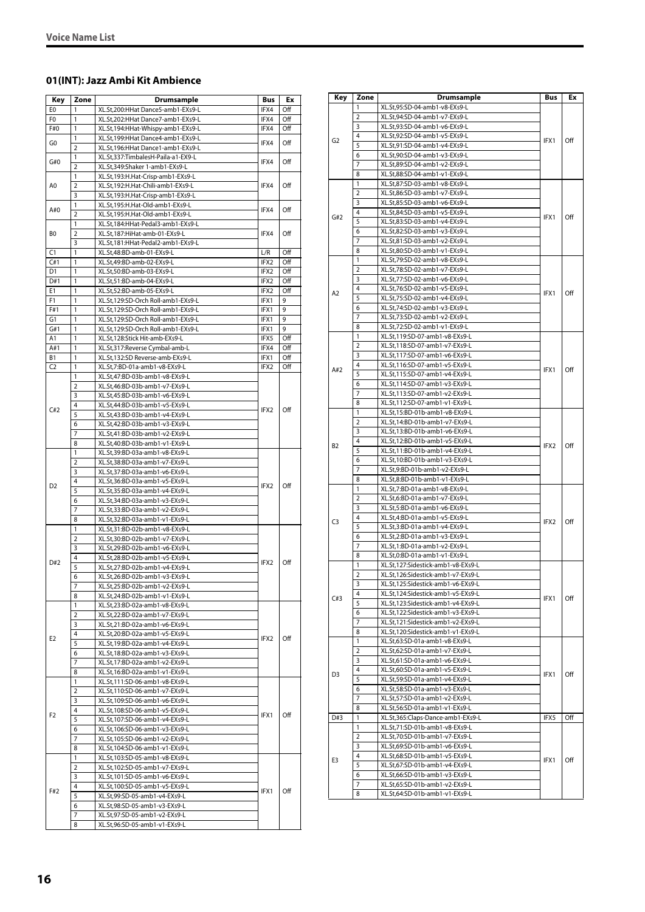## 01(INT): Jazz Ambi Kit Ambience

| Key | Zone | Drumsample | Bus | Ex |
|---|---|---|---|---|
| E0 | 1 | XL.St,200:HHat Dance5-amb1-EXs9-L | IFX4 | Off |
| F0 | 1 | XL.St,202:HHat Dance7-amb1-EXs9-L | IFX4 | Off |
| F#0 | 1 | XL.St,194:HHat-Whispy-amb1-EXs9-L | IFX4 | Off |
| G0 | 1 | XL.St,199:HHat Dance4-amb1-EXs9-L | IFX4 | Off |
| | 2 | XL.St,196:HHat Dance1-amb1-EXs9-L | | |
| G#0 | 1 | XL.St,337:TimbalesH-Paila-a1-EX9-L | IFX4 | Off |
| | 2 | XL.St,349:Shaker 1-amb1-EXs9-L | | |
| A0 | 1 | XL.St,193:H.Hat-Crisp-amb1-EXs9-L | IFX4 | Off |
| | 2 | XL.St,192:H.Hat-Chili-amb1-EXs9-L | | |
| | 3 | XL.St,193:H.Hat-Crisp-amb1-EXs9-L | | |
| A#0 | 1 | XL.St,195:H.Hat-Old-amb1-EXs9-L | IFX4 | Off |
| | 2 | XL.St,195:H.Hat-Old-amb1-EXs9-L | | |
| B0 | 1 | XL.St,184:HHat-Pedal3-amb1-EXs9-L | IFX4 | Off |
| | 2 | XL.St,187:HiHat-amb-01-EXs9-L | | |
| | 3 | XL.St,181:HHat-Pedal2-amb1-EXs9-L | | |
| C1 | 1 | XL.St,48:BD-amb-01-EXs9-L | L/R | Off |
| C#1 | 1 | XL.St,49:BD-amb-02-EXs9-L | IFX2 | Off |
| D1 | 1 | XL.St,50:BD-amb-03-EXs9-L | IFX2 | Off |
| D#1 | 1 | XL.St,51:BD-amb-04-EXs9-L | IFX2 | Off |
| E1 | 1 | XL.St,52:BD-amb-05-EXs9-L | IFX2 | Off |
| F1 | 1 | XL.St,129:SD-Orch Roll-amb1-EXs9-L | IFX1 | 9 |
| F#1 | 1 | XL.St,129:SD-Orch Roll-amb1-EXs9-L | IFX1 | 9 |
| G1 | 1 | XL.St,129:SD-Orch Roll-amb1-EXs9-L | IFX1 | 9 |
| G#1 | 1 | XL.St,129:SD-Orch Roll-amb1-EXs9-L | IFX1 | 9 |
| A1 | 1 | XL.St,128:Stick Hit-amb-EXs9-L | IFX5 | Off |
| A#1 | 1 | XL.St,317:Reverse Cymbal-amb-L | IFX4 | Off |
| B1 | 1 | XL.St,132:SD Reverse-amb-EXs9-L | IFX1 | Off |
| C2 | 1 | XL.St,7:BD-01a-amb1-v8-EXs9-L | IFX2 | Off |
| C#2 | 1 | XL.St,47:BD-03b-amb1-v8-EXs9-L | IFX2 | Off |
| | 2 | XL.St,46:BD-03b-amb1-v7-EXs9-L | | |
| | 3 | XL.St,45:BD-03b-amb1-v6-EXs9-L | | |
| | 4 | XL.St,44:BD-03b-amb1-v5-EXs9-L | | |
| | 5 | XL.St,43:BD-03b-amb1-v4-EXs9-L | | |
| | 6 | XL.St,42:BD-03b-amb1-v3-EXs9-L | | |
| | 7 | XL.St,41:BD-03b-amb1-v2-EXs9-L | | |
| | 8 | XL.St,40:BD-03b-amb1-v1-EXs9-L | | |
| D2 | 1 | XL.St,39:BD-03a-amb1-v8-EXs9-L | IFX2 | Off |
| | 2 | XL.St,38:BD-03a-amb1-v7-EXs9-L | | |
| | 3 | XL.St,37:BD-03a-amb1-v6-EXs9-L | | |
| | 4 | XL.St,36:BD-03a-amb1-v5-EXs9-L | | |
| | 5 | XL.St,35:BD-03a-amb1-v4-EXs9-L | | |
| | 6 | XL.St,34:BD-03a-amb1-v3-EXs9-L | | |
| | 7 | XL.St,33:BD-03a-amb1-v2-EXs9-L | | |
| | 8 | XL.St,32:BD-03a-amb1-v1-EXs9-L | | |
| D#2 | 1 | XL.St,31:BD-02b-amb1-v8-EXs9-L | IFX2 | Off |
| | 2 | XL.St,30:BD-02b-amb1-v7-EXs9-L | | |
| | 3 | XL.St,29:BD-02b-amb1-v6-EXs9-L | | |
| | 4 | XL.St,28:BD-02b-amb1-v5-EXs9-L | | |
| | 5 | XL.St,27:BD-02b-amb1-v4-EXs9-L | | |
| | 6 | XL.St,26:BD-02b-amb1-v3-EXs9-L | | |
| | 7 | XL.St,25:BD-02b-amb1-v2-EXs9-L | | |
| | 8 | XL.St,24:BD-02b-amb1-v1-EXs9-L | | |
| E2 | 1 | XL.St,23:BD-02a-amb1-v8-EXs9-L | IFX2 | Off |
| | 2 | XL.St,22:BD-02a-amb1-v7-EXs9-L | | |
| | 3 | XL.St,21:BD-02a-amb1-v6-EXs9-L | | |
| | 4 | XL.St,20:BD-02a-amb1-v5-EXs9-L | | |
| | 5 | XL.St,19:BD-02a-amb1-v4-EXs9-L | | |
| | 6 | XL.St,18:BD-02a-amb1-v3-EXs9-L | | |
| | 7 | XL.St,17:BD-02a-amb1-v2-EXs9-L | | |
| | 8 | XL.St,16:BD-02a-amb1-v1-EXs9-L | | |
| F2 | 1 | XL.St,111:SD-06-amb1-v8-EXs9-L | IFX1 | Off |
| | 2 | XL.St,110:SD-06-amb1-v7-EXs9-L | | |
| | 3 | XL.St,109:SD-06-amb1-v6-EXs9-L | | |
| | 4 | XL.St,108:SD-06-amb1-v5-EXs9-L | | |
| | 5 | XL.St,107:SD-06-amb1-v4-EXs9-L | | |
| | 6 | XL.St,106:SD-06-amb1-v3-EXs9-L | | |
| | 7 | XL.St,105:SD-06-amb1-v2-EXs9-L | | |
| | 8 | XL.St,104:SD-06-amb1-v1-EXs9-L | | |
| F#2 | 1 | XL.St,103:SD-05-amb1-v8-EXs9-L | IFX1 | Off |
| | 2 | XL.St,102:SD-05-amb1-v7-EXs9-L | | |
| | 3 | XL.St,101:SD-05-amb1-v6-EXs9-L | | |
| | 4 | XL.St,100:SD-05-amb1-v5-EXs9-L | | |
| | 5 | XL.St,99:SD-05-amb1-v4-EXs9-L | | |
| | 6 | XL.St,98:SD-05-amb1-v3-EXs9-L | | |
| | 7 | XL.St,97:SD-05-amb1-v2-EXs9-L | | |
| | 8 | XL.St,96:SD-05-amb1-v1-EXs9-L | | |
| G2 | 1 | XL.St,95:SD-04-amb1-v8-EXs9-L | IFX1 | Off |
| | 2 | XL.St,94:SD-04-amb1-v7-EXs9-L | | |
| | 3 | XL.St,93:SD-04-amb1-v6-EXs9-L | | |
| | 4 | XL.St,92:SD-04-amb1-v5-EXs9-L | | |
| | 5 | XL.St,91:SD-04-amb1-v4-EXs9-L | | |
| | 6 | XL.St,90:SD-04-amb1-v3-EXs9-L | | |
| | 7 | XL.St,89:SD-04-amb1-v2-EXs9-L | | |
| | 8 | XL.St,88:SD-04-amb1-v1-EXs9-L | | |
| G#2 | 1 | XL.St,87:SD-03-amb1-v8-EXs9-L | IFX1 | Off |
| | 2 | XL.St,86:SD-03-amb1-v7-EXs9-L | | |
| | 3 | XL.St,85:SD-03-amb1-v6-EXs9-L | | |
| | 4 | XL.St,84:SD-03-amb1-v5-EXs9-L | | |
| | 5 | XL.St,83:SD-03-amb1-v4-EXs9-L | | |
| | 6 | XL.St,82:SD-03-amb1-v3-EXs9-L | | |
| | 7 | XL.St,81:SD-03-amb1-v2-EXs9-L | | |
| | 8 | XL.St,80:SD-03-amb1-v1-EXs9-L | | |
| A2 | 1 | XL.St,79:SD-02-amb1-v8-EXs9-L | IFX1 | Off |
| | 2 | XL.St,78:SD-02-amb1-v7-EXs9-L | | |
| | 3 | XL.St,77:SD-02-amb1-v6-EXs9-L | | |
| | 4 | XL.St,76:SD-02-amb1-v5-EXs9-L | | |
| | 5 | XL.St,75:SD-02-amb1-v4-EXs9-L | | |
| | 6 | XL.St,74:SD-02-amb1-v3-EXs9-L | | |
| | 7 | XL.St,73:SD-02-amb1-v2-EXs9-L | | |
| | 8 | XL.St,72:SD-02-amb1-v1-EXs9-L | | |
| A#2 | 1 | XL.St,119:SD-07-amb1-v8-EXs9-L | IFX1 | Off |
| | 2 | XL.St,118:SD-07-amb1-v7-EXs9-L | | |
| | 3 | XL.St,117:SD-07-amb1-v6-EXs9-L | | |
| | 4 | XL.St,116:SD-07-amb1-v5-EXs9-L | | |
| | 5 | XL.St,115:SD-07-amb1-v4-EXs9-L | | |
| | 6 | XL.St,114:SD-07-amb1-v3-EXs9-L | | |
| | 7 | XL.St,113:SD-07-amb1-v2-EXs9-L | | |
| | 8 | XL.St,112:SD-07-amb1-v1-EXs9-L | | |
| B2 | 1 | XL.St,15:BD-01b-amb1-v8-EXs9-L | IFX2 | Off |
| | 2 | XL.St,14:BD-01b-amb1-v7-EXs9-L | | |
| | 3 | XL.St,13:BD-01b-amb1-v6-EXs9-L | | |
| | 4 | XL.St,12:BD-01b-amb1-v5-EXs9-L | | |
| | 5 | XL.St,11:BD-01b-amb1-v4-EXs9-L | | |
| | 6 | XL.St,10:BD-01b-amb1-v3-EXs9-L | | |
| | 7 | XL.St,9:BD-01b-amb1-v2-EXs9-L | | |
| | 8 | XL.St,8:BD-01b-amb1-v1-EXs9-L | | |
| C3 | 1 | XL.St,7:BD-01a-amb1-v8-EXs9-L | IFX2 | Off |
| | 2 | XL.St,6:BD-01a-amb1-v7-EXs9-L | | |
| | 3 | XL.St,5:BD-01a-amb1-v6-EXs9-L | | |
| | 4 | XL.St,4:BD-01a-amb1-v5-EXs9-L | | |
| | 5 | XL.St,3:BD-01a-amb1-v4-EXs9-L | | |
| | 6 | XL.St,2:BD-01a-amb1-v3-EXs9-L | | |
| | 7 | XL.St,1:BD-01a-amb1-v2-EXs9-L | | |
| | 8 | XL.St,0:BD-01a-amb1-v1-EXs9-L | | |
| C#3 | 1 | XL.St,127:Sidestick-amb1-v8-EXs9-L | IFX1 | Off |
| | 2 | XL.St,126:Sidestick-amb1-v7-EXs9-L | | |
| | 3 | XL.St,125:Sidestick-amb1-v6-EXs9-L | | |
| | 4 | XL.St,124:Sidestick-amb1-v5-EXs9-L | | |
| | 5 | XL.St,123:Sidestick-amb1-v4-EXs9-L | | |
| | 6 | XL.St,122:Sidestick-amb1-v3-EXs9-L | | |
| | 7 | XL.St,121:Sidestick-amb1-v2-EXs9-L | | |
| | 8 | XL.St,120:Sidestick-amb1-v1-EXs9-L | | |
| D3 | 1 | XL.St,63:SD-01a-amb1-v8-EXs9-L | IFX1 | Off |
| | 2 | XL.St,62:SD-01a-amb1-v7-EXs9-L | | |
| | 3 | XL.St,61:SD-01a-amb1-v6-EXs9-L | | |
| | 4 | XL.St,60:SD-01a-amb1-v5-EXs9-L | | |
| | 5 | XL.St,59:SD-01a-amb1-v4-EXs9-L | | |
| | 6 | XL.St,58:SD-01a-amb1-v3-EXs9-L | | |
| | 7 | XL.St,57:SD-01a-amb1-v2-EXs9-L | | |
| | 8 | XL.St,56:SD-01a-amb1-v1-EXs9-L | | |
| D#3 | 1 | XL.St,365:Claps-Dance-amb1-EXs9-L | IFX5 | Off |
| E3 | 1 | XL.St,71:SD-01b-amb1-v8-EXs9-L | IFX1 | Off |
| | 2 | XL.St,70:SD-01b-amb1-v7-EXs9-L | | |
| | 3 | XL.St,69:SD-01b-amb1-v6-EXs9-L | | |
| | 4 | XL.St,68:SD-01b-amb1-v5-EXs9-L | | |
| | 5 | XL.St,67:SD-01b-amb1-v4-EXs9-L | | |
| | 6 | XL.St,66:SD-01b-amb1-v3-EXs9-L | | |
| | 7 | XL.St,65:SD-01b-amb1-v2-EXs9-L | | |
| | 8 | XL.St,64:SD-01b-amb1-v1-EXs9-L | | |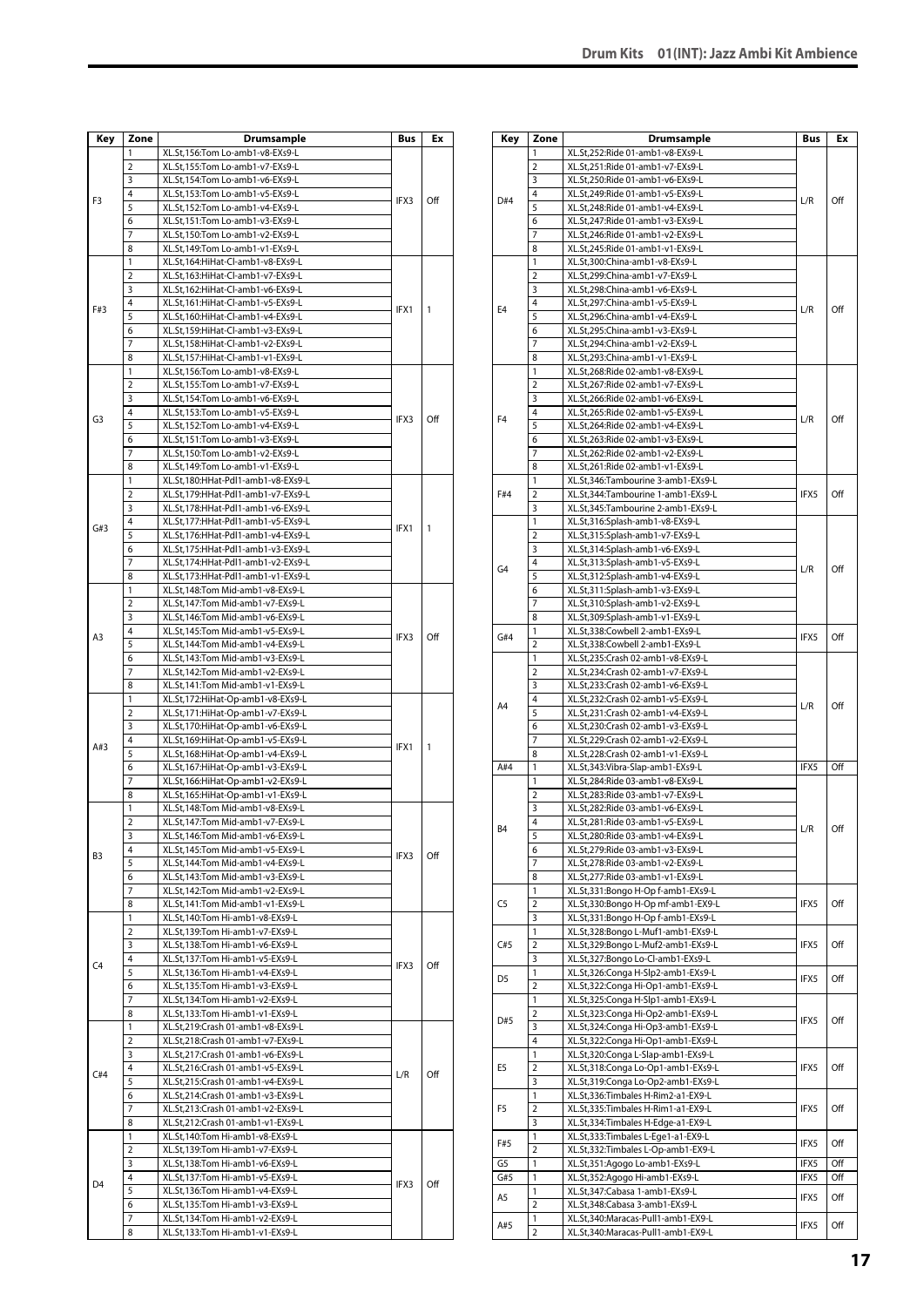# Drum Kits 01(INT): Jazz Ambi Kit Ambience

| Key | Zone | Drumsample | Bus | Ex |
|---|---|---|---|---|
| F3 | 1 | XL.St,156:Tom Lo-amb1-v8-EXs9-L | IFX3 | Off |
| | 2 | XL.St,155:Tom Lo-amb1-v7-EXs9-L | | |
| | 3 | XL.St,154:Tom Lo-amb1-v6-EXs9-L | | |
| | 4 | XL.St,153:Tom Lo-amb1-v5-EXs9-L | | |
| | 5 | XL.St,152:Tom Lo-amb1-v4-EXs9-L | | |
| | 6 | XL.St,151:Tom Lo-amb1-v3-EXs9-L | | |
| | 7 | XL.St,150:Tom Lo-amb1-v2-EXs9-L | | |
| | 8 | XL.St,149:Tom Lo-amb1-v1-EXs9-L | | |
| F#3 | 1 | XL.St,164:HiHat-Cl-amb1-v8-EXs9-L | IFX1 | 1 |
| | 2 | XL.St,163:HiHat-Cl-amb1-v7-EXs9-L | | |
| | 3 | XL.St,162:HiHat-Cl-amb1-v6-EXs9-L | | |
| | 4 | XL.St,161:HiHat-Cl-amb1-v5-EXs9-L | | |
| | 5 | XL.St,160:HiHat-Cl-amb1-v4-EXs9-L | | |
| | 6 | XL.St,159:HiHat-Cl-amb1-v3-EXs9-L | | |
| | 7 | XL.St,158:HiHat-Cl-amb1-v2-EXs9-L | | |
| | 8 | XL.St,157:HiHat-Cl-amb1-v1-EXs9-L | | |
| G3 | 1 | XL.St,156:Tom Lo-amb1-v8-EXs9-L | IFX3 | Off |
| | 2 | XL.St,155:Tom Lo-amb1-v7-EXs9-L | | |
| | 3 | XL.St,154:Tom Lo-amb1-v6-EXs9-L | | |
| | 4 | XL.St,153:Tom Lo-amb1-v5-EXs9-L | | |
| | 5 | XL.St,152:Tom Lo-amb1-v4-EXs9-L | | |
| | 6 | XL.St,151:Tom Lo-amb1-v3-EXs9-L | | |
| | 7 | XL.St,150:Tom Lo-amb1-v2-EXs9-L | | |
| | 8 | XL.St,149:Tom Lo-amb1-v1-EXs9-L | | |
| G#3 | 1 | XL.St,180:HHat-Pdl1-amb1-v8-EXs9-L | IFX1 | 1 |
| | 2 | XL.St,179:HHat-Pdl1-amb1-v7-EXs9-L | | |
| | 3 | XL.St,178:HHat-Pdl1-amb1-v6-EXs9-L | | |
| | 4 | XL.St,177:HHat-Pdl1-amb1-v5-EXs9-L | | |
| | 5 | XL.St,176:HHat-Pdl1-amb1-v4-EXs9-L | | |
| | 6 | XL.St,175:HHat-Pdl1-amb1-v3-EXs9-L | | |
| | 7 | XL.St,174:HHat-Pdl1-amb1-v2-EXs9-L | | |
| | 8 | XL.St,173:HHat-Pdl1-amb1-v1-EXs9-L | | |
| A3 | 1 | XL.St,148:Tom Mid-amb1-v8-EXs9-L | IFX3 | Off |
| | 2 | XL.St,147:Tom Mid-amb1-v7-EXs9-L | | |
| | 3 | XL.St,146:Tom Mid-amb1-v6-EXs9-L | | |
| | 4 | XL.St,145:Tom Mid-amb1-v5-EXs9-L | | |
| | 5 | XL.St,144:Tom Mid-amb1-v4-EXs9-L | | |
| | 6 | XL.St,143:Tom Mid-amb1-v3-EXs9-L | | |
| | 7 | XL.St,142:Tom Mid-amb1-v2-EXs9-L | | |
| | 8 | XL.St,141:Tom Mid-amb1-v1-EXs9-L | | |
| A#3 | 1 | XL.St,172:HiHat-Op-amb1-v8-EXs9-L | IFX1 | 1 |
| | 2 | XL.St,171:HiHat-Op-amb1-v7-EXs9-L | | |
| | 3 | XL.St,170:HiHat-Op-amb1-v6-EXs9-L | | |
| | 4 | XL.St,169:HiHat-Op-amb1-v5-EXs9-L | | |
| | 5 | XL.St,168:HiHat-Op-amb1-v4-EXs9-L | | |
| | 6 | XL.St,167:HiHat-Op-amb1-v3-EXs9-L | | |
| | 7 | XL.St,166:HiHat-Op-amb1-v2-EXs9-L | | |
| | 8 | XL.St,165:HiHat-Op-amb1-v1-EXs9-L | | |
| B3 | 1 | XL.St,148:Tom Mid-amb1-v8-EXs9-L | IFX3 | Off |
| | 2 | XL.St,147:Tom Mid-amb1-v7-EXs9-L | | |
| | 3 | XL.St,146:Tom Mid-amb1-v6-EXs9-L | | |
| | 4 | XL.St,145:Tom Mid-amb1-v5-EXs9-L | | |
| | 5 | XL.St,144:Tom Mid-amb1-v4-EXs9-L | | |
| | 6 | XL.St,143:Tom Mid-amb1-v3-EXs9-L | | |
| | 7 | XL.St,142:Tom Mid-amb1-v2-EXs9-L | | |
| | 8 | XL.St,141:Tom Mid-amb1-v1-EXs9-L | | |
| C4 | 1 | XL.St,140:Tom Hi-amb1-v8-EXs9-L | IFX3 | Off |
| | 2 | XL.St,139:Tom Hi-amb1-v7-EXs9-L | | |
| | 3 | XL.St,138:Tom Hi-amb1-v6-EXs9-L | | |
| | 4 | XL.St,137:Tom Hi-amb1-v5-EXs9-L | | |
| | 5 | XL.St,136:Tom Hi-amb1-v4-EXs9-L | | |
| | 6 | XL.St,135:Tom Hi-amb1-v3-EXs9-L | | |
| | 7 | XL.St,134:Tom Hi-amb1-v2-EXs9-L | | |
| | 8 | XL.St,133:Tom Hi-amb1-v1-EXs9-L | | |
| C#4 | 1 | XL.St,219:Crash 01-amb1-v8-EXs9-L | L/R | Off |
| | 2 | XL.St,218:Crash 01-amb1-v7-EXs9-L | | |
| | 3 | XL.St,217:Crash 01-amb1-v6-EXs9-L | | |
| | 4 | XL.St,216:Crash 01-amb1-v5-EXs9-L | | |
| | 5 | XL.St,215:Crash 01-amb1-v4-EXs9-L | | |
| | 6 | XL.St,214:Crash 01-amb1-v3-EXs9-L | | |
| | 7 | XL.St,213:Crash 01-amb1-v2-EXs9-L | | |
| | 8 | XL.St,212:Crash 01-amb1-v1-EXs9-L | | |
| D4 | 1 | XL.St,140:Tom Hi-amb1-v8-EXs9-L | IFX3 | Off |
| | 2 | XL.St,139:Tom Hi-amb1-v7-EXs9-L | | |
| | 3 | XL.St,138:Tom Hi-amb1-v6-EXs9-L | | |
| | 4 | XL.St,137:Tom Hi-amb1-v5-EXs9-L | | |
| | 5 | XL.St,136:Tom Hi-amb1-v4-EXs9-L | | |
| | 6 | XL.St,135:Tom Hi-amb1-v3-EXs9-L | | |
| | 7 | XL.St,134:Tom Hi-amb1-v2-EXs9-L | | |
| | 8 | XL.St,133:Tom Hi-amb1-v1-EXs9-L | | |

| Key | Zone | Drumsample | Bus | Ex |
|---|---|---|---|---|
| D#4 | 1 | XL.St,252:Ride 01-amb1-v8-EXs9-L | L/R | Off |
| | 2 | XL.St,251:Ride 01-amb1-v7-EXs9-L | | |
| | 3 | XL.St,250:Ride 01-amb1-v6-EXs9-L | | |
| | 4 | XL.St,249:Ride 01-amb1-v5-EXs9-L | | |
| | 5 | XL.St,248:Ride 01-amb1-v4-EXs9-L | | |
| | 6 | XL.St,247:Ride 01-amb1-v3-EXs9-L | | |
| | 7 | XL.St,246:Ride 01-amb1-v2-EXs9-L | | |
| | 8 | XL.St,245:Ride 01-amb1-v1-EXs9-L | | |
| E4 | 1 | XL.St,300:China-amb1-v8-EXs9-L | L/R | Off |
| | 2 | XL.St,299:China-amb1-v7-EXs9-L | | |
| | 3 | XL.St,298:China-amb1-v6-EXs9-L | | |
| | 4 | XL.St,297:China-amb1-v5-EXs9-L | | |
| | 5 | XL.St,296:China-amb1-v4-EXs9-L | | |
| | 6 | XL.St,295:China-amb1-v3-EXs9-L | | |
| | 7 | XL.St,294:China-amb1-v2-EXs9-L | | |
| | 8 | XL.St,293:China-amb1-v1-EXs9-L | | |
| F4 | 1 | XL.St,268:Ride 02-amb1-v8-EXs9-L | L/R | Off |
| | 2 | XL.St,267:Ride 02-amb1-v7-EXs9-L | | |
| | 3 | XL.St,266:Ride 02-amb1-v6-EXs9-L | | |
| | 4 | XL.St,265:Ride 02-amb1-v5-EXs9-L | | |
| | 5 | XL.St,264:Ride 02-amb1-v4-EXs9-L | | |
| | 6 | XL.St,263:Ride 02-amb1-v3-EXs9-L | | |
| | 7 | XL.St,262:Ride 02-amb1-v2-EXs9-L | | |
| | 8 | XL.St,261:Ride 02-amb1-v1-EXs9-L | | |
| F#4 | 1 | XL.St,346:Tambourine 3-amb1-EXs9-L | IFX5 | Off |
| | 2 | XL.St,344:Tambourine 1-amb1-EXs9-L | | |
| | 3 | XL.St,345:Tambourine 2-amb1-EXs9-L | | |
| G4 | 1 | XL.St,316:Splash-amb1-v8-EXs9-L | L/R | Off |
| | 2 | XL.St,315:Splash-amb1-v7-EXs9-L | | |
| | 3 | XL.St,314:Splash-amb1-v6-EXs9-L | | |
| | 4 | XL.St,313:Splash-amb1-v5-EXs9-L | | |
| | 5 | XL.St,312:Splash-amb1-v4-EXs9-L | | |
| | 6 | XL.St,311:Splash-amb1-v3-EXs9-L | | |
| | 7 | XL.St,310:Splash-amb1-v2-EXs9-L | | |
| | 8 | XL.St,309:Splash-amb1-v1-EXs9-L | | |
| G#4 | 1 | XL.St,338:Cowbell 2-amb1-EXs9-L | IFX5 | Off |
| | 2 | XL.St,338:Cowbell 2-amb1-EXs9-L | | |
| A4 | 1 | XL.St,235:Crash 02-amb1-v8-EXs9-L | L/R | Off |
| | 2 | XL.St,234:Crash 02-amb1-v7-EXs9-L | | |
| | 3 | XL.St,233:Crash 02-amb1-v6-EXs9-L | | |
| | 4 | XL.St,232:Crash 02-amb1-v5-EXs9-L | | |
| | 5 | XL.St,231:Crash 02-amb1-v4-EXs9-L | | |
| | 6 | XL.St,230:Crash 02-amb1-v3-EXs9-L | | |
| | 7 | XL.St,229:Crash 02-amb1-v2-EXs9-L | | |
| | 8 | XL.St,228:Crash 02-amb1-v1-EXs9-L | | |
| A#4 | 1 | XL.St,343:Vibra-Slap-amb1-EXs9-L | IFX5 | Off |
| B4 | 1 | XL.St,284:Ride 03-amb1-v8-EXs9-L | L/R | Off |
| | 2 | XL.St,283:Ride 03-amb1-v7-EXs9-L | | |
| | 3 | XL.St,282:Ride 03-amb1-v6-EXs9-L | | |
| | 4 | XL.St,281:Ride 03-amb1-v5-EXs9-L | | |
| | 5 | XL.St,280:Ride 03-amb1-v4-EXs9-L | | |
| | 6 | XL.St,279:Ride 03-amb1-v3-EXs9-L | | |
| | 7 | XL.St,278:Ride 03-amb1-v2-EXs9-L | | |
| | 8 | XL.St,277:Ride 03-amb1-v1-EXs9-L | | |
| C5 | 1 | XL.St,331:Bongo H-Op f-amb1-EXs9-L | IFX5 | Off |
| | 2 | XL.St,330:Bongo H-Op mf-amb1-EX9-L | | |
| | 3 | XL.St,331:Bongo H-Op f-amb1-EXs9-L | | |
| C#5 | 1 | XL.St,328:Bongo L-Muf1-amb1-EXs9-L | IFX5 | Off |
| | 2 | XL.St,329:Bongo L-Muf2-amb1-EXs9-L | | |
| | 3 | XL.St,327:Bongo Lo-Cl-amb1-EXs9-L | | |
| D5 | 1 | XL.St,326:Conga H-Slp2-amb1-EXs9-L | IFX5 | Off |
| | 2 | XL.St,322:Conga Hi-Op1-amb1-EXs9-L | | |
| D#5 | 1 | XL.St,325:Conga H-Slp1-amb1-EXs9-L | IFX5 | Off |
| | 2 | XL.St,323:Conga Hi-Op2-amb1-EXs9-L | | |
| | 3 | XL.St,324:Conga Hi-Op3-amb1-EXs9-L | | |
| | 4 | XL.St,322:Conga Hi-Op1-amb1-EXs9-L | | |
| E5 | 1 | XL.St,320:Conga L-Slap-amb1-EXs9-L | IFX5 | Off |
| | 2 | XL.St,318:Conga Lo-Op1-amb1-EXs9-L | | |
| | 3 | XL.St,319:Conga Lo-Op2-amb1-EXs9-L | | |
| F5 | 1 | XL.St,336:Timbales H-Rim2-a1-EX9-L | IFX5 | Off |
| | 2 | XL.St,335:Timbales H-Rim1-a1-EX9-L | | |
| | 3 | XL.St,334:Timbales H-Edge-a1-EX9-L | | |
| F#5 | 1 | XL.St,333:Timbales L-Ege1-a1-EX9-L | IFX5 | Off |
| | 2 | XL.St,332:Timbales L-Op-amb1-EX9-L | | |
| G5 | 1 | XL.St,351:Agogo Lo-amb1-EXs9-L | IFX5 | Off |
| G#5 | 1 | XL.St,352:Agogo Hi-amb1-EXs9-L | IFX5 | Off |
| A5 | 1 | XL.St,347:Cabasa 1-amb1-EXs9-L | IFX5 | Off |
| | 2 | XL.St,348:Cabasa 3-amb1-EXs9-L | | |
| A#5 | 1 | XL.St,340:Maracas-Pull1-amb1-EX9-L | IFX5 | Off |
| | 2 | XL.St,340:Maracas-Pull1-amb1-EX9-L | | |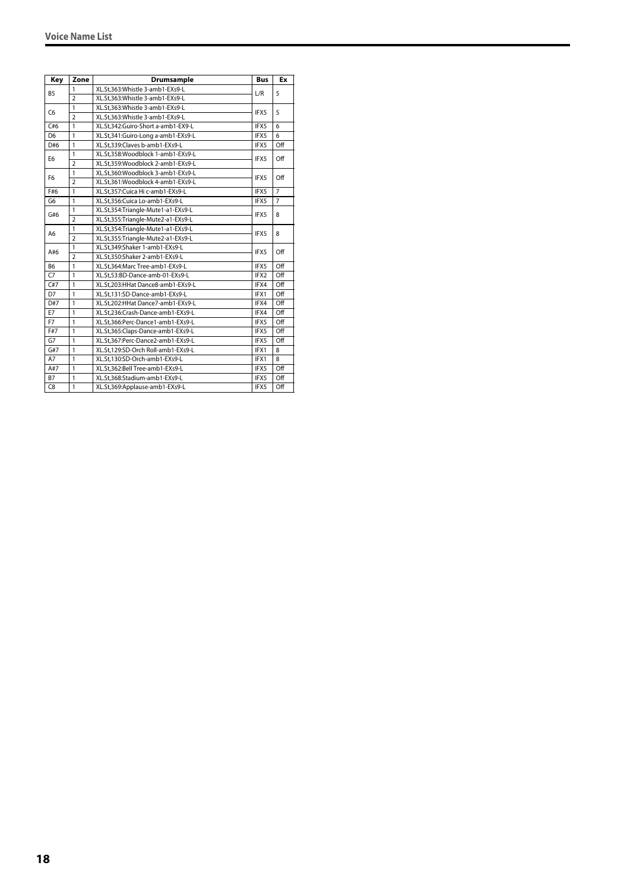| Key | Zone | Drumsample | Bus | Ex |
|---|---|---|---|---|
| B5 | 1 | XL.St,363:Whistle 3-amb1-EXs9-L | L/R | 5 |
| | 2 | XL.St,363:Whistle 3-amb1-EXs9-L | | |
| C6 | 1 | XL.St,363:Whistle 3-amb1-EXs9-L | IFX5 | 5 |
| | 2 | XL.St,363:Whistle 3-amb1-EXs9-L | | |
| C#6 | 1 | XL.St,342:Guiro-Short a-amb1-EX9-L | IFX5 | 6 |
| D6 | 1 | XL.St,341:Guiro-Long a-amb1-EXs9-L | IFX5 | 6 |
| D#6 | 1 | XL.St,339:Claves b-amb1-EXs9-L | IFX5 | Off |
| E6 | 1 | XL.St,358:Woodblock 1-amb1-EXs9-L | IFX5 | Off |
| | 2 | XL.St,359:Woodblock 2-amb1-EXs9-L | | |
| F6 | 1 | XL.St,360:Woodblock 3-amb1-EXs9-L | IFX5 | Off |
| | 2 | XL.St,361:Woodblock 4-amb1-EXs9-L | | |
| F#6 | 1 | XL.St,357:Cuica Hi c-amb1-EXs9-L | IFX5 | 7 |
| G6 | 1 | XL.St,356:Cuica Lo-amb1-EXs9-L | IFX5 | 7 |
| G#6 | 1 | XL.St,354:Triangle-Mute1-a1-EXs9-L | IFX5 | 8 |
| | 2 | XL.St,355:Triangle-Mute2-a1-EXs9-L | | |
| A6 | 1 | XL.St,354:Triangle-Mute1-a1-EXs9-L | IFX5 | 8 |
| | 2 | XL.St,355:Triangle-Mute2-a1-EXs9-L | | |
| A#6 | 1 | XL.St,349:Shaker 1-amb1-EXs9-L | IFX5 | Off |
| | 2 | XL.St,350:Shaker 2-amb1-EXs9-L | | |
| B6 | 1 | XL.St,364:Marc Tree-amb1-EXs9-L | IFX5 | Off |
| C7 | 1 | XL.St,53:BD-Dance-amb-01-EXs9-L | IFX2 | Off |
| C#7 | 1 | XL.St,203:HHat Dance8-amb1-EXs9-L | IFX4 | Off |
| D7 | 1 | XL.St,131:SD-Dance-amb1-EXs9-L | IFX1 | Off |
| D#7 | 1 | XL.St,202:HHat Dance7-amb1-EXs9-L | IFX4 | Off |
| E7 | 1 | XL.St,236:Crash-Dance-amb1-EXs9-L | IFX4 | Off |
| F7 | 1 | XL.St,366:Perc-Dance1-amb1-EXs9-L | IFX5 | Off |
| F#7 | 1 | XL.St,365:Claps-Dance-amb1-EXs9-L | IFX5 | Off |
| G7 | 1 | XL.St,367:Perc-Dance2-amb1-EXs9-L | IFX5 | Off |
| G#7 | 1 | XL.St,129:SD-Orch Roll-amb1-EXs9-L | IFX1 | 8 |
| A7 | 1 | XL.St,130:SD-Orch-amb1-EXs9-L | IFX1 | 8 |
| A#7 | 1 | XL.St,362:Bell Tree-amb1-EXs9-L | IFX5 | Off |
| B7 | 1 | XL.St,368:Stadium-amb1-EXs9-L | IFX5 | Off |
| C8 | 1 | XL.St,369:Applause-amb1-EXs9-L | IFX5 | Off |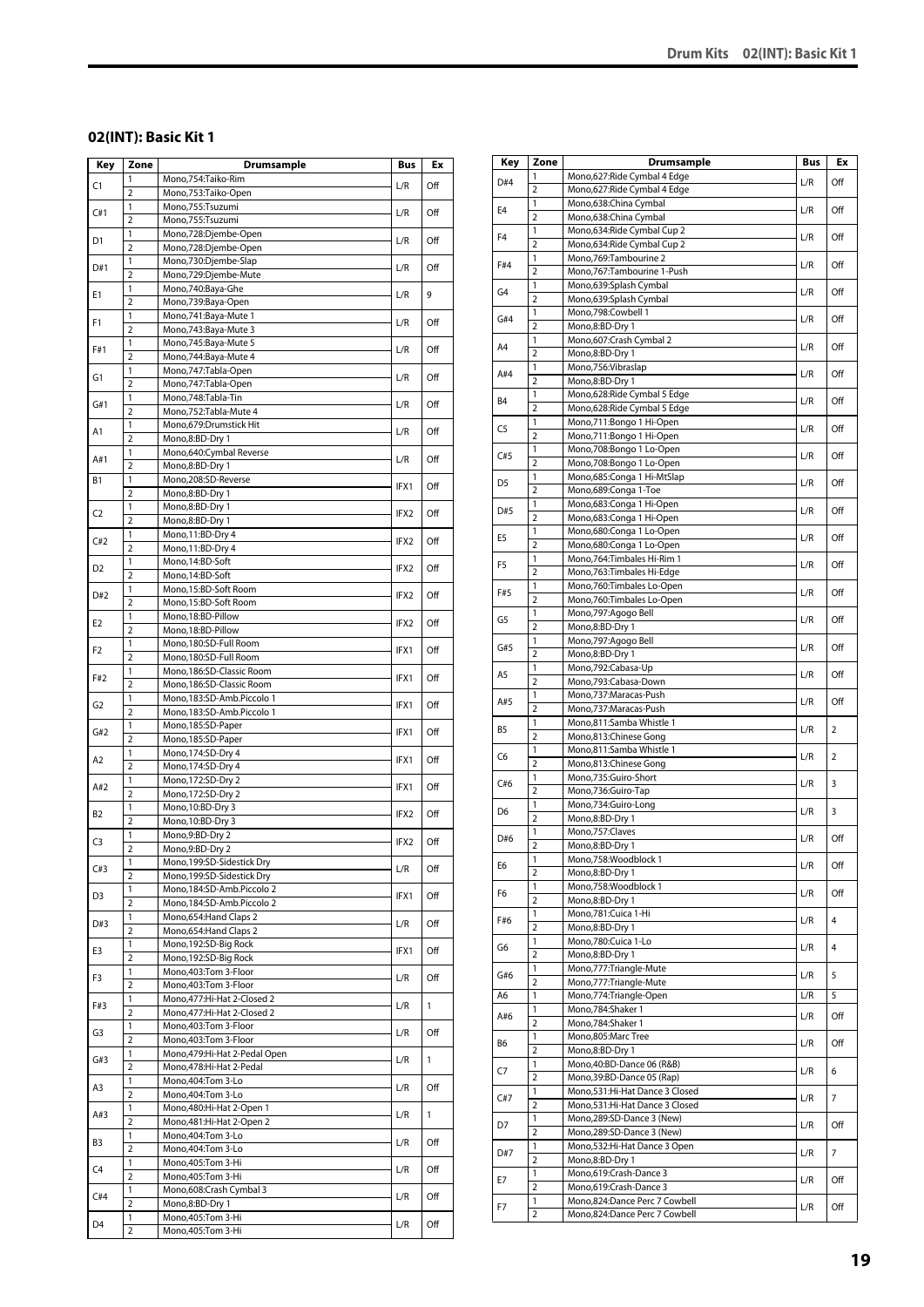## 02(INT): Basic Kit 1

| Key | Zone | Drumsample | Bus | Ex |
|---|---|---|---|---|
| C1 | 1 | Mono,754:Taiko-Rim | L/R | Off |
| | 2 | Mono,753:Taiko-Open | | |
| C#1 | 1 | Mono,755:Tsuzumi | L/R | Off |
| | 2 | Mono,755:Tsuzumi | | |
| D1 | 1 | Mono,728:Djembe-Open | L/R | Off |
| | 2 | Mono,728:Djembe-Open | | |
| D#1 | 1 | Mono,730:Djembe-Slap | L/R | Off |
| | 2 | Mono,729:Djembe-Mute | | |
| E1 | 1 | Mono,740:Baya-Ghe | L/R | 9 |
| | 2 | Mono,739:Baya-Open | | |
| F1 | 1 | Mono,741:Baya-Mute 1 | L/R | Off |
| | 2 | Mono,743:Baya-Mute 3 | | |
| F#1 | 1 | Mono,745:Baya-Mute 5 | L/R | Off |
| | 2 | Mono,744:Baya-Mute 4 | | |
| G1 | 1 | Mono,747:Tabla-Open | L/R | Off |
| | 2 | Mono,747:Tabla-Open | | |
| G#1 | 1 | Mono,748:Tabla-Tin | L/R | Off |
| | 2 | Mono,752:Tabla-Mute 4 | | |
| A1 | 1 | Mono,679:Drumstick Hit | L/R | Off |
| | 2 | Mono,8:BD-Dry 1 | | |
| A#1 | 1 | Mono,640:Cymbal Reverse | L/R | Off |
| | 2 | Mono,8:BD-Dry 1 | | |
| B1 | 1 | Mono,208:SD-Reverse | IFX1 | Off |
| | 2 | Mono,8:BD-Dry 1 | | |
| C2 | 1 | Mono,8:BD-Dry 1 | IFX2 | Off |
| | 2 | Mono,8:BD-Dry 1 | | |
| C#2 | 1 | Mono,11:BD-Dry 4 | IFX2 | Off |
| | 2 | Mono,11:BD-Dry 4 | | |
| D2 | 1 | Mono,14:BD-Soft | IFX2 | Off |
| | 2 | Mono,14:BD-Soft | | |
| D#2 | 1 | Mono,15:BD-Soft Room | IFX2 | Off |
| | 2 | Mono,15:BD-Soft Room | | |
| E2 | 1 | Mono,18:BD-Pillow | IFX2 | Off |
| | 2 | Mono,18:BD-Pillow | | |
| F2 | 1 | Mono,180:SD-Full Room | IFX1 | Off |
| | 2 | Mono,180:SD-Full Room | | |
| F#2 | 1 | Mono,186:SD-Classic Room | IFX1 | Off |
| | 2 | Mono,186:SD-Classic Room | | |
| G2 | 1 | Mono,183:SD-Amb.Piccolo 1 | IFX1 | Off |
| | 2 | Mono,183:SD-Amb.Piccolo 1 | | |
| G#2 | 1 | Mono,185:SD-Paper | IFX1 | Off |
| | 2 | Mono,185:SD-Paper | | |
| A2 | 1 | Mono,174:SD-Dry 4 | IFX1 | Off |
| | 2 | Mono,174:SD-Dry 4 | | |
| A#2 | 1 | Mono,172:SD-Dry 2 | IFX1 | Off |
| | 2 | Mono,172:SD-Dry 2 | | |
| B2 | 1 | Mono,10:BD-Dry 3 | IFX2 | Off |
| | 2 | Mono,10:BD-Dry 3 | | |
| C3 | 1 | Mono,9:BD-Dry 2 | IFX2 | Off |
| | 2 | Mono,9:BD-Dry 2 | | |
| C#3 | 1 | Mono,199:SD-Sidestick Dry | L/R | Off |
| | 2 | Mono,199:SD-Sidestick Dry | | |
| D3 | 1 | Mono,184:SD-Amb.Piccolo 2 | IFX1 | Off |
| | 2 | Mono,184:SD-Amb.Piccolo 2 | | |
| D#3 | 1 | Mono,654:Hand Claps 2 | L/R | Off |
| | 2 | Mono,654:Hand Claps 2 | | |
| E3 | 1 | Mono,192:SD-Big Rock | IFX1 | Off |
| | 2 | Mono,192:SD-Big Rock | | |
| F3 | 1 | Mono,403:Tom 3-Floor | L/R | Off |
| | 2 | Mono,403:Tom 3-Floor | | |
| F#3 | 1 | Mono,477:Hi-Hat 2-Closed 2 | L/R | 1 |
| | 2 | Mono,477:Hi-Hat 2-Closed 2 | | |
| G3 | 1 | Mono,403:Tom 3-Floor | L/R | Off |
| | 2 | Mono,403:Tom 3-Floor | | |
| G#3 | 1 | Mono,479:Hi-Hat 2-Pedal Open | L/R | 1 |
| | 2 | Mono,478:Hi-Hat 2-Pedal | | |
| A3 | 1 | Mono,404:Tom 3-Lo | L/R | Off |
| | 2 | Mono,404:Tom 3-Lo | | |
| A#3 | 1 | Mono,480:Hi-Hat 2-Open 1 | L/R | 1 |
| | 2 | Mono,481:Hi-Hat 2-Open 2 | | |
| B3 | 1 | Mono,404:Tom 3-Lo | L/R | Off |
| | 2 | Mono,404:Tom 3-Lo | | |
| C4 | 1 | Mono,405:Tom 3-Hi | L/R | Off |
| | 2 | Mono,405:Tom 3-Hi | | |
| C#4 | 1 | Mono,608:Crash Cymbal 3 | L/R | Off |
| | 2 | Mono,8:BD-Dry 1 | | |
| D4 | 1 | Mono,405:Tom 3-Hi | L/R | Off |
| | 2 | Mono,405:Tom 3-Hi | | |
| D#4 | 1 | Mono,627:Ride Cymbal 4 Edge | L/R | Off |
| | 2 | Mono,627:Ride Cymbal 4 Edge | | |
| E4 | 1 | Mono,638:China Cymbal | L/R | Off |
| | 2 | Mono,638:China Cymbal | | |
| F4 | 1 | Mono,634:Ride Cymbal Cup 2 | L/R | Off |
| | 2 | Mono,634:Ride Cymbal Cup 2 | | |
| F#4 | 1 | Mono,769:Tambourine 2 | L/R | Off |
| | 2 | Mono,767:Tambourine 1-Push | | |
| G4 | 1 | Mono,639:Splash Cymbal | L/R | Off |
| | 2 | Mono,639:Splash Cymbal | | |
| G#4 | 1 | Mono,798:Cowbell 1 | L/R | Off |
| | 2 | Mono,8:BD-Dry 1 | | |
| A4 | 1 | Mono,607:Crash Cymbal 2 | L/R | Off |
| | 2 | Mono,8:BD-Dry 1 | | |
| A#4 | 1 | Mono,756:Vibraslap | L/R | Off |
| | 2 | Mono,8:BD-Dry 1 | | |
| B4 | 1 | Mono,628:Ride Cymbal 5 Edge | L/R | Off |
| | 2 | Mono,628:Ride Cymbal 5 Edge | | |
| C5 | 1 | Mono,711:Bongo 1 Hi-Open | L/R | Off |
| | 2 | Mono,711:Bongo 1 Hi-Open | | |
| C#5 | 1 | Mono,708:Bongo 1 Lo-Open | L/R | Off |
| | 2 | Mono,708:Bongo 1 Lo-Open | | |
| D5 | 1 | Mono,685:Conga 1 Hi-MtSlap | L/R | Off |
| | 2 | Mono,689:Conga 1-Toe | | |
| D#5 | 1 | Mono,683:Conga 1 Hi-Open | L/R | Off |
| | 2 | Mono,683:Conga 1 Hi-Open | | |
| E5 | 1 | Mono,680:Conga 1 Lo-Open | L/R | Off |
| | 2 | Mono,680:Conga 1 Lo-Open | | |
| F5 | 1 | Mono,764:Timbales Hi-Rim 1 | L/R | Off |
| | 2 | Mono,763:Timbales Hi-Edge | | |
| F#5 | 1 | Mono,760:Timbales Lo-Open | L/R | Off |
| | 2 | Mono,760:Timbales Lo-Open | | |
| G5 | 1 | Mono,797:Agogo Bell | L/R | Off |
| | 2 | Mono,8:BD-Dry 1 | | |
| G#5 | 1 | Mono,797:Agogo Bell | L/R | Off |
| | 2 | Mono,8:BD-Dry 1 | | |
| A5 | 1 | Mono,792:Cabasa-Up | L/R | Off |
| | 2 | Mono,793:Cabasa-Down | | |
| A#5 | 1 | Mono,737:Maracas-Push | L/R | Off |
| | 2 | Mono,737:Maracas-Push | | |
| B5 | 1 | Mono,811:Samba Whistle 1 | L/R | 2 |
| | 2 | Mono,813:Chinese Gong | | |
| C6 | 1 | Mono,811:Samba Whistle 1 | L/R | 2 |
| | 2 | Mono,813:Chinese Gong | | |
| C#6 | 1 | Mono,735:Guiro-Short | L/R | 3 |
| | 2 | Mono,736:Guiro-Tap | | |
| D6 | 1 | Mono,734:Guiro-Long | L/R | 3 |
| | 2 | Mono,8:BD-Dry 1 | | |
| D#6 | 1 | Mono,757:Claves | L/R | Off |
| | 2 | Mono,8:BD-Dry 1 | | |
| E6 | 1 | Mono,758:Woodblock 1 | L/R | Off |
| | 2 | Mono,8:BD-Dry 1 | | |
| F6 | 1 | Mono,758:Woodblock 1 | L/R | Off |
| | 2 | Mono,8:BD-Dry 1 | | |
| F#6 | 1 | Mono,781:Cuica 1-Hi | L/R | 4 |
| | 2 | Mono,8:BD-Dry 1 | | |
| G6 | 1 | Mono,780:Cuica 1-Lo | L/R | 4 |
| | 2 | Mono,8:BD-Dry 1 | | |
| G#6 | 1 | Mono,777:Triangle-Mute | L/R | 5 |
| | 2 | Mono,777:Triangle-Mute | | |
| A6 | 1 | Mono,774:Triangle-Open | L/R | 5 |
| A#6 | 1 | Mono,784:Shaker 1 | L/R | Off |
| | 2 | Mono,784:Shaker 1 | | |
| B6 | 1 | Mono,805:Marc Tree | L/R | Off |
| | 2 | Mono,8:BD-Dry 1 | | |
| C7 | 1 | Mono,40:BD-Dance 06 (R&B) | L/R | 6 |
| | 2 | Mono,39:BD-Dance 05 (Rap) | | |
| C#7 | 1 | Mono,531:Hi-Hat Dance 3 Closed | L/R | 7 |
| | 2 | Mono,531:Hi-Hat Dance 3 Closed | | |
| D7 | 1 | Mono,289:SD-Dance 3 (New) | L/R | Off |
| | 2 | Mono,289:SD-Dance 3 (New) | | |
| D#7 | 1 | Mono,532:Hi-Hat Dance 3 Open | L/R | 7 |
| | 2 | Mono,8:BD-Dry 1 | | |
| E7 | 1 | Mono,619:Crash-Dance 3 | L/R | Off |
| | 2 | Mono,619:Crash-Dance 3 | | |
| F7 | 1 | Mono,824:Dance Perc 7 Cowbell | L/R | Off |
| | 2 | Mono,824:Dance Perc 7 Cowbell | | |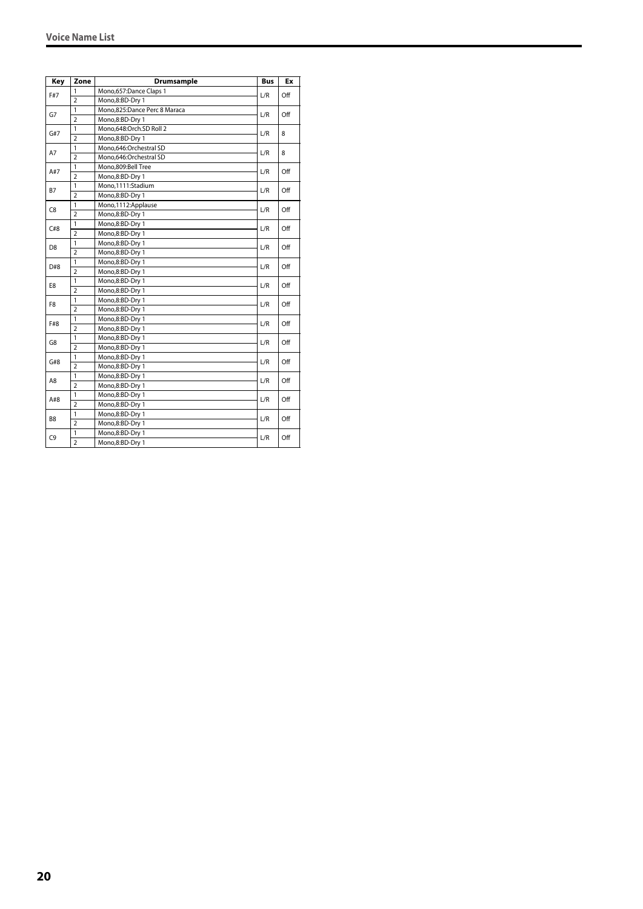| Key | Zone | Drumsample | Bus | Ex |
|---|---|---|---|---|
| F#7 | 1 | Mono,657:Dance Claps 1 | L/R | Off |
| | 2 | Mono,8:BD-Dry 1 | | |
| G7 | 1 | Mono,825:Dance Perc 8 Maraca | L/R | Off |
| | 2 | Mono,8:BD-Dry 1 | | |
| G#7 | 1 | Mono,648:Orch.SD Roll 2 | L/R | 8 |
| | 2 | Mono,8:BD-Dry 1 | | |
| A7 | 1 | Mono,646:Orchestral SD | L/R | 8 |
| | 2 | Mono,646:Orchestral SD | | |
| A#7 | 1 | Mono,809:Bell Tree | L/R | Off |
| | 2 | Mono,8:BD-Dry 1 | | |
| B7 | 1 | Mono,1111:Stadium | L/R | Off |
| | 2 | Mono,8:BD-Dry 1 | | |
| C8 | 1 | Mono,1112:Applause | L/R | Off |
| | 2 | Mono,8:BD-Dry 1 | | |
| C#8 | 1 | Mono,8:BD-Dry 1 | L/R | Off |
| | 2 | Mono,8:BD-Dry 1 | | |
| D8 | 1 | Mono,8:BD-Dry 1 | L/R | Off |
| | 2 | Mono,8:BD-Dry 1 | | |
| D#8 | 1 | Mono,8:BD-Dry 1 | L/R | Off |
| | 2 | Mono,8:BD-Dry 1 | | |
| E8 | 1 | Mono,8:BD-Dry 1 | L/R | Off |
| | 2 | Mono,8:BD-Dry 1 | | |
| F8 | 1 | Mono,8:BD-Dry 1 | L/R | Off |
| | 2 | Mono,8:BD-Dry 1 | | |
| F#8 | 1 | Mono,8:BD-Dry 1 | L/R | Off |
| | 2 | Mono,8:BD-Dry 1 | | |
| G8 | 1 | Mono,8:BD-Dry 1 | L/R | Off |
| | 2 | Mono,8:BD-Dry 1 | | |
| G#8 | 1 | Mono,8:BD-Dry 1 | L/R | Off |
| | 2 | Mono,8:BD-Dry 1 | | |
| A8 | 1 | Mono,8:BD-Dry 1 | L/R | Off |
| | 2 | Mono,8:BD-Dry 1 | | |
| A#8 | 1 | Mono,8:BD-Dry 1 | L/R | Off |
| | 2 | Mono,8:BD-Dry 1 | | |
| B8 | 1 | Mono,8:BD-Dry 1 | L/R | Off |
| | 2 | Mono,8:BD-Dry 1 | | |
| C9 | 1 | Mono,8:BD-Dry 1 | L/R | Off |
| | 2 | Mono,8:BD-Dry 1 | | |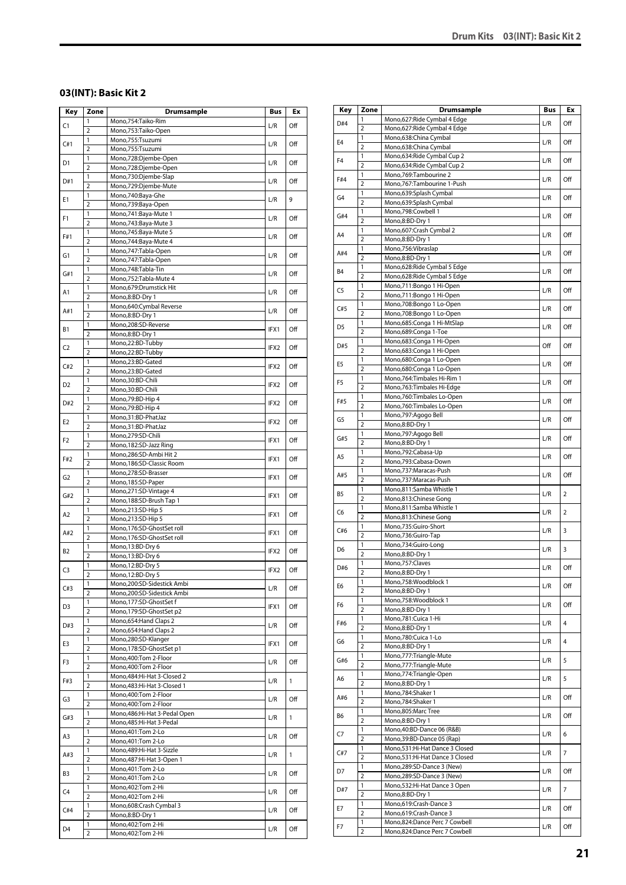## 03(INT): Basic Kit 2

| Key | Zone | Drumsample | Bus | Ex |
|---|---|---|---|---|
| C1 | 1 | Mono,754:Taiko-Rim | L/R | Off |
| | 2 | Mono,753:Taiko-Open | | |
| C#1 | 1 | Mono,755:Tsuzumi | L/R | Off |
| | 2 | Mono,755:Tsuzumi | | |
| D1 | 1 | Mono,728:Djembe-Open | L/R | Off |
| | 2 | Mono,728:Djembe-Open | | |
| D#1 | 1 | Mono,730:Djembe-Slap | L/R | Off |
| | 2 | Mono,729:Djembe-Mute | | |
| E1 | 1 | Mono,740:Baya-Ghe | L/R | 9 |
| | 2 | Mono,739:Baya-Open | | |
| F1 | 1 | Mono,741:Baya-Mute 1 | L/R | Off |
| | 2 | Mono,743:Baya-Mute 3 | | |
| F#1 | 1 | Mono,745:Baya-Mute 5 | L/R | Off |
| | 2 | Mono,744:Baya-Mute 4 | | |
| G1 | 1 | Mono,747:Tabla-Open | L/R | Off |
| | 2 | Mono,747:Tabla-Open | | |
| G#1 | 1 | Mono,748:Tabla-Tin | L/R | Off |
| | 2 | Mono,752:Tabla-Mute 4 | | |
| A1 | 1 | Mono,679:Drumstick Hit | L/R | Off |
| | 2 | Mono,8:BD-Dry 1 | | |
| A#1 | 1 | Mono,640:Cymbal Reverse | L/R | Off |
| | 2 | Mono,8:BD-Dry 1 | | |
| B1 | 1 | Mono,208:SD-Reverse | IFX1 | Off |
| | 2 | Mono,8:BD-Dry 1 | | |
| C2 | 1 | Mono,22:BD-Tubby | IFX2 | Off |
| | 2 | Mono,22:BD-Tubby | | |
| C#2 | 1 | Mono,23:BD-Gated | IFX2 | Off |
| | 2 | Mono,23:BD-Gated | | |
| D2 | 1 | Mono,30:BD-Chili | IFX2 | Off |
| | 2 | Mono,30:BD-Chili | | |
| D#2 | 1 | Mono,79:BD-Hip 4 | IFX2 | Off |
| | 2 | Mono,79:BD-Hip 4 | | |
| E2 | 1 | Mono,31:BD-PhatJaz | IFX2 | Off |
| | 2 | Mono,31:BD-PhatJaz | | |
| F2 | 1 | Mono,279:SD-Chili | IFX1 | Off |
| | 2 | Mono,182:SD-Jazz Ring | | |
| F#2 | 1 | Mono,286:SD-Ambi Hit 2 | IFX1 | Off |
| | 2 | Mono,186:SD-Classic Room | | |
| G2 | 1 | Mono,278:SD-Brasser | IFX1 | Off |
| | 2 | Mono,185:SD-Paper | | |
| G#2 | 1 | Mono,271:SD-Vintage 4 | IFX1 | Off |
| | 2 | Mono,188:SD-Brush Tap 1 | | |
| A2 | 1 | Mono,213:SD-Hip 5 | IFX1 | Off |
| | 2 | Mono,213:SD-Hip 5 | | |
| A#2 | 1 | Mono,176:SD-GhostSet roll | IFX1 | Off |
| | 2 | Mono,176:SD-GhostSet roll | | |
| B2 | 1 | Mono,13:BD-Dry 6 | IFX2 | Off |
| | 2 | Mono,13:BD-Dry 6 | | |
| C3 | 1 | Mono,12:BD-Dry 5 | IFX2 | Off |
| | 2 | Mono,12:BD-Dry 5 | | |
| C#3 | 1 | Mono,200:SD-Sidestick Ambi | L/R | Off |
| | 2 | Mono,200:SD-Sidestick Ambi | | |
| D3 | 1 | Mono,177:SD-GhostSet f | IFX1 | Off |
| | 2 | Mono,179:SD-GhostSet p2 | | |
| D#3 | 1 | Mono,654:Hand Claps 2 | L/R | Off |
| | 2 | Mono,654:Hand Claps 2 | | |
| E3 | 1 | Mono,280:SD-Klanger | IFX1 | Off |
| | 2 | Mono,178:SD-GhostSet p1 | | |
| F3 | 1 | Mono,400:Tom 2-Floor | L/R | Off |
| | 2 | Mono,400:Tom 2-Floor | | |
| F#3 | 1 | Mono,484:Hi-Hat 3-Closed 2 | L/R | 1 |
| | 2 | Mono,483:Hi-Hat 3-Closed 1 | | |
| G3 | 1 | Mono,400:Tom 2-Floor | L/R | Off |
| | 2 | Mono,400:Tom 2-Floor | | |
| G#3 | 1 | Mono,486:Hi-Hat 3-Pedal Open | L/R | 1 |
| | 2 | Mono,485:Hi-Hat 3-Pedal | | |
| A3 | 1 | Mono,401:Tom 2-Lo | L/R | Off |
| | 2 | Mono,401:Tom 2-Lo | | |
| A#3 | 1 | Mono,489:Hi-Hat 3-Sizzle | L/R | 1 |
| | 2 | Mono,487:Hi-Hat 3-Open 1 | | |
| B3 | 1 | Mono,401:Tom 2-Lo | L/R | Off |
| | 2 | Mono,401:Tom 2-Lo | | |
| C4 | 1 | Mono,402:Tom 2-Hi | L/R | Off |
| | 2 | Mono,402:Tom 2-Hi | | |
| C#4 | 1 | Mono,608:Crash Cymbal 3 | L/R | Off |
| | 2 | Mono,8:BD-Dry 1 | | |
| D4 | 1 | Mono,402:Tom 2-Hi | L/R | Off |
| | 2 | Mono,402:Tom 2-Hi | | |
| D#4 | 1 | Mono,627:Ride Cymbal 4 Edge | L/R | Off |
| | 2 | Mono,627:Ride Cymbal 4 Edge | | |
| E4 | 1 | Mono,638:China Cymbal | L/R | Off |
| | 2 | Mono,638:China Cymbal | | |
| F4 | 1 | Mono,634:Ride Cymbal Cup 2 | L/R | Off |
| | 2 | Mono,634:Ride Cymbal Cup 2 | | |
| F#4 | 1 | Mono,769:Tambourine 2 | L/R | Off |
| | 2 | Mono,767:Tambourine 1-Push | | |
| G4 | 1 | Mono,639:Splash Cymbal | L/R | Off |
| | 2 | Mono,639:Splash Cymbal | | |
| G#4 | 1 | Mono,798:Cowbell 1 | L/R | Off |
| | 2 | Mono,8:BD-Dry 1 | | |
| A4 | 1 | Mono,607:Crash Cymbal 2 | L/R | Off |
| | 2 | Mono,8:BD-Dry 1 | | |
| A#4 | 1 | Mono,756:Vibraslap | L/R | Off |
| | 2 | Mono,8:BD-Dry 1 | | |
| B4 | 1 | Mono,628:Ride Cymbal 5 Edge | L/R | Off |
| | 2 | Mono,628:Ride Cymbal 5 Edge | | |
| C5 | 1 | Mono,711:Bongo 1 Hi-Open | L/R | Off |
| | 2 | Mono,711:Bongo 1 Hi-Open | | |
| C#5 | 1 | Mono,708:Bongo 1 Lo-Open | L/R | Off |
| | 2 | Mono,708:Bongo 1 Lo-Open | | |
| D5 | 1 | Mono,685:Conga 1 Hi-MtSlap | L/R | Off |
| | 2 | Mono,689:Conga 1-Toe | | |
| D#5 | 1 | Mono,683:Conga 1 Hi-Open | Off | Off |
| | 2 | Mono,683:Conga 1 Hi-Open | | |
| E5 | 1 | Mono,680:Conga 1 Lo-Open | L/R | Off |
| | 2 | Mono,680:Conga 1 Lo-Open | | |
| F5 | 1 | Mono,764:Timbales Hi-Rim 1 | L/R | Off |
| | 2 | Mono,763:Timbales Hi-Edge | | |
| F#5 | 1 | Mono,760:Timbales Lo-Open | L/R | Off |
| | 2 | Mono,760:Timbales Lo-Open | | |
| G5 | 1 | Mono,797:Agogo Bell | L/R | Off |
| | 2 | Mono,8:BD-Dry 1 | | |
| G#5 | 1 | Mono,797:Agogo Bell | L/R | Off |
| | 2 | Mono,8:BD-Dry 1 | | |
| A5 | 1 | Mono,792:Cabasa-Up | L/R | Off |
| | 2 | Mono,793:Cabasa-Down | | |
| A#5 | 1 | Mono,737:Maracas-Push | L/R | Off |
| | 2 | Mono,737:Maracas-Push | | |
| B5 | 1 | Mono,811:Samba Whistle 1 | L/R | 2 |
| | 2 | Mono,813:Chinese Gong | | |
| C6 | 1 | Mono,811:Samba Whistle 1 | L/R | 2 |
| | 2 | Mono,813:Chinese Gong | | |
| C#6 | 1 | Mono,735:Guiro-Short | L/R | 3 |
| | 2 | Mono,736:Guiro-Tap | | |
| D6 | 1 | Mono,734:Guiro-Long | L/R | 3 |
| | 2 | Mono,8:BD-Dry 1 | | |
| D#6 | 1 | Mono,757:Claves | L/R | Off |
| | 2 | Mono,8:BD-Dry 1 | | |
| E6 | 1 | Mono,758:Woodblock 1 | L/R | Off |
| | 2 | Mono,8:BD-Dry 1 | | |
| F6 | 1 | Mono,758:Woodblock 1 | L/R | Off |
| | 2 | Mono,8:BD-Dry 1 | | |
| F#6 | 1 | Mono,781:Cuica 1-Hi | L/R | 4 |
| | 2 | Mono,8:BD-Dry 1 | | |
| G6 | 1 | Mono,780:Cuica 1-Lo | L/R | 4 |
| | 2 | Mono,8:BD-Dry 1 | | |
| G#6 | 1 | Mono,777:Triangle-Mute | L/R | 5 |
| | 2 | Mono,777:Triangle-Mute | | |
| A6 | 1 | Mono,774:Triangle-Open | L/R | 5 |
| | 2 | Mono,8:BD-Dry 1 | | |
| A#6 | 1 | Mono,784:Shaker 1 | L/R | Off |
| | 2 | Mono,784:Shaker 1 | | |
| B6 | 1 | Mono,805:Marc Tree | L/R | Off |
| | 2 | Mono,8:BD-Dry 1 | | |
| C7 | 1 | Mono,40:BD-Dance 06 (R&B) | L/R | 6 |
| | 2 | Mono,39:BD-Dance 05 (Rap) | | |
| C#7 | 1 | Mono,531:Hi-Hat Dance 3 Closed | L/R | 7 |
| | 2 | Mono,531:Hi-Hat Dance 3 Closed | | |
| D7 | 1 | Mono,289:SD-Dance 3 (New) | L/R | Off |
| | 2 | Mono,289:SD-Dance 3 (New) | | |
| D#7 | 1 | Mono,532:Hi-Hat Dance 3 Open | L/R | 7 |
| | 2 | Mono,8:BD-Dry 1 | | |
| E7 | 1 | Mono,619:Crash-Dance 3 | L/R | Off |
| | 2 | Mono,619:Crash-Dance 3 | | |
| F7 | 1 | Mono,824:Dance Perc 7 Cowbell | L/R | Off |
| | 2 | Mono,824:Dance Perc 7 Cowbell | | |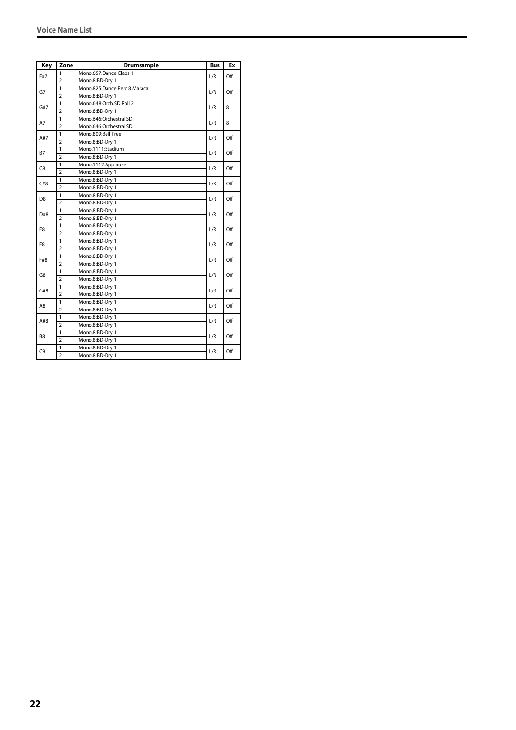| Key | Zone | Drumsample | Bus | Ex |
|---|---|---|---|---|
| F#7 | 1 | Mono,657:Dance Claps 1 | L/R | Off |
| | 2 | Mono,8:BD-Dry 1 | | |
| G7 | 1 | Mono,825:Dance Perc 8 Maraca | L/R | Off |
| | 2 | Mono,8:BD-Dry 1 | | |
| G#7 | 1 | Mono,648:Orch.SD Roll 2 | L/R | 8 |
| | 2 | Mono,8:BD-Dry 1 | | |
| A7 | 1 | Mono,646:Orchestral SD | L/R | 8 |
| | 2 | Mono,646:Orchestral SD | | |
| A#7 | 1 | Mono,809:Bell Tree | L/R | Off |
| | 2 | Mono,8:BD-Dry 1 | | |
| B7 | 1 | Mono,1111:Stadium | L/R | Off |
| | 2 | Mono,8:BD-Dry 1 | | |
| C8 | 1 | Mono,1112:Applause | L/R | Off |
| | 2 | Mono,8:BD-Dry 1 | | |
| C#8 | 1 | Mono,8:BD-Dry 1 | L/R | Off |
| | 2 | Mono,8:BD-Dry 1 | | |
| D8 | 1 | Mono,8:BD-Dry 1 | L/R | Off |
| | 2 | Mono,8:BD-Dry 1 | | |
| D#8 | 1 | Mono,8:BD-Dry 1 | L/R | Off |
| | 2 | Mono,8:BD-Dry 1 | | |
| E8 | 1 | Mono,8:BD-Dry 1 | L/R | Off |
| | 2 | Mono,8:BD-Dry 1 | | |
| F8 | 1 | Mono,8:BD-Dry 1 | L/R | Off |
| | 2 | Mono,8:BD-Dry 1 | | |
| F#8 | 1 | Mono,8:BD-Dry 1 | L/R | Off |
| | 2 | Mono,8:BD-Dry 1 | | |
| G8 | 1 | Mono,8:BD-Dry 1 | L/R | Off |
| | 2 | Mono,8:BD-Dry 1 | | |
| G#8 | 1 | Mono,8:BD-Dry 1 | L/R | Off |
| | 2 | Mono,8:BD-Dry 1 | | |
| A8 | 1 | Mono,8:BD-Dry 1 | L/R | Off |
| | 2 | Mono,8:BD-Dry 1 | | |
| A#8 | 1 | Mono,8:BD-Dry 1 | L/R | Off |
| | 2 | Mono,8:BD-Dry 1 | | |
| B8 | 1 | Mono,8:BD-Dry 1 | L/R | Off |
| | 2 | Mono,8:BD-Dry 1 | | |
| C9 | 1 | Mono,8:BD-Dry 1 | L/R | Off |
| | 2 | Mono,8:BD-Dry 1 | | |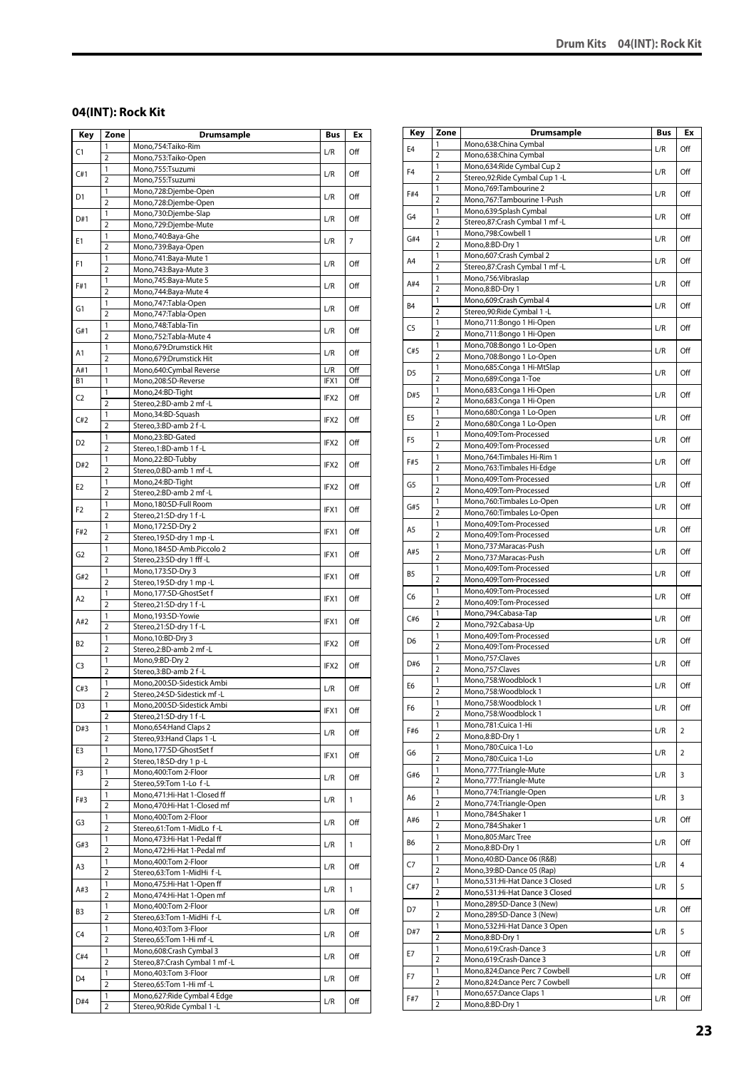## 04(INT): Rock Kit

| Key | Zone | Drumsample | Bus | Ex |
|---|---|---|---|---|
| C1 | 1 | Mono,754:Taiko-Rim | L/R | Off |
| | 2 | Mono,753:Taiko-Open | | |
| C#1 | 1 | Mono,755:Tsuzumi | L/R | Off |
| | 2 | Mono,755:Tsuzumi | | |
| D1 | 1 | Mono,728:Djembe-Open | L/R | Off |
| | 2 | Mono,728:Djembe-Open | | |
| D#1 | 1 | Mono,730:Djembe-Slap | L/R | Off |
| | 2 | Mono,729:Djembe-Mute | | |
| E1 | 1 | Mono,740:Baya-Ghe | L/R | 7 |
| | 2 | Mono,739:Baya-Open | | |
| F1 | 1 | Mono,741:Baya-Mute 1 | L/R | Off |
| | 2 | Mono,743:Baya-Mute 3 | | |
| F#1 | 1 | Mono,745:Baya-Mute 5 | L/R | Off |
| | 2 | Mono,744:Baya-Mute 4 | | |
| G1 | 1 | Mono,747:Tabla-Open | L/R | Off |
| | 2 | Mono,747:Tabla-Open | | |
| G#1 | 1 | Mono,748:Tabla-Tin | L/R | Off |
| | 2 | Mono,752:Tabla-Mute 4 | | |
| A1 | 1 | Mono,679:Drumstick Hit | L/R | Off |
| | 2 | Mono,679:Drumstick Hit | | |
| A#1 | 1 | Mono,640:Cymbal Reverse | L/R | Off |
| B1 | 1 | Mono,208:SD-Reverse | IFX1 | Off |
| C2 | 1 | Mono,24:BD-Tight | IFX2 | Off |
| | 2 | Stereo,2:BD-amb 2 mf -L | | |
| C#2 | 1 | Mono,34:BD-Squash | IFX2 | Off |
| | 2 | Stereo,3:BD-amb 2 f -L | | |
| D2 | 1 | Mono,23:BD-Gated | IFX2 | Off |
| | 2 | Stereo,1:BD-amb 1 f -L | | |
| D#2 | 1 | Mono,22:BD-Tubby | IFX2 | Off |
| | 2 | Stereo,0:BD-amb 1 mf -L | | |
| E2 | 1 | Mono,24:BD-Tight | IFX2 | Off |
| | 2 | Stereo,2:BD-amb 2 mf -L | | |
| F2 | 1 | Mono,180:SD-Full Room | IFX1 | Off |
| | 2 | Stereo,21:SD-dry 1 f -L | | |
| F#2 | 1 | Mono,172:SD-Dry 2 | IFX1 | Off |
| | 2 | Stereo,19:SD-dry 1 mp -L | | |
| G2 | 1 | Mono,184:SD-Amb.Piccolo 2 | IFX1 | Off |
| | 2 | Stereo,23:SD-dry 1 fff -L | | |
| G#2 | 1 | Mono,173:SD-Dry 3 | IFX1 | Off |
| | 2 | Stereo,19:SD-dry 1 mp -L | | |
| A2 | 1 | Mono,177:SD-GhostSet f | IFX1 | Off |
| | 2 | Stereo,21:SD-dry 1 f -L | | |
| A#2 | 1 | Mono,193:SD-Yowie | IFX1 | Off |
| | 2 | Stereo,21:SD-dry 1 f -L | | |
| B2 | 1 | Mono,10:BD-Dry 3 | IFX2 | Off |
| | 2 | Stereo,2:BD-amb 2 mf -L | | |
| C3 | 1 | Mono,9:BD-Dry 2 | IFX2 | Off |
| | 2 | Stereo,3:BD-amb 2 f -L | | |
| C#3 | 1 | Mono,200:SD-Sidestick Ambi | L/R | Off |
| | 2 | Stereo,24:SD-Sidestick mf -L | | |
| D3 | 1 | Mono,200:SD-Sidestick Ambi | IFX1 | Off |
| | 2 | Stereo,21:SD-dry 1 f -L | | |
| D#3 | 1 | Mono,654:Hand Claps 2 | L/R | Off |
| | 2 | Stereo,93:Hand Claps 1 -L | | |
| E3 | 1 | Mono,177:SD-GhostSet f | IFX1 | Off |
| | 2 | Stereo,18:SD-dry 1 p -L | | |
| F3 | 1 | Mono,400:Tom 2-Floor | L/R | Off |
| | 2 | Stereo,59:Tom 1-Lo f -L | | |
| F#3 | 1 | Mono,471:Hi-Hat 1-Closed ff | L/R | 1 |
| | 2 | Mono,470:Hi-Hat 1-Closed mf | | |
| G3 | 1 | Mono,400:Tom 2-Floor | L/R | Off |
| | 2 | Stereo,61:Tom 1-MidLo f -L | | |
| G#3 | 1 | Mono,473:Hi-Hat 1-Pedal ff | L/R | 1 |
| | 2 | Mono,472:Hi-Hat 1-Pedal mf | | |
| A3 | 1 | Mono,400:Tom 2-Floor | L/R | Off |
| | 2 | Stereo,63:Tom 1-MidHi f -L | | |
| A#3 | 1 | Mono,475:Hi-Hat 1-Open ff | L/R | 1 |
| | 2 | Mono,474:Hi-Hat 1-Open mf | | |
| B3 | 1 | Mono,400:Tom 2-Floor | L/R | Off |
| | 2 | Stereo,63:Tom 1-MidHi f -L | | |
| C4 | 1 | Mono,403:Tom 3-Floor | L/R | Off |
| | 2 | Stereo,65:Tom 1-Hi mf -L | | |
| C#4 | 1 | Mono,608:Crash Cymbal 3 | L/R | Off |
| | 2 | Stereo,87:Crash Cymbal 1 mf -L | | |
| D4 | 1 | Mono,403:Tom 3-Floor | L/R | Off |
| | 2 | Stereo,65:Tom 1-Hi mf -L | | |
| D#4 | 1 | Mono,627:Ride Cymbal 4 Edge | L/R | Off |
| | 2 | Stereo,90:Ride Cymbal 1 -L | | |
| E4 | 1 | Mono,638:China Cymbal | L/R | Off |
| | 2 | Mono,638:China Cymbal | | |
| F4 | 1 | Mono,634:Ride Cymbal Cup 2 | L/R | Off |
| | 2 | Stereo,92:Ride Cymbal Cup 1 -L | | |
| F#4 | 1 | Mono,769:Tambourine 2 | L/R | Off |
| | 2 | Mono,767:Tambourine 1-Push | | |
| G4 | 1 | Mono,639:Splash Cymbal | L/R | Off |
| | 2 | Stereo,87:Crash Cymbal 1 mf -L | | |
| G#4 | 1 | Mono,798:Cowbell 1 | L/R | Off |
| | 2 | Mono,8:BD-Dry 1 | | |
| A4 | 1 | Mono,607:Crash Cymbal 2 | L/R | Off |
| | 2 | Stereo,87:Crash Cymbal 1 mf -L | | |
| A#4 | 1 | Mono,756:Vibraslap | L/R | Off |
| | 2 | Mono,8:BD-Dry 1 | | |
| B4 | 1 | Mono,609:Crash Cymbal 4 | L/R | Off |
| | 2 | Stereo,90:Ride Cymbal 1 -L | | |
| C5 | 1 | Mono,711:Bongo 1 Hi-Open | L/R | Off |
| | 2 | Mono,711:Bongo 1 Hi-Open | | |
| C#5 | 1 | Mono,708:Bongo 1 Lo-Open | L/R | Off |
| | 2 | Mono,708:Bongo 1 Lo-Open | | |
| D5 | 1 | Mono,685:Conga 1 Hi-MtSlap | L/R | Off |
| | 2 | Mono,689:Conga 1-Toe | | |
| D#5 | 1 | Mono,683:Conga 1 Hi-Open | L/R | Off |
| | 2 | Mono,683:Conga 1 Hi-Open | | |
| E5 | 1 | Mono,680:Conga 1 Lo-Open | L/R | Off |
| | 2 | Mono,680:Conga 1 Lo-Open | | |
| F5 | 1 | Mono,409:Tom-Processed | L/R | Off |
| | 2 | Mono,409:Tom-Processed | | |
| F#5 | 1 | Mono,764:Timbales Hi-Rim 1 | L/R | Off |
| | 2 | Mono,763:Timbales Hi-Edge | | |
| G5 | 1 | Mono,409:Tom-Processed | L/R | Off |
| | 2 | Mono,409:Tom-Processed | | |
| G#5 | 1 | Mono,760:Timbales Lo-Open | L/R | Off |
| | 2 | Mono,760:Timbales Lo-Open | | |
| A5 | 1 | Mono,409:Tom-Processed | L/R | Off |
| | 2 | Mono,409:Tom-Processed | | |
| A#5 | 1 | Mono,737:Maracas-Push | L/R | Off |
| | 2 | Mono,737:Maracas-Push | | |
| B5 | 1 | Mono,409:Tom-Processed | L/R | Off |
| | 2 | Mono,409:Tom-Processed | | |
| C6 | 1 | Mono,409:Tom-Processed | L/R | Off |
| | 2 | Mono,409:Tom-Processed | | |
| C#6 | 1 | Mono,794:Cabasa-Tap | L/R | Off |
| | 2 | Mono,792:Cabasa-Up | | |
| D6 | 1 | Mono,409:Tom-Processed | L/R | Off |
| | 2 | Mono,409:Tom-Processed | | |
| D#6 | 1 | Mono,757:Claves | L/R | Off |
| | 2 | Mono,757:Claves | | |
| E6 | 1 | Mono,758:Woodblock 1 | L/R | Off |
| | 2 | Mono,758:Woodblock 1 | | |
| F6 | 1 | Mono,758:Woodblock 1 | L/R | Off |
| | 2 | Mono,758:Woodblock 1 | | |
| F#6 | 1 | Mono,781:Cuica 1-Hi | L/R | 2 |
| | 2 | Mono,8:BD-Dry 1 | | |
| G6 | 1 | Mono,780:Cuica 1-Lo | L/R | 2 |
| | 2 | Mono,780:Cuica 1-Lo | | |
| G#6 | 1 | Mono,777:Triangle-Mute | L/R | 3 |
| | 2 | Mono,777:Triangle-Mute | | |
| A6 | 1 | Mono,774:Triangle-Open | L/R | 3 |
| | 2 | Mono,774:Triangle-Open | | |
| A#6 | 1 | Mono,784:Shaker 1 | L/R | Off |
| | 2 | Mono,784:Shaker 1 | | |
| B6 | 1 | Mono,805:Marc Tree | L/R | Off |
| | 2 | Mono,8:BD-Dry 1 | | |
| C7 | 1 | Mono,40:BD-Dance 06 (R&B) | L/R | 4 |
| | 2 | Mono,39:BD-Dance 05 (Rap) | | |
| C#7 | 1 | Mono,531:Hi-Hat Dance 3 Closed | L/R | 5 |
| | 2 | Mono,531:Hi-Hat Dance 3 Closed | | |
| D7 | 1 | Mono,289:SD-Dance 3 (New) | L/R | Off |
| | 2 | Mono,289:SD-Dance 3 (New) | | |
| D#7 | 1 | Mono,532:Hi-Hat Dance 3 Open | L/R | 5 |
| | 2 | Mono,8:BD-Dry 1 | | |
| E7 | 1 | Mono,619:Crash-Dance 3 | L/R | Off |
| | 2 | Mono,619:Crash-Dance 3 | | |
| F7 | 1 | Mono,824:Dance Perc 7 Cowbell | L/R | Off |
| | 2 | Mono,824:Dance Perc 7 Cowbell | | |
| F#7 | 1 | Mono,657:Dance Claps 1 | L/R | Off |
| | 2 | Mono,8:BD-Dry 1 | | |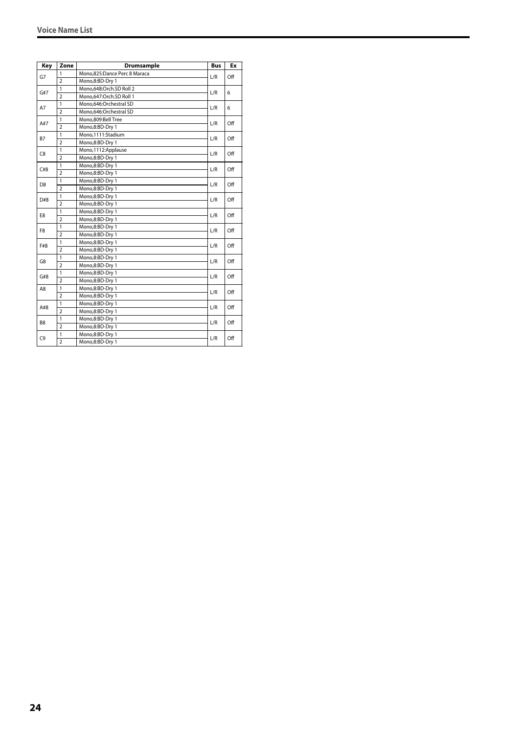| Key | Zone | Drumsample | Bus | Ex |
|---|---|---|---|---|
| G7 | 1 | Mono,825:Dance Perc 8 Maraca | L/R | Off |
| | 2 | Mono,8:BD-Dry 1 | | |
| G#7 | 1 | Mono,648:Orch.SD Roll 2 | L/R | 6 |
| | 2 | Mono,647:Orch.SD Roll 1 | | |
| A7 | 1 | Mono,646:Orchestral SD | L/R | 6 |
| | 2 | Mono,646:Orchestral SD | | |
| A#7 | 1 | Mono,809:Bell Tree | L/R | Off |
| | 2 | Mono,8:BD-Dry 1 | | |
| B7 | 1 | Mono,1111:Stadium | L/R | Off |
| | 2 | Mono,8:BD-Dry 1 | | |
| C8 | 1 | Mono,1112:Applause | L/R | Off |
| | 2 | Mono,8:BD-Dry 1 | | |
| C#8 | 1 | Mono,8:BD-Dry 1 | L/R | Off |
| | 2 | Mono,8:BD-Dry 1 | | |
| D8 | 1 | Mono,8:BD-Dry 1 | L/R | Off |
| | 2 | Mono,8:BD-Dry 1 | | |
| D#8 | 1 | Mono,8:BD-Dry 1 | L/R | Off |
| | 2 | Mono,8:BD-Dry 1 | | |
| E8 | 1 | Mono,8:BD-Dry 1 | L/R | Off |
| | 2 | Mono,8:BD-Dry 1 | | |
| F8 | 1 | Mono,8:BD-Dry 1 | L/R | Off |
| | 2 | Mono,8:BD-Dry 1 | | |
| F#8 | 1 | Mono,8:BD-Dry 1 | L/R | Off |
| | 2 | Mono,8:BD-Dry 1 | | |
| G8 | 1 | Mono,8:BD-Dry 1 | L/R | Off |
| | 2 | Mono,8:BD-Dry 1 | | |
| G#8 | 1 | Mono,8:BD-Dry 1 | L/R | Off |
| | 2 | Mono,8:BD-Dry 1 | | |
| A8 | 1 | Mono,8:BD-Dry 1 | L/R | Off |
| | 2 | Mono,8:BD-Dry 1 | | |
| A#8 | 1 | Mono,8:BD-Dry 1 | L/R | Off |
| | 2 | Mono,8:BD-Dry 1 | | |
| B8 | 1 | Mono,8:BD-Dry 1 | L/R | Off |
| | 2 | Mono,8:BD-Dry 1 | | |
| C9 | 1 | Mono,8:BD-Dry 1 | L/R | Off |
| | 2 | Mono,8:BD-Dry 1 | | |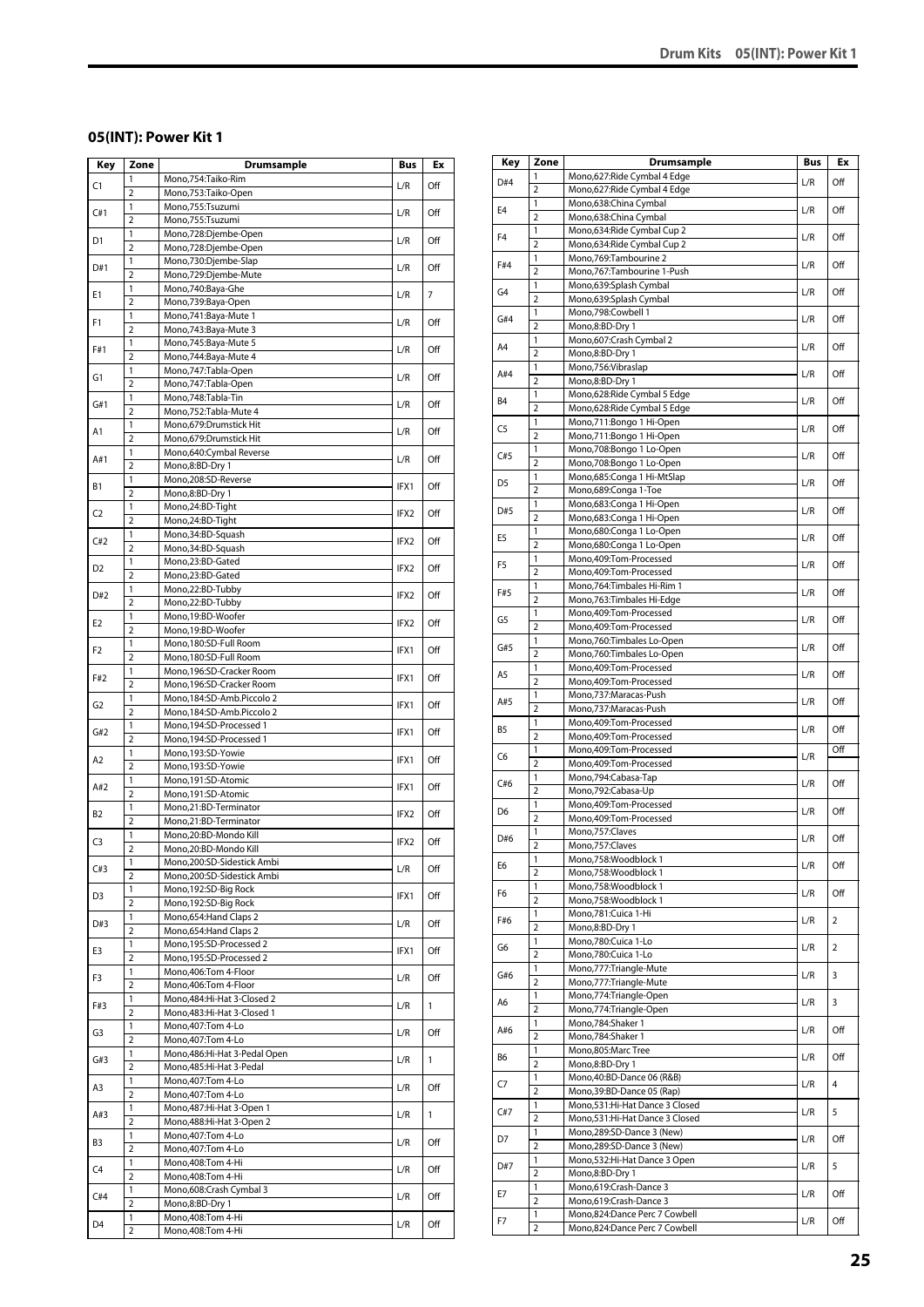## 05(INT): Power Kit 1

| Key | Zone | Drumsample | Bus | Ex |
|---|---|---|---|---|
| C1 | 1 | Mono,754:Taiko-Rim | L/R | Off |
| | 2 | Mono,753:Taiko-Open | | |
| C#1 | 1 | Mono,755:Tsuzumi | L/R | Off |
| | 2 | Mono,755:Tsuzumi | | |
| D1 | 1 | Mono,728:Djembe-Open | L/R | Off |
| | 2 | Mono,728:Djembe-Open | | |
| D#1 | 1 | Mono,730:Djembe-Slap | L/R | Off |
| | 2 | Mono,729:Djembe-Mute | | |
| E1 | 1 | Mono,740:Baya-Ghe | L/R | 7 |
| | 2 | Mono,739:Baya-Open | | |
| F1 | 1 | Mono,741:Baya-Mute 1 | L/R | Off |
| | 2 | Mono,743:Baya-Mute 3 | | |
| F#1 | 1 | Mono,745:Baya-Mute 5 | L/R | Off |
| | 2 | Mono,744:Baya-Mute 4 | | |
| G1 | 1 | Mono,747:Tabla-Open | L/R | Off |
| | 2 | Mono,747:Tabla-Open | | |
| G#1 | 1 | Mono,748:Tabla-Tin | L/R | Off |
| | 2 | Mono,752:Tabla-Mute 4 | | |
| A1 | 1 | Mono,679:Drumstick Hit | L/R | Off |
| | 2 | Mono,679:Drumstick Hit | | |
| A#1 | 1 | Mono,640:Cymbal Reverse | L/R | Off |
| | 2 | Mono,8:BD-Dry 1 | | |
| B1 | 1 | Mono,208:SD-Reverse | IFX1 | Off |
| | 2 | Mono,8:BD-Dry 1 | | |
| C2 | 1 | Mono,24:BD-Tight | IFX2 | Off |
| | 2 | Mono,24:BD-Tight | | |
| C#2 | 1 | Mono,34:BD-Squash | IFX2 | Off |
| | 2 | Mono,34:BD-Squash | | |
| D2 | 1 | Mono,23:BD-Gated | IFX2 | Off |
| | 2 | Mono,23:BD-Gated | | |
| D#2 | 1 | Mono,22:BD-Tubby | IFX2 | Off |
| | 2 | Mono,22:BD-Tubby | | |
| E2 | 1 | Mono,19:BD-Woofer | IFX2 | Off |
| | 2 | Mono,19:BD-Woofer | | |
| F2 | 1 | Mono,180:SD-Full Room | IFX1 | Off |
| | 2 | Mono,180:SD-Full Room | | |
| F#2 | 1 | Mono,196:SD-Cracker Room | IFX1 | Off |
| | 2 | Mono,196:SD-Cracker Room | | |
| G2 | 1 | Mono,184:SD-Amb.Piccolo 2 | IFX1 | Off |
| | 2 | Mono,184:SD-Amb.Piccolo 2 | | |
| G#2 | 1 | Mono,194:SD-Processed 1 | IFX1 | Off |
| | 2 | Mono,194:SD-Processed 1 | | |
| A2 | 1 | Mono,193:SD-Yowie | IFX1 | Off |
| | 2 | Mono,193:SD-Yowie | | |
| A#2 | 1 | Mono,191:SD-Atomic | IFX1 | Off |
| | 2 | Mono,191:SD-Atomic | | |
| B2 | 1 | Mono,21:BD-Terminator | IFX2 | Off |
| | 2 | Mono,21:BD-Terminator | | |
| C3 | 1 | Mono,20:BD-Mondo Kill | IFX2 | Off |
| | 2 | Mono,20:BD-Mondo Kill | | |
| C#3 | 1 | Mono,200:SD-Sidestick Ambi | L/R | Off |
| | 2 | Mono,200:SD-Sidestick Ambi | | |
| D3 | 1 | Mono,192:SD-Big Rock | IFX1 | Off |
| | 2 | Mono,192:SD-Big Rock | | |
| D#3 | 1 | Mono,654:Hand Claps 2 | L/R | Off |
| | 2 | Mono,654:Hand Claps 2 | | |
| E3 | 1 | Mono,195:SD-Processed 2 | IFX1 | Off |
| | 2 | Mono,195:SD-Processed 2 | | |
| F3 | 1 | Mono,406:Tom 4-Floor | L/R | Off |
| | 2 | Mono,406:Tom 4-Floor | | |
| F#3 | 1 | Mono,484:Hi-Hat 3-Closed 2 | L/R | 1 |
| | 2 | Mono,483:Hi-Hat 3-Closed 1 | | |
| G3 | 1 | Mono,407:Tom 4-Lo | L/R | Off |
| | 2 | Mono,407:Tom 4-Lo | | |
| G#3 | 1 | Mono,486:Hi-Hat 3-Pedal Open | L/R | 1 |
| | 2 | Mono,485:Hi-Hat 3-Pedal | | |
| A3 | 1 | Mono,407:Tom 4-Lo | L/R | Off |
| | 2 | Mono,407:Tom 4-Lo | | |
| A#3 | 1 | Mono,487:Hi-Hat 3-Open 1 | L/R | 1 |
| | 2 | Mono,488:Hi-Hat 3-Open 2 | | |
| B3 | 1 | Mono,407:Tom 4-Lo | L/R | Off |
| | 2 | Mono,407:Tom 4-Lo | | |
| C4 | 1 | Mono,408:Tom 4-Hi | L/R | Off |
| | 2 | Mono,408:Tom 4-Hi | | |
| C#4 | 1 | Mono,608:Crash Cymbal 3 | L/R | Off |
| | 2 | Mono,8:BD-Dry 1 | | |
| D4 | 1 | Mono,408:Tom 4-Hi | L/R | Off |
| | 2 | Mono,408:Tom 4-Hi | | |
| D#4 | 1 | Mono,627:Ride Cymbal 4 Edge | L/R | Off |
| | 2 | Mono,627:Ride Cymbal 4 Edge | | |
| E4 | 1 | Mono,638:China Cymbal | L/R | Off |
| | 2 | Mono,638:China Cymbal | | |
| F4 | 1 | Mono,634:Ride Cymbal Cup 2 | L/R | Off |
| | 2 | Mono,634:Ride Cymbal Cup 2 | | |
| F#4 | 1 | Mono,769:Tambourine 2 | L/R | Off |
| | 2 | Mono,767:Tambourine 1-Push | | |
| G4 | 1 | Mono,639:Splash Cymbal | L/R | Off |
| | 2 | Mono,639:Splash Cymbal | | |
| G#4 | 1 | Mono,798:Cowbell 1 | L/R | Off |
| | 2 | Mono,8:BD-Dry 1 | | |
| A4 | 1 | Mono,607:Crash Cymbal 2 | L/R | Off |
| | 2 | Mono,8:BD-Dry 1 | | |
| A#4 | 1 | Mono,756:Vibraslap | L/R | Off |
| | 2 | Mono,8:BD-Dry 1 | | |
| B4 | 1 | Mono,628:Ride Cymbal 5 Edge | L/R | Off |
| | 2 | Mono,628:Ride Cymbal 5 Edge | | |
| C5 | 1 | Mono,711:Bongo 1 Hi-Open | L/R | Off |
| | 2 | Mono,711:Bongo 1 Hi-Open | | |
| C#5 | 1 | Mono,708:Bongo 1 Lo-Open | L/R | Off |
| | 2 | Mono,708:Bongo 1 Lo-Open | | |
| D5 | 1 | Mono,685:Conga 1 Hi-MtSlap | L/R | Off |
| | 2 | Mono,689:Conga 1-Toe | | |
| D#5 | 1 | Mono,683:Conga 1 Hi-Open | L/R | Off |
| | 2 | Mono,683:Conga 1 Hi-Open | | |
| E5 | 1 | Mono,680:Conga 1 Lo-Open | L/R | Off |
| | 2 | Mono,680:Conga 1 Lo-Open | | |
| F5 | 1 | Mono,409:Tom-Processed | L/R | Off |
| | 2 | Mono,409:Tom-Processed | | |
| F#5 | 1 | Mono,764:Timbales Hi-Rim 1 | L/R | Off |
| | 2 | Mono,763:Timbales Hi-Edge | | |
| G5 | 1 | Mono,409:Tom-Processed | L/R | Off |
| | 2 | Mono,409:Tom-Processed | | |
| G#5 | 1 | Mono,760:Timbales Lo-Open | L/R | Off |
| | 2 | Mono,760:Timbales Lo-Open | | |
| A5 | 1 | Mono,409:Tom-Processed | L/R | Off |
| | 2 | Mono,409:Tom-Processed | | |
| A#5 | 1 | Mono,737:Maracas-Push | L/R | Off |
| | 2 | Mono,737:Maracas-Push | | |
| B5 | 1 | Mono,409:Tom-Processed | L/R | Off |
| | 2 | Mono,409:Tom-Processed | | |
| C6 | 1 | Mono,409:Tom-Processed | L/R | Off |
| | 2 | Mono,409:Tom-Processed | | |
| C#6 | 1 | Mono,794:Cabasa-Tap | L/R | Off |
| | 2 | Mono,792:Cabasa-Up | | |
| D6 | 1 | Mono,409:Tom-Processed | L/R | Off |
| | 2 | Mono,409:Tom-Processed | | |
| D#6 | 1 | Mono,757:Claves | L/R | Off |
| | 2 | Mono,757:Claves | | |
| E6 | 1 | Mono,758:Woodblock 1 | L/R | Off |
| | 2 | Mono,758:Woodblock 1 | | |
| F6 | 1 | Mono,758:Woodblock 1 | L/R | Off |
| | 2 | Mono,758:Woodblock 1 | | |
| F#6 | 1 | Mono,781:Cuica 1-Hi | L/R | 2 |
| | 2 | Mono,8:BD-Dry 1 | | |
| G6 | 1 | Mono,780:Cuica 1-Lo | L/R | 2 |
| | 2 | Mono,780:Cuica 1-Lo | | |
| G#6 | 1 | Mono,777:Triangle-Mute | L/R | 3 |
| | 2 | Mono,777:Triangle-Mute | | |
| A6 | 1 | Mono,774:Triangle-Open | L/R | 3 |
| | 2 | Mono,774:Triangle-Open | | |
| A#6 | 1 | Mono,784:Shaker 1 | L/R | Off |
| | 2 | Mono,784:Shaker 1 | | |
| B6 | 1 | Mono,805:Marc Tree | L/R | Off |
| | 2 | Mono,8:BD-Dry 1 | | |
| C7 | 1 | Mono,40:BD-Dance 06 (R&B) | L/R | 4 |
| | 2 | Mono,39:BD-Dance 05 (Rap) | | |
| C#7 | 1 | Mono,531:Hi-Hat Dance 3 Closed | L/R | 5 |
| | 2 | Mono,531:Hi-Hat Dance 3 Closed | | |
| D7 | 1 | Mono,289:SD-Dance 3 (New) | L/R | Off |
| | 2 | Mono,289:SD-Dance 3 (New) | | |
| D#7 | 1 | Mono,532:Hi-Hat Dance 3 Open | L/R | 5 |
| | 2 | Mono,8:BD-Dry 1 | | |
| E7 | 1 | Mono,619:Crash-Dance 3 | L/R | Off |
| | 2 | Mono,619:Crash-Dance 3 | | |
| F7 | 1 | Mono,824:Dance Perc 7 Cowbell | L/R | Off |
| | 2 | Mono,824:Dance Perc 7 Cowbell | | |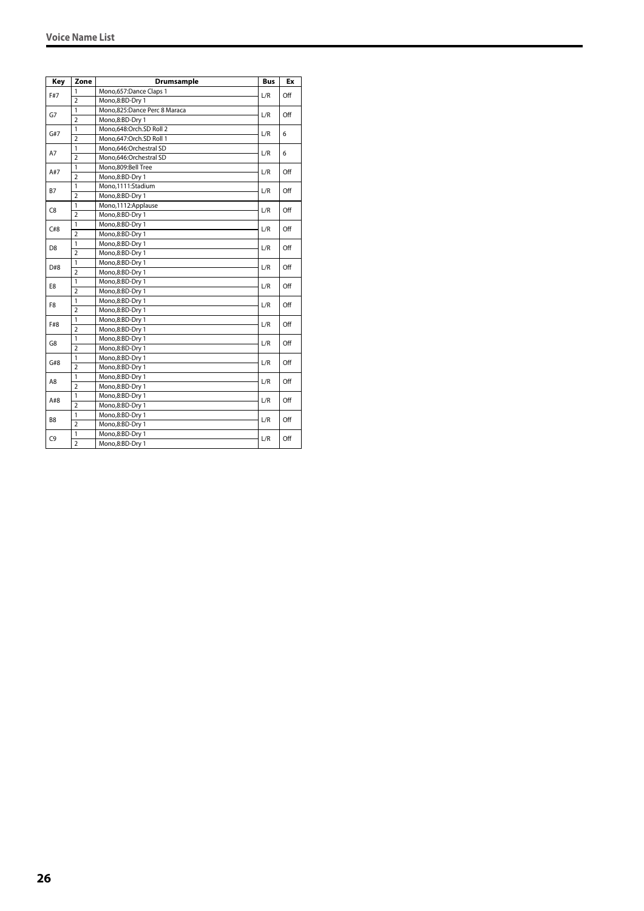| Key | Zone | Drumsample | Bus | Ex |
|---|---|---|---|---|
| F#7 | 1 | Mono,657:Dance Claps 1 | L/R | Off |
| | 2 | Mono,8:BD-Dry 1 | | |
| G7 | 1 | Mono,825:Dance Perc 8 Maraca | L/R | Off |
| | 2 | Mono,8:BD-Dry 1 | | |
| G#7 | 1 | Mono,648:Orch.SD Roll 2 | L/R | 6 |
| | 2 | Mono,647:Orch.SD Roll 1 | | |
| A7 | 1 | Mono,646:Orchestral SD | L/R | 6 |
| | 2 | Mono,646:Orchestral SD | | |
| A#7 | 1 | Mono,809:Bell Tree | L/R | Off |
| | 2 | Mono,8:BD-Dry 1 | | |
| B7 | 1 | Mono,1111:Stadium | L/R | Off |
| | 2 | Mono,8:BD-Dry 1 | | |
| C8 | 1 | Mono,1112:Applause | L/R | Off |
| | 2 | Mono,8:BD-Dry 1 | | |
| C#8 | 1 | Mono,8:BD-Dry 1 | L/R | Off |
| | 2 | Mono,8:BD-Dry 1 | | |
| D8 | 1 | Mono,8:BD-Dry 1 | L/R | Off |
| | 2 | Mono,8:BD-Dry 1 | | |
| D#8 | 1 | Mono,8:BD-Dry 1 | L/R | Off |
| | 2 | Mono,8:BD-Dry 1 | | |
| E8 | 1 | Mono,8:BD-Dry 1 | L/R | Off |
| | 2 | Mono,8:BD-Dry 1 | | |
| F8 | 1 | Mono,8:BD-Dry 1 | L/R | Off |
| | 2 | Mono,8:BD-Dry 1 | | |
| F#8 | 1 | Mono,8:BD-Dry 1 | L/R | Off |
| | 2 | Mono,8:BD-Dry 1 | | |
| G8 | 1 | Mono,8:BD-Dry 1 | L/R | Off |
| | 2 | Mono,8:BD-Dry 1 | | |
| G#8 | 1 | Mono,8:BD-Dry 1 | L/R | Off |
| | 2 | Mono,8:BD-Dry 1 | | |
| A8 | 1 | Mono,8:BD-Dry 1 | L/R | Off |
| | 2 | Mono,8:BD-Dry 1 | | |
| A#8 | 1 | Mono,8:BD-Dry 1 | L/R | Off |
| | 2 | Mono,8:BD-Dry 1 | | |
| B8 | 1 | Mono,8:BD-Dry 1 | L/R | Off |
| | 2 | Mono,8:BD-Dry 1 | | |
| C9 | 1 | Mono,8:BD-Dry 1 | L/R | Off |
| | 2 | Mono,8:BD-Dry 1 | | |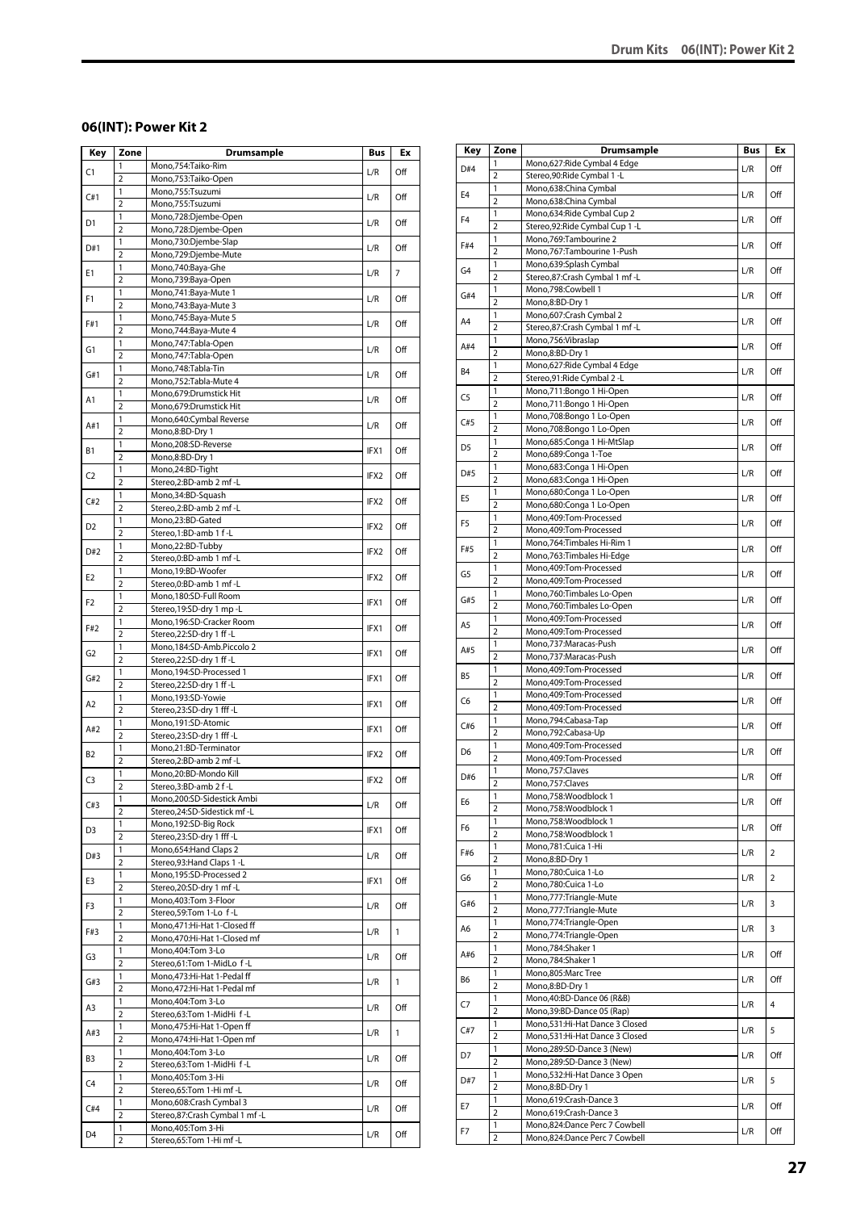## 06(INT): Power Kit 2

| Key | Zone | Drumsample | Bus | Ex |
|---|---|---|---|---|
| C1 | 1 | Mono,754:Taiko-Rim | L/R | Off |
| | 2 | Mono,753:Taiko-Open | | |
| C#1 | 1 | Mono,755:Tsuzumi | L/R | Off |
| | 2 | Mono,755:Tsuzumi | | |
| D1 | 1 | Mono,728:Djembe-Open | L/R | Off |
| | 2 | Mono,728:Djembe-Open | | |
| D#1 | 1 | Mono,730:Djembe-Slap | L/R | Off |
| | 2 | Mono,729:Djembe-Mute | | |
| E1 | 1 | Mono,740:Baya-Ghe | L/R | 7 |
| | 2 | Mono,739:Baya-Open | | |
| F1 | 1 | Mono,741:Baya-Mute 1 | L/R | Off |
| | 2 | Mono,743:Baya-Mute 3 | | |
| F#1 | 1 | Mono,745:Baya-Mute 5 | L/R | Off |
| | 2 | Mono,744:Baya-Mute 4 | | |
| G1 | 1 | Mono,747:Tabla-Open | L/R | Off |
| | 2 | Mono,747:Tabla-Open | | |
| G#1 | 1 | Mono,748:Tabla-Tin | L/R | Off |
| | 2 | Mono,752:Tabla-Mute 4 | | |
| A1 | 1 | Mono,679:Drumstick Hit | L/R | Off |
| | 2 | Mono,679:Drumstick Hit | | |
| A#1 | 1 | Mono,640:Cymbal Reverse | L/R | Off |
| | 2 | Mono,8:BD-Dry 1 | | |
| B1 | 1 | Mono,208:SD-Reverse | IFX1 | Off |
| | 2 | Mono,8:BD-Dry 1 | | |
| C2 | 1 | Mono,24:BD-Tight | IFX2 | Off |
| | 2 | Stereo,2:BD-amb 2 mf -L | | |
| C#2 | 1 | Mono,34:BD-Squash | IFX2 | Off |
| | 2 | Stereo,2:BD-amb 2 mf -L | | |
| D2 | 1 | Mono,23:BD-Gated | IFX2 | Off |
| | 2 | Stereo,1:BD-amb 1 f -L | | |
| D#2 | 1 | Mono,22:BD-Tubby | IFX2 | Off |
| | 2 | Stereo,0:BD-amb 1 mf -L | | |
| E2 | 1 | Mono,19:BD-Woofer | IFX2 | Off |
| | 2 | Stereo,0:BD-amb 1 mf -L | | |
| F2 | 1 | Mono,180:SD-Full Room | IFX1 | Off |
| | 2 | Stereo,19:SD-dry 1 mp -L | | |
| F#2 | 1 | Mono,196:SD-Cracker Room | IFX1 | Off |
| | 2 | Stereo,22:SD-dry 1 ff -L | | |
| G2 | 1 | Mono,184:SD-Amb.Piccolo 2 | IFX1 | Off |
| | 2 | Stereo,22:SD-dry 1 ff -L | | |
| G#2 | 1 | Mono,194:SD-Processed 1 | IFX1 | Off |
| | 2 | Stereo,22:SD-dry 1 ff -L | | |
| A2 | 1 | Mono,193:SD-Yowie | IFX1 | Off |
| | 2 | Stereo,23:SD-dry 1 fff -L | | |
| A#2 | 1 | Mono,191:SD-Atomic | IFX1 | Off |
| | 2 | Stereo,23:SD-dry 1 fff -L | | |
| B2 | 1 | Mono,21:BD-Terminator | IFX2 | Off |
| | 2 | Stereo,2:BD-amb 2 mf -L | | |
| C3 | 1 | Mono,20:BD-Mondo Kill | IFX2 | Off |
| | 2 | Stereo,3:BD-amb 2 f -L | | |
| C#3 | 1 | Mono,200:SD-Sidestick Ambi | L/R | Off |
| | 2 | Stereo,24:SD-Sidestick mf -L | | |
| D3 | 1 | Mono,192:SD-Big Rock | IFX1 | Off |
| | 2 | Stereo,23:SD-dry 1 fff -L | | |
| D#3 | 1 | Mono,654:Hand Claps 2 | L/R | Off |
| | 2 | Stereo,93:Hand Claps 1 -L | | |
| E3 | 1 | Mono,195:SD-Processed 2 | IFX1 | Off |
| | 2 | Stereo,20:SD-dry 1 mf -L | | |
| F3 | 1 | Mono,403:Tom 3-Floor | L/R | Off |
| | 2 | Stereo,59:Tom 1-Lo f -L | | |
| F#3 | 1 | Mono,471:Hi-Hat 1-Closed ff | L/R | 1 |
| | 2 | Mono,470:Hi-Hat 1-Closed mf | | |
| G3 | 1 | Mono,404:Tom 3-Lo | L/R | Off |
| | 2 | Stereo,61:Tom 1-MidLo f -L | | |
| G#3 | 1 | Mono,473:Hi-Hat 1-Pedal ff | L/R | 1 |
| | 2 | Mono,472:Hi-Hat 1-Pedal mf | | |
| A3 | 1 | Mono,404:Tom 3-Lo | L/R | Off |
| | 2 | Stereo,63:Tom 1-MidHi f -L | | |
| A#3 | 1 | Mono,475:Hi-Hat 1-Open ff | L/R | 1 |
| | 2 | Mono,474:Hi-Hat 1-Open mf | | |
| B3 | 1 | Mono,404:Tom 3-Lo | L/R | Off |
| | 2 | Stereo,63:Tom 1-MidHi f -L | | |
| C4 | 1 | Mono,405:Tom 3-Hi | L/R | Off |
| | 2 | Stereo,65:Tom 1-Hi mf -L | | |
| C#4 | 1 | Mono,608:Crash Cymbal 3 | L/R | Off |
| | 2 | Stereo,87:Crash Cymbal 1 mf -L | | |
| D4 | 1 | Mono,405:Tom 3-Hi | L/R | Off |
| | 2 | Stereo,65:Tom 1-Hi mf -L | | |
| D#4 | 1 | Mono,627:Ride Cymbal 4 Edge | L/R | Off |
| | 2 | Stereo,90:Ride Cymbal 1 -L | | |
| E4 | 1 | Mono,638:China Cymbal | L/R | Off |
| | 2 | Mono,638:China Cymbal | | |
| F4 | 1 | Mono,634:Ride Cymbal Cup 2 | L/R | Off |
| | 2 | Stereo,92:Ride Cymbal Cup 1 -L | | |
| F#4 | 1 | Mono,769:Tambourine 2 | L/R | Off |
| | 2 | Mono,767:Tambourine 1-Push | | |
| G4 | 1 | Mono,639:Splash Cymbal | L/R | Off |
| | 2 | Stereo,87:Crash Cymbal 1 mf -L | | |
| G#4 | 1 | Mono,798:Cowbell 1 | L/R | Off |
| | 2 | Mono,8:BD-Dry 1 | | |
| A4 | 1 | Mono,607:Crash Cymbal 2 | L/R | Off |
| | 2 | Stereo,87:Crash Cymbal 1 mf -L | | |
| A#4 | 1 | Mono,756:Vibraslap | L/R | Off |
| | 2 | Mono,8:BD-Dry 1 | | |
| B4 | 1 | Mono,627:Ride Cymbal 4 Edge | L/R | Off |
| | 2 | Stereo,91:Ride Cymbal 2 -L | | |
| C5 | 1 | Mono,711:Bongo 1 Hi-Open | L/R | Off |
| | 2 | Mono,711:Bongo 1 Hi-Open | | |
| C#5 | 1 | Mono,708:Bongo 1 Lo-Open | L/R | Off |
| | 2 | Mono,708:Bongo 1 Lo-Open | | |
| D5 | 1 | Mono,685:Conga 1 Hi-MtSlap | L/R | Off |
| | 2 | Mono,689:Conga 1-Toe | | |
| D#5 | 1 | Mono,683:Conga 1 Hi-Open | L/R | Off |
| | 2 | Mono,683:Conga 1 Hi-Open | | |
| E5 | 1 | Mono,680:Conga 1 Lo-Open | L/R | Off |
| | 2 | Mono,680:Conga 1 Lo-Open | | |
| F5 | 1 | Mono,409:Tom-Processed | L/R | Off |
| | 2 | Mono,409:Tom-Processed | | |
| F#5 | 1 | Mono,764:Timbales Hi-Rim 1 | L/R | Off |
| | 2 | Mono,763:Timbales Hi-Edge | | |
| G5 | 1 | Mono,409:Tom-Processed | L/R | Off |
| | 2 | Mono,409:Tom-Processed | | |
| G#5 | 1 | Mono,760:Timbales Lo-Open | L/R | Off |
| | 2 | Mono,760:Timbales Lo-Open | | |
| A5 | 1 | Mono,409:Tom-Processed | L/R | Off |
| | 2 | Mono,409:Tom-Processed | | |
| A#5 | 1 | Mono,737:Maracas-Push | L/R | Off |
| | 2 | Mono,737:Maracas-Push | | |
| B5 | 1 | Mono,409:Tom-Processed | L/R | Off |
| | 2 | Mono,409:Tom-Processed | | |
| C6 | 1 | Mono,409:Tom-Processed | L/R | Off |
| | 2 | Mono,409:Tom-Processed | | |
| C#6 | 1 | Mono,794:Cabasa-Tap | L/R | Off |
| | 2 | Mono,792:Cabasa-Up | | |
| D6 | 1 | Mono,409:Tom-Processed | L/R | Off |
| | 2 | Mono,409:Tom-Processed | | |
| D#6 | 1 | Mono,757:Claves | L/R | Off |
| | 2 | Mono,757:Claves | | |
| E6 | 1 | Mono,758:Woodblock 1 | L/R | Off |
| | 2 | Mono,758:Woodblock 1 | | |
| F6 | 1 | Mono,758:Woodblock 1 | L/R | Off |
| | 2 | Mono,758:Woodblock 1 | | |
| F#6 | 1 | Mono,781:Cuica 1-Hi | L/R | 2 |
| | 2 | Mono,8:BD-Dry 1 | | |
| G6 | 1 | Mono,780:Cuica 1-Lo | L/R | 2 |
| | 2 | Mono,780:Cuica 1-Lo | | |
| G#6 | 1 | Mono,777:Triangle-Mute | L/R | 3 |
| | 2 | Mono,777:Triangle-Mute | | |
| A6 | 1 | Mono,774:Triangle-Open | L/R | 3 |
| | 2 | Mono,774:Triangle-Open | | |
| A#6 | 1 | Mono,784:Shaker 1 | L/R | Off |
| | 2 | Mono,784:Shaker 1 | | |
| B6 | 1 | Mono,805:Marc Tree | L/R | Off |
| | 2 | Mono,8:BD-Dry 1 | | |
| C7 | 1 | Mono,40:BD-Dance 06 (R&B) | L/R | 4 |
| | 2 | Mono,39:BD-Dance 05 (Rap) | | |
| C#7 | 1 | Mono,531:Hi-Hat Dance 3 Closed | L/R | 5 |
| | 2 | Mono,531:Hi-Hat Dance 3 Closed | | |
| D7 | 1 | Mono,289:SD-Dance 3 (New) | L/R | Off |
| | 2 | Mono,289:SD-Dance 3 (New) | | |
| D#7 | 1 | Mono,532:Hi-Hat Dance 3 Open | L/R | 5 |
| | 2 | Mono,8:BD-Dry 1 | | |
| E7 | 1 | Mono,619:Crash-Dance 3 | L/R | Off |
| | 2 | Mono,619:Crash-Dance 3 | | |
| F7 | 1 | Mono,824:Dance Perc 7 Cowbell | L/R | Off |
| | 2 | Mono,824:Dance Perc 7 Cowbell | | |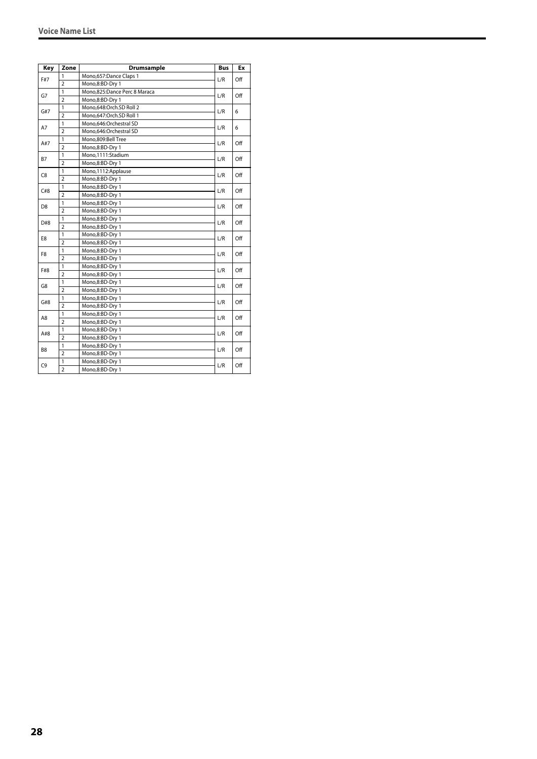| Key | Zone | Drumsample | Bus | Ex |
|---|---|---|---|---|
| F#7 | 1 | Mono,657:Dance Claps 1 | L/R | Off |
| | 2 | Mono,8:BD-Dry 1 | | |
| G7 | 1 | Mono,825:Dance Perc 8 Maraca | L/R | Off |
| | 2 | Mono,8:BD-Dry 1 | | |
| G#7 | 1 | Mono,648:Orch.SD Roll 2 | L/R | 6 |
| | 2 | Mono,647:Orch.SD Roll 1 | | |
| A7 | 1 | Mono,646:Orchestral SD | L/R | 6 |
| | 2 | Mono,646:Orchestral SD | | |
| A#7 | 1 | Mono,809:Bell Tree | L/R | Off |
| | 2 | Mono,8:BD-Dry 1 | | |
| B7 | 1 | Mono,1111:Stadium | L/R | Off |
| | 2 | Mono,8:BD-Dry 1 | | |
| C8 | 1 | Mono,1112:Applause | L/R | Off |
| | 2 | Mono,8:BD-Dry 1 | | |
| C#8 | 1 | Mono,8:BD-Dry 1 | L/R | Off |
| | 2 | Mono,8:BD-Dry 1 | | |
| D8 | 1 | Mono,8:BD-Dry 1 | L/R | Off |
| | 2 | Mono,8:BD-Dry 1 | | |
| D#8 | 1 | Mono,8:BD-Dry 1 | L/R | Off |
| | 2 | Mono,8:BD-Dry 1 | | |
| E8 | 1 | Mono,8:BD-Dry 1 | L/R | Off |
| | 2 | Mono,8:BD-Dry 1 | | |
| F8 | 1 | Mono,8:BD-Dry 1 | L/R | Off |
| | 2 | Mono,8:BD-Dry 1 | | |
| F#8 | 1 | Mono,8:BD-Dry 1 | L/R | Off |
| | 2 | Mono,8:BD-Dry 1 | | |
| G8 | 1 | Mono,8:BD-Dry 1 | L/R | Off |
| | 2 | Mono,8:BD-Dry 1 | | |
| G#8 | 1 | Mono,8:BD-Dry 1 | L/R | Off |
| | 2 | Mono,8:BD-Dry 1 | | |
| A8 | 1 | Mono,8:BD-Dry 1 | L/R | Off |
| | 2 | Mono,8:BD-Dry 1 | | |
| A#8 | 1 | Mono,8:BD-Dry 1 | L/R | Off |
| | 2 | Mono,8:BD-Dry 1 | | |
| B8 | 1 | Mono,8:BD-Dry 1 | L/R | Off |
| | 2 | Mono,8:BD-Dry 1 | | |
| C9 | 1 | Mono,8:BD-Dry 1 | L/R | Off |
| | 2 | Mono,8:BD-Dry 1 | | |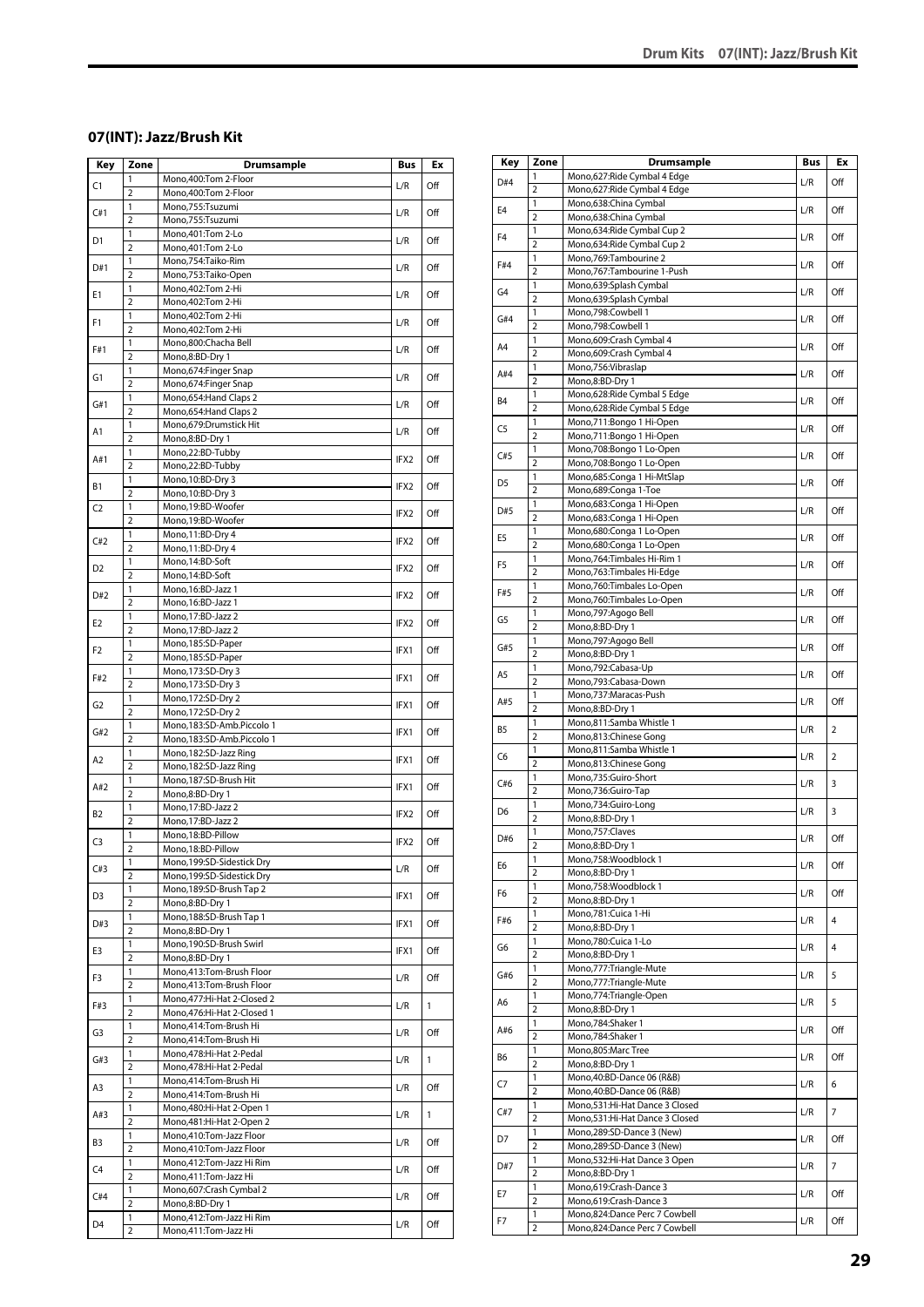## 07(INT): Jazz/Brush Kit

| Key | Zone | Drumsample | Bus | Ex |
|---|---|---|---|---|
| C1 | 1 | Mono,400:Tom 2-Floor | L/R | Off |
| | 2 | Mono,400:Tom 2-Floor | | |
| C#1 | 1 | Mono,755:Tsuzumi | L/R | Off |
| | 2 | Mono,755:Tsuzumi | | |
| D1 | 1 | Mono,401:Tom 2-Lo | L/R | Off |
| | 2 | Mono,401:Tom 2-Lo | | |
| D#1 | 1 | Mono,754:Taiko-Rim | L/R | Off |
| | 2 | Mono,753:Taiko-Open | | |
| E1 | 1 | Mono,402:Tom 2-Hi | L/R | Off |
| | 2 | Mono,402:Tom 2-Hi | | |
| F1 | 1 | Mono,402:Tom 2-Hi | L/R | Off |
| | 2 | Mono,402:Tom 2-Hi | | |
| F#1 | 1 | Mono,800:Chacha Bell | L/R | Off |
| | 2 | Mono,8:BD-Dry 1 | | |
| G1 | 1 | Mono,674:Finger Snap | L/R | Off |
| | 2 | Mono,674:Finger Snap | | |
| G#1 | 1 | Mono,654:Hand Claps 2 | L/R | Off |
| | 2 | Mono,654:Hand Claps 2 | | |
| A1 | 1 | Mono,679:Drumstick Hit | L/R | Off |
| | 2 | Mono,8:BD-Dry 1 | | |
| A#1 | 1 | Mono,22:BD-Tubby | IFX2 | Off |
| | 2 | Mono,22:BD-Tubby | | |
| B1 | 1 | Mono,10:BD-Dry 3 | IFX2 | Off |
| | 2 | Mono,10:BD-Dry 3 | | |
| C2 | 1 | Mono,19:BD-Woofer | IFX2 | Off |
| | 2 | Mono,19:BD-Woofer | | |
| C#2 | 1 | Mono,11:BD-Dry 4 | IFX2 | Off |
| | 2 | Mono,11:BD-Dry 4 | | |
| D2 | 1 | Mono,14:BD-Soft | IFX2 | Off |
| | 2 | Mono,14:BD-Soft | | |
| D#2 | 1 | Mono,16:BD-Jazz 1 | IFX2 | Off |
| | 2 | Mono,16:BD-Jazz 1 | | |
| E2 | 1 | Mono,17:BD-Jazz 2 | IFX2 | Off |
| | 2 | Mono,17:BD-Jazz 2 | | |
| F2 | 1 | Mono,185:SD-Paper | IFX1 | Off |
| | 2 | Mono,185:SD-Paper | | |
| F#2 | 1 | Mono,173:SD-Dry 3 | IFX1 | Off |
| | 2 | Mono,173:SD-Dry 3 | | |
| G2 | 1 | Mono,172:SD-Dry 2 | IFX1 | Off |
| | 2 | Mono,172:SD-Dry 2 | | |
| G#2 | 1 | Mono,183:SD-Amb.Piccolo 1 | IFX1 | Off |
| | 2 | Mono,183:SD-Amb.Piccolo 1 | | |
| A2 | 1 | Mono,182:SD-Jazz Ring | IFX1 | Off |
| | 2 | Mono,182:SD-Jazz Ring | | |
| A#2 | 1 | Mono,187:SD-Brush Hit | IFX1 | Off |
| | 2 | Mono,8:BD-Dry 1 | | |
| B2 | 1 | Mono,17:BD-Jazz 2 | IFX2 | Off |
| | 2 | Mono,17:BD-Jazz 2 | | |
| C3 | 1 | Mono,18:BD-Pillow | IFX2 | Off |
| | 2 | Mono,18:BD-Pillow | | |
| C#3 | 1 | Mono,199:SD-Sidestick Dry | L/R | Off |
| | 2 | Mono,199:SD-Sidestick Dry | | |
| D3 | 1 | Mono,189:SD-Brush Tap 2 | IFX1 | Off |
| | 2 | Mono,8:BD-Dry 1 | | |
| D#3 | 1 | Mono,188:SD-Brush Tap 1 | IFX1 | Off |
| | 2 | Mono,8:BD-Dry 1 | | |
| E3 | 1 | Mono,190:SD-Brush Swirl | IFX1 | Off |
| | 2 | Mono,8:BD-Dry 1 | | |
| F3 | 1 | Mono,413:Tom-Brush Floor | L/R | Off |
| | 2 | Mono,413:Tom-Brush Floor | | |
| F#3 | 1 | Mono,477:Hi-Hat 2-Closed 2 | L/R | 1 |
| | 2 | Mono,476:Hi-Hat 2-Closed 1 | | |
| G3 | 1 | Mono,414:Tom-Brush Hi | L/R | Off |
| | 2 | Mono,414:Tom-Brush Hi | | |
| G#3 | 1 | Mono,478:Hi-Hat 2-Pedal | L/R | 1 |
| | 2 | Mono,478:Hi-Hat 2-Pedal | | |
| A3 | 1 | Mono,414:Tom-Brush Hi | L/R | Off |
| | 2 | Mono,414:Tom-Brush Hi | | |
| A#3 | 1 | Mono,480:Hi-Hat 2-Open 1 | L/R | 1 |
| | 2 | Mono,481:Hi-Hat 2-Open 2 | | |
| B3 | 1 | Mono,410:Tom-Jazz Floor | L/R | Off |
| | 2 | Mono,410:Tom-Jazz Floor | | |
| C4 | 1 | Mono,412:Tom-Jazz Hi Rim | L/R | Off |
| | 2 | Mono,411:Tom-Jazz Hi | | |
| C#4 | 1 | Mono,607:Crash Cymbal 2 | L/R | Off |
| | 2 | Mono,8:BD-Dry 1 | | |
| D4 | 1 | Mono,412:Tom-Jazz Hi Rim | L/R | Off |
| | 2 | Mono,411:Tom-Jazz Hi | | |
| D#4 | 1 | Mono,627:Ride Cymbal 4 Edge | L/R | Off |
| | 2 | Mono,627:Ride Cymbal 4 Edge | | |
| E4 | 1 | Mono,638:China Cymbal | L/R | Off |
| | 2 | Mono,638:China Cymbal | | |
| F4 | 1 | Mono,634:Ride Cymbal Cup 2 | L/R | Off |
| | 2 | Mono,634:Ride Cymbal Cup 2 | | |
| F#4 | 1 | Mono,769:Tambourine 2 | L/R | Off |
| | 2 | Mono,767:Tambourine 1-Push | | |
| G4 | 1 | Mono,639:Splash Cymbal | L/R | Off |
| | 2 | Mono,639:Splash Cymbal | | |
| G#4 | 1 | Mono,798:Cowbell 1 | L/R | Off |
| | 2 | Mono,798:Cowbell 1 | | |
| A4 | 1 | Mono,609:Crash Cymbal 4 | L/R | Off |
| | 2 | Mono,609:Crash Cymbal 4 | | |
| A#4 | 1 | Mono,756:Vibraslap | L/R | Off |
| | 2 | Mono,8:BD-Dry 1 | | |
| B4 | 1 | Mono,628:Ride Cymbal 5 Edge | L/R | Off |
| | 2 | Mono,628:Ride Cymbal 5 Edge | | |
| C5 | 1 | Mono,711:Bongo 1 Hi-Open | L/R | Off |
| | 2 | Mono,711:Bongo 1 Hi-Open | | |
| C#5 | 1 | Mono,708:Bongo 1 Lo-Open | L/R | Off |
| | 2 | Mono,708:Bongo 1 Lo-Open | | |
| D5 | 1 | Mono,685:Conga 1 Hi-MtSlap | L/R | Off |
| | 2 | Mono,689:Conga 1-Toe | | |
| D#5 | 1 | Mono,683:Conga 1 Hi-Open | L/R | Off |
| | 2 | Mono,683:Conga 1 Hi-Open | | |
| E5 | 1 | Mono,680:Conga 1 Lo-Open | L/R | Off |
| | 2 | Mono,680:Conga 1 Lo-Open | | |
| F5 | 1 | Mono,764:Timbales Hi-Rim 1 | L/R | Off |
| | 2 | Mono,763:Timbales Hi-Edge | | |
| F#5 | 1 | Mono,760:Timbales Lo-Open | L/R | Off |
| | 2 | Mono,760:Timbales Lo-Open | | |
| G5 | 1 | Mono,797:Agogo Bell | L/R | Off |
| | 2 | Mono,8:BD-Dry 1 | | |
| G#5 | 1 | Mono,797:Agogo Bell | L/R | Off |
| | 2 | Mono,8:BD-Dry 1 | | |
| A5 | 1 | Mono,792:Cabasa-Up | L/R | Off |
| | 2 | Mono,793:Cabasa-Down | | |
| A#5 | 1 | Mono,737:Maracas-Push | L/R | Off |
| | 2 | Mono,8:BD-Dry 1 | | |
| B5 | 1 | Mono,811:Samba Whistle 1 | L/R | 2 |
| | 2 | Mono,813:Chinese Gong | | |
| C6 | 1 | Mono,811:Samba Whistle 1 | L/R | 2 |
| | 2 | Mono,813:Chinese Gong | | |
| C#6 | 1 | Mono,735:Guiro-Short | L/R | 3 |
| | 2 | Mono,736:Guiro-Tap | | |
| D6 | 1 | Mono,734:Guiro-Long | L/R | 3 |
| | 2 | Mono,8:BD-Dry 1 | | |
| D#6 | 1 | Mono,757:Claves | L/R | Off |
| | 2 | Mono,8:BD-Dry 1 | | |
| E6 | 1 | Mono,758:Woodblock 1 | L/R | Off |
| | 2 | Mono,8:BD-Dry 1 | | |
| F6 | 1 | Mono,758:Woodblock 1 | L/R | Off |
| | 2 | Mono,8:BD-Dry 1 | | |
| F#6 | 1 | Mono,781:Cuica 1-Hi | L/R | 4 |
| | 2 | Mono,8:BD-Dry 1 | | |
| G6 | 1 | Mono,780:Cuica 1-Lo | L/R | 4 |
| | 2 | Mono,8:BD-Dry 1 | | |
| G#6 | 1 | Mono,777:Triangle-Mute | L/R | 5 |
| | 2 | Mono,777:Triangle-Mute | | |
| A6 | 1 | Mono,774:Triangle-Open | L/R | 5 |
| | 2 | Mono,8:BD-Dry 1 | | |
| A#6 | 1 | Mono,784:Shaker 1 | L/R | Off |
| | 2 | Mono,784:Shaker 1 | | |
| B6 | 1 | Mono,805:Marc Tree | L/R | Off |
| | 2 | Mono,8:BD-Dry 1 | | |
| C7 | 1 | Mono,40:BD-Dance 06 (R&B) | L/R | 6 |
| | 2 | Mono,40:BD-Dance 06 (R&B) | | |
| C#7 | 1 | Mono,531:Hi-Hat Dance 3 Closed | L/R | 7 |
| | 2 | Mono,531:Hi-Hat Dance 3 Closed | | |
| D7 | 1 | Mono,289:SD-Dance 3 (New) | L/R | Off |
| | 2 | Mono,289:SD-Dance 3 (New) | | |
| D#7 | 1 | Mono,532:Hi-Hat Dance 3 Open | L/R | 7 |
| | 2 | Mono,8:BD-Dry 1 | | |
| E7 | 1 | Mono,619:Crash-Dance 3 | L/R | Off |
| | 2 | Mono,619:Crash-Dance 3 | | |
| F7 | 1 | Mono,824:Dance Perc 7 Cowbell | L/R | Off |
| | 2 | Mono,824:Dance Perc 7 Cowbell | | |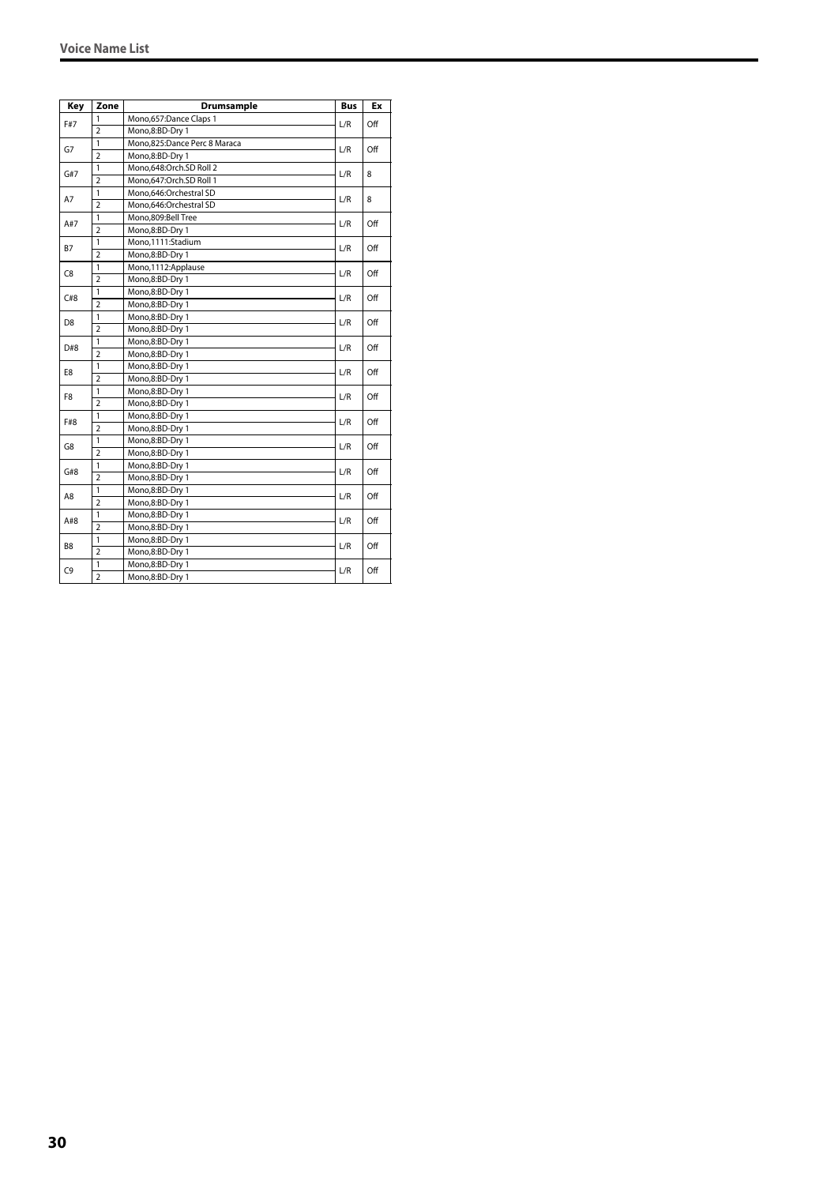| Key | Zone | Drumsample | Bus | Ex |
|---|---|---|---|---|
| F#7 | 1 | Mono,657:Dance Claps 1 | L/R | Off |
| | 2 | Mono,8:BD-Dry 1 | | |
| G7 | 1 | Mono,825:Dance Perc 8 Maraca | L/R | Off |
| | 2 | Mono,8:BD-Dry 1 | | |
| G#7 | 1 | Mono,648:Orch.SD Roll 2 | L/R | 8 |
| | 2 | Mono,647:Orch.SD Roll 1 | | |
| A7 | 1 | Mono,646:Orchestral SD | L/R | 8 |
| | 2 | Mono,646:Orchestral SD | | |
| A#7 | 1 | Mono,809:Bell Tree | L/R | Off |
| | 2 | Mono,8:BD-Dry 1 | | |
| B7 | 1 | Mono,1111:Stadium | L/R | Off |
| | 2 | Mono,8:BD-Dry 1 | | |
| C8 | 1 | Mono,1112:Applause | L/R | Off |
| | 2 | Mono,8:BD-Dry 1 | | |
| C#8 | 1 | Mono,8:BD-Dry 1 | L/R | Off |
| | 2 | Mono,8:BD-Dry 1 | | |
| D8 | 1 | Mono,8:BD-Dry 1 | L/R | Off |
| | 2 | Mono,8:BD-Dry 1 | | |
| D#8 | 1 | Mono,8:BD-Dry 1 | L/R | Off |
| | 2 | Mono,8:BD-Dry 1 | | |
| E8 | 1 | Mono,8:BD-Dry 1 | L/R | Off |
| | 2 | Mono,8:BD-Dry 1 | | |
| F8 | 1 | Mono,8:BD-Dry 1 | L/R | Off |
| | 2 | Mono,8:BD-Dry 1 | | |
| F#8 | 1 | Mono,8:BD-Dry 1 | L/R | Off |
| | 2 | Mono,8:BD-Dry 1 | | |
| G8 | 1 | Mono,8:BD-Dry 1 | L/R | Off |
| | 2 | Mono,8:BD-Dry 1 | | |
| G#8 | 1 | Mono,8:BD-Dry 1 | L/R | Off |
| | 2 | Mono,8:BD-Dry 1 | | |
| A8 | 1 | Mono,8:BD-Dry 1 | L/R | Off |
| | 2 | Mono,8:BD-Dry 1 | | |
| A#8 | 1 | Mono,8:BD-Dry 1 | L/R | Off |
| | 2 | Mono,8:BD-Dry 1 | | |
| B8 | 1 | Mono,8:BD-Dry 1 | L/R | Off |
| | 2 | Mono,8:BD-Dry 1 | | |
| C9 | 1 | Mono,8:BD-Dry 1 | L/R | Off |
| | 2 | Mono,8:BD-Dry 1 | | |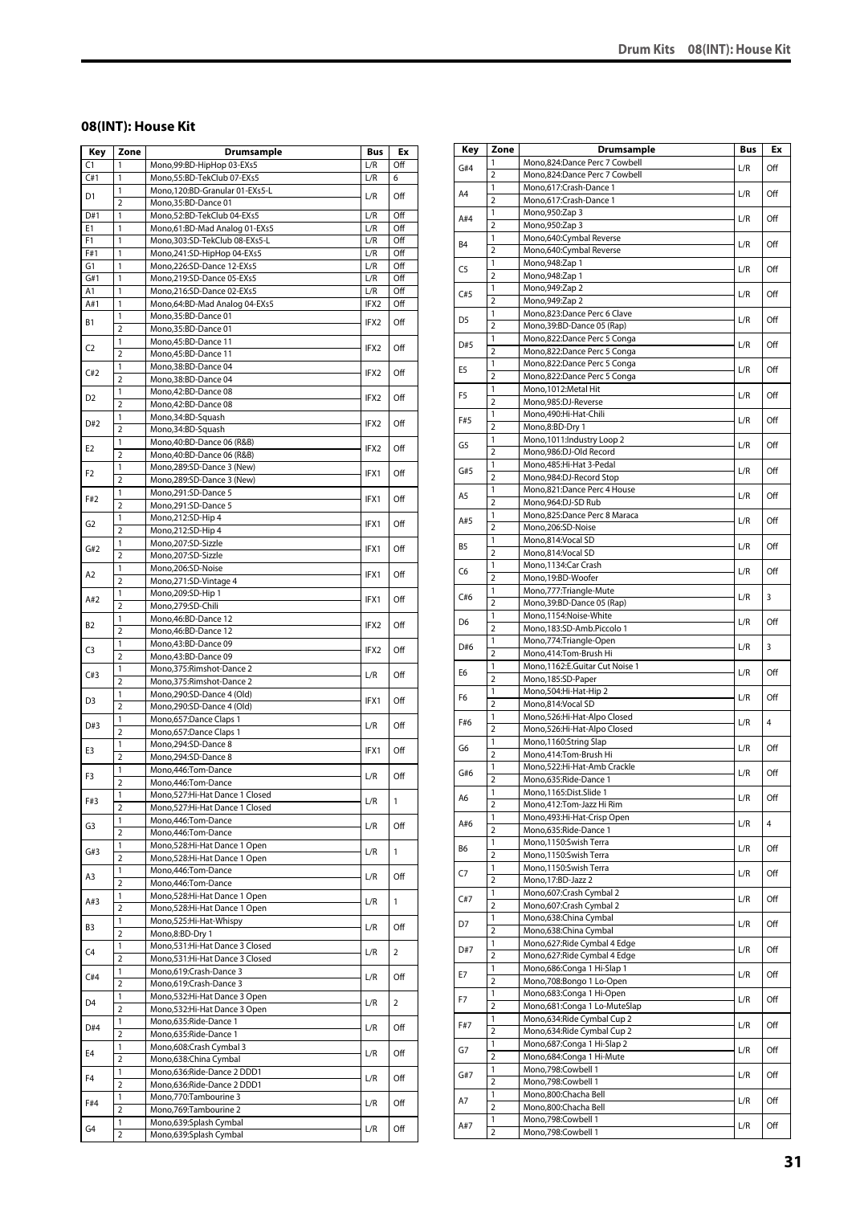## 08(INT): House Kit

| Key | Zone | Drumsample | Bus | Ex |
|---|---|---|---|---|
| C1 | 1 | Mono,99:BD-HipHop 03-EXs5 | L/R | Off |
| C#1 | 1 | Mono,55:BD-TekClub 07-EXs5 | L/R | 6 |
| D1 | 1 | Mono,120:BD-Granular 01-EXs5-L | L/R | Off |
| | 2 | Mono,35:BD-Dance 01 | | |
| D#1 | 1 | Mono,52:BD-TekClub 04-EXs5 | L/R | Off |
| E1 | 1 | Mono,61:BD-Mad Analog 01-EXs5 | L/R | Off |
| F1 | 1 | Mono,303:SD-TekClub 08-EXs5-L | L/R | Off |
| F#1 | 1 | Mono,241:SD-HipHop 04-EXs5 | L/R | Off |
| G1 | 1 | Mono,226:SD-Dance 12-EXs5 | L/R | Off |
| G#1 | 1 | Mono,219:SD-Dance 05-EXs5 | L/R | Off |
| A1 | 1 | Mono,216:SD-Dance 02-EXs5 | L/R | Off |
| A#1 | 1 | Mono,64:BD-Mad Analog 04-EXs5 | IFX2 | Off |
| B1 | 1 | Mono,35:BD-Dance 01 | IFX2 | Off |
| | 2 | Mono,35:BD-Dance 01 | | |
| C2 | 1 | Mono,45:BD-Dance 11 | IFX2 | Off |
| | 2 | Mono,45:BD-Dance 11 | | |
| C#2 | 1 | Mono,38:BD-Dance 04 | IFX2 | Off |
| | 2 | Mono,38:BD-Dance 04 | | |
| D2 | 1 | Mono,42:BD-Dance 08 | IFX2 | Off |
| | 2 | Mono,42:BD-Dance 08 | | |
| D#2 | 1 | Mono,34:BD-Squash | IFX2 | Off |
| | 2 | Mono,34:BD-Squash | | |
| E2 | 1 | Mono,40:BD-Dance 06 (R&B) | IFX2 | Off |
| | 2 | Mono,40:BD-Dance 06 (R&B) | | |
| F2 | 1 | Mono,289:SD-Dance 3 (New) | IFX1 | Off |
| | 2 | Mono,289:SD-Dance 3 (New) | | |
| F#2 | 1 | Mono,291:SD-Dance 5 | IFX1 | Off |
| | 2 | Mono,291:SD-Dance 5 | | |
| G2 | 1 | Mono,212:SD-Hip 4 | IFX1 | Off |
| | 2 | Mono,212:SD-Hip 4 | | |
| G#2 | 1 | Mono,207:SD-Sizzle | IFX1 | Off |
| | 2 | Mono,207:SD-Sizzle | | |
| A2 | 1 | Mono,206:SD-Noise | IFX1 | Off |
| | 2 | Mono,271:SD-Vintage 4 | | |
| A#2 | 1 | Mono,209:SD-Hip 1 | IFX1 | Off |
| | 2 | Mono,279:SD-Chili | | |
| B2 | 1 | Mono,46:BD-Dance 12 | IFX2 | Off |
| | 2 | Mono,46:BD-Dance 12 | | |
| C3 | 1 | Mono,43:BD-Dance 09 | IFX2 | Off |
| | 2 | Mono,43:BD-Dance 09 | | |
| C#3 | 1 | Mono,375:Rimshot-Dance 2 | L/R | Off |
| | 2 | Mono,375:Rimshot-Dance 2 | | |
| D3 | 1 | Mono,290:SD-Dance 4 (Old) | IFX1 | Off |
| | 2 | Mono,290:SD-Dance 4 (Old) | | |
| D#3 | 1 | Mono,657:Dance Claps 1 | L/R | Off |
| | 2 | Mono,657:Dance Claps 1 | | |
| E3 | 1 | Mono,294:SD-Dance 8 | IFX1 | Off |
| | 2 | Mono,294:SD-Dance 8 | | |
| F3 | 1 | Mono,446:Tom-Dance | L/R | Off |
| | 2 | Mono,446:Tom-Dance | | |
| F#3 | 1 | Mono,527:Hi-Hat Dance 1 Closed | L/R | 1 |
| | 2 | Mono,527:Hi-Hat Dance 1 Closed | | |
| G3 | 1 | Mono,446:Tom-Dance | L/R | Off |
| | 2 | Mono,446:Tom-Dance | | |
| G#3 | 1 | Mono,528:Hi-Hat Dance 1 Open | L/R | 1 |
| | 2 | Mono,528:Hi-Hat Dance 1 Open | | |
| A3 | 1 | Mono,446:Tom-Dance | L/R | Off |
| | 2 | Mono,446:Tom-Dance | | |
| A#3 | 1 | Mono,528:Hi-Hat Dance 1 Open | L/R | 1 |
| | 2 | Mono,528:Hi-Hat Dance 1 Open | | |
| B3 | 1 | Mono,525:Hi-Hat-Whispy | L/R | Off |
| | 2 | Mono,8:BD-Dry 1 | | |
| C4 | 1 | Mono,531:Hi-Hat Dance 3 Closed | L/R | 2 |
| | 2 | Mono,531:Hi-Hat Dance 3 Closed | | |
| C#4 | 1 | Mono,619:Crash-Dance 3 | L/R | Off |
| | 2 | Mono,619:Crash-Dance 3 | | |
| D4 | 1 | Mono,532:Hi-Hat Dance 3 Open | L/R | 2 |
| | 2 | Mono,532:Hi-Hat Dance 3 Open | | |
| D#4 | 1 | Mono,635:Ride-Dance 1 | L/R | Off |
| | 2 | Mono,635:Ride-Dance 1 | | |
| E4 | 1 | Mono,608:Crash Cymbal 3 | L/R | Off |
| | 2 | Mono,638:China Cymbal | | |
| F4 | 1 | Mono,636:Ride-Dance 2 DDD1 | L/R | Off |
| | 2 | Mono,636:Ride-Dance 2 DDD1 | | |
| F#4 | 1 | Mono,770:Tambourine 3 | L/R | Off |
| | 2 | Mono,769:Tambourine 2 | | |
| G4 | 1 | Mono,639:Splash Cymbal | L/R | Off |
| | 2 | Mono,639:Splash Cymbal | | |
| G#4 | 1 | Mono,824:Dance Perc 7 Cowbell | L/R | Off |
| | 2 | Mono,824:Dance Perc 7 Cowbell | | |
| A4 | 1 | Mono,617:Crash-Dance 1 | L/R | Off |
| | 2 | Mono,617:Crash-Dance 1 | | |
| A#4 | 1 | Mono,950:Zap 3 | L/R | Off |
| | 2 | Mono,950:Zap 3 | | |
| B4 | 1 | Mono,640:Cymbal Reverse | L/R | Off |
| | 2 | Mono,640:Cymbal Reverse | | |
| C5 | 1 | Mono,948:Zap 1 | L/R | Off |
| | 2 | Mono,948:Zap 1 | | |
| C#5 | 1 | Mono,949:Zap 2 | L/R | Off |
| | 2 | Mono,949:Zap 2 | | |
| D5 | 1 | Mono,823:Dance Perc 6 Clave | L/R | Off |
| | 2 | Mono,39:BD-Dance 05 (Rap) | | |
| D#5 | 1 | Mono,822:Dance Perc 5 Conga | L/R | Off |
| | 2 | Mono,822:Dance Perc 5 Conga | | |
| E5 | 1 | Mono,822:Dance Perc 5 Conga | L/R | Off |
| | 2 | Mono,822:Dance Perc 5 Conga | | |
| F5 | 1 | Mono,1012:Metal Hit | L/R | Off |
| | 2 | Mono,985:DJ-Reverse | | |
| F#5 | 1 | Mono,490:Hi-Hat-Chili | L/R | Off |
| | 2 | Mono,8:BD-Dry 1 | | |
| G5 | 1 | Mono,1011:Industry Loop 2 | L/R | Off |
| | 2 | Mono,986:DJ-Old Record | | |
| G#5 | 1 | Mono,485:Hi-Hat 3-Pedal | L/R | Off |
| | 2 | Mono,984:DJ-Record Stop | | |
| A5 | 1 | Mono,821:Dance Perc 4 House | L/R | Off |
| | 2 | Mono,964:DJ-SD Rub | | |
| A#5 | 1 | Mono,825:Dance Perc 8 Maraca | L/R | Off |
| | 2 | Mono,206:SD-Noise | | |
| B5 | 1 | Mono,814:Vocal SD | L/R | Off |
| | 2 | Mono,814:Vocal SD | | |
| C6 | 1 | Mono,1134:Car Crash | L/R | Off |
| | 2 | Mono,19:BD-Woofer | | |
| C#6 | 1 | Mono,777:Triangle-Mute | L/R | 3 |
| | 2 | Mono,39:BD-Dance 05 (Rap) | | |
| D6 | 1 | Mono,1154:Noise-White | L/R | Off |
| | 2 | Mono,183:SD-Amb.Piccolo 1 | | |
| D#6 | 1 | Mono,774:Triangle-Open | L/R | 3 |
| | 2 | Mono,414:Tom-Brush Hi | | |
| E6 | 1 | Mono,1162:E.Guitar Cut Noise 1 | L/R | Off |
| | 2 | Mono,185:SD-Paper | | |
| F6 | 1 | Mono,504:Hi-Hat-Hip 2 | L/R | Off |
| | 2 | Mono,814:Vocal SD | | |
| F#6 | 1 | Mono,526:Hi-Hat-Alpo Closed | L/R | 4 |
| | 2 | Mono,526:Hi-Hat-Alpo Closed | | |
| G6 | 1 | Mono,1160:String Slap | L/R | Off |
| | 2 | Mono,414:Tom-Brush Hi | | |
| G#6 | 1 | Mono,522:Hi-Hat-Amb Crackle | L/R | Off |
| | 2 | Mono,635:Ride-Dance 1 | | |
| A6 | 1 | Mono,1165:Dist.Slide 1 | L/R | Off |
| | 2 | Mono,412:Tom-Jazz Hi Rim | | |
| A#6 | 1 | Mono,493:Hi-Hat-Crisp Open | L/R | 4 |
| | 2 | Mono,635:Ride-Dance 1 | | |
| B6 | 1 | Mono,1150:Swish Terra | L/R | Off |
| | 2 | Mono,1150:Swish Terra | | |
| C7 | 1 | Mono,1150:Swish Terra | L/R | Off |
| | 2 | Mono,17:BD-Jazz 2 | | |
| C#7 | 1 | Mono,607:Crash Cymbal 2 | L/R | Off |
| | 2 | Mono,607:Crash Cymbal 2 | | |
| D7 | 1 | Mono,638:China Cymbal | L/R | Off |
| | 2 | Mono,638:China Cymbal | | |
| D#7 | 1 | Mono,627:Ride Cymbal 4 Edge | L/R | Off |
| | 2 | Mono,627:Ride Cymbal 4 Edge | | |
| E7 | 1 | Mono,686:Conga 1 Hi-Slap 1 | L/R | Off |
| | 2 | Mono,708:Bongo 1 Lo-Open | | |
| F7 | 1 | Mono,683:Conga 1 Hi-Open | L/R | Off |
| | 2 | Mono,681:Conga 1 Lo-MuteSlap | | |
| F#7 | 1 | Mono,634:Ride Cymbal Cup 2 | L/R | Off |
| | 2 | Mono,634:Ride Cymbal Cup 2 | | |
| G7 | 1 | Mono,687:Conga 1 Hi-Slap 2 | L/R | Off |
| | 2 | Mono,684:Conga 1 Hi-Mute | | |
| G#7 | 1 | Mono,798:Cowbell 1 | L/R | Off |
| | 2 | Mono,798:Cowbell 1 | | |
| A7 | 1 | Mono,800:Chacha Bell | L/R | Off |
| | 2 | Mono,800:Chacha Bell | | |
| A#7 | 1 | Mono,798:Cowbell 1 | L/R | Off |
| | 2 | Mono,798:Cowbell 1 | | |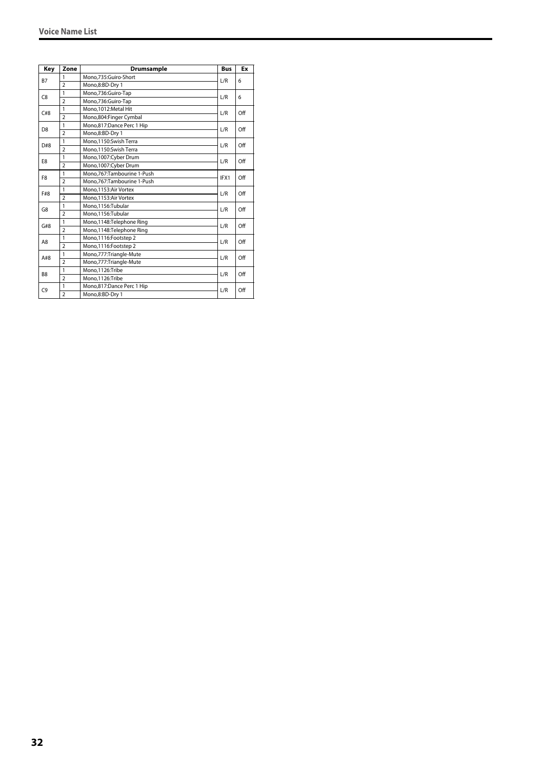| Key | Zone | Drumsample | Bus | Ex |
|---|---|---|---|---|
| B7 | 1 | Mono,735:Guiro-Short | L/R | 6 |
| | 2 | Mono,8:BD-Dry 1 | | |
| C8 | 1 | Mono,736:Guiro-Tap | L/R | 6 |
| | 2 | Mono,736:Guiro-Tap | | |
| C#8 | 1 | Mono,1012:Metal Hit | L/R | Off |
| | 2 | Mono,804:Finger Cymbal | | |
| D8 | 1 | Mono,817:Dance Perc 1 Hip | L/R | Off |
| | 2 | Mono,8:BD-Dry 1 | | |
| D#8 | 1 | Mono,1150:Swish Terra | L/R | Off |
| | 2 | Mono,1150:Swish Terra | | |
| E8 | 1 | Mono,1007:Cyber Drum | L/R | Off |
| | 2 | Mono,1007:Cyber Drum | | |
| F8 | 1 | Mono,767:Tambourine 1-Push | IFX1 | Off |
| | 2 | Mono,767:Tambourine 1-Push | | |
| F#8 | 1 | Mono,1153:Air Vortex | L/R | Off |
| | 2 | Mono,1153:Air Vortex | | |
| G8 | 1 | Mono,1156:Tubular | L/R | Off |
| | 2 | Mono,1156:Tubular | | |
| G#8 | 1 | Mono,1148:Telephone Ring | L/R | Off |
| | 2 | Mono,1148:Telephone Ring | | |
| A8 | 1 | Mono,1116:Footstep 2 | L/R | Off |
| | 2 | Mono,1116:Footstep 2 | | |
| A#8 | 1 | Mono,777:Triangle-Mute | L/R | Off |
| | 2 | Mono,777:Triangle-Mute | | |
| B8 | 1 | Mono,1126:Tribe | L/R | Off |
| | 2 | Mono,1126:Tribe | | |
| C9 | 1 | Mono,817:Dance Perc 1 Hip | L/R | Off |
| | 2 | Mono,8:BD-Dry 1 | | |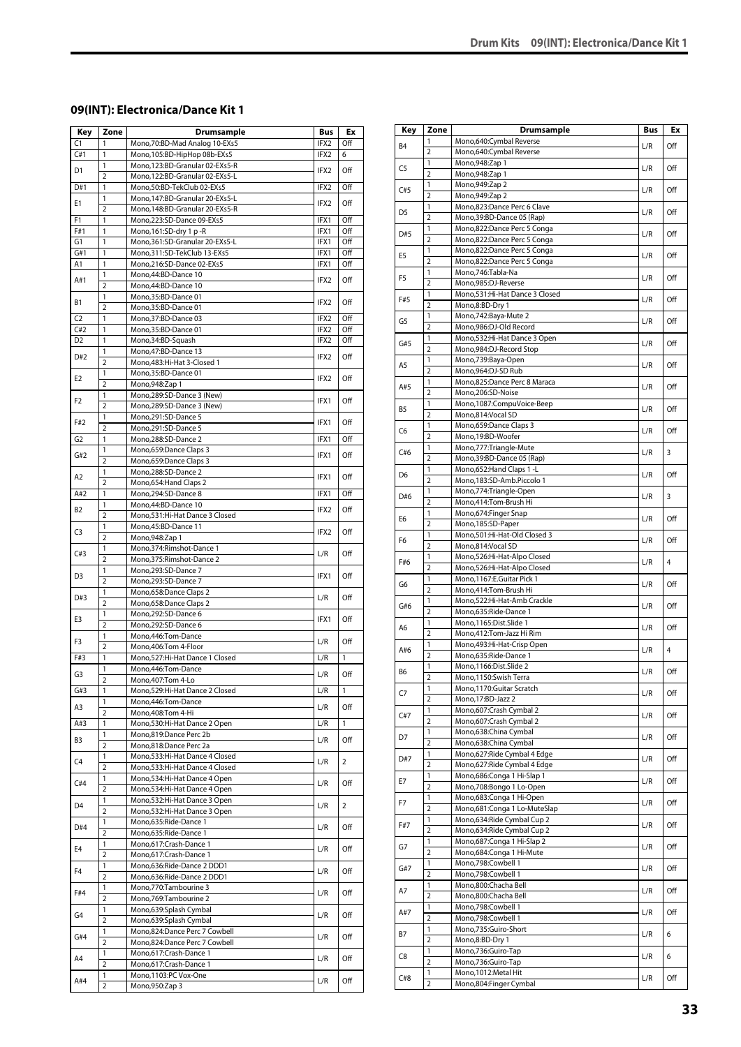## 09(INT): Electronica/Dance Kit 1

| Key | Zone | Drumsample | Bus | Ex |
|---|---|---|---|---|
| C1 | 1 | Mono,70:BD-Mad Analog 10-EXs5 | IFX2 | Off |
| C#1 | 1 | Mono,105:BD-HipHop 08b-EXs5 | IFX2 | 6 |
| D1 | 1 | Mono,123:BD-Granular 02-EXs5-R | IFX2 | Off |
| | 2 | Mono,122:BD-Granular 02-EXs5-L | | |
| D#1 | 1 | Mono,50:BD-TekClub 02-EXs5 | IFX2 | Off |
| E1 | 1 | Mono,147:BD-Granular 20-EXs5-L | IFX2 | Off |
| | 2 | Mono,148:BD-Granular 20-EXs5-R | | |
| F1 | 1 | Mono,223:SD-Dance 09-EXs5 | IFX1 | Off |
| F#1 | 1 | Mono,161:SD-dry 1 p -R | IFX1 | Off |
| G1 | 1 | Mono,361:SD-Granular 20-EXs5-L | IFX1 | Off |
| G#1 | 1 | Mono,311:SD-TekClub 13-EXs5 | IFX1 | Off |
| A1 | 1 | Mono,216:SD-Dance 02-EXs5 | IFX1 | Off |
| A#1 | 1 | Mono,44:BD-Dance 10 | IFX2 | Off |
| | 2 | Mono,44:BD-Dance 10 | | |
| B1 | 1 | Mono,35:BD-Dance 01 | IFX2 | Off |
| | 2 | Mono,35:BD-Dance 01 | | |
| C2 | 1 | Mono,37:BD-Dance 03 | IFX2 | Off |
| C#2 | 1 | Mono,35:BD-Dance 01 | IFX2 | Off |
| D2 | 1 | Mono,34:BD-Squash | IFX2 | Off |
| D#2 | 1 | Mono,47:BD-Dance 13 | IFX2 | Off |
| | 2 | Mono,483:Hi-Hat 3-Closed 1 | | |
| E2 | 1 | Mono,35:BD-Dance 01 | IFX2 | Off |
| | 2 | Mono,948:Zap 1 | | |
| F2 | 1 | Mono,289:SD-Dance 3 (New) | IFX1 | Off |
| | 2 | Mono,289:SD-Dance 3 (New) | | |
| F#2 | 1 | Mono,291:SD-Dance 5 | IFX1 | Off |
| | 2 | Mono,291:SD-Dance 5 | | |
| G2 | 1 | Mono,288:SD-Dance 2 | IFX1 | Off |
| G#2 | 1 | Mono,659:Dance Claps 3 | IFX1 | Off |
| | 2 | Mono,659:Dance Claps 3 | | |
| A2 | 1 | Mono,288:SD-Dance 2 | IFX1 | Off |
| | 2 | Mono,654:Hand Claps 2 | | |
| A#2 | 1 | Mono,294:SD-Dance 8 | IFX1 | Off |
| B2 | 1 | Mono,44:BD-Dance 10 | IFX2 | Off |
| | 2 | Mono,531:Hi-Hat Dance 3 Closed | | |
| C3 | 1 | Mono,45:BD-Dance 11 | IFX2 | Off |
| | 2 | Mono,948:Zap 1 | | |
| C#3 | 1 | Mono,374:Rimshot-Dance 1 | L/R | Off |
| | 2 | Mono,375:Rimshot-Dance 2 | | |
| D3 | 1 | Mono,293:SD-Dance 7 | IFX1 | Off |
| | 2 | Mono,293:SD-Dance 7 | | |
| D#3 | 1 | Mono,658:Dance Claps 2 | L/R | Off |
| | 2 | Mono,658:Dance Claps 2 | | |
| E3 | 1 | Mono,292:SD-Dance 6 | IFX1 | Off |
| | 2 | Mono,292:SD-Dance 6 | | |
| F3 | 1 | Mono,446:Tom-Dance | L/R | Off |
| | 2 | Mono,406:Tom 4-Floor | | |
| F#3 | 1 | Mono,527:Hi-Hat Dance 1 Closed | L/R | 1 |
| G3 | 1 | Mono,446:Tom-Dance | L/R | Off |
| | 2 | Mono,407:Tom 4-Lo | | |
| G#3 | 1 | Mono,529:Hi-Hat Dance 2 Closed | L/R | 1 |
| A3 | 1 | Mono,446:Tom-Dance | L/R | Off |
| | 2 | Mono,408:Tom 4-Hi | | |
| A#3 | 1 | Mono,530:Hi-Hat Dance 2 Open | L/R | 1 |
| B3 | 1 | Mono,819:Dance Perc 2b | L/R | Off |
| | 2 | Mono,818:Dance Perc 2a | | |
| C4 | 1 | Mono,533:Hi-Hat Dance 4 Closed | L/R | 2 |
| | 2 | Mono,533:Hi-Hat Dance 4 Closed | | |
| C#4 | 1 | Mono,534:Hi-Hat Dance 4 Open | L/R | Off |
| | 2 | Mono,534:Hi-Hat Dance 4 Open | | |
| D4 | 1 | Mono,532:Hi-Hat Dance 3 Open | L/R | 2 |
| | 2 | Mono,532:Hi-Hat Dance 3 Open | | |
| D#4 | 1 | Mono,635:Ride-Dance 1 | L/R | Off |
| | 2 | Mono,635:Ride-Dance 1 | | |
| E4 | 1 | Mono,617:Crash-Dance 1 | L/R | Off |
| | 2 | Mono,617:Crash-Dance 1 | | |
| F4 | 1 | Mono,636:Ride-Dance 2 DDD1 | L/R | Off |
| | 2 | Mono,636:Ride-Dance 2 DDD1 | | |
| F#4 | 1 | Mono,770:Tambourine 3 | L/R | Off |
| | 2 | Mono,769:Tambourine 2 | | |
| G4 | 1 | Mono,639:Splash Cymbal | L/R | Off |
| | 2 | Mono,639:Splash Cymbal | | |
| G#4 | 1 | Mono,824:Dance Perc 7 Cowbell | L/R | Off |
| | 2 | Mono,824:Dance Perc 7 Cowbell | | |
| A4 | 1 | Mono,617:Crash-Dance 1 | L/R | Off |
| | 2 | Mono,617:Crash-Dance 1 | | |
| A#4 | 1 | Mono,1103:PC Vox-One | L/R | Off |
| | 2 | Mono,950:Zap 3 | | |
| B4 | 1 | Mono,640:Cymbal Reverse | L/R | Off |
| | 2 | Mono,640:Cymbal Reverse | | |
| C5 | 1 | Mono,948:Zap 1 | L/R | Off |
| | 2 | Mono,948:Zap 1 | | |
| C#5 | 1 | Mono,949:Zap 2 | L/R | Off |
| | 2 | Mono,949:Zap 2 | | |
| D5 | 1 | Mono,823:Dance Perc 6 Clave | L/R | Off |
| | 2 | Mono,39:BD-Dance 05 (Rap) | | |
| D#5 | 1 | Mono,822:Dance Perc 5 Conga | L/R | Off |
| | 2 | Mono,822:Dance Perc 5 Conga | | |
| E5 | 1 | Mono,822:Dance Perc 5 Conga | L/R | Off |
| | 2 | Mono,822:Dance Perc 5 Conga | | |
| F5 | 1 | Mono,746:Tabla-Na | L/R | Off |
| | 2 | Mono,985:DJ-Reverse | | |
| F#5 | 1 | Mono,531:Hi-Hat Dance 3 Closed | L/R | Off |
| | 2 | Mono,8:BD-Dry 1 | | |
| G5 | 1 | Mono,742:Baya-Mute 2 | L/R | Off |
| | 2 | Mono,986:DJ-Old Record | | |
| G#5 | 1 | Mono,532:Hi-Hat Dance 3 Open | L/R | Off |
| | 2 | Mono,984:DJ-Record Stop | | |
| A5 | 1 | Mono,739:Baya-Open | L/R | Off |
| | 2 | Mono,964:DJ-SD Rub | | |
| A#5 | 1 | Mono,825:Dance Perc 8 Maraca | L/R | Off |
| | 2 | Mono,206:SD-Noise | | |
| B5 | 1 | Mono,1087:CompuVoice-Beep | L/R | Off |
| | 2 | Mono,814:Vocal SD | | |
| C6 | 1 | Mono,659:Dance Claps 3 | L/R | Off |
| | 2 | Mono,19:BD-Woofer | | |
| C#6 | 1 | Mono,777:Triangle-Mute | L/R | 3 |
| | 2 | Mono,39:BD-Dance 05 (Rap) | | |
| D6 | 1 | Mono,652:Hand Claps 1 -L | L/R | Off |
| | 2 | Mono,183:SD-Amb.Piccolo 1 | | |
| D#6 | 1 | Mono,774:Triangle-Open | L/R | 3 |
| | 2 | Mono,414:Tom-Brush Hi | | |
| E6 | 1 | Mono,674:Finger Snap | L/R | Off |
| | 2 | Mono,185:SD-Paper | | |
| F6 | 1 | Mono,501:Hi-Hat-Old Closed 3 | L/R | Off |
| | 2 | Mono,814:Vocal SD | | |
| F#6 | 1 | Mono,526:Hi-Hat-Alpo Closed | L/R | 4 |
| | 2 | Mono,526:Hi-Hat-Alpo Closed | | |
| G6 | 1 | Mono,1167:E.Guitar Pick 1 | L/R | Off |
| | 2 | Mono,414:Tom-Brush Hi | | |
| G#6 | 1 | Mono,522:Hi-Hat-Amb Crackle | L/R | Off |
| | 2 | Mono,635:Ride-Dance 1 | | |
| A6 | 1 | Mono,1165:Dist.Slide 1 | L/R | Off |
| | 2 | Mono,412:Tom-Jazz Hi Rim | | |
| A#6 | 1 | Mono,493:Hi-Hat-Crisp Open | L/R | 4 |
| | 2 | Mono,635:Ride-Dance 1 | | |
| B6 | 1 | Mono,1166:Dist.Slide 2 | L/R | Off |
| | 2 | Mono,1150:Swish Terra | | |
| C7 | 1 | Mono,1170:Guitar Scratch | L/R | Off |
| | 2 | Mono,17:BD-Jazz 2 | | |
| C#7 | 1 | Mono,607:Crash Cymbal 2 | L/R | Off |
| | 2 | Mono,607:Crash Cymbal 2 | | |
| D7 | 1 | Mono,638:China Cymbal | L/R | Off |
| | 2 | Mono,638:China Cymbal | | |
| D#7 | 1 | Mono,627:Ride Cymbal 4 Edge | L/R | Off |
| | 2 | Mono,627:Ride Cymbal 4 Edge | | |
| E7 | 1 | Mono,686:Conga 1 Hi-Slap 1 | L/R | Off |
| | 2 | Mono,708:Bongo 1 Lo-Open | | |
| F7 | 1 | Mono,683:Conga 1 Hi-Open | L/R | Off |
| | 2 | Mono,681:Conga 1 Lo-MuteSlap | | |
| F#7 | 1 | Mono,634:Ride Cymbal Cup 2 | L/R | Off |
| | 2 | Mono,634:Ride Cymbal Cup 2 | | |
| G7 | 1 | Mono,687:Conga 1 Hi-Slap 2 | L/R | Off |
| | 2 | Mono,684:Conga 1 Hi-Mute | | |
| G#7 | 1 | Mono,798:Cowbell 1 | L/R | Off |
| | 2 | Mono,798:Cowbell 1 | | |
| A7 | 1 | Mono,800:Chacha Bell | L/R | Off |
| | 2 | Mono,800:Chacha Bell | | |
| A#7 | 1 | Mono,798:Cowbell 1 | L/R | Off |
| | 2 | Mono,798:Cowbell 1 | | |
| B7 | 1 | Mono,735:Guiro-Short | L/R | 6 |
| | 2 | Mono,8:BD-Dry 1 | | |
| C8 | 1 | Mono,736:Guiro-Tap | L/R | 6 |
| | 2 | Mono,736:Guiro-Tap | | |
| C#8 | 1 | Mono,1012:Metal Hit | L/R | Off |
| | 2 | Mono,804:Finger Cymbal | | |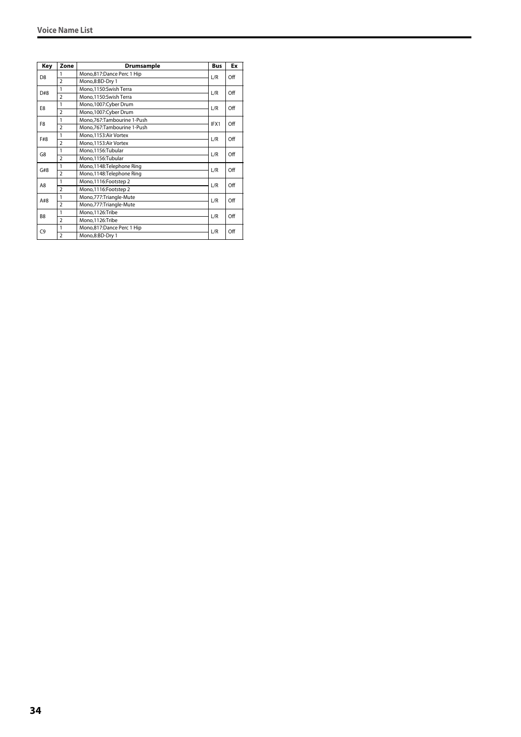| Key | Zone | Drumsample | Bus | Ex |
|---|---|---|---|---|
| D8 | 1 | Mono,817:Dance Perc 1 Hip | L/R | Off |
| | 2 | Mono,8:BD-Dry 1 | | |
| D#8 | 1 | Mono,1150:Swish Terra | L/R | Off |
| | 2 | Mono,1150:Swish Terra | | |
| E8 | 1 | Mono,1007:Cyber Drum | L/R | Off |
| | 2 | Mono,1007:Cyber Drum | | |
| F8 | 1 | Mono,767:Tambourine 1-Push | IFX1 | Off |
| | 2 | Mono,767:Tambourine 1-Push | | |
| F#8 | 1 | Mono,1153:Air Vortex | L/R | Off |
| | 2 | Mono,1153:Air Vortex | | |
| G8 | 1 | Mono,1156:Tubular | L/R | Off |
| | 2 | Mono,1156:Tubular | | |
| G#8 | 1 | Mono,1148:Telephone Ring | L/R | Off |
| | 2 | Mono,1148:Telephone Ring | | |
| A8 | 1 | Mono,1116:Footstep 2 | L/R | Off |
| | 2 | Mono,1116:Footstep 2 | | |
| A#8 | 1 | Mono,777:Triangle-Mute | L/R | Off |
| | 2 | Mono,777:Triangle-Mute | | |
| B8 | 1 | Mono,1126:Tribe | L/R | Off |
| | 2 | Mono,1126:Tribe | | |
| C9 | 1 | Mono,817:Dance Perc 1 Hip | L/R | Off |
| | 2 | Mono,8:BD-Dry 1 | | |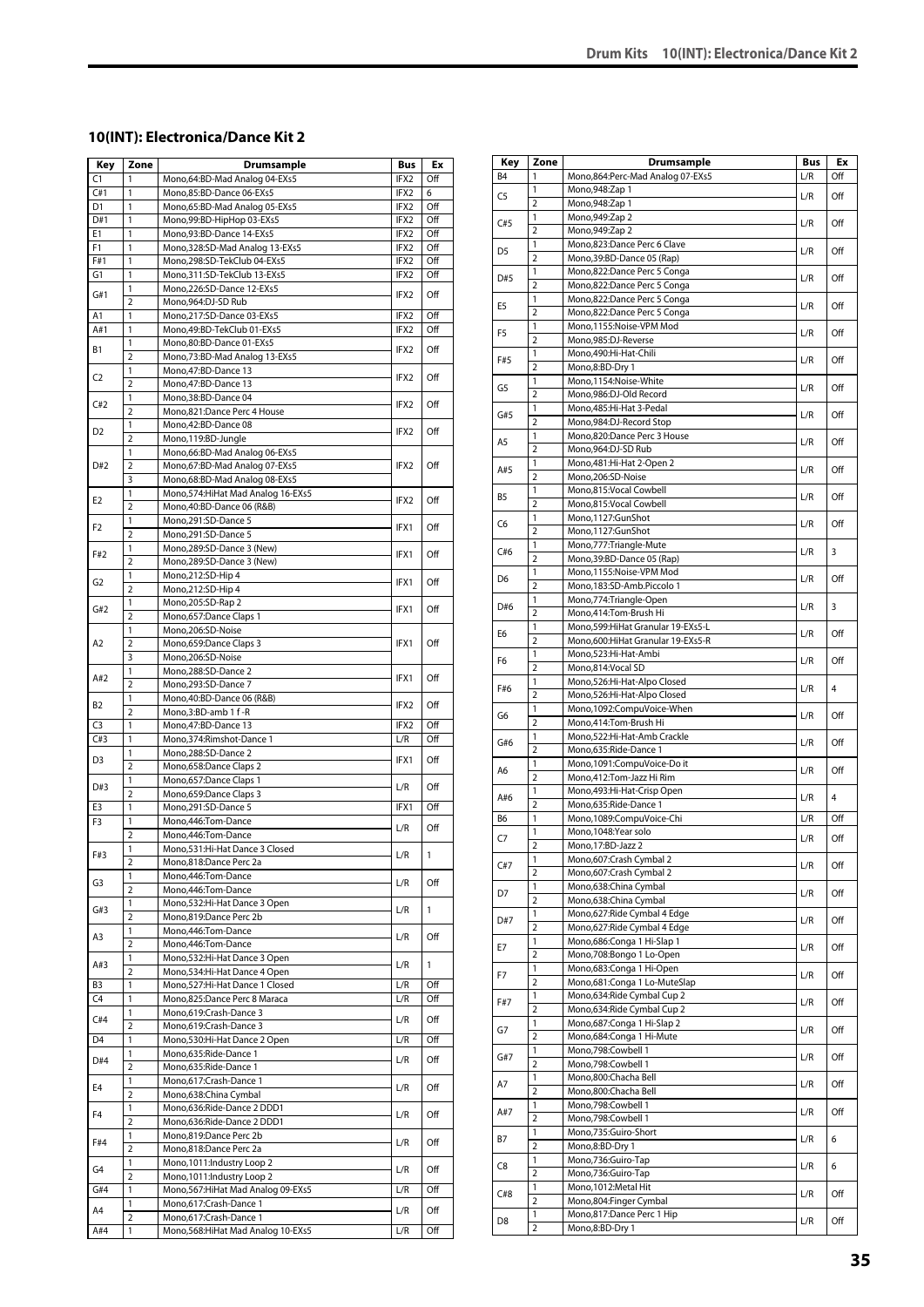## 10(INT): Electronica/Dance Kit 2

| Key | Zone | Drumsample | Bus | Ex |
|---|---|---|---|---|
| C1 | 1 | Mono,64:BD-Mad Analog 04-EXs5 | IFX2 | Off |
| C#1 | 1 | Mono,85:BD-Dance 06-EXs5 | IFX2 | 6 |
| D1 | 1 | Mono,65:BD-Mad Analog 05-EXs5 | IFX2 | Off |
| D#1 | 1 | Mono,99:BD-HipHop 03-EXs5 | IFX2 | Off |
| E1 | 1 | Mono,93:BD-Dance 14-EXs5 | IFX2 | Off |
| F1 | 1 | Mono,328:SD-Mad Analog 13-EXs5 | IFX2 | Off |
| F#1 | 1 | Mono,298:SD-TekClub 04-EXs5 | IFX2 | Off |
| G1 | 1 | Mono,311:SD-TekClub 13-EXs5 | IFX2 | Off |
| G#1 | 1 | Mono,226:SD-Dance 12-EXs5 | IFX2 | Off |
| | 2 | Mono,964:DJ-SD Rub | | |
| A1 | 1 | Mono,217:SD-Dance 03-EXs5 | IFX2 | Off |
| A#1 | 1 | Mono,49:BD-TekClub 01-EXs5 | IFX2 | Off |
| B1 | 1 | Mono,80:BD-Dance 01-EXs5 | IFX2 | Off |
| | 2 | Mono,73:BD-Mad Analog 13-EXs5 | | |
| C2 | 1 | Mono,47:BD-Dance 13 | IFX2 | Off |
| | 2 | Mono,47:BD-Dance 13 | | |
| C#2 | 1 | Mono,38:BD-Dance 04 | IFX2 | Off |
| | 2 | Mono,821:Dance Perc 4 House | | |
| D2 | 1 | Mono,42:BD-Dance 08 | IFX2 | Off |
| | 2 | Mono,119:BD-Jungle | | |
| D#2 | 1 | Mono,66:BD-Mad Analog 06-EXs5 | IFX2 | Off |
| | 2 | Mono,67:BD-Mad Analog 07-EXs5 | | |
| | 3 | Mono,68:BD-Mad Analog 08-EXs5 | | |
| E2 | 1 | Mono,574:HiHat Mad Analog 16-EXs5 | IFX2 | Off |
| | 2 | Mono,40:BD-Dance 06 (R&B) | | |
| F2 | 1 | Mono,291:SD-Dance 5 | IFX1 | Off |
| | 2 | Mono,291:SD-Dance 5 | | |
| F#2 | 1 | Mono,289:SD-Dance 3 (New) | IFX1 | Off |
| | 2 | Mono,289:SD-Dance 3 (New) | | |
| G2 | 1 | Mono,212:SD-Hip 4 | IFX1 | Off |
| | 2 | Mono,212:SD-Hip 4 | | |
| G#2 | 1 | Mono,205:SD-Rap 2 | IFX1 | Off |
| | 2 | Mono,657:Dance Claps 1 | | |
| A2 | 1 | Mono,206:SD-Noise | IFX1 | Off |
| | 2 | Mono,659:Dance Claps 3 | | |
| | 3 | Mono,206:SD-Noise | | |
| A#2 | 1 | Mono,288:SD-Dance 2 | IFX1 | Off |
| | 2 | Mono,293:SD-Dance 7 | | |
| B2 | 1 | Mono,40:BD-Dance 06 (R&B) | IFX2 | Off |
| | 2 | Mono,3:BD-amb 1 f -R | | |
| C3 | 1 | Mono,47:BD-Dance 13 | IFX2 | Off |
| C#3 | 1 | Mono,374:Rimshot-Dance 1 | L/R | Off |
| D3 | 1 | Mono,288:SD-Dance 2 | IFX1 | Off |
| | 2 | Mono,658:Dance Claps 2 | | |
| D#3 | 1 | Mono,657:Dance Claps 1 | L/R | Off |
| | 2 | Mono,659:Dance Claps 3 | | |
| E3 | 1 | Mono,291:SD-Dance 5 | IFX1 | Off |
| F3 | 1 | Mono,446:Tom-Dance | L/R | Off |
| | 2 | Mono,446:Tom-Dance | | |
| F#3 | 1 | Mono,531:Hi-Hat Dance 3 Closed | L/R | 1 |
| | 2 | Mono,818:Dance Perc 2a | | |
| G3 | 1 | Mono,446:Tom-Dance | L/R | Off |
| | 2 | Mono,446:Tom-Dance | | |
| G#3 | 1 | Mono,532:Hi-Hat Dance 3 Open | L/R | 1 |
| | 2 | Mono,819:Dance Perc 2b | | |
| A3 | 1 | Mono,446:Tom-Dance | L/R | Off |
| | 2 | Mono,446:Tom-Dance | | |
| A#3 | 1 | Mono,532:Hi-Hat Dance 3 Open | L/R | 1 |
| | 2 | Mono,534:Hi-Hat Dance 4 Open | | |
| B3 | 1 | Mono,527:Hi-Hat Dance 1 Closed | L/R | Off |
| C4 | 1 | Mono,825:Dance Perc 8 Maraca | L/R | Off |
| C#4 | 1 | Mono,619:Crash-Dance 3 | L/R | Off |
| | 2 | Mono,619:Crash-Dance 3 | | |
| D4 | 1 | Mono,530:Hi-Hat Dance 2 Open | L/R | Off |
| D#4 | 1 | Mono,635:Ride-Dance 1 | L/R | Off |
| | 2 | Mono,635:Ride-Dance 1 | | |
| E4 | 1 | Mono,617:Crash-Dance 1 | L/R | Off |
| | 2 | Mono,638:China Cymbal | | |
| F4 | 1 | Mono,636:Ride-Dance 2 DDD1 | L/R | Off |
| | 2 | Mono,636:Ride-Dance 2 DDD1 | | |
| F#4 | 1 | Mono,819:Dance Perc 2b | L/R | Off |
| | 2 | Mono,818:Dance Perc 2a | | |
| G4 | 1 | Mono,1011:Industry Loop 2 | L/R | Off |
| | 2 | Mono,1011:Industry Loop 2 | | |
| G#4 | 1 | Mono,567:HiHat Mad Analog 09-EXs5 | L/R | Off |
| A4 | 1 | Mono,617:Crash-Dance 1 | L/R | Off |
| | 2 | Mono,617:Crash-Dance 1 | | |
| A#4 | 1 | Mono,568:HiHat Mad Analog 10-EXs5 | L/R | Off |
| B4 | 1 | Mono,864:Perc-Mad Analog 07-EXs5 | L/R | Off |
| C5 | 1 | Mono,948:Zap 1 | L/R | Off |
| | 2 | Mono,948:Zap 1 | | |
| C#5 | 1 | Mono,949:Zap 2 | L/R | Off |
| | 2 | Mono,949:Zap 2 | | |
| D5 | 1 | Mono,823:Dance Perc 6 Clave | L/R | Off |
| | 2 | Mono,39:BD-Dance 05 (Rap) | | |
| D#5 | 1 | Mono,822:Dance Perc 5 Conga | L/R | Off |
| | 2 | Mono,822:Dance Perc 5 Conga | | |
| E5 | 1 | Mono,822:Dance Perc 5 Conga | L/R | Off |
| | 2 | Mono,822:Dance Perc 5 Conga | | |
| F5 | 1 | Mono,1155:Noise-VPM Mod | L/R | Off |
| | 2 | Mono,985:DJ-Reverse | | |
| F#5 | 1 | Mono,490:Hi-Hat-Chili | L/R | Off |
| | 2 | Mono,8:BD-Dry 1 | | |
| G5 | 1 | Mono,1154:Noise-White | L/R | Off |
| | 2 | Mono,986:DJ-Old Record | | |
| G#5 | 1 | Mono,485:Hi-Hat 3-Pedal | L/R | Off |
| | 2 | Mono,984:DJ-Record Stop | | |
| A5 | 1 | Mono,820:Dance Perc 3 House | L/R | Off |
| | 2 | Mono,964:DJ-SD Rub | | |
| A#5 | 1 | Mono,481:Hi-Hat 2-Open 2 | L/R | Off |
| | 2 | Mono,206:SD-Noise | | |
| B5 | 1 | Mono,815:Vocal Cowbell | L/R | Off |
| | 2 | Mono,815:Vocal Cowbell | | |
| C6 | 1 | Mono,1127:GunShot | L/R | Off |
| | 2 | Mono,1127:GunShot | | |
| C#6 | 1 | Mono,777:Triangle-Mute | L/R | 3 |
| | 2 | Mono,39:BD-Dance 05 (Rap) | | |
| D6 | 1 | Mono,1155:Noise-VPM Mod | L/R | Off |
| | 2 | Mono,183:SD-Amb.Piccolo 1 | | |
| D#6 | 1 | Mono,774:Triangle-Open | L/R | 3 |
| | 2 | Mono,414:Tom-Brush Hi | | |
| E6 | 1 | Mono,599:HiHat Granular 19-EXs5-L | L/R | Off |
| | 2 | Mono,600:HiHat Granular 19-EXs5-R | | |
| F6 | 1 | Mono,523:Hi-Hat-Ambi | L/R | Off |
| | 2 | Mono,814:Vocal SD | | |
| F#6 | 1 | Mono,526:Hi-Hat-Alpo Closed | L/R | 4 |
| | 2 | Mono,526:Hi-Hat-Alpo Closed | | |
| G6 | 1 | Mono,1092:CompuVoice-When | L/R | Off |
| | 2 | Mono,414:Tom-Brush Hi | | |
| G#6 | 1 | Mono,522:Hi-Hat-Amb Crackle | L/R | Off |
| | 2 | Mono,635:Ride-Dance 1 | | |
| A6 | 1 | Mono,1091:CompuVoice-Do it | L/R | Off |
| | 2 | Mono,412:Tom-Jazz Hi Rim | | |
| A#6 | 1 | Mono,493:Hi-Hat-Crisp Open | L/R | 4 |
| | 2 | Mono,635:Ride-Dance 1 | | |
| B6 | 1 | Mono,1089:CompuVoice-Chi | L/R | Off |
| C7 | 1 | Mono,1048:Year solo | L/R | Off |
| | 2 | Mono,17:BD-Jazz 2 | | |
| C#7 | 1 | Mono,607:Crash Cymbal 2 | L/R | Off |
| | 2 | Mono,607:Crash Cymbal 2 | | |
| D7 | 1 | Mono,638:China Cymbal | L/R | Off |
| | 2 | Mono,638:China Cymbal | | |
| D#7 | 1 | Mono,627:Ride Cymbal 4 Edge | L/R | Off |
| | 2 | Mono,627:Ride Cymbal 4 Edge | | |
| E7 | 1 | Mono,686:Conga 1 Hi-Slap 1 | L/R | Off |
| | 2 | Mono,708:Bongo 1 Lo-Open | | |
| F7 | 1 | Mono,683:Conga 1 Hi-Open | L/R | Off |
| | 2 | Mono,681:Conga 1 Lo-MuteSlap | | |
| F#7 | 1 | Mono,634:Ride Cymbal Cup 2 | L/R | Off |
| | 2 | Mono,634:Ride Cymbal Cup 2 | | |
| G7 | 1 | Mono,687:Conga 1 Hi-Slap 2 | L/R | Off |
| | 2 | Mono,684:Conga 1 Hi-Mute | | |
| G#7 | 1 | Mono,798:Cowbell 1 | L/R | Off |
| | 2 | Mono,798:Cowbell 1 | | |
| A7 | 1 | Mono,800:Chacha Bell | L/R | Off |
| | 2 | Mono,800:Chacha Bell | | |
| A#7 | 1 | Mono,798:Cowbell 1 | L/R | Off |
| | 2 | Mono,798:Cowbell 1 | | |
| B7 | 1 | Mono,735:Guiro-Short | L/R | 6 |
| | 2 | Mono,8:BD-Dry 1 | | |
| C8 | 1 | Mono,736:Guiro-Tap | L/R | 6 |
| | 2 | Mono,736:Guiro-Tap | | |
| C#8 | 1 | Mono,1012:Metal Hit | L/R | Off |
| | 2 | Mono,804:Finger Cymbal | | |
| D8 | 1 | Mono,817:Dance Perc 1 Hip | L/R | Off |
| | 2 | Mono,8:BD-Dry 1 | | |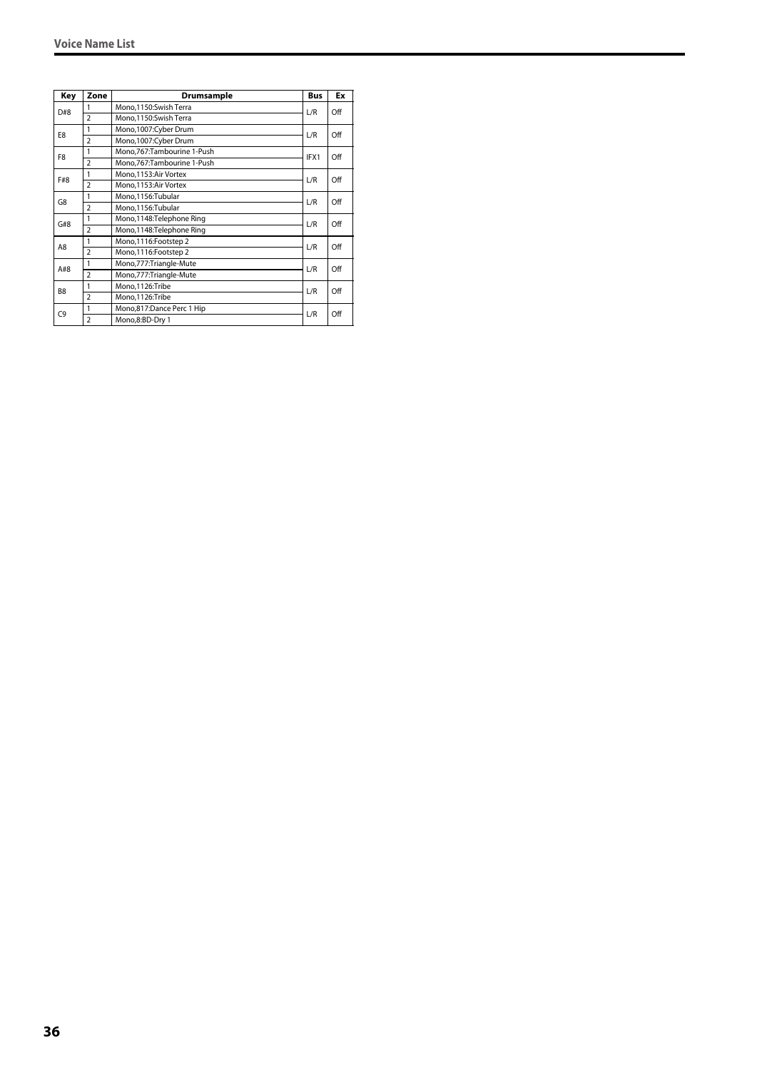| Key | Zone | Drumsample | Bus | Ex |
|---|---|---|---|---|
| D#8 | 1 | Mono,1150:Swish Terra | L/R | Off |
| | 2 | Mono,1150:Swish Terra | | |
| E8 | 1 | Mono,1007:Cyber Drum | L/R | Off |
| | 2 | Mono,1007:Cyber Drum | | |
| F8 | 1 | Mono,767:Tambourine 1-Push | IFX1 | Off |
| | 2 | Mono,767:Tambourine 1-Push | | |
| F#8 | 1 | Mono,1153:Air Vortex | L/R | Off |
| | 2 | Mono,1153:Air Vortex | | |
| G8 | 1 | Mono,1156:Tubular | L/R | Off |
| | 2 | Mono,1156:Tubular | | |
| G#8 | 1 | Mono,1148:Telephone Ring | L/R | Off |
| | 2 | Mono,1148:Telephone Ring | | |
| A8 | 1 | Mono,1116:Footstep 2 | L/R | Off |
| | 2 | Mono,1116:Footstep 2 | | |
| A#8 | 1 | Mono,777:Triangle-Mute | L/R | Off |
| | 2 | Mono,777:Triangle-Mute | | |
| B8 | 1 | Mono,1126:Tribe | L/R | Off |
| | 2 | Mono,1126:Tribe | | |
| C9 | 1 | Mono,817:Dance Perc 1 Hip | L/R | Off |
| | 2 | Mono,8:BD-Dry 1 | | |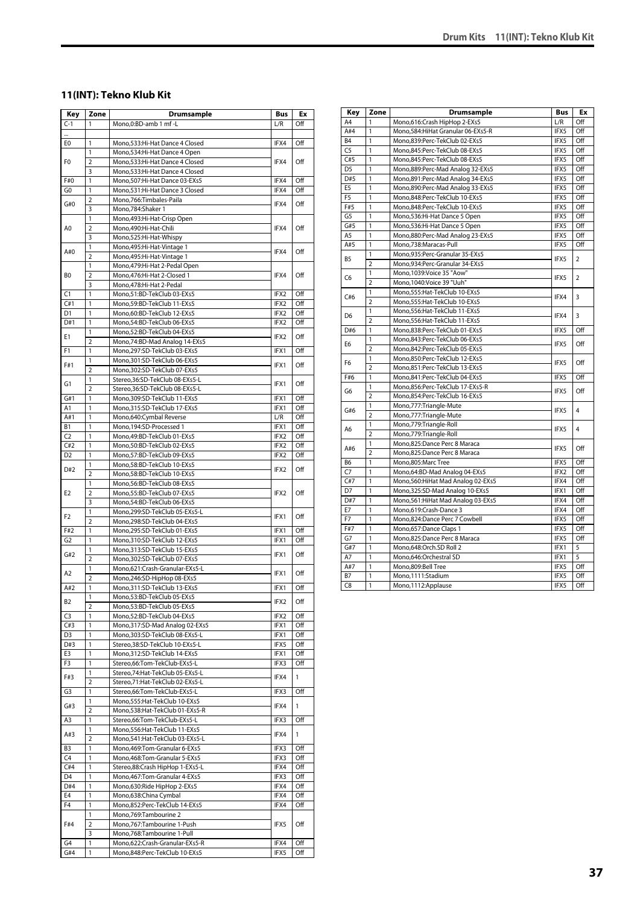## 11(INT): Tekno Klub Kit

| Key | Zone | Drumsample | Bus | Ex |
|---|---|---|---|---|
| C-1 | 1 | Mono,0:BD-amb 1 mf -L | L/R | Off |
| ... | | | | |
| E0 | 1 | Mono,533:Hi-Hat Dance 4 Closed | IFX4 | Off |
| F0 | 1 | Mono,534:Hi-Hat Dance 4 Open | IFX4 | Off |
| | 2 | Mono,533:Hi-Hat Dance 4 Closed | | |
| | 3 | Mono,533:Hi-Hat Dance 4 Closed | | |
| F#0 | 1 | Mono,507:Hi-Hat Dance 03-EXs5 | IFX4 | Off |
| G0 | 1 | Mono,531:Hi-Hat Dance 3 Closed | IFX4 | Off |
| G#0 | 2 | Mono,766:Timbales-Paila | IFX4 | Off |
| | 3 | Mono,784:Shaker 1 | | |
| A0 | 1 | Mono,493:Hi-Hat-Crisp Open | IFX4 | Off |
| | 2 | Mono,490:Hi-Hat-Chili | | |
| | 3 | Mono,525:Hi-Hat-Whispy | | |
| A#0 | 1 | Mono,495:Hi-Hat-Vintage 1 | IFX4 | Off |
| | 2 | Mono,495:Hi-Hat-Vintage 1 | | |
| B0 | 1 | Mono,479:Hi-Hat 2-Pedal Open | IFX4 | Off |
| | 2 | Mono,476:Hi-Hat 2-Closed 1 | | |
| | 3 | Mono,478:Hi-Hat 2-Pedal | | |
| C1 | 1 | Mono,51:BD-TekClub 03-EXs5 | IFX2 | Off |
| C#1 | 1 | Mono,59:BD-TekClub 11-EXs5 | IFX2 | Off |
| D1 | 1 | Mono,60:BD-TekClub 12-EXs5 | IFX2 | Off |
| D#1 | 1 | Mono,54:BD-TekClub 06-EXs5 | IFX2 | Off |
| E1 | 1 | Mono,52:BD-TekClub 04-EXs5 | IFX2 | Off |
| | 2 | Mono,74:BD-Mad Analog 14-EXs5 | | |
| F1 | 1 | Mono,297:SD-TekClub 03-EXs5 | IFX1 | Off |
| F#1 | 1 | Mono,301:SD-TekClub 06-EXs5 | IFX1 | Off |
| | 2 | Mono,302:SD-TekClub 07-EXs5 | | |
| G1 | 1 | Stereo,36:SD-TekClub 08-EXs5-L | IFX1 | Off |
| | 2 | Stereo,36:SD-TekClub 08-EXs5-L | | |
| G#1 | 1 | Mono,309:SD-TekClub 11-EXs5 | IFX1 | Off |
| A1 | 1 | Mono,315:SD-TekClub 17-EXs5 | IFX1 | Off |
| A#1 | 1 | Mono,640:Cymbal Reverse | L/R | Off |
| B1 | 1 | Mono,194:SD-Processed 1 | IFX1 | Off |
| C2 | 1 | Mono,49:BD-TekClub 01-EXs5 | IFX2 | Off |
| C#2 | 1 | Mono,50:BD-TekClub 02-EXs5 | IFX2 | Off |
| D2 | 1 | Mono,57:BD-TekClub 09-EXs5 | IFX2 | Off |
| D#2 | 1 | Mono,58:BD-TekClub 10-EXs5 | IFX2 | Off |
| | 2 | Mono,58:BD-TekClub 10-EXs5 | | |
| E2 | 1 | Mono,56:BD-TekClub 08-EXs5 | IFX2 | Off |
| | 2 | Mono,55:BD-TekClub 07-EXs5 | | |
| | 3 | Mono,54:BD-TekClub 06-EXs5 | | |
| F2 | 1 | Mono,299:SD-TekClub 05-EXs5-L | IFX1 | Off |
| | 2 | Mono,298:SD-TekClub 04-EXs5 | | |
| F#2 | 1 | Mono,295:SD-TekClub 01-EXs5 | IFX1 | Off |
| G2 | 1 | Mono,310:SD-TekClub 12-EXs5 | IFX1 | Off |
| G#2 | 1 | Mono,313:SD-TekClub 15-EXs5 | IFX1 | Off |
| | 2 | Mono,302:SD-TekClub 07-EXs5 | | |
| A2 | 1 | Mono,621:Crash-Granular-EXs5-L | IFX1 | Off |
| | 2 | Mono,246:SD-HipHop 08-EXs5 | | |
| A#2 | 1 | Mono,311:SD-TekClub 13-EXs5 | IFX1 | Off |
| B2 | 1 | Mono,53:BD-TekClub 05-EXs5 | IFX2 | Off |
| | 2 | Mono,53:BD-TekClub 05-EXs5 | | |
| C3 | 1 | Mono,52:BD-TekClub 04-EXs5 | IFX2 | Off |
| C#3 | 1 | Mono,317:SD-Mad Analog 02-EXs5 | IFX1 | Off |
| D3 | 1 | Mono,303:SD-TekClub 08-EXs5-L | IFX1 | Off |
| D#3 | 1 | Stereo,38:SD-TekClub 10-EXs5-L | IFX5 | Off |
| E3 | 1 | Mono,312:SD-TekClub 14-EXs5 | IFX1 | Off |
| F3 | 1 | Stereo,66:Tom-TekClub-EXs5-L | IFX3 | Off |
| F#3 | 1 | Stereo,74:Hat-TekClub 05-EXs5-L | IFX4 | 1 |
| | 2 | Stereo,71:Hat-TekClub 02-EXs5-L | | |
| G3 | 1 | Stereo,66:Tom-TekClub-EXs5-L | IFX3 | Off |
| G#3 | 1 | Mono,555:Hat-TekClub 10-EXs5 | IFX4 | 1 |
| | 2 | Mono,538:Hat-TekClub 01-EXs5-R | | |
| A3 | 1 | Stereo,66:Tom-TekClub-EXs5-L | IFX3 | Off |
| A#3 | 1 | Mono,556:Hat-TekClub 11-EXs5 | IFX4 | 1 |
| | 2 | Mono,541:Hat-TekClub 03-EXs5-L | | |
| B3 | 1 | Mono,469:Tom-Granular 6-EXs5 | IFX3 | Off |
| C4 | 1 | Mono,468:Tom-Granular 5-EXs5 | IFX3 | Off |
| C#4 | 1 | Stereo,88:Crash HipHop 1-EXs5-L | IFX4 | Off |
| D4 | 1 | Mono,467:Tom-Granular 4-EXs5 | IFX3 | Off |
| D#4 | 1 | Mono,630:Ride HipHop 2-EXs5 | IFX4 | Off |
| E4 | 1 | Mono,638:China Cymbal | IFX4 | Off |
| F4 | 1 | Mono,852:Perc-TekClub 14-EXs5 | IFX4 | Off |
| F#4 | 1 | Mono,769:Tambourine 2 | IFX5 | Off |
| | 2 | Mono,767:Tambourine 1-Push | | |
| | 3 | Mono,768:Tambourine 1-Pull | | |
| G4 | 1 | Mono,622:Crash-Granular-EXs5-R | IFX4 | Off |
| G#4 | 1 | Mono,848:Perc-TekClub 10-EXs5 | IFX5 | Off |
| A4 | 1 | Mono,616:Crash HipHop 2-EXs5 | L/R | Off |
| A#4 | 1 | Mono,584:HiHat Granular 06-EXs5-R | IFX5 | Off |
| B4 | 1 | Mono,839:Perc-TekClub 02-EXs5 | IFX5 | Off |
| C5 | 1 | Mono,845:Perc-TekClub 08-EXs5 | IFX5 | Off |
| C#5 | 1 | Mono,845:Perc-TekClub 08-EXs5 | IFX5 | Off |
| D5 | 1 | Mono,889:Perc-Mad Analog 32-EXs5 | IFX5 | Off |
| D#5 | 1 | Mono,891:Perc-Mad Analog 34-EXs5 | IFX5 | Off |
| E5 | 1 | Mono,890:Perc-Mad Analog 33-EXs5 | IFX5 | Off |
| F5 | 1 | Mono,848:Perc-TekClub 10-EXs5 | IFX5 | Off |
| F#5 | 1 | Mono,848:Perc-TekClub 10-EXs5 | IFX5 | Off |
| G5 | 1 | Mono,536:Hi-Hat Dance 5 Open | IFX5 | Off |
| G#5 | 1 | Mono,536:Hi-Hat Dance 5 Open | IFX5 | Off |
| A5 | 1 | Mono,880:Perc-Mad Analog 23-EXs5 | IFX5 | Off |
| A#5 | 1 | Mono,738:Maracas-Pull | IFX5 | Off |
| B5 | 1 | Mono,935:Perc-Granular 35-EXs5 | IFX5 | 2 |
| | 2 | Mono,934:Perc-Granular 34-EXs5 | | |
| C6 | 1 | Mono,1039:Voice 35 "Aow" | IFX5 | 2 |
| | 2 | Mono,1040:Voice 39 "Uuh" | | |
| C#6 | 1 | Mono,555:Hat-TekClub 10-EXs5 | IFX4 | 3 |
| | 2 | Mono,555:Hat-TekClub 10-EXs5 | | |
| D6 | 1 | Mono,556:Hat-TekClub 11-EXs5 | IFX4 | 3 |
| | 2 | Mono,556:Hat-TekClub 11-EXs5 | | |
| D#6 | 1 | Mono,838:Perc-TekClub 01-EXs5 | IFX5 | Off |
| E6 | 1 | Mono,843:Perc-TekClub 06-EXs5 | IFX5 | Off |
| | 2 | Mono,842:Perc-TekClub 05-EXs5 | | |
| F6 | 1 | Mono,850:Perc-TekClub 12-EXs5 | IFX5 | Off |
| | 2 | Mono,851:Perc-TekClub 13-EXs5 | | |
| F#6 | 1 | Mono,841:Perc-TekClub 04-EXs5 | IFX5 | Off |
| G6 | 1 | Mono,856:Perc-TekClub 17-EXs5-R | IFX5 | Off |
| | 2 | Mono,854:Perc-TekClub 16-EXs5 | | |
| G#6 | 1 | Mono,777:Triangle-Mute | IFX5 | 4 |
| | 2 | Mono,777:Triangle-Mute | | |
| A6 | 1 | Mono,779:Triangle-Roll | IFX5 | 4 |
| | 2 | Mono,779:Triangle-Roll | | |
| A#6 | 1 | Mono,825:Dance Perc 8 Maraca | IFX5 | Off |
| | 2 | Mono,825:Dance Perc 8 Maraca | | |
| B6 | 1 | Mono,805:Marc Tree | IFX5 | Off |
| C7 | 1 | Mono,64:BD-Mad Analog 04-EXs5 | IFX2 | Off |
| C#7 | 1 | Mono,560:HiHat Mad Analog 02-EXs5 | IFX4 | Off |
| D7 | 1 | Mono,325:SD-Mad Analog 10-EXs5 | IFX1 | Off |
| D#7 | 1 | Mono,561:HiHat Mad Analog 03-EXs5 | IFX4 | Off |
| E7 | 1 | Mono,619:Crash-Dance 3 | IFX4 | Off |
| F7 | 1 | Mono,824:Dance Perc 7 Cowbell | IFX5 | Off |
| F#7 | 1 | Mono,657:Dance Claps 1 | IFX5 | Off |
| G7 | 1 | Mono,825:Dance Perc 8 Maraca | IFX5 | Off |
| G#7 | 1 | Mono,648:Orch.SD Roll 2 | IFX1 | 5 |
| A7 | 1 | Mono,646:Orchestral SD | IFX1 | 5 |
| A#7 | 1 | Mono,809:Bell Tree | IFX5 | Off |
| B7 | 1 | Mono,1111:Stadium | IFX5 | Off |
| C8 | 1 | Mono,1112:Applause | IFX5 | Off |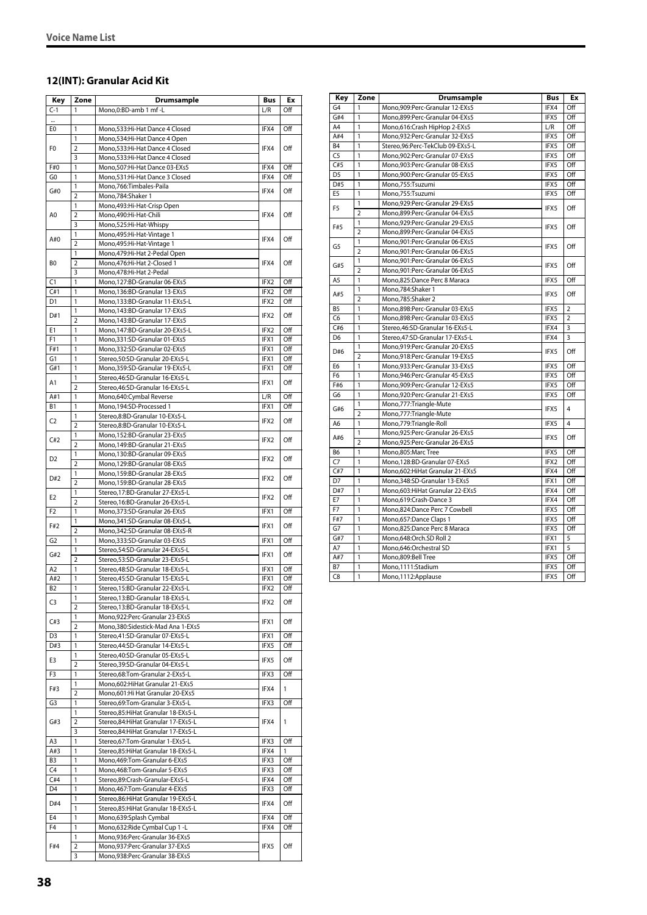## 12(INT): Granular Acid Kit

| Key | Zone | Drumsample | Bus | Ex |
|---|---|---|---|---|
| C-1 | 1 | Mono,0:BD-amb 1 mf -L | L/R | Off |
| ... | | | | |
| E0 | 1 | Mono,533:Hi-Hat Dance 4 Closed | IFX4 | Off |
| F0 | 1 | Mono,534:Hi-Hat Dance 4 Open | IFX4 | Off |
| | 2 | Mono,533:Hi-Hat Dance 4 Closed | | |
| | 3 | Mono,533:Hi-Hat Dance 4 Closed | | |
| F#0 | 1 | Mono,507:Hi-Hat Dance 03-EXs5 | IFX4 | Off |
| G0 | 1 | Mono,531:Hi-Hat Dance 3 Closed | IFX4 | Off |
| G#0 | 1 | Mono,766:Timbales-Paila | IFX4 | Off |
| | 2 | Mono,784:Shaker 1 | | |
| A0 | 1 | Mono,493:Hi-Hat-Crisp Open | IFX4 | Off |
| | 2 | Mono,490:Hi-Hat-Chili | | |
| | 3 | Mono,525:Hi-Hat-Whispy | | |
| A#0 | 1 | Mono,495:Hi-Hat-Vintage 1 | IFX4 | Off |
| | 2 | Mono,495:Hi-Hat-Vintage 1 | | |
| B0 | 1 | Mono,479:Hi-Hat 2-Pedal Open | IFX4 | Off |
| | 2 | Mono,476:Hi-Hat 2-Closed 1 | | |
| | 3 | Mono,478:Hi-Hat 2-Pedal | | |
| C1 | 1 | Mono,127:BD-Granular 06-EXs5 | IFX2 | Off |
| C#1 | 1 | Mono,136:BD-Granular 13-EXs5 | IFX2 | Off |
| D1 | 1 | Mono,133:BD-Granular 11-EXs5-L | IFX2 | Off |
| D#1 | 1 | Mono,143:BD-Granular 17-EXs5 | IFX2 | Off |
| | 2 | Mono,143:BD-Granular 17-EXs5 | | |
| E1 | 1 | Mono,147:BD-Granular 20-EXs5-L | IFX2 | Off |
| F1 | 1 | Mono,331:SD-Granular 01-EXs5 | IFX1 | Off |
| F#1 | 1 | Mono,332:SD-Granular 02-EXs5 | IFX1 | Off |
| G1 | 1 | Stereo,50:SD-Granular 20-EXs5-L | IFX1 | Off |
| G#1 | 1 | Mono,359:SD-Granular 19-EXs5-L | IFX1 | Off |
| A1 | 1 | Stereo,46:SD-Granular 16-EXs5-L | IFX1 | Off |
| | 2 | Stereo,46:SD-Granular 16-EXs5-L | | |
| A#1 | 1 | Mono,640:Cymbal Reverse | L/R | Off |
| B1 | 1 | Mono,194:SD-Processed 1 | IFX1 | Off |
| C2 | 1 | Stereo,8:BD-Granular 10-EXs5-L | IFX2 | Off |
| | 2 | Stereo,8:BD-Granular 10-EXs5-L | | |
| C#2 | 1 | Mono,152:BD-Granular 23-EXs5 | IFX2 | Off |
| | 2 | Mono,149:BD-Granular 21-EXs5 | | |
| D2 | 1 | Mono,130:BD-Granular 09-EXs5 | IFX2 | Off |
| | 2 | Mono,129:BD-Granular 08-EXs5 | | |
| D#2 | 1 | Mono,159:BD-Granular 28-EXs5 | IFX2 | Off |
| | 2 | Mono,159:BD-Granular 28-EXs5 | | |
| E2 | 1 | Stereo,17:BD-Granular 27-EXs5-L | IFX2 | Off |
| | 2 | Stereo,16:BD-Granular 26-EXs5-L | | |
| F2 | 1 | Mono,373:SD-Granular 26-EXs5 | IFX1 | Off |
| F#2 | 1 | Mono,341:SD-Granular 08-EXs5-L | IFX1 | Off |
| | 2 | Mono,342:SD-Granular 08-EXs5-R | | |
| G2 | 1 | Mono,333:SD-Granular 03-EXs5 | IFX1 | Off |
| G#2 | 1 | Stereo,54:SD-Granular 24-EXs5-L | IFX1 | Off |
| | 2 | Stereo,53:SD-Granular 23-EXs5-L | | |
| A2 | 1 | Stereo,48:SD-Granular 18-EXs5-L | IFX1 | Off |
| A#2 | 1 | Stereo,45:SD-Granular 15-EXs5-L | IFX1 | Off |
| B2 | 1 | Stereo,15:BD-Granular 22-EXs5-L | IFX2 | Off |
| C3 | 1 | Stereo,13:BD-Granular 18-EXs5-L | IFX2 | Off |
| | 2 | Stereo,13:BD-Granular 18-EXs5-L | | |
| C#3 | 1 | Mono,922:Perc-Granular 23-EXs5 | IFX1 | Off |
| | 2 | Mono,380:Sidestick-Mad Ana 1-EXs5 | | |
| D3 | 1 | Stereo,41:SD-Granular 07-EXs5-L | IFX1 | Off |
| D#3 | 1 | Stereo,44:SD-Granular 14-EXs5-L | IFX5 | Off |
| E3 | 1 | Stereo,40:SD-Granular 05-EXs5-L | IFX5 | Off |
| | 2 | Stereo,39:SD-Granular 04-EXs5-L | | |
| F3 | 1 | Stereo,68:Tom-Granular 2-EXs5-L | IFX3 | Off |
| F#3 | 1 | Mono,602:HiHat Granular 21-EXs5 | IFX4 | 1 |
| | 2 | Mono,601:Hi Hat Granular 20-EXs5 | | |
| G3 | 1 | Stereo,69:Tom-Granular 3-EXs5-L | IFX3 | Off |
| G#3 | 1 | Stereo,85:HiHat Granular 18-EXs5-L | IFX4 | 1 |
| | 2 | Stereo,84:HiHat Granular 17-EXs5-L | | |
| | 3 | Stereo,84:HiHat Granular 17-EXs5-L | | |
| A3 | 1 | Stereo,67:Tom-Granular 1-EXs5-L | IFX3 | Off |
| A#3 | 1 | Stereo,85:HiHat Granular 18-EXs5-L | IFX4 | 1 |
| B3 | 1 | Mono,469:Tom-Granular 6-EXs5 | IFX3 | Off |
| C4 | 1 | Mono,468:Tom-Granular 5-EXs5 | IFX3 | Off |
| C#4 | 1 | Stereo,89:Crash-Granular-EXs5-L | IFX4 | Off |
| D4 | 1 | Mono,467:Tom-Granular 4-EXs5 | IFX3 | Off |
| D#4 | 1 | Stereo,86:HiHat Granular 19-EXs5-L | IFX4 | Off |
| | 1 | Stereo,85:HiHat Granular 18-EXs5-L | | |
| E4 | 1 | Mono,639:Splash Cymbal | IFX4 | Off |
| F4 | 1 | Mono,632:Ride Cymbal Cup 1 -L | IFX4 | Off |
| F#4 | 1 | Mono,936:Perc-Granular 36-EXs5 | IFX5 | Off |
| | 2 | Mono,937:Perc-Granular 37-EXs5 | | |
| | 3 | Mono,938:Perc-Granular 38-EXs5 | | |
| G4 | 1 | Mono,909:Perc-Granular 12-EXs5 | IFX4 | Off |
| G#4 | 1 | Mono,899:Perc-Granular 04-EXs5 | IFX5 | Off |
| A4 | 1 | Mono,616:Crash HipHop 2-EXs5 | L/R | Off |
| A#4 | 1 | Mono,932:Perc-Granular 32-EXs5 | IFX5 | Off |
| B4 | 1 | Stereo,96:Perc-TekClub 09-EXs5-L | IFX5 | Off |
| C5 | 1 | Mono,902:Perc-Granular 07-EXs5 | IFX5 | Off |
| C#5 | 1 | Mono,903:Perc-Granular 08-EXs5 | IFX5 | Off |
| D5 | 1 | Mono,900:Perc-Granular 05-EXs5 | IFX5 | Off |
| D#5 | 1 | Mono,755:Tsuzumi | IFX5 | Off |
| E5 | 1 | Mono,755:Tsuzumi | IFX5 | Off |
| F5 | 1 | Mono,929:Perc-Granular 29-EXs5 | IFX5 | Off |
| | 2 | Mono,899:Perc-Granular 04-EXs5 | | |
| F#5 | 1 | Mono,929:Perc-Granular 29-EXs5 | IFX5 | Off |
| | 2 | Mono,899:Perc-Granular 04-EXs5 | | |
| G5 | 1 | Mono,901:Perc-Granular 06-EXs5 | IFX5 | Off |
| | 2 | Mono,901:Perc-Granular 06-EXs5 | | |
| G#5 | 1 | Mono,901:Perc-Granular 06-EXs5 | IFX5 | Off |
| | 2 | Mono,901:Perc-Granular 06-EXs5 | | |
| A5 | 1 | Mono,825:Dance Perc 8 Maraca | IFX5 | Off |
| A#5 | 1 | Mono,784:Shaker 1 | IFX5 | Off |
| | 2 | Mono,785:Shaker 2 | | |
| B5 | 1 | Mono,898:Perc-Granular 03-EXs5 | IFX5 | 2 |
| C6 | 1 | Mono,898:Perc-Granular 03-EXs5 | IFX5 | 2 |
| C#6 | 1 | Stereo,46:SD-Granular 16-EXs5-L | IFX4 | 3 |
| D6 | 1 | Stereo,47:SD-Granular 17-EXs5-L | IFX4 | 3 |
| D#6 | 1 | Mono,919:Perc-Granular 20-EXs5 | IFX5 | Off |
| | 2 | Mono,918:Perc-Granular 19-EXs5 | | |
| E6 | 1 | Mono,933:Perc-Granular 33-EXs5 | IFX5 | Off |
| F6 | 1 | Mono,946:Perc-Granular 45-EXs5 | IFX5 | Off |
| F#6 | 1 | Mono,909:Perc-Granular 12-EXs5 | IFX5 | Off |
| G6 | 1 | Mono,920:Perc-Granular 21-EXs5 | IFX5 | Off |
| G#6 | 1 | Mono,777:Triangle-Mute | IFX5 | 4 |
| | 2 | Mono,777:Triangle-Mute | | |
| A6 | 1 | Mono,779:Triangle-Roll | IFX5 | 4 |
| A#6 | 1 | Mono,925:Perc-Granular 26-EXs5 | IFX5 | Off |
| | 2 | Mono,925:Perc-Granular 26-EXs5 | | |
| B6 | 1 | Mono,805:Marc Tree | IFX5 | Off |
| C7 | 1 | Mono,128:BD-Granular 07-EXs5 | IFX2 | Off |
| C#7 | 1 | Mono,602:HiHat Granular 21-EXs5 | IFX4 | Off |
| D7 | 1 | Mono,348:SD-Granular 13-EXs5 | IFX1 | Off |
| D#7 | 1 | Mono,603:HiHat Granular 22-EXs5 | IFX4 | Off |
| E7 | 1 | Mono,619:Crash-Dance 3 | IFX4 | Off |
| F7 | 1 | Mono,824:Dance Perc 7 Cowbell | IFX5 | Off |
| F#7 | 1 | Mono,657:Dance Claps 1 | IFX5 | Off |
| G7 | 1 | Mono,825:Dance Perc 8 Maraca | IFX5 | Off |
| G#7 | 1 | Mono,648:Orch.SD Roll 2 | IFX1 | 5 |
| A7 | 1 | Mono,646:Orchestral SD | IFX1 | 5 |
| A#7 | 1 | Mono,809:Bell Tree | IFX5 | Off |
| B7 | 1 | Mono,1111:Stadium | IFX5 | Off |
| C8 | 1 | Mono,1112:Applause | IFX5 | Off |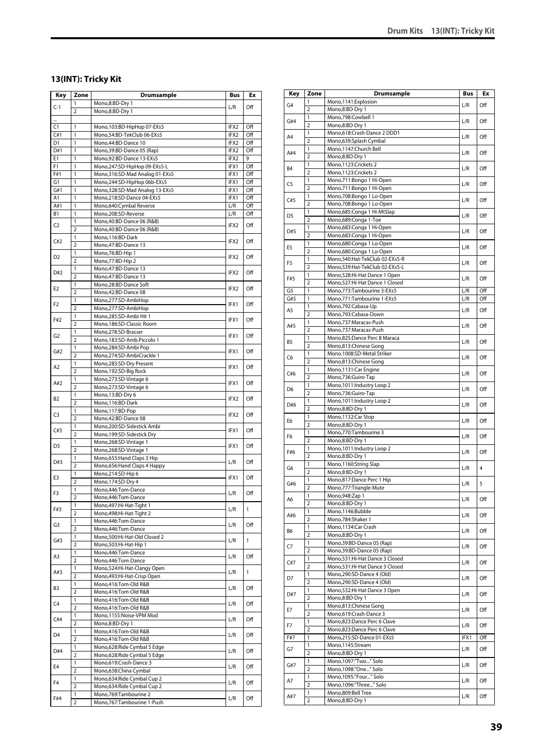## 13(INT): Tricky Kit

| Key | Zone | Drumsample | Bus | Ex |
|---|---|---|---|---|
| C-1 | 1 | Mono,8:BD-Dry 1 | L/R | Off |
| | 2 | Mono,8:BD-Dry 1 | | |
| ... | | | | |
| C1 | 1 | Mono,103:BD-HipHop 07-EXs5 | IFX2 | Off |
| C#1 | 1 | Mono,54:BD-TekClub 06-EXs5 | IFX2 | Off |
| D1 | 1 | Mono,44:BD-Dance 10 | IFX2 | Off |
| D#1 | 1 | Mono,39:BD-Dance 05 (Rap) | IFX2 | Off |
| E1 | 1 | Mono,92:BD-Dance 13-EXs5 | IFX2 | 9 |
| F1 | 1 | Mono,247:SD-HipHop 09-EXs5-L | IFX1 | Off |
| F#1 | 1 | Mono,316:SD-Mad Analog 01-EXs5 | IFX1 | Off |
| G1 | 1 | Mono,244:SD-HipHop 06b-EXs5 | IFX1 | Off |
| G#1 | 1 | Mono,328:SD-Mad Analog 13-EXs5 | IFX1 | Off |
| A1 | 1 | Mono,218:SD-Dance 04-EXs5 | IFX1 | Off |
| A#1 | 1 | Mono,640:Cymbal Reverse | L/R | Off |
| B1 | 1 | Mono,208:SD-Reverse | L/R | Off |
| C2 | 1 | Mono,40:BD-Dance 06 (R&B) | IFX2 | Off |
| | 2 | Mono,40:BD-Dance 06 (R&B) | | |
| C#2 | 1 | Mono,116:BD-Dark | IFX2 | Off |
| | 2 | Mono,47:BD-Dance 13 | | |
| D2 | 1 | Mono,76:BD-Hip 1 | IFX2 | Off |
| | 2 | Mono,77:BD-Hip 2 | | |
| D#2 | 1 | Mono,47:BD-Dance 13 | IFX2 | Off |
| | 2 | Mono,47:BD-Dance 13 | | |
| E2 | 1 | Mono,28:BD-Dance Soft | IFX2 | Off |
| | 2 | Mono,42:BD-Dance 08 | | |
| F2 | 1 | Mono,277:SD-AmbiHop | IFX1 | Off |
| | 2 | Mono,277:SD-AmbiHop | | |
| F#2 | 1 | Mono,285:SD-Ambi Hit 1 | IFX1 | Off |
| | 2 | Mono,186:SD-Classic Room | | |
| G2 | 1 | Mono,278:SD-Brasser | IFX1 | Off |
| | 2 | Mono,183:SD-Amb.Piccolo 1 | | |
| G#2 | 1 | Mono,284:SD-Ambi Pop | IFX1 | Off |
| | 2 | Mono,274:SD-AmbiCrackle 1 | | |
| A2 | 1 | Mono,283:SD-Dry Present | IFX1 | Off |
| | 2 | Mono,192:SD-Big Rock | | |
| A#2 | 1 | Mono,273:SD-Vintage 6 | IFX1 | Off |
| | 2 | Mono,273:SD-Vintage 6 | | |
| B2 | 1 | Mono,13:BD-Dry 6 | IFX2 | Off |
| | 2 | Mono,116:BD-Dark | | |
| C3 | 1 | Mono,117:BD-Pop | IFX2 | Off |
| | 2 | Mono,42:BD-Dance 08 | | |
| C#3 | 1 | Mono,200:SD-Sidestick Ambi | IFX1 | Off |
| | 2 | Mono,199:SD-Sidestick Dry | | |
| D3 | 1 | Mono,268:SD-Vintage 1 | IFX1 | Off |
| | 2 | Mono,268:SD-Vintage 1 | | |
| D#3 | 1 | Mono,655:Hand Claps 3 Hip | L/R | Off |
| | 2 | Mono,656:Hand Claps 4 Happy | | |
| E3 | 1 | Mono,214:SD-Hip 6 | IFX1 | Off |
| | 2 | Mono,174:SD-Dry 4 | | |
| F3 | 1 | Mono,446:Tom-Dance | L/R | Off |
| | 2 | Mono,446:Tom-Dance | | |
| F#3 | 1 | Mono,497:Hi-Hat-Tight 1 | L/R | 1 |
| | 2 | Mono,498:Hi-Hat-Tight 2 | | |
| G3 | 1 | Mono,446:Tom-Dance | L/R | Off |
| | 2 | Mono,446:Tom-Dance | | |
| G#3 | 1 | Mono,500:Hi-Hat-Old Closed 2 | L/R | 1 |
| | 2 | Mono,503:Hi-Hat-Hip 1 | | |
| A3 | 1 | Mono,446:Tom-Dance | L/R | Off |
| | 2 | Mono,446:Tom-Dance | | |
| A#3 | 1 | Mono,524:Hi-Hat-Clangy Open | L/R | 1 |
| | 2 | Mono,493:Hi-Hat-Crisp Open | | |
| B3 | 1 | Mono,416:Tom-Old R&B | L/R | Off |
| | 2 | Mono,416:Tom-Old R&B | | |
| C4 | 1 | Mono,416:Tom-Old R&B | L/R | Off |
| | 2 | Mono,416:Tom-Old R&B | | |
| C#4 | 1 | Mono,1155:Noise-VPM Mod | L/R | Off |
| | 2 | Mono,8:BD-Dry 1 | | |
| D4 | 1 | Mono,416:Tom-Old R&B | L/R | Off |
| | 2 | Mono,416:Tom-Old R&B | | |
| D#4 | 1 | Mono,628:Ride Cymbal 5 Edge | L/R | Off |
| | 2 | Mono,628:Ride Cymbal 5 Edge | | |
| E4 | 1 | Mono,619:Crash-Dance 3 | L/R | Off |
| | 2 | Mono,638:China Cymbal | | |
| F4 | 1 | Mono,634:Ride Cymbal Cup 2 | L/R | Off |
| | 2 | Mono,634:Ride Cymbal Cup 2 | | |
| F#4 | 1 | Mono,769:Tambourine 2 | L/R | Off |
| | 2 | Mono,767:Tambourine 1-Push | | |
| G4 | 1 | Mono,1141:Explosion | L/R | Off |
| | 2 | Mono,8:BD-Dry 1 | | |
| G#4 | 1 | Mono,798:Cowbell 1 | L/R | Off |
| | 2 | Mono,8:BD-Dry 1 | | |
| A4 | 1 | Mono,618:Crash-Dance 2 DDD1 | L/R | Off |
| | 2 | Mono,639:Splash Cymbal | | |
| A#4 | 1 | Mono,1147:Church Bell | L/R | Off |
| | 2 | Mono,8:BD-Dry 1 | | |
| B4 | 1 | Mono,1123:Crickets 2 | L/R | Off |
| | 2 | Mono,1123:Crickets 2 | | |
| C5 | 1 | Mono,711:Bongo 1 Hi-Open | L/R | Off |
| | 2 | Mono,711:Bongo 1 Hi-Open | | |
| C#5 | 1 | Mono,708:Bongo 1 Lo-Open | L/R | Off |
| | 2 | Mono,708:Bongo 1 Lo-Open | | |
| D5 | 1 | Mono,685:Conga 1 Hi-MtSlap | L/R | Off |
| | 2 | Mono,689:Conga 1-Toe | | |
| D#5 | 1 | Mono,683:Conga 1 Hi-Open | L/R | Off |
| | 2 | Mono,683:Conga 1 Hi-Open | | |
| E5 | 1 | Mono,680:Conga 1 Lo-Open | L/R | Off |
| | 2 | Mono,680:Conga 1 Lo-Open | | |
| F5 | 1 | Mono,540:Hat-TekClub 02-EXs5-R | L/R | Off |
| | 2 | Mono,539:Hat-TekClub 02-EXs5-L | | |
| F#5 | 1 | Mono,528:Hi-Hat Dance 1 Open | L/R | Off |
| | 2 | Mono,527:Hi-Hat Dance 1 Closed | | |
| G5 | 1 | Mono,773:Tambourine 3-EXs5 | L/R | Off |
| G#5 | 1 | Mono,771:Tambourine 1-EXs5 | L/R | Off |
| A5 | 1 | Mono,792:Cabasa-Up | L/R | Off |
| | 2 | Mono,793:Cabasa-Down | | |
| A#5 | 1 | Mono,737:Maracas-Push | L/R | Off |
| | 2 | Mono,737:Maracas-Push | | |
| B5 | 1 | Mono,825:Dance Perc 8 Maraca | L/R | Off |
| | 2 | Mono,813:Chinese Gong | | |
| C6 | 1 | Mono,1008:SD-Metal Striker | L/R | Off |
| | 2 | Mono,813:Chinese Gong | | |
| C#6 | 1 | Mono,1131:Car Engine | L/R | Off |
| | 2 | Mono,736:Guiro-Tap | | |
| D6 | 1 | Mono,1011:Industry Loop 2 | L/R | Off |
| | 2 | Mono,736:Guiro-Tap | | |
| D#6 | 1 | Mono,1011:Industry Loop 2 | L/R | Off |
| | 2 | Mono,8:BD-Dry 1 | | |
| E6 | 1 | Mono,1132:Car Stop | L/R | Off |
| | 2 | Mono,8:BD-Dry 1 | | |
| F6 | 1 | Mono,770:Tambourine 3 | L/R | Off |
| | 2 | Mono,8:BD-Dry 1 | | |
| F#6 | 1 | Mono,1011:Industry Loop 2 | L/R | Off |
| | 2 | Mono,8:BD-Dry 1 | | |
| G6 | 1 | Mono,1160:String Slap | L/R | 4 |
| | 2 | Mono,8:BD-Dry 1 | | |
| G#6 | 1 | Mono,817:Dance Perc 1 Hip | L/R | 5 |
| | 2 | Mono,777:Triangle-Mute | | |
| A6 | 1 | Mono,948:Zap 1 | L/R | Off |
| | 2 | Mono,8:BD-Dry 1 | | |
| A#6 | 1 | Mono,1146:Bubble | L/R | Off |
| | 2 | Mono,784:Shaker 1 | | |
| B6 | 1 | Mono,1134:Car Crash | L/R | Off |
| | 2 | Mono,8:BD-Dry 1 | | |
| C7 | 1 | Mono,39:BD-Dance 05 (Rap) | L/R | Off |
| | 2 | Mono,39:BD-Dance 05 (Rap) | | |
| C#7 | 1 | Mono,531:Hi-Hat Dance 3 Closed | L/R | Off |
| | 2 | Mono,531:Hi-Hat Dance 3 Closed | | |
| D7 | 1 | Mono,290:SD-Dance 4 (Old) | L/R | Off |
| | 2 | Mono,290:SD-Dance 4 (Old) | | |
| D#7 | 1 | Mono,532:Hi-Hat Dance 3 Open | L/R | Off |
| | 2 | Mono,8:BD-Dry 1 | | |
| E7 | 1 | Mono,813:Chinese Gong | L/R | Off |
| | 2 | Mono,619:Crash-Dance 3 | | |
| F7 | 1 | Mono,823:Dance Perc 6 Clave | L/R | Off |
| | 2 | Mono,823:Dance Perc 6 Clave | | |
| F#7 | 1 | Mono,215:SD-Dance 01-EXs5 | IFX1 | Off |
| G7 | 1 | Mono,1145:Stream | L/R | Off |
| | 2 | Mono,8:BD-Dry 1 | | |
| G#7 | 1 | Mono,1097:"Two..." Solo | L/R | Off |
| | 2 | Mono,1098:"One..." Solo | | |
| A7 | 1 | Mono,1095:"Four..." Solo | L/R | Off |
| | 2 | Mono,1096:"Three..." Solo | | |
| A#7 | 1 | Mono,809:Bell Tree | L/R | Off |
| | 2 | Mono,8:BD-Dry 1 | | |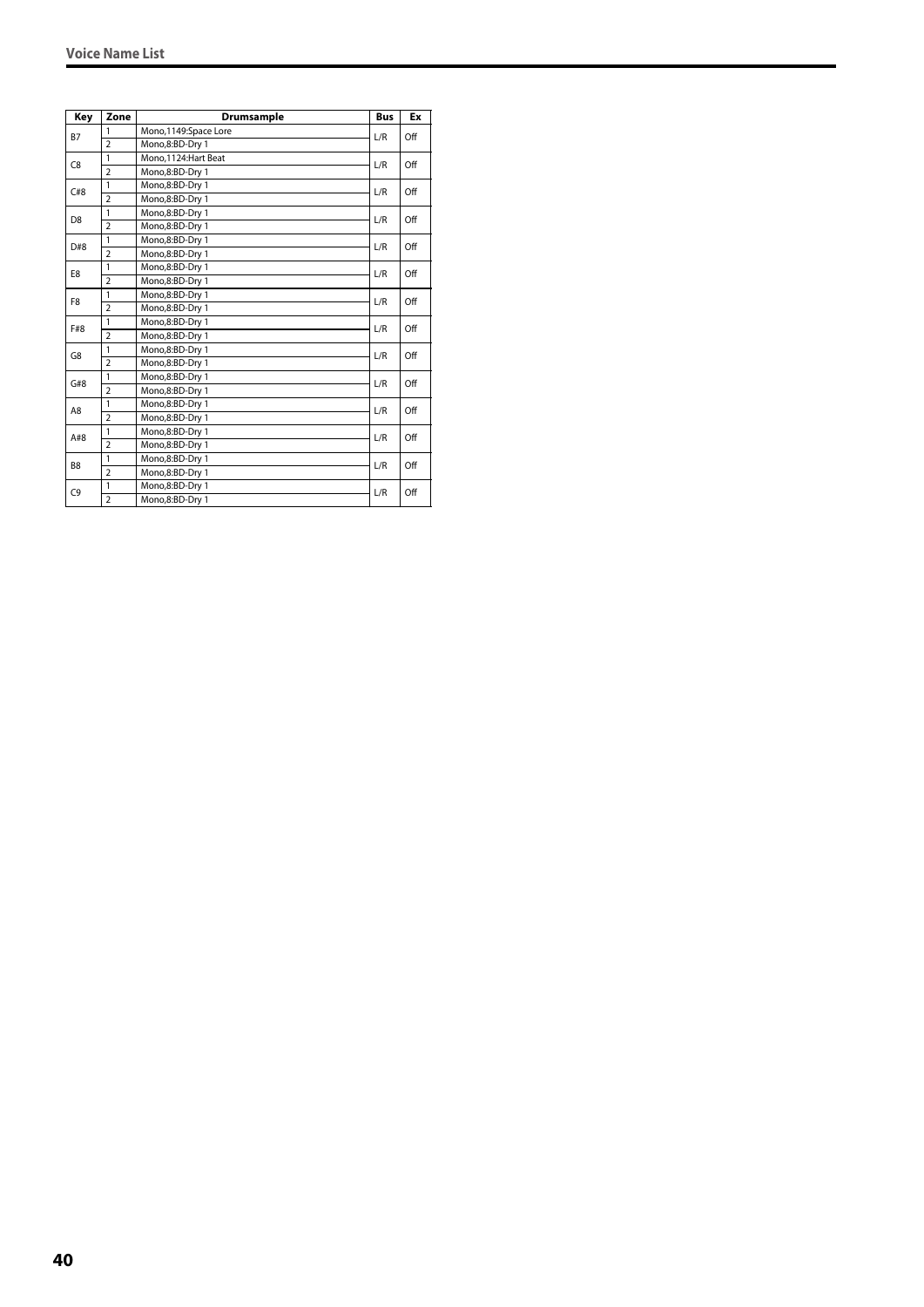| Key | Zone | Drumsample | Bus | Ex |
|---|---|---|---|---|
| B7 | 1 | Mono,1149:Space Lore | L/R | Off |
| | 2 | Mono,8:BD-Dry 1 | | |
| C8 | 1 | Mono,1124:Hart Beat | L/R | Off |
| | 2 | Mono,8:BD-Dry 1 | | |
| C#8 | 1 | Mono,8:BD-Dry 1 | L/R | Off |
| | 2 | Mono,8:BD-Dry 1 | | |
| D8 | 1 | Mono,8:BD-Dry 1 | L/R | Off |
| | 2 | Mono,8:BD-Dry 1 | | |
| D#8 | 1 | Mono,8:BD-Dry 1 | L/R | Off |
| | 2 | Mono,8:BD-Dry 1 | | |
| E8 | 1 | Mono,8:BD-Dry 1 | L/R | Off |
| | 2 | Mono,8:BD-Dry 1 | | |
| F8 | 1 | Mono,8:BD-Dry 1 | L/R | Off |
| | 2 | Mono,8:BD-Dry 1 | | |
| F#8 | 1 | Mono,8:BD-Dry 1 | L/R | Off |
| | 2 | Mono,8:BD-Dry 1 | | |
| G8 | 1 | Mono,8:BD-Dry 1 | L/R | Off |
| | 2 | Mono,8:BD-Dry 1 | | |
| G#8 | 1 | Mono,8:BD-Dry 1 | L/R | Off |
| | 2 | Mono,8:BD-Dry 1 | | |
| A8 | 1 | Mono,8:BD-Dry 1 | L/R | Off |
| | 2 | Mono,8:BD-Dry 1 | | |
| A#8 | 1 | Mono,8:BD-Dry 1 | L/R | Off |
| | 2 | Mono,8:BD-Dry 1 | | |
| B8 | 1 | Mono,8:BD-Dry 1 | L/R | Off |
| | 2 | Mono,8:BD-Dry 1 | | |
| C9 | 1 | Mono,8:BD-Dry 1 | L/R | Off |
| | 2 | Mono,8:BD-Dry 1 | | |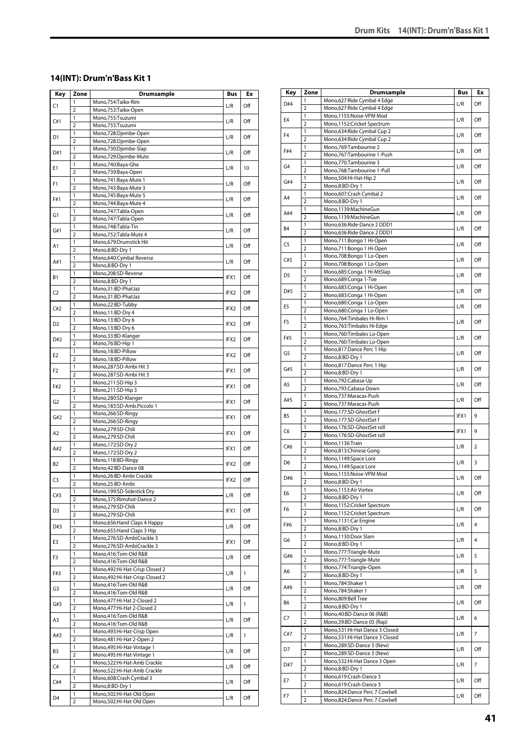## 14(INT): Drum'n'Bass Kit 1

| Key | Zone | Drumsample | Bus | Ex |
|---|---|---|---|---|
| C1 | 1 | Mono,754:Taiko-Rim | L/R | Off |
| | 2 | Mono,753:Taiko-Open | | |
| C#1 | 1 | Mono,755:Tsuzumi | L/R | Off |
| | 2 | Mono,755:Tsuzumi | | |
| D1 | 1 | Mono,728:Djembe-Open | L/R | Off |
| | 2 | Mono,728:Djembe-Open | | |
| D#1 | 1 | Mono,730:Djembe-Slap | L/R | Off |
| | 2 | Mono,729:Djembe-Mute | | |
| E1 | 1 | Mono,740:Baya-Ghe | L/R | 10 |
| | 2 | Mono,739:Baya-Open | | |
| F1 | 1 | Mono,741:Baya-Mute 1 | L/R | Off |
| | 2 | Mono,743:Baya-Mute 3 | | |
| F#1 | 1 | Mono,745:Baya-Mute 5 | L/R | Off |
| | 2 | Mono,744:Baya-Mute 4 | | |
| G1 | 1 | Mono,747:Tabla-Open | L/R | Off |
| | 2 | Mono,747:Tabla-Open | | |
| G#1 | 1 | Mono,748:Tabla-Tin | L/R | Off |
| | 2 | Mono,752:Tabla-Mute 4 | | |
| A1 | 1 | Mono,679:Drumstick Hit | L/R | Off |
| | 2 | Mono,8:BD-Dry 1 | | |
| A#1 | 1 | Mono,640:Cymbal Reverse | L/R | Off |
| | 2 | Mono,8:BD-Dry 1 | | |
| B1 | 1 | Mono,208:SD-Reverse | IFX1 | Off |
| | 2 | Mono,8:BD-Dry 1 | | |
| C2 | 1 | Mono,31:BD-PhatJaz | IFX2 | Off |
| | 2 | Mono,31:BD-PhatJaz | | |
| C#2 | 1 | Mono,22:BD-Tubby | IFX2 | Off |
| | 2 | Mono,11:BD-Dry 4 | | |
| D2 | 1 | Mono,13:BD-Dry 6 | IFX2 | Off |
| | 2 | Mono,13:BD-Dry 6 | | |
| D#2 | 1 | Mono,33:BD-Klanger | IFX2 | Off |
| | 2 | Mono,76:BD-Hip 1 | | |
| E2 | 1 | Mono,18:BD-Pillow | IFX2 | Off |
| | 2 | Mono,18:BD-Pillow | | |
| F2 | 1 | Mono,287:SD-Ambi Hit 3 | IFX1 | Off |
| | 2 | Mono,287:SD-Ambi Hit 3 | | |
| F#2 | 1 | Mono,211:SD-Hip 3 | IFX1 | Off |
| | 2 | Mono,211:SD-Hip 3 | | |
| G2 | 1 | Mono,280:SD-Klanger | IFX1 | Off |
| | 2 | Mono,183:SD-Amb.Piccolo 1 | | |
| G#2 | 1 | Mono,266:SD-Ringy | IFX1 | Off |
| | 2 | Mono,266:SD-Ringy | | |
| A2 | 1 | Mono,279:SD-Chili | IFX1 | Off |
| | 2 | Mono,279:SD-Chili | | |
| A#2 | 1 | Mono,172:SD-Dry 2 | IFX1 | Off |
| | 2 | Mono,172:SD-Dry 2 | | |
| B2 | 1 | Mono,118:BD-Ringy | IFX2 | Off |
| | 2 | Mono,42:BD-Dance 08 | | |
| C3 | 1 | Mono,26:BD-Ambi Crackle | IFX2 | Off |
| | 2 | Mono,25:BD-Ambi | | |
| C#3 | 1 | Mono,199:SD-Sidestick Dry | L/R | Off |
| | 2 | Mono,375:Rimshot-Dance 2 | | |
| D3 | 1 | Mono,279:SD-Chili | IFX1 | Off |
| | 2 | Mono,279:SD-Chili | | |
| D#3 | 1 | Mono,656:Hand Claps 4 Happy | L/R | Off |
| | 2 | Mono,655:Hand Claps 3 Hip | | |
| E3 | 1 | Mono,276:SD-AmbiCrackle 3 | IFX1 | Off |
| | 2 | Mono,276:SD-AmbiCrackle 3 | | |
| F3 | 1 | Mono,416:Tom-Old R&B | L/R | Off |
| | 2 | Mono,416:Tom-Old R&B | | |
| F#3 | 1 | Mono,492:Hi-Hat-Crisp Closed 2 | L/R | 1 |
| | 2 | Mono,492:Hi-Hat-Crisp Closed 2 | | |
| G3 | 1 | Mono,416:Tom-Old R&B | L/R | Off |
| | 2 | Mono,416:Tom-Old R&B | | |
| G#3 | 1 | Mono,477:Hi-Hat 2-Closed 2 | L/R | 1 |
| | 2 | Mono,477:Hi-Hat 2-Closed 2 | | |
| A3 | 1 | Mono,416:Tom-Old R&B | L/R | Off |
| | 2 | Mono,416:Tom-Old R&B | | |
| A#3 | 1 | Mono,493:Hi-Hat-Crisp Open | L/R | 1 |
| | 2 | Mono,481:Hi-Hat 2-Open 2 | | |
| B3 | 1 | Mono,495:Hi-Hat-Vintage 1 | L/R | Off |
| | 2 | Mono,495:Hi-Hat-Vintage 1 | | |
| C4 | 1 | Mono,522:Hi-Hat-Amb Crackle | L/R | Off |
| | 2 | Mono,522:Hi-Hat-Amb Crackle | | |
| C#4 | 1 | Mono,608:Crash Cymbal 3 | L/R | Off |
| | 2 | Mono,8:BD-Dry 1 | | |
| D4 | 1 | Mono,502:Hi-Hat-Old Open | L/R | Off |
| | 2 | Mono,502:Hi-Hat-Old Open | | |
| D#4 | 1 | Mono,627:Ride Cymbal 4 Edge | L/R | Off |
| | 2 | Mono,627:Ride Cymbal 4 Edge | | |
| E4 | 1 | Mono,1155:Noise-VPM Mod | L/R | Off |
| | 2 | Mono,1152:Cricket Spectrum | | |
| F4 | 1 | Mono,634:Ride Cymbal Cup 2 | L/R | Off |
| | 2 | Mono,634:Ride Cymbal Cup 2 | | |
| F#4 | 1 | Mono,769:Tambourine 2 | L/R | Off |
| | 2 | Mono,767:Tambourine 1-Push | | |
| G4 | 1 | Mono,770:Tambourine 3 | L/R | Off |
| | 2 | Mono,768:Tambourine 1-Pull | | |
| G#4 | 1 | Mono,504:Hi-Hat-Hip 2 | L/R | Off |
| | 2 | Mono,8:BD-Dry 1 | | |
| A4 | 1 | Mono,607:Crash Cymbal 2 | L/R | Off |
| | 2 | Mono,8:BD-Dry 1 | | |
| A#4 | 1 | Mono,1139:MachineGun | L/R | Off |
| | 2 | Mono,1139:MachineGun | | |
| B4 | 1 | Mono,636:Ride-Dance 2 DDD1 | L/R | Off |
| | 2 | Mono,636:Ride-Dance 2 DDD1 | | |
| C5 | 1 | Mono,711:Bongo 1 Hi-Open | L/R | Off |
| | 2 | Mono,711:Bongo 1 Hi-Open | | |
| C#5 | 1 | Mono,708:Bongo 1 Lo-Open | L/R | Off |
| | 2 | Mono,708:Bongo 1 Lo-Open | | |
| D5 | 1 | Mono,685:Conga 1 Hi-MtSlap | L/R | Off |
| | 2 | Mono,689:Conga 1-Toe | | |
| D#5 | 1 | Mono,683:Conga 1 Hi-Open | L/R | Off |
| | 2 | Mono,683:Conga 1 Hi-Open | | |
| E5 | 1 | Mono,680:Conga 1 Lo-Open | L/R | Off |
| | 2 | Mono,680:Conga 1 Lo-Open | | |
| F5 | 1 | Mono,764:Timbales Hi-Rim 1 | L/R | Off |
| | 2 | Mono,763:Timbales Hi-Edge | | |
| F#5 | 1 | Mono,760:Timbales Lo-Open | L/R | Off |
| | 2 | Mono,760:Timbales Lo-Open | | |
| G5 | 1 | Mono,817:Dance Perc 1 Hip | L/R | Off |
| | 2 | Mono,8:BD-Dry 1 | | |
| G#5 | 1 | Mono,817:Dance Perc 1 Hip | L/R | Off |
| | 2 | Mono,8:BD-Dry 1 | | |
| A5 | 1 | Mono,792:Cabasa-Up | L/R | Off |
| | 2 | Mono,793:Cabasa-Down | | |
| A#5 | 1 | Mono,737:Maracas-Push | L/R | Off |
| | 2 | Mono,737:Maracas-Push | | |
| B5 | 1 | Mono,177:SD-GhostSet f | IFX1 | 9 |
| | 2 | Mono,177:SD-GhostSet f | | |
| C6 | 1 | Mono,176:SD-GhostSet roll | IFX1 | 9 |
| | 2 | Mono,176:SD-GhostSet roll | | |
| C#6 | 1 | Mono,1136:Train | L/R | 2 |
| | 2 | Mono,813:Chinese Gong | | |
| D6 | 1 | Mono,1149:Space Lore | L/R | 3 |
| | 2 | Mono,1149:Space Lore | | |
| D#6 | 1 | Mono,1155:Noise-VPM Mod | L/R | Off |
| | 2 | Mono,8:BD-Dry 1 | | |
| E6 | 1 | Mono,1153:Air Vortex | L/R | Off |
| | 2 | Mono,8:BD-Dry 1 | | |
| F6 | 1 | Mono,1152:Cricket Spectrum | L/R | Off |
| | 2 | Mono,1152:Cricket Spectrum | | |
| F#6 | 1 | Mono,1131:Car Engine | L/R | 4 |
| | 2 | Mono,8:BD-Dry 1 | | |
| G6 | 1 | Mono,1130:Door Slam | L/R | 4 |
| | 2 | Mono,8:BD-Dry 1 | | |
| G#6 | 1 | Mono,777:Triangle-Mute | L/R | 5 |
| | 2 | Mono,777:Triangle-Mute | | |
| A6 | 1 | Mono,774:Triangle-Open | L/R | 5 |
| | 2 | Mono,8:BD-Dry 1 | | |
| A#6 | 1 | Mono,784:Shaker 1 | L/R | Off |
| | 2 | Mono,784:Shaker 1 | | |
| B6 | 1 | Mono,809:Bell Tree | L/R | Off |
| | 2 | Mono,8:BD-Dry 1 | | |
| C7 | 1 | Mono,40:BD-Dance 06 (R&B) | L/R | 6 |
| | 2 | Mono,39:BD-Dance 05 (Rap) | | |
| C#7 | 1 | Mono,531:Hi-Hat Dance 3 Closed | L/R | 7 |
| | 2 | Mono,531:Hi-Hat Dance 3 Closed | | |
| D7 | 1 | Mono,289:SD-Dance 3 (New) | L/R | Off |
| | 2 | Mono,289:SD-Dance 3 (New) | | |
| D#7 | 1 | Mono,532:Hi-Hat Dance 3 Open | L/R | 7 |
| | 2 | Mono,8:BD-Dry 1 | | |
| E7 | 1 | Mono,619:Crash-Dance 3 | L/R | Off |
| | 2 | Mono,619:Crash-Dance 3 | | |
| F7 | 1 | Mono,824:Dance Perc 7 Cowbell | L/R | Off |
| | 2 | Mono,824:Dance Perc 7 Cowbell | | |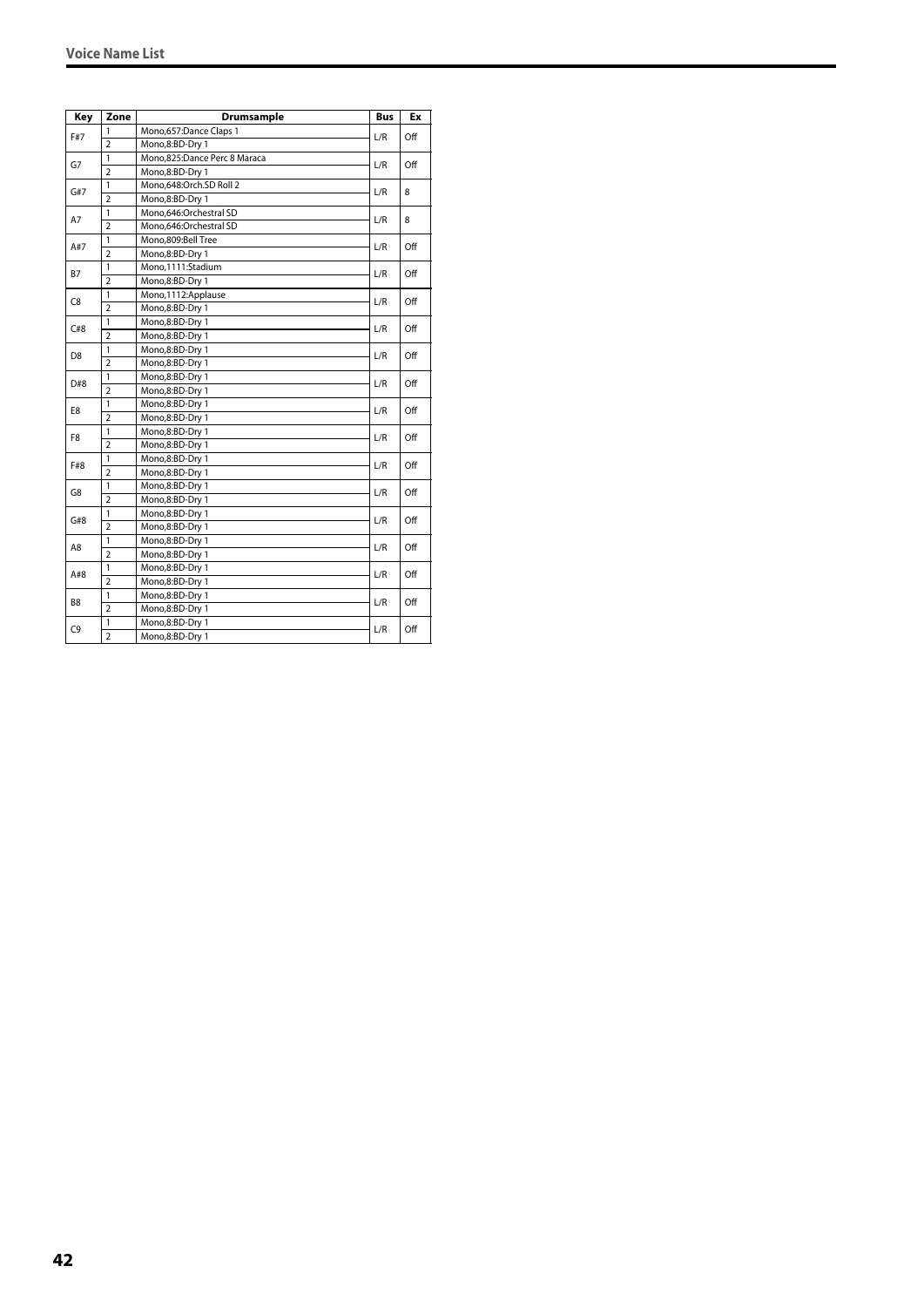## Voice Name List

| Key | Zone | Drumsample | Bus | Ex |
|---|---|---|---|---|
| F#7 | 1 | Mono,657:Dance Claps 1 | L/R | Off |
| | 2 | Mono,8:BD-Dry 1 | | |
| G7 | 1 | Mono,825:Dance Perc 8 Maraca | L/R | Off |
| | 2 | Mono,8:BD-Dry 1 | | |
| G#7 | 1 | Mono,648:Orch.SD Roll 2 | L/R | 8 |
| | 2 | Mono,8:BD-Dry 1 | | |
| A7 | 1 | Mono,646:Orchestral SD | L/R | 8 |
| | 2 | Mono,646:Orchestral SD | | |
| A#7 | 1 | Mono,809:Bell Tree | L/R | Off |
| | 2 | Mono,8:BD-Dry 1 | | |
| B7 | 1 | Mono,1111:Stadium | L/R | Off |
| | 2 | Mono,8:BD-Dry 1 | | |
| C8 | 1 | Mono,1112:Applause | L/R | Off |
| | 2 | Mono,8:BD-Dry 1 | | |
| C#8 | 1 | Mono,8:BD-Dry 1 | L/R | Off |
| | 2 | Mono,8:BD-Dry 1 | | |
| D8 | 1 | Mono,8:BD-Dry 1 | L/R | Off |
| | 2 | Mono,8:BD-Dry 1 | | |
| D#8 | 1 | Mono,8:BD-Dry 1 | L/R | Off |
| | 2 | Mono,8:BD-Dry 1 | | |
| E8 | 1 | Mono,8:BD-Dry 1 | L/R | Off |
| | 2 | Mono,8:BD-Dry 1 | | |
| F8 | 1 | Mono,8:BD-Dry 1 | L/R | Off |
| | 2 | Mono,8:BD-Dry 1 | | |
| F#8 | 1 | Mono,8:BD-Dry 1 | L/R | Off |
| | 2 | Mono,8:BD-Dry 1 | | |
| G8 | 1 | Mono,8:BD-Dry 1 | L/R | Off |
| | 2 | Mono,8:BD-Dry 1 | | |
| G#8 | 1 | Mono,8:BD-Dry 1 | L/R | Off |
| | 2 | Mono,8:BD-Dry 1 | | |
| A8 | 1 | Mono,8:BD-Dry 1 | L/R | Off |
| | 2 | Mono,8:BD-Dry 1 | | |
| A#8 | 1 | Mono,8:BD-Dry 1 | L/R | Off |
| | 2 | Mono,8:BD-Dry 1 | | |
| B8 | 1 | Mono,8:BD-Dry 1 | L/R | Off |
| | 2 | Mono,8:BD-Dry 1 | | |
| C9 | 1 | Mono,8:BD-Dry 1 | L/R | Off |
| | 2 | Mono,8:BD-Dry 1 | | |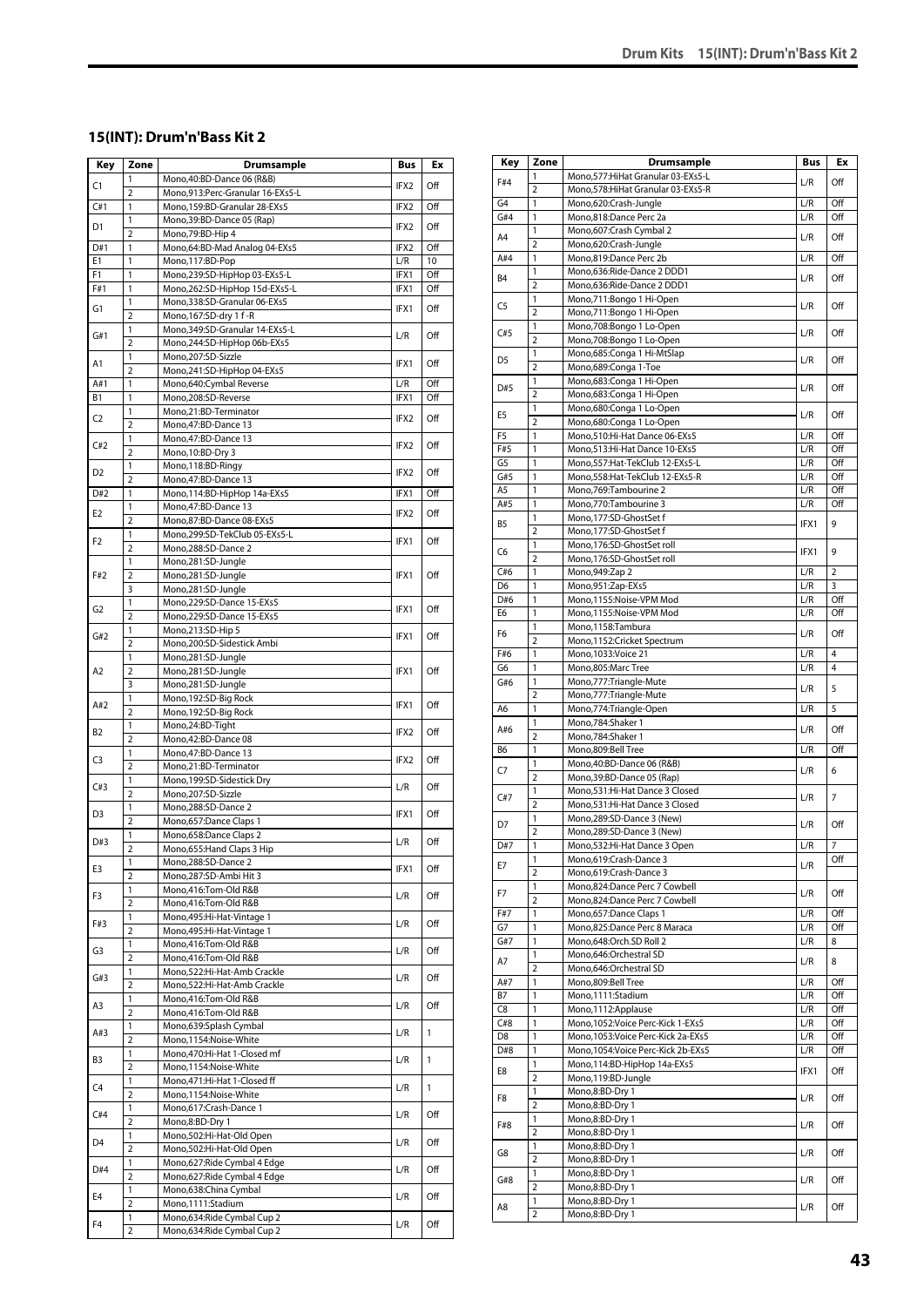## 15(INT): Drum'n'Bass Kit 2

| Key | Zone | Drumsample | Bus | Ex |
|---|---|---|---|---|
| C1 | 1 | Mono,40:BD-Dance 06 (R&B) | IFX2 | Off |
| | 2 | Mono,913:Perc-Granular 16-EXs5-L | | |
| C#1 | 1 | Mono,159:BD-Granular 28-EXs5 | IFX2 | Off |
| D1 | 1 | Mono,39:BD-Dance 05 (Rap) | IFX2 | Off |
| | 2 | Mono,79:BD-Hip 4 | | |
| D#1 | 1 | Mono,64:BD-Mad Analog 04-EXs5 | IFX2 | Off |
| E1 | 1 | Mono,117:BD-Pop | L/R | 10 |
| F1 | 1 | Mono,239:SD-HipHop 03-EXs5-L | IFX1 | Off |
| F#1 | 1 | Mono,262:SD-HipHop 15d-EXs5-L | IFX1 | Off |
| G1 | 1 | Mono,338:SD-Granular 06-EXs5 | IFX1 | Off |
| | 2 | Mono,167:SD-dry 1 f -R | | |
| G#1 | 1 | Mono,349:SD-Granular 14-EXs5-L | L/R | Off |
| | 2 | Mono,244:SD-HipHop 06b-EXs5 | | |
| A1 | 1 | Mono,207:SD-Sizzle | IFX1 | Off |
| | 2 | Mono,241:SD-HipHop 04-EXs5 | | |
| A#1 | 1 | Mono,640:Cymbal Reverse | L/R | Off |
| B1 | 1 | Mono,208:SD-Reverse | IFX1 | Off |
| C2 | 1 | Mono,21:BD-Terminator | IFX2 | Off |
| | 2 | Mono,47:BD-Dance 13 | | |
| C#2 | 1 | Mono,47:BD-Dance 13 | IFX2 | Off |
| | 2 | Mono,10:BD-Dry 3 | | |
| D2 | 1 | Mono,118:BD-Ringy | IFX2 | Off |
| | 2 | Mono,47:BD-Dance 13 | | |
| D#2 | 1 | Mono,114:BD-HipHop 14a-EXs5 | IFX1 | Off |
| E2 | 1 | Mono,47:BD-Dance 13 | IFX2 | Off |
| | 2 | Mono,87:BD-Dance 08-EXs5 | | |
| F2 | 1 | Mono,299:SD-TekClub 05-EXs5-L | IFX1 | Off |
| | 2 | Mono,288:SD-Dance 2 | | |
| F#2 | 1 | Mono,281:SD-Jungle | IFX1 | Off |
| | 2 | Mono,281:SD-Jungle | | |
| | 3 | Mono,281:SD-Jungle | | |
| G2 | 1 | Mono,229:SD-Dance 15-EXs5 | IFX1 | Off |
| | 2 | Mono,229:SD-Dance 15-EXs5 | | |
| G#2 | 1 | Mono,213:SD-Hip 5 | IFX1 | Off |
| | 2 | Mono,200:SD-Sidestick Ambi | | |
| A2 | 1 | Mono,281:SD-Jungle | IFX1 | Off |
| | 2 | Mono,281:SD-Jungle | | |
| | 3 | Mono,281:SD-Jungle | | |
| A#2 | 1 | Mono,192:SD-Big Rock | IFX1 | Off |
| | 2 | Mono,192:SD-Big Rock | | |
| B2 | 1 | Mono,24:BD-Tight | IFX2 | Off |
| | 2 | Mono,42:BD-Dance 08 | | |
| C3 | 1 | Mono,47:BD-Dance 13 | IFX2 | Off |
| | 2 | Mono,21:BD-Terminator | | |
| C#3 | 1 | Mono,199:SD-Sidestick Dry | L/R | Off |
| | 2 | Mono,207:SD-Sizzle | | |
| D3 | 1 | Mono,288:SD-Dance 2 | IFX1 | Off |
| | 2 | Mono,657:Dance Claps 1 | | |
| D#3 | 1 | Mono,658:Dance Claps 2 | L/R | Off |
| | 2 | Mono,655:Hand Claps 3 Hip | | |
| E3 | 1 | Mono,288:SD-Dance 2 | IFX1 | Off |
| | 2 | Mono,287:SD-Ambi Hit 3 | | |
| F3 | 1 | Mono,416:Tom-Old R&B | L/R | Off |
| | 2 | Mono,416:Tom-Old R&B | | |
| F#3 | 1 | Mono,495:Hi-Hat-Vintage 1 | L/R | Off |
| | 2 | Mono,495:Hi-Hat-Vintage 1 | | |
| G3 | 1 | Mono,416:Tom-Old R&B | L/R | Off |
| | 2 | Mono,416:Tom-Old R&B | | |
| G#3 | 1 | Mono,522:Hi-Hat-Amb Crackle | L/R | Off |
| | 2 | Mono,522:Hi-Hat-Amb Crackle | | |
| A3 | 1 | Mono,416:Tom-Old R&B | L/R | Off |
| | 2 | Mono,416:Tom-Old R&B | | |
| A#3 | 1 | Mono,639:Splash Cymbal | L/R | 1 |
| | 2 | Mono,1154:Noise-White | | |
| B3 | 1 | Mono,470:Hi-Hat 1-Closed mf | L/R | 1 |
| | 2 | Mono,1154:Noise-White | | |
| C4 | 1 | Mono,471:Hi-Hat 1-Closed ff | L/R | 1 |
| | 2 | Mono,1154:Noise-White | | |
| C#4 | 1 | Mono,617:Crash-Dance 1 | L/R | Off |
| | 2 | Mono,8:BD-Dry 1 | | |
| D4 | 1 | Mono,502:Hi-Hat-Old Open | L/R | Off |
| | 2 | Mono,502:Hi-Hat-Old Open | | |
| D#4 | 1 | Mono,627:Ride Cymbal 4 Edge | L/R | Off |
| | 2 | Mono,627:Ride Cymbal 4 Edge | | |
| E4 | 1 | Mono,638:China Cymbal | L/R | Off |
| | 2 | Mono,1111:Stadium | | |
| F4 | 1 | Mono,634:Ride Cymbal Cup 2 | L/R | Off |
| | 2 | Mono,634:Ride Cymbal Cup 2 | | |
| F#4 | 1 | Mono,577:HiHat Granular 03-EXs5-L | L/R | Off |
| | 2 | Mono,578:HiHat Granular 03-EXs5-R | | |
| G4 | 1 | Mono,620:Crash-Jungle | L/R | Off |
| G#4 | 1 | Mono,818:Dance Perc 2a | L/R | Off |
| A4 | 1 | Mono,607:Crash Cymbal 2 | L/R | Off |
| | 2 | Mono,620:Crash-Jungle | | |
| A#4 | 1 | Mono,819:Dance Perc 2b | L/R | Off |
| B4 | 1 | Mono,636:Ride-Dance 2 DDD1 | L/R | Off |
| | 2 | Mono,636:Ride-Dance 2 DDD1 | | |
| C5 | 1 | Mono,711:Bongo 1 Hi-Open | L/R | Off |
| | 2 | Mono,711:Bongo 1 Hi-Open | | |
| C#5 | 1 | Mono,708:Bongo 1 Lo-Open | L/R | Off |
| | 2 | Mono,708:Bongo 1 Lo-Open | | |
| D5 | 1 | Mono,685:Conga 1 Hi-MtSlap | L/R | Off |
| | 2 | Mono,689:Conga 1-Toe | | |
| D#5 | 1 | Mono,683:Conga 1 Hi-Open | L/R | Off |
| | 2 | Mono,683:Conga 1 Hi-Open | | |
| E5 | 1 | Mono,680:Conga 1 Lo-Open | L/R | Off |
| | 2 | Mono,680:Conga 1 Lo-Open | | |
| F5 | 1 | Mono,510:Hi-Hat Dance 06-EXs5 | L/R | Off |
| F#5 | 1 | Mono,513:Hi-Hat Dance 10-EXs5 | L/R | Off |
| G5 | 1 | Mono,557:Hat-TekClub 12-EXs5-L | L/R | Off |
| G#5 | 1 | Mono,558:Hat-TekClub 12-EXs5-R | L/R | Off |
| A5 | 1 | Mono,769:Tambourine 2 | L/R | Off |
| A#5 | 1 | Mono,770:Tambourine 3 | L/R | Off |
| B5 | 1 | Mono,177:SD-GhostSet f | IFX1 | 9 |
| | 2 | Mono,177:SD-GhostSet f | | |
| C6 | 1 | Mono,176:SD-GhostSet roll | IFX1 | 9 |
| | 2 | Mono,176:SD-GhostSet roll | | |
| C#6 | 1 | Mono,949:Zap 2 | L/R | 2 |
| D6 | 1 | Mono,951:Zap-EXs5 | L/R | 3 |
| D#6 | 1 | Mono,1155:Noise-VPM Mod | L/R | Off |
| E6 | 1 | Mono,1155:Noise-VPM Mod | L/R | Off |
| F6 | 1 | Mono,1158:Tambura | L/R | Off |
| | 2 | Mono,1152:Cricket Spectrum | | |
| F#6 | 1 | Mono,1033:Voice 21 | L/R | 4 |
| G6 | 1 | Mono,805:Marc Tree | L/R | 4 |
| G#6 | 1 | Mono,777:Triangle-Mute | L/R | 5 |
| | 2 | Mono,777:Triangle-Mute | | |
| A6 | 1 | Mono,774:Triangle-Open | L/R | 5 |
| A#6 | 1 | Mono,784:Shaker 1 | L/R | Off |
| | 2 | Mono,784:Shaker 1 | | |
| B6 | 1 | Mono,809:Bell Tree | L/R | Off |
| C7 | 1 | Mono,40:BD-Dance 06 (R&B) | L/R | 6 |
| | 2 | Mono,39:BD-Dance 05 (Rap) | | |
| C#7 | 1 | Mono,531:Hi-Hat Dance 3 Closed | L/R | 7 |
| | 2 | Mono,531:Hi-Hat Dance 3 Closed | | |
| D7 | 1 | Mono,289:SD-Dance 3 (New) | L/R | Off |
| | 2 | Mono,289:SD-Dance 3 (New) | | |
| D#7 | 1 | Mono,532:Hi-Hat Dance 3 Open | L/R | 7 |
| E7 | 1 | Mono,619:Crash-Dance 3 | L/R | Off |
| | 2 | Mono,619:Crash-Dance 3 | | |
| F7 | 1 | Mono,824:Dance Perc 7 Cowbell | L/R | Off |
| | 2 | Mono,824:Dance Perc 7 Cowbell | | |
| F#7 | 1 | Mono,657:Dance Claps 1 | L/R | Off |
| G7 | 1 | Mono,825:Dance Perc 8 Maraca | L/R | Off |
| G#7 | 1 | Mono,648:Orch.SD Roll 2 | L/R | 8 |
| A7 | 1 | Mono,646:Orchestral SD | L/R | 8 |
| | 2 | Mono,646:Orchestral SD | | |
| A#7 | 1 | Mono,809:Bell Tree | L/R | Off |
| B7 | 1 | Mono,1111:Stadium | L/R | Off |
| C8 | 1 | Mono,1112:Applause | L/R | Off |
| C#8 | 1 | Mono,1052:Voice Perc-Kick 1-EXs5 | L/R | Off |
| D8 | 1 | Mono,1053:Voice Perc-Kick 2a-EXs5 | L/R | Off |
| D#8 | 1 | Mono,1054:Voice Perc-Kick 2b-EXs5 | L/R | Off |
| E8 | 1 | Mono,114:BD-HipHop 14a-EXs5 | IFX1 | Off |
| | 2 | Mono,119:BD-Jungle | | |
| F8 | 1 | Mono,8:BD-Dry 1 | L/R | Off |
| | 2 | Mono,8:BD-Dry 1 | | |
| F#8 | 1 | Mono,8:BD-Dry 1 | L/R | Off |
| | 2 | Mono,8:BD-Dry 1 | | |
| G8 | 1 | Mono,8:BD-Dry 1 | L/R | Off |
| | 2 | Mono,8:BD-Dry 1 | | |
| G#8 | 1 | Mono,8:BD-Dry 1 | L/R | Off |
| | 2 | Mono,8:BD-Dry 1 | | |
| A8 | 1 | Mono,8:BD-Dry 1 | L/R | Off |
| | 2 | Mono,8:BD-Dry 1 | | |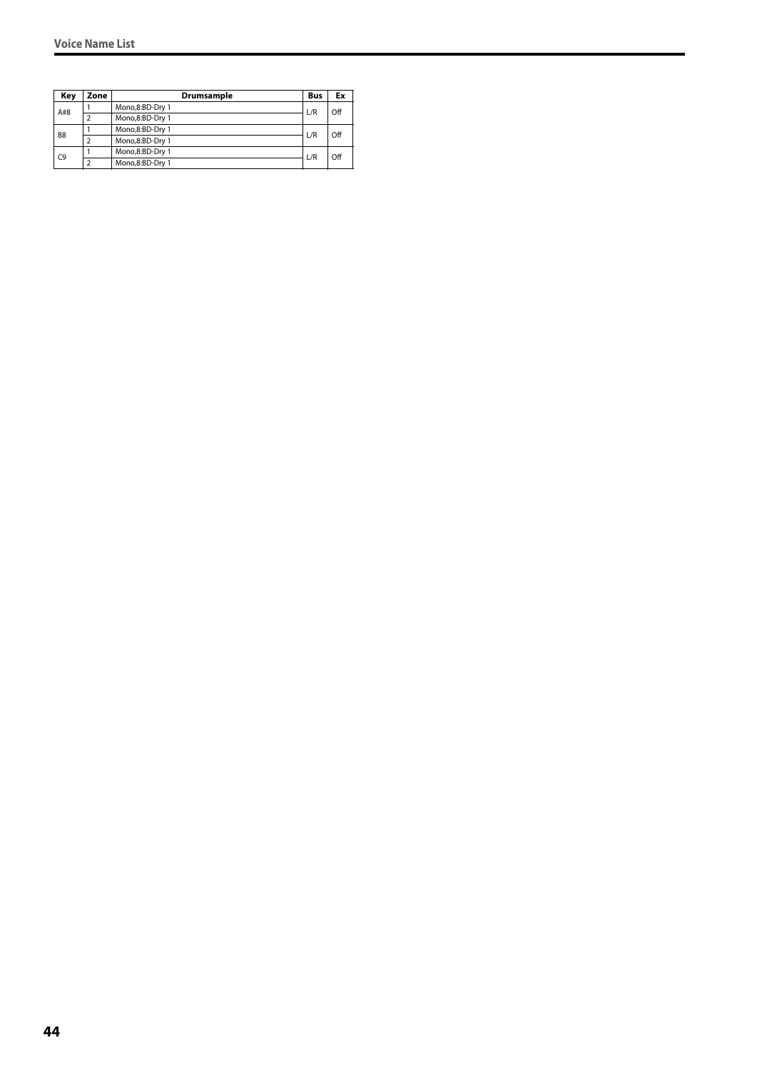| Key | Zone | Drumsample | Bus | Ex |
|---|---|---|---|---|
| A#8 | 1 | Mono,8:BD-Dry 1 | L/R | Off |
| | 2 | Mono,8:BD-Dry 1 | | |
| B8 | 1 | Mono,8:BD-Dry 1 | L/R | Off |
| | 2 | Mono,8:BD-Dry 1 | | |
| C9 | 1 | Mono,8:BD-Dry 1 | L/R | Off |
| | 2 | Mono,8:BD-Dry 1 | | |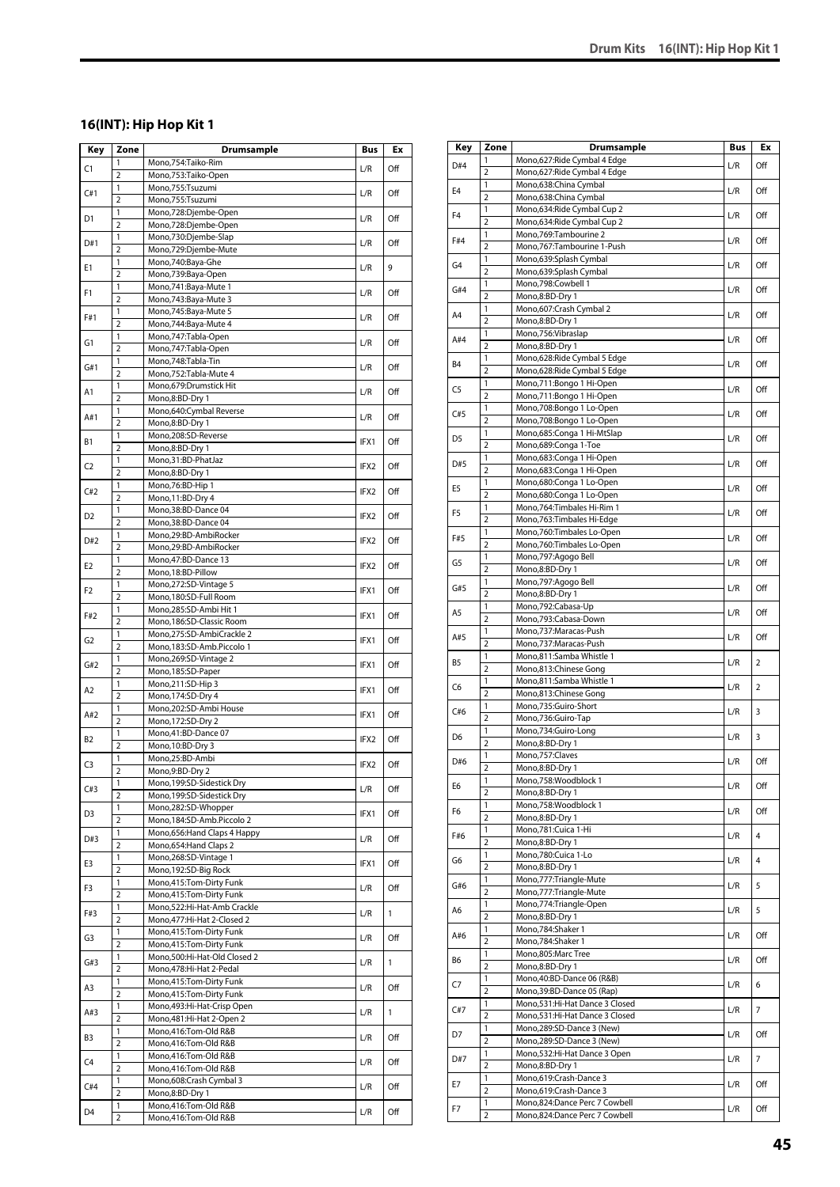## 16(INT): Hip Hop Kit 1

| Key | Zone | Drumsample | Bus | Ex |
|---|---|---|---|---|
| C1 | 1 | Mono,754:Taiko-Rim | L/R | Off |
| | 2 | Mono,753:Taiko-Open | | |
| C#1 | 1 | Mono,755:Tsuzumi | L/R | Off |
| | 2 | Mono,755:Tsuzumi | | |
| D1 | 1 | Mono,728:Djembe-Open | L/R | Off |
| | 2 | Mono,728:Djembe-Open | | |
| D#1 | 1 | Mono,730:Djembe-Slap | L/R | Off |
| | 2 | Mono,729:Djembe-Mute | | |
| E1 | 1 | Mono,740:Baya-Ghe | L/R | 9 |
| | 2 | Mono,739:Baya-Open | | |
| F1 | 1 | Mono,741:Baya-Mute 1 | L/R | Off |
| | 2 | Mono,743:Baya-Mute 3 | | |
| F#1 | 1 | Mono,745:Baya-Mute 5 | L/R | Off |
| | 2 | Mono,744:Baya-Mute 4 | | |
| G1 | 1 | Mono,747:Tabla-Open | L/R | Off |
| | 2 | Mono,747:Tabla-Open | | |
| G#1 | 1 | Mono,748:Tabla-Tin | L/R | Off |
| | 2 | Mono,752:Tabla-Mute 4 | | |
| A1 | 1 | Mono,679:Drumstick Hit | L/R | Off |
| | 2 | Mono,8:BD-Dry 1 | | |
| A#1 | 1 | Mono,640:Cymbal Reverse | L/R | Off |
| | 2 | Mono,8:BD-Dry 1 | | |
| B1 | 1 | Mono,208:SD-Reverse | IFX1 | Off |
| | 2 | Mono,8:BD-Dry 1 | | |
| C2 | 1 | Mono,31:BD-PhatJaz | IFX2 | Off |
| | 2 | Mono,8:BD-Dry 1 | | |
| C#2 | 1 | Mono,76:BD-Hip 1 | IFX2 | Off |
| | 2 | Mono,11:BD-Dry 4 | | |
| D2 | 1 | Mono,38:BD-Dance 04 | IFX2 | Off |
| | 2 | Mono,38:BD-Dance 04 | | |
| D#2 | 1 | Mono,29:BD-AmbiRocker | IFX2 | Off |
| | 2 | Mono,29:BD-AmbiRocker | | |
| E2 | 1 | Mono,47:BD-Dance 13 | IFX2 | Off |
| | 2 | Mono,18:BD-Pillow | | |
| F2 | 1 | Mono,272:SD-Vintage 5 | IFX1 | Off |
| | 2 | Mono,180:SD-Full Room | | |
| F#2 | 1 | Mono,285:SD-Ambi Hit 1 | IFX1 | Off |
| | 2 | Mono,186:SD-Classic Room | | |
| G2 | 1 | Mono,275:SD-AmbiCrackle 2 | IFX1 | Off |
| | 2 | Mono,183:SD-Amb.Piccolo 1 | | |
| G#2 | 1 | Mono,269:SD-Vintage 2 | IFX1 | Off |
| | 2 | Mono,185:SD-Paper | | |
| A2 | 1 | Mono,211:SD-Hip 3 | IFX1 | Off |
| | 2 | Mono,174:SD-Dry 4 | | |
| A#2 | 1 | Mono,202:SD-Ambi House | IFX1 | Off |
| | 2 | Mono,172:SD-Dry 2 | | |
| B2 | 1 | Mono,41:BD-Dance 07 | IFX2 | Off |
| | 2 | Mono,10:BD-Dry 3 | | |
| C3 | 1 | Mono,25:BD-Ambi | IFX2 | Off |
| | 2 | Mono,9:BD-Dry 2 | | |
| C#3 | 1 | Mono,199:SD-Sidestick Dry | L/R | Off |
| | 2 | Mono,199:SD-Sidestick Dry | | |
| D3 | 1 | Mono,282:SD-Whopper | IFX1 | Off |
| | 2 | Mono,184:SD-Amb.Piccolo 2 | | |
| D#3 | 1 | Mono,656:Hand Claps 4 Happy | L/R | Off |
| | 2 | Mono,654:Hand Claps 2 | | |
| E3 | 1 | Mono,268:SD-Vintage 1 | IFX1 | Off |
| | 2 | Mono,192:SD-Big Rock | | |
| F3 | 1 | Mono,415:Tom-Dirty Funk | L/R | Off |
| | 2 | Mono,415:Tom-Dirty Funk | | |
| F#3 | 1 | Mono,522:Hi-Hat-Amb Crackle | L/R | 1 |
| | 2 | Mono,477:Hi-Hat 2-Closed 2 | | |
| G3 | 1 | Mono,415:Tom-Dirty Funk | L/R | Off |
| | 2 | Mono,415:Tom-Dirty Funk | | |
| G#3 | 1 | Mono,500:Hi-Hat-Old Closed 2 | L/R | 1 |
| | 2 | Mono,478:Hi-Hat 2-Pedal | | |
| A3 | 1 | Mono,415:Tom-Dirty Funk | L/R | Off |
| | 2 | Mono,415:Tom-Dirty Funk | | |
| A#3 | 1 | Mono,493:Hi-Hat-Crisp Open | L/R | 1 |
| | 2 | Mono,481:Hi-Hat 2-Open 2 | | |
| B3 | 1 | Mono,416:Tom-Old R&B | L/R | Off |
| | 2 | Mono,416:Tom-Old R&B | | |
| C4 | 1 | Mono,416:Tom-Old R&B | L/R | Off |
| | 2 | Mono,416:Tom-Old R&B | | |
| C#4 | 1 | Mono,608:Crash Cymbal 3 | L/R | Off |
| | 2 | Mono,8:BD-Dry 1 | | |
| D4 | 1 | Mono,416:Tom-Old R&B | L/R | Off |
| | 2 | Mono,416:Tom-Old R&B | | |
| D#4 | 1 | Mono,627:Ride Cymbal 4 Edge | L/R | Off |
| | 2 | Mono,627:Ride Cymbal 4 Edge | | |
| E4 | 1 | Mono,638:China Cymbal | L/R | Off |
| | 2 | Mono,638:China Cymbal | | |
| F4 | 1 | Mono,634:Ride Cymbal Cup 2 | L/R | Off |
| | 2 | Mono,634:Ride Cymbal Cup 2 | | |
| F#4 | 1 | Mono,769:Tambourine 2 | L/R | Off |
| | 2 | Mono,767:Tambourine 1-Push | | |
| G4 | 1 | Mono,639:Splash Cymbal | L/R | Off |
| | 2 | Mono,639:Splash Cymbal | | |
| G#4 | 1 | Mono,798:Cowbell 1 | L/R | Off |
| | 2 | Mono,8:BD-Dry 1 | | |
| A4 | 1 | Mono,607:Crash Cymbal 2 | L/R | Off |
| | 2 | Mono,8:BD-Dry 1 | | |
| A#4 | 1 | Mono,756:Vibraslap | L/R | Off |
| | 2 | Mono,8:BD-Dry 1 | | |
| B4 | 1 | Mono,628:Ride Cymbal 5 Edge | L/R | Off |
| | 2 | Mono,628:Ride Cymbal 5 Edge | | |
| C5 | 1 | Mono,711:Bongo 1 Hi-Open | L/R | Off |
| | 2 | Mono,711:Bongo 1 Hi-Open | | |
| C#5 | 1 | Mono,708:Bongo 1 Lo-Open | L/R | Off |
| | 2 | Mono,708:Bongo 1 Lo-Open | | |
| D5 | 1 | Mono,685:Conga 1 Hi-MtSlap | L/R | Off |
| | 2 | Mono,689:Conga 1-Toe | | |
| D#5 | 1 | Mono,683:Conga 1 Hi-Open | L/R | Off |
| | 2 | Mono,683:Conga 1 Hi-Open | | |
| E5 | 1 | Mono,680:Conga 1 Lo-Open | L/R | Off |
| | 2 | Mono,680:Conga 1 Lo-Open | | |
| F5 | 1 | Mono,764:Timbales Hi-Rim 1 | L/R | Off |
| | 2 | Mono,763:Timbales Hi-Edge | | |
| F#5 | 1 | Mono,760:Timbales Lo-Open | L/R | Off |
| | 2 | Mono,760:Timbales Lo-Open | | |
| G5 | 1 | Mono,797:Agogo Bell | L/R | Off |
| | 2 | Mono,8:BD-Dry 1 | | |
| G#5 | 1 | Mono,797:Agogo Bell | L/R | Off |
| | 2 | Mono,8:BD-Dry 1 | | |
| A5 | 1 | Mono,792:Cabasa-Up | L/R | Off |
| | 2 | Mono,793:Cabasa-Down | | |
| A#5 | 1 | Mono,737:Maracas-Push | L/R | Off |
| | 2 | Mono,737:Maracas-Push | | |
| B5 | 1 | Mono,811:Samba Whistle 1 | L/R | 2 |
| | 2 | Mono,813:Chinese Gong | | |
| C6 | 1 | Mono,811:Samba Whistle 1 | L/R | 2 |
| | 2 | Mono,813:Chinese Gong | | |
| C#6 | 1 | Mono,735:Guiro-Short | L/R | 3 |
| | 2 | Mono,736:Guiro-Tap | | |
| D6 | 1 | Mono,734:Guiro-Long | L/R | 3 |
| | 2 | Mono,8:BD-Dry 1 | | |
| D#6 | 1 | Mono,757:Claves | L/R | Off |
| | 2 | Mono,8:BD-Dry 1 | | |
| E6 | 1 | Mono,758:Woodblock 1 | L/R | Off |
| | 2 | Mono,8:BD-Dry 1 | | |
| F6 | 1 | Mono,758:Woodblock 1 | L/R | Off |
| | 2 | Mono,8:BD-Dry 1 | | |
| F#6 | 1 | Mono,781:Cuica 1-Hi | L/R | 4 |
| | 2 | Mono,8:BD-Dry 1 | | |
| G6 | 1 | Mono,780:Cuica 1-Lo | L/R | 4 |
| | 2 | Mono,8:BD-Dry 1 | | |
| G#6 | 1 | Mono,777:Triangle-Mute | L/R | 5 |
| | 2 | Mono,777:Triangle-Mute | | |
| A6 | 1 | Mono,774:Triangle-Open | L/R | 5 |
| | 2 | Mono,8:BD-Dry 1 | | |
| A#6 | 1 | Mono,784:Shaker 1 | L/R | Off |
| | 2 | Mono,784:Shaker 1 | | |
| B6 | 1 | Mono,805:Marc Tree | L/R | Off |
| | 2 | Mono,8:BD-Dry 1 | | |
| C7 | 1 | Mono,40:BD-Dance 06 (R&B) | L/R | 6 |
| | 2 | Mono,39:BD-Dance 05 (Rap) | | |
| C#7 | 1 | Mono,531:Hi-Hat Dance 3 Closed | L/R | 7 |
| | 2 | Mono,531:Hi-Hat Dance 3 Closed | | |
| D7 | 1 | Mono,289:SD-Dance 3 (New) | L/R | Off |
| | 2 | Mono,289:SD-Dance 3 (New) | | |
| D#7 | 1 | Mono,532:Hi-Hat Dance 3 Open | L/R | 7 |
| | 2 | Mono,8:BD-Dry 1 | | |
| E7 | 1 | Mono,619:Crash-Dance 3 | L/R | Off |
| | 2 | Mono,619:Crash-Dance 3 | | |
| F7 | 1 | Mono,824:Dance Perc 7 Cowbell | L/R | Off |
| | 2 | Mono,824:Dance Perc 7 Cowbell | | |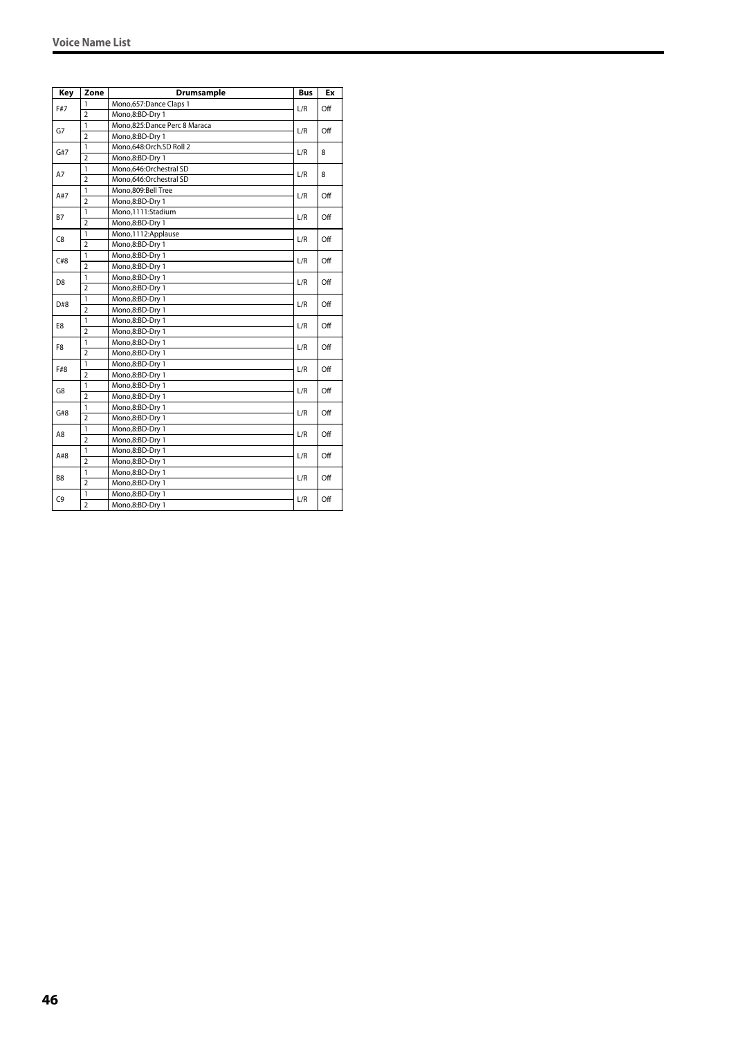| Key | Zone | Drumsample | Bus | Ex |
|---|---|---|---|---|
| F#7 | 1 | Mono,657:Dance Claps 1 | L/R | Off |
| | 2 | Mono,8:BD-Dry 1 | | |
| G7 | 1 | Mono,825:Dance Perc 8 Maraca | L/R | Off |
| | 2 | Mono,8:BD-Dry 1 | | |
| G#7 | 1 | Mono,648:Orch.SD Roll 2 | L/R | 8 |
| | 2 | Mono,8:BD-Dry 1 | | |
| A7 | 1 | Mono,646:Orchestral SD | L/R | 8 |
| | 2 | Mono,646:Orchestral SD | | |
| A#7 | 1 | Mono,809:Bell Tree | L/R | Off |
| | 2 | Mono,8:BD-Dry 1 | | |
| B7 | 1 | Mono,1111:Stadium | L/R | Off |
| | 2 | Mono,8:BD-Dry 1 | | |
| C8 | 1 | Mono,1112:Applause | L/R | Off |
| | 2 | Mono,8:BD-Dry 1 | | |
| C#8 | 1 | Mono,8:BD-Dry 1 | L/R | Off |
| | 2 | Mono,8:BD-Dry 1 | | |
| D8 | 1 | Mono,8:BD-Dry 1 | L/R | Off |
| | 2 | Mono,8:BD-Dry 1 | | |
| D#8 | 1 | Mono,8:BD-Dry 1 | L/R | Off |
| | 2 | Mono,8:BD-Dry 1 | | |
| E8 | 1 | Mono,8:BD-Dry 1 | L/R | Off |
| | 2 | Mono,8:BD-Dry 1 | | |
| F8 | 1 | Mono,8:BD-Dry 1 | L/R | Off |
| | 2 | Mono,8:BD-Dry 1 | | |
| F#8 | 1 | Mono,8:BD-Dry 1 | L/R | Off |
| | 2 | Mono,8:BD-Dry 1 | | |
| G8 | 1 | Mono,8:BD-Dry 1 | L/R | Off |
| | 2 | Mono,8:BD-Dry 1 | | |
| G#8 | 1 | Mono,8:BD-Dry 1 | L/R | Off |
| | 2 | Mono,8:BD-Dry 1 | | |
| A8 | 1 | Mono,8:BD-Dry 1 | L/R | Off |
| | 2 | Mono,8:BD-Dry 1 | | |
| A#8 | 1 | Mono,8:BD-Dry 1 | L/R | Off |
| | 2 | Mono,8:BD-Dry 1 | | |
| B8 | 1 | Mono,8:BD-Dry 1 | L/R | Off |
| | 2 | Mono,8:BD-Dry 1 | | |
| C9 | 1 | Mono,8:BD-Dry 1 | L/R | Off |
| | 2 | Mono,8:BD-Dry 1 | | |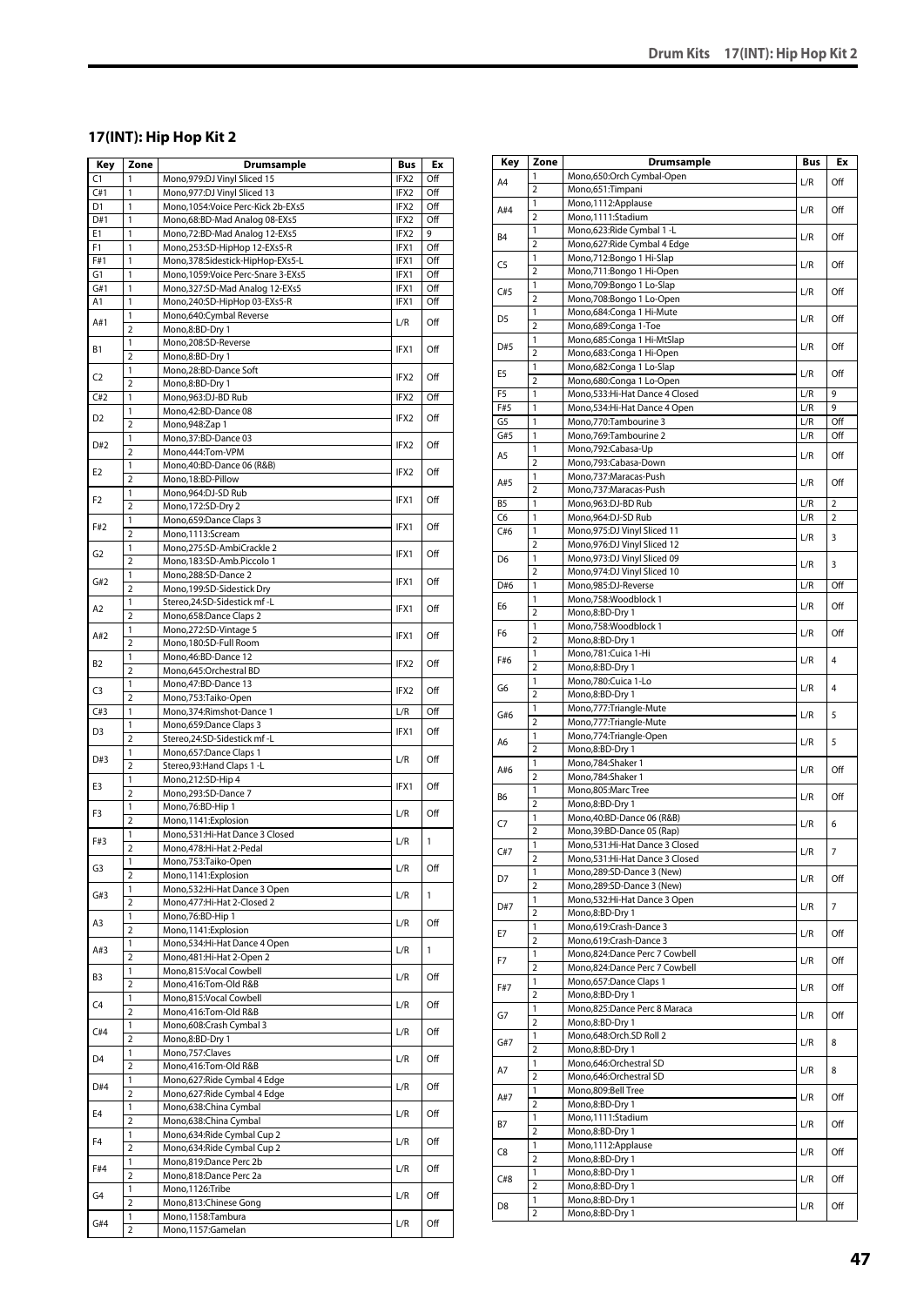## 17(INT): Hip Hop Kit 2

| Key | Zone | Drumsample | Bus | Ex |
|---|---|---|---|---|
| C1 | 1 | Mono,979:DJ Vinyl Sliced 15 | IFX2 | Off |
| C#1 | 1 | Mono,977:DJ Vinyl Sliced 13 | IFX2 | Off |
| D1 | 1 | Mono,1054:Voice Perc-Kick 2b-EXs5 | IFX2 | Off |
| D#1 | 1 | Mono,68:BD-Mad Analog 08-EXs5 | IFX2 | Off |
| E1 | 1 | Mono,72:BD-Mad Analog 12-EXs5 | IFX2 | 9 |
| F1 | 1 | Mono,253:SD-HipHop 12-EXs5-R | IFX1 | Off |
| F#1 | 1 | Mono,378:Sidestick-HipHop-EXs5-L | IFX1 | Off |
| G1 | 1 | Mono,1059:Voice Perc-Snare 3-EXs5 | IFX1 | Off |
| G#1 | 1 | Mono,327:SD-Mad Analog 12-EXs5 | IFX1 | Off |
| A1 | 1 | Mono,240:SD-HipHop 03-EXs5-R | IFX1 | Off |
| A#1 | 1 | Mono,640:Cymbal Reverse | L/R | Off |
| | 2 | Mono,8:BD-Dry 1 | | |
| B1 | 1 | Mono,208:SD-Reverse | IFX1 | Off |
| | 2 | Mono,8:BD-Dry 1 | | |
| C2 | 1 | Mono,28:BD-Dance Soft | IFX2 | Off |
| | 2 | Mono,8:BD-Dry 1 | | |
| C#2 | 1 | Mono,963:DJ-BD Rub | IFX2 | Off |
| D2 | 1 | Mono,42:BD-Dance 08 | IFX2 | Off |
| | 2 | Mono,948:Zap 1 | | |
| D#2 | 1 | Mono,37:BD-Dance 03 | IFX2 | Off |
| | 2 | Mono,444:Tom-VPM | | |
| E2 | 1 | Mono,40:BD-Dance 06 (R&B) | IFX2 | Off |
| | 2 | Mono,18:BD-Pillow | | |
| F2 | 1 | Mono,964:DJ-SD Rub | IFX1 | Off |
| | 2 | Mono,172:SD-Dry 2 | | |
| F#2 | 1 | Mono,659:Dance Claps 3 | IFX1 | Off |
| | 2 | Mono,1113:Scream | | |
| G2 | 1 | Mono,275:SD-AmbiCrackle 2 | IFX1 | Off |
| | 2 | Mono,183:SD-Amb.Piccolo 1 | | |
| G#2 | 1 | Mono,288:SD-Dance 2 | IFX1 | Off |
| | 2 | Mono,199:SD-Sidestick Dry | | |
| A2 | 1 | Stereo,24:SD-Sidestick mf -L | IFX1 | Off |
| | 2 | Mono,658:Dance Claps 2 | | |
| A#2 | 1 | Mono,272:SD-Vintage 5 | IFX1 | Off |
| | 2 | Mono,180:SD-Full Room | | |
| B2 | 1 | Mono,46:BD-Dance 12 | IFX2 | Off |
| | 2 | Mono,645:Orchestral BD | | |
| C3 | 1 | Mono,47:BD-Dance 13 | IFX2 | Off |
| | 2 | Mono,753:Taiko-Open | | |
| C#3 | 1 | Mono,374:Rimshot-Dance 1 | L/R | Off |
| D3 | 1 | Mono,659:Dance Claps 3 | IFX1 | Off |
| | 2 | Stereo,24:SD-Sidestick mf -L | | |
| D#3 | 1 | Mono,657:Dance Claps 1 | L/R | Off |
| | 2 | Stereo,93:Hand Claps 1 -L | | |
| E3 | 1 | Mono,212:SD-Hip 4 | IFX1 | Off |
| | 2 | Mono,293:SD-Dance 7 | | |
| F3 | 1 | Mono,76:BD-Hip 1 | L/R | Off |
| | 2 | Mono,1141:Explosion | | |
| F#3 | 1 | Mono,531:Hi-Hat Dance 3 Closed | L/R | 1 |
| | 2 | Mono,478:Hi-Hat 2-Pedal | | |
| G3 | 1 | Mono,753:Taiko-Open | L/R | Off |
| | 2 | Mono,1141:Explosion | | |
| G#3 | 1 | Mono,532:Hi-Hat Dance 3 Open | L/R | 1 |
| | 2 | Mono,477:Hi-Hat 2-Closed 2 | | |
| A3 | 1 | Mono,76:BD-Hip 1 | L/R | Off |
| | 2 | Mono,1141:Explosion | | |
| A#3 | 1 | Mono,534:Hi-Hat Dance 4 Open | L/R | 1 |
| | 2 | Mono,481:Hi-Hat 2-Open 2 | | |
| B3 | 1 | Mono,815:Vocal Cowbell | L/R | Off |
| | 2 | Mono,416:Tom-Old R&B | | |
| C4 | 1 | Mono,815:Vocal Cowbell | L/R | Off |
| | 2 | Mono,416:Tom-Old R&B | | |
| C#4 | 1 | Mono,608:Crash Cymbal 3 | L/R | Off |
| | 2 | Mono,8:BD-Dry 1 | | |
| D4 | 1 | Mono,757:Claves | L/R | Off |
| | 2 | Mono,416:Tom-Old R&B | | |
| D#4 | 1 | Mono,627:Ride Cymbal 4 Edge | L/R | Off |
| | 2 | Mono,627:Ride Cymbal 4 Edge | | |
| E4 | 1 | Mono,638:China Cymbal | L/R | Off |
| | 2 | Mono,638:China Cymbal | | |
| F4 | 1 | Mono,634:Ride Cymbal Cup 2 | L/R | Off |
| | 2 | Mono,634:Ride Cymbal Cup 2 | | |
| F#4 | 1 | Mono,819:Dance Perc 2b | L/R | Off |
| | 2 | Mono,818:Dance Perc 2a | | |
| G4 | 1 | Mono,1126:Tribe | L/R | Off |
| | 2 | Mono,813:Chinese Gong | | |
| G#4 | 1 | Mono,1158:Tambura | L/R | Off |
| | 2 | Mono,1157:Gamelan | | |
| A4 | 1 | Mono,650:Orch Cymbal-Open | L/R | Off |
| | 2 | Mono,651:Timpani | | |
| A#4 | 1 | Mono,1112:Applause | L/R | Off |
| | 2 | Mono,1111:Stadium | | |
| B4 | 1 | Mono,623:Ride Cymbal 1 -L | L/R | Off |
| | 2 | Mono,627:Ride Cymbal 4 Edge | | |
| C5 | 1 | Mono,712:Bongo 1 Hi-Slap | L/R | Off |
| | 2 | Mono,711:Bongo 1 Hi-Open | | |
| C#5 | 1 | Mono,709:Bongo 1 Lo-Slap | L/R | Off |
| | 2 | Mono,708:Bongo 1 Lo-Open | | |
| D5 | 1 | Mono,684:Conga 1 Hi-Mute | L/R | Off |
| | 2 | Mono,689:Conga 1-Toe | | |
| D#5 | 1 | Mono,685:Conga 1 Hi-MtSlap | L/R | Off |
| | 2 | Mono,683:Conga 1 Hi-Open | | |
| E5 | 1 | Mono,682:Conga 1 Lo-Slap | L/R | Off |
| | 2 | Mono,680:Conga 1 Lo-Open | | |
| F5 | 1 | Mono,533:Hi-Hat Dance 4 Closed | L/R | 9 |
| F#5 | 1 | Mono,534:Hi-Hat Dance 4 Open | L/R | 9 |
| G5 | 1 | Mono,770:Tambourine 3 | L/R | Off |
| G#5 | 1 | Mono,769:Tambourine 2 | L/R | Off |
| A5 | 1 | Mono,792:Cabasa-Up | L/R | Off |
| | 2 | Mono,793:Cabasa-Down | | |
| A#5 | 1 | Mono,737:Maracas-Push | L/R | Off |
| | 2 | Mono,737:Maracas-Push | | |
| B5 | 1 | Mono,963:DJ-BD Rub | L/R | 2 |
| C6 | 1 | Mono,964:DJ-SD Rub | L/R | 2 |
| C#6 | 1 | Mono,975:DJ Vinyl Sliced 11 | L/R | 3 |
| | 2 | Mono,976:DJ Vinyl Sliced 12 | | |
| D6 | 1 | Mono,973:DJ Vinyl Sliced 09 | L/R | 3 |
| | 2 | Mono,974:DJ Vinyl Sliced 10 | | |
| D#6 | 1 | Mono,985:DJ-Reverse | L/R | Off |
| E6 | 1 | Mono,758:Woodblock 1 | L/R | Off |
| | 2 | Mono,8:BD-Dry 1 | | |
| F6 | 1 | Mono,758:Woodblock 1 | L/R | Off |
| | 2 | Mono,8:BD-Dry 1 | | |
| F#6 | 1 | Mono,781:Cuica 1-Hi | L/R | 4 |
| | 2 | Mono,8:BD-Dry 1 | | |
| G6 | 1 | Mono,780:Cuica 1-Lo | L/R | 4 |
| | 2 | Mono,8:BD-Dry 1 | | |
| G#6 | 1 | Mono,777:Triangle-Mute | L/R | 5 |
| | 2 | Mono,777:Triangle-Mute | | |
| A6 | 1 | Mono,774:Triangle-Open | L/R | 5 |
| | 2 | Mono,8:BD-Dry 1 | | |
| A#6 | 1 | Mono,784:Shaker 1 | L/R | Off |
| | 2 | Mono,784:Shaker 1 | | |
| B6 | 1 | Mono,805:Marc Tree | L/R | Off |
| | 2 | Mono,8:BD-Dry 1 | | |
| C7 | 1 | Mono,40:BD-Dance 06 (R&B) | L/R | 6 |
| | 2 | Mono,39:BD-Dance 05 (Rap) | | |
| C#7 | 1 | Mono,531:Hi-Hat Dance 3 Closed | L/R | 7 |
| | 2 | Mono,531:Hi-Hat Dance 3 Closed | | |
| D7 | 1 | Mono,289:SD-Dance 3 (New) | L/R | Off |
| | 2 | Mono,289:SD-Dance 3 (New) | | |
| D#7 | 1 | Mono,532:Hi-Hat Dance 3 Open | L/R | 7 |
| | 2 | Mono,8:BD-Dry 1 | | |
| E7 | 1 | Mono,619:Crash-Dance 3 | L/R | Off |
| | 2 | Mono,619:Crash-Dance 3 | | |
| F7 | 1 | Mono,824:Dance Perc 7 Cowbell | L/R | Off |
| | 2 | Mono,824:Dance Perc 7 Cowbell | | |
| F#7 | 1 | Mono,657:Dance Claps 1 | L/R | Off |
| | 2 | Mono,8:BD-Dry 1 | | |
| G7 | 1 | Mono,825:Dance Perc 8 Maraca | L/R | Off |
| | 2 | Mono,8:BD-Dry 1 | | |
| G#7 | 1 | Mono,648:Orch.SD Roll 2 | L/R | 8 |
| | 2 | Mono,8:BD-Dry 1 | | |
| A7 | 1 | Mono,646:Orchestral SD | L/R | 8 |
| | 2 | Mono,646:Orchestral SD | | |
| A#7 | 1 | Mono,809:Bell Tree | L/R | Off |
| | 2 | Mono,8:BD-Dry 1 | | |
| B7 | 1 | Mono,1111:Stadium | L/R | Off |
| | 2 | Mono,8:BD-Dry 1 | | |
| C8 | 1 | Mono,1112:Applause | L/R | Off |
| | 2 | Mono,8:BD-Dry 1 | | |
| C#8 | 1 | Mono,8:BD-Dry 1 | L/R | Off |
| | 2 | Mono,8:BD-Dry 1 | | |
| D8 | 1 | Mono,8:BD-Dry 1 | L/R | Off |
| | 2 | Mono,8:BD-Dry 1 | | |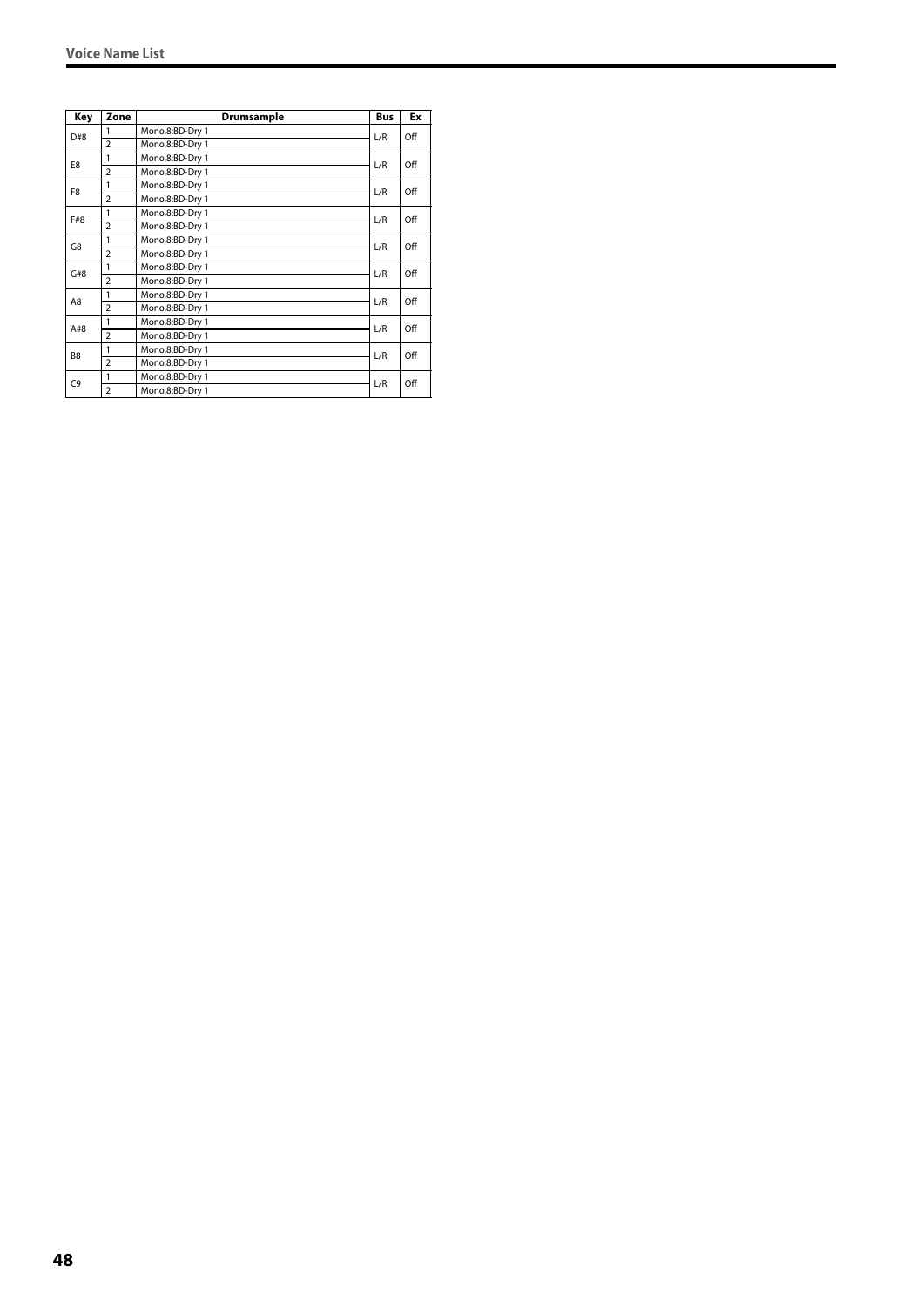| Key | Zone | Drumsample | Bus | Ex |
|---|---|---|---|---|
| D#8 | 1 | Mono,8:BD-Dry 1 | L/R | Off |
| | 2 | Mono,8:BD-Dry 1 | | |
| E8 | 1 | Mono,8:BD-Dry 1 | L/R | Off |
| | 2 | Mono,8:BD-Dry 1 | | |
| F8 | 1 | Mono,8:BD-Dry 1 | L/R | Off |
| | 2 | Mono,8:BD-Dry 1 | | |
| F#8 | 1 | Mono,8:BD-Dry 1 | L/R | Off |
| | 2 | Mono,8:BD-Dry 1 | | |
| G8 | 1 | Mono,8:BD-Dry 1 | L/R | Off |
| | 2 | Mono,8:BD-Dry 1 | | |
| G#8 | 1 | Mono,8:BD-Dry 1 | L/R | Off |
| | 2 | Mono,8:BD-Dry 1 | | |
| A8 | 1 | Mono,8:BD-Dry 1 | L/R | Off |
| | 2 | Mono,8:BD-Dry 1 | | |
| A#8 | 1 | Mono,8:BD-Dry 1 | L/R | Off |
| | 2 | Mono,8:BD-Dry 1 | | |
| B8 | 1 | Mono,8:BD-Dry 1 | L/R | Off |
| | 2 | Mono,8:BD-Dry 1 | | |
| C9 | 1 | Mono,8:BD-Dry 1 | L/R | Off |
| | 2 | Mono,8:BD-Dry 1 | | |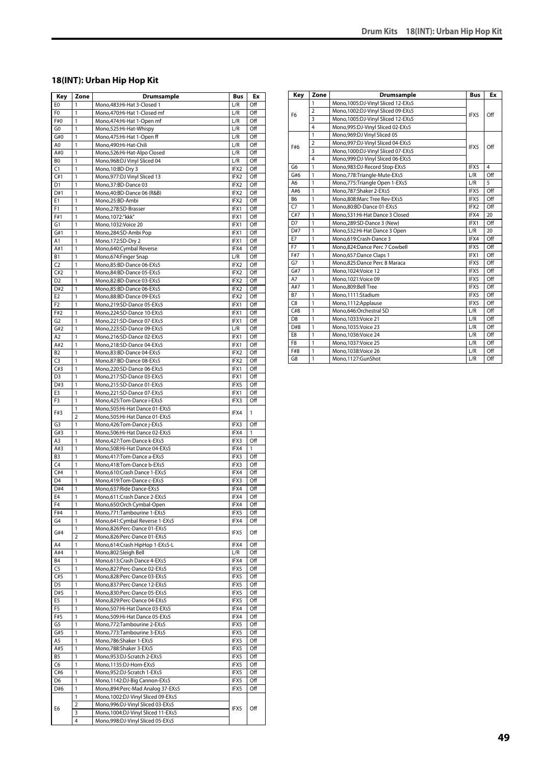## 18(INT): Urban Hip Hop Kit

| Key | Zone | Drumsample | Bus | Ex |
|---|---|---|---|---|
| E0 | 1 | Mono,483:Hi-Hat 3-Closed 1 | L/R | Off |
| F0 | 1 | Mono,470:Hi-Hat 1-Closed mf | L/R | Off |
| F#0 | 1 | Mono,474:Hi-Hat 1-Open mf | L/R | Off |
| G0 | 1 | Mono,525:Hi-Hat-Whispy | L/R | Off |
| G#0 | 1 | Mono,475:Hi-Hat 1-Open ff | L/R | Off |
| A0 | 1 | Mono,490:Hi-Hat-Chili | L/R | Off |
| A#0 | 1 | Mono,526:Hi-Hat-Alpo Closed | L/R | Off |
| B0 | 1 | Mono,968:DJ Vinyl Sliced 04 | L/R | Off |
| C1 | 1 | Mono,10:BD-Dry 3 | IFX2 | Off |
| C#1 | 1 | Mono,977:DJ Vinyl Sliced 13 | IFX2 | Off |
| D1 | 1 | Mono,37:BD-Dance 03 | IFX2 | Off |
| D#1 | 1 | Mono,40:BD-Dance 06 (R&B) | IFX2 | Off |
| E1 | 1 | Mono,25:BD-Ambi | IFX2 | Off |
| F1 | 1 | Mono,278:SD-Brasser | IFX1 | Off |
| F#1 | 1 | Mono,1072:"kkk" | IFX1 | Off |
| G1 | 1 | Mono,1032:Voice 20 | IFX1 | Off |
| G#1 | 1 | Mono,284:SD-Ambi Pop | IFX1 | Off |
| A1 | 1 | Mono,172:SD-Dry 2 | IFX1 | Off |
| A#1 | 1 | Mono,640:Cymbal Reverse | IFX4 | Off |
| B1 | 1 | Mono,674:Finger Snap | L/R | Off |
| C2 | 1 | Mono,85:BD-Dance 06-EXs5 | IFX2 | Off |
| C#2 | 1 | Mono,84:BD-Dance 05-EXs5 | IFX2 | Off |
| D2 | 1 | Mono,82:BD-Dance 03-EXs5 | IFX2 | Off |
| D#2 | 1 | Mono,85:BD-Dance 06-EXs5 | IFX2 | Off |
| E2 | 1 | Mono,88:BD-Dance 09-EXs5 | IFX2 | Off |
| F2 | 1 | Mono,219:SD-Dance 05-EXs5 | IFX1 | Off |
| F#2 | 1 | Mono,224:SD-Dance 10-EXs5 | IFX1 | Off |
| G2 | 1 | Mono,221:SD-Dance 07-EXs5 | IFX1 | Off |
| G#2 | 1 | Mono,223:SD-Dance 09-EXs5 | L/R | Off |
| A2 | 1 | Mono,216:SD-Dance 02-EXs5 | IFX1 | Off |
| A#2 | 1 | Mono,218:SD-Dance 04-EXs5 | IFX1 | Off |
| B2 | 1 | Mono,83:BD-Dance 04-EXs5 | IFX2 | Off |
| C3 | 1 | Mono,87:BD-Dance 08-EXs5 | IFX2 | Off |
| C#3 | 1 | Mono,220:SD-Dance 06-EXs5 | IFX1 | Off |
| D3 | 1 | Mono,217:SD-Dance 03-EXs5 | IFX1 | Off |
| D#3 | 1 | Mono,215:SD-Dance 01-EXs5 | IFX5 | Off |
| E3 | 1 | Mono,221:SD-Dance 07-EXs5 | IFX1 | Off |
| F3 | 1 | Mono,425:Tom-Dance i-EXs5 | IFX3 | Off |
| F#3 | 1 | Mono,505:Hi-Hat Dance 01-EXs5 | IFX4 | 1 |
| | 2 | Mono,505:Hi-Hat Dance 01-EXs5 | | |
| G3 | 1 | Mono,426:Tom-Dance j-EXs5 | IFX3 | Off |
| G#3 | 1 | Mono,506:Hi-Hat Dance 02-EXs5 | IFX4 | 1 |
| A3 | 1 | Mono,427:Tom-Dance k-EXs5 | IFX3 | Off |
| A#3 | 1 | Mono,508:Hi-Hat Dance 04-EXs5 | IFX4 | 1 |
| B3 | 1 | Mono,417:Tom-Dance a-EXs5 | IFX3 | Off |
| C4 | 1 | Mono,418:Tom-Dance b-EXs5 | IFX3 | Off |
| C#4 | 1 | Mono,610:Crash Dance 1-EXs5 | IFX4 | Off |
| D4 | 1 | Mono,419:Tom-Dance c-EXs5 | IFX3 | Off |
| D#4 | 1 | Mono,637:Ride Dance-EXs5 | IFX4 | Off |
| E4 | 1 | Mono,611:Crash Dance 2-EXs5 | IFX4 | Off |
| F4 | 1 | Mono,650:Orch Cymbal-Open | IFX4 | Off |
| F#4 | 1 | Mono,771:Tambourine 1-EXs5 | IFX5 | Off |
| G4 | 1 | Mono,641:Cymbal Reverse 1-EXs5 | IFX4 | Off |
| G#4 | 1 | Mono,826:Perc-Dance 01-EXs5 | IFX5 | Off |
| | 2 | Mono,826:Perc-Dance 01-EXs5 | | |
| A4 | 1 | Mono,614:Crash HipHop 1-EXs5-L | IFX4 | Off |
| A#4 | 1 | Mono,802:Sleigh Bell | L/R | Off |
| B4 | 1 | Mono,613:Crash Dance 4-EXs5 | IFX4 | Off |
| C5 | 1 | Mono,827:Perc-Dance 02-EXs5 | IFX5 | Off |
| C#5 | 1 | Mono,828:Perc-Dance 03-EXs5 | IFX5 | Off |
| D5 | 1 | Mono,837:Perc-Dance 12-EXs5 | IFX5 | Off |
| D#5 | 1 | Mono,830:Perc-Dance 05-EXs5 | IFX5 | Off |
| E5 | 1 | Mono,829:Perc-Dance 04-EXs5 | IFX5 | Off |
| F5 | 1 | Mono,507:Hi-Hat Dance 03-EXs5 | IFX4 | Off |
| F#5 | 1 | Mono,509:Hi-Hat Dance 05-EXs5 | IFX4 | Off |
| G5 | 1 | Mono,772:Tambourine 2-EXs5 | IFX5 | Off |
| G#5 | 1 | Mono,773:Tambourine 3-EXs5 | IFX5 | Off |
| A5 | 1 | Mono,786:Shaker 1-EXs5 | IFX5 | Off |
| A#5 | 1 | Mono,788:Shaker 3-EXs5 | IFX5 | Off |
| B5 | 1 | Mono,953:DJ-Scratch 2-EXs5 | IFX5 | Off |
| C6 | 1 | Mono,1135:DJ-Horn-EXs5 | IFX5 | Off |
| C#6 | 1 | Mono,952:DJ-Scratch 1-EXs5 | IFX5 | Off |
| D6 | 1 | Mono,1142:DJ-Big Cannon-EXs5 | IFX5 | Off |
| D#6 | 1 | Mono,894:Perc-Mad Analog 37-EXs5 | IFX5 | Off |
| E6 | 1 | Mono,1002:DJ-Vinyl Sliced 09-EXs5 | IFX5 | Off |
| | 2 | Mono,996:DJ-Vinyl Sliced 03-EXs5 | | |
| | 3 | Mono,1004:DJ-Vinyl Sliced 11-EXs5 | | |
| | 4 | Mono,998:DJ-Vinyl Sliced 05-EXs5 | | |
| F6 | 1 | Mono,1005:DJ-Vinyl Sliced 12-EXs5 | IFX5 | Off |
| | 2 | Mono,1002:DJ-Vinyl Sliced 09-EXs5 | | |
| | 3 | Mono,1005:DJ-Vinyl Sliced 12-EXs5 | | |
| | 4 | Mono,995:DJ-Vinyl Sliced 02-EXs5 | | |
| F#6 | 1 | Mono,969:DJ Vinyl Sliced 05 | IFX5 | Off |
| | 2 | Mono,997:DJ-Vinyl Sliced 04-EXs5 | | |
| | 3 | Mono,1000:DJ-Vinyl Sliced 07-EXs5 | | |
| | 4 | Mono,999:DJ-Vinyl Sliced 06-EXs5 | | |
| G6 | 1 | Mono,983:DJ-Record Stop-EXs5 | IFX5 | 4 |
| G#6 | 1 | Mono,778:Triangle-Mute-EXs5 | L/R | Off |
| A6 | 1 | Mono,775:Triangle Open 1-EXs5 | L/R | 5 |
| A#6 | 1 | Mono,787:Shaker 2-EXs5 | IFX5 | Off |
| B6 | 1 | Mono,808:Marc Tree Rev-EXs5 | IFX5 | Off |
| C7 | 1 | Mono,80:BD-Dance 01-EXs5 | IFX2 | Off |
| C#7 | 1 | Mono,531:Hi-Hat Dance 3 Closed | IFX4 | 20 |
| D7 | 1 | Mono,289:SD-Dance 3 (New) | IFX1 | Off |
| D#7 | 1 | Mono,532:Hi-Hat Dance 3 Open | L/R | 20 |
| E7 | 1 | Mono,619:Crash-Dance 3 | IFX4 | Off |
| F7 | 1 | Mono,824:Dance Perc 7 Cowbell | IFX5 | Off |
| F#7 | 1 | Mono,657:Dance Claps 1 | IFX1 | Off |
| G7 | 1 | Mono,825:Dance Perc 8 Maraca | IFX5 | Off |
| G#7 | 1 | Mono,1024:Voice 12 | IFX5 | Off |
| A7 | 1 | Mono,1021:Voice 09 | IFX5 | Off |
| A#7 | 1 | Mono,809:Bell Tree | IFX5 | Off |
| B7 | 1 | Mono,1111:Stadium | IFX5 | Off |
| C8 | 1 | Mono,1112:Applause | IFX5 | Off |
| C#8 | 1 | Mono,646:Orchestral SD | L/R | Off |
| D8 | 1 | Mono,1033:Voice 21 | L/R | Off |
| D#8 | 1 | Mono,1035:Voice 23 | L/R | Off |
| E8 | 1 | Mono,1036:Voice 24 | L/R | Off |
| F8 | 1 | Mono,1037:Voice 25 | L/R | Off |
| F#8 | 1 | Mono,1038:Voice 26 | L/R | Off |
| G8 | 1 | Mono,1127:GunShot | L/R | Off |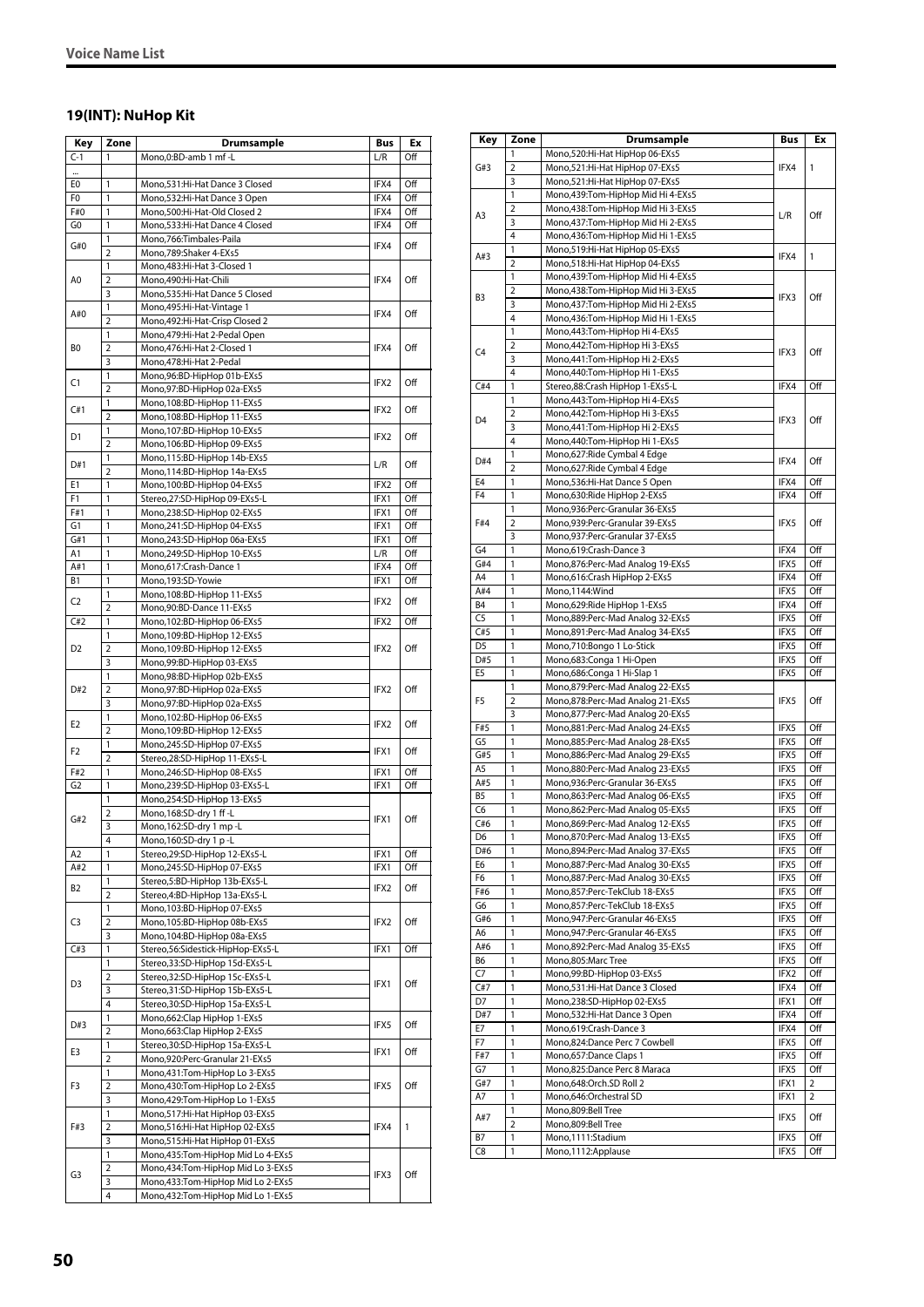## 19(INT): NuHop Kit

| Key | Zone | Drumsample | Bus | Ex |
|---|---|---|---|---|
| C-1 | 1 | Mono,0:BD-amb 1 mf -L | L/R | Off |
| ... | | | | |
| E0 | 1 | Mono,531:Hi-Hat Dance 3 Closed | IFX4 | Off |
| F0 | 1 | Mono,532:Hi-Hat Dance 3 Open | IFX4 | Off |
| F#0 | 1 | Mono,500:Hi-Hat-Old Closed 2 | IFX4 | Off |
| G0 | 1 | Mono,533:Hi-Hat Dance 4 Closed | IFX4 | Off |
| G#0 | 1 | Mono,766:Timbales-Paila | IFX4 | Off |
| | 2 | Mono,789:Shaker 4-EXs5 | | |
| A0 | 1 | Mono,483:Hi-Hat 3-Closed 1 | IFX4 | Off |
| | 2 | Mono,490:Hi-Hat-Chili | | |
| | 3 | Mono,535:Hi-Hat Dance 5 Closed | | |
| A#0 | 1 | Mono,495:Hi-Hat-Vintage 1 | IFX4 | Off |
| | 2 | Mono,492:Hi-Hat-Crisp Closed 2 | | |
| B0 | 1 | Mono,479:Hi-Hat 2-Pedal Open | IFX4 | Off |
| | 2 | Mono,476:Hi-Hat 2-Closed 1 | | |
| | 3 | Mono,478:Hi-Hat 2-Pedal | | |
| C1 | 1 | Mono,96:BD-HipHop 01b-EXs5 | IFX2 | Off |
| | 2 | Mono,97:BD-HipHop 02a-EXs5 | | |
| C#1 | 1 | Mono,108:BD-HipHop 11-EXs5 | IFX2 | Off |
| | 2 | Mono,108:BD-HipHop 11-EXs5 | | |
| D1 | 1 | Mono,107:BD-HipHop 10-EXs5 | IFX2 | Off |
| | 2 | Mono,106:BD-HipHop 09-EXs5 | | |
| D#1 | 1 | Mono,115:BD-HipHop 14b-EXs5 | L/R | Off |
| | 2 | Mono,114:BD-HipHop 14a-EXs5 | | |
| E1 | 1 | Mono,100:BD-HipHop 04-EXs5 | IFX2 | Off |
| F1 | 1 | Stereo,27:SD-HipHop 09-EXs5-L | IFX1 | Off |
| F#1 | 1 | Mono,238:SD-HipHop 02-EXs5 | IFX1 | Off |
| G1 | 1 | Mono,241:SD-HipHop 04-EXs5 | IFX1 | Off |
| G#1 | 1 | Mono,243:SD-HipHop 06a-EXs5 | IFX1 | Off |
| A1 | 1 | Mono,249:SD-HipHop 10-EXs5 | L/R | Off |
| A#1 | 1 | Mono,617:Crash-Dance 1 | IFX4 | Off |
| B1 | 1 | Mono,193:SD-Yowie | IFX1 | Off |
| C2 | 1 | Mono,108:BD-HipHop 11-EXs5 | IFX2 | Off |
| | 2 | Mono,90:BD-Dance 11-EXs5 | | |
| C#2 | 1 | Mono,102:BD-HipHop 06-EXs5 | IFX2 | Off |
| D2 | 1 | Mono,109:BD-HipHop 12-EXs5 | IFX2 | Off |
| | 2 | Mono,109:BD-HipHop 12-EXs5 | | |
| | 3 | Mono,99:BD-HipHop 03-EXs5 | | |
| D#2 | 1 | Mono,98:BD-HipHop 02b-EXs5 | IFX2 | Off |
| | 2 | Mono,97:BD-HipHop 02a-EXs5 | | |
| | 3 | Mono,97:BD-HipHop 02a-EXs5 | | |
| E2 | 1 | Mono,102:BD-HipHop 06-EXs5 | IFX2 | Off |
| | 2 | Mono,109:BD-HipHop 12-EXs5 | | |
| F2 | 1 | Mono,245:SD-HipHop 07-EXs5 | IFX1 | Off |
| | 2 | Stereo,28:SD-HipHop 11-EXs5-L | | |
| F#2 | 1 | Mono,246:SD-HipHop 08-EXs5 | IFX1 | Off |
| G2 | 1 | Mono,239:SD-HipHop 03-EXs5-L | IFX1 | Off |
| G#2 | 1 | Mono,254:SD-HipHop 13-EXs5 | IFX1 | Off |
| | 2 | Mono,168:SD-dry 1 ff -L | | |
| | 3 | Mono,162:SD-dry 1 mp -L | | |
| | 4 | Mono,160:SD-dry 1 p -L | | |
| A2 | 1 | Stereo,29:SD-HipHop 12-EXs5-L | IFX1 | Off |
| A#2 | 1 | Mono,245:SD-HipHop 07-EXs5 | IFX1 | Off |
| B2 | 1 | Stereo,5:BD-HipHop 13b-EXs5-L | IFX2 | Off |
| | 2 | Stereo,4:BD-HipHop 13a-EXs5-L | | |
| C3 | 1 | Mono,103:BD-HipHop 07-EXs5 | IFX2 | Off |
| | 2 | Mono,105:BD-HipHop 08b-EXs5 | | |
| | 3 | Mono,104:BD-HipHop 08a-EXs5 | | |
| C#3 | 1 | Stereo,56:Sidestick-HipHop-EXs5-L | IFX1 | Off |
| D3 | 1 | Stereo,33:SD-HipHop 15d-EXs5-L | IFX1 | Off |
| | 2 | Stereo,32:SD-HipHop 15c-EXs5-L | | |
| | 3 | Stereo,31:SD-HipHop 15b-EXs5-L | | |
| | 4 | Stereo,30:SD-HipHop 15a-EXs5-L | | |
| D#3 | 1 | Mono,662:Clap HipHop 1-EXs5 | IFX5 | Off |
| | 2 | Mono,663:Clap HipHop 2-EXs5 | | |
| E3 | 1 | Stereo,30:SD-HipHop 15a-EXs5-L | IFX1 | Off |
| | 2 | Mono,920:Perc-Granular 21-EXs5 | | |
| F3 | 1 | Mono,431:Tom-HipHop Lo 3-EXs5 | IFX5 | Off |
| | 2 | Mono,430:Tom-HipHop Lo 2-EXs5 | | |
| | 3 | Mono,429:Tom-HipHop Lo 1-EXs5 | | |
| F#3 | 1 | Mono,517:Hi-Hat HipHop 03-EXs5 | IFX4 | 1 |
| | 2 | Mono,516:Hi-Hat HipHop 02-EXs5 | | |
| | 3 | Mono,515:Hi-Hat HipHop 01-EXs5 | | |
| G3 | 1 | Mono,435:Tom-HipHop Mid Lo 4-EXs5 | IFX3 | Off |
| | 2 | Mono,434:Tom-HipHop Mid Lo 3-EXs5 | | |
| | 3 | Mono,433:Tom-HipHop Mid Lo 2-EXs5 | | |
| | 4 | Mono,432:Tom-HipHop Mid Lo 1-EXs5 | | |
| G#3 | 1 | Mono,520:Hi-Hat HipHop 06-EXs5 | IFX4 | 1 |
| | 2 | Mono,521:Hi-Hat HipHop 07-EXs5 | | |
| | 3 | Mono,521:Hi-Hat HipHop 07-EXs5 | | |
| A3 | 1 | Mono,439:Tom-HipHop Mid Hi 4-EXs5 | L/R | Off |
| | 2 | Mono,438:Tom-HipHop Mid Hi 3-EXs5 | | |
| | 3 | Mono,437:Tom-HipHop Mid Hi 2-EXs5 | | |
| | 4 | Mono,436:Tom-HipHop Mid Hi 1-EXs5 | | |
| A#3 | 1 | Mono,519:Hi-Hat HipHop 05-EXs5 | IFX4 | 1 |
| | 2 | Mono,518:Hi-Hat HipHop 04-EXs5 | | |
| B3 | 1 | Mono,439:Tom-HipHop Mid Hi 4-EXs5 | IFX3 | Off |
| | 2 | Mono,438:Tom-HipHop Mid Hi 3-EXs5 | | |
| | 3 | Mono,437:Tom-HipHop Mid Hi 2-EXs5 | | |
| | 4 | Mono,436:Tom-HipHop Mid Hi 1-EXs5 | | |
| C4 | 1 | Mono,443:Tom-HipHop Hi 4-EXs5 | IFX3 | Off |
| | 2 | Mono,442:Tom-HipHop Hi 3-EXs5 | | |
| | 3 | Mono,441:Tom-HipHop Hi 2-EXs5 | | |
| | 4 | Mono,440:Tom-HipHop Hi 1-EXs5 | | |
| C#4 | 1 | Stereo,88:Crash HipHop 1-EXs5-L | IFX4 | Off |
| D4 | 1 | Mono,443:Tom-HipHop Hi 4-EXs5 | IFX3 | Off |
| | 2 | Mono,442:Tom-HipHop Hi 3-EXs5 | | |
| | 3 | Mono,441:Tom-HipHop Hi 2-EXs5 | | |
| | 4 | Mono,440:Tom-HipHop Hi 1-EXs5 | | |
| D#4 | 1 | Mono,627:Ride Cymbal 4 Edge | IFX4 | Off |
| | 2 | Mono,627:Ride Cymbal 4 Edge | | |
| E4 | 1 | Mono,536:Hi-Hat Dance 5 Open | IFX4 | Off |
| F4 | 1 | Mono,630:Ride HipHop 2-EXs5 | IFX4 | Off |
| F#4 | 1 | Mono,936:Perc-Granular 36-EXs5 | IFX5 | Off |
| | 2 | Mono,939:Perc-Granular 39-EXs5 | | |
| | 3 | Mono,937:Perc-Granular 37-EXs5 | | |
| G4 | 1 | Mono,619:Crash-Dance 3 | IFX4 | Off |
| G#4 | 1 | Mono,876:Perc-Mad Analog 19-EXs5 | IFX5 | Off |
| A4 | 1 | Mono,616:Crash HipHop 2-EXs5 | IFX4 | Off |
| A#4 | 1 | Mono,1144:Wind | IFX5 | Off |
| B4 | 1 | Mono,629:Ride HipHop 1-EXs5 | IFX4 | Off |
| C5 | 1 | Mono,889:Perc-Mad Analog 32-EXs5 | IFX5 | Off |
| C#5 | 1 | Mono,891:Perc-Mad Analog 34-EXs5 | IFX5 | Off |
| D5 | 1 | Mono,710:Bongo 1 Lo-Stick | IFX5 | Off |
| D#5 | 1 | Mono,683:Conga 1 Hi-Open | IFX5 | Off |
| E5 | 1 | Mono,686:Conga 1 Hi-Slap 1 | IFX5 | Off |
| F5 | 1 | Mono,879:Perc-Mad Analog 22-EXs5 | IFX5 | Off |
| | 2 | Mono,878:Perc-Mad Analog 21-EXs5 | | |
| | 3 | Mono,877:Perc-Mad Analog 20-EXs5 | | |
| F#5 | 1 | Mono,881:Perc-Mad Analog 24-EXs5 | IFX5 | Off |
| G5 | 1 | Mono,885:Perc-Mad Analog 28-EXs5 | IFX5 | Off |
| G#5 | 1 | Mono,886:Perc-Mad Analog 29-EXs5 | IFX5 | Off |
| A5 | 1 | Mono,880:Perc-Mad Analog 23-EXs5 | IFX5 | Off |
| A#5 | 1 | Mono,936:Perc-Granular 36-EXs5 | IFX5 | Off |
| B5 | 1 | Mono,863:Perc-Mad Analog 06-EXs5 | IFX5 | Off |
| C6 | 1 | Mono,862:Perc-Mad Analog 05-EXs5 | IFX5 | Off |
| C#6 | 1 | Mono,869:Perc-Mad Analog 12-EXs5 | IFX5 | Off |
| D6 | 1 | Mono,870:Perc-Mad Analog 13-EXs5 | IFX5 | Off |
| D#6 | 1 | Mono,894:Perc-Mad Analog 37-EXs5 | IFX5 | Off |
| E6 | 1 | Mono,887:Perc-Mad Analog 30-EXs5 | IFX5 | Off |
| F6 | 1 | Mono,887:Perc-Mad Analog 30-EXs5 | IFX5 | Off |
| F#6 | 1 | Mono,857:Perc-TekClub 18-EXs5 | IFX5 | Off |
| G6 | 1 | Mono,857:Perc-TekClub 18-EXs5 | IFX5 | Off |
| G#6 | 1 | Mono,947:Perc-Granular 46-EXs5 | IFX5 | Off |
| A6 | 1 | Mono,947:Perc-Granular 46-EXs5 | IFX5 | Off |
| A#6 | 1 | Mono,892:Perc-Mad Analog 35-EXs5 | IFX5 | Off |
| B6 | 1 | Mono,805:Marc Tree | IFX5 | Off |
| C7 | 1 | Mono,99:BD-HipHop 03-EXs5 | IFX2 | Off |
| C#7 | 1 | Mono,531:Hi-Hat Dance 3 Closed | IFX4 | Off |
| D7 | 1 | Mono,238:SD-HipHop 02-EXs5 | IFX1 | Off |
| D#7 | 1 | Mono,532:Hi-Hat Dance 3 Open | IFX4 | Off |
| E7 | 1 | Mono,619:Crash-Dance 3 | IFX4 | Off |
| F7 | 1 | Mono,824:Dance Perc 7 Cowbell | IFX5 | Off |
| F#7 | 1 | Mono,657:Dance Claps 1 | IFX5 | Off |
| G7 | 1 | Mono,825:Dance Perc 8 Maraca | IFX5 | Off |
| G#7 | 1 | Mono,648:Orch.SD Roll 2 | IFX1 | 2 |
| A7 | 1 | Mono,646:Orchestral SD | IFX1 | 2 |
| A#7 | 1 | Mono,809:Bell Tree | IFX5 | Off |
| | 2 | Mono,809:Bell Tree | | |
| B7 | 1 | Mono,1111:Stadium | IFX5 | Off |
| C8 | 1 | Mono,1112:Applause | IFX5 | Off |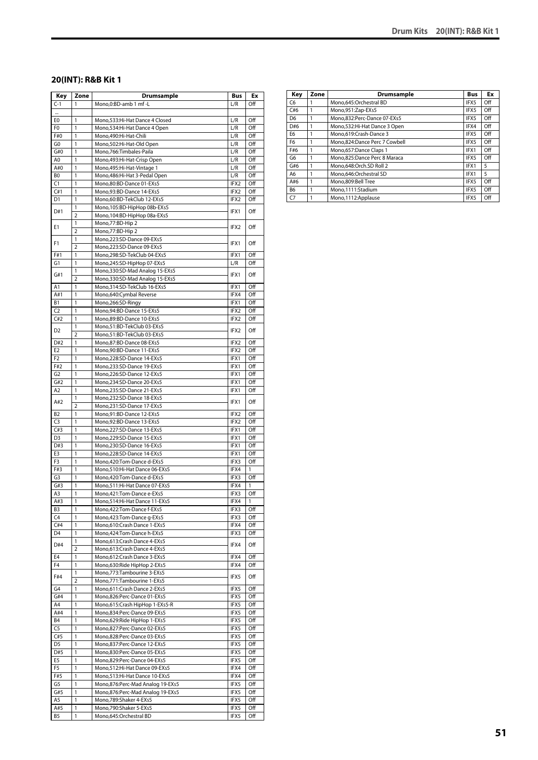## 20(INT): R&B Kit 1

| Key | Zone | Drumsample | Bus | Ex |
|---|---|---|---|---|
| C-1 | 1 | Mono,0:BD-amb 1 mf -L | L/R | Off |
| ... | | | | |
| E0 | 1 | Mono,533:Hi-Hat Dance 4 Closed | L/R | Off |
| F0 | 1 | Mono,534:Hi-Hat Dance 4 Open | L/R | Off |
| F#0 | 1 | Mono,490:Hi-Hat-Chili | L/R | Off |
| G0 | 1 | Mono,502:Hi-Hat-Old Open | L/R | Off |
| G#0 | 1 | Mono,766:Timbales-Paila | L/R | Off |
| A0 | 1 | Mono,493:Hi-Hat-Crisp Open | L/R | Off |
| A#0 | 1 | Mono,495:Hi-Hat-Vintage 1 | L/R | Off |
| B0 | 1 | Mono,486:Hi-Hat 3-Pedal Open | L/R | Off |
| C1 | 1 | Mono,80:BD-Dance 01-EXs5 | IFX2 | Off |
| C#1 | 1 | Mono,93:BD-Dance 14-EXs5 | IFX2 | Off |
| D1 | 1 | Mono,60:BD-TekClub 12-EXs5 | IFX2 | Off |
| D#1 | 1 | Mono,105:BD-HipHop 08b-EXs5 | IFX1 | Off |
| | 2 | Mono,104:BD-HipHop 08a-EXs5 | | |
| E1 | 1 | Mono,77:BD-Hip 2 | IFX2 | Off |
| | 2 | Mono,77:BD-Hip 2 | | |
| F1 | 1 | Mono,223:SD-Dance 09-EXs5 | IFX1 | Off |
| | 2 | Mono,223:SD-Dance 09-EXs5 | | |
| F#1 | 1 | Mono,298:SD-TekClub 04-EXs5 | IFX1 | Off |
| G1 | 1 | Mono,245:SD-HipHop 07-EXs5 | L/R | Off |
| G#1 | 1 | Mono,330:SD-Mad Analog 15-EXs5 | IFX1 | Off |
| | 2 | Mono,330:SD-Mad Analog 15-EXs5 | | |
| A1 | 1 | Mono,314:SD-TekClub 16-EXs5 | IFX1 | Off |
| A#1 | 1 | Mono,640:Cymbal Reverse | IFX4 | Off |
| B1 | 1 | Mono,266:SD-Ringy | IFX1 | Off |
| C2 | 1 | Mono,94:BD-Dance 15-EXs5 | IFX2 | Off |
| C#2 | 1 | Mono,89:BD-Dance 10-EXs5 | IFX2 | Off |
| D2 | 1 | Mono,51:BD-TekClub 03-EXs5 | IFX2 | Off |
| | 2 | Mono,51:BD-TekClub 03-EXs5 | | |
| D#2 | 1 | Mono,87:BD-Dance 08-EXs5 | IFX2 | Off |
| E2 | 1 | Mono,90:BD-Dance 11-EXs5 | IFX2 | Off |
| F2 | 1 | Mono,228:SD-Dance 14-EXs5 | IFX1 | Off |
| F#2 | 1 | Mono,233:SD-Dance 19-EXs5 | IFX1 | Off |
| G2 | 1 | Mono,226:SD-Dance 12-EXs5 | IFX1 | Off |
| G#2 | 1 | Mono,234:SD-Dance 20-EXs5 | IFX1 | Off |
| A2 | 1 | Mono,235:SD-Dance 21-EXs5 | IFX1 | Off |
| A#2 | 1 | Mono,232:SD-Dance 18-EXs5 | IFX1 | Off |
| | 2 | Mono,231:SD-Dance 17-EXs5 | | |
| B2 | 1 | Mono,91:BD-Dance 12-EXs5 | IFX2 | Off |
| C3 | 1 | Mono,92:BD-Dance 13-EXs5 | IFX2 | Off |
| C#3 | 1 | Mono,227:SD-Dance 13-EXs5 | IFX1 | Off |
| D3 | 1 | Mono,229:SD-Dance 15-EXs5 | IFX1 | Off |
| D#3 | 1 | Mono,230:SD-Dance 16-EXs5 | IFX1 | Off |
| E3 | 1 | Mono,228:SD-Dance 14-EXs5 | IFX1 | Off |
| F3 | 1 | Mono,420:Tom-Dance d-EXs5 | IFX3 | Off |
| F#3 | 1 | Mono,510:Hi-Hat Dance 06-EXs5 | IFX4 | 1 |
| G3 | 1 | Mono,420:Tom-Dance d-EXs5 | IFX3 | Off |
| G#3 | 1 | Mono,511:Hi-Hat Dance 07-EXs5 | IFX4 | 1 |
| A3 | 1 | Mono,421:Tom-Dance e-EXs5 | IFX3 | Off |
| A#3 | 1 | Mono,514:Hi-Hat Dance 11-EXs5 | IFX4 | 1 |
| B3 | 1 | Mono,422:Tom-Dance f-EXs5 | IFX3 | Off |
| C4 | 1 | Mono,423:Tom-Dance g-EXs5 | IFX3 | Off |
| C#4 | 1 | Mono,610:Crash Dance 1-EXs5 | IFX4 | Off |
| D4 | 1 | Mono,424:Tom-Dance h-EXs5 | IFX3 | Off |
| D#4 | 1 | Mono,613:Crash Dance 4-EXs5 | IFX4 | Off |
| | 2 | Mono,613:Crash Dance 4-EXs5 | | |
| E4 | 1 | Mono,612:Crash Dance 3-EXs5 | IFX4 | Off |
| F4 | 1 | Mono,630:Ride HipHop 2-EXs5 | IFX4 | Off |
| F#4 | 1 | Mono,773:Tambourine 3-EXs5 | IFX5 | Off |
| | 2 | Mono,771:Tambourine 1-EXs5 | | |
| G4 | 1 | Mono,611:Crash Dance 2-EXs5 | IFX5 | Off |
| G#4 | 1 | Mono,826:Perc-Dance 01-EXs5 | IFX5 | Off |
| A4 | 1 | Mono,615:Crash HipHop 1-EXs5-R | IFX5 | Off |
| A#4 | 1 | Mono,834:Perc-Dance 09-EXs5 | IFX5 | Off |
| B4 | 1 | Mono,629:Ride HipHop 1-EXs5 | IFX5 | Off |
| C5 | 1 | Mono,827:Perc-Dance 02-EXs5 | IFX5 | Off |
| C#5 | 1 | Mono,828:Perc-Dance 03-EXs5 | IFX5 | Off |
| D5 | 1 | Mono,837:Perc-Dance 12-EXs5 | IFX5 | Off |
| D#5 | 1 | Mono,830:Perc-Dance 05-EXs5 | IFX5 | Off |
| E5 | 1 | Mono,829:Perc-Dance 04-EXs5 | IFX5 | Off |
| F5 | 1 | Mono,512:Hi-Hat Dance 09-EXs5 | IFX4 | Off |
| F#5 | 1 | Mono,513:Hi-Hat Dance 10-EXs5 | IFX4 | Off |
| G5 | 1 | Mono,876:Perc-Mad Analog 19-EXs5 | IFX5 | Off |
| G#5 | 1 | Mono,876:Perc-Mad Analog 19-EXs5 | IFX5 | Off |
| A5 | 1 | Mono,789:Shaker 4-EXs5 | IFX5 | Off |
| A#5 | 1 | Mono,790:Shaker 5-EXs5 | IFX5 | Off |
| B5 | 1 | Mono,645:Orchestral BD | IFX5 | Off |
| C6 | 1 | Mono,645:Orchestral BD | IFX5 | Off |
| C#6 | 1 | Mono,951:Zap-EXs5 | IFX5 | Off |
| D6 | 1 | Mono,832:Perc-Dance 07-EXs5 | IFX5 | Off |
| D#6 | 1 | Mono,532:Hi-Hat Dance 3 Open | IFX4 | Off |
| E6 | 1 | Mono,619:Crash-Dance 3 | IFX5 | Off |
| F6 | 1 | Mono,824:Dance Perc 7 Cowbell | IFX5 | Off |
| F#6 | 1 | Mono,657:Dance Claps 1 | IFX1 | Off |
| G6 | 1 | Mono,825:Dance Perc 8 Maraca | IFX5 | Off |
| G#6 | 1 | Mono,648:Orch.SD Roll 2 | IFX1 | 5 |
| A6 | 1 | Mono,646:Orchestral SD | IFX1 | 5 |
| A#6 | 1 | Mono,809:Bell Tree | IFX5 | Off |
| B6 | 1 | Mono,1111:Stadium | IFX5 | Off |
| C7 | 1 | Mono,1112:Applause | IFX5 | Off |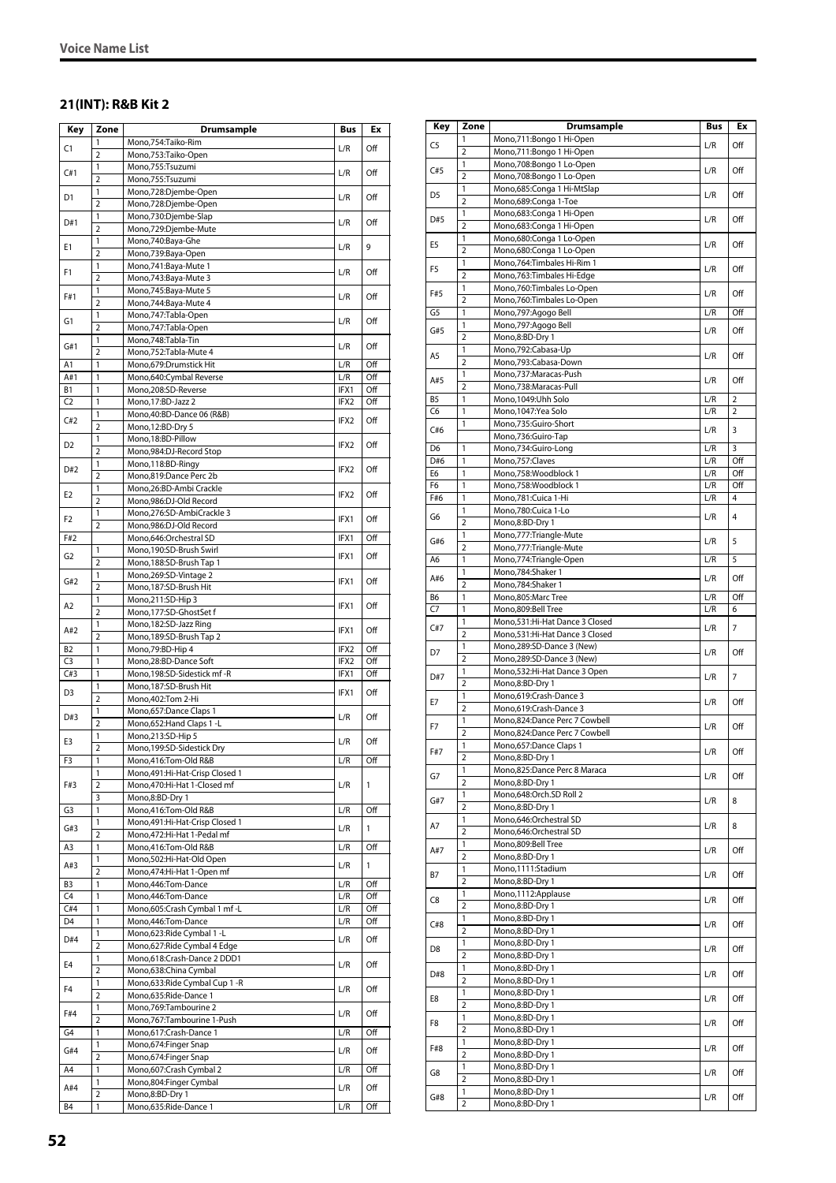## 21(INT): R&B Kit 2

| Key | Zone | Drumsample | Bus | Ex |
|---|---|---|---|---|
| C1 | 1 | Mono,754:Taiko-Rim | L/R | Off |
| | 2 | Mono,753:Taiko-Open | | |
| C#1 | 1 | Mono,755:Tsuzumi | L/R | Off |
| | 2 | Mono,755:Tsuzumi | | |
| D1 | 1 | Mono,728:Djembe-Open | L/R | Off |
| | 2 | Mono,728:Djembe-Open | | |
| D#1 | 1 | Mono,730:Djembe-Slap | L/R | Off |
| | 2 | Mono,729:Djembe-Mute | | |
| E1 | 1 | Mono,740:Baya-Ghe | L/R | 9 |
| | 2 | Mono,739:Baya-Open | | |
| F1 | 1 | Mono,741:Baya-Mute 1 | L/R | Off |
| | 2 | Mono,743:Baya-Mute 3 | | |
| F#1 | 1 | Mono,745:Baya-Mute 5 | L/R | Off |
| | 2 | Mono,744:Baya-Mute 4 | | |
| G1 | 1 | Mono,747:Tabla-Open | L/R | Off |
| | 2 | Mono,747:Tabla-Open | | |
| G#1 | 1 | Mono,748:Tabla-Tin | L/R | Off |
| | 2 | Mono,752:Tabla-Mute 4 | | |
| A1 | 1 | Mono,679:Drumstick Hit | L/R | Off |
| A#1 | 1 | Mono,640:Cymbal Reverse | L/R | Off |
| B1 | 1 | Mono,208:SD-Reverse | IFX1 | Off |
| C2 | 1 | Mono,17:BD-Jazz 2 | IFX2 | Off |
| C#2 | 1 | Mono,40:BD-Dance 06 (R&B) | IFX2 | Off |
| | 2 | Mono,12:BD-Dry 5 | | |
| D2 | 1 | Mono,18:BD-Pillow | IFX2 | Off |
| | 2 | Mono,984:DJ-Record Stop | | |
| D#2 | 1 | Mono,118:BD-Ringy | IFX2 | Off |
| | 2 | Mono,819:Dance Perc 2b | | |
| E2 | 1 | Mono,26:BD-Ambi Crackle | IFX2 | Off |
| | 2 | Mono,986:DJ-Old Record | | |
| F2 | 1 | Mono,276:SD-AmbiCrackle 3 | IFX1 | Off |
| | 2 | Mono,986:DJ-Old Record | | |
| F#2 | | Mono,646:Orchestral SD | IFX1 | Off |
| G2 | 1 | Mono,190:SD-Brush Swirl | IFX1 | Off |
| | 2 | Mono,188:SD-Brush Tap 1 | | |
| G#2 | 1 | Mono,269:SD-Vintage 2 | IFX1 | Off |
| | 2 | Mono,187:SD-Brush Hit | | |
| A2 | 1 | Mono,211:SD-Hip 3 | IFX1 | Off |
| | 2 | Mono,177:SD-GhostSet f | | |
| A#2 | 1 | Mono,182:SD-Jazz Ring | IFX1 | Off |
| | 2 | Mono,189:SD-Brush Tap 2 | | |
| B2 | 1 | Mono,79:BD-Hip 4 | IFX2 | Off |
| C3 | 1 | Mono,28:BD-Dance Soft | IFX2 | Off |
| C#3 | 1 | Mono,198:SD-Sidestick mf -R | IFX1 | Off |
| D3 | 1 | Mono,187:SD-Brush Hit | IFX1 | Off |
| | 2 | Mono,402:Tom 2-Hi | | |
| D#3 | 1 | Mono,657:Dance Claps 1 | L/R | Off |
| | 2 | Mono,652:Hand Claps 1 -L | | |
| E3 | 1 | Mono,213:SD-Hip 5 | L/R | Off |
| | 2 | Mono,199:SD-Sidestick Dry | | |
| F3 | 1 | Mono,416:Tom-Old R&B | L/R | Off |
| F#3 | 1 | Mono,491:Hi-Hat-Crisp Closed 1 | L/R | 1 |
| | 2 | Mono,470:Hi-Hat 1-Closed mf | | |
| | 3 | Mono,8:BD-Dry 1 | | |
| G3 | 1 | Mono,416:Tom-Old R&B | L/R | Off |
| G#3 | 1 | Mono,491:Hi-Hat-Crisp Closed 1 | L/R | 1 |
| | 2 | Mono,472:Hi-Hat 1-Pedal mf | | |
| A3 | 1 | Mono,416:Tom-Old R&B | L/R | Off |
| A#3 | 1 | Mono,502:Hi-Hat-Old Open | L/R | 1 |
| | 2 | Mono,474:Hi-Hat 1-Open mf | | |
| B3 | 1 | Mono,446:Tom-Dance | L/R | Off |
| C4 | 1 | Mono,446:Tom-Dance | L/R | Off |
| C#4 | 1 | Mono,605:Crash Cymbal 1 mf -L | L/R | Off |
| D4 | 1 | Mono,446:Tom-Dance | L/R | Off |
| D#4 | 1 | Mono,623:Ride Cymbal 1 -L | L/R | Off |
| | 2 | Mono,627:Ride Cymbal 4 Edge | | |
| E4 | 1 | Mono,618:Crash-Dance 2 DDD1 | L/R | Off |
| | 2 | Mono,638:China Cymbal | | |
| F4 | 1 | Mono,633:Ride Cymbal Cup 1 -R | L/R | Off |
| | 2 | Mono,635:Ride-Dance 1 | | |
| F#4 | 1 | Mono,769:Tambourine 2 | L/R | Off |
| | 2 | Mono,767:Tambourine 1-Push | | |
| G4 | 1 | Mono,617:Crash-Dance 1 | L/R | Off |
| G#4 | 1 | Mono,674:Finger Snap | L/R | Off |
| | 2 | Mono,674:Finger Snap | | |
| A4 | 1 | Mono,607:Crash Cymbal 2 | L/R | Off |
| A#4 | 1 | Mono,804:Finger Cymbal | L/R | Off |
| | 2 | Mono,8:BD-Dry 1 | | |
| B4 | 1 | Mono,635:Ride-Dance 1 | L/R | Off |
| C5 | 1 | Mono,711:Bongo 1 Hi-Open | L/R | Off |
| | 2 | Mono,711:Bongo 1 Hi-Open | | |
| C#5 | 1 | Mono,708:Bongo 1 Lo-Open | L/R | Off |
| | 2 | Mono,708:Bongo 1 Lo-Open | | |
| D5 | 1 | Mono,685:Conga 1 Hi-MtSlap | L/R | Off |
| | 2 | Mono,689:Conga 1-Toe | | |
| D#5 | 1 | Mono,683:Conga 1 Hi-Open | L/R | Off |
| | 2 | Mono,683:Conga 1 Hi-Open | | |
| E5 | 1 | Mono,680:Conga 1 Lo-Open | L/R | Off |
| | 2 | Mono,680:Conga 1 Lo-Open | | |
| F5 | 1 | Mono,764:Timbales Hi-Rim 1 | L/R | Off |
| | 2 | Mono,763:Timbales Hi-Edge | | |
| F#5 | 1 | Mono,760:Timbales Lo-Open | L/R | Off |
| | 2 | Mono,760:Timbales Lo-Open | | |
| G5 | 1 | Mono,797:Agogo Bell | L/R | Off |
| G#5 | 1 | Mono,797:Agogo Bell | L/R | Off |
| | 2 | Mono,8:BD-Dry 1 | | |
| A5 | 1 | Mono,792:Cabasa-Up | L/R | Off |
| | 2 | Mono,793:Cabasa-Down | | |
| A#5 | 1 | Mono,737:Maracas-Push | L/R | Off |
| | 2 | Mono,738:Maracas-Pull | | |
| B5 | 1 | Mono,1049:Uhh Solo | L/R | 2 |
| C6 | 1 | Mono,1047:Yea Solo | L/R | 2 |
| C#6 | 1 | Mono,735:Guiro-Short | L/R | 3 |
| | | Mono,736:Guiro-Tap | | |
| D6 | 1 | Mono,734:Guiro-Long | L/R | 3 |
| D#6 | 1 | Mono,757:Claves | L/R | Off |
| E6 | 1 | Mono,758:Woodblock 1 | L/R | Off |
| F6 | 1 | Mono,758:Woodblock 1 | L/R | Off |
| F#6 | 1 | Mono,781:Cuica 1-Hi | L/R | 4 |
| G6 | 1 | Mono,780:Cuica 1-Lo | L/R | 4 |
| | 2 | Mono,8:BD-Dry 1 | | |
| G#6 | 1 | Mono,777:Triangle-Mute | L/R | 5 |
| | 2 | Mono,777:Triangle-Mute | | |
| A6 | 1 | Mono,774:Triangle-Open | L/R | 5 |
| A#6 | 1 | Mono,784:Shaker 1 | L/R | Off |
| | 2 | Mono,784:Shaker 1 | | |
| B6 | 1 | Mono,805:Marc Tree | L/R | Off |
| C7 | 1 | Mono,809:Bell Tree | L/R | 6 |
| C#7 | 1 | Mono,531:Hi-Hat Dance 3 Closed | L/R | 7 |
| | 2 | Mono,531:Hi-Hat Dance 3 Closed | | |
| D7 | 1 | Mono,289:SD-Dance 3 (New) | L/R | Off |
| | 2 | Mono,289:SD-Dance 3 (New) | | |
| D#7 | 1 | Mono,532:Hi-Hat Dance 3 Open | L/R | 7 |
| | 2 | Mono,8:BD-Dry 1 | | |
| E7 | 1 | Mono,619:Crash-Dance 3 | L/R | Off |
| | 2 | Mono,619:Crash-Dance 3 | | |
| F7 | 1 | Mono,824:Dance Perc 7 Cowbell | L/R | Off |
| | 2 | Mono,824:Dance Perc 7 Cowbell | | |
| F#7 | 1 | Mono,657:Dance Claps 1 | L/R | Off |
| | 2 | Mono,8:BD-Dry 1 | | |
| G7 | 1 | Mono,825:Dance Perc 8 Maraca | L/R | Off |
| | 2 | Mono,8:BD-Dry 1 | | |
| G#7 | 1 | Mono,648:Orch.SD Roll 2 | L/R | 8 |
| | 2 | Mono,8:BD-Dry 1 | | |
| A7 | 1 | Mono,646:Orchestral SD | L/R | 8 |
| | 2 | Mono,646:Orchestral SD | | |
| A#7 | 1 | Mono,809:Bell Tree | L/R | Off |
| | 2 | Mono,8:BD-Dry 1 | | |
| B7 | 1 | Mono,1111:Stadium | L/R | Off |
| | 2 | Mono,8:BD-Dry 1 | | |
| C8 | 1 | Mono,1112:Applause | L/R | Off |
| | 2 | Mono,8:BD-Dry 1 | | |
| C#8 | 1 | Mono,8:BD-Dry 1 | L/R | Off |
| | 2 | Mono,8:BD-Dry 1 | | |
| D8 | 1 | Mono,8:BD-Dry 1 | L/R | Off |
| | 2 | Mono,8:BD-Dry 1 | | |
| D#8 | 1 | Mono,8:BD-Dry 1 | L/R | Off |
| | 2 | Mono,8:BD-Dry 1 | | |
| E8 | 1 | Mono,8:BD-Dry 1 | L/R | Off |
| | 2 | Mono,8:BD-Dry 1 | | |
| F8 | 1 | Mono,8:BD-Dry 1 | L/R | Off |
| | 2 | Mono,8:BD-Dry 1 | | |
| F#8 | 1 | Mono,8:BD-Dry 1 | L/R | Off |
| | 2 | Mono,8:BD-Dry 1 | | |
| G8 | 1 | Mono,8:BD-Dry 1 | L/R | Off |
| | 2 | Mono,8:BD-Dry 1 | | |
| G#8 | 1 | Mono,8:BD-Dry 1 | L/R | Off |
| | 2 | Mono,8:BD-Dry 1 | | |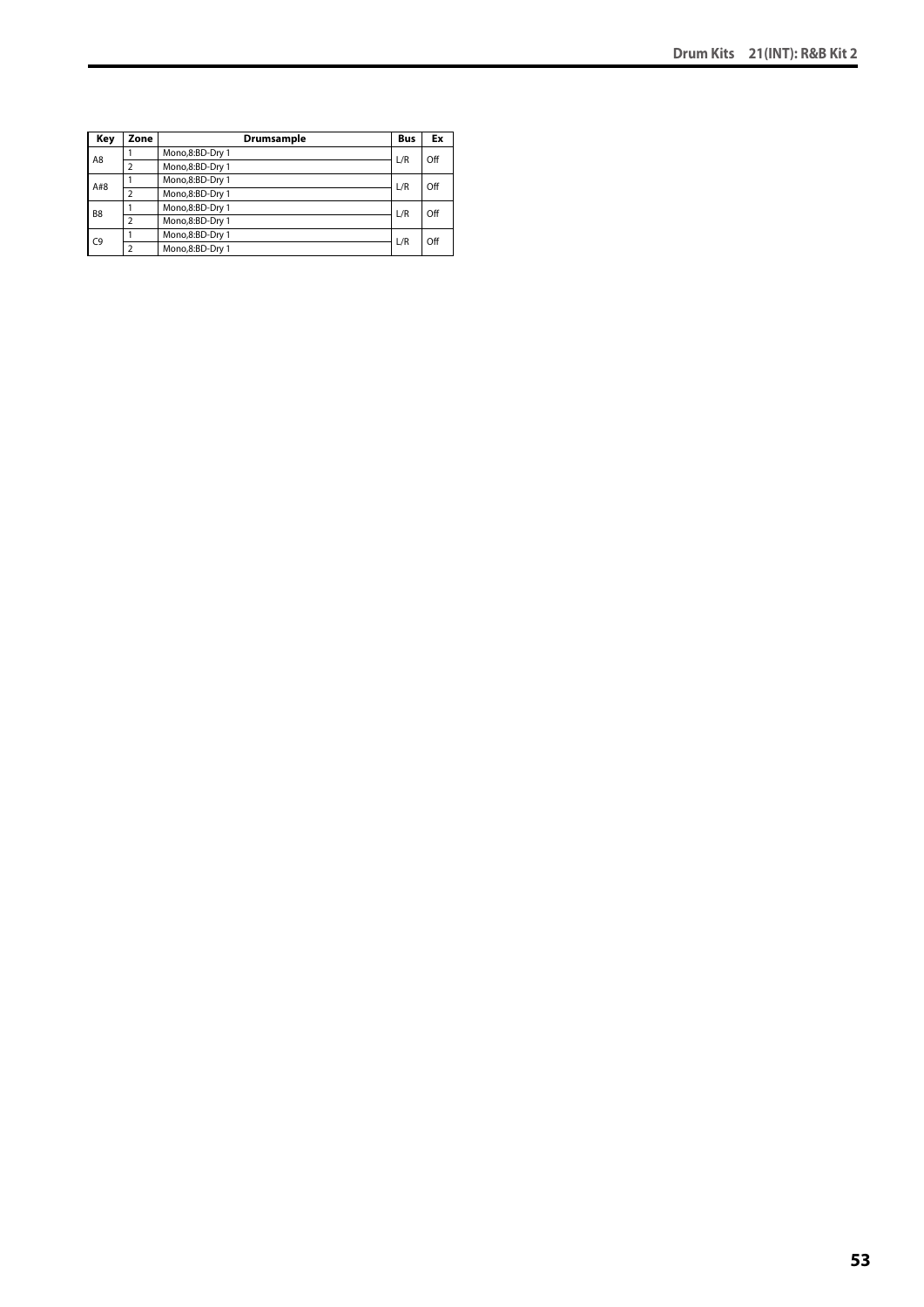| Key | Zone | Drumsample | Bus | Ex |
| --- | --- | --- | --- | --- |
| A8 | 1 | Mono,8:BD-Dry 1 | L/R | Off |
| | 2 | Mono,8:BD-Dry 1 | | |
| A#8 | 1 | Mono,8:BD-Dry 1 | L/R | Off |
| | 2 | Mono,8:BD-Dry 1 | | |
| B8 | 1 | Mono,8:BD-Dry 1 | L/R | Off |
| | 2 | Mono,8:BD-Dry 1 | | |
| C9 | 1 | Mono,8:BD-Dry 1 | L/R | Off |
| | 2 | Mono,8:BD-Dry 1 | | |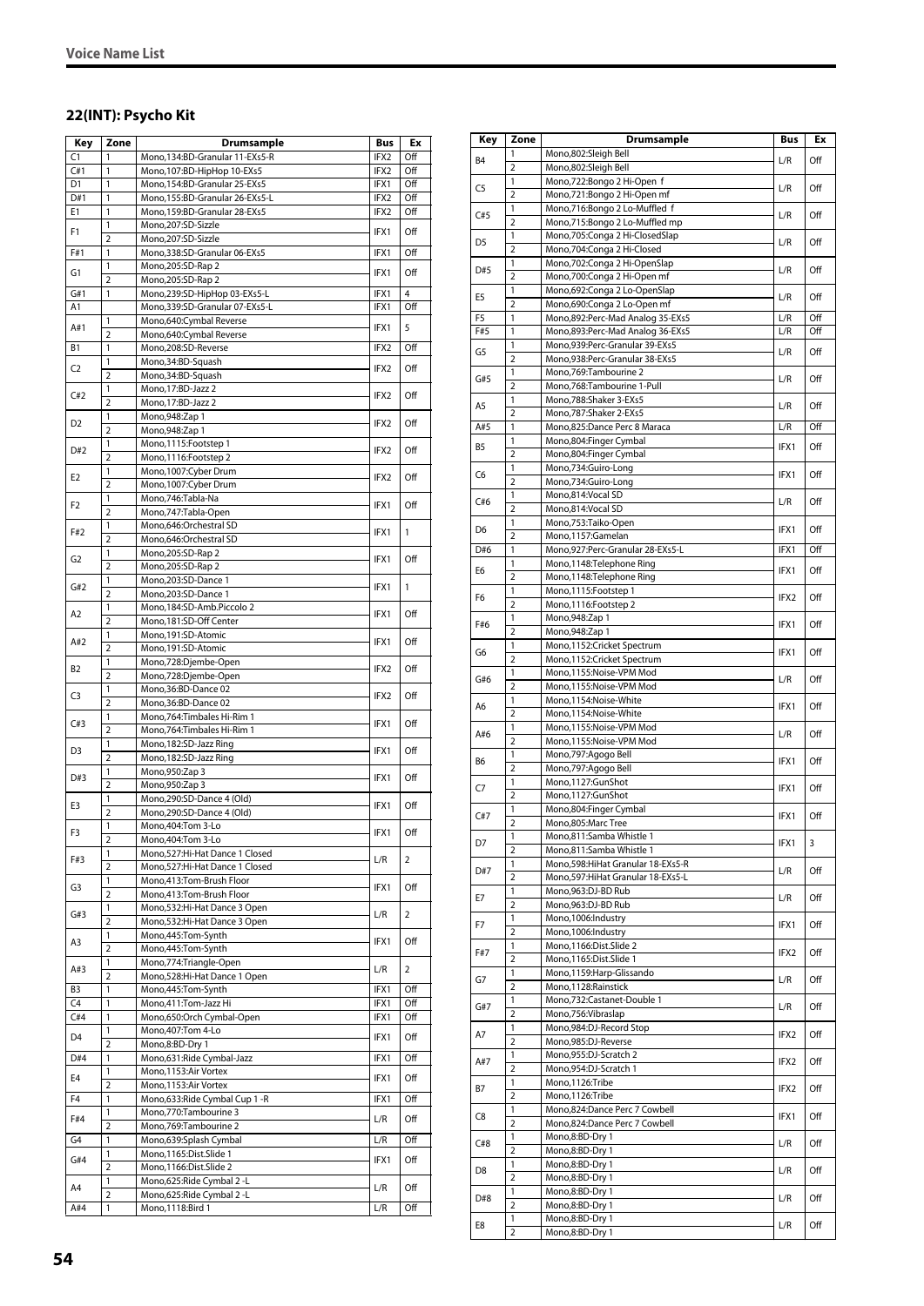## 22(INT): Psycho Kit

| Key | Zone | Drumsample | Bus | Ex |
|---|---|---|---|---|
| C1 | 1 | Mono,134:BD-Granular 11-EXs5-R | IFX2 | Off |
| C#1 | 1 | Mono,107:BD-HipHop 10-EXs5 | IFX2 | Off |
| D1 | 1 | Mono,154:BD-Granular 25-EXs5 | IFX1 | Off |
| D#1 | 1 | Mono,155:BD-Granular 26-EXs5-L | IFX2 | Off |
| E1 | 1 | Mono,159:BD-Granular 28-EXs5 | IFX2 | Off |
| F1 | 1 | Mono,207:SD-Sizzle | IFX1 | Off |
| | 2 | Mono,207:SD-Sizzle | | |
| F#1 | 1 | Mono,338:SD-Granular 06-EXs5 | IFX1 | Off |
| G1 | 1 | Mono,205:SD-Rap 2 | IFX1 | Off |
| | 2 | Mono,205:SD-Rap 2 | | |
| G#1 | 1 | Mono,239:SD-HipHop 03-EXs5-L | IFX1 | 4 |
| A1 | | Mono,339:SD-Granular 07-EXs5-L | IFX1 | Off |
| A#1 | 1 | Mono,640:Cymbal Reverse | IFX1 | 5 |
| | 2 | Mono,640:Cymbal Reverse | | |
| B1 | 1 | Mono,208:SD-Reverse | IFX2 | Off |
| C2 | 1 | Mono,34:BD-Squash | IFX2 | Off |
| | 2 | Mono,34:BD-Squash | | |
| C#2 | 1 | Mono,17:BD-Jazz 2 | IFX2 | Off |
| | 2 | Mono,17:BD-Jazz 2 | | |
| D2 | 1 | Mono,948:Zap 1 | IFX2 | Off |
| | 2 | Mono,948:Zap 1 | | |
| D#2 | 1 | Mono,1115:Footstep 1 | IFX2 | Off |
| | 2 | Mono,1116:Footstep 2 | | |
| E2 | 1 | Mono,1007:Cyber Drum | IFX2 | Off |
| | 2 | Mono,1007:Cyber Drum | | |
| F2 | 1 | Mono,746:Tabla-Na | IFX1 | Off |
| | 2 | Mono,747:Tabla-Open | | |
| F#2 | 1 | Mono,646:Orchestral SD | IFX1 | 1 |
| | 2 | Mono,646:Orchestral SD | | |
| G2 | 1 | Mono,205:SD-Rap 2 | IFX1 | Off |
| | 2 | Mono,205:SD-Rap 2 | | |
| G#2 | 1 | Mono,203:SD-Dance 1 | IFX1 | 1 |
| | 2 | Mono,203:SD-Dance 1 | | |
| A2 | 1 | Mono,184:SD-Amb.Piccolo 2 | IFX1 | Off |
| | 2 | Mono,181:SD-Off Center | | |
| A#2 | 1 | Mono,191:SD-Atomic | IFX1 | Off |
| | 2 | Mono,191:SD-Atomic | | |
| B2 | 1 | Mono,728:Djembe-Open | IFX2 | Off |
| | 2 | Mono,728:Djembe-Open | | |
| C3 | 1 | Mono,36:BD-Dance 02 | IFX2 | Off |
| | 2 | Mono,36:BD-Dance 02 | | |
| C#3 | 1 | Mono,764:Timbales Hi-Rim 1 | IFX1 | Off |
| | 2 | Mono,764:Timbales Hi-Rim 1 | | |
| D3 | 1 | Mono,182:SD-Jazz Ring | IFX1 | Off |
| | 2 | Mono,182:SD-Jazz Ring | | |
| D#3 | 1 | Mono,950:Zap 3 | IFX1 | Off |
| | 2 | Mono,950:Zap 3 | | |
| E3 | 1 | Mono,290:SD-Dance 4 (Old) | IFX1 | Off |
| | 2 | Mono,290:SD-Dance 4 (Old) | | |
| F3 | 1 | Mono,404:Tom 3-Lo | IFX1 | Off |
| | 2 | Mono,404:Tom 3-Lo | | |
| F#3 | 1 | Mono,527:Hi-Hat Dance 1 Closed | L/R | 2 |
| | 2 | Mono,527:Hi-Hat Dance 1 Closed | | |
| G3 | 1 | Mono,413:Tom-Brush Floor | IFX1 | Off |
| | 2 | Mono,413:Tom-Brush Floor | | |
| G#3 | 1 | Mono,532:Hi-Hat Dance 3 Open | L/R | 2 |
| | 2 | Mono,532:Hi-Hat Dance 3 Open | | |
| A3 | 1 | Mono,445:Tom-Synth | IFX1 | Off |
| | 2 | Mono,445:Tom-Synth | | |
| A#3 | 1 | Mono,774:Triangle-Open | L/R | 2 |
| | 2 | Mono,528:Hi-Hat Dance 1 Open | | |
| B3 | 1 | Mono,445:Tom-Synth | IFX1 | Off |
| C4 | 1 | Mono,411:Tom-Jazz Hi | IFX1 | Off |
| C#4 | 1 | Mono,650:Orch Cymbal-Open | IFX1 | Off |
| D4 | 1 | Mono,407:Tom 4-Lo | IFX1 | Off |
| | 2 | Mono,8:BD-Dry 1 | | |
| D#4 | 1 | Mono,631:Ride Cymbal-Jazz | IFX1 | Off |
| E4 | 1 | Mono,1153:Air Vortex | IFX1 | Off |
| | 2 | Mono,1153:Air Vortex | | |
| F4 | 1 | Mono,633:Ride Cymbal Cup 1 -R | IFX1 | Off |
| F#4 | 1 | Mono,770:Tambourine 3 | L/R | Off |
| | 2 | Mono,769:Tambourine 2 | | |
| G4 | 1 | Mono,639:Splash Cymbal | L/R | Off |
| G#4 | 1 | Mono,1165:Dist.Slide 1 | IFX1 | Off |
| | 2 | Mono,1166:Dist.Slide 2 | | |
| A4 | 1 | Mono,625:Ride Cymbal 2 -L | L/R | Off |
| | 2 | Mono,625:Ride Cymbal 2 -L | | |
| A#4 | 1 | Mono,1118:Bird 1 | L/R | Off |
| B4 | 1 | Mono,802:Sleigh Bell | L/R | Off |
| | 2 | Mono,802:Sleigh Bell | | |
| C5 | 1 | Mono,722:Bongo 2 Hi-Open f | L/R | Off |
| | 2 | Mono,721:Bongo 2 Hi-Open mf | | |
| C#5 | 1 | Mono,716:Bongo 2 Lo-Muffled f | L/R | Off |
| | 2 | Mono,715:Bongo 2 Lo-Muffled mp | | |
| D5 | 1 | Mono,705:Conga 2 Hi-ClosedSlap | L/R | Off |
| | 2 | Mono,704:Conga 2 Hi-Closed | | |
| D#5 | 1 | Mono,702:Conga 2 Hi-OpenSlap | L/R | Off |
| | 2 | Mono,700:Conga 2 Hi-Open mf | | |
| E5 | 1 | Mono,692:Conga 2 Lo-OpenSlap | L/R | Off |
| | 2 | Mono,690:Conga 2 Lo-Open mf | | |
| F5 | 1 | Mono,892:Perc-Mad Analog 35-EXs5 | L/R | Off |
| F#5 | 1 | Mono,893:Perc-Mad Analog 36-EXs5 | L/R | Off |
| G5 | 1 | Mono,939:Perc-Granular 39-EXs5 | L/R | Off |
| | 2 | Mono,938:Perc-Granular 38-EXs5 | | |
| G#5 | 1 | Mono,769:Tambourine 2 | L/R | Off |
| | 2 | Mono,768:Tambourine 1-Pull | | |
| A5 | 1 | Mono,788:Shaker 3-EXs5 | L/R | Off |
| | 2 | Mono,787:Shaker 2-EXs5 | | |
| A#5 | 1 | Mono,825:Dance Perc 8 Maraca | L/R | Off |
| B5 | 1 | Mono,804:Finger Cymbal | IFX1 | Off |
| | 2 | Mono,804:Finger Cymbal | | |
| C6 | 1 | Mono,734:Guiro-Long | IFX1 | Off |
| | 2 | Mono,734:Guiro-Long | | |
| C#6 | 1 | Mono,814:Vocal SD | L/R | Off |
| | 2 | Mono,814:Vocal SD | | |
| D6 | 1 | Mono,753:Taiko-Open | IFX1 | Off |
| | 2 | Mono,1157:Gamelan | | |
| D#6 | 1 | Mono,927:Perc-Granular 28-EXs5-L | IFX1 | Off |
| E6 | 1 | Mono,1148:Telephone Ring | IFX1 | Off |
| | 2 | Mono,1148:Telephone Ring | | |
| F6 | 1 | Mono,1115:Footstep 1 | IFX2 | Off |
| | 2 | Mono,1116:Footstep 2 | | |
| F#6 | 1 | Mono,948:Zap 1 | IFX1 | Off |
| | 2 | Mono,948:Zap 1 | | |
| G6 | 1 | Mono,1152:Cricket Spectrum | IFX1 | Off |
| | 2 | Mono,1152:Cricket Spectrum | | |
| G#6 | 1 | Mono,1155:Noise-VPM Mod | L/R | Off |
| | 2 | Mono,1155:Noise-VPM Mod | | |
| A6 | 1 | Mono,1154:Noise-White | IFX1 | Off |
| | 2 | Mono,1154:Noise-White | | |
| A#6 | 1 | Mono,1155:Noise-VPM Mod | L/R | Off |
| | 2 | Mono,1155:Noise-VPM Mod | | |
| B6 | 1 | Mono,797:Agogo Bell | IFX1 | Off |
| | 2 | Mono,797:Agogo Bell | | |
| C7 | 1 | Mono,1127:GunShot | IFX1 | Off |
| | 2 | Mono,1127:GunShot | | |
| C#7 | 1 | Mono,804:Finger Cymbal | IFX1 | Off |
| | 2 | Mono,805:Marc Tree | | |
| D7 | 1 | Mono,811:Samba Whistle 1 | IFX1 | 3 |
| | 2 | Mono,811:Samba Whistle 1 | | |
| D#7 | 1 | Mono,598:HiHat Granular 18-EXs5-R | L/R | Off |
| | 2 | Mono,597:HiHat Granular 18-EXs5-L | | |
| E7 | 1 | Mono,963:DJ-BD Rub | L/R | Off |
| | 2 | Mono,963:DJ-BD Rub | | |
| F7 | 1 | Mono,1006:Industry | IFX1 | Off |
| | 2 | Mono,1006:Industry | | |
| F#7 | 1 | Mono,1166:Dist.Slide 2 | IFX2 | Off |
| | 2 | Mono,1165:Dist.Slide 1 | | |
| G7 | 1 | Mono,1159:Harp-Glissando | L/R | Off |
| | 2 | Mono,1128:Rainstick | | |
| G#7 | 1 | Mono,732:Castanet-Double 1 | L/R | Off |
| | 2 | Mono,756:Vibraslap | | |
| A7 | 1 | Mono,984:DJ-Record Stop | IFX2 | Off |
| | 2 | Mono,985:DJ-Reverse | | |
| A#7 | 1 | Mono,955:DJ-Scratch 2 | IFX2 | Off |
| | 2 | Mono,954:DJ-Scratch 1 | | |
| B7 | 1 | Mono,1126:Tribe | IFX2 | Off |
| | 2 | Mono,1126:Tribe | | |
| C8 | 1 | Mono,824:Dance Perc 7 Cowbell | IFX1 | Off |
| | 2 | Mono,824:Dance Perc 7 Cowbell | | |
| C#8 | 1 | Mono,8:BD-Dry 1 | L/R | Off |
| | 2 | Mono,8:BD-Dry 1 | | |
| D8 | 1 | Mono,8:BD-Dry 1 | L/R | Off |
| | 2 | Mono,8:BD-Dry 1 | | |
| D#8 | 1 | Mono,8:BD-Dry 1 | L/R | Off |
| | 2 | Mono,8:BD-Dry 1 | | |
| E8 | 1 | Mono,8:BD-Dry 1 | L/R | Off |
| | 2 | Mono,8:BD-Dry 1 | | |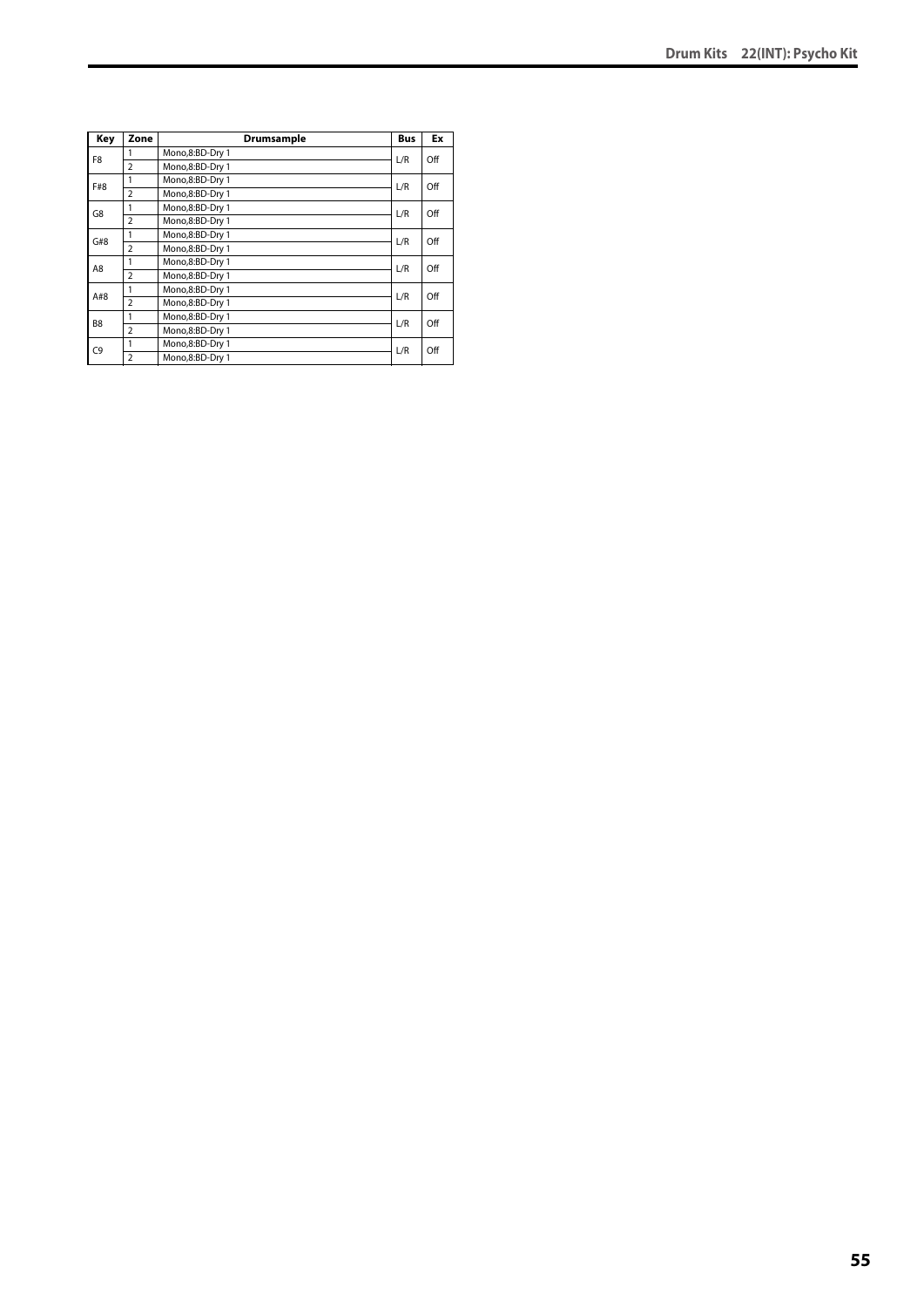| Key | Zone | Drumsample | Bus | Ex |
|---|---|---|---|---|
| F8 | 1 | Mono,8:BD-Dry 1 | L/R | Off |
| | 2 | Mono,8:BD-Dry 1 | | |
| F#8 | 1 | Mono,8:BD-Dry 1 | L/R | Off |
| | 2 | Mono,8:BD-Dry 1 | | |
| G8 | 1 | Mono,8:BD-Dry 1 | L/R | Off |
| | 2 | Mono,8:BD-Dry 1 | | |
| G#8 | 1 | Mono,8:BD-Dry 1 | L/R | Off |
| | 2 | Mono,8:BD-Dry 1 | | |
| A8 | 1 | Mono,8:BD-Dry 1 | L/R | Off |
| | 2 | Mono,8:BD-Dry 1 | | |
| A#8 | 1 | Mono,8:BD-Dry 1 | L/R | Off |
| | 2 | Mono,8:BD-Dry 1 | | |
| B8 | 1 | Mono,8:BD-Dry 1 | L/R | Off |
| | 2 | Mono,8:BD-Dry 1 | | |
| C9 | 1 | Mono,8:BD-Dry 1 | L/R | Off |
| | 2 | Mono,8:BD-Dry 1 | | |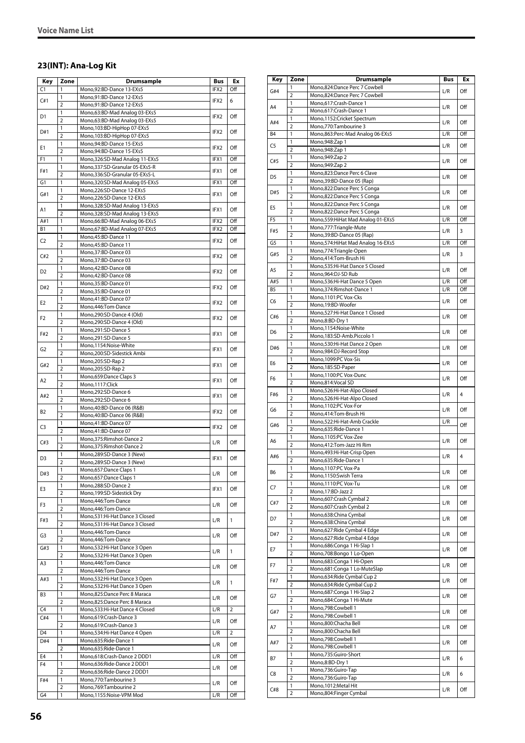## 23(INT): Ana-Log Kit

| Key | Zone | Drumsample | Bus | Ex |
|---|---|---|---|---|
| C1 | 1 | Mono,92:BD-Dance 13-EXs5 | IFX2 | Off |
| C#1 | 1 | Mono,91:BD-Dance 12-EXs5 | IFX2 | 6 |
| | 2 | Mono,91:BD-Dance 12-EXs5 | | |
| D1 | 1 | Mono,63:BD-Mad Analog 03-EXs5 | IFX2 | Off |
| | 2 | Mono,63:BD-Mad Analog 03-EXs5 | | |
| D#1 | 1 | Mono,103:BD-HipHop 07-EXs5 | IFX2 | Off |
| | 2 | Mono,103:BD-HipHop 07-EXs5 | | |
| E1 | 1 | Mono,94:BD-Dance 15-EXs5 | IFX2 | Off |
| | 2 | Mono,94:BD-Dance 15-EXs5 | | |
| F1 | 1 | Mono,326:SD-Mad Analog 11-EXs5 | IFX1 | Off |
| F#1 | 1 | Mono,337:SD-Granular 05-EXs5-R | IFX1 | Off |
| | 2 | Mono,336:SD-Granular 05-EXs5-L | | |
| G1 | 1 | Mono,320:SD-Mad Analog 05-EXs5 | IFX1 | Off |
| G#1 | 1 | Mono,226:SD-Dance 12-EXs5 | IFX1 | Off |
| | 2 | Mono,226:SD-Dance 12-EXs5 | | |
| A1 | 1 | Mono,328:SD-Mad Analog 13-EXs5 | IFX1 | Off |
| | 2 | Mono,328:SD-Mad Analog 13-EXs5 | | |
| A#1 | 1 | Mono,66:BD-Mad Analog 06-EXs5 | IFX2 | Off |
| B1 | 1 | Mono,67:BD-Mad Analog 07-EXs5 | IFX2 | Off |
| C2 | 1 | Mono,45:BD-Dance 11 | IFX2 | Off |
| | 2 | Mono,45:BD-Dance 11 | | |
| C#2 | 1 | Mono,37:BD-Dance 03 | IFX2 | Off |
| | 2 | Mono,37:BD-Dance 03 | | |
| D2 | 1 | Mono,42:BD-Dance 08 | IFX2 | Off |
| | 2 | Mono,42:BD-Dance 08 | | |
| D#2 | 1 | Mono,35:BD-Dance 01 | IFX2 | Off |
| | 2 | Mono,35:BD-Dance 01 | | |
| E2 | 1 | Mono,41:BD-Dance 07 | IFX2 | Off |
| | 2 | Mono,446:Tom-Dance | | |
| F2 | 1 | Mono,290:SD-Dance 4 (Old) | IFX2 | Off |
| | 2 | Mono,290:SD-Dance 4 (Old) | | |
| F#2 | 1 | Mono,291:SD-Dance 5 | IFX1 | Off |
| | 2 | Mono,291:SD-Dance 5 | | |
| G2 | 1 | Mono,1154:Noise-White | IFX1 | Off |
| | 2 | Mono,200:SD-Sidestick Ambi | | |
| G#2 | 1 | Mono,205:SD-Rap 2 | IFX1 | Off |
| | 2 | Mono,205:SD-Rap 2 | | |
| A2 | 1 | Mono,659:Dance Claps 3 | IFX1 | Off |
| | 2 | Mono,1117:Click | | |
| A#2 | 1 | Mono,292:SD-Dance 6 | IFX1 | Off |
| | 2 | Mono,292:SD-Dance 6 | | |
| B2 | 1 | Mono,40:BD-Dance 06 (R&B) | IFX2 | Off |
| | 2 | Mono,40:BD-Dance 06 (R&B) | | |
| C3 | 1 | Mono,41:BD-Dance 07 | IFX2 | Off |
| | 2 | Mono,41:BD-Dance 07 | | |
| C#3 | 1 | Mono,375:Rimshot-Dance 2 | L/R | Off |
| | 2 | Mono,375:Rimshot-Dance 2 | | |
| D3 | 1 | Mono,289:SD-Dance 3 (New) | IFX1 | Off |
| | 2 | Mono,289:SD-Dance 3 (New) | | |
| D#3 | 1 | Mono,657:Dance Claps 1 | L/R | Off |
| | 2 | Mono,657:Dance Claps 1 | | |
| E3 | 1 | Mono,288:SD-Dance 2 | IFX1 | Off |
| | 2 | Mono,199:SD-Sidestick Dry | | |
| F3 | 1 | Mono,446:Tom-Dance | L/R | Off |
| | 2 | Mono,446:Tom-Dance | | |
| F#3 | 1 | Mono,531:Hi-Hat Dance 3 Closed | L/R | 1 |
| | 2 | Mono,531:Hi-Hat Dance 3 Closed | | |
| G3 | 1 | Mono,446:Tom-Dance | L/R | Off |
| | 2 | Mono,446:Tom-Dance | | |
| G#3 | 1 | Mono,532:Hi-Hat Dance 3 Open | L/R | 1 |
| | 2 | Mono,532:Hi-Hat Dance 3 Open | | |
| A3 | 1 | Mono,446:Tom-Dance | L/R | Off |
| | 2 | Mono,446:Tom-Dance | | |
| A#3 | 1 | Mono,532:Hi-Hat Dance 3 Open | L/R | 1 |
| | 2 | Mono,532:Hi-Hat Dance 3 Open | | |
| B3 | 1 | Mono,825:Dance Perc 8 Maraca | L/R | Off |
| | 2 | Mono,825:Dance Perc 8 Maraca | | |
| C4 | 1 | Mono,533:Hi-Hat Dance 4 Closed | L/R | 2 |
| C#4 | 1 | Mono,619:Crash-Dance 3 | L/R | Off |
| | 2 | Mono,619:Crash-Dance 3 | | |
| D4 | 1 | Mono,534:Hi-Hat Dance 4 Open | L/R | 2 |
| D#4 | 1 | Mono,635:Ride-Dance 1 | L/R | Off |
| | 2 | Mono,635:Ride-Dance 1 | | |
| E4 | 1 | Mono,618:Crash-Dance 2 DDD1 | L/R | Off |
| F4 | 1 | Mono,636:Ride-Dance 2 DDD1 | L/R | Off |
| | 2 | Mono,636:Ride-Dance 2 DDD1 | | |
| F#4 | 1 | Mono,770:Tambourine 3 | L/R | Off |
| | 2 | Mono,769:Tambourine 2 | | |
| G4 | 1 | Mono,1155:Noise-VPM Mod | L/R | Off |
| G#4 | 1 | Mono,824:Dance Perc 7 Cowbell | L/R | Off |
| | 2 | Mono,824:Dance Perc 7 Cowbell | | |
| A4 | 1 | Mono,617:Crash-Dance 1 | L/R | Off |
| | 2 | Mono,617:Crash-Dance 1 | | |
| A#4 | 1 | Mono,1152:Cricket Spectrum | L/R | Off |
| | 2 | Mono,770:Tambourine 3 | | |
| B4 | 1 | Mono,863:Perc-Mad Analog 06-EXs5 | L/R | Off |
| C5 | 1 | Mono,948:Zap 1 | L/R | Off |
| | 2 | Mono,948:Zap 1 | | |
| C#5 | 1 | Mono,949:Zap 2 | L/R | Off |
| | 2 | Mono,949:Zap 2 | | |
| D5 | 1 | Mono,823:Dance Perc 6 Clave | L/R | Off |
| | 2 | Mono,39:BD-Dance 05 (Rap) | | |
| D#5 | 1 | Mono,822:Dance Perc 5 Conga | L/R | Off |
| | 2 | Mono,822:Dance Perc 5 Conga | | |
| E5 | 1 | Mono,822:Dance Perc 5 Conga | L/R | Off |
| | 2 | Mono,822:Dance Perc 5 Conga | | |
| F5 | 1 | Mono,559:HiHat Mad Analog 01-EXs5 | L/R | Off |
| F#5 | 1 | Mono,777:Triangle-Mute | L/R | 3 |
| | 2 | Mono,39:BD-Dance 05 (Rap) | | |
| G5 | 1 | Mono,574:HiHat Mad Analog 16-EXs5 | L/R | Off |
| G#5 | 1 | Mono,774:Triangle-Open | L/R | 3 |
| | 2 | Mono,414:Tom-Brush Hi | | |
| A5 | 1 | Mono,535:Hi-Hat Dance 5 Closed | L/R | Off |
| | 2 | Mono,964:DJ-SD Rub | | |
| A#5 | 1 | Mono,536:Hi-Hat Dance 5 Open | L/R | Off |
| B5 | 1 | Mono,374:Rimshot-Dance 1 | L/R | Off |
| C6 | 1 | Mono,1101:PC Vox-Cks | L/R | Off |
| | 2 | Mono,19:BD-Woofer | | |
| C#6 | 1 | Mono,527:Hi-Hat Dance 1 Closed | L/R | Off |
| | 2 | Mono,8:BD-Dry 1 | | |
| D6 | 1 | Mono,1154:Noise-White | L/R | Off |
| | 2 | Mono,183:SD-Amb.Piccolo 1 | | |
| D#6 | 1 | Mono,530:Hi-Hat Dance 2 Open | L/R | Off |
| | 2 | Mono,984:DJ-Record Stop | | |
| E6 | 1 | Mono,1099:PC Vox-Sis | L/R | Off |
| | 2 | Mono,185:SD-Paper | | |
| F6 | 1 | Mono,1100:PC Vox-Dunc | L/R | Off |
| | 2 | Mono,814:Vocal SD | | |
| F#6 | 1 | Mono,526:Hi-Hat-Alpo Closed | L/R | 4 |
| | 2 | Mono,526:Hi-Hat-Alpo Closed | | |
| G6 | 1 | Mono,1102:PC Vox-For | L/R | Off |
| | 2 | Mono,414:Tom-Brush Hi | | |
| G#6 | 1 | Mono,522:Hi-Hat-Amb Crackle | L/R | Off |
| | 2 | Mono,635:Ride-Dance 1 | | |
| A6 | 1 | Mono,1105:PC Vox-Zee | L/R | Off |
| | 2 | Mono,412:Tom-Jazz Hi Rim | | |
| A#6 | 1 | Mono,493:Hi-Hat-Crisp Open | L/R | 4 |
| | 2 | Mono,635:Ride-Dance 1 | | |
| B6 | 1 | Mono,1107:PC Vox-Pa | L/R | Off |
| | 2 | Mono,1150:Swish Terra | | |
| C7 | 1 | Mono,1110:PC Vox-Tu | L/R | Off |
| | 2 | Mono,17:BD-Jazz 2 | | |
| C#7 | 1 | Mono,607:Crash Cymbal 2 | L/R | Off |
| | 2 | Mono,607:Crash Cymbal 2 | | |
| D7 | 1 | Mono,638:China Cymbal | L/R | Off |
| | 2 | Mono,638:China Cymbal | | |
| D#7 | 1 | Mono,627:Ride Cymbal 4 Edge | L/R | Off |
| | 2 | Mono,627:Ride Cymbal 4 Edge | | |
| E7 | 1 | Mono,686:Conga 1 Hi-Slap 1 | L/R | Off |
| | 2 | Mono,708:Bongo 1 Lo-Open | | |
| F7 | 1 | Mono,683:Conga 1 Hi-Open | L/R | Off |
| | 2 | Mono,681:Conga 1 Lo-MuteSlap | | |
| F#7 | 1 | Mono,634:Ride Cymbal Cup 2 | L/R | Off |
| | 2 | Mono,634:Ride Cymbal Cup 2 | | |
| G7 | 1 | Mono,687:Conga 1 Hi-Slap 2 | L/R | Off |
| | 2 | Mono,684:Conga 1 Hi-Mute | | |
| G#7 | 1 | Mono,798:Cowbell 1 | L/R | Off |
| | 2 | Mono,798:Cowbell 1 | | |
| A7 | 1 | Mono,800:Chacha Bell | L/R | Off |
| | 2 | Mono,800:Chacha Bell | | |
| A#7 | 1 | Mono,798:Cowbell 1 | L/R | Off |
| | 2 | Mono,798:Cowbell 1 | | |
| B7 | 1 | Mono,735:Guiro-Short | L/R | 6 |
| | 2 | Mono,8:BD-Dry 1 | | |
| C8 | 1 | Mono,736:Guiro-Tap | L/R | 6 |
| | 2 | Mono,736:Guiro-Tap | | |
| C#8 | 1 | Mono,1012:Metal Hit | L/R | Off |
| | 2 | Mono,804:Finger Cymbal | | |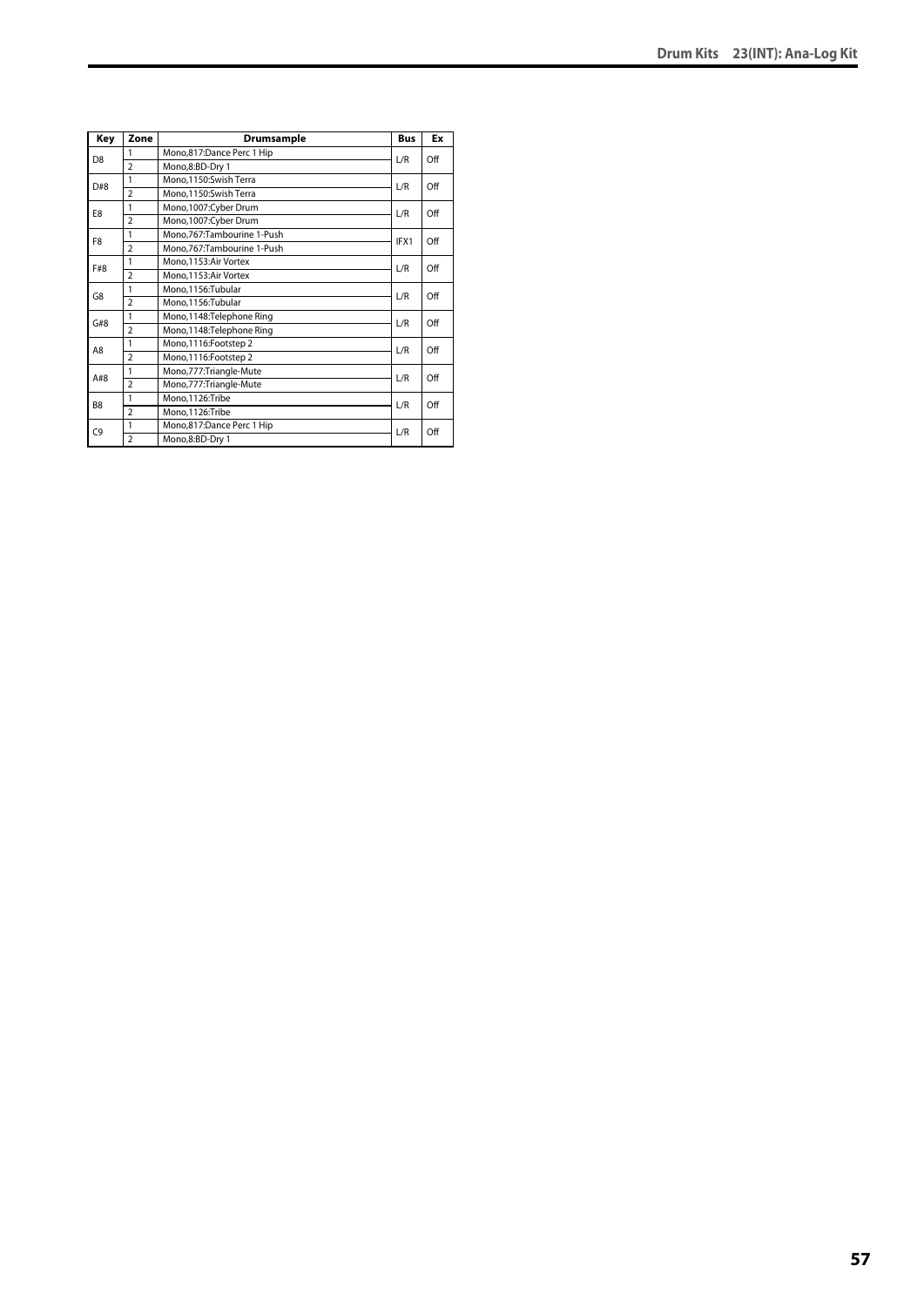| Key | Zone | Drumsample | Bus | Ex |
|---|---|---|---|---|
| D8 | 1 | Mono,817:Dance Perc 1 Hip | L/R | Off |
| | 2 | Mono,8:BD-Dry 1 | | |
| D#8 | 1 | Mono,1150:Swish Terra | L/R | Off |
| | 2 | Mono,1150:Swish Terra | | |
| E8 | 1 | Mono,1007:Cyber Drum | L/R | Off |
| | 2 | Mono,1007:Cyber Drum | | |
| F8 | 1 | Mono,767:Tambourine 1-Push | IFX1 | Off |
| | 2 | Mono,767:Tambourine 1-Push | | |
| F#8 | 1 | Mono,1153:Air Vortex | L/R | Off |
| | 2 | Mono,1153:Air Vortex | | |
| G8 | 1 | Mono,1156:Tubular | L/R | Off |
| | 2 | Mono,1156:Tubular | | |
| G#8 | 1 | Mono,1148:Telephone Ring | L/R | Off |
| | 2 | Mono,1148:Telephone Ring | | |
| A8 | 1 | Mono,1116:Footstep 2 | L/R | Off |
| | 2 | Mono,1116:Footstep 2 | | |
| A#8 | 1 | Mono,777:Triangle-Mute | L/R | Off |
| | 2 | Mono,777:Triangle-Mute | | |
| B8 | 1 | Mono,1126:Tribe | L/R | Off |
| | 2 | Mono,1126:Tribe | | |
| C9 | 1 | Mono,817:Dance Perc 1 Hip | L/R | Off |
| | 2 | Mono,8:BD-Dry 1 | | |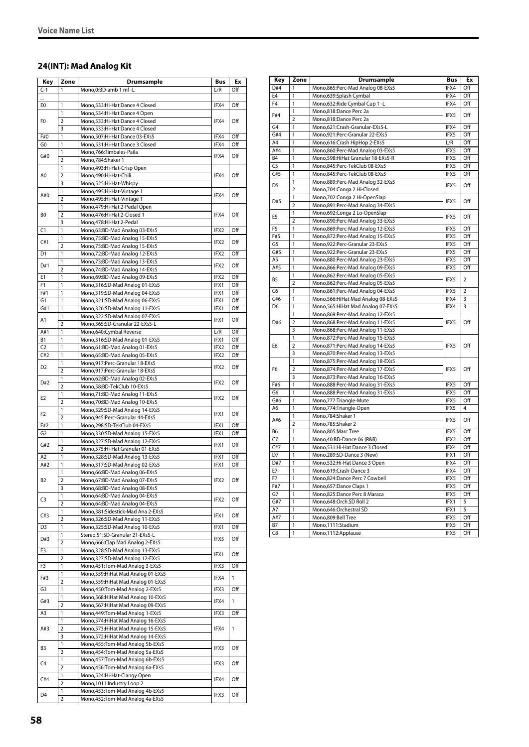## 24(INT): Mad Analog Kit

| Key | Zone | Drumsample | Bus | Ex |
|---|---|---|---|---|
| C-1 | 1 | Mono,0:BD-amb 1 mf -L | L/R | Off |
| ... | | | | |
| E0 | 1 | Mono,533:Hi-Hat Dance 4 Closed | IFX4 | Off |
| F0 | 1 | Mono,534:Hi-Hat Dance 4 Open | IFX4 | Off |
| | 2 | Mono,533:Hi-Hat Dance 4 Closed | | |
| | 3 | Mono,533:Hi-Hat Dance 4 Closed | | |
| F#0 | 1 | Mono,507:Hi-Hat Dance 03-EXs5 | IFX4 | Off |
| G0 | 1 | Mono,531:Hi-Hat Dance 3 Closed | IFX4 | Off |
| G#0 | 1 | Mono,766:Timbales-Paila | IFX4 | Off |
| | 2 | Mono,784:Shaker 1 | | |
| A0 | 1 | Mono,493:Hi-Hat-Crisp Open | IFX4 | Off |
| | 2 | Mono,490:Hi-Hat-Chili | | |
| | 3 | Mono,525:Hi-Hat-Whispy | | |
| A#0 | 1 | Mono,495:Hi-Hat-Vintage 1 | IFX4 | Off |
| | 2 | Mono,495:Hi-Hat-Vintage 1 | | |
| B0 | 1 | Mono,479:Hi-Hat 2-Pedal Open | IFX4 | Off |
| | 2 | Mono,476:Hi-Hat 2-Closed 1 | | |
| | 3 | Mono,478:Hi-Hat 2-Pedal | | |
| C1 | 1 | Mono,63:BD-Mad Analog 03-EXs5 | IFX2 | Off |
| C#1 | 1 | Mono,75:BD-Mad Analog 15-EXs5 | IFX2 | Off |
| | 2 | Mono,75:BD-Mad Analog 15-EXs5 | | |
| D1 | 1 | Mono,72:BD-Mad Analog 12-EXs5 | IFX2 | Off |
| D#1 | 1 | Mono,73:BD-Mad Analog 13-EXs5 | IFX2 | Off |
| | 2 | Mono,74:BD-Mad Analog 14-EXs5 | | |
| E1 | 1 | Mono,69:BD-Mad Analog 09-EXs5 | IFX2 | Off |
| F1 | 1 | Mono,316:SD-Mad Analog 01-EXs5 | IFX1 | Off |
| F#1 | 1 | Mono,319:SD-Mad Analog 04-EXs5 | IFX1 | Off |
| G1 | 1 | Mono,321:SD-Mad Analog 06-EXs5 | IFX1 | Off |
| G#1 | 1 | Mono,326:SD-Mad Analog 11-EXs5 | IFX1 | Off |
| A1 | 1 | Mono,322:SD-Mad Analog 07-EXs5 | IFX1 | Off |
| | 2 | Mono,365:SD-Granular 22-EXs5-L | | |
| A#1 | 1 | Mono,640:Cymbal Reverse | L/R | Off |
| B1 | 1 | Mono,316:SD-Mad Analog 01-EXs5 | IFX1 | Off |
| C2 | 1 | Mono,61:BD-Mad Analog 01-EXs5 | IFX2 | Off |
| C#2 | 1 | Mono,65:BD-Mad Analog 05-EXs5 | IFX2 | Off |
| D2 | 1 | Mono,917:Perc-Granular 18-EXs5 | IFX2 | Off |
| | 2 | Mono,917:Perc-Granular 18-EXs5 | | |
| D#2 | 1 | Mono,62:BD-Mad Analog 02-EXs5 | IFX2 | Off |
| | 2 | Mono,58:BD-TekClub 10-EXs5 | | |
| E2 | 1 | Mono,71:BD-Mad Analog 11-EXs5 | IFX2 | Off |
| | 2 | Mono,70:BD-Mad Analog 10-EXs5 | | |
| F2 | 1 | Mono,329:SD-Mad Analog 14-EXs5 | IFX1 | Off |
| | 2 | Mono,945:Perc-Granular 44-EXs5 | | |
| F#2 | 1 | Mono,298:SD-TekClub 04-EXs5 | IFX1 | Off |
| G2 | 1 | Mono,330:SD-Mad Analog 15-EXs5 | IFX1 | Off |
| G#2 | 1 | Mono,327:SD-Mad Analog 12-EXs5 | IFX1 | Off |
| | 2 | Mono,575:Hi-Hat Granular 01-EXs5 | | |
| A2 | 1 | Mono,328:SD-Mad Analog 13-EXs5 | IFX1 | Off |
| A#2 | 1 | Mono,317:SD-Mad Analog 02-EXs5 | IFX1 | Off |
| B2 | 1 | Mono,66:BD-Mad Analog 06-EXs5 | IFX2 | Off |
| | 2 | Mono,67:BD-Mad Analog 07-EXs5 | | |
| | 3 | Mono,68:BD-Mad Analog 08-EXs5 | | |
| C3 | 1 | Mono,64:BD-Mad Analog 04-EXs5 | IFX2 | Off |
| | 2 | Mono,64:BD-Mad Analog 04-EXs5 | | |
| C#3 | 1 | Mono,381:Sidestick-Mad Ana 2-EXs5 | IFX1 | Off |
| | 2 | Mono,326:SD-Mad Analog 11-EXs5 | | |
| D3 | 1 | Mono,325:SD-Mad Analog 10-EXs5 | IFX1 | Off |
| D#3 | 1 | Stereo,51:SD-Granular 21-EXs5-L | IFX5 | Off |
| | 2 | Mono,666:Clap Mad Analog 2-EXs5 | | |
| E3 | 1 | Mono,328:SD-Mad Analog 13-EXs5 | IFX1 | Off |
| | 2 | Mono,327:SD-Mad Analog 12-EXs5 | | |
| F3 | 1 | Mono,451:Tom-Mad Analog 3-EXs5 | IFX3 | Off |
| F#3 | 1 | Mono,559:HiHat Mad Analog 01-EXs5 | IFX4 | 1 |
| | 2 | Mono,559:HiHat Mad Analog 01-EXs5 | | |
| G3 | 1 | Mono,450:Tom-Mad Analog 2-EXs5 | IFX3 | Off |
| G#3 | 1 | Mono,568:HiHat Mad Analog 10-EXs5 | IFX4 | 1 |
| | 2 | Mono,567:HiHat Mad Analog 09-EXs5 | | |
| A3 | 1 | Mono,449:Tom-Mad Analog 1-EXs5 | IFX3 | Off |
| A#3 | 1 | Mono,574:HiHat Mad Analog 16-EXs5 | IFX4 | 1 |
| | 2 | Mono,573:HiHat Mad Analog 15-EXs5 | | |
| | 3 | Mono,572:HiHat Mad Analog 14-EXs5 | | |
| B3 | 1 | Mono,455:Tom-Mad Analog 5b-EXs5 | IFX3 | Off |
| | 2 | Mono,454:Tom-Mad Analog 5a-EXs5 | | |
| C4 | 1 | Mono,457:Tom-Mad Analog 6b-EXs5 | IFX3 | Off |
| | 2 | Mono,456:Tom-Mad Analog 6a-EXs5 | | |
| C#4 | 1 | Mono,524:Hi-Hat-Clangy Open | IFX4 | Off |
| | 2 | Mono,1011:Industry Loop 2 | | |
| D4 | 1 | Mono,453:Tom-Mad Analog 4b-EXs5 | IFX3 | Off |
| | 2 | Mono,452:Tom-Mad Analog 4a-EXs5 | | |
| D#4 | 1 | Mono,865:Perc-Mad Analog 08-EXs5 | IFX4 | Off |
| E4 | 1 | Mono,639:Splash Cymbal | IFX4 | Off |
| F4 | 1 | Mono,632:Ride Cymbal Cup 1 -L | IFX4 | Off |
| F#4 | 1 | Mono,818:Dance Perc 2a | IFX5 | Off |
| | 2 | Mono,818:Dance Perc 2a | | |
| G4 | 1 | Mono,621:Crash-Granular-EXs5-L | IFX4 | Off |
| G#4 | 1 | Mono,921:Perc-Granular 22-EXs5 | IFX5 | Off |
| A4 | 1 | Mono,616:Crash HipHop 2-EXs5 | L/R | Off |
| A#4 | 1 | Mono,860:Perc-Mad Analog 03-EXs5 | IFX5 | Off |
| B4 | 1 | Mono,598:HiHat Granular 18-EXs5-R | IFX5 | Off |
| C5 | 1 | Mono,845:Perc-TekClub 08-EXs5 | IFX5 | Off |
| C#5 | 1 | Mono,845:Perc-TekClub 08-EXs5 | IFX5 | Off |
| D5 | 1 | Mono,889:Perc-Mad Analog 32-EXs5 | IFX5 | Off |
| | 2 | Mono,704:Conga 2 Hi-Closed | | |
| D#5 | 1 | Mono,702:Conga 2 Hi-OpenSlap | IFX5 | Off |
| | 2 | Mono,891:Perc-Mad Analog 34-EXs5 | | |
| E5 | 1 | Mono,692:Conga 2 Lo-OpenSlap | IFX5 | Off |
| | 2 | Mono,890:Perc-Mad Analog 33-EXs5 | | |
| F5 | 1 | Mono,869:Perc-Mad Analog 12-EXs5 | IFX5 | Off |
| F#5 | 1 | Mono,872:Perc-Mad Analog 15-EXs5 | IFX5 | Off |
| G5 | 1 | Mono,922:Perc-Granular 23-EXs5 | IFX5 | Off |
| G#5 | 1 | Mono,922:Perc-Granular 23-EXs5 | IFX5 | Off |
| A5 | 1 | Mono,880:Perc-Mad Analog 23-EXs5 | IFX5 | Off |
| A#5 | 1 | Mono,866:Perc-Mad Analog 09-EXs5 | IFX5 | Off |
| B5 | 1 | Mono,862:Perc-Mad Analog 05-EXs5 | IFX5 | 2 |
| | 2 | Mono,862:Perc-Mad Analog 05-EXs5 | | |
| C6 | 1 | Mono,861:Perc-Mad Analog 04-EXs5 | IFX5 | 2 |
| C#6 | 1 | Mono,566:HiHat Mad Analog 08-EXs5 | IFX4 | 3 |
| D6 | 1 | Mono,565:HiHat Mad Analog 07-EXs5 | IFX4 | 3 |
| D#6 | 1 | Mono,869:Perc-Mad Analog 12-EXs5 | IFX5 | Off |
| | 2 | Mono,868:Perc-Mad Analog 11-EXs5 | | |
| | 3 | Mono,868:Perc-Mad Analog 11-EXs5 | | |
| E6 | 1 | Mono,872:Perc-Mad Analog 15-EXs5 | IFX5 | Off |
| | 2 | Mono,871:Perc-Mad Analog 14-EXs5 | | |
| | 3 | Mono,870:Perc-Mad Analog 13-EXs5 | | |
| F6 | 1 | Mono,875:Perc-Mad Analog 18-EXs5 | IFX5 | Off |
| | 2 | Mono,874:Perc-Mad Analog 17-EXs5 | | |
| | 3 | Mono,873:Perc-Mad Analog 16-EXs5 | | |
| F#6 | 1 | Mono,888:Perc-Mad Analog 31-EXs5 | IFX5 | Off |
| G6 | 1 | Mono,888:Perc-Mad Analog 31-EXs5 | IFX5 | Off |
| G#6 | 1 | Mono,777:Triangle-Mute | IFX5 | Off |
| A6 | 1 | Mono,774:Triangle-Open | IFX5 | 4 |
| A#6 | 1 | Mono,784:Shaker 1 | IFX5 | Off |
| | 2 | Mono,785:Shaker 2 | | |
| B6 | 1 | Mono,805:Marc Tree | IFX5 | Off |
| C7 | 1 | Mono,40:BD-Dance 06 (R&B) | IFX2 | Off |
| C#7 | 1 | Mono,531:Hi-Hat Dance 3 Closed | IFX4 | Off |
| D7 | 1 | Mono,289:SD-Dance 3 (New) | IFX1 | Off |
| D#7 | 1 | Mono,532:Hi-Hat Dance 3 Open | IFX4 | Off |
| E7 | 1 | Mono,619:Crash-Dance 3 | IFX4 | Off |
| F7 | 1 | Mono,824:Dance Perc 7 Cowbell | IFX5 | Off |
| F#7 | 1 | Mono,657:Dance Claps 1 | IFX5 | Off |
| G7 | 1 | Mono,825:Dance Perc 8 Maraca | IFX5 | Off |
| G#7 | 1 | Mono,648:Orch.SD Roll 2 | IFX1 | 5 |
| A7 | 1 | Mono,646:Orchestral SD | IFX1 | 5 |
| A#7 | 1 | Mono,809:Bell Tree | IFX5 | Off |
| B7 | 1 | Mono,1111:Stadium | IFX5 | Off |
| C8 | 1 | Mono,1112:Applause | IFX5 | Off |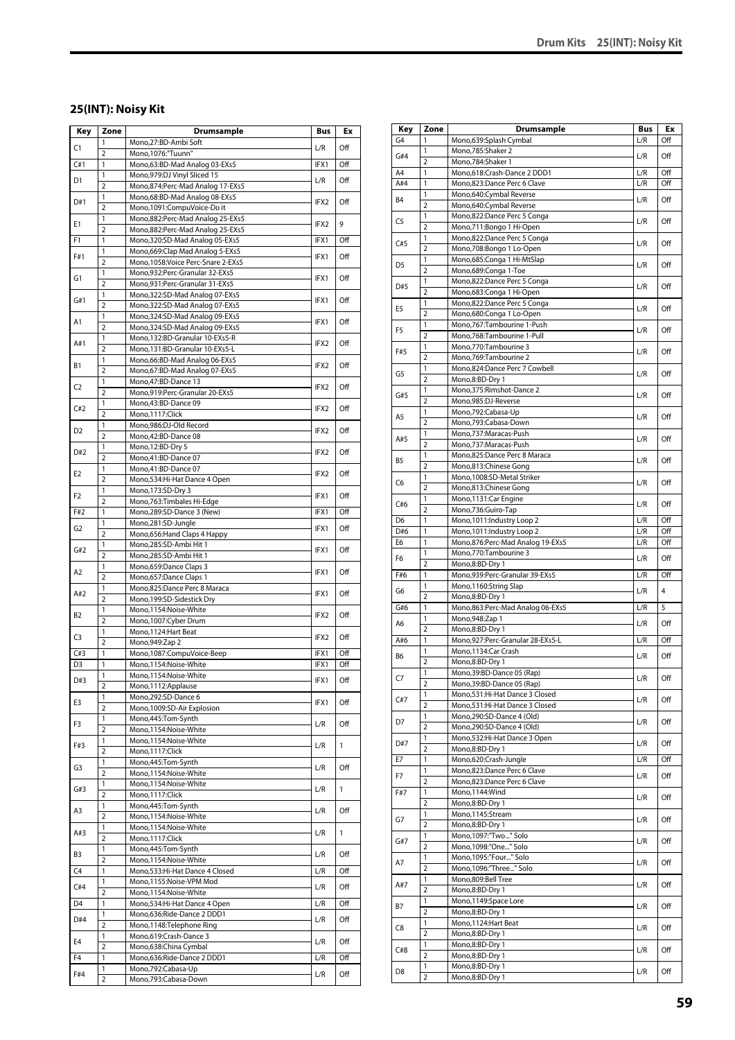## 25(INT): Noisy Kit

| Key | Zone | Drumsample | Bus | Ex |
|---|---|---|---|---|
| C1 | 1 | Mono,27:BD-Ambi Soft | L/R | Off |
| | 2 | Mono,1076:"Tuunn" | | |
| C#1 | 1 | Mono,63:BD-Mad Analog 03-EXs5 | IFX1 | Off |
| D1 | 1 | Mono,979:DJ Vinyl Sliced 15 | L/R | Off |
| | 2 | Mono,874:Perc-Mad Analog 17-EXs5 | | |
| D#1 | 1 | Mono,68:BD-Mad Analog 08-EXs5 | IFX2 | Off |
| | 2 | Mono,1091:CompuVoice-Do it | | |
| E1 | 1 | Mono,882:Perc-Mad Analog 25-EXs5 | IFX2 | 9 |
| | 2 | Mono,882:Perc-Mad Analog 25-EXs5 | | |
| F1 | 1 | Mono,320:SD-Mad Analog 05-EXs5 | IFX1 | Off |
| F#1 | 1 | Mono,669:Clap Mad Analog 5-EXs5 | IFX1 | Off |
| | 2 | Mono,1058:Voice Perc-Snare 2-EXs5 | | |
| G1 | 1 | Mono,932:Perc-Granular 32-EXs5 | IFX1 | Off |
| | 2 | Mono,931:Perc-Granular 31-EXs5 | | |
| G#1 | 1 | Mono,322:SD-Mad Analog 07-EXs5 | IFX1 | Off |
| | 2 | Mono,322:SD-Mad Analog 07-EXs5 | | |
| A1 | 1 | Mono,324:SD-Mad Analog 09-EXs5 | IFX1 | Off |
| | 2 | Mono,324:SD-Mad Analog 09-EXs5 | | |
| A#1 | 1 | Mono,132:BD-Granular 10-EXs5-R | IFX2 | Off |
| | 2 | Mono,131:BD-Granular 10-EXs5-L | | |
| B1 | 1 | Mono,66:BD-Mad Analog 06-EXs5 | IFX2 | Off |
| | 2 | Mono,67:BD-Mad Analog 07-EXs5 | | |
| C2 | 1 | Mono,47:BD-Dance 13 | IFX2 | Off |
| | 2 | Mono,919:Perc-Granular 20-EXs5 | | |
| C#2 | 1 | Mono,43:BD-Dance 09 | IFX2 | Off |
| | 2 | Mono,1117:Click | | |
| D2 | 1 | Mono,986:DJ-Old Record | IFX2 | Off |
| | 2 | Mono,42:BD-Dance 08 | | |
| D#2 | 1 | Mono,12:BD-Dry 5 | IFX2 | Off |
| | 2 | Mono,41:BD-Dance 07 | | |
| E2 | 1 | Mono,41:BD-Dance 07 | IFX2 | Off |
| | 2 | Mono,534:Hi-Hat Dance 4 Open | | |
| F2 | 1 | Mono,173:SD-Dry 3 | IFX1 | Off |
| | 2 | Mono,763:Timbales Hi-Edge | | |
| F#2 | 1 | Mono,289:SD-Dance 3 (New) | IFX1 | Off |
| G2 | 1 | Mono,281:SD-Jungle | IFX1 | Off |
| | 2 | Mono,656:Hand Claps 4 Happy | | |
| G#2 | 1 | Mono,285:SD-Ambi Hit 1 | IFX1 | Off |
| | 2 | Mono,285:SD-Ambi Hit 1 | | |
| A2 | 1 | Mono,659:Dance Claps 3 | IFX1 | Off |
| | 2 | Mono,657:Dance Claps 1 | | |
| A#2 | 1 | Mono,825:Dance Perc 8 Maraca | IFX1 | Off |
| | 2 | Mono,199:SD-Sidestick Dry | | |
| B2 | 1 | Mono,1154:Noise-White | IFX2 | Off |
| | 2 | Mono,1007:Cyber Drum | | |
| C3 | 1 | Mono,1124:Hart Beat | IFX2 | Off |
| | 2 | Mono,949:Zap 2 | | |
| C#3 | 1 | Mono,1087:CompuVoice-Beep | IFX1 | Off |
| D3 | 1 | Mono,1154:Noise-White | IFX1 | Off |
| D#3 | 1 | Mono,1154:Noise-White | IFX1 | Off |
| | 2 | Mono,1112:Applause | | |
| E3 | 1 | Mono,292:SD-Dance 6 | IFX1 | Off |
| | 2 | Mono,1009:SD-Air Explosion | | |
| F3 | 1 | Mono,445:Tom-Synth | L/R | Off |
| | 2 | Mono,1154:Noise-White | | |
| F#3 | 1 | Mono,1154:Noise-White | L/R | 1 |
| | 2 | Mono,1117:Click | | |
| G3 | 1 | Mono,445:Tom-Synth | L/R | Off |
| | 2 | Mono,1154:Noise-White | | |
| G#3 | 1 | Mono,1154:Noise-White | L/R | 1 |
| | 2 | Mono,1117:Click | | |
| A3 | 1 | Mono,445:Tom-Synth | L/R | Off |
| | 2 | Mono,1154:Noise-White | | |
| A#3 | 1 | Mono,1154:Noise-White | L/R | 1 |
| | 2 | Mono,1117:Click | | |
| B3 | 1 | Mono,445:Tom-Synth | L/R | Off |
| | 2 | Mono,1154:Noise-White | | |
| C4 | 1 | Mono,533:Hi-Hat Dance 4 Closed | L/R | Off |
| C#4 | 1 | Mono,1155:Noise-VPM Mod | L/R | Off |
| | 2 | Mono,1154:Noise-White | | |
| D4 | 1 | Mono,534:Hi-Hat Dance 4 Open | L/R | Off |
| D#4 | 1 | Mono,636:Ride-Dance 2 DDD1 | L/R | Off |
| | 2 | Mono,1148:Telephone Ring | | |
| E4 | 1 | Mono,619:Crash-Dance 3 | L/R | Off |
| | 2 | Mono,638:China Cymbal | | |
| F4 | 1 | Mono,636:Ride-Dance 2 DDD1 | L/R | Off |
| F#4 | 1 | Mono,792:Cabasa-Up | L/R | Off |
| | 2 | Mono,793:Cabasa-Down | | |
| G4 | 1 | Mono,639:Splash Cymbal | L/R | Off |
| G#4 | 1 | Mono,785:Shaker 2 | L/R | Off |
| | 2 | Mono,784:Shaker 1 | | |
| A4 | 1 | Mono,618:Crash-Dance 2 DDD1 | L/R | Off |
| A#4 | 1 | Mono,823:Dance Perc 6 Clave | L/R | Off |
| B4 | 1 | Mono,640:Cymbal Reverse | L/R | Off |
| | 2 | Mono,640:Cymbal Reverse | | |
| C5 | 1 | Mono,822:Dance Perc 5 Conga | L/R | Off |
| | 2 | Mono,711:Bongo 1 Hi-Open | | |
| C#5 | 1 | Mono,822:Dance Perc 5 Conga | L/R | Off |
| | 2 | Mono,708:Bongo 1 Lo-Open | | |
| D5 | 1 | Mono,685:Conga 1 Hi-MtSlap | L/R | Off |
| | 2 | Mono,689:Conga 1-Toe | | |
| D#5 | 1 | Mono,822:Dance Perc 5 Conga | L/R | Off |
| | 2 | Mono,683:Conga 1 Hi-Open | | |
| E5 | 1 | Mono,822:Dance Perc 5 Conga | L/R | Off |
| | 2 | Mono,680:Conga 1 Lo-Open | | |
| F5 | 1 | Mono,767:Tambourine 1-Push | L/R | Off |
| | 2 | Mono,768:Tambourine 1-Pull | | |
| F#5 | 1 | Mono,770:Tambourine 3 | L/R | Off |
| | 2 | Mono,769:Tambourine 2 | | |
| G5 | 1 | Mono,824:Dance Perc 7 Cowbell | L/R | Off |
| | 2 | Mono,8:BD-Dry 1 | | |
| G#5 | 1 | Mono,375:Rimshot-Dance 2 | L/R | Off |
| | 2 | Mono,985:DJ-Reverse | | |
| A5 | 1 | Mono,792:Cabasa-Up | L/R | Off |
| | 2 | Mono,793:Cabasa-Down | | |
| A#5 | 1 | Mono,737:Maracas-Push | L/R | Off |
| | 2 | Mono,737:Maracas-Push | | |
| B5 | 1 | Mono,825:Dance Perc 8 Maraca | L/R | Off |
| | 2 | Mono,813:Chinese Gong | | |
| C6 | 1 | Mono,1008:SD-Metal Striker | L/R | Off |
| | 2 | Mono,813:Chinese Gong | | |
| C#6 | 1 | Mono,1131:Car Engine | L/R | Off |
| | 2 | Mono,736:Guiro-Tap | | |
| D6 | 1 | Mono,1011:Industry Loop 2 | L/R | Off |
| D#6 | 1 | Mono,1011:Industry Loop 2 | L/R | Off |
| E6 | 1 | Mono,876:Perc-Mad Analog 19-EXs5 | L/R | Off |
| F6 | 1 | Mono,770:Tambourine 3 | L/R | Off |
| | 2 | Mono,8:BD-Dry 1 | | |
| F#6 | 1 | Mono,939:Perc-Granular 39-EXs5 | L/R | Off |
| G6 | 1 | Mono,1160:String Slap | L/R | 4 |
| | 2 | Mono,8:BD-Dry 1 | | |
| G#6 | 1 | Mono,863:Perc-Mad Analog 06-EXs5 | L/R | 5 |
| A6 | 1 | Mono,948:Zap 1 | L/R | Off |
| | 2 | Mono,8:BD-Dry 1 | | |
| A#6 | 1 | Mono,927:Perc-Granular 28-EXs5-L | L/R | Off |
| B6 | 1 | Mono,1134:Car Crash | L/R | Off |
| | 2 | Mono,8:BD-Dry 1 | | |
| C7 | 1 | Mono,39:BD-Dance 05 (Rap) | L/R | Off |
| | 2 | Mono,39:BD-Dance 05 (Rap) | | |
| C#7 | 1 | Mono,531:Hi-Hat Dance 3 Closed | L/R | Off |
| | 2 | Mono,531:Hi-Hat Dance 3 Closed | | |
| D7 | 1 | Mono,290:SD-Dance 4 (Old) | L/R | Off |
| | 2 | Mono,290:SD-Dance 4 (Old) | | |
| D#7 | 1 | Mono,532:Hi-Hat Dance 3 Open | L/R | Off |
| | 2 | Mono,8:BD-Dry 1 | | |
| E7 | 1 | Mono,620:Crash-Jungle | L/R | Off |
| F7 | 1 | Mono,823:Dance Perc 6 Clave | L/R | Off |
| | 2 | Mono,823:Dance Perc 6 Clave | | |
| F#7 | 1 | Mono,1144:Wind | L/R | Off |
| | 2 | Mono,8:BD-Dry 1 | | |
| G7 | 1 | Mono,1145:Stream | L/R | Off |
| | 2 | Mono,8:BD-Dry 1 | | |
| G#7 | 1 | Mono,1097:"Two..." Solo | L/R | Off |
| | 2 | Mono,1098:"One..." Solo | | |
| A7 | 1 | Mono,1095:"Four..." Solo | L/R | Off |
| | 2 | Mono,1096:"Three..." Solo | | |
| A#7 | 1 | Mono,809:Bell Tree | L/R | Off |
| | 2 | Mono,8:BD-Dry 1 | | |
| B7 | 1 | Mono,1149:Space Lore | L/R | Off |
| | 2 | Mono,8:BD-Dry 1 | | |
| C8 | 1 | Mono,1124:Hart Beat | L/R | Off |
| | 2 | Mono,8:BD-Dry 1 | | |
| C#8 | 1 | Mono,8:BD-Dry 1 | L/R | Off |
| | 2 | Mono,8:BD-Dry 1 | | |
| D8 | 1 | Mono,8:BD-Dry 1 | L/R | Off |
| | 2 | Mono,8:BD-Dry 1 | | |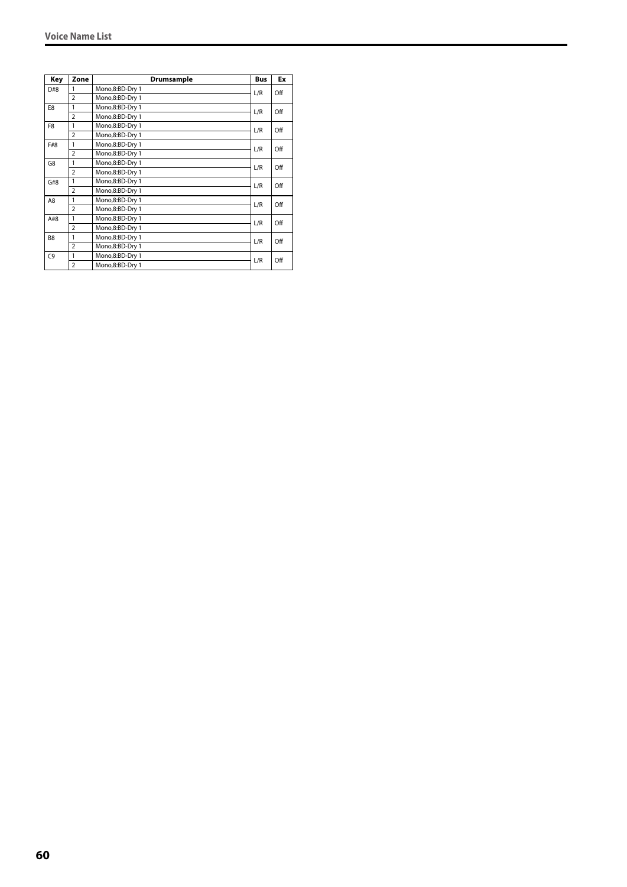| Key | Zone | Drumsample | Bus | Ex |
|---|---|---|---|---|
| D#8 | 1 | Mono,8:BD-Dry 1 | L/R | Off |
| | 2 | Mono,8:BD-Dry 1 | | |
| E8 | 1 | Mono,8:BD-Dry 1 | L/R | Off |
| | 2 | Mono,8:BD-Dry 1 | | |
| F8 | 1 | Mono,8:BD-Dry 1 | L/R | Off |
| | 2 | Mono,8:BD-Dry 1 | | |
| F#8 | 1 | Mono,8:BD-Dry 1 | L/R | Off |
| | 2 | Mono,8:BD-Dry 1 | | |
| G8 | 1 | Mono,8:BD-Dry 1 | L/R | Off |
| | 2 | Mono,8:BD-Dry 1 | | |
| G#8 | 1 | Mono,8:BD-Dry 1 | L/R | Off |
| | 2 | Mono,8:BD-Dry 1 | | |
| A8 | 1 | Mono,8:BD-Dry 1 | L/R | Off |
| | 2 | Mono,8:BD-Dry 1 | | |
| A#8 | 1 | Mono,8:BD-Dry 1 | L/R | Off |
| | 2 | Mono,8:BD-Dry 1 | | |
| B8 | 1 | Mono,8:BD-Dry 1 | L/R | Off |
| | 2 | Mono,8:BD-Dry 1 | | |
| C9 | 1 | Mono,8:BD-Dry 1 | L/R | Off |
| | 2 | Mono,8:BD-Dry 1 | | |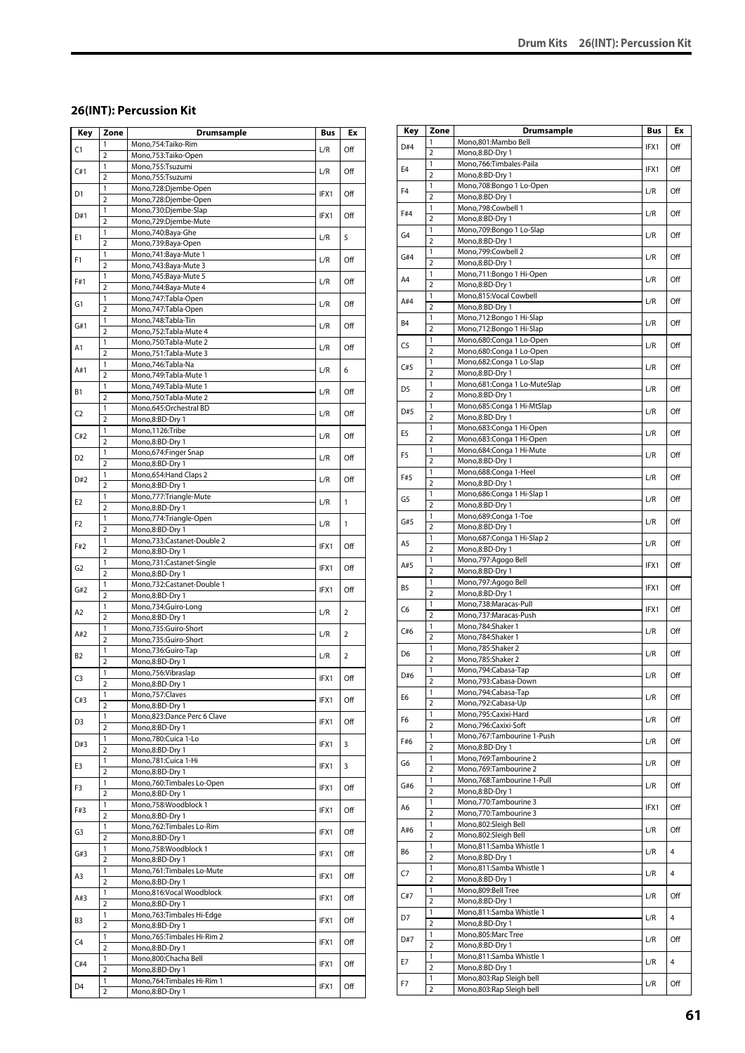## 26(INT): Percussion Kit

| Key | Zone | Drumsample | Bus | Ex |
|---|---|---|---|---|
| C1 | 1 | Mono,754:Taiko-Rim | L/R | Off |
| | 2 | Mono,753:Taiko-Open | | |
| C#1 | 1 | Mono,755:Tsuzumi | L/R | Off |
| | 2 | Mono,755:Tsuzumi | | |
| D1 | 1 | Mono,728:Djembe-Open | IFX1 | Off |
| | 2 | Mono,728:Djembe-Open | | |
| D#1 | 1 | Mono,730:Djembe-Slap | IFX1 | Off |
| | 2 | Mono,729:Djembe-Mute | | |
| E1 | 1 | Mono,740:Baya-Ghe | L/R | 5 |
| | 2 | Mono,739:Baya-Open | | |
| F1 | 1 | Mono,741:Baya-Mute 1 | L/R | Off |
| | 2 | Mono,743:Baya-Mute 3 | | |
| F#1 | 1 | Mono,745:Baya-Mute 5 | L/R | Off |
| | 2 | Mono,744:Baya-Mute 4 | | |
| G1 | 1 | Mono,747:Tabla-Open | L/R | Off |
| | 2 | Mono,747:Tabla-Open | | |
| G#1 | 1 | Mono,748:Tabla-Tin | L/R | Off |
| | 2 | Mono,752:Tabla-Mute 4 | | |
| A1 | 1 | Mono,750:Tabla-Mute 2 | L/R | Off |
| | 2 | Mono,751:Tabla-Mute 3 | | |
| A#1 | 1 | Mono,746:Tabla-Na | L/R | 6 |
| | 2 | Mono,749:Tabla-Mute 1 | | |
| B1 | 1 | Mono,749:Tabla-Mute 1 | L/R | Off |
| | 2 | Mono,750:Tabla-Mute 2 | | |
| C2 | 1 | Mono,645:Orchestral BD | L/R | Off |
| | 2 | Mono,8:BD-Dry 1 | | |
| C#2 | 1 | Mono,1126:Tribe | L/R | Off |
| | 2 | Mono,8:BD-Dry 1 | | |
| D2 | 1 | Mono,674:Finger Snap | L/R | Off |
| | 2 | Mono,8:BD-Dry 1 | | |
| D#2 | 1 | Mono,654:Hand Claps 2 | L/R | Off |
| | 2 | Mono,8:BD-Dry 1 | | |
| E2 | 1 | Mono,777:Triangle-Mute | L/R | 1 |
| | 2 | Mono,8:BD-Dry 1 | | |
| F2 | 1 | Mono,774:Triangle-Open | L/R | 1 |
| | 2 | Mono,8:BD-Dry 1 | | |
| F#2 | 1 | Mono,733:Castanet-Double 2 | IFX1 | Off |
| | 2 | Mono,8:BD-Dry 1 | | |
| G2 | 1 | Mono,731:Castanet-Single | IFX1 | Off |
| | 2 | Mono,8:BD-Dry 1 | | |
| G#2 | 1 | Mono,732:Castanet-Double 1 | IFX1 | Off |
| | 2 | Mono,8:BD-Dry 1 | | |
| A2 | 1 | Mono,734:Guiro-Long | L/R | 2 |
| | 2 | Mono,8:BD-Dry 1 | | |
| A#2 | 1 | Mono,735:Guiro-Short | L/R | 2 |
| | 2 | Mono,735:Guiro-Short | | |
| B2 | 1 | Mono,736:Guiro-Tap | L/R | 2 |
| | 2 | Mono,8:BD-Dry 1 | | |
| C3 | 1 | Mono,756:Vibraslap | IFX1 | Off |
| | 2 | Mono,8:BD-Dry 1 | | |
| C#3 | 1 | Mono,757:Claves | IFX1 | Off |
| | 2 | Mono,8:BD-Dry 1 | | |
| D3 | 1 | Mono,823:Dance Perc 6 Clave | IFX1 | Off |
| | 2 | Mono,8:BD-Dry 1 | | |
| D#3 | 1 | Mono,780:Cuica 1-Lo | IFX1 | 3 |
| | 2 | Mono,8:BD-Dry 1 | | |
| E3 | 1 | Mono,781:Cuica 1-Hi | IFX1 | 3 |
| | 2 | Mono,8:BD-Dry 1 | | |
| F3 | 1 | Mono,760:Timbales Lo-Open | IFX1 | Off |
| | 2 | Mono,8:BD-Dry 1 | | |
| F#3 | 1 | Mono,758:Woodblock 1 | IFX1 | Off |
| | 2 | Mono,8:BD-Dry 1 | | |
| G3 | 1 | Mono,762:Timbales Lo-Rim | IFX1 | Off |
| | 2 | Mono,8:BD-Dry 1 | | |
| G#3 | 1 | Mono,758:Woodblock 1 | IFX1 | Off |
| | 2 | Mono,8:BD-Dry 1 | | |
| A3 | 1 | Mono,761:Timbales Lo-Mute | IFX1 | Off |
| | 2 | Mono,8:BD-Dry 1 | | |
| A#3 | 1 | Mono,816:Vocal Woodblock | IFX1 | Off |
| | 2 | Mono,8:BD-Dry 1 | | |
| B3 | 1 | Mono,763:Timbales Hi-Edge | IFX1 | Off |
| | 2 | Mono,8:BD-Dry 1 | | |
| C4 | 1 | Mono,765:Timbales Hi-Rim 2 | IFX1 | Off |
| | 2 | Mono,8:BD-Dry 1 | | |
| C#4 | 1 | Mono,800:Chacha Bell | IFX1 | Off |
| | 2 | Mono,8:BD-Dry 1 | | |
| D4 | 1 | Mono,764:Timbales Hi-Rim 1 | IFX1 | Off |
| | 2 | Mono,8:BD-Dry 1 | | |
| D#4 | 1 | Mono,801:Mambo Bell | IFX1 | Off |
| | 2 | Mono,8:BD-Dry 1 | | |
| E4 | 1 | Mono,766:Timbales-Paila | IFX1 | Off |
| | 2 | Mono,8:BD-Dry 1 | | |
| F4 | 1 | Mono,708:Bongo 1 Lo-Open | L/R | Off |
| | 2 | Mono,8:BD-Dry 1 | | |
| F#4 | 1 | Mono,798:Cowbell 1 | L/R | Off |
| | 2 | Mono,8:BD-Dry 1 | | |
| G4 | 1 | Mono,709:Bongo 1 Lo-Slap | L/R | Off |
| | 2 | Mono,8:BD-Dry 1 | | |
| G#4 | 1 | Mono,799:Cowbell 2 | L/R | Off |
| | 2 | Mono,8:BD-Dry 1 | | |
| A4 | 1 | Mono,711:Bongo 1 Hi-Open | L/R | Off |
| | 2 | Mono,8:BD-Dry 1 | | |
| A#4 | 1 | Mono,815:Vocal Cowbell | L/R | Off |
| | 2 | Mono,8:BD-Dry 1 | | |
| B4 | 1 | Mono,712:Bongo 1 Hi-Slap | L/R | Off |
| | 2 | Mono,712:Bongo 1 Hi-Slap | | |
| C5 | 1 | Mono,680:Conga 1 Lo-Open | L/R | Off |
| | 2 | Mono,680:Conga 1 Lo-Open | | |
| C#5 | 1 | Mono,682:Conga 1 Lo-Slap | L/R | Off |
| | 2 | Mono,8:BD-Dry 1 | | |
| D5 | 1 | Mono,681:Conga 1 Lo-MuteSlap | L/R | Off |
| | 2 | Mono,8:BD-Dry 1 | | |
| D#5 | 1 | Mono,685:Conga 1 Hi-MtSlap | L/R | Off |
| | 2 | Mono,8:BD-Dry 1 | | |
| E5 | 1 | Mono,683:Conga 1 Hi-Open | L/R | Off |
| | 2 | Mono,683:Conga 1 Hi-Open | | |
| F5 | 1 | Mono,684:Conga 1 Hi-Mute | L/R | Off |
| | 2 | Mono,8:BD-Dry 1 | | |
| F#5 | 1 | Mono,688:Conga 1-Heel | L/R | Off |
| | 2 | Mono,8:BD-Dry 1 | | |
| G5 | 1 | Mono,686:Conga 1 Hi-Slap 1 | L/R | Off |
| | 2 | Mono,8:BD-Dry 1 | | |
| G#5 | 1 | Mono,689:Conga 1-Toe | L/R | Off |
| | 2 | Mono,8:BD-Dry 1 | | |
| A5 | 1 | Mono,687:Conga 1 Hi-Slap 2 | L/R | Off |
| | 2 | Mono,8:BD-Dry 1 | | |
| A#5 | 1 | Mono,797:Agogo Bell | IFX1 | Off |
| | 2 | Mono,8:BD-Dry 1 | | |
| B5 | 1 | Mono,797:Agogo Bell | IFX1 | Off |
| | 2 | Mono,8:BD-Dry 1 | | |
| C6 | 1 | Mono,738:Maracas-Pull | IFX1 | Off |
| | 2 | Mono,737:Maracas-Push | | |
| C#6 | 1 | Mono,784:Shaker 1 | L/R | Off |
| | 2 | Mono,784:Shaker 1 | | |
| D6 | 1 | Mono,785:Shaker 2 | L/R | Off |
| | 2 | Mono,785:Shaker 2 | | |
| D#6 | 1 | Mono,794:Cabasa-Tap | L/R | Off |
| | 2 | Mono,793:Cabasa-Down | | |
| E6 | 1 | Mono,794:Cabasa-Tap | L/R | Off |
| | 2 | Mono,792:Cabasa-Up | | |
| F6 | 1 | Mono,795:Caxixi-Hard | L/R | Off |
| | 2 | Mono,796:Caxixi-Soft | | |
| F#6 | 1 | Mono,767:Tambourine 1-Push | L/R | Off |
| | 2 | Mono,8:BD-Dry 1 | | |
| G6 | 1 | Mono,769:Tambourine 2 | L/R | Off |
| | 2 | Mono,769:Tambourine 2 | | |
| G#6 | 1 | Mono,768:Tambourine 1-Pull | L/R | Off |
| | 2 | Mono,8:BD-Dry 1 | | |
| A6 | 1 | Mono,770:Tambourine 3 | IFX1 | Off |
| | 2 | Mono,770:Tambourine 3 | | |
| A#6 | 1 | Mono,802:Sleigh Bell | L/R | Off |
| | 2 | Mono,802:Sleigh Bell | | |
| B6 | 1 | Mono,811:Samba Whistle 1 | L/R | 4 |
| | 2 | Mono,8:BD-Dry 1 | | |
| C7 | 1 | Mono,811:Samba Whistle 1 | L/R | 4 |
| | 2 | Mono,8:BD-Dry 1 | | |
| C#7 | 1 | Mono,809:Bell Tree | L/R | Off |
| | 2 | Mono,8:BD-Dry 1 | | |
| D7 | 1 | Mono,811:Samba Whistle 1 | L/R | 4 |
| | 2 | Mono,8:BD-Dry 1 | | |
| D#7 | 1 | Mono,805:Marc Tree | L/R | Off |
| | 2 | Mono,8:BD-Dry 1 | | |
| E7 | 1 | Mono,811:Samba Whistle 1 | L/R | 4 |
| | 2 | Mono,8:BD-Dry 1 | | |
| F7 | 1 | Mono,803:Rap Sleigh bell | L/R | Off |
| | 2 | Mono,803:Rap Sleigh bell | | |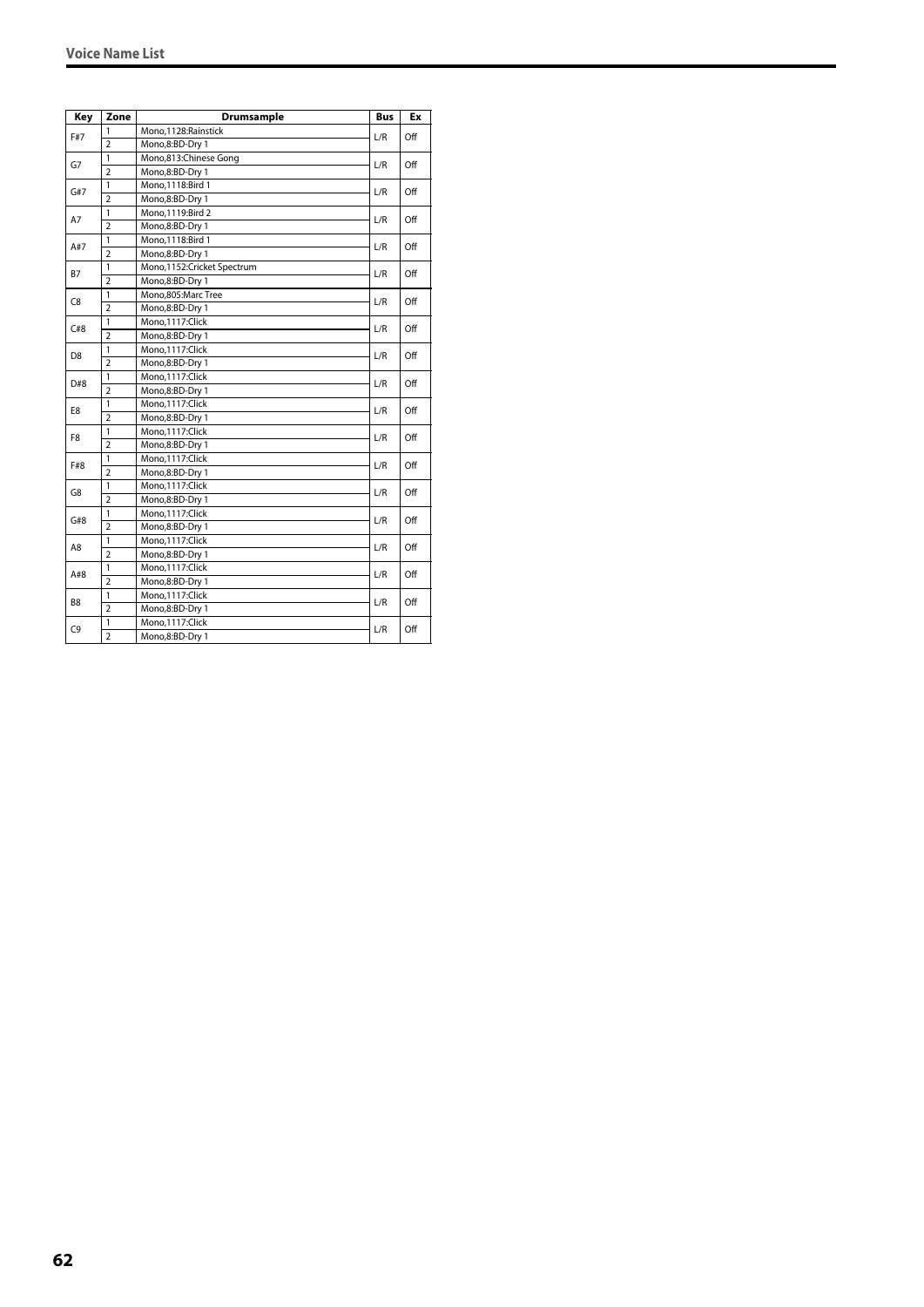| Key | Zone | Drumsample | Bus | Ex |
|---|---|---|---|---|
| F#7 | 1 | Mono,1128:Rainstick | L/R | Off |
| | 2 | Mono,8:BD-Dry 1 | | |
| G7 | 1 | Mono,813:Chinese Gong | L/R | Off |
| | 2 | Mono,8:BD-Dry 1 | | |
| G#7 | 1 | Mono,1118:Bird 1 | L/R | Off |
| | 2 | Mono,8:BD-Dry 1 | | |
| A7 | 1 | Mono,1119:Bird 2 | L/R | Off |
| | 2 | Mono,8:BD-Dry 1 | | |
| A#7 | 1 | Mono,1118:Bird 1 | L/R | Off |
| | 2 | Mono,8:BD-Dry 1 | | |
| B7 | 1 | Mono,1152:Cricket Spectrum | L/R | Off |
| | 2 | Mono,8:BD-Dry 1 | | |
| C8 | 1 | Mono,805:Marc Tree | L/R | Off |
| | 2 | Mono,8:BD-Dry 1 | | |
| C#8 | 1 | Mono,1117:Click | L/R | Off |
| | 2 | Mono,8:BD-Dry 1 | | |
| D8 | 1 | Mono,1117:Click | L/R | Off |
| | 2 | Mono,8:BD-Dry 1 | | |
| D#8 | 1 | Mono,1117:Click | L/R | Off |
| | 2 | Mono,8:BD-Dry 1 | | |
| E8 | 1 | Mono,1117:Click | L/R | Off |
| | 2 | Mono,8:BD-Dry 1 | | |
| F8 | 1 | Mono,1117:Click | L/R | Off |
| | 2 | Mono,8:BD-Dry 1 | | |
| F#8 | 1 | Mono,1117:Click | L/R | Off |
| | 2 | Mono,8:BD-Dry 1 | | |
| G8 | 1 | Mono,1117:Click | L/R | Off |
| | 2 | Mono,8:BD-Dry 1 | | |
| G#8 | 1 | Mono,1117:Click | L/R | Off |
| | 2 | Mono,8:BD-Dry 1 | | |
| A8 | 1 | Mono,1117:Click | L/R | Off |
| | 2 | Mono,8:BD-Dry 1 | | |
| A#8 | 1 | Mono,1117:Click | L/R | Off |
| | 2 | Mono,8:BD-Dry 1 | | |
| B8 | 1 | Mono,1117:Click | L/R | Off |
| | 2 | Mono,8:BD-Dry 1 | | |
| C9 | 1 | Mono,1117:Click | L/R | Off |
| | 2 | Mono,8:BD-Dry 1 | | |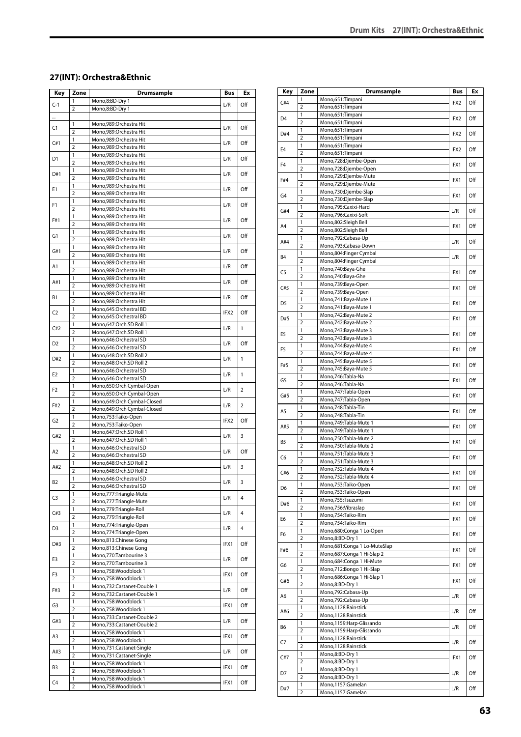## 27(INT): Orchestra&Ethnic

| Key | Zone | Drumsample | Bus | Ex |
|---|---|---|---|---|
| C-1 | 1 | Mono,8:BD-Dry 1 | L/R | Off |
| | 2 | Mono,8:BD-Dry 1 | | |
| ... | | | | |
| C1 | 1 | Mono,989:Orchestra Hit | L/R | Off |
| | 2 | Mono,989:Orchestra Hit | | |
| C#1 | 1 | Mono,989:Orchestra Hit | L/R | Off |
| | 2 | Mono,989:Orchestra Hit | | |
| D1 | 1 | Mono,989:Orchestra Hit | L/R | Off |
| | 2 | Mono,989:Orchestra Hit | | |
| D#1 | 1 | Mono,989:Orchestra Hit | L/R | Off |
| | 2 | Mono,989:Orchestra Hit | | |
| E1 | 1 | Mono,989:Orchestra Hit | L/R | Off |
| | 2 | Mono,989:Orchestra Hit | | |
| F1 | 1 | Mono,989:Orchestra Hit | L/R | Off |
| | 2 | Mono,989:Orchestra Hit | | |
| F#1 | 1 | Mono,989:Orchestra Hit | L/R | Off |
| | 2 | Mono,989:Orchestra Hit | | |
| G1 | 1 | Mono,989:Orchestra Hit | L/R | Off |
| | 2 | Mono,989:Orchestra Hit | | |
| G#1 | 1 | Mono,989:Orchestra Hit | L/R | Off |
| | 2 | Mono,989:Orchestra Hit | | |
| A1 | 1 | Mono,989:Orchestra Hit | L/R | Off |
| | 2 | Mono,989:Orchestra Hit | | |
| A#1 | 1 | Mono,989:Orchestra Hit | L/R | Off |
| | 2 | Mono,989:Orchestra Hit | | |
| B1 | 1 | Mono,989:Orchestra Hit | L/R | Off |
| | 2 | Mono,989:Orchestra Hit | | |
| C2 | 1 | Mono,645:Orchestral BD | IFX2 | Off |
| | 2 | Mono,645:Orchestral BD | | |
| C#2 | 1 | Mono,647:Orch.SD Roll 1 | L/R | 1 |
| | 2 | Mono,647:Orch.SD Roll 1 | | |
| D2 | 1 | Mono,646:Orchestral SD | L/R | Off |
| | 2 | Mono,646:Orchestral SD | | |
| D#2 | 1 | Mono,648:Orch.SD Roll 2 | L/R | 1 |
| | 2 | Mono,648:Orch.SD Roll 2 | | |
| E2 | 1 | Mono,646:Orchestral SD | L/R | 1 |
| | 2 | Mono,646:Orchestral SD | | |
| F2 | 1 | Mono,650:Orch Cymbal-Open | L/R | 2 |
| | 2 | Mono,650:Orch Cymbal-Open | | |
| F#2 | 1 | Mono,649:Orch Cymbal-Closed | L/R | 2 |
| | 2 | Mono,649:Orch Cymbal-Closed | | |
| G2 | 1 | Mono,753:Taiko-Open | IFX2 | Off |
| | 2 | Mono,753:Taiko-Open | | |
| G#2 | 1 | Mono,647:Orch.SD Roll 1 | L/R | 3 |
| | 2 | Mono,647:Orch.SD Roll 1 | | |
| A2 | 1 | Mono,646:Orchestral SD | L/R | Off |
| | 2 | Mono,646:Orchestral SD | | |
| A#2 | 1 | Mono,648:Orch.SD Roll 2 | L/R | 3 |
| | 2 | Mono,648:Orch.SD Roll 2 | | |
| B2 | 1 | Mono,646:Orchestral SD | L/R | 3 |
| | 2 | Mono,646:Orchestral SD | | |
| C3 | 1 | Mono,777:Triangle-Mute | L/R | 4 |
| | 2 | Mono,777:Triangle-Mute | | |
| C#3 | 1 | Mono,779:Triangle-Roll | L/R | 4 |
| | 2 | Mono,779:Triangle-Roll | | |
| D3 | 1 | Mono,774:Triangle-Open | L/R | 4 |
| | 2 | Mono,774:Triangle-Open | | |
| D#3 | 1 | Mono,813:Chinese Gong | IFX1 | Off |
| | 2 | Mono,813:Chinese Gong | | |
| E3 | 1 | Mono,770:Tambourine 3 | L/R | Off |
| | 2 | Mono,770:Tambourine 3 | | |
| F3 | 1 | Mono,758:Woodblock 1 | IFX1 | Off |
| | 2 | Mono,758:Woodblock 1 | | |
| F#3 | 1 | Mono,732:Castanet-Double 1 | L/R | Off |
| | 2 | Mono,732:Castanet-Double 1 | | |
| G3 | 1 | Mono,758:Woodblock 1 | IFX1 | Off |
| | 2 | Mono,758:Woodblock 1 | | |
| G#3 | 1 | Mono,733:Castanet-Double 2 | L/R | Off |
| | 2 | Mono,733:Castanet-Double 2 | | |
| A3 | 1 | Mono,758:Woodblock 1 | IFX1 | Off |
| | 2 | Mono,758:Woodblock 1 | | |
| A#3 | 1 | Mono,731:Castanet-Single | L/R | Off |
| | 2 | Mono,731:Castanet-Single | | |
| B3 | 1 | Mono,758:Woodblock 1 | IFX1 | Off |
| | 2 | Mono,758:Woodblock 1 | | |
| C4 | 1 | Mono,758:Woodblock 1 | IFX1 | Off |
| | 2 | Mono,758:Woodblock 1 | | |
| C#4 | 1 | Mono,651:Timpani | IFX2 | Off |
| | 2 | Mono,651:Timpani | | |
| D4 | 1 | Mono,651:Timpani | IFX2 | Off |
| | 2 | Mono,651:Timpani | | |
| D#4 | 1 | Mono,651:Timpani | IFX2 | Off |
| | 2 | Mono,651:Timpani | | |
| E4 | 1 | Mono,651:Timpani | IFX2 | Off |
| | 2 | Mono,651:Timpani | | |
| F4 | 1 | Mono,728:Djembe-Open | IFX1 | Off |
| | 2 | Mono,728:Djembe-Open | | |
| F#4 | 1 | Mono,729:Djembe-Mute | IFX1 | Off |
| | 2 | Mono,729:Djembe-Mute | | |
| G4 | 1 | Mono,730:Djembe-Slap | IFX1 | Off |
| | 2 | Mono,730:Djembe-Slap | | |
| G#4 | 1 | Mono,795:Caxixi-Hard | L/R | Off |
| | 2 | Mono,796:Caxixi-Soft | | |
| A4 | 1 | Mono,802:Sleigh Bell | IFX1 | Off |
| | 2 | Mono,802:Sleigh Bell | | |
| A#4 | 1 | Mono,792:Cabasa-Up | L/R | Off |
| | 2 | Mono,793:Cabasa-Down | | |
| B4 | 1 | Mono,804:Finger Cymbal | L/R | Off |
| | 2 | Mono,804:Finger Cymbal | | |
| C5 | 1 | Mono,740:Baya-Ghe | IFX1 | Off |
| | 2 | Mono,740:Baya-Ghe | | |
| C#5 | 1 | Mono,739:Baya-Open | IFX1 | Off |
| | 2 | Mono,739:Baya-Open | | |
| D5 | 1 | Mono,741:Baya-Mute 1 | IFX1 | Off |
| | 2 | Mono,741:Baya-Mute 1 | | |
| D#5 | 1 | Mono,742:Baya-Mute 2 | IFX1 | Off |
| | 2 | Mono,742:Baya-Mute 2 | | |
| E5 | 1 | Mono,743:Baya-Mute 3 | IFX1 | Off |
| | 2 | Mono,743:Baya-Mute 3 | | |
| F5 | 1 | Mono,744:Baya-Mute 4 | IFX1 | Off |
| | 2 | Mono,744:Baya-Mute 4 | | |
| F#5 | 1 | Mono,745:Baya-Mute 5 | IFX1 | Off |
| | 2 | Mono,745:Baya-Mute 5 | | |
| G5 | 1 | Mono,746:Tabla-Na | IFX1 | Off |
| | 2 | Mono,746:Tabla-Na | | |
| G#5 | 1 | Mono,747:Tabla-Open | IFX1 | Off |
| | 2 | Mono,747:Tabla-Open | | |
| A5 | 1 | Mono,748:Tabla-Tin | IFX1 | Off |
| | 2 | Mono,748:Tabla-Tin | | |
| A#5 | 1 | Mono,749:Tabla-Mute 1 | IFX1 | Off |
| | 2 | Mono,749:Tabla-Mute 1 | | |
| B5 | 1 | Mono,750:Tabla-Mute 2 | IFX1 | Off |
| | 2 | Mono,750:Tabla-Mute 2 | | |
| C6 | 1 | Mono,751:Tabla-Mute 3 | IFX1 | Off |
| | 2 | Mono,751:Tabla-Mute 3 | | |
| C#6 | 1 | Mono,752:Tabla-Mute 4 | IFX1 | Off |
| | 2 | Mono,752:Tabla-Mute 4 | | |
| D6 | 1 | Mono,753:Taiko-Open | IFX1 | Off |
| | 2 | Mono,753:Taiko-Open | | |
| D#6 | 1 | Mono,755:Tsuzumi | IFX1 | Off |
| | 2 | Mono,756:Vibraslap | | |
| E6 | 1 | Mono,754:Taiko-Rim | IFX1 | Off |
| | 2 | Mono,754:Taiko-Rim | | |
| F6 | 1 | Mono,680:Conga 1 Lo-Open | IFX1 | Off |
| | 2 | Mono,8:BD-Dry 1 | | |
| F#6 | 1 | Mono,681:Conga 1 Lo-MuteSlap | IFX1 | Off |
| | 2 | Mono,687:Conga 1 Hi-Slap 2 | | |
| G6 | 1 | Mono,684:Conga 1 Hi-Mute | IFX1 | Off |
| | 2 | Mono,712:Bongo 1 Hi-Slap | | |
| G#6 | 1 | Mono,686:Conga 1 Hi-Slap 1 | IFX1 | Off |
| | 2 | Mono,8:BD-Dry 1 | | |
| A6 | 1 | Mono,792:Cabasa-Up | L/R | Off |
| | 2 | Mono,792:Cabasa-Up | | |
| A#6 | 1 | Mono,1128:Rainstick | L/R | Off |
| | 2 | Mono,1128:Rainstick | | |
| B6 | 1 | Mono,1159:Harp-Glissando | L/R | Off |
| | 2 | Mono,1159:Harp-Glissando | | |
| C7 | 1 | Mono,1128:Rainstick | L/R | Off |
| | 2 | Mono,1128:Rainstick | | |
| C#7 | 1 | Mono,8:BD-Dry 1 | IFX1 | Off |
| | 2 | Mono,8:BD-Dry 1 | | |
| D7 | 1 | Mono,8:BD-Dry 1 | L/R | Off |
| | 2 | Mono,8:BD-Dry 1 | | |
| D#7 | 1 | Mono,1157:Gamelan | L/R | Off |
| | 2 | Mono,1157:Gamelan | | |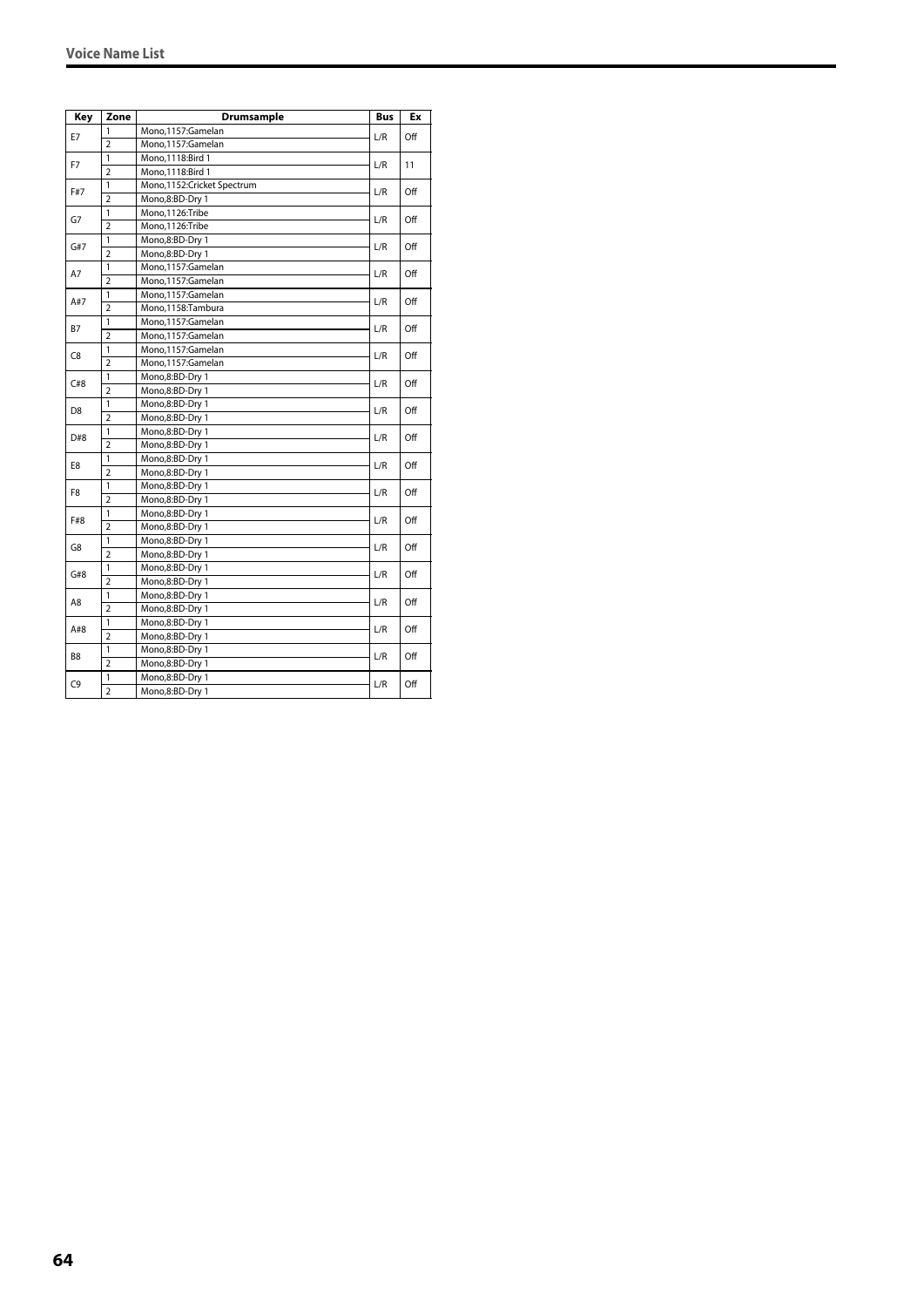| Key | Zone | Drumsample | Bus | Ex |
|---|---|---|---|---|
| E7 | 1 | Mono,1157:Gamelan | L/R | Off |
| | 2 | Mono,1157:Gamelan | | |
| F7 | 1 | Mono,1118:Bird 1 | L/R | 11 |
| | 2 | Mono,1118:Bird 1 | | |
| F#7 | 1 | Mono,1152:Cricket Spectrum | L/R | Off |
| | 2 | Mono,8:BD-Dry 1 | | |
| G7 | 1 | Mono,1126:Tribe | L/R | Off |
| | 2 | Mono,1126:Tribe | | |
| G#7 | 1 | Mono,8:BD-Dry 1 | L/R | Off |
| | 2 | Mono,8:BD-Dry 1 | | |
| A7 | 1 | Mono,1157:Gamelan | L/R | Off |
| | 2 | Mono,1157:Gamelan | | |
| A#7 | 1 | Mono,1157:Gamelan | L/R | Off |
| | 2 | Mono,1158:Tambura | | |
| B7 | 1 | Mono,1157:Gamelan | L/R | Off |
| | 2 | Mono,1157:Gamelan | | |
| C8 | 1 | Mono,1157:Gamelan | L/R | Off |
| | 2 | Mono,1157:Gamelan | | |
| C#8 | 1 | Mono,8:BD-Dry 1 | L/R | Off |
| | 2 | Mono,8:BD-Dry 1 | | |
| D8 | 1 | Mono,8:BD-Dry 1 | L/R | Off |
| | 2 | Mono,8:BD-Dry 1 | | |
| D#8 | 1 | Mono,8:BD-Dry 1 | L/R | Off |
| | 2 | Mono,8:BD-Dry 1 | | |
| E8 | 1 | Mono,8:BD-Dry 1 | L/R | Off |
| | 2 | Mono,8:BD-Dry 1 | | |
| F8 | 1 | Mono,8:BD-Dry 1 | L/R | Off |
| | 2 | Mono,8:BD-Dry 1 | | |
| F#8 | 1 | Mono,8:BD-Dry 1 | L/R | Off |
| | 2 | Mono,8:BD-Dry 1 | | |
| G8 | 1 | Mono,8:BD-Dry 1 | L/R | Off |
| | 2 | Mono,8:BD-Dry 1 | | |
| G#8 | 1 | Mono,8:BD-Dry 1 | L/R | Off |
| | 2 | Mono,8:BD-Dry 1 | | |
| A8 | 1 | Mono,8:BD-Dry 1 | L/R | Off |
| | 2 | Mono,8:BD-Dry 1 | | |
| A#8 | 1 | Mono,8:BD-Dry 1 | L/R | Off |
| | 2 | Mono,8:BD-Dry 1 | | |
| B8 | 1 | Mono,8:BD-Dry 1 | L/R | Off |
| | 2 | Mono,8:BD-Dry 1 | | |
| C9 | 1 | Mono,8:BD-Dry 1 | L/R | Off |
| | 2 | Mono,8:BD-Dry 1 | | |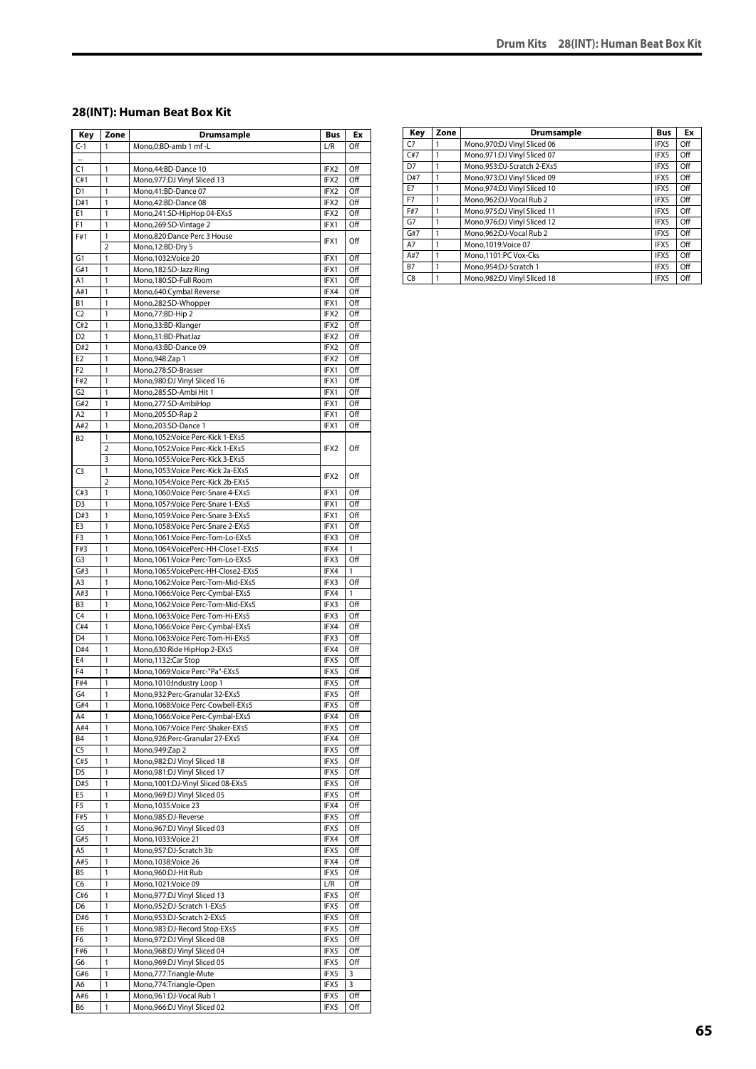## 28(INT): Human Beat Box Kit

| Key | Zone | Drumsample | Bus | Ex |
|---|---|---|---|---|
| C-1 | 1 | Mono,0:BD-amb 1 mf -L | L/R | Off |
| ... | | | | |
| C1 | 1 | Mono,44:BD-Dance 10 | IFX2 | Off |
| C#1 | 1 | Mono,977:DJ Vinyl Sliced 13 | IFX2 | Off |
| D1 | 1 | Mono,41:BD-Dance 07 | IFX2 | Off |
| D#1 | 1 | Mono,42:BD-Dance 08 | IFX2 | Off |
| E1 | 1 | Mono,241:SD-HipHop 04-EXs5 | IFX2 | Off |
| F1 | 1 | Mono,269:SD-Vintage 2 | IFX1 | Off |
| F#1 | 1 | Mono,820:Dance Perc 3 House | IFX1 | Off |
| | 2 | Mono,12:BD-Dry 5 | | |
| G1 | 1 | Mono,1032:Voice 20 | IFX1 | Off |
| G#1 | 1 | Mono,182:SD-Jazz Ring | IFX1 | Off |
| A1 | 1 | Mono,180:SD-Full Room | IFX1 | Off |
| A#1 | 1 | Mono,640:Cymbal Reverse | IFX4 | Off |
| B1 | 1 | Mono,282:SD-Whopper | IFX1 | Off |
| C2 | 1 | Mono,77:BD-Hip 2 | IFX2 | Off |
| C#2 | 1 | Mono,33:BD-Klanger | IFX2 | Off |
| D2 | 1 | Mono,31:BD-PhatJaz | IFX2 | Off |
| D#2 | 1 | Mono,43:BD-Dance 09 | IFX2 | Off |
| E2 | 1 | Mono,948:Zap 1 | IFX2 | Off |
| F2 | 1 | Mono,278:SD-Brasser | IFX1 | Off |
| F#2 | 1 | Mono,980:DJ Vinyl Sliced 16 | IFX1 | Off |
| G2 | 1 | Mono,285:SD-Ambi Hit 1 | IFX1 | Off |
| G#2 | 1 | Mono,277:SD-AmbiHop | IFX1 | Off |
| A2 | 1 | Mono,205:SD-Rap 2 | IFX1 | Off |
| A#2 | 1 | Mono,203:SD-Dance 1 | IFX1 | Off |
| B2 | 1 | Mono,1052:Voice Perc-Kick 1-EXs5 | IFX2 | Off |
| | 2 | Mono,1052:Voice Perc-Kick 1-EXs5 | | |
| | 3 | Mono,1055:Voice Perc-Kick 3-EXs5 | | |
| C3 | 1 | Mono,1053:Voice Perc-Kick 2a-EXs5 | IFX2 | Off |
| | 2 | Mono,1054:Voice Perc-Kick 2b-EXs5 | | |
| C#3 | 1 | Mono,1060:Voice Perc-Snare 4-EXs5 | IFX1 | Off |
| D3 | 1 | Mono,1057:Voice Perc-Snare 1-EXs5 | IFX1 | Off |
| D#3 | 1 | Mono,1059:Voice Perc-Snare 3-EXs5 | IFX1 | Off |
| E3 | 1 | Mono,1058:Voice Perc-Snare 2-EXs5 | IFX1 | Off |
| F3 | 1 | Mono,1061:Voice Perc-Tom-Lo-EXs5 | IFX3 | Off |
| F#3 | 1 | Mono,1064:VoicePerc-HH-Close1-EXs5 | IFX4 | 1 |
| G3 | 1 | Mono,1061:Voice Perc-Tom-Lo-EXs5 | IFX3 | Off |
| G#3 | 1 | Mono,1065:VoicePerc-HH-Close2-EXs5 | IFX4 | 1 |
| A3 | 1 | Mono,1062:Voice Perc-Tom-Mid-EXs5 | IFX3 | Off |
| A#3 | 1 | Mono,1066:Voice Perc-Cymbal-EXs5 | IFX4 | 1 |
| B3 | 1 | Mono,1062:Voice Perc-Tom-Mid-EXs5 | IFX3 | Off |
| C4 | 1 | Mono,1063:Voice Perc-Tom-Hi-EXs5 | IFX3 | Off |
| C#4 | 1 | Mono,1066:Voice Perc-Cymbal-EXs5 | IFX4 | Off |
| D4 | 1 | Mono,1063:Voice Perc-Tom-Hi-EXs5 | IFX3 | Off |
| D#4 | 1 | Mono,630:Ride HipHop 2-EXs5 | IFX4 | Off |
| E4 | 1 | Mono,1132:Car Stop | IFX5 | Off |
| F4 | 1 | Mono,1069:Voice Perc-"Pa"-EXs5 | IFX5 | Off |
| F#4 | 1 | Mono,1010:Industry Loop 1 | IFX5 | Off |
| G4 | 1 | Mono,932:Perc-Granular 32-EXs5 | IFX5 | Off |
| G#4 | 1 | Mono,1068:Voice Perc-Cowbell-EXs5 | IFX5 | Off |
| A4 | 1 | Mono,1066:Voice Perc-Cymbal-EXs5 | IFX4 | Off |
| A#4 | 1 | Mono,1067:Voice Perc-Shaker-EXs5 | IFX5 | Off |
| B4 | 1 | Mono,926:Perc-Granular 27-EXs5 | IFX4 | Off |
| C5 | 1 | Mono,949:Zap 2 | IFX5 | Off |
| C#5 | 1 | Mono,982:DJ Vinyl Sliced 18 | IFX5 | Off |
| D5 | 1 | Mono,981:DJ Vinyl Sliced 17 | IFX5 | Off |
| D#5 | 1 | Mono,1001:DJ-Vinyl Sliced 08-EXs5 | IFX5 | Off |
| E5 | 1 | Mono,969:DJ Vinyl Sliced 05 | IFX5 | Off |
| F5 | 1 | Mono,1035:Voice 23 | IFX4 | Off |
| F#5 | 1 | Mono,985:DJ-Reverse | IFX5 | Off |
| G5 | 1 | Mono,967:DJ Vinyl Sliced 03 | IFX5 | Off |
| G#5 | 1 | Mono,1033:Voice 21 | IFX4 | Off |
| A5 | 1 | Mono,957:DJ-Scratch 3b | IFX5 | Off |
| A#5 | 1 | Mono,1038:Voice 26 | IFX4 | Off |
| B5 | 1 | Mono,960:DJ-Hit Rub | IFX5 | Off |
| C6 | 1 | Mono,1021:Voice 09 | L/R | Off |
| C#6 | 1 | Mono,977:DJ Vinyl Sliced 13 | IFX5 | Off |
| D6 | 1 | Mono,952:DJ-Scratch 1-EXs5 | IFX5 | Off |
| D#6 | 1 | Mono,953:DJ-Scratch 2-EXs5 | IFX5 | Off |
| E6 | 1 | Mono,983:DJ-Record Stop-EXs5 | IFX5 | Off |
| F6 | 1 | Mono,972:DJ Vinyl Sliced 08 | IFX5 | Off |
| F#6 | 1 | Mono,968:DJ Vinyl Sliced 04 | IFX5 | Off |
| G6 | 1 | Mono,969:DJ Vinyl Sliced 05 | IFX5 | Off |
| G#6 | 1 | Mono,777:Triangle-Mute | IFX5 | 3 |
| A6 | 1 | Mono,774:Triangle-Open | IFX5 | 3 |
| A#6 | 1 | Mono,961:DJ-Vocal Rub 1 | IFX5 | Off |
| B6 | 1 | Mono,966:DJ Vinyl Sliced 02 | IFX5 | Off |
| C7 | 1 | Mono,970:DJ Vinyl Sliced 06 | IFX5 | Off |
| C#7 | 1 | Mono,971:DJ Vinyl Sliced 07 | IFX5 | Off |
| D7 | 1 | Mono,953:DJ-Scratch 2-EXs5 | IFX5 | Off |
| D#7 | 1 | Mono,973:DJ Vinyl Sliced 09 | IFX5 | Off |
| E7 | 1 | Mono,974:DJ Vinyl Sliced 10 | IFX5 | Off |
| F7 | 1 | Mono,962:DJ-Vocal Rub 2 | IFX5 | Off |
| F#7 | 1 | Mono,975:DJ Vinyl Sliced 11 | IFX5 | Off |
| G7 | 1 | Mono,976:DJ Vinyl Sliced 12 | IFX5 | Off |
| G#7 | 1 | Mono,962:DJ-Vocal Rub 2 | IFX5 | Off |
| A7 | 1 | Mono,1019:Voice 07 | IFX5 | Off |
| A#7 | 1 | Mono,1101:PC Vox-Cks | IFX5 | Off |
| B7 | 1 | Mono,954:DJ-Scratch 1 | IFX5 | Off |
| C8 | 1 | Mono,982:DJ Vinyl Sliced 18 | IFX5 | Off |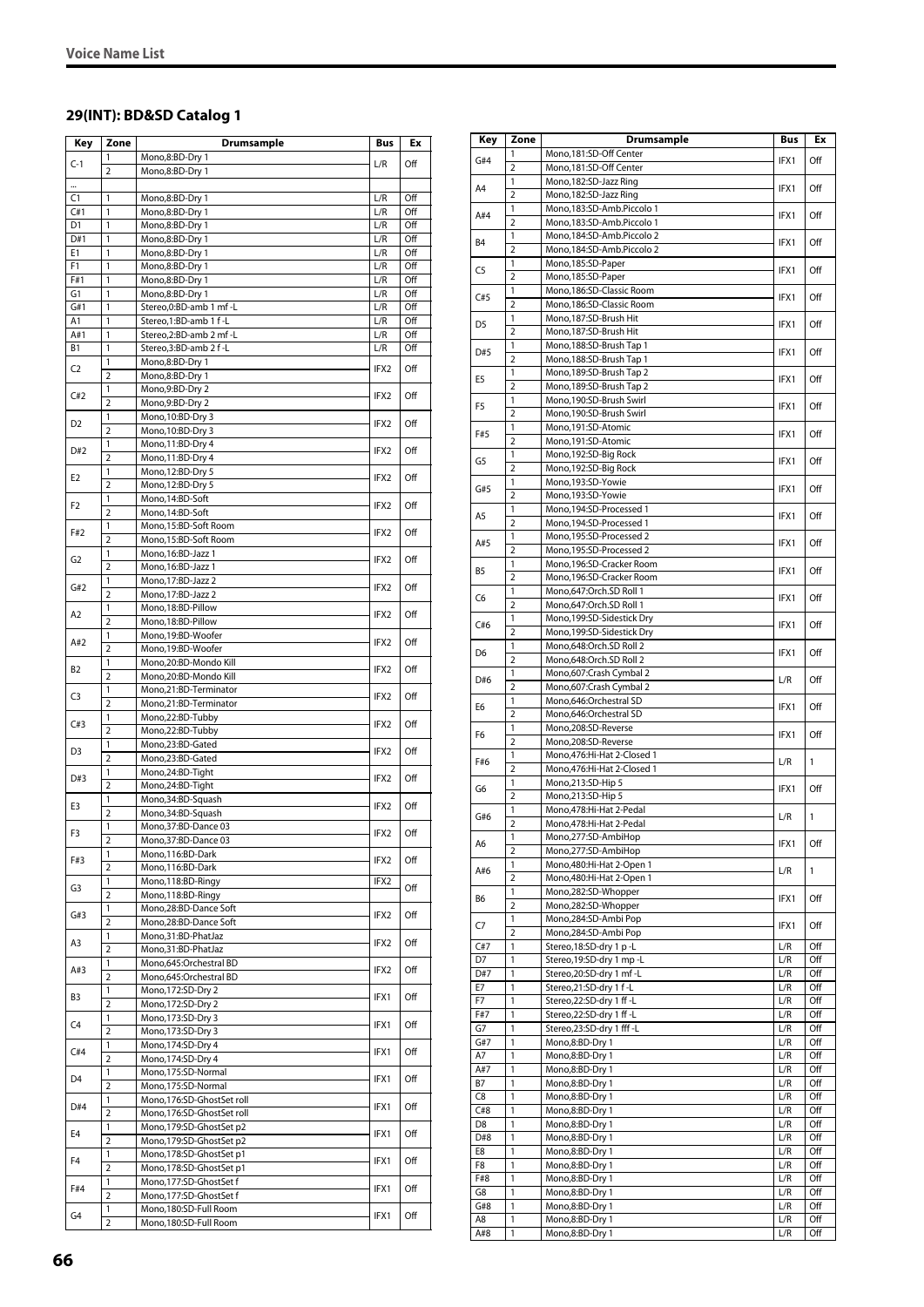## 29(INT): BD&SD Catalog 1

| Key | Zone | Drumsample | Bus | Ex |
|---|---|---|---|---|
| C-1 | 1 | Mono,8:BD-Dry 1 | L/R | Off |
| | 2 | Mono,8:BD-Dry 1 | | |
| ... | | | | |
| C1 | 1 | Mono,8:BD-Dry 1 | L/R | Off |
| C#1 | 1 | Mono,8:BD-Dry 1 | L/R | Off |
| D1 | 1 | Mono,8:BD-Dry 1 | L/R | Off |
| D#1 | 1 | Mono,8:BD-Dry 1 | L/R | Off |
| E1 | 1 | Mono,8:BD-Dry 1 | L/R | Off |
| F1 | 1 | Mono,8:BD-Dry 1 | L/R | Off |
| F#1 | 1 | Mono,8:BD-Dry 1 | L/R | Off |
| G1 | 1 | Mono,8:BD-Dry 1 | L/R | Off |
| G#1 | 1 | Stereo,0:BD-amb 1 mf -L | L/R | Off |
| A1 | 1 | Stereo,1:BD-amb 1 f -L | L/R | Off |
| A#1 | 1 | Stereo,2:BD-amb 2 mf -L | L/R | Off |
| B1 | 1 | Stereo,3:BD-amb 2 f -L | L/R | Off |
| C2 | 1 | Mono,8:BD-Dry 1 | IFX2 | Off |
| | 2 | Mono,8:BD-Dry 1 | | |
| C#2 | 1 | Mono,9:BD-Dry 2 | IFX2 | Off |
| | 2 | Mono,9:BD-Dry 2 | | |
| D2 | 1 | Mono,10:BD-Dry 3 | IFX2 | Off |
| | 2 | Mono,10:BD-Dry 3 | | |
| D#2 | 1 | Mono,11:BD-Dry 4 | IFX2 | Off |
| | 2 | Mono,11:BD-Dry 4 | | |
| E2 | 1 | Mono,12:BD-Dry 5 | IFX2 | Off |
| | 2 | Mono,12:BD-Dry 5 | | |
| F2 | 1 | Mono,14:BD-Soft | IFX2 | Off |
| | 2 | Mono,14:BD-Soft | | |
| F#2 | 1 | Mono,15:BD-Soft Room | IFX2 | Off |
| | 2 | Mono,15:BD-Soft Room | | |
| G2 | 1 | Mono,16:BD-Jazz 1 | IFX2 | Off |
| | 2 | Mono,16:BD-Jazz 1 | | |
| G#2 | 1 | Mono,17:BD-Jazz 2 | IFX2 | Off |
| | 2 | Mono,17:BD-Jazz 2 | | |
| A2 | 1 | Mono,18:BD-Pillow | IFX2 | Off |
| | 2 | Mono,18:BD-Pillow | | |
| A#2 | 1 | Mono,19:BD-Woofer | IFX2 | Off |
| | 2 | Mono,19:BD-Woofer | | |
| B2 | 1 | Mono,20:BD-Mondo Kill | IFX2 | Off |
| | 2 | Mono,20:BD-Mondo Kill | | |
| C3 | 1 | Mono,21:BD-Terminator | IFX2 | Off |
| | 2 | Mono,21:BD-Terminator | | |
| C#3 | 1 | Mono,22:BD-Tubby | IFX2 | Off |
| | 2 | Mono,22:BD-Tubby | | |
| D3 | 1 | Mono,23:BD-Gated | IFX2 | Off |
| | 2 | Mono,23:BD-Gated | | |
| D#3 | 1 | Mono,24:BD-Tight | IFX2 | Off |
| | 2 | Mono,24:BD-Tight | | |
| E3 | 1 | Mono,34:BD-Squash | IFX2 | Off |
| | 2 | Mono,34:BD-Squash | | |
| F3 | 1 | Mono,37:BD-Dance 03 | IFX2 | Off |
| | 2 | Mono,37:BD-Dance 03 | | |
| F#3 | 1 | Mono,116:BD-Dark | IFX2 | Off |
| | 2 | Mono,116:BD-Dark | | |
| G3 | 1 | Mono,118:BD-Ringy | IFX2 | Off |
| | 2 | Mono,118:BD-Ringy | | |
| G#3 | 1 | Mono,28:BD-Dance Soft | IFX2 | Off |
| | 2 | Mono,28:BD-Dance Soft | | |
| A3 | 1 | Mono,31:BD-PhatJaz | IFX2 | Off |
| | 2 | Mono,31:BD-PhatJaz | | |
| A#3 | 1 | Mono,645:Orchestral BD | IFX2 | Off |
| | 2 | Mono,645:Orchestral BD | | |
| B3 | 1 | Mono,172:SD-Dry 2 | IFX1 | Off |
| | 2 | Mono,172:SD-Dry 2 | | |
| C4 | 1 | Mono,173:SD-Dry 3 | IFX1 | Off |
| | 2 | Mono,173:SD-Dry 3 | | |
| C#4 | 1 | Mono,174:SD-Dry 4 | IFX1 | Off |
| | 2 | Mono,174:SD-Dry 4 | | |
| D4 | 1 | Mono,175:SD-Normal | IFX1 | Off |
| | 2 | Mono,175:SD-Normal | | |
| D#4 | 1 | Mono,176:SD-GhostSet roll | IFX1 | Off |
| | 2 | Mono,176:SD-GhostSet roll | | |
| E4 | 1 | Mono,179:SD-GhostSet p2 | IFX1 | Off |
| | 2 | Mono,179:SD-GhostSet p2 | | |
| F4 | 1 | Mono,178:SD-GhostSet p1 | IFX1 | Off |
| | 2 | Mono,178:SD-GhostSet p1 | | |
| F#4 | 1 | Mono,177:SD-GhostSet f | IFX1 | Off |
| | 2 | Mono,177:SD-GhostSet f | | |
| G4 | 1 | Mono,180:SD-Full Room | IFX1 | Off |
| | 2 | Mono,180:SD-Full Room | | |
| G#4 | 1 | Mono,181:SD-Off Center | IFX1 | Off |
| | 2 | Mono,181:SD-Off Center | | |
| A4 | 1 | Mono,182:SD-Jazz Ring | IFX1 | Off |
| | 2 | Mono,182:SD-Jazz Ring | | |
| A#4 | 1 | Mono,183:SD-Amb.Piccolo 1 | IFX1 | Off |
| | 2 | Mono,183:SD-Amb.Piccolo 1 | | |
| B4 | 1 | Mono,184:SD-Amb.Piccolo 2 | IFX1 | Off |
| | 2 | Mono,184:SD-Amb.Piccolo 2 | | |
| C5 | 1 | Mono,185:SD-Paper | IFX1 | Off |
| | 2 | Mono,185:SD-Paper | | |
| C#5 | 1 | Mono,186:SD-Classic Room | IFX1 | Off |
| | 2 | Mono,186:SD-Classic Room | | |
| D5 | 1 | Mono,187:SD-Brush Hit | IFX1 | Off |
| | 2 | Mono,187:SD-Brush Hit | | |
| D#5 | 1 | Mono,188:SD-Brush Tap 1 | IFX1 | Off |
| | 2 | Mono,188:SD-Brush Tap 1 | | |
| E5 | 1 | Mono,189:SD-Brush Tap 2 | IFX1 | Off |
| | 2 | Mono,189:SD-Brush Tap 2 | | |
| F5 | 1 | Mono,190:SD-Brush Swirl | IFX1 | Off |
| | 2 | Mono,190:SD-Brush Swirl | | |
| F#5 | 1 | Mono,191:SD-Atomic | IFX1 | Off |
| | 2 | Mono,191:SD-Atomic | | |
| G5 | 1 | Mono,192:SD-Big Rock | IFX1 | Off |
| | 2 | Mono,192:SD-Big Rock | | |
| G#5 | 1 | Mono,193:SD-Yowie | IFX1 | Off |
| | 2 | Mono,193:SD-Yowie | | |
| A5 | 1 | Mono,194:SD-Processed 1 | IFX1 | Off |
| | 2 | Mono,194:SD-Processed 1 | | |
| A#5 | 1 | Mono,195:SD-Processed 2 | IFX1 | Off |
| | 2 | Mono,195:SD-Processed 2 | | |
| B5 | 1 | Mono,196:SD-Cracker Room | IFX1 | Off |
| | 2 | Mono,196:SD-Cracker Room | | |
| C6 | 1 | Mono,647:Orch.SD Roll 1 | IFX1 | Off |
| | 2 | Mono,647:Orch.SD Roll 1 | | |
| C#6 | 1 | Mono,199:SD-Sidestick Dry | IFX1 | Off |
| | 2 | Mono,199:SD-Sidestick Dry | | |
| D6 | 1 | Mono,648:Orch.SD Roll 2 | IFX1 | Off |
| | 2 | Mono,648:Orch.SD Roll 2 | | |
| D#6 | 1 | Mono,607:Crash Cymbal 2 | L/R | Off |
| | 2 | Mono,607:Crash Cymbal 2 | | |
| E6 | 1 | Mono,646:Orchestral SD | IFX1 | Off |
| | 2 | Mono,646:Orchestral SD | | |
| F6 | 1 | Mono,208:SD-Reverse | IFX1 | Off |
| | 2 | Mono,208:SD-Reverse | | |
| F#6 | 1 | Mono,476:Hi-Hat 2-Closed 1 | L/R | 1 |
| | 2 | Mono,476:Hi-Hat 2-Closed 1 | | |
| G6 | 1 | Mono,213:SD-Hip 5 | IFX1 | Off |
| | 2 | Mono,213:SD-Hip 5 | | |
| G#6 | 1 | Mono,478:Hi-Hat 2-Pedal | L/R | 1 |
| | 2 | Mono,478:Hi-Hat 2-Pedal | | |
| A6 | 1 | Mono,277:SD-AmbiHop | IFX1 | Off |
| | 2 | Mono,277:SD-AmbiHop | | |
| A#6 | 1 | Mono,480:Hi-Hat 2-Open 1 | L/R | 1 |
| | 2 | Mono,480:Hi-Hat 2-Open 1 | | |
| B6 | 1 | Mono,282:SD-Whopper | IFX1 | Off |
| | 2 | Mono,282:SD-Whopper | | |
| C7 | 1 | Mono,284:SD-Ambi Pop | IFX1 | Off |
| | 2 | Mono,284:SD-Ambi Pop | | |
| C#7 | 1 | Stereo,18:SD-dry 1 p -L | L/R | Off |
| D7 | 1 | Stereo,19:SD-dry 1 mp -L | L/R | Off |
| D#7 | 1 | Stereo,20:SD-dry 1 mf -L | L/R | Off |
| E7 | 1 | Stereo,21:SD-dry 1 f -L | L/R | Off |
| F7 | 1 | Stereo,22:SD-dry 1 ff -L | L/R | Off |
| F#7 | 1 | Stereo,22:SD-dry 1 ff -L | L/R | Off |
| G7 | 1 | Stereo,23:SD-dry 1 fff -L | L/R | Off |
| G#7 | 1 | Mono,8:BD-Dry 1 | L/R | Off |
| A7 | 1 | Mono,8:BD-Dry 1 | L/R | Off |
| A#7 | 1 | Mono,8:BD-Dry 1 | L/R | Off |
| B7 | 1 | Mono,8:BD-Dry 1 | L/R | Off |
| C8 | 1 | Mono,8:BD-Dry 1 | L/R | Off |
| C#8 | 1 | Mono,8:BD-Dry 1 | L/R | Off |
| D8 | 1 | Mono,8:BD-Dry 1 | L/R | Off |
| D#8 | 1 | Mono,8:BD-Dry 1 | L/R | Off |
| E8 | 1 | Mono,8:BD-Dry 1 | L/R | Off |
| F8 | 1 | Mono,8:BD-Dry 1 | L/R | Off |
| F#8 | 1 | Mono,8:BD-Dry 1 | L/R | Off |
| G8 | 1 | Mono,8:BD-Dry 1 | L/R | Off |
| G#8 | 1 | Mono,8:BD-Dry 1 | L/R | Off |
| A8 | 1 | Mono,8:BD-Dry 1 | L/R | Off |
| A#8 | 1 | Mono,8:BD-Dry 1 | L/R | Off |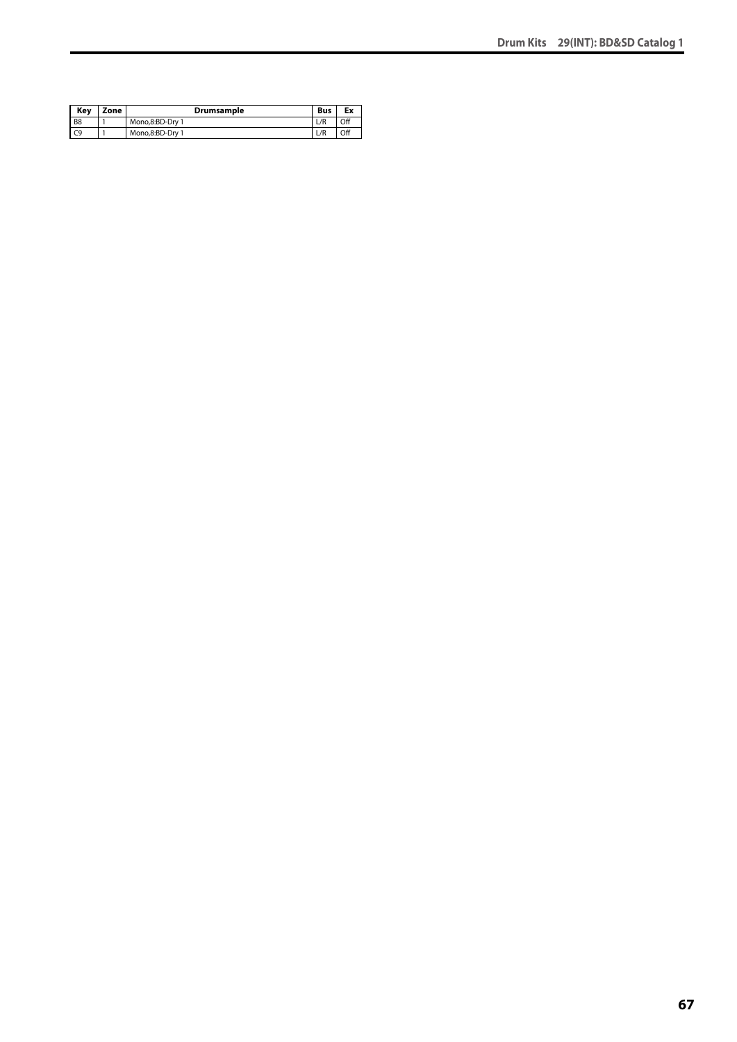| Key | Zone | Drumsample | Bus | Ex |
|---|---|---|---|---|
| B8 | 1 | Mono,8:BD-Dry 1 | L/R | Off |
| C9 | 1 | Mono,8:BD-Dry 1 | L/R | Off |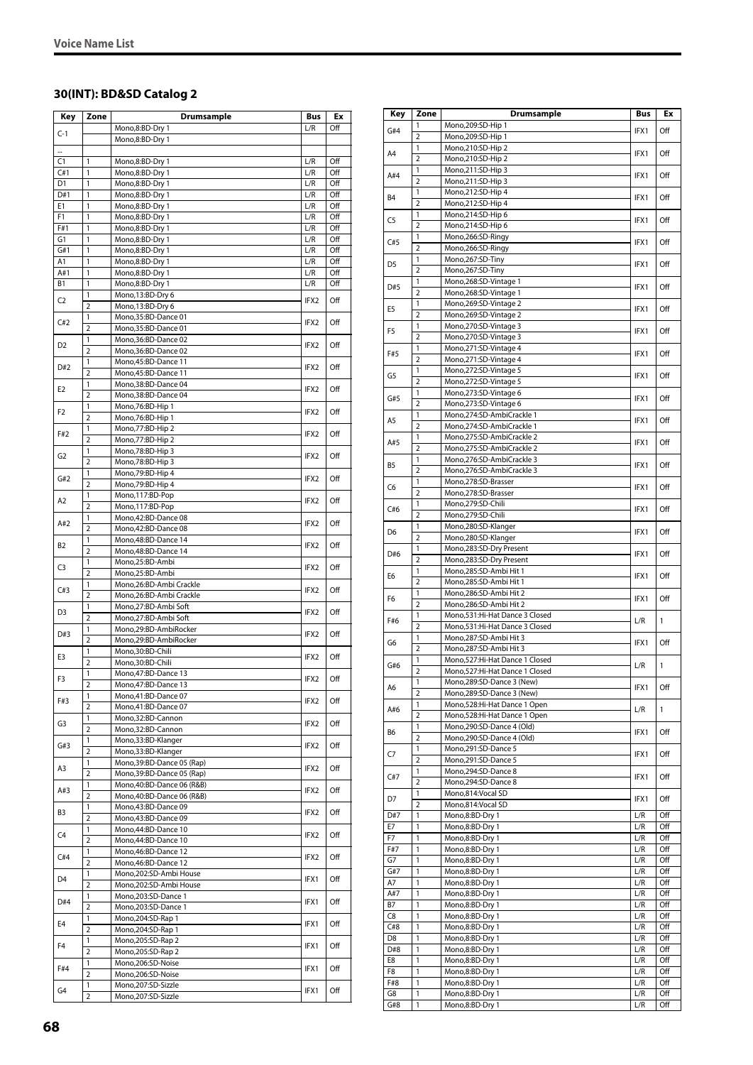## 30(INT): BD&SD Catalog 2

| Key | Zone | Drumsample | Bus | Ex |
|---|---|---|---|---|
| C-1 | | Mono,8:BD-Dry 1 | L/R | Off |
| | | Mono,8:BD-Dry 1 | | |
| ... | | | | |
| C1 | 1 | Mono,8:BD-Dry 1 | L/R | Off |
| C#1 | 1 | Mono,8:BD-Dry 1 | L/R | Off |
| D1 | 1 | Mono,8:BD-Dry 1 | L/R | Off |
| D#1 | 1 | Mono,8:BD-Dry 1 | L/R | Off |
| E1 | 1 | Mono,8:BD-Dry 1 | L/R | Off |
| F1 | 1 | Mono,8:BD-Dry 1 | L/R | Off |
| F#1 | 1 | Mono,8:BD-Dry 1 | L/R | Off |
| G1 | 1 | Mono,8:BD-Dry 1 | L/R | Off |
| G#1 | 1 | Mono,8:BD-Dry 1 | L/R | Off |
| A1 | 1 | Mono,8:BD-Dry 1 | L/R | Off |
| A#1 | 1 | Mono,8:BD-Dry 1 | L/R | Off |
| B1 | 1 | Mono,8:BD-Dry 1 | L/R | Off |
| C2 | 1 | Mono,13:BD-Dry 6 | IFX2 | Off |
| | 2 | Mono,13:BD-Dry 6 | | |
| C#2 | 1 | Mono,35:BD-Dance 01 | IFX2 | Off |
| | 2 | Mono,35:BD-Dance 01 | | |
| D2 | 1 | Mono,36:BD-Dance 02 | IFX2 | Off |
| | 2 | Mono,36:BD-Dance 02 | | |
| D#2 | 1 | Mono,45:BD-Dance 11 | IFX2 | Off |
| | 2 | Mono,45:BD-Dance 11 | | |
| E2 | 1 | Mono,38:BD-Dance 04 | IFX2 | Off |
| | 2 | Mono,38:BD-Dance 04 | | |
| F2 | 1 | Mono,76:BD-Hip 1 | IFX2 | Off |
| | 2 | Mono,76:BD-Hip 1 | | |
| F#2 | 1 | Mono,77:BD-Hip 2 | IFX2 | Off |
| | 2 | Mono,77:BD-Hip 2 | | |
| G2 | 1 | Mono,78:BD-Hip 3 | IFX2 | Off |
| | 2 | Mono,78:BD-Hip 3 | | |
| G#2 | 1 | Mono,79:BD-Hip 4 | IFX2 | Off |
| | 2 | Mono,79:BD-Hip 4 | | |
| A2 | 1 | Mono,117:BD-Pop | IFX2 | Off |
| | 2 | Mono,117:BD-Pop | | |
| A#2 | 1 | Mono,42:BD-Dance 08 | IFX2 | Off |
| | 2 | Mono,42:BD-Dance 08 | | |
| B2 | 1 | Mono,48:BD-Dance 14 | IFX2 | Off |
| | 2 | Mono,48:BD-Dance 14 | | |
| C3 | 1 | Mono,25:BD-Ambi | IFX2 | Off |
| | 2 | Mono,25:BD-Ambi | | |
| C#3 | 1 | Mono,26:BD-Ambi Crackle | IFX2 | Off |
| | 2 | Mono,26:BD-Ambi Crackle | | |
| D3 | 1 | Mono,27:BD-Ambi Soft | IFX2 | Off |
| | 2 | Mono,27:BD-Ambi Soft | | |
| D#3 | 1 | Mono,29:BD-AmbiRocker | IFX2 | Off |
| | 2 | Mono,29:BD-AmbiRocker | | |
| E3 | 1 | Mono,30:BD-Chili | IFX2 | Off |
| | 2 | Mono,30:BD-Chili | | |
| F3 | 1 | Mono,47:BD-Dance 13 | IFX2 | Off |
| | 2 | Mono,47:BD-Dance 13 | | |
| F#3 | 1 | Mono,41:BD-Dance 07 | IFX2 | Off |
| | 2 | Mono,41:BD-Dance 07 | | |
| G3 | 1 | Mono,32:BD-Cannon | IFX2 | Off |
| | 2 | Mono,32:BD-Cannon | | |
| G#3 | 1 | Mono,33:BD-Klanger | IFX2 | Off |
| | 2 | Mono,33:BD-Klanger | | |
| A3 | 1 | Mono,39:BD-Dance 05 (Rap) | IFX2 | Off |
| | 2 | Mono,39:BD-Dance 05 (Rap) | | |
| A#3 | 1 | Mono,40:BD-Dance 06 (R&B) | IFX2 | Off |
| | 2 | Mono,40:BD-Dance 06 (R&B) | | |
| B3 | 1 | Mono,43:BD-Dance 09 | IFX2 | Off |
| | 2 | Mono,43:BD-Dance 09 | | |
| C4 | 1 | Mono,44:BD-Dance 10 | IFX2 | Off |
| | 2 | Mono,44:BD-Dance 10 | | |
| C#4 | 1 | Mono,46:BD-Dance 12 | IFX2 | Off |
| | 2 | Mono,46:BD-Dance 12 | | |
| D4 | 1 | Mono,202:SD-Ambi House | IFX1 | Off |
| | 2 | Mono,202:SD-Ambi House | | |
| D#4 | 1 | Mono,203:SD-Dance 1 | IFX1 | Off |
| | 2 | Mono,203:SD-Dance 1 | | |
| E4 | 1 | Mono,204:SD-Rap 1 | IFX1 | Off |
| | 2 | Mono,204:SD-Rap 1 | | |
| F4 | 1 | Mono,205:SD-Rap 2 | IFX1 | Off |
| | 2 | Mono,205:SD-Rap 2 | | |
| F#4 | 1 | Mono,206:SD-Noise | IFX1 | Off |
| | 2 | Mono,206:SD-Noise | | |
| G4 | 1 | Mono,207:SD-Sizzle | IFX1 | Off |
| | 2 | Mono,207:SD-Sizzle | | |
| G#4 | 1 | Mono,209:SD-Hip 1 | IFX1 | Off |
| | 2 | Mono,209:SD-Hip 1 | | |
| A4 | 1 | Mono,210:SD-Hip 2 | IFX1 | Off |
| | 2 | Mono,210:SD-Hip 2 | | |
| A#4 | 1 | Mono,211:SD-Hip 3 | IFX1 | Off |
| | 2 | Mono,211:SD-Hip 3 | | |
| B4 | 1 | Mono,212:SD-Hip 4 | IFX1 | Off |
| | 2 | Mono,212:SD-Hip 4 | | |
| C5 | 1 | Mono,214:SD-Hip 6 | IFX1 | Off |
| | 2 | Mono,214:SD-Hip 6 | | |
| C#5 | 1 | Mono,266:SD-Ringy | IFX1 | Off |
| | 2 | Mono,266:SD-Ringy | | |
| D5 | 1 | Mono,267:SD-Tiny | IFX1 | Off |
| | 2 | Mono,267:SD-Tiny | | |
| D#5 | 1 | Mono,268:SD-Vintage 1 | IFX1 | Off |
| | 2 | Mono,268:SD-Vintage 1 | | |
| E5 | 1 | Mono,269:SD-Vintage 2 | IFX1 | Off |
| | 2 | Mono,269:SD-Vintage 2 | | |
| F5 | 1 | Mono,270:SD-Vintage 3 | IFX1 | Off |
| | 2 | Mono,270:SD-Vintage 3 | | |
| F#5 | 1 | Mono,271:SD-Vintage 4 | IFX1 | Off |
| | 2 | Mono,271:SD-Vintage 4 | | |
| G5 | 1 | Mono,272:SD-Vintage 5 | IFX1 | Off |
| | 2 | Mono,272:SD-Vintage 5 | | |
| G#5 | 1 | Mono,273:SD-Vintage 6 | IFX1 | Off |
| | 2 | Mono,273:SD-Vintage 6 | | |
| A5 | 1 | Mono,274:SD-AmbiCrackle 1 | IFX1 | Off |
| | 2 | Mono,274:SD-AmbiCrackle 1 | | |
| A#5 | 1 | Mono,275:SD-AmbiCrackle 2 | IFX1 | Off |
| | 2 | Mono,275:SD-AmbiCrackle 2 | | |
| B5 | 1 | Mono,276:SD-AmbiCrackle 3 | IFX1 | Off |
| | 2 | Mono,276:SD-AmbiCrackle 3 | | |
| C6 | 1 | Mono,278:SD-Brasser | IFX1 | Off |
| | 2 | Mono,278:SD-Brasser | | |
| C#6 | 1 | Mono,279:SD-Chili | IFX1 | Off |
| | 2 | Mono,279:SD-Chili | | |
| D6 | 1 | Mono,280:SD-Klanger | IFX1 | Off |
| | 2 | Mono,280:SD-Klanger | | |
| D#6 | 1 | Mono,283:SD-Dry Present | IFX1 | Off |
| | 2 | Mono,283:SD-Dry Present | | |
| E6 | 1 | Mono,285:SD-Ambi Hit 1 | IFX1 | Off |
| | 2 | Mono,285:SD-Ambi Hit 1 | | |
| F6 | 1 | Mono,286:SD-Ambi Hit 2 | IFX1 | Off |
| | 2 | Mono,286:SD-Ambi Hit 2 | | |
| F#6 | 1 | Mono,531:Hi-Hat Dance 3 Closed | L/R | 1 |
| | 2 | Mono,531:Hi-Hat Dance 3 Closed | | |
| G6 | 1 | Mono,287:SD-Ambi Hit 3 | IFX1 | Off |
| | 2 | Mono,287:SD-Ambi Hit 3 | | |
| G#6 | 1 | Mono,527:Hi-Hat Dance 1 Closed | L/R | 1 |
| | 2 | Mono,527:Hi-Hat Dance 1 Closed | | |
| A6 | 1 | Mono,289:SD-Dance 3 (New) | IFX1 | Off |
| | 2 | Mono,289:SD-Dance 3 (New) | | |
| A#6 | 1 | Mono,528:Hi-Hat Dance 1 Open | L/R | 1 |
| | 2 | Mono,528:Hi-Hat Dance 1 Open | | |
| B6 | 1 | Mono,290:SD-Dance 4 (Old) | IFX1 | Off |
| | 2 | Mono,290:SD-Dance 4 (Old) | | |
| C7 | 1 | Mono,291:SD-Dance 5 | IFX1 | Off |
| | 2 | Mono,291:SD-Dance 5 | | |
| C#7 | 1 | Mono,294:SD-Dance 8 | IFX1 | Off |
| | 2 | Mono,294:SD-Dance 8 | | |
| D7 | 1 | Mono,814:Vocal SD | IFX1 | Off |
| | 2 | Mono,814:Vocal SD | | |
| D#7 | 1 | Mono,8:BD-Dry 1 | L/R | Off |
| E7 | 1 | Mono,8:BD-Dry 1 | L/R | Off |
| F7 | 1 | Mono,8:BD-Dry 1 | L/R | Off |
| F#7 | 1 | Mono,8:BD-Dry 1 | L/R | Off |
| G7 | 1 | Mono,8:BD-Dry 1 | L/R | Off |
| G#7 | 1 | Mono,8:BD-Dry 1 | L/R | Off |
| A7 | 1 | Mono,8:BD-Dry 1 | L/R | Off |
| A#7 | 1 | Mono,8:BD-Dry 1 | L/R | Off |
| B7 | 1 | Mono,8:BD-Dry 1 | L/R | Off |
| C8 | 1 | Mono,8:BD-Dry 1 | L/R | Off |
| C#8 | 1 | Mono,8:BD-Dry 1 | L/R | Off |
| D8 | 1 | Mono,8:BD-Dry 1 | L/R | Off |
| D#8 | 1 | Mono,8:BD-Dry 1 | L/R | Off |
| E8 | 1 | Mono,8:BD-Dry 1 | L/R | Off |
| F8 | 1 | Mono,8:BD-Dry 1 | L/R | Off |
| F#8 | 1 | Mono,8:BD-Dry 1 | L/R | Off |
| G8 | 1 | Mono,8:BD-Dry 1 | L/R | Off |
| G#8 | 1 | Mono,8:BD-Dry 1 | L/R | Off |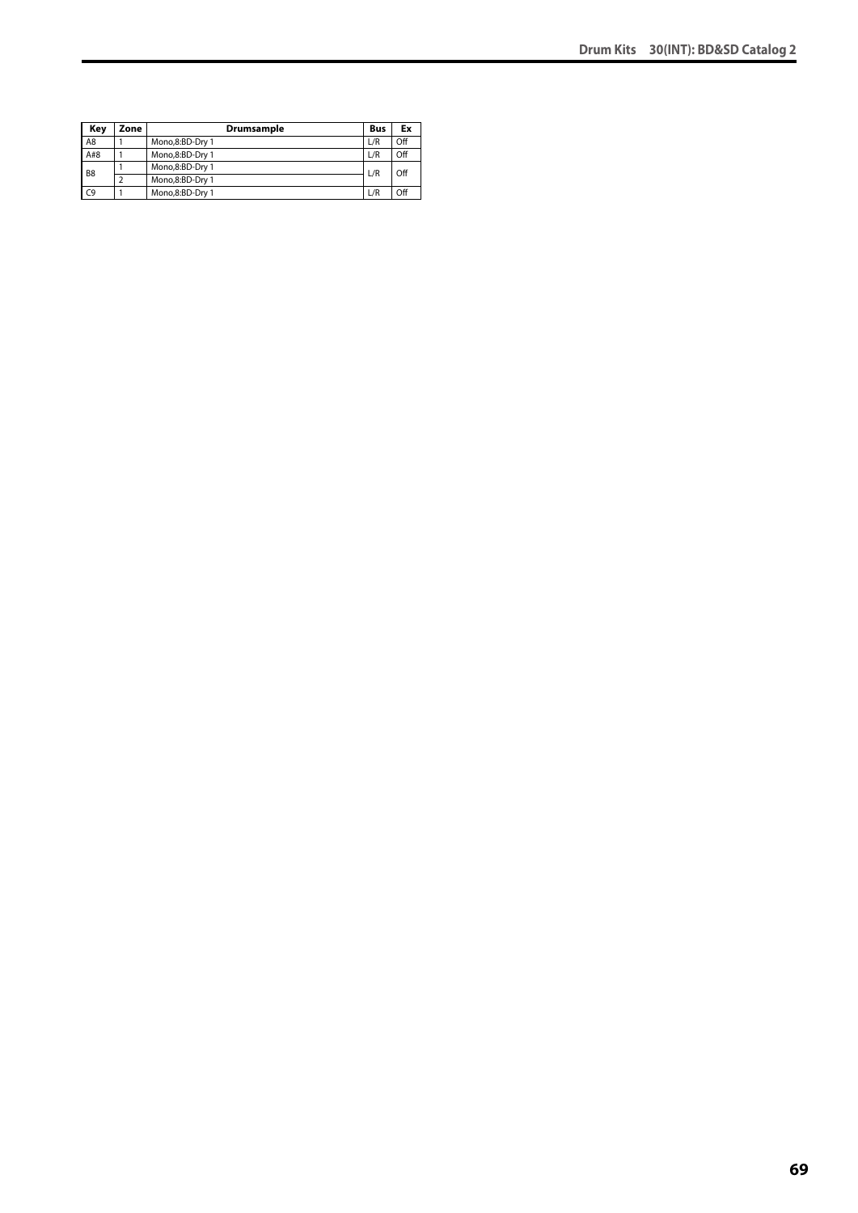| Key | Zone | Drumsample | Bus | Ex |
|---|---|---|---|---|
| A8 | 1 | Mono,8:BD-Dry 1 | L/R | Off |
| A#8 | 1 | Mono,8:BD-Dry 1 | L/R | Off |
| B8 | 1 | Mono,8:BD-Dry 1 | L/R | Off |
|  | 2 | Mono,8:BD-Dry 1 |  |  |
| C9 | 1 | Mono,8:BD-Dry 1 | L/R | Off |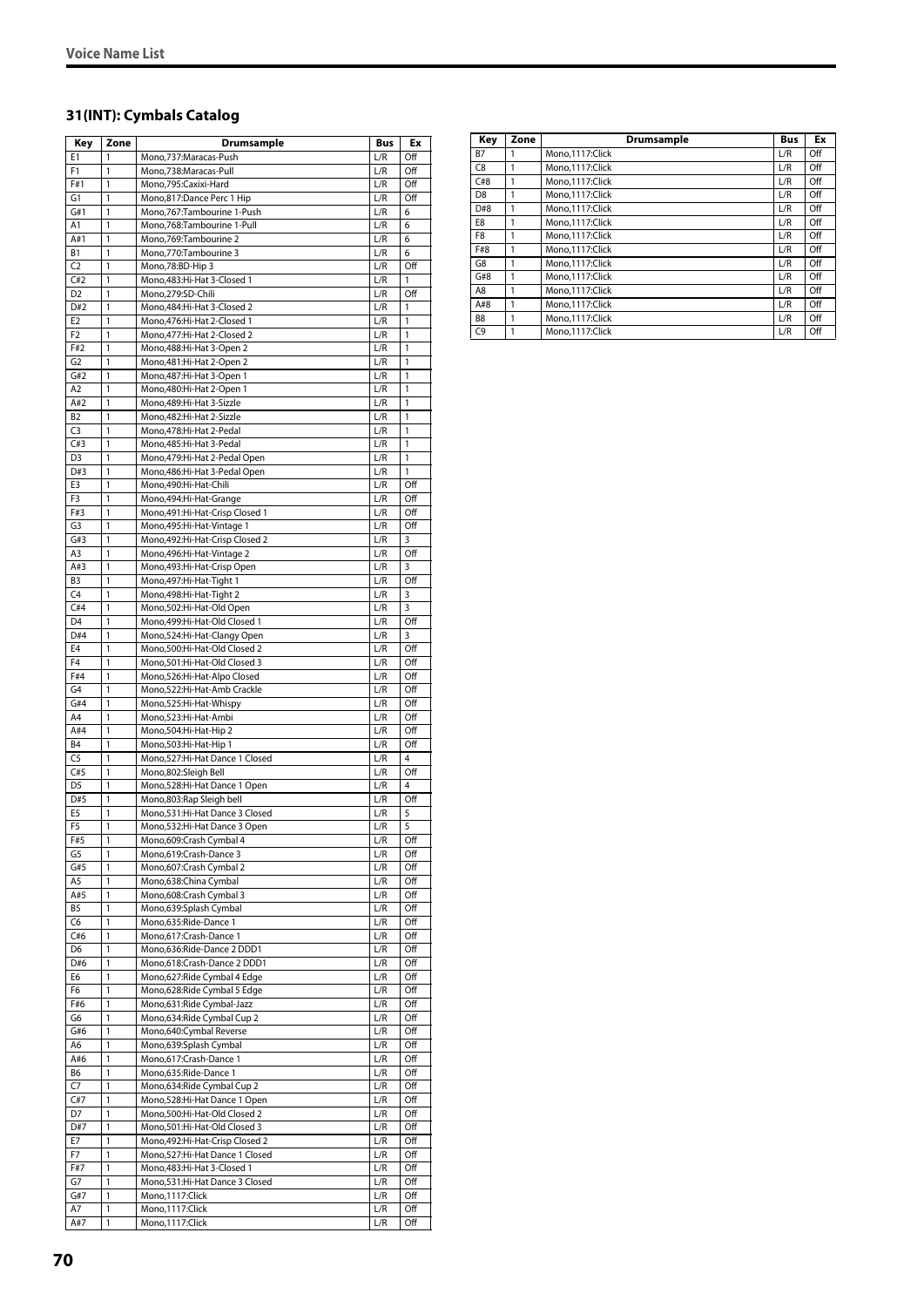## 31(INT): Cymbals Catalog

| Key | Zone | Drumsample | Bus | Ex |
|---|---|---|---|---|
| E1 | 1 | Mono,737:Maracas-Push | L/R | Off |
| F1 | 1 | Mono,738:Maracas-Pull | L/R | Off |
| F#1 | 1 | Mono,795:Caxixi-Hard | L/R | Off |
| G1 | 1 | Mono,817:Dance Perc 1 Hip | L/R | Off |
| G#1 | 1 | Mono,767:Tambourine 1-Push | L/R | 6 |
| A1 | 1 | Mono,768:Tambourine 1-Pull | L/R | 6 |
| A#1 | 1 | Mono,769:Tambourine 2 | L/R | 6 |
| B1 | 1 | Mono,770:Tambourine 3 | L/R | 6 |
| C2 | 1 | Mono,78:BD-Hip 3 | L/R | Off |
| C#2 | 1 | Mono,483:Hi-Hat 3-Closed 1 | L/R | 1 |
| D2 | 1 | Mono,279:SD-Chili | L/R | Off |
| D#2 | 1 | Mono,484:Hi-Hat 3-Closed 2 | L/R | 1 |
| E2 | 1 | Mono,476:Hi-Hat 2-Closed 1 | L/R | 1 |
| F2 | 1 | Mono,477:Hi-Hat 2-Closed 2 | L/R | 1 |
| F#2 | 1 | Mono,488:Hi-Hat 3-Open 2 | L/R | 1 |
| G2 | 1 | Mono,481:Hi-Hat 2-Open 2 | L/R | 1 |
| G#2 | 1 | Mono,487:Hi-Hat 3-Open 1 | L/R | 1 |
| A2 | 1 | Mono,480:Hi-Hat 2-Open 1 | L/R | 1 |
| A#2 | 1 | Mono,489:Hi-Hat 3-Sizzle | L/R | 1 |
| B2 | 1 | Mono,482:Hi-Hat 2-Sizzle | L/R | 1 |
| C3 | 1 | Mono,478:Hi-Hat 2-Pedal | L/R | 1 |
| C#3 | 1 | Mono,485:Hi-Hat 3-Pedal | L/R | 1 |
| D3 | 1 | Mono,479:Hi-Hat 2-Pedal Open | L/R | 1 |
| D#3 | 1 | Mono,486:Hi-Hat 3-Pedal Open | L/R | 1 |
| E3 | 1 | Mono,490:Hi-Hat-Chili | L/R | Off |
| F3 | 1 | Mono,494:Hi-Hat-Grange | L/R | Off |
| F#3 | 1 | Mono,491:Hi-Hat-Crisp Closed 1 | L/R | Off |
| G3 | 1 | Mono,495:Hi-Hat-Vintage 1 | L/R | Off |
| G#3 | 1 | Mono,492:Hi-Hat-Crisp Closed 2 | L/R | 3 |
| A3 | 1 | Mono,496:Hi-Hat-Vintage 2 | L/R | Off |
| A#3 | 1 | Mono,493:Hi-Hat-Crisp Open | L/R | 3 |
| B3 | 1 | Mono,497:Hi-Hat-Tight 1 | L/R | Off |
| C4 | 1 | Mono,498:Hi-Hat-Tight 2 | L/R | 3 |
| C#4 | 1 | Mono,502:Hi-Hat-Old Open | L/R | 3 |
| D4 | 1 | Mono,499:Hi-Hat-Old Closed 1 | L/R | Off |
| D#4 | 1 | Mono,524:Hi-Hat-Clangy Open | L/R | 3 |
| E4 | 1 | Mono,500:Hi-Hat-Old Closed 2 | L/R | Off |
| F4 | 1 | Mono,501:Hi-Hat-Old Closed 3 | L/R | Off |
| F#4 | 1 | Mono,526:Hi-Hat-Alpo Closed | L/R | Off |
| G4 | 1 | Mono,522:Hi-Hat-Amb Crackle | L/R | Off |
| G#4 | 1 | Mono,525:Hi-Hat-Whispy | L/R | Off |
| A4 | 1 | Mono,523:Hi-Hat-Ambi | L/R | Off |
| A#4 | 1 | Mono,504:Hi-Hat-Hip 2 | L/R | Off |
| B4 | 1 | Mono,503:Hi-Hat-Hip 1 | L/R | Off |
| C5 | 1 | Mono,527:Hi-Hat Dance 1 Closed | L/R | 4 |
| C#5 | 1 | Mono,802:Sleigh Bell | L/R | Off |
| D5 | 1 | Mono,528:Hi-Hat Dance 1 Open | L/R | 4 |
| D#5 | 1 | Mono,803:Rap Sleigh bell | L/R | Off |
| E5 | 1 | Mono,531:Hi-Hat Dance 3 Closed | L/R | 5 |
| F5 | 1 | Mono,532:Hi-Hat Dance 3 Open | L/R | 5 |
| F#5 | 1 | Mono,609:Crash Cymbal 4 | L/R | Off |
| G5 | 1 | Mono,619:Crash-Dance 3 | L/R | Off |
| G#5 | 1 | Mono,607:Crash Cymbal 2 | L/R | Off |
| A5 | 1 | Mono,638:China Cymbal | L/R | Off |
| A#5 | 1 | Mono,608:Crash Cymbal 3 | L/R | Off |
| B5 | 1 | Mono,639:Splash Cymbal | L/R | Off |
| C6 | 1 | Mono,635:Ride-Dance 1 | L/R | Off |
| C#6 | 1 | Mono,617:Crash-Dance 1 | L/R | Off |
| D6 | 1 | Mono,636:Ride-Dance 2 DDD1 | L/R | Off |
| D#6 | 1 | Mono,618:Crash-Dance 2 DDD1 | L/R | Off |
| E6 | 1 | Mono,627:Ride Cymbal 4 Edge | L/R | Off |
| F6 | 1 | Mono,628:Ride Cymbal 5 Edge | L/R | Off |
| F#6 | 1 | Mono,631:Ride Cymbal-Jazz | L/R | Off |
| G6 | 1 | Mono,634:Ride Cymbal Cup 2 | L/R | Off |
| G#6 | 1 | Mono,640:Cymbal Reverse | L/R | Off |
| A6 | 1 | Mono,639:Splash Cymbal | L/R | Off |
| A#6 | 1 | Mono,617:Crash-Dance 1 | L/R | Off |
| B6 | 1 | Mono,635:Ride-Dance 1 | L/R | Off |
| C7 | 1 | Mono,634:Ride Cymbal Cup 2 | L/R | Off |
| C#7 | 1 | Mono,528:Hi-Hat Dance 1 Open | L/R | Off |
| D7 | 1 | Mono,500:Hi-Hat-Old Closed 2 | L/R | Off |
| D#7 | 1 | Mono,501:Hi-Hat-Old Closed 3 | L/R | Off |
| E7 | 1 | Mono,492:Hi-Hat-Crisp Closed 2 | L/R | Off |
| F7 | 1 | Mono,527:Hi-Hat Dance 1 Closed | L/R | Off |
| F#7 | 1 | Mono,483:Hi-Hat 3-Closed 1 | L/R | Off |
| G7 | 1 | Mono,531:Hi-Hat Dance 3 Closed | L/R | Off |
| G#7 | 1 | Mono,1117:Click | L/R | Off |
| A7 | 1 | Mono,1117:Click | L/R | Off |
| A#7 | 1 | Mono,1117:Click | L/R | Off |
| B7 | 1 | Mono,1117:Click | L/R | Off |
| C8 | 1 | Mono,1117:Click | L/R | Off |
| C#8 | 1 | Mono,1117:Click | L/R | Off |
| D8 | 1 | Mono,1117:Click | L/R | Off |
| D#8 | 1 | Mono,1117:Click | L/R | Off |
| E8 | 1 | Mono,1117:Click | L/R | Off |
| F8 | 1 | Mono,1117:Click | L/R | Off |
| F#8 | 1 | Mono,1117:Click | L/R | Off |
| G8 | 1 | Mono,1117:Click | L/R | Off |
| G#8 | 1 | Mono,1117:Click | L/R | Off |
| A8 | 1 | Mono,1117:Click | L/R | Off |
| A#8 | 1 | Mono,1117:Click | L/R | Off |
| B8 | 1 | Mono,1117:Click | L/R | Off |
| C9 | 1 | Mono,1117:Click | L/R | Off |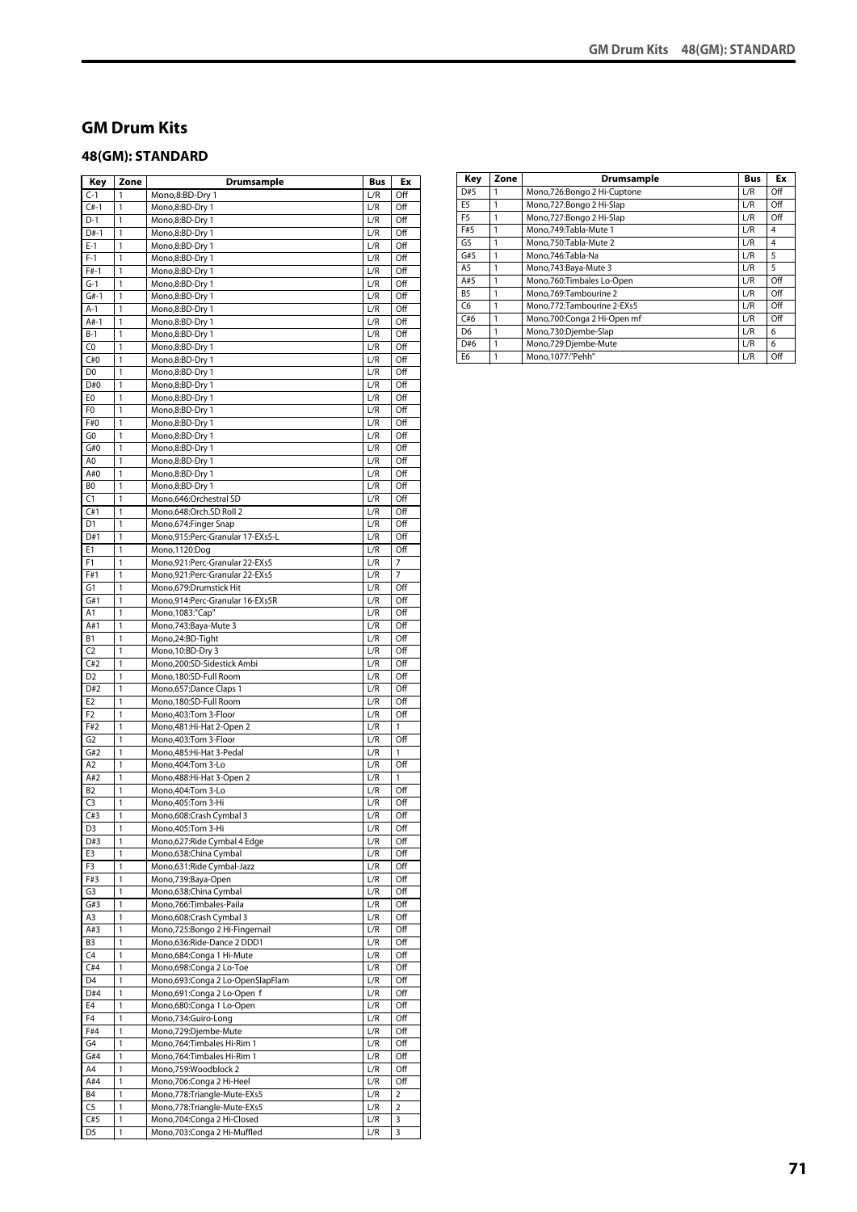## GM Drum Kits

### 48(GM): STANDARD

| Key | Zone | Drumsample | Bus | Ex |
|---|---|---|---|---|
| C-1 | 1 | Mono,8:BD-Dry 1 | L/R | Off |
| C#-1 | 1 | Mono,8:BD-Dry 1 | L/R | Off |
| D-1 | 1 | Mono,8:BD-Dry 1 | L/R | Off |
| D#-1 | 1 | Mono,8:BD-Dry 1 | L/R | Off |
| E-1 | 1 | Mono,8:BD-Dry 1 | L/R | Off |
| F-1 | 1 | Mono,8:BD-Dry 1 | L/R | Off |
| F#-1 | 1 | Mono,8:BD-Dry 1 | L/R | Off |
| G-1 | 1 | Mono,8:BD-Dry 1 | L/R | Off |
| G#-1 | 1 | Mono,8:BD-Dry 1 | L/R | Off |
| A-1 | 1 | Mono,8:BD-Dry 1 | L/R | Off |
| A#-1 | 1 | Mono,8:BD-Dry 1 | L/R | Off |
| B-1 | 1 | Mono,8:BD-Dry 1 | L/R | Off |
| C0 | 1 | Mono,8:BD-Dry 1 | L/R | Off |
| C#0 | 1 | Mono,8:BD-Dry 1 | L/R | Off |
| D0 | 1 | Mono,8:BD-Dry 1 | L/R | Off |
| D#0 | 1 | Mono,8:BD-Dry 1 | L/R | Off |
| E0 | 1 | Mono,8:BD-Dry 1 | L/R | Off |
| F0 | 1 | Mono,8:BD-Dry 1 | L/R | Off |
| F#0 | 1 | Mono,8:BD-Dry 1 | L/R | Off |
| G0 | 1 | Mono,8:BD-Dry 1 | L/R | Off |
| G#0 | 1 | Mono,8:BD-Dry 1 | L/R | Off |
| A0 | 1 | Mono,8:BD-Dry 1 | L/R | Off |
| A#0 | 1 | Mono,8:BD-Dry 1 | L/R | Off |
| B0 | 1 | Mono,8:BD-Dry 1 | L/R | Off |
| C1 | 1 | Mono,646:Orchestral SD | L/R | Off |
| C#1 | 1 | Mono,648:Orch.SD Roll 2 | L/R | Off |
| D1 | 1 | Mono,674:Finger Snap | L/R | Off |
| D#1 | 1 | Mono,915:Perc-Granular 17-EXs5-L | L/R | Off |
| E1 | 1 | Mono,1120:Dog | L/R | Off |
| F1 | 1 | Mono,921:Perc-Granular 22-EXs5 | L/R | 7 |
| F#1 | 1 | Mono,921:Perc-Granular 22-EXs5 | L/R | 7 |
| G1 | 1 | Mono,679:Drumstick Hit | L/R | Off |
| G#1 | 1 | Mono,914:Perc-Granular 16-EXs5R | L/R | Off |
| A1 | 1 | Mono,1083:"Cap" | L/R | Off |
| A#1 | 1 | Mono,743:Baya-Mute 3 | L/R | Off |
| B1 | 1 | Mono,24:BD-Tight | L/R | Off |
| C2 | 1 | Mono,10:BD-Dry 3 | L/R | Off |
| C#2 | 1 | Mono,200:SD-Sidestick Ambi | L/R | Off |
| D2 | 1 | Mono,180:SD-Full Room | L/R | Off |
| D#2 | 1 | Mono,657:Dance Claps 1 | L/R | Off |
| E2 | 1 | Mono,180:SD-Full Room | L/R | Off |
| F2 | 1 | Mono,403:Tom 3-Floor | L/R | Off |
| F#2 | 1 | Mono,481:Hi-Hat 2-Open 2 | L/R | 1 |
| G2 | 1 | Mono,403:Tom 3-Floor | L/R | Off |
| G#2 | 1 | Mono,485:Hi-Hat 3-Pedal | L/R | 1 |
| A2 | 1 | Mono,404:Tom 3-Lo | L/R | Off |
| A#2 | 1 | Mono,488:Hi-Hat 3-Open 2 | L/R | 1 |
| B2 | 1 | Mono,404:Tom 3-Lo | L/R | Off |
| C3 | 1 | Mono,405:Tom 3-Hi | L/R | Off |
| C#3 | 1 | Mono,608:Crash Cymbal 3 | L/R | Off |
| D3 | 1 | Mono,405:Tom 3-Hi | L/R | Off |
| D#3 | 1 | Mono,627:Ride Cymbal 4 Edge | L/R | Off |
| E3 | 1 | Mono,638:China Cymbal | L/R | Off |
| F3 | 1 | Mono,631:Ride Cymbal-Jazz | L/R | Off |
| F#3 | 1 | Mono,739:Baya-Open | L/R | Off |
| G3 | 1 | Mono,638:China Cymbal | L/R | Off |
| G#3 | 1 | Mono,766:Timbales-Paila | L/R | Off |
| A3 | 1 | Mono,608:Crash Cymbal 3 | L/R | Off |
| A#3 | 1 | Mono,725:Bongo 2 Hi-Fingernail | L/R | Off |
| B3 | 1 | Mono,636:Ride-Dance 2 DDD1 | L/R | Off |
| C4 | 1 | Mono,684:Conga 1 Hi-Mute | L/R | Off |
| C#4 | 1 | Mono,698:Conga 2 Lo-Toe | L/R | Off |
| D4 | 1 | Mono,693:Conga 2 Lo-OpenSlapFlam | L/R | Off |
| D#4 | 1 | Mono,691:Conga 2 Lo-Open f | L/R | Off |
| E4 | 1 | Mono,680:Conga 1 Lo-Open | L/R | Off |
| F4 | 1 | Mono,734:Guiro-Long | L/R | Off |
| F#4 | 1 | Mono,729:Djembe-Mute | L/R | Off |
| G4 | 1 | Mono,764:Timbales Hi-Rim 1 | L/R | Off |
| G#4 | 1 | Mono,764:Timbales Hi-Rim 1 | L/R | Off |
| A4 | 1 | Mono,759:Woodblock 2 | L/R | Off |
| A#4 | 1 | Mono,706:Conga 2 Hi-Heel | L/R | Off |
| B4 | 1 | Mono,778:Triangle-Mute-EXs5 | L/R | 2 |
| C5 | 1 | Mono,778:Triangle-Mute-EXs5 | L/R | 2 |
| C#5 | 1 | Mono,704:Conga 2 Hi-Closed | L/R | 3 |
| D5 | 1 | Mono,703:Conga 2 Hi-Muffled | L/R | 3 |
| D#5 | 1 | Mono,726:Bongo 2 Hi-Cuptone | L/R | Off |
| E5 | 1 | Mono,727:Bongo 2 Hi-Slap | L/R | Off |
| F5 | 1 | Mono,727:Bongo 2 Hi-Slap | L/R | Off |
| F#5 | 1 | Mono,749:Tabla-Mute 1 | L/R | 4 |
| G5 | 1 | Mono,750:Tabla-Mute 2 | L/R | 4 |
| G#5 | 1 | Mono,746:Tabla-Na | L/R | 5 |
| A5 | 1 | Mono,743:Baya-Mute 3 | L/R | 5 |
| A#5 | 1 | Mono,760:Timbales Lo-Open | L/R | Off |
| B5 | 1 | Mono,769:Tambourine 2 | L/R | Off |
| C6 | 1 | Mono,772:Tambourine 2-EXs5 | L/R | Off |
| C#6 | 1 | Mono,700:Conga 2 Hi-Open mf | L/R | Off |
| D6 | 1 | Mono,730:Djembe-Slap | L/R | 6 |
| D#6 | 1 | Mono,729:Djembe-Mute | L/R | 6 |
| E6 | 1 | Mono,1077:"Pehh" | L/R | Off |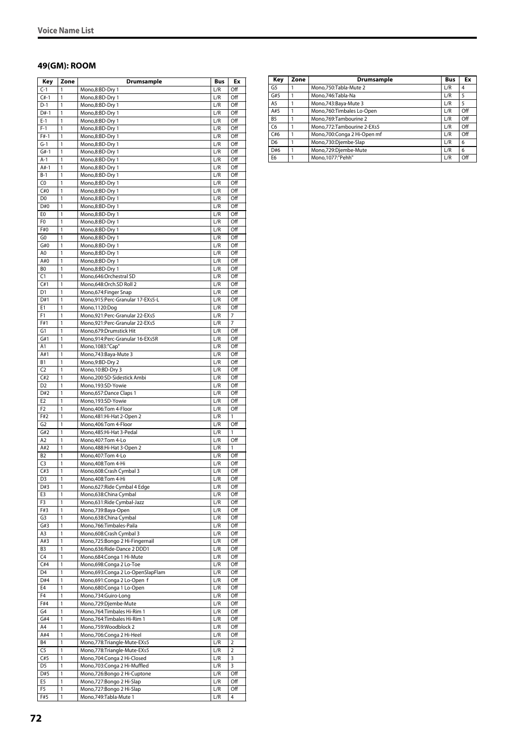## 49(GM): ROOM

| Key | Zone | Drumsample | Bus | Ex |
|---|---|---|---|---|
| C-1 | 1 | Mono,8:BD-Dry 1 | L/R | Off |
| C#-1 | 1 | Mono,8:BD-Dry 1 | L/R | Off |
| D-1 | 1 | Mono,8:BD-Dry 1 | L/R | Off |
| D#-1 | 1 | Mono,8:BD-Dry 1 | L/R | Off |
| E-1 | 1 | Mono,8:BD-Dry 1 | L/R | Off |
| F-1 | 1 | Mono,8:BD-Dry 1 | L/R | Off |
| F#-1 | 1 | Mono,8:BD-Dry 1 | L/R | Off |
| G-1 | 1 | Mono,8:BD-Dry 1 | L/R | Off |
| G#-1 | 1 | Mono,8:BD-Dry 1 | L/R | Off |
| A-1 | 1 | Mono,8:BD-Dry 1 | L/R | Off |
| A#-1 | 1 | Mono,8:BD-Dry 1 | L/R | Off |
| B-1 | 1 | Mono,8:BD-Dry 1 | L/R | Off |
| C0 | 1 | Mono,8:BD-Dry 1 | L/R | Off |
| C#0 | 1 | Mono,8:BD-Dry 1 | L/R | Off |
| D0 | 1 | Mono,8:BD-Dry 1 | L/R | Off |
| D#0 | 1 | Mono,8:BD-Dry 1 | L/R | Off |
| E0 | 1 | Mono,8:BD-Dry 1 | L/R | Off |
| F0 | 1 | Mono,8:BD-Dry 1 | L/R | Off |
| F#0 | 1 | Mono,8:BD-Dry 1 | L/R | Off |
| G0 | 1 | Mono,8:BD-Dry 1 | L/R | Off |
| G#0 | 1 | Mono,8:BD-Dry 1 | L/R | Off |
| A0 | 1 | Mono,8:BD-Dry 1 | L/R | Off |
| A#0 | 1 | Mono,8:BD-Dry 1 | L/R | Off |
| B0 | 1 | Mono,8:BD-Dry 1 | L/R | Off |
| C1 | 1 | Mono,646:Orchestral SD | L/R | Off |
| C#1 | 1 | Mono,648:Orch.SD Roll 2 | L/R | Off |
| D1 | 1 | Mono,674:Finger Snap | L/R | Off |
| D#1 | 1 | Mono,915:Perc-Granular 17-EXs5-L | L/R | Off |
| E1 | 1 | Mono,1120:Dog | L/R | Off |
| F1 | 1 | Mono,921:Perc-Granular 22-EXs5 | L/R | 7 |
| F#1 | 1 | Mono,921:Perc-Granular 22-EXs5 | L/R | 7 |
| G1 | 1 | Mono,679:Drumstick Hit | L/R | Off |
| G#1 | 1 | Mono,914:Perc-Granular 16-EXs5R | L/R | Off |
| A1 | 1 | Mono,1083:"Cap" | L/R | Off |
| A#1 | 1 | Mono,743:Baya-Mute 3 | L/R | Off |
| B1 | 1 | Mono,9:BD-Dry 2 | L/R | Off |
| C2 | 1 | Mono,10:BD-Dry 3 | L/R | Off |
| C#2 | 1 | Mono,200:SD-Sidestick Ambi | L/R | Off |
| D2 | 1 | Mono,193:SD-Yowie | L/R | Off |
| D#2 | 1 | Mono,657:Dance Claps 1 | L/R | Off |
| E2 | 1 | Mono,193:SD-Yowie | L/R | Off |
| F2 | 1 | Mono,406:Tom 4-Floor | L/R | Off |
| F#2 | 1 | Mono,481:Hi-Hat 2-Open 2 | L/R | 1 |
| G2 | 1 | Mono,406:Tom 4-Floor | L/R | Off |
| G#2 | 1 | Mono,485:Hi-Hat 3-Pedal | L/R | 1 |
| A2 | 1 | Mono,407:Tom 4-Lo | L/R | Off |
| A#2 | 1 | Mono,488:Hi-Hat 3-Open 2 | L/R | 1 |
| B2 | 1 | Mono,407:Tom 4-Lo | L/R | Off |
| C3 | 1 | Mono,408:Tom 4-Hi | L/R | Off |
| C#3 | 1 | Mono,608:Crash Cymbal 3 | L/R | Off |
| D3 | 1 | Mono,408:Tom 4-Hi | L/R | Off |
| D#3 | 1 | Mono,627:Ride Cymbal 4 Edge | L/R | Off |
| E3 | 1 | Mono,638:China Cymbal | L/R | Off |
| F3 | 1 | Mono,631:Ride Cymbal-Jazz | L/R | Off |
| F#3 | 1 | Mono,739:Baya-Open | L/R | Off |
| G3 | 1 | Mono,638:China Cymbal | L/R | Off |
| G#3 | 1 | Mono,766:Timbales-Paila | L/R | Off |
| A3 | 1 | Mono,608:Crash Cymbal 3 | L/R | Off |
| A#3 | 1 | Mono,725:Bongo 2 Hi-Fingernail | L/R | Off |
| B3 | 1 | Mono,636:Ride-Dance 2 DDD1 | L/R | Off |
| C4 | 1 | Mono,684:Conga 1 Hi-Mute | L/R | Off |
| C#4 | 1 | Mono,698:Conga 2 Lo-Toe | L/R | Off |
| D4 | 1 | Mono,693:Conga 2 Lo-OpenSlapFlam | L/R | Off |
| D#4 | 1 | Mono,691:Conga 2 Lo-Open f | L/R | Off |
| E4 | 1 | Mono,680:Conga 1 Lo-Open | L/R | Off |
| F4 | 1 | Mono,734:Guiro-Long | L/R | Off |
| F#4 | 1 | Mono,729:Djembe-Mute | L/R | Off |
| G4 | 1 | Mono,764:Timbales Hi-Rim 1 | L/R | Off |
| G#4 | 1 | Mono,764:Timbales Hi-Rim 1 | L/R | Off |
| A4 | 1 | Mono,759:Woodblock 2 | L/R | Off |
| A#4 | 1 | Mono,706:Conga 2 Hi-Heel | L/R | Off |
| B4 | 1 | Mono,778:Triangle-Mute-EXs5 | L/R | 2 |
| C5 | 1 | Mono,778:Triangle-Mute-EXs5 | L/R | 2 |
| C#5 | 1 | Mono,704:Conga 2 Hi-Closed | L/R | 3 |
| D5 | 1 | Mono,703:Conga 2 Hi-Muffled | L/R | 3 |
| D#5 | 1 | Mono,726:Bongo 2 Hi-Cuptone | L/R | Off |
| E5 | 1 | Mono,727:Bongo 2 Hi-Slap | L/R | Off |
| F5 | 1 | Mono,727:Bongo 2 Hi-Slap | L/R | Off |
| F#5 | 1 | Mono,749:Tabla-Mute 1 | L/R | 4 |
| G5 | 1 | Mono,750:Tabla-Mute 2 | L/R | 4 |
| G#5 | 1 | Mono,746:Tabla-Na | L/R | 5 |
| A5 | 1 | Mono,743:Baya-Mute 3 | L/R | 5 |
| A#5 | 1 | Mono,760:Timbales Lo-Open | L/R | Off |
| B5 | 1 | Mono,769:Tambourine 2 | L/R | Off |
| C6 | 1 | Mono,772:Tambourine 2-EXs5 | L/R | Off |
| C#6 | 1 | Mono,700:Conga 2 Hi-Open mf | L/R | Off |
| D6 | 1 | Mono,730:Djembe-Slap | L/R | 6 |
| D#6 | 1 | Mono,729:Djembe-Mute | L/R | 6 |
| E6 | 1 | Mono,1077:"Pehh" | L/R | Off |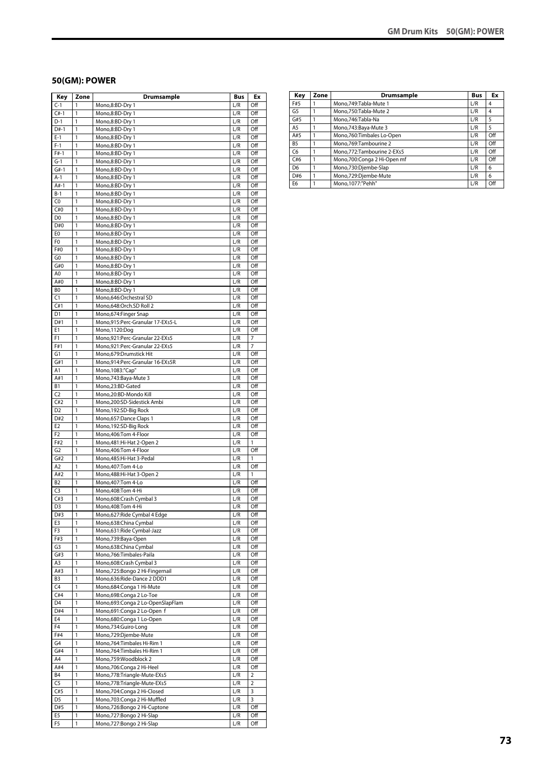## 50(GM): POWER

| Key | Zone | Drumsample | Bus | Ex |
|---|---|---|---|---|
| C-1 | 1 | Mono,8:BD-Dry 1 | L/R | Off |
| C#-1 | 1 | Mono,8:BD-Dry 1 | L/R | Off |
| D-1 | 1 | Mono,8:BD-Dry 1 | L/R | Off |
| D#-1 | 1 | Mono,8:BD-Dry 1 | L/R | Off |
| E-1 | 1 | Mono,8:BD-Dry 1 | L/R | Off |
| F-1 | 1 | Mono,8:BD-Dry 1 | L/R | Off |
| F#-1 | 1 | Mono,8:BD-Dry 1 | L/R | Off |
| G-1 | 1 | Mono,8:BD-Dry 1 | L/R | Off |
| G#-1 | 1 | Mono,8:BD-Dry 1 | L/R | Off |
| A-1 | 1 | Mono,8:BD-Dry 1 | L/R | Off |
| A#-1 | 1 | Mono,8:BD-Dry 1 | L/R | Off |
| B-1 | 1 | Mono,8:BD-Dry 1 | L/R | Off |
| C0 | 1 | Mono,8:BD-Dry 1 | L/R | Off |
| C#0 | 1 | Mono,8:BD-Dry 1 | L/R | Off |
| D0 | 1 | Mono,8:BD-Dry 1 | L/R | Off |
| D#0 | 1 | Mono,8:BD-Dry 1 | L/R | Off |
| E0 | 1 | Mono,8:BD-Dry 1 | L/R | Off |
| F0 | 1 | Mono,8:BD-Dry 1 | L/R | Off |
| F#0 | 1 | Mono,8:BD-Dry 1 | L/R | Off |
| G0 | 1 | Mono,8:BD-Dry 1 | L/R | Off |
| G#0 | 1 | Mono,8:BD-Dry 1 | L/R | Off |
| A0 | 1 | Mono,8:BD-Dry 1 | L/R | Off |
| A#0 | 1 | Mono,8:BD-Dry 1 | L/R | Off |
| B0 | 1 | Mono,8:BD-Dry 1 | L/R | Off |
| C1 | 1 | Mono,646:Orchestral SD | L/R | Off |
| C#1 | 1 | Mono,648:Orch.SD Roll 2 | L/R | Off |
| D1 | 1 | Mono,674:Finger Snap | L/R | Off |
| D#1 | 1 | Mono,915:Perc-Granular 17-EXs5-L | L/R | Off |
| E1 | 1 | Mono,1120:Dog | L/R | Off |
| F1 | 1 | Mono,921:Perc-Granular 22-EXs5 | L/R | 7 |
| F#1 | 1 | Mono,921:Perc-Granular 22-EXs5 | L/R | 7 |
| G1 | 1 | Mono,679:Drumstick Hit | L/R | Off |
| G#1 | 1 | Mono,914:Perc-Granular 16-EXs5R | L/R | Off |
| A1 | 1 | Mono,1083:"Cap" | L/R | Off |
| A#1 | 1 | Mono,743:Baya-Mute 3 | L/R | Off |
| B1 | 1 | Mono,23:BD-Gated | L/R | Off |
| C2 | 1 | Mono,20:BD-Mondo Kill | L/R | Off |
| C#2 | 1 | Mono,200:SD-Sidestick Ambi | L/R | Off |
| D2 | 1 | Mono,192:SD-Big Rock | L/R | Off |
| D#2 | 1 | Mono,657:Dance Claps 1 | L/R | Off |
| E2 | 1 | Mono,192:SD-Big Rock | L/R | Off |
| F2 | 1 | Mono,406:Tom 4-Floor | L/R | Off |
| F#2 | 1 | Mono,481:Hi-Hat 2-Open 2 | L/R | 1 |
| G2 | 1 | Mono,406:Tom 4-Floor | L/R | Off |
| G#2 | 1 | Mono,485:Hi-Hat 3-Pedal | L/R | 1 |
| A2 | 1 | Mono,407:Tom 4-Lo | L/R | Off |
| A#2 | 1 | Mono,488:Hi-Hat 3-Open 2 | L/R | 1 |
| B2 | 1 | Mono,407:Tom 4-Lo | L/R | Off |
| C3 | 1 | Mono,408:Tom 4-Hi | L/R | Off |
| C#3 | 1 | Mono,608:Crash Cymbal 3 | L/R | Off |
| D3 | 1 | Mono,408:Tom 4-Hi | L/R | Off |
| D#3 | 1 | Mono,627:Ride Cymbal 4 Edge | L/R | Off |
| E3 | 1 | Mono,638:China Cymbal | L/R | Off |
| F3 | 1 | Mono,631:Ride Cymbal-Jazz | L/R | Off |
| F#3 | 1 | Mono,739:Baya-Open | L/R | Off |
| G3 | 1 | Mono,638:China Cymbal | L/R | Off |
| G#3 | 1 | Mono,766:Timbales-Paila | L/R | Off |
| A3 | 1 | Mono,608:Crash Cymbal 3 | L/R | Off |
| A#3 | 1 | Mono,725:Bongo 2 Hi-Fingernail | L/R | Off |
| B3 | 1 | Mono,636:Ride-Dance 2 DDD1 | L/R | Off |
| C4 | 1 | Mono,684:Conga 1 Hi-Mute | L/R | Off |
| C#4 | 1 | Mono,698:Conga 2 Lo-Toe | L/R | Off |
| D4 | 1 | Mono,693:Conga 2 Lo-OpenSlapFlam | L/R | Off |
| D#4 | 1 | Mono,691:Conga 2 Lo-Open f | L/R | Off |
| E4 | 1 | Mono,680:Conga 1 Lo-Open | L/R | Off |
| F4 | 1 | Mono,734:Guiro-Long | L/R | Off |
| F#4 | 1 | Mono,729:Djembe-Mute | L/R | Off |
| G4 | 1 | Mono,764:Timbales Hi-Rim 1 | L/R | Off |
| G#4 | 1 | Mono,764:Timbales Hi-Rim 1 | L/R | Off |
| A4 | 1 | Mono,759:Woodblock 2 | L/R | Off |
| A#4 | 1 | Mono,706:Conga 2 Hi-Heel | L/R | Off |
| B4 | 1 | Mono,778:Triangle-Mute-EXs5 | L/R | 2 |
| C5 | 1 | Mono,778:Triangle-Mute-EXs5 | L/R | 2 |
| C#5 | 1 | Mono,704:Conga 2 Hi-Closed | L/R | 3 |
| D5 | 1 | Mono,703:Conga 2 Hi-Muffled | L/R | 3 |
| D#5 | 1 | Mono,726:Bongo 2 Hi-Cuptone | L/R | Off |
| E5 | 1 | Mono,727:Bongo 2 Hi-Slap | L/R | Off |
| F5 | 1 | Mono,727:Bongo 2 Hi-Slap | L/R | Off |
| F#5 | 1 | Mono,749:Tabla-Mute 1 | L/R | 4 |
| G5 | 1 | Mono,750:Tabla-Mute 2 | L/R | 4 |
| G#5 | 1 | Mono,746:Tabla-Na | L/R | 5 |
| A5 | 1 | Mono,743:Baya-Mute 3 | L/R | 5 |
| A#5 | 1 | Mono,760:Timbales Lo-Open | L/R | Off |
| B5 | 1 | Mono,769:Tambourine 2 | L/R | Off |
| C6 | 1 | Mono,772:Tambourine 2-EXs5 | L/R | Off |
| C#6 | 1 | Mono,700:Conga 2 Hi-Open mf | L/R | Off |
| D6 | 1 | Mono,730:Djembe-Slap | L/R | 6 |
| D#6 | 1 | Mono,729:Djembe-Mute | L/R | 6 |
| E6 | 1 | Mono,1077:"Pehh" | L/R | Off |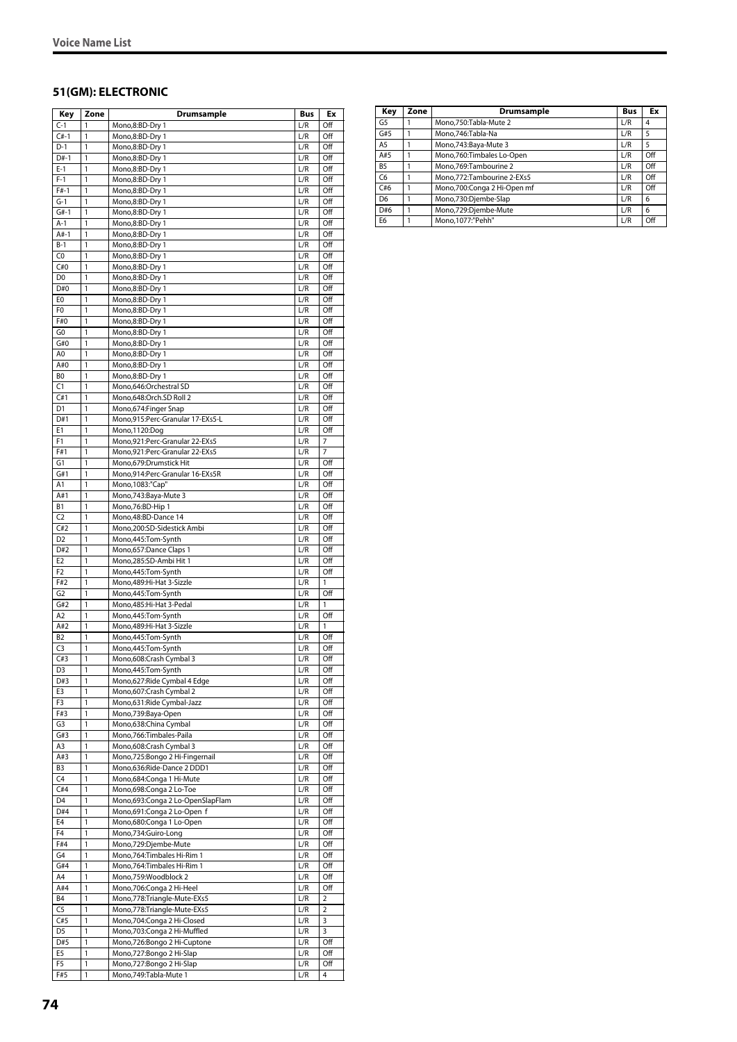## 51(GM): ELECTRONIC

| Key | Zone | Drumsample | Bus | Ex |
|---|---|---|---|---|
| C-1 | 1 | Mono,8:BD-Dry 1 | L/R | Off |
| C#-1 | 1 | Mono,8:BD-Dry 1 | L/R | Off |
| D-1 | 1 | Mono,8:BD-Dry 1 | L/R | Off |
| D#-1 | 1 | Mono,8:BD-Dry 1 | L/R | Off |
| E-1 | 1 | Mono,8:BD-Dry 1 | L/R | Off |
| F-1 | 1 | Mono,8:BD-Dry 1 | L/R | Off |
| F#-1 | 1 | Mono,8:BD-Dry 1 | L/R | Off |
| G-1 | 1 | Mono,8:BD-Dry 1 | L/R | Off |
| G#-1 | 1 | Mono,8:BD-Dry 1 | L/R | Off |
| A-1 | 1 | Mono,8:BD-Dry 1 | L/R | Off |
| A#-1 | 1 | Mono,8:BD-Dry 1 | L/R | Off |
| B-1 | 1 | Mono,8:BD-Dry 1 | L/R | Off |
| C0 | 1 | Mono,8:BD-Dry 1 | L/R | Off |
| C#0 | 1 | Mono,8:BD-Dry 1 | L/R | Off |
| D0 | 1 | Mono,8:BD-Dry 1 | L/R | Off |
| D#0 | 1 | Mono,8:BD-Dry 1 | L/R | Off |
| E0 | 1 | Mono,8:BD-Dry 1 | L/R | Off |
| F0 | 1 | Mono,8:BD-Dry 1 | L/R | Off |
| F#0 | 1 | Mono,8:BD-Dry 1 | L/R | Off |
| G0 | 1 | Mono,8:BD-Dry 1 | L/R | Off |
| G#0 | 1 | Mono,8:BD-Dry 1 | L/R | Off |
| A0 | 1 | Mono,8:BD-Dry 1 | L/R | Off |
| A#0 | 1 | Mono,8:BD-Dry 1 | L/R | Off |
| B0 | 1 | Mono,8:BD-Dry 1 | L/R | Off |
| C1 | 1 | Mono,646:Orchestral SD | L/R | Off |
| C#1 | 1 | Mono,648:Orch.SD Roll 2 | L/R | Off |
| D1 | 1 | Mono,674:Finger Snap | L/R | Off |
| D#1 | 1 | Mono,915:Perc-Granular 17-EXs5-L | L/R | Off |
| E1 | 1 | Mono,1120:Dog | L/R | Off |
| F1 | 1 | Mono,921:Perc-Granular 22-EXs5 | L/R | 7 |
| F#1 | 1 | Mono,921:Perc-Granular 22-EXs5 | L/R | 7 |
| G1 | 1 | Mono,679:Drumstick Hit | L/R | Off |
| G#1 | 1 | Mono,914:Perc-Granular 16-EXs5R | L/R | Off |
| A1 | 1 | Mono,1083:"Cap" | L/R | Off |
| A#1 | 1 | Mono,743:Baya-Mute 3 | L/R | Off |
| B1 | 1 | Mono,76:BD-Hip 1 | L/R | Off |
| C2 | 1 | Mono,48:BD-Dance 14 | L/R | Off |
| C#2 | 1 | Mono,200:SD-Sidestick Ambi | L/R | Off |
| D2 | 1 | Mono,445:Tom-Synth | L/R | Off |
| D#2 | 1 | Mono,657:Dance Claps 1 | L/R | Off |
| E2 | 1 | Mono,285:SD-Ambi Hit 1 | L/R | Off |
| F2 | 1 | Mono,445:Tom-Synth | L/R | Off |
| F#2 | 1 | Mono,489:Hi-Hat 3-Sizzle | L/R | 1 |
| G2 | 1 | Mono,445:Tom-Synth | L/R | Off |
| G#2 | 1 | Mono,485:Hi-Hat 3-Pedal | L/R | 1 |
| A2 | 1 | Mono,445:Tom-Synth | L/R | Off |
| A#2 | 1 | Mono,489:Hi-Hat 3-Sizzle | L/R | 1 |
| B2 | 1 | Mono,445:Tom-Synth | L/R | Off |
| C3 | 1 | Mono,445:Tom-Synth | L/R | Off |
| C#3 | 1 | Mono,608:Crash Cymbal 3 | L/R | Off |
| D3 | 1 | Mono,445:Tom-Synth | L/R | Off |
| D#3 | 1 | Mono,627:Ride Cymbal 4 Edge | L/R | Off |
| E3 | 1 | Mono,607:Crash Cymbal 2 | L/R | Off |
| F3 | 1 | Mono,631:Ride Cymbal-Jazz | L/R | Off |
| F#3 | 1 | Mono,739:Baya-Open | L/R | Off |
| G3 | 1 | Mono,638:China Cymbal | L/R | Off |
| G#3 | 1 | Mono,766:Timbales-Paila | L/R | Off |
| A3 | 1 | Mono,608:Crash Cymbal 3 | L/R | Off |
| A#3 | 1 | Mono,725:Bongo 2 Hi-Fingernail | L/R | Off |
| B3 | 1 | Mono,636:Ride-Dance 2 DDD1 | L/R | Off |
| C4 | 1 | Mono,684:Conga 1 Hi-Mute | L/R | Off |
| C#4 | 1 | Mono,698:Conga 2 Lo-Toe | L/R | Off |
| D4 | 1 | Mono,693:Conga 2 Lo-OpenSlapFlam | L/R | Off |
| D#4 | 1 | Mono,691:Conga 2 Lo-Open f | L/R | Off |
| E4 | 1 | Mono,680:Conga 1 Lo-Open | L/R | Off |
| F4 | 1 | Mono,734:Guiro-Long | L/R | Off |
| F#4 | 1 | Mono,729:Djembe-Mute | L/R | Off |
| G4 | 1 | Mono,764:Timbales Hi-Rim 1 | L/R | Off |
| G#4 | 1 | Mono,764:Timbales Hi-Rim 1 | L/R | Off |
| A4 | 1 | Mono,759:Woodblock 2 | L/R | Off |
| A#4 | 1 | Mono,706:Conga 2 Hi-Heel | L/R | Off |
| B4 | 1 | Mono,778:Triangle-Mute-EXs5 | L/R | 2 |
| C5 | 1 | Mono,778:Triangle-Mute-EXs5 | L/R | 2 |
| C#5 | 1 | Mono,704:Conga 2 Hi-Closed | L/R | 3 |
| D5 | 1 | Mono,703:Conga 2 Hi-Muffled | L/R | 3 |
| D#5 | 1 | Mono,726:Bongo 2 Hi-Cuptone | L/R | Off |
| E5 | 1 | Mono,727:Bongo 2 Hi-Slap | L/R | Off |
| F5 | 1 | Mono,727:Bongo 2 Hi-Slap | L/R | Off |
| F#5 | 1 | Mono,749:Tabla-Mute 1 | L/R | 4 |
| G5 | 1 | Mono,750:Tabla-Mute 2 | L/R | 4 |
| G#5 | 1 | Mono,746:Tabla-Na | L/R | 5 |
| A5 | 1 | Mono,743:Baya-Mute 3 | L/R | 5 |
| A#5 | 1 | Mono,760:Timbales Lo-Open | L/R | Off |
| B5 | 1 | Mono,769:Tambourine 2 | L/R | Off |
| C6 | 1 | Mono,772:Tambourine 2-EXs5 | L/R | Off |
| C#6 | 1 | Mono,700:Conga 2 Hi-Open mf | L/R | Off |
| D6 | 1 | Mono,730:Djembe-Slap | L/R | 6 |
| D#6 | 1 | Mono,729:Djembe-Mute | L/R | 6 |
| E6 | 1 | Mono,1077:"Pehh" | L/R | Off |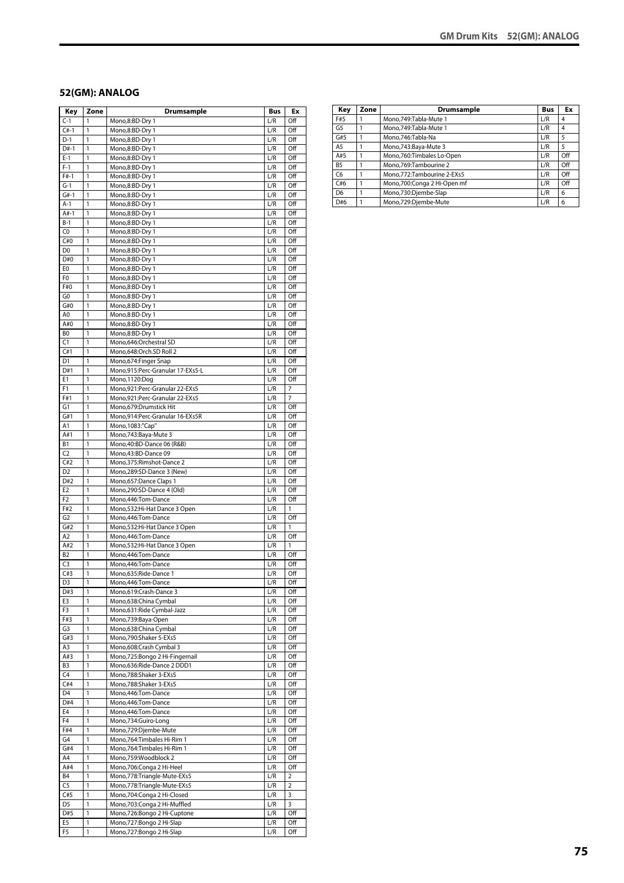## 52(GM): ANALOG

| Key | Zone | Drumsample | Bus | Ex |
|---|---|---|---|---|
| C-1 | 1 | Mono,8:BD-Dry 1 | L/R | Off |
| C#-1 | 1 | Mono,8:BD-Dry 1 | L/R | Off |
| D-1 | 1 | Mono,8:BD-Dry 1 | L/R | Off |
| D#-1 | 1 | Mono,8:BD-Dry 1 | L/R | Off |
| E-1 | 1 | Mono,8:BD-Dry 1 | L/R | Off |
| F-1 | 1 | Mono,8:BD-Dry 1 | L/R | Off |
| F#-1 | 1 | Mono,8:BD-Dry 1 | L/R | Off |
| G-1 | 1 | Mono,8:BD-Dry 1 | L/R | Off |
| G#-1 | 1 | Mono,8:BD-Dry 1 | L/R | Off |
| A-1 | 1 | Mono,8:BD-Dry 1 | L/R | Off |
| A#-1 | 1 | Mono,8:BD-Dry 1 | L/R | Off |
| B-1 | 1 | Mono,8:BD-Dry 1 | L/R | Off |
| C0 | 1 | Mono,8:BD-Dry 1 | L/R | Off |
| C#0 | 1 | Mono,8:BD-Dry 1 | L/R | Off |
| D0 | 1 | Mono,8:BD-Dry 1 | L/R | Off |
| D#0 | 1 | Mono,8:BD-Dry 1 | L/R | Off |
| E0 | 1 | Mono,8:BD-Dry 1 | L/R | Off |
| F0 | 1 | Mono,8:BD-Dry 1 | L/R | Off |
| F#0 | 1 | Mono,8:BD-Dry 1 | L/R | Off |
| G0 | 1 | Mono,8:BD-Dry 1 | L/R | Off |
| G#0 | 1 | Mono,8:BD-Dry 1 | L/R | Off |
| A0 | 1 | Mono,8:BD-Dry 1 | L/R | Off |
| A#0 | 1 | Mono,8:BD-Dry 1 | L/R | Off |
| B0 | 1 | Mono,8:BD-Dry 1 | L/R | Off |
| C1 | 1 | Mono,646:Orchestral SD | L/R | Off |
| C#1 | 1 | Mono,648:Orch.SD Roll 2 | L/R | Off |
| D1 | 1 | Mono,674:Finger Snap | L/R | Off |
| D#1 | 1 | Mono,915:Perc-Granular 17-EXs5-L | L/R | Off |
| E1 | 1 | Mono,1120:Dog | L/R | Off |
| F1 | 1 | Mono,921:Perc-Granular 22-EXs5 | L/R | 7 |
| F#1 | 1 | Mono,921:Perc-Granular 22-EXs5 | L/R | 7 |
| G1 | 1 | Mono,679:Drumstick Hit | L/R | Off |
| G#1 | 1 | Mono,914:Perc-Granular 16-EXs5R | L/R | Off |
| A1 | 1 | Mono,1083:"Cap" | L/R | Off |
| A#1 | 1 | Mono,743:Baya-Mute 3 | L/R | Off |
| B1 | 1 | Mono,40:BD-Dance 06 (R&B) | L/R | Off |
| C2 | 1 | Mono,43:BD-Dance 09 | L/R | Off |
| C#2 | 1 | Mono,375:Rimshot-Dance 2 | L/R | Off |
| D2 | 1 | Mono,289:SD-Dance 3 (New) | L/R | Off |
| D#2 | 1 | Mono,657:Dance Claps 1 | L/R | Off |
| E2 | 1 | Mono,290:SD-Dance 4 (Old) | L/R | Off |
| F2 | 1 | Mono,446:Tom-Dance | L/R | Off |
| F#2 | 1 | Mono,532:Hi-Hat Dance 3 Open | L/R | 1 |
| G2 | 1 | Mono,446:Tom-Dance | L/R | Off |
| G#2 | 1 | Mono,532:Hi-Hat Dance 3 Open | L/R | 1 |
| A2 | 1 | Mono,446:Tom-Dance | L/R | Off |
| A#2 | 1 | Mono,532:Hi-Hat Dance 3 Open | L/R | 1 |
| B2 | 1 | Mono,446:Tom-Dance | L/R | Off |
| C3 | 1 | Mono,446:Tom-Dance | L/R | Off |
| C#3 | 1 | Mono,635:Ride-Dance 1 | L/R | Off |
| D3 | 1 | Mono,446:Tom-Dance | L/R | Off |
| D#3 | 1 | Mono,619:Crash-Dance 3 | L/R | Off |
| E3 | 1 | Mono,638:China Cymbal | L/R | Off |
| F3 | 1 | Mono,631:Ride Cymbal-Jazz | L/R | Off |
| F#3 | 1 | Mono,739:Baya-Open | L/R | Off |
| G3 | 1 | Mono,638:China Cymbal | L/R | Off |
| G#3 | 1 | Mono,790:Shaker 5-EXs5 | L/R | Off |
| A3 | 1 | Mono,608:Crash Cymbal 3 | L/R | Off |
| A#3 | 1 | Mono,725:Bongo 2 Hi-Fingernail | L/R | Off |
| B3 | 1 | Mono,636:Ride-Dance 2 DDD1 | L/R | Off |
| C4 | 1 | Mono,788:Shaker 3-EXs5 | L/R | Off |
| C#4 | 1 | Mono,788:Shaker 3-EXs5 | L/R | Off |
| D4 | 1 | Mono,446:Tom-Dance | L/R | Off |
| D#4 | 1 | Mono,446:Tom-Dance | L/R | Off |
| E4 | 1 | Mono,446:Tom-Dance | L/R | Off |
| F4 | 1 | Mono,734:Guiro-Long | L/R | Off |
| F#4 | 1 | Mono,729:Djembe-Mute | L/R | Off |
| G4 | 1 | Mono,764:Timbales Hi-Rim 1 | L/R | Off |
| G#4 | 1 | Mono,764:Timbales Hi-Rim 1 | L/R | Off |
| A4 | 1 | Mono,759:Woodblock 2 | L/R | Off |
| A#4 | 1 | Mono,706:Conga 2 Hi-Heel | L/R | Off |
| B4 | 1 | Mono,778:Triangle-Mute-EXs5 | L/R | 2 |
| C5 | 1 | Mono,778:Triangle-Mute-EXs5 | L/R | 2 |
| C#5 | 1 | Mono,704:Conga 2 Hi-Closed | L/R | 3 |
| D5 | 1 | Mono,703:Conga 2 Hi-Muffled | L/R | 3 |
| D#5 | 1 | Mono,726:Bongo 2 Hi-Cuptone | L/R | Off |
| E5 | 1 | Mono,727:Bongo 2 Hi-Slap | L/R | Off |
| F5 | 1 | Mono,727:Bongo 2 Hi-Slap | L/R | Off |
| F#5 | 1 | Mono,749:Tabla-Mute 1 | L/R | 4 |
| G5 | 1 | Mono,749:Tabla-Mute 1 | L/R | 4 |
| G#5 | 1 | Mono,746:Tabla-Na | L/R | 5 |
| A5 | 1 | Mono,743:Baya-Mute 3 | L/R | 5 |
| A#5 | 1 | Mono,760:Timbales Lo-Open | L/R | Off |
| B5 | 1 | Mono,769:Tambourine 2 | L/R | Off |
| C6 | 1 | Mono,772:Tambourine 2-EXs5 | L/R | Off |
| C#6 | 1 | Mono,700:Conga 2 Hi-Open mf | L/R | Off |
| D6 | 1 | Mono,730:Djembe-Slap | L/R | 6 |
| D#6 | 1 | Mono,729:Djembe-Mute | L/R | 6 |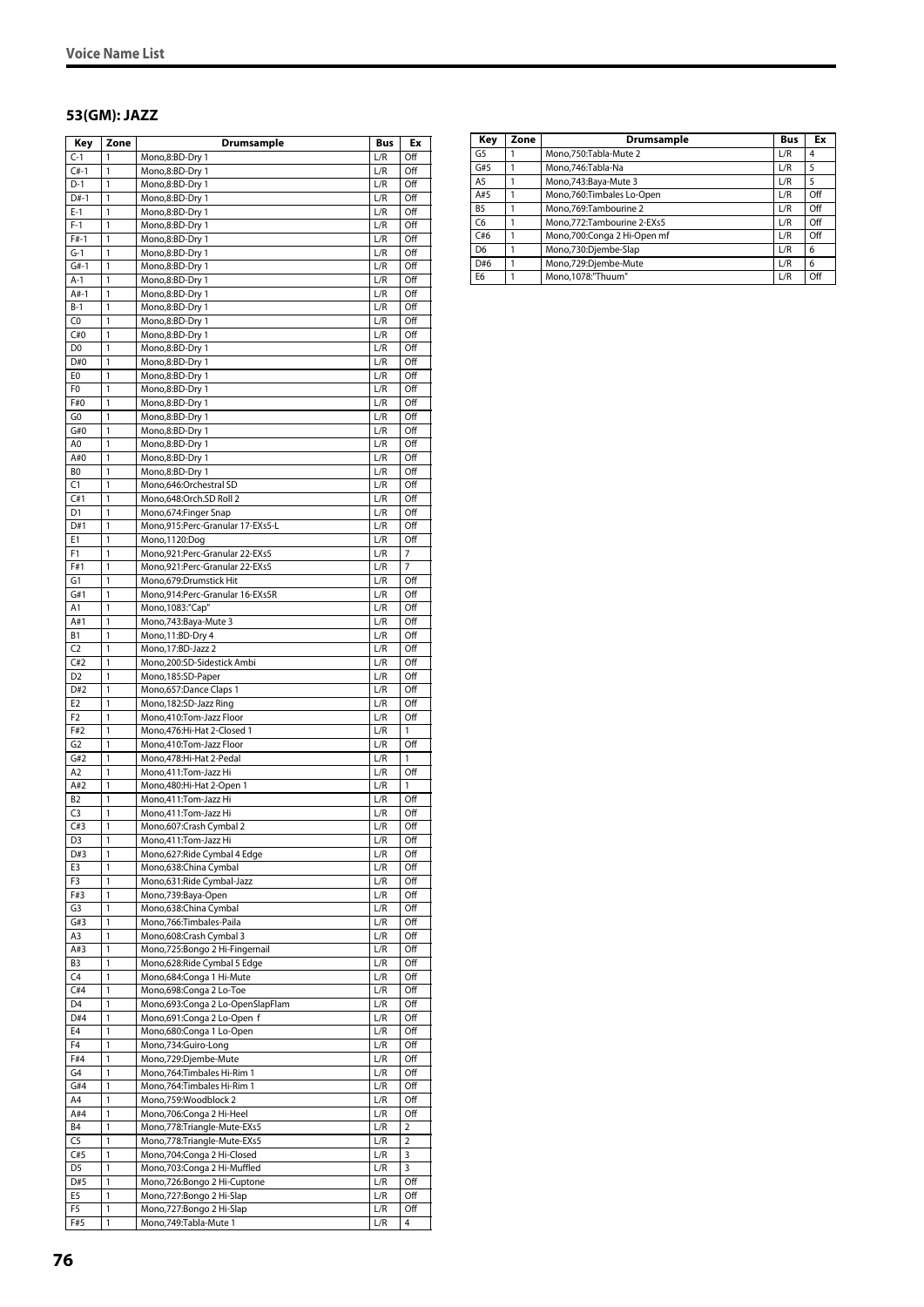### 53(GM): JAZZ

| Key | Zone | Drumsample | Bus | Ex |
|---|---|---|---|---|
| C-1 | 1 | Mono,8:BD-Dry 1 | L/R | Off |
| C#-1 | 1 | Mono,8:BD-Dry 1 | L/R | Off |
| D-1 | 1 | Mono,8:BD-Dry 1 | L/R | Off |
| D#-1 | 1 | Mono,8:BD-Dry 1 | L/R | Off |
| E-1 | 1 | Mono,8:BD-Dry 1 | L/R | Off |
| F-1 | 1 | Mono,8:BD-Dry 1 | L/R | Off |
| F#-1 | 1 | Mono,8:BD-Dry 1 | L/R | Off |
| G-1 | 1 | Mono,8:BD-Dry 1 | L/R | Off |
| G#-1 | 1 | Mono,8:BD-Dry 1 | L/R | Off |
| A-1 | 1 | Mono,8:BD-Dry 1 | L/R | Off |
| A#-1 | 1 | Mono,8:BD-Dry 1 | L/R | Off |
| B-1 | 1 | Mono,8:BD-Dry 1 | L/R | Off |
| C0 | 1 | Mono,8:BD-Dry 1 | L/R | Off |
| C#0 | 1 | Mono,8:BD-Dry 1 | L/R | Off |
| D0 | 1 | Mono,8:BD-Dry 1 | L/R | Off |
| D#0 | 1 | Mono,8:BD-Dry 1 | L/R | Off |
| E0 | 1 | Mono,8:BD-Dry 1 | L/R | Off |
| F0 | 1 | Mono,8:BD-Dry 1 | L/R | Off |
| F#0 | 1 | Mono,8:BD-Dry 1 | L/R | Off |
| G0 | 1 | Mono,8:BD-Dry 1 | L/R | Off |
| G#0 | 1 | Mono,8:BD-Dry 1 | L/R | Off |
| A0 | 1 | Mono,8:BD-Dry 1 | L/R | Off |
| A#0 | 1 | Mono,8:BD-Dry 1 | L/R | Off |
| B0 | 1 | Mono,8:BD-Dry 1 | L/R | Off |
| C1 | 1 | Mono,646:Orchestral SD | L/R | Off |
| C#1 | 1 | Mono,648:Orch.SD Roll 2 | L/R | Off |
| D1 | 1 | Mono,674:Finger Snap | L/R | Off |
| D#1 | 1 | Mono,915:Perc-Granular 17-EXs5-L | L/R | Off |
| E1 | 1 | Mono,1120:Dog | L/R | Off |
| F1 | 1 | Mono,921:Perc-Granular 22-EXs5 | L/R | 7 |
| F#1 | 1 | Mono,921:Perc-Granular 22-EXs5 | L/R | 7 |
| G1 | 1 | Mono,679:Drumstick Hit | L/R | Off |
| G#1 | 1 | Mono,914:Perc-Granular 16-EXs5R | L/R | Off |
| A1 | 1 | Mono,1083:"Cap" | L/R | Off |
| A#1 | 1 | Mono,743:Baya-Mute 3 | L/R | Off |
| B1 | 1 | Mono,11:BD-Dry 4 | L/R | Off |
| C2 | 1 | Mono,17:BD-Jazz 2 | L/R | Off |
| C#2 | 1 | Mono,200:SD-Sidestick Ambi | L/R | Off |
| D2 | 1 | Mono,185:SD-Paper | L/R | Off |
| D#2 | 1 | Mono,657:Dance Claps 1 | L/R | Off |
| E2 | 1 | Mono,182:SD-Jazz Ring | L/R | Off |
| F2 | 1 | Mono,410:Tom-Jazz Floor | L/R | Off |
| F#2 | 1 | Mono,476:Hi-Hat 2-Closed 1 | L/R | 1 |
| G2 | 1 | Mono,410:Tom-Jazz Floor | L/R | Off |
| G#2 | 1 | Mono,478:Hi-Hat 2-Pedal | L/R | 1 |
| A2 | 1 | Mono,411:Tom-Jazz Hi | L/R | Off |
| A#2 | 1 | Mono,480:Hi-Hat 2-Open 1 | L/R | 1 |
| B2 | 1 | Mono,411:Tom-Jazz Hi | L/R | Off |
| C3 | 1 | Mono,411:Tom-Jazz Hi | L/R | Off |
| C#3 | 1 | Mono,607:Crash Cymbal 2 | L/R | Off |
| D3 | 1 | Mono,411:Tom-Jazz Hi | L/R | Off |
| D#3 | 1 | Mono,627:Ride Cymbal 4 Edge | L/R | Off |
| E3 | 1 | Mono,638:China Cymbal | L/R | Off |
| F3 | 1 | Mono,631:Ride Cymbal-Jazz | L/R | Off |
| F#3 | 1 | Mono,739:Baya-Open | L/R | Off |
| G3 | 1 | Mono,638:China Cymbal | L/R | Off |
| G#3 | 1 | Mono,766:Timbales-Paila | L/R | Off |
| A3 | 1 | Mono,608:Crash Cymbal 3 | L/R | Off |
| A#3 | 1 | Mono,725:Bongo 2 Hi-Fingernail | L/R | Off |
| B3 | 1 | Mono,628:Ride Cymbal 5 Edge | L/R | Off |
| C4 | 1 | Mono,684:Conga 1 Hi-Mute | L/R | Off |
| C#4 | 1 | Mono,698:Conga 2 Lo-Toe | L/R | Off |
| D4 | 1 | Mono,693:Conga 2 Lo-OpenSlapFlam | L/R | Off |
| D#4 | 1 | Mono,691:Conga 2 Lo-Open f | L/R | Off |
| E4 | 1 | Mono,680:Conga 1 Lo-Open | L/R | Off |
| F4 | 1 | Mono,734:Guiro-Long | L/R | Off |
| F#4 | 1 | Mono,729:Djembe-Mute | L/R | Off |
| G4 | 1 | Mono,764:Timbales Hi-Rim 1 | L/R | Off |
| G#4 | 1 | Mono,764:Timbales Hi-Rim 1 | L/R | Off |
| A4 | 1 | Mono,759:Woodblock 2 | L/R | Off |
| A#4 | 1 | Mono,706:Conga 2 Hi-Heel | L/R | Off |
| B4 | 1 | Mono,778:Triangle-Mute-EXs5 | L/R | 2 |
| C5 | 1 | Mono,778:Triangle-Mute-EXs5 | L/R | 2 |
| C#5 | 1 | Mono,704:Conga 2 Hi-Closed | L/R | 3 |
| D5 | 1 | Mono,703:Conga 2 Hi-Muffled | L/R | 3 |
| D#5 | 1 | Mono,726:Bongo 2 Hi-Cuptone | L/R | Off |
| E5 | 1 | Mono,727:Bongo 2 Hi-Slap | L/R | Off |
| F5 | 1 | Mono,727:Bongo 2 Hi-Slap | L/R | Off |
| F#5 | 1 | Mono,749:Tabla-Mute 1 | L/R | 4 |
| G5 | 1 | Mono,750:Tabla-Mute 2 | L/R | 4 |
| G#5 | 1 | Mono,746:Tabla-Na | L/R | 5 |
| A5 | 1 | Mono,743:Baya-Mute 3 | L/R | 5 |
| A#5 | 1 | Mono,760:Timbales Lo-Open | L/R | Off |
| B5 | 1 | Mono,769:Tambourine 2 | L/R | Off |
| C6 | 1 | Mono,772:Tambourine 2-EXs5 | L/R | Off |
| C#6 | 1 | Mono,700:Conga 2 Hi-Open mf | L/R | Off |
| D6 | 1 | Mono,730:Djembe-Slap | L/R | 6 |
| D#6 | 1 | Mono,729:Djembe-Mute | L/R | 6 |
| E6 | 1 | Mono,1078:"Thuum" | L/R | Off |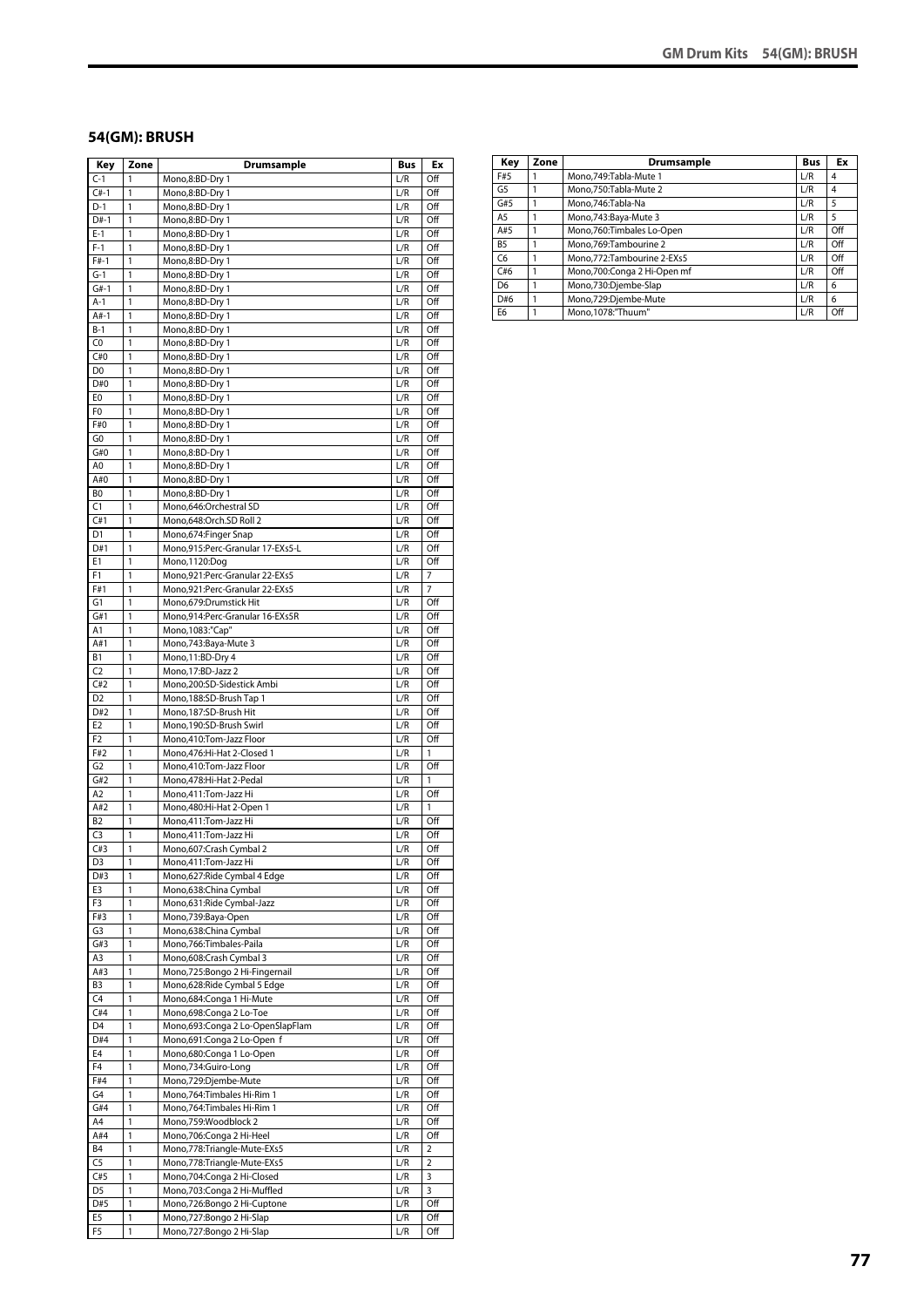## 54(GM): BRUSH

| Key | Zone | Drumsample | Bus | Ex |
|---|---|---|---|---|
| C-1 | 1 | Mono,8:BD-Dry 1 | L/R | Off |
| C#-1 | 1 | Mono,8:BD-Dry 1 | L/R | Off |
| D-1 | 1 | Mono,8:BD-Dry 1 | L/R | Off |
| D#-1 | 1 | Mono,8:BD-Dry 1 | L/R | Off |
| E-1 | 1 | Mono,8:BD-Dry 1 | L/R | Off |
| F-1 | 1 | Mono,8:BD-Dry 1 | L/R | Off |
| F#-1 | 1 | Mono,8:BD-Dry 1 | L/R | Off |
| G-1 | 1 | Mono,8:BD-Dry 1 | L/R | Off |
| G#-1 | 1 | Mono,8:BD-Dry 1 | L/R | Off |
| A-1 | 1 | Mono,8:BD-Dry 1 | L/R | Off |
| A#-1 | 1 | Mono,8:BD-Dry 1 | L/R | Off |
| B-1 | 1 | Mono,8:BD-Dry 1 | L/R | Off |
| C0 | 1 | Mono,8:BD-Dry 1 | L/R | Off |
| C#0 | 1 | Mono,8:BD-Dry 1 | L/R | Off |
| D0 | 1 | Mono,8:BD-Dry 1 | L/R | Off |
| D#0 | 1 | Mono,8:BD-Dry 1 | L/R | Off |
| E0 | 1 | Mono,8:BD-Dry 1 | L/R | Off |
| F0 | 1 | Mono,8:BD-Dry 1 | L/R | Off |
| F#0 | 1 | Mono,8:BD-Dry 1 | L/R | Off |
| G0 | 1 | Mono,8:BD-Dry 1 | L/R | Off |
| G#0 | 1 | Mono,8:BD-Dry 1 | L/R | Off |
| A0 | 1 | Mono,8:BD-Dry 1 | L/R | Off |
| A#0 | 1 | Mono,8:BD-Dry 1 | L/R | Off |
| B0 | 1 | Mono,8:BD-Dry 1 | L/R | Off |
| C1 | 1 | Mono,646:Orchestral SD | L/R | Off |
| C#1 | 1 | Mono,648:Orch.SD Roll 2 | L/R | Off |
| D1 | 1 | Mono,674:Finger Snap | L/R | Off |
| D#1 | 1 | Mono,915:Perc-Granular 17-EXs5-L | L/R | Off |
| E1 | 1 | Mono,1120:Dog | L/R | Off |
| F1 | 1 | Mono,921:Perc-Granular 22-EXs5 | L/R | 7 |
| F#1 | 1 | Mono,921:Perc-Granular 22-EXs5 | L/R | 7 |
| G1 | 1 | Mono,679:Drumstick Hit | L/R | Off |
| G#1 | 1 | Mono,914:Perc-Granular 16-EXs5R | L/R | Off |
| A1 | 1 | Mono,1083:"Cap" | L/R | Off |
| A#1 | 1 | Mono,743:Baya-Mute 3 | L/R | Off |
| B1 | 1 | Mono,11:BD-Dry 4 | L/R | Off |
| C2 | 1 | Mono,17:BD-Jazz 2 | L/R | Off |
| C#2 | 1 | Mono,200:SD-Sidestick Ambi | L/R | Off |
| D2 | 1 | Mono,188:SD-Brush Tap 1 | L/R | Off |
| D#2 | 1 | Mono,187:SD-Brush Hit | L/R | Off |
| E2 | 1 | Mono,190:SD-Brush Swirl | L/R | Off |
| F2 | 1 | Mono,410:Tom-Jazz Floor | L/R | Off |
| F#2 | 1 | Mono,476:Hi-Hat 2-Closed 1 | L/R | 1 |
| G2 | 1 | Mono,410:Tom-Jazz Floor | L/R | Off |
| G#2 | 1 | Mono,478:Hi-Hat 2-Pedal | L/R | 1 |
| A2 | 1 | Mono,411:Tom-Jazz Hi | L/R | Off |
| A#2 | 1 | Mono,480:Hi-Hat 2-Open 1 | L/R | 1 |
| B2 | 1 | Mono,411:Tom-Jazz Hi | L/R | Off |
| C3 | 1 | Mono,411:Tom-Jazz Hi | L/R | Off |
| C#3 | 1 | Mono,607:Crash Cymbal 2 | L/R | Off |
| D3 | 1 | Mono,411:Tom-Jazz Hi | L/R | Off |
| D#3 | 1 | Mono,627:Ride Cymbal 4 Edge | L/R | Off |
| E3 | 1 | Mono,638:China Cymbal | L/R | Off |
| F3 | 1 | Mono,631:Ride Cymbal-Jazz | L/R | Off |
| F#3 | 1 | Mono,739:Baya-Open | L/R | Off |
| G3 | 1 | Mono,638:China Cymbal | L/R | Off |
| G#3 | 1 | Mono,766:Timbales-Paila | L/R | Off |
| A3 | 1 | Mono,608:Crash Cymbal 3 | L/R | Off |
| A#3 | 1 | Mono,725:Bongo 2 Hi-Fingernail | L/R | Off |
| B3 | 1 | Mono,628:Ride Cymbal 5 Edge | L/R | Off |
| C4 | 1 | Mono,684:Conga 1 Hi-Mute | L/R | Off |
| C#4 | 1 | Mono,698:Conga 2 Lo-Toe | L/R | Off |
| D4 | 1 | Mono,693:Conga 2 Lo-OpenSlapFlam | L/R | Off |
| D#4 | 1 | Mono,691:Conga 2 Lo-Open f | L/R | Off |
| E4 | 1 | Mono,680:Conga 1 Lo-Open | L/R | Off |
| F4 | 1 | Mono,734:Guiro-Long | L/R | Off |
| F#4 | 1 | Mono,729:Djembe-Mute | L/R | Off |
| G4 | 1 | Mono,764:Timbales Hi-Rim 1 | L/R | Off |
| G#4 | 1 | Mono,764:Timbales Hi-Rim 1 | L/R | Off |
| A4 | 1 | Mono,759:Woodblock 2 | L/R | Off |
| A#4 | 1 | Mono,706:Conga 2 Hi-Heel | L/R | Off |
| B4 | 1 | Mono,778:Triangle-Mute-EXs5 | L/R | 2 |
| C5 | 1 | Mono,778:Triangle-Mute-EXs5 | L/R | 2 |
| C#5 | 1 | Mono,704:Conga 2 Hi-Closed | L/R | 3 |
| D5 | 1 | Mono,703:Conga 2 Hi-Muffled | L/R | 3 |
| D#5 | 1 | Mono,726:Bongo 2 Hi-Cuptone | L/R | Off |
| E5 | 1 | Mono,727:Bongo 2 Hi-Slap | L/R | Off |
| F5 | 1 | Mono,727:Bongo 2 Hi-Slap | L/R | Off |
| F#5 | 1 | Mono,749:Tabla-Mute 1 | L/R | 4 |
| G5 | 1 | Mono,750:Tabla-Mute 2 | L/R | 4 |
| G#5 | 1 | Mono,746:Tabla-Na | L/R | 5 |
| A5 | 1 | Mono,743:Baya-Mute 3 | L/R | 5 |
| A#5 | 1 | Mono,760:Timbales Lo-Open | L/R | Off |
| B5 | 1 | Mono,769:Tambourine 2 | L/R | Off |
| C6 | 1 | Mono,772:Tambourine 2-EXs5 | L/R | Off |
| C#6 | 1 | Mono,700:Conga 2 Hi-Open mf | L/R | Off |
| D6 | 1 | Mono,730:Djembe-Slap | L/R | 6 |
| D#6 | 1 | Mono,729:Djembe-Mute | L/R | 6 |
| E6 | 1 | Mono,1078:"Thuum" | L/R | Off |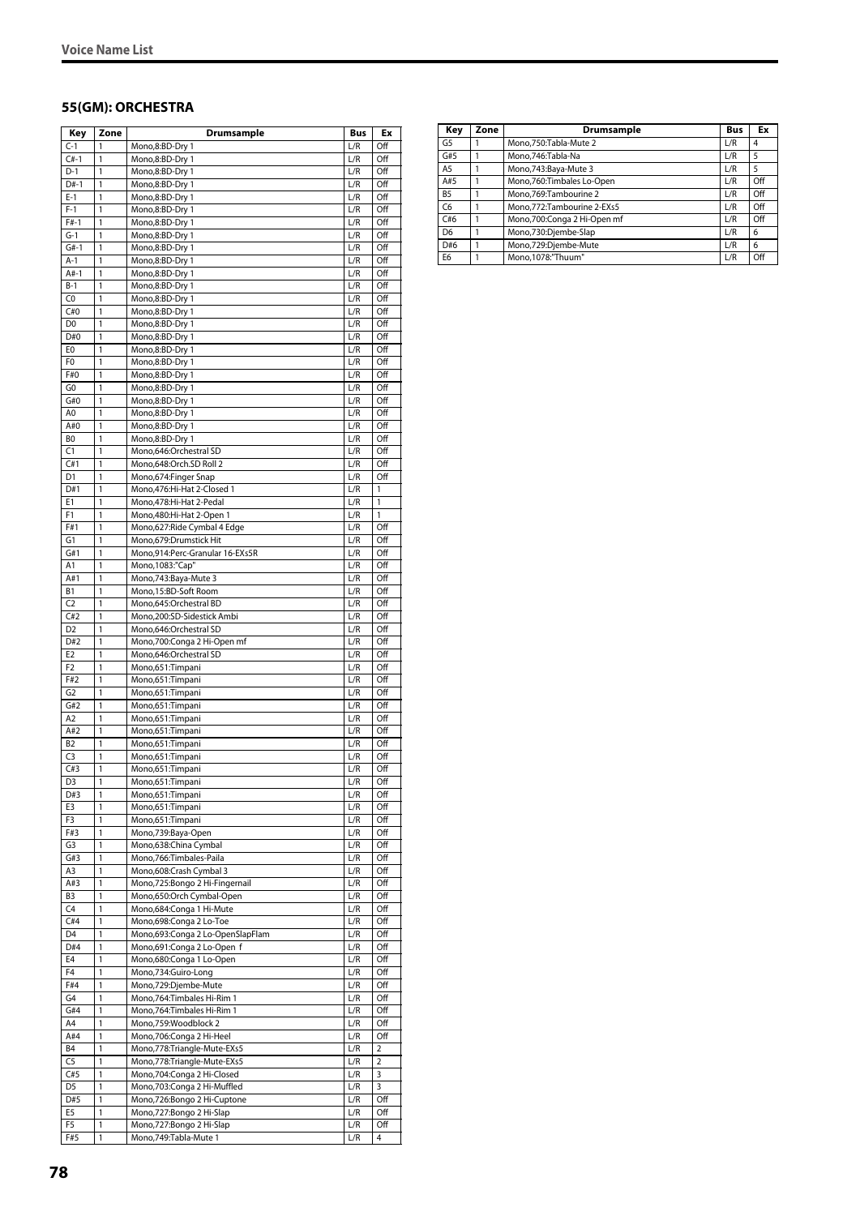## 55(GM): ORCHESTRA

| Key | Zone | Drumsample | Bus | Ex |
|---|---|---|---|---|
| C-1 | 1 | Mono,8:BD-Dry 1 | L/R | Off |
| C#-1 | 1 | Mono,8:BD-Dry 1 | L/R | Off |
| D-1 | 1 | Mono,8:BD-Dry 1 | L/R | Off |
| D#-1 | 1 | Mono,8:BD-Dry 1 | L/R | Off |
| E-1 | 1 | Mono,8:BD-Dry 1 | L/R | Off |
| F-1 | 1 | Mono,8:BD-Dry 1 | L/R | Off |
| F#-1 | 1 | Mono,8:BD-Dry 1 | L/R | Off |
| G-1 | 1 | Mono,8:BD-Dry 1 | L/R | Off |
| G#-1 | 1 | Mono,8:BD-Dry 1 | L/R | Off |
| A-1 | 1 | Mono,8:BD-Dry 1 | L/R | Off |
| A#-1 | 1 | Mono,8:BD-Dry 1 | L/R | Off |
| B-1 | 1 | Mono,8:BD-Dry 1 | L/R | Off |
| C0 | 1 | Mono,8:BD-Dry 1 | L/R | Off |
| C#0 | 1 | Mono,8:BD-Dry 1 | L/R | Off |
| D0 | 1 | Mono,8:BD-Dry 1 | L/R | Off |
| D#0 | 1 | Mono,8:BD-Dry 1 | L/R | Off |
| E0 | 1 | Mono,8:BD-Dry 1 | L/R | Off |
| F0 | 1 | Mono,8:BD-Dry 1 | L/R | Off |
| F#0 | 1 | Mono,8:BD-Dry 1 | L/R | Off |
| G0 | 1 | Mono,8:BD-Dry 1 | L/R | Off |
| G#0 | 1 | Mono,8:BD-Dry 1 | L/R | Off |
| A0 | 1 | Mono,8:BD-Dry 1 | L/R | Off |
| A#0 | 1 | Mono,8:BD-Dry 1 | L/R | Off |
| B0 | 1 | Mono,8:BD-Dry 1 | L/R | Off |
| C1 | 1 | Mono,646:Orchestral SD | L/R | Off |
| C#1 | 1 | Mono,648:Orch.SD Roll 2 | L/R | Off |
| D1 | 1 | Mono,674:Finger Snap | L/R | Off |
| D#1 | 1 | Mono,476:Hi-Hat 2-Closed 1 | L/R | 1 |
| E1 | 1 | Mono,478:Hi-Hat 2-Pedal | L/R | 1 |
| F1 | 1 | Mono,480:Hi-Hat 2-Open 1 | L/R | 1 |
| F#1 | 1 | Mono,627:Ride Cymbal 4 Edge | L/R | Off |
| G1 | 1 | Mono,679:Drumstick Hit | L/R | Off |
| G#1 | 1 | Mono,914:Perc-Granular 16-EXs5R | L/R | Off |
| A1 | 1 | Mono,1083:"Cap" | L/R | Off |
| A#1 | 1 | Mono,743:Baya-Mute 3 | L/R | Off |
| B1 | 1 | Mono,15:BD-Soft Room | L/R | Off |
| C2 | 1 | Mono,645:Orchestral BD | L/R | Off |
| C#2 | 1 | Mono,200:SD-Sidestick Ambi | L/R | Off |
| D2 | 1 | Mono,646:Orchestral SD | L/R | Off |
| D#2 | 1 | Mono,700:Conga 2 Hi-Open mf | L/R | Off |
| E2 | 1 | Mono,646:Orchestral SD | L/R | Off |
| F2 | 1 | Mono,651:Timpani | L/R | Off |
| F#2 | 1 | Mono,651:Timpani | L/R | Off |
| G2 | 1 | Mono,651:Timpani | L/R | Off |
| G#2 | 1 | Mono,651:Timpani | L/R | Off |
| A2 | 1 | Mono,651:Timpani | L/R | Off |
| A#2 | 1 | Mono,651:Timpani | L/R | Off |
| B2 | 1 | Mono,651:Timpani | L/R | Off |
| C3 | 1 | Mono,651:Timpani | L/R | Off |
| C#3 | 1 | Mono,651:Timpani | L/R | Off |
| D3 | 1 | Mono,651:Timpani | L/R | Off |
| D#3 | 1 | Mono,651:Timpani | L/R | Off |
| E3 | 1 | Mono,651:Timpani | L/R | Off |
| F3 | 1 | Mono,651:Timpani | L/R | Off |
| F#3 | 1 | Mono,739:Baya-Open | L/R | Off |
| G3 | 1 | Mono,638:China Cymbal | L/R | Off |
| G#3 | 1 | Mono,766:Timbales-Paila | L/R | Off |
| A3 | 1 | Mono,608:Crash Cymbal 3 | L/R | Off |
| A#3 | 1 | Mono,725:Bongo 2 Hi-Fingernail | L/R | Off |
| B3 | 1 | Mono,650:Orch Cymbal-Open | L/R | Off |
| C4 | 1 | Mono,684:Conga 1 Hi-Mute | L/R | Off |
| C#4 | 1 | Mono,698:Conga 2 Lo-Toe | L/R | Off |
| D4 | 1 | Mono,693:Conga 2 Lo-OpenSlapFlam | L/R | Off |
| D#4 | 1 | Mono,691:Conga 2 Lo-Open f | L/R | Off |
| E4 | 1 | Mono,680:Conga 1 Lo-Open | L/R | Off |
| F4 | 1 | Mono,734:Guiro-Long | L/R | Off |
| F#4 | 1 | Mono,729:Djembe-Mute | L/R | Off |
| G4 | 1 | Mono,764:Timbales Hi-Rim 1 | L/R | Off |
| G#4 | 1 | Mono,764:Timbales Hi-Rim 1 | L/R | Off |
| A4 | 1 | Mono,759:Woodblock 2 | L/R | Off |
| A#4 | 1 | Mono,706:Conga 2 Hi-Heel | L/R | Off |
| B4 | 1 | Mono,778:Triangle-Mute-EXs5 | L/R | 2 |
| C5 | 1 | Mono,778:Triangle-Mute-EXs5 | L/R | 2 |
| C#5 | 1 | Mono,704:Conga 2 Hi-Closed | L/R | 3 |
| D5 | 1 | Mono,703:Conga 2 Hi-Muffled | L/R | 3 |
| D#5 | 1 | Mono,726:Bongo 2 Hi-Cuptone | L/R | Off |
| E5 | 1 | Mono,727:Bongo 2 Hi-Slap | L/R | Off |
| F5 | 1 | Mono,727:Bongo 2 Hi-Slap | L/R | Off |
| F#5 | 1 | Mono,749:Tabla-Mute 1 | L/R | 4 |
| G5 | 1 | Mono,750:Tabla-Mute 2 | L/R | 4 |
| G#5 | 1 | Mono,746:Tabla-Na | L/R | 5 |
| A5 | 1 | Mono,743:Baya-Mute 3 | L/R | 5 |
| A#5 | 1 | Mono,760:Timbales Lo-Open | L/R | Off |
| B5 | 1 | Mono,769:Tambourine 2 | L/R | Off |
| C6 | 1 | Mono,772:Tambourine 2-EXs5 | L/R | Off |
| C#6 | 1 | Mono,700:Conga 2 Hi-Open mf | L/R | Off |
| D6 | 1 | Mono,730:Djembe-Slap | L/R | 6 |
| D#6 | 1 | Mono,729:Djembe-Mute | L/R | 6 |
| E6 | 1 | Mono,1078:"Thuum" | L/R | Off |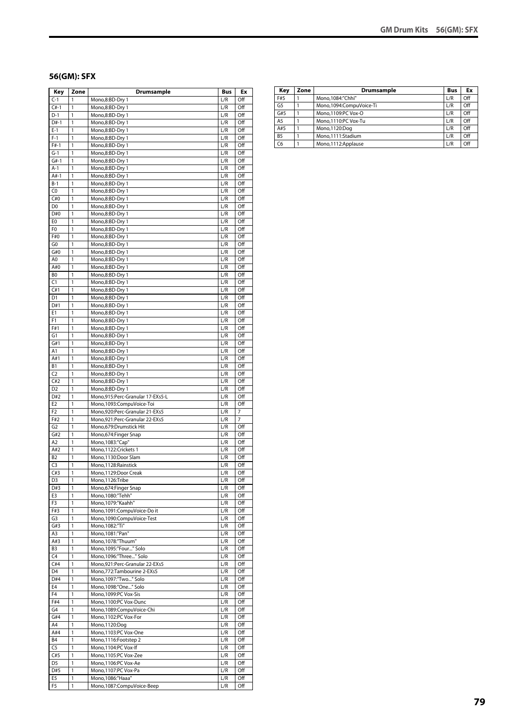## 56(GM): SFX

| Key | Zone | Drumsample | Bus | Ex |
|---|---|---|---|---|
| C-1 | 1 | Mono,8:BD-Dry 1 | L/R | Off |
| C#-1 | 1 | Mono,8:BD-Dry 1 | L/R | Off |
| D-1 | 1 | Mono,8:BD-Dry 1 | L/R | Off |
| D#-1 | 1 | Mono,8:BD-Dry 1 | L/R | Off |
| E-1 | 1 | Mono,8:BD-Dry 1 | L/R | Off |
| F-1 | 1 | Mono,8:BD-Dry 1 | L/R | Off |
| F#-1 | 1 | Mono,8:BD-Dry 1 | L/R | Off |
| G-1 | 1 | Mono,8:BD-Dry 1 | L/R | Off |
| G#-1 | 1 | Mono,8:BD-Dry 1 | L/R | Off |
| A-1 | 1 | Mono,8:BD-Dry 1 | L/R | Off |
| A#-1 | 1 | Mono,8:BD-Dry 1 | L/R | Off |
| B-1 | 1 | Mono,8:BD-Dry 1 | L/R | Off |
| C0 | 1 | Mono,8:BD-Dry 1 | L/R | Off |
| C#0 | 1 | Mono,8:BD-Dry 1 | L/R | Off |
| D0 | 1 | Mono,8:BD-Dry 1 | L/R | Off |
| D#0 | 1 | Mono,8:BD-Dry 1 | L/R | Off |
| E0 | 1 | Mono,8:BD-Dry 1 | L/R | Off |
| F0 | 1 | Mono,8:BD-Dry 1 | L/R | Off |
| F#0 | 1 | Mono,8:BD-Dry 1 | L/R | Off |
| G0 | 1 | Mono,8:BD-Dry 1 | L/R | Off |
| G#0 | 1 | Mono,8:BD-Dry 1 | L/R | Off |
| A0 | 1 | Mono,8:BD-Dry 1 | L/R | Off |
| A#0 | 1 | Mono,8:BD-Dry 1 | L/R | Off |
| B0 | 1 | Mono,8:BD-Dry 1 | L/R | Off |
| C1 | 1 | Mono,8:BD-Dry 1 | L/R | Off |
| C#1 | 1 | Mono,8:BD-Dry 1 | L/R | Off |
| D1 | 1 | Mono,8:BD-Dry 1 | L/R | Off |
| D#1 | 1 | Mono,8:BD-Dry 1 | L/R | Off |
| E1 | 1 | Mono,8:BD-Dry 1 | L/R | Off |
| F1 | 1 | Mono,8:BD-Dry 1 | L/R | Off |
| F#1 | 1 | Mono,8:BD-Dry 1 | L/R | Off |
| G1 | 1 | Mono,8:BD-Dry 1 | L/R | Off |
| G#1 | 1 | Mono,8:BD-Dry 1 | L/R | Off |
| A1 | 1 | Mono,8:BD-Dry 1 | L/R | Off |
| A#1 | 1 | Mono,8:BD-Dry 1 | L/R | Off |
| B1 | 1 | Mono,8:BD-Dry 1 | L/R | Off |
| C2 | 1 | Mono,8:BD-Dry 1 | L/R | Off |
| C#2 | 1 | Mono,8:BD-Dry 1 | L/R | Off |
| D2 | 1 | Mono,8:BD-Dry 1 | L/R | Off |
| D#2 | 1 | Mono,915:Perc-Granular 17-EXs5-L | L/R | Off |
| E2 | 1 | Mono,1093:CompuVoice-Toi | L/R | Off |
| F2 | 1 | Mono,920:Perc-Granular 21-EXs5 | L/R | 7 |
| F#2 | 1 | Mono,921:Perc-Granular 22-EXs5 | L/R | 7 |
| G2 | 1 | Mono,679:Drumstick Hit | L/R | Off |
| G#2 | 1 | Mono,674:Finger Snap | L/R | Off |
| A2 | 1 | Mono,1083:"Cap" | L/R | Off |
| A#2 | 1 | Mono,1122:Crickets 1 | L/R | Off |
| B2 | 1 | Mono,1130:Door Slam | L/R | Off |
| C3 | 1 | Mono,1128:Rainstick | L/R | Off |
| C#3 | 1 | Mono,1129:Door Creak | L/R | Off |
| D3 | 1 | Mono,1126:Tribe | L/R | Off |
| D#3 | 1 | Mono,674:Finger Snap | L/R | Off |
| E3 | 1 | Mono,1080:"Tehh" | L/R | Off |
| F3 | 1 | Mono,1079:"Kaahh" | L/R | Off |
| F#3 | 1 | Mono,1091:CompuVoice-Do it | L/R | Off |
| G3 | 1 | Mono,1090:CompuVoice-Test | L/R | Off |
| G#3 | 1 | Mono,1082:"Ti" | L/R | Off |
| A3 | 1 | Mono,1081:"Pan" | L/R | Off |
| A#3 | 1 | Mono,1078:"Thuum" | L/R | Off |
| B3 | 1 | Mono,1095:"Four..." Solo | L/R | Off |
| C4 | 1 | Mono,1096:"Three..." Solo | L/R | Off |
| C#4 | 1 | Mono,921:Perc-Granular 22-EXs5 | L/R | Off |
| D4 | 1 | Mono,772:Tambourine 2-EXs5 | L/R | Off |
| D#4 | 1 | Mono,1097:"Two..." Solo | L/R | Off |
| E4 | 1 | Mono,1098:"One..." Solo | L/R | Off |
| F4 | 1 | Mono,1099:PC Vox-Sis | L/R | Off |
| F#4 | 1 | Mono,1100:PC Vox-Dunc | L/R | Off |
| G4 | 1 | Mono,1089:CompuVoice-Chi | L/R | Off |
| G#4 | 1 | Mono,1102:PC Vox-For | L/R | Off |
| A4 | 1 | Mono,1120:Dog | L/R | Off |
| A#4 | 1 | Mono,1103:PC Vox-One | L/R | Off |
| B4 | 1 | Mono,1116:Footstep 2 | L/R | Off |
| C5 | 1 | Mono,1104:PC Vox-If | L/R | Off |
| C#5 | 1 | Mono,1105:PC Vox-Zee | L/R | Off |
| D5 | 1 | Mono,1106:PC Vox-Ae | L/R | Off |
| D#5 | 1 | Mono,1107:PC Vox-Pa | L/R | Off |
| E5 | 1 | Mono,1086:"Haaa" | L/R | Off |
| F5 | 1 | Mono,1087:CompuVoice-Beep | L/R | Off |
| F#5 | 1 | Mono,1084:"Chhi" | L/R | Off |
| G5 | 1 | Mono,1094:CompuVoice-Ti | L/R | Off |
| G#5 | 1 | Mono,1109:PC Vox-O | L/R | Off |
| A5 | 1 | Mono,1110:PC Vox-Tu | L/R | Off |
| A#5 | 1 | Mono,1120:Dog | L/R | Off |
| B5 | 1 | Mono,1111:Stadium | L/R | Off |
| C6 | 1 | Mono,1112:Applause | L/R | Off |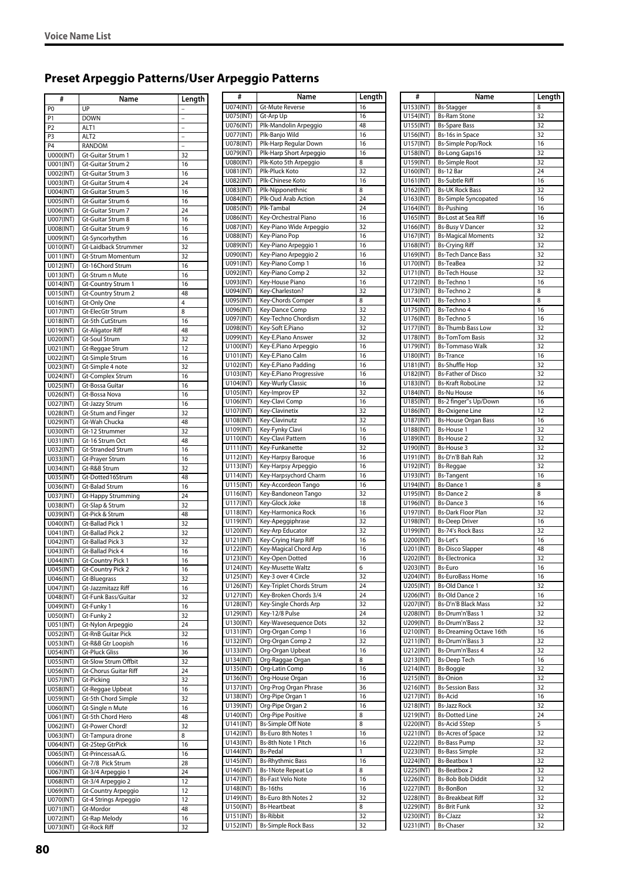## Preset Arpeggio Patterns/User Arpeggio Patterns

| # | Name | Length |
|---|---|---|
| P0 | UP | – |
| P1 | DOWN | – |
| P2 | ALT1 | – |
| P3 | ALT2 | – |
| P4 | RANDOM | – |
| U000(INT) | Gt-Guitar Strum 1 | 32 |
| U001(INT) | Gt-Guitar Strum 2 | 16 |
| U002(INT) | Gt-Guitar Strum 3 | 16 |
| U003(INT) | Gt-Guitar Strum 4 | 24 |
| U004(INT) | Gt-Guitar Strum 5 | 16 |
| U005(INT) | Gt-Guitar Strum 6 | 16 |
| U006(INT) | Gt-Guitar Strum 7 | 24 |
| U007(INT) | Gt-Guitar Strum 8 | 16 |
| U008(INT) | Gt-Guitar Strum 9 | 16 |
| U009(INT) | Gt-Syncorhythm | 16 |
| U010(INT) | Gt-Laidback Strummer | 32 |
| U011(INT) | Gt-Strum Momentum | 32 |
| U012(INT) | Gt-16Chord Strum | 16 |
| U013(INT) | Gt-Strum n Mute | 16 |
| U014(INT) | Gt-Country Strum 1 | 16 |
| U015(INT) | Gt-Country Strum 2 | 48 |
| U016(INT) | Gt-Only One | 4 |
| U017(INT) | Gt-ElecGtr Strum | 8 |
| U018(INT) | Gt-5th CutStrum | 16 |
| U019(INT) | Gt-Aligator Riff | 48 |
| U020(INT) | Gt-Soul Strum | 32 |
| U021(INT) | Gt-Reggae Strum | 12 |
| U022(INT) | Gt-Simple Strum | 16 |
| U023(INT) | Gt-Simple 4 note | 32 |
| U024(INT) | Gt-Complex Strum | 16 |
| U025(INT) | Gt-Bossa Guitar | 16 |
| U026(INT) | Gt-Bossa Nova | 16 |
| U027(INT) | Gt-Jazzy Strum | 16 |
| U028(INT) | Gt-Stum and Finger | 32 |
| U029(INT) | Gt-Wah Chucka | 48 |
| U030(INT) | Gt-12 Strummer | 32 |
| U031(INT) | Gt-16 Strum Oct | 48 |
| U032(INT) | Gt-Stranded Strum | 16 |
| U033(INT) | Gt-Prayer Strum | 16 |
| U034(INT) | Gt-R&B Strum | 32 |
| U035(INT) | Gt-Dotted16Strum | 48 |
| U036(INT) | Gt-Balad Strum | 16 |
| U037(INT) | Gt-Happy Strumming | 24 |
| U038(INT) | Gt-Slap & Strum | 32 |
| U039(INT) | Gt-Pick & Strum | 48 |
| U040(INT) | Gt-Ballad Pick 1 | 32 |
| U041(INT) | Gt-Ballad Pick 2 | 32 |
| U042(INT) | Gt-Ballad Pick 3 | 32 |
| U043(INT) | Gt-Ballad Pick 4 | 16 |
| U044(INT) | Gt-Country Pick 1 | 16 |
| U045(INT) | Gt-Country Pick 2 | 16 |
| U046(INT) | Gt-Bluegrass | 32 |
| U047(INT) | Gt-Jazzmitazz Riff | 16 |
| U048(INT) | Gt-Funk Bass/Guitar | 32 |
| U049(INT) | Gt-Funky 1 | 16 |
| U050(INT) | Gt-Funky 2 | 32 |
| U051(INT) | Gt-Nylon Arpeggio | 24 |
| U052(INT) | Gt-RnB Guitar Pick | 32 |
| U053(INT) | Gt-R&B Gtr Loopish | 16 |
| U054(INT) | Gt-Pluck Gliss | 36 |
| U055(INT) | Gt-Slow Strum Offbit | 32 |
| U056(INT) | Gt-Chorus Guitar Riff | 24 |
| U057(INT) | Gt-Picking | 32 |
| U058(INT) | Gt-Reggae Upbeat | 16 |
| U059(INT) | Gt-5th Chord Simple | 32 |
| U060(INT) | Gt-Single n Mute | 16 |
| U061(INT) | Gt-5th Chord Hero | 48 |
| U062(INT) | Gt-Power Chord! | 32 |
| U063(INT) | Gt-Tampura drone | 8 |
| U064(INT) | Gt-2Step GtrPick | 16 |
| U065(INT) | Gt-PrincessaA.G. | 16 |
| U066(INT) | Gt-7/8 Pick Strum | 28 |
| U067(INT) | Gt-3/4 Arpeggio 1 | 24 |
| U068(INT) | Gt-3/4 Arpeggio 2 | 12 |
| U069(INT) | Gt-Country Arpeggio | 12 |
| U070(INT) | Gt-4 Strings Arpeggio | 12 |
| U071(INT) | Gt-Mordor | 48 |
| U072(INT) | Gt-Rap Melody | 16 |
| U073(INT) | Gt-Rock Riff | 32 |
| U074(INT) | Gt-Mute Reverse | 16 |
| U075(INT) | Gt-Arp Up | 16 |
| U076(INT) | Plk-Mandolin Arpeggio | 48 |
| U077(INT) | Plk-Banjo Wild | 16 |
| U078(INT) | Plk-Harp Regular Down | 16 |
| U079(INT) | Plk-Harp Short Arpeggio | 16 |
| U080(INT) | Plk-Koto 5th Arpeggio | 8 |
| U081(INT) | Plk-Pluck Koto | 32 |
| U082(INT) | Plk-Chinese Koto | 16 |
| U083(INT) | Plk-Nipponethnic | 8 |
| U084(INT) | Plk-Oud Arab Action | 24 |
| U085(INT) | Plk-Tambal | 24 |
| U086(INT) | Key-Orchestral Piano | 16 |
| U087(INT) | Key-Piano Wide Arpeggio | 32 |
| U088(INT) | Key-Piano Pop | 16 |
| U089(INT) | Key-Piano Arpeggio 1 | 16 |
| U090(INT) | Key-Piano Arpeggio 2 | 16 |
| U091(INT) | Key-Piano Comp 1 | 16 |
| U092(INT) | Key-Piano Comp 2 | 32 |
| U093(INT) | Key-House Piano | 16 |
| U094(INT) | Key-Charleston? | 32 |
| U095(INT) | Key-Chords Comper | 8 |
| U096(INT) | Key-Dance Comp | 32 |
| U097(INT) | Key-Techno Chordism | 32 |
| U098(INT) | Key-Soft E.Piano | 32 |
| U099(INT) | Key-E.Piano Answer | 32 |
| U100(INT) | Key-E.Piano Arpeggio | 16 |
| U101(INT) | Key-E.Piano Calm | 16 |
| U102(INT) | Key-E.Piano Padding | 16 |
| U103(INT) | Key-E.Piano Progressive | 16 |
| U104(INT) | Key-Wurly Classic | 16 |
| U105(INT) | Key-Improv EP | 32 |
| U106(INT) | Key-Clavi Comp | 16 |
| U107(INT) | Key-Clavinetix | 32 |
| U108(INT) | Key-Clavinutz | 32 |
| U109(INT) | Key-Fynky Clavi | 16 |
| U110(INT) | Key-Clavi Pattern | 16 |
| U111(INT) | Key-Funkanette | 32 |
| U112(INT) | Key-Harpsy Baroque | 16 |
| U113(INT) | Key-Harpsy Arpeggio | 16 |
| U114(INT) | Key-Harpsychord Charm | 16 |
| U115(INT) | Key-Accordeon Tango | 16 |
| U116(INT) | Key-Bandoneon Tango | 32 |
| U117(INT) | Key-Glock Joke | 18 |
| U118(INT) | Key-Harmonica Rock | 16 |
| U119(INT) | Key-Apeggiphrase | 32 |
| U120(INT) | Key-Arp Educator | 32 |
| U121(INT) | Key-Crying Harp Riff | 16 |
| U122(INT) | Key-Magical Chord Arp | 16 |
| U123(INT) | Key-Open Dotted | 16 |
| U124(INT) | Key-Musette Waltz | 6 |
| U125(INT) | Key-3 over 4 Circle | 32 |
| U126(INT) | Key-Triplet Chords Strum | 24 |
| U127(INT) | Key-Broken Chords 3/4 | 24 |
| U128(INT) | Key-Single Chords Arp | 32 |
| U129(INT) | Key-12/8 Pulse | 24 |
| U130(INT) | Key-Wavesequence Dots | 32 |
| U131(INT) | Org-Organ Comp 1 | 16 |
| U132(INT) | Org-Organ Comp 2 | 32 |
| U133(INT) | Org-Organ Upbeat | 16 |
| U134(INT) | Org-Raggae Organ | 8 |
| U135(INT) | Org-Latin Comp | 16 |
| U136(INT) | Org-House Organ | 16 |
| U137(INT) | Org-Prog Organ Phrase | 36 |
| U138(INT) | Org-Pipe Organ 1 | 16 |
| U139(INT) | Org-Pipe Organ 2 | 16 |
| U140(INT) | Org-Pipe Positive | 8 |
| U141(INT) | Bs-Simple Off Note | 8 |
| U142(INT) | Bs-Euro 8th Notes 1 | 16 |
| U143(INT) | Bs-8th Note 1 Pitch | 16 |
| U144(INT) | Bs-Pedal | 1 |
| U145(INT) | Bs-Rhythmic Bass | 16 |
| U146(INT) | Bs-1Note Repeat Lo | 8 |
| U147(INT) | Bs-Fast Velo Note | 16 |
| U148(INT) | Bs-16ths | 16 |
| U149(INT) | Bs-Euro 8th Notes 2 | 32 |
| U150(INT) | Bs-Heartbeat | 8 |
| U151(INT) | Bs-Ribbit | 32 |
| U152(INT) | Bs-Simple Rock Bass | 32 |
| U153(INT) | Bs-Stagger | 8 |
| U154(INT) | Bs-Ram Stone | 32 |
| U155(INT) | Bs-Spare Bass | 32 |
| U156(INT) | Bs-16s in Space | 32 |
| U157(INT) | Bs-Simple Pop/Rock | 16 |
| U158(INT) | Bs-Long Gaps16 | 32 |
| U159(INT) | Bs-Simple Root | 32 |
| U160(INT) | Bs-12 Bar | 24 |
| U161(INT) | Bs-Subtle Riff | 16 |
| U162(INT) | Bs-UK Rock Bass | 32 |
| U163(INT) | Bs-Simple Syncopated | 16 |
| U164(INT) | Bs-Pushing | 16 |
| U165(INT) | Bs-Lost at Sea Riff | 16 |
| U166(INT) | Bs-Busy V Dancer | 32 |
| U167(INT) | Bs-Magical Moments | 32 |
| U168(INT) | Bs-Crying Riff | 32 |
| U169(INT) | Bs-Tech Dance Bass | 32 |
| U170(INT) | Bs-TeaBea | 32 |
| U171(INT) | Bs-Tech House | 32 |
| U172(INT) | Bs-Techno 1 | 16 |
| U173(INT) | Bs-Techno 2 | 8 |
| U174(INT) | Bs-Techno 3 | 8 |
| U175(INT) | Bs-Techno 4 | 16 |
| U176(INT) | Bs-Techno 5 | 16 |
| U177(INT) | Bs-Thumb Bass Low | 32 |
| U178(INT) | Bs-TomTom Basis | 32 |
| U179(INT) | Bs-Tommaso Walk | 32 |
| U180(INT) | Bs-Trance | 16 |
| U181(INT) | Bs-Shuffle Hop | 32 |
| U182(INT) | Bs-Father of Disco | 32 |
| U183(INT) | Bs-Kraft RoboLine | 32 |
| U184(INT) | Bs-Nu House | 16 |
| U185(INT) | Bs-2 finger"s Up/Down | 16 |
| U186(INT) | Bs-Oxigene Line | 12 |
| U187(INT) | Bs-House Organ Bass | 16 |
| U188(INT) | Bs-House 1 | 32 |
| U189(INT) | Bs-House 2 | 32 |
| U190(INT) | Bs-House 3 | 32 |
| U191(INT) | Bs-D'n'B Bah Rah | 32 |
| U192(INT) | Bs-Reggae | 32 |
| U193(INT) | Bs-Tangent | 16 |
| U194(INT) | Bs-Dance 1 | 8 |
| U195(INT) | Bs-Dance 2 | 8 |
| U196(INT) | Bs-Dance 3 | 16 |
| U197(INT) | Bs-Dark Floor Plan | 32 |
| U198(INT) | Bs-Deep Driver | 16 |
| U199(INT) | Bs-74's Rock Bass | 32 |
| U200(INT) | Bs-Let's | 16 |
| U201(INT) | Bs-Disco Slapper | 48 |
| U202(INT) | Bs-Electronica | 32 |
| U203(INT) | Bs-Euro | 16 |
| U204(INT) | Bs-EuroBass Home | 16 |
| U205(INT) | Bs-Old Dance 1 | 32 |
| U206(INT) | Bs-Old Dance 2 | 16 |
| U207(INT) | Bs-D'n'B Black Mass | 32 |
| U208(INT) | Bs-Drum'n'Bass 1 | 32 |
| U209(INT) | Bs-Drum'n'Bass 2 | 32 |
| U210(INT) | Bs-Dreaming Octave 16th | 16 |
| U211(INT) | Bs-Drum'n'Bass 3 | 32 |
| U212(INT) | Bs-Drum'n'Bass 4 | 32 |
| U213(INT) | Bs-Deep Tech | 16 |
| U214(INT) | Bs-Boggie | 32 |
| U215(INT) | Bs-Onion | 32 |
| U216(INT) | Bs-Session Bass | 32 |
| U217(INT) | Bs-Acid | 16 |
| U218(INT) | Bs-Jazz Rock | 32 |
| U219(INT) | Bs-Dotted Line | 24 |
| U220(INT) | Bs-Acid 5Step | 5 |
| U221(INT) | Bs-Acres of Space | 32 |
| U222(INT) | Bs-Bass Pump | 32 |
| U223(INT) | Bs-Bass Simple | 32 |
| U224(INT) | Bs-Beatbox 1 | 32 |
| U225(INT) | Bs-Beatbox 2 | 32 |
| U226(INT) | Bs-Bob Bob Diddit | 32 |
| U227(INT) | Bs-BonBon | 32 |
| U228(INT) | Bs-Breakbeat Riff | 32 |
| U229(INT) | Bs-Brit Funk | 32 |
| U230(INT) | Bs-CJazz | 32 |
| U231(INT) | Bs-Chaser | 32 |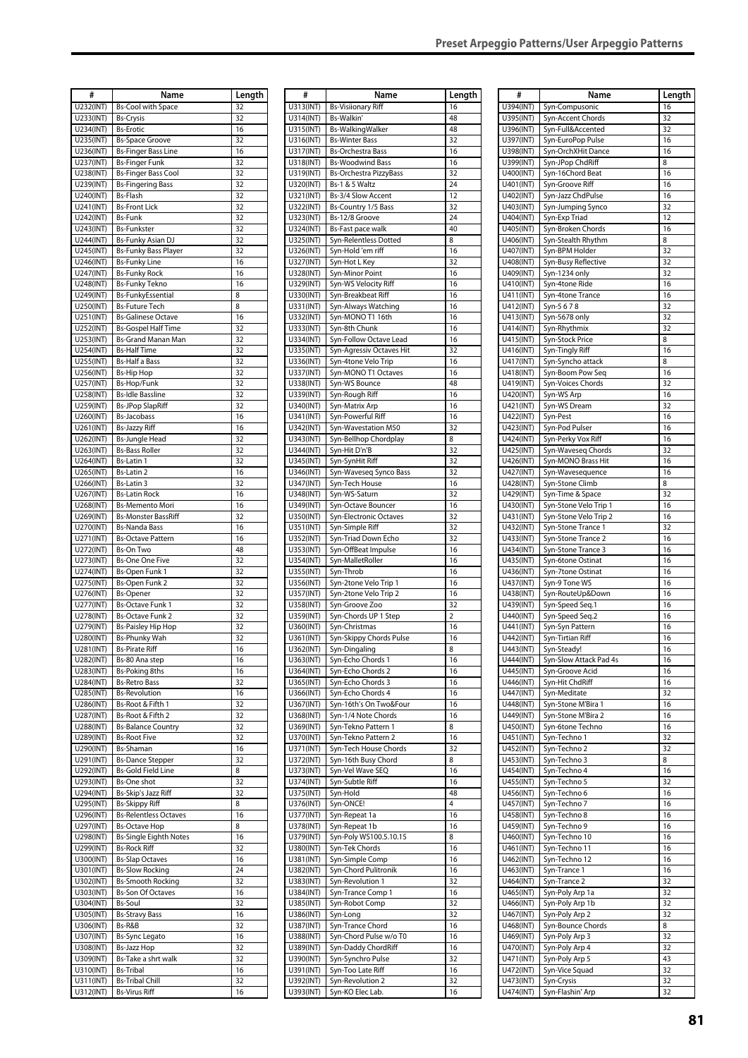| # | Name | Length |
|---|---|---|
| U232(INT) | Bs-Cool with Space | 32 |
| U233(INT) | Bs-Crysis | 32 |
| U234(INT) | Bs-Erotic | 16 |
| U235(INT) | Bs-Space Groove | 32 |
| U236(INT) | Bs-Finger Bass Line | 16 |
| U237(INT) | Bs-Finger Funk | 32 |
| U238(INT) | Bs-Finger Bass Cool | 32 |
| U239(INT) | Bs-Fingering Bass | 32 |
| U240(INT) | Bs-Flash | 32 |
| U241(INT) | Bs-Front Lick | 32 |
| U242(INT) | Bs-Funk | 32 |
| U243(INT) | Bs-Funkster | 32 |
| U244(INT) | Bs-Funky Asian DJ | 32 |
| U245(INT) | Bs-Funky Bass Player | 32 |
| U246(INT) | Bs-Funky Line | 16 |
| U247(INT) | Bs-Funky Rock | 16 |
| U248(INT) | Bs-Funky Tekno | 16 |
| U249(INT) | Bs-FunkyEssential | 8 |
| U250(INT) | Bs-Future Tech | 8 |
| U251(INT) | Bs-Galinese Octave | 16 |
| U252(INT) | Bs-Gospel Half Time | 32 |
| U253(INT) | Bs-Grand Manan Man | 32 |
| U254(INT) | Bs-Half Time | 32 |
| U255(INT) | Bs-Half a Bass | 32 |
| U256(INT) | Bs-Hip Hop | 32 |
| U257(INT) | Bs-Hop/Funk | 32 |
| U258(INT) | Bs-Idle Bassline | 32 |
| U259(INT) | Bs-JPop SlapRiff | 32 |
| U260(INT) | Bs-Jacobass | 16 |
| U261(INT) | Bs-Jazzy Riff | 16 |
| U262(INT) | Bs-Jungle Head | 32 |
| U263(INT) | Bs-Bass Roller | 32 |
| U264(INT) | Bs-Latin 1 | 32 |
| U265(INT) | Bs-Latin 2 | 16 |
| U266(INT) | Bs-Latin 3 | 32 |
| U267(INT) | Bs-Latin Rock | 16 |
| U268(INT) | Bs-Memento Mori | 16 |
| U269(INT) | Bs-Monster BassRiff | 32 |
| U270(INT) | Bs-Nanda Bass | 16 |
| U271(INT) | Bs-Octave Pattern | 16 |
| U272(INT) | Bs-On Two | 48 |
| U273(INT) | Bs-One One Five | 32 |
| U274(INT) | Bs-Open Funk 1 | 32 |
| U275(INT) | Bs-Open Funk 2 | 32 |
| U276(INT) | Bs-Opener | 32 |
| U277(INT) | Bs-Octave Funk 1 | 32 |
| U278(INT) | Bs-Octave Funk 2 | 32 |
| U279(INT) | Bs-Paisley Hip Hop | 32 |
| U280(INT) | Bs-Phunky Wah | 32 |
| U281(INT) | Bs-Pirate Riff | 16 |
| U282(INT) | Bs-80 Ana step | 16 |
| U283(INT) | Bs-Poking 8ths | 16 |
| U284(INT) | Bs-Retro Bass | 32 |
| U285(INT) | Bs-Revolution | 16 |
| U286(INT) | Bs-Root & Fifth 1 | 32 |
| U287(INT) | Bs-Root & Fifth 2 | 32 |
| U288(INT) | Bs-Balance Country | 32 |
| U289(INT) | Bs-Root Five | 32 |
| U290(INT) | Bs-Shaman | 16 |
| U291(INT) | Bs-Dance Stepper | 32 |
| U292(INT) | Bs-Gold Field Line | 8 |
| U293(INT) | Bs-One shot | 32 |
| U294(INT) | Bs-Skip's Jazz Riff | 32 |
| U295(INT) | Bs-Skippy Riff | 8 |
| U296(INT) | Bs-Relentless Octaves | 16 |
| U297(INT) | Bs-Octave Hop | 8 |
| U298(INT) | Bs-Single Eighth Notes | 16 |
| U299(INT) | Bs-Rock Riff | 32 |
| U300(INT) | Bs-Slap Octaves | 16 |
| U301(INT) | Bs-Slow Rocking | 24 |
| U302(INT) | Bs-Smooth Rocking | 32 |
| U303(INT) | Bs-Son Of Octaves | 16 |
| U304(INT) | Bs-Soul | 32 |
| U305(INT) | Bs-Stravy Bass | 16 |
| U306(INT) | Bs-R&B | 32 |
| U307(INT) | Bs-Sync Legato | 16 |
| U308(INT) | Bs-Jazz Hop | 32 |
| U309(INT) | Bs-Take a shrt walk | 32 |
| U310(INT) | Bs-Tribal | 16 |
| U311(INT) | Bs-Tribal Chill | 32 |
| U312(INT) | Bs-Virus Riff | 16 |
| U313(INT) | Bs-Visiionary Riff | 16 |
| U314(INT) | Bs-Walkin' | 48 |
| U315(INT) | Bs-WalkingWalker | 48 |
| U316(INT) | Bs-Winter Bass | 32 |
| U317(INT) | Bs-Orchestra Bass | 16 |
| U318(INT) | Bs-Woodwind Bass | 16 |
| U319(INT) | Bs-Orchestra PizzyBass | 32 |
| U320(INT) | Bs-1 & 5 Waltz | 24 |
| U321(INT) | Bs-3/4 Slow Accent | 12 |
| U322(INT) | Bs-Country 1/5 Bass | 32 |
| U323(INT) | Bs-12/8 Groove | 24 |
| U324(INT) | Bs-Fast pace walk | 40 |
| U325(INT) | Syn-Relentless Dotted | 8 |
| U326(INT) | Syn-Hold 'em riff | 16 |
| U327(INT) | Syn-Hot L Key | 32 |
| U328(INT) | Syn-Minor Point | 16 |
| U329(INT) | Syn-WS Velocity Riff | 16 |
| U330(INT) | Syn-Breakbeat Riff | 16 |
| U331(INT) | Syn-Always Watching | 16 |
| U332(INT) | Syn-MONO T1 16th | 16 |
| U333(INT) | Syn-8th Chunk | 16 |
| U334(INT) | Syn-Follow Octave Lead | 16 |
| U335(INT) | Syn-Agressiv Octaves Hit | 32 |
| U336(INT) | Syn-4tone Velo Trip | 16 |
| U337(INT) | Syn-MONO T1 Octaves | 16 |
| U338(INT) | Syn-WS Bounce | 48 |
| U339(INT) | Syn-Rough Riff | 16 |
| U340(INT) | Syn-Matrix Arp | 16 |
| U341(INT) | Syn-Powerful Riff | 16 |
| U342(INT) | Syn-Wavestation M50 | 32 |
| U343(INT) | Syn-Bellhop Chordplay | 8 |
| U344(INT) | Syn-Hit D'n'B | 32 |
| U345(INT) | Syn-SynHit Riff | 32 |
| U346(INT) | Syn-Waveseq Synco Bass | 32 |
| U347(INT) | Syn-Tech House | 16 |
| U348(INT) | Syn-WS-Saturn | 32 |
| U349(INT) | Syn-Octave Bouncer | 16 |
| U350(INT) | Syn-Electronic Octaves | 32 |
| U351(INT) | Syn-Simple Riff | 32 |
| U352(INT) | Syn-Triad Down Echo | 32 |
| U353(INT) | Syn-OffBeat Impulse | 16 |
| U354(INT) | Syn-MalletRoller | 16 |
| U355(INT) | Syn-Throb | 16 |
| U356(INT) | Syn-2tone Velo Trip 1 | 16 |
| U357(INT) | Syn-2tone Velo Trip 2 | 16 |
| U358(INT) | Syn-Groove Zoo | 32 |
| U359(INT) | Syn-Chords UP 1 Step | 2 |
| U360(INT) | Syn-Christmas | 16 |
| U361(INT) | Syn-Skippy Chords Pulse | 16 |
| U362(INT) | Syn-Dingaling | 8 |
| U363(INT) | Syn-Echo Chords 1 | 16 |
| U364(INT) | Syn-Echo Chords 2 | 16 |
| U365(INT) | Syn-Echo Chords 3 | 16 |
| U366(INT) | Syn-Echo Chords 4 | 16 |
| U367(INT) | Syn-16th's On Two&Four | 16 |
| U368(INT) | Syn-1/4 Note Chords | 16 |
| U369(INT) | Syn-Tekno Pattern 1 | 8 |
| U370(INT) | Syn-Tekno Pattern 2 | 16 |
| U371(INT) | Syn-Tech House Chords | 32 |
| U372(INT) | Syn-16th Busy Chord | 8 |
| U373(INT) | Syn-Vel Wave SEQ | 16 |
| U374(INT) | Syn-Subtle Riff | 16 |
| U375(INT) | Syn-Hold | 48 |
| U376(INT) | Syn-ONCE! | 4 |
| U377(INT) | Syn-Repeat 1a | 16 |
| U378(INT) | Syn-Repeat 1b | 16 |
| U379(INT) | Syn-Poly WS100.5.10.15 | 8 |
| U380(INT) | Syn-Tek Chords | 16 |
| U381(INT) | Syn-Simple Comp | 16 |
| U382(INT) | Syn-Chord Pulitronik | 16 |
| U383(INT) | Syn-Revolution 1 | 32 |
| U384(INT) | Syn-Trance Comp 1 | 16 |
| U385(INT) | Syn-Robot Comp | 32 |
| U386(INT) | Syn-Long | 32 |
| U387(INT) | Syn-Trance Chord | 16 |
| U388(INT) | Syn-Chord Pulse w/o T0 | 16 |
| U389(INT) | Syn-Daddy ChordRiff | 16 |
| U390(INT) | Syn-Synchro Pulse | 32 |
| U391(INT) | Syn-Too Late Riff | 16 |
| U392(INT) | Syn-Revolution 2 | 32 |
| U393(INT) | Syn-KO Elec Lab. | 16 |
| U394(INT) | Syn-Compusonic | 16 |
| U395(INT) | Syn-Accent Chords | 32 |
| U396(INT) | Syn-Full&Accented | 32 |
| U397(INT) | Syn-EuroPop Pulse | 16 |
| U398(INT) | Syn-OrchXHit Dance | 16 |
| U399(INT) | Syn-JPop ChdRiff | 8 |
| U400(INT) | Syn-16Chord Beat | 16 |
| U401(INT) | Syn-Groove Riff | 16 |
| U402(INT) | Syn-Jazz ChdPulse | 16 |
| U403(INT) | Syn-Jumping Synco | 32 |
| U404(INT) | Syn-Exp Triad | 12 |
| U405(INT) | Syn-Broken Chords | 16 |
| U406(INT) | Syn-Stealth Rhythm | 8 |
| U407(INT) | Syn-BPM Holder | 32 |
| U408(INT) | Syn-Busy Reflective | 32 |
| U409(INT) | Syn-1234 only | 32 |
| U410(INT) | Syn-4tone Ride | 16 |
| U411(INT) | Syn-4tone Trance | 16 |
| U412(INT) | Syn-5 6 7 8 | 32 |
| U413(INT) | Syn-5678 only | 32 |
| U414(INT) | Syn-Rhythmix | 32 |
| U415(INT) | Syn-Stock Price | 8 |
| U416(INT) | Syn-Tingly Riff | 16 |
| U417(INT) | Syn-Syncho attack | 8 |
| U418(INT) | Syn-Boom Pow Seq | 16 |
| U419(INT) | Syn-Voices Chords | 32 |
| U420(INT) | Syn-WS Arp | 16 |
| U421(INT) | Syn-WS Dream | 32 |
| U422(INT) | Syn-Pest | 16 |
| U423(INT) | Syn-Pod Pulser | 16 |
| U424(INT) | Syn-Perky Vox Riff | 16 |
| U425(INT) | Syn-Waveseq Chords | 32 |
| U426(INT) | Syn-MONO Brass Hit | 16 |
| U427(INT) | Syn-Wavesequence | 16 |
| U428(INT) | Syn-Stone Climb | 8 |
| U429(INT) | Syn-Time & Space | 32 |
| U430(INT) | Syn-Stone Velo Trip 1 | 16 |
| U431(INT) | Syn-Stone Velo Trip 2 | 16 |
| U432(INT) | Syn-Stone Trance 1 | 32 |
| U433(INT) | Syn-Stone Trance 2 | 16 |
| U434(INT) | Syn-Stone Trance 3 | 16 |
| U435(INT) | Syn-6tone Ostinat | 16 |
| U436(INT) | Syn-7tone Ostinat | 16 |
| U437(INT) | Syn-9 Tone WS | 16 |
| U438(INT) | Syn-RouteUp&Down | 16 |
| U439(INT) | Syn-Speed Seq.1 | 16 |
| U440(INT) | Syn-Speed Seq.2 | 16 |
| U441(INT) | Syn-Syn Pattern | 16 |
| U442(INT) | Syn-Tirtian Riff | 16 |
| U443(INT) | Syn-Steady! | 16 |
| U444(INT) | Syn-Slow Attack Pad 4s | 16 |
| U445(INT) | Syn-Groove Acid | 16 |
| U446(INT) | Syn-Hit ChdRiff | 16 |
| U447(INT) | Syn-Meditate | 32 |
| U448(INT) | Syn-Stone M'Bira 1 | 16 |
| U449(INT) | Syn-Stone M'Bira 2 | 16 |
| U450(INT) | Syn-6tone Techno | 16 |
| U451(INT) | Syn-Techno 1 | 32 |
| U452(INT) | Syn-Techno 2 | 32 |
| U453(INT) | Syn-Techno 3 | 8 |
| U454(INT) | Syn-Techno 4 | 16 |
| U455(INT) | Syn-Techno 5 | 32 |
| U456(INT) | Syn-Techno 6 | 16 |
| U457(INT) | Syn-Techno 7 | 16 |
| U458(INT) | Syn-Techno 8 | 16 |
| U459(INT) | Syn-Techno 9 | 16 |
| U460(INT) | Syn-Techno 10 | 16 |
| U461(INT) | Syn-Techno 11 | 16 |
| U462(INT) | Syn-Techno 12 | 16 |
| U463(INT) | Syn-Trance 1 | 16 |
| U464(INT) | Syn-Trance 2 | 32 |
| U465(INT) | Syn-Poly Arp 1a | 32 |
| U466(INT) | Syn-Poly Arp 1b | 32 |
| U467(INT) | Syn-Poly Arp 2 | 32 |
| U468(INT) | Syn-Bounce Chords | 8 |
| U469(INT) | Syn-Poly Arp 3 | 32 |
| U470(INT) | Syn-Poly Arp 4 | 32 |
| U471(INT) | Syn-Poly Arp 5 | 43 |
| U472(INT) | Syn-Vice Squad | 32 |
| U473(INT) | Syn-Crysis | 32 |
| U474(INT) | Syn-Flashin' Arp | 32 |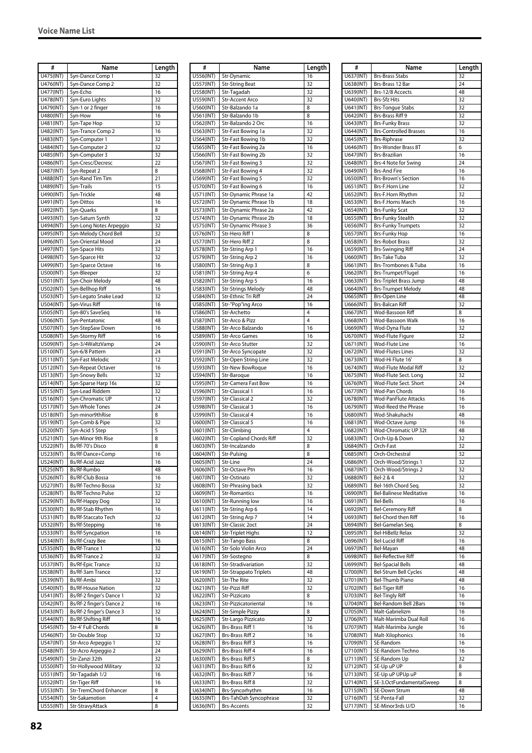## Voice Name List

| # | Name | Length |
|---|---|---|
| U475(INT) | Syn-Dance Comp 1 | 32 |
| U476(INT) | Syn-Dance Comp 2 | 32 |
| U477(INT) | Syn-Echo | 16 |
| U478(INT) | Syn-Euro Lights | 32 |
| U479(INT) | Syn-1 or 2 finger | 16 |
| U480(INT) | Syn-How | 16 |
| U481(INT) | Syn-Tape Hop | 32 |
| U482(INT) | Syn-Trance Comp 2 | 16 |
| U483(INT) | Syn-Computer 1 | 32 |
| U484(INT) | Syn-Computer 2 | 32 |
| U485(INT) | Syn-Computer 3 | 32 |
| U486(INT) | Syn-Cresc/Decresc | 22 |
| U487(INT) | Syn-Repeat 2 | 8 |
| U488(INT) | Syn-Rand Tim Tim | 21 |
| U489(INT) | Syn-Trails | 15 |
| U490(INT) | Syn-Trickle | 48 |
| U491(INT) | Syn-Dittos | 16 |
| U492(INT) | Syn-Quarks | 8 |
| U493(INT) | Syn-Saturn Synth | 32 |
| U494(INT) | Syn-Long Notes Arpeggio | 32 |
| U495(INT) | Syn-Melody Chord Bell | 32 |
| U496(INT) | Syn-Oriental Mood | 24 |
| U497(INT) | Syn-Space Hits | 32 |
| U498(INT) | Syn-Sparce Hit | 32 |
| U499(INT) | Syn-Sparce Octave | 16 |
| U500(INT) | Syn-Bleeper | 32 |
| U501(INT) | Syn-Choir Melody | 48 |
| U502(INT) | Syn-Bellhop Riff | 16 |
| U503(INT) | Syn-Legato Snake Lead | 32 |
| U504(INT) | Syn-Virus Riff | 16 |
| U505(INT) | Syn-80's SaveSeq | 16 |
| U506(INT) | Syn-Pentatonic | 48 |
| U507(INT) | Syn-StepSaw Down | 16 |
| U508(INT) | Syn-Stormy Riff | 16 |
| U509(INT) | Syn-3/4WaltzVamp | 24 |
| U510(INT) | Syn-6/8 Pattern | 24 |
| U511(INT) | Syn-Fast Melodic | 12 |
| U512(INT) | Syn-Repeat Octaver | 16 |
| U513(INT) | Syn-Snowy Bells | 32 |
| U514(INT) | Syn-Sparse Harp 16s | 32 |
| U515(INT) | Syn-Lead Riddem | 32 |
| U516(INT) | Syn-Chromatic UP | 12 |
| U517(INT) | Syn-Whole Tones | 24 |
| U518(INT) | Syn-minor9thRise | 8 |
| U519(INT) | Syn-Comb & Pipe | 32 |
| U520(INT) | Syn-Acid 5 Step | 5 |
| U521(INT) | Syn-Minor 9th Rise | 8 |
| U522(INT) | Bs/Rf-70's Disco | 8 |
| U523(INT) | Bs/Rf-Dance+Comp | 16 |
| U524(INT) | Bs/Rf-Acid Jazz | 16 |
| U525(INT) | Bs/Rf-Rumbo | 48 |
| U526(INT) | Bs/Rf-Club Bossa | 16 |
| U527(INT) | Bs/Rf-Techno Bossa | 32 |
| U528(INT) | Bs/Rf-Techno Pulse | 32 |
| U529(INT) | Bs/Rf-Happy Dog | 32 |
| U530(INT) | Bs/Rf-Stab Rhythm | 16 |
| U531(INT) | Bs/Rf-Staccato Tech | 32 |
| U532(INT) | Bs/Rf-Stepping | 16 |
| U533(INT) | Bs/Rf-Syncpation | 16 |
| U534(INT) | Bs/Rf-Crazy Bee | 16 |
| U535(INT) | Bs/Rf-Trance 1 | 32 |
| U536(INT) | Bs/Rf-Trance 2 | 32 |
| U537(INT) | Bs/Rf-Epic Trance | 32 |
| U538(INT) | Bs/Rf-3am Trance | 32 |
| U539(INT) | Bs/Rf-Ambi | 32 |
| U540(INT) | Bs/Rf-House Nation | 32 |
| U541(INT) | Bs/Rf-2 finger's Dance 1 | 32 |
| U542(INT) | Bs/Rf-2 finger's Dance 2 | 16 |
| U543(INT) | Bs/Rf-2 finger's Dance 3 | 32 |
| U544(INT) | Bs/Rf-Shifting Riff | 16 |
| U545(INT) | Str-4' Full Chords | 8 |
| U546(INT) | Str-Double Stop | 32 |
| U547(INT) | Str-Arco Arpeggio 1 | 32 |
| U548(INT) | Str-Acro Arpeggio 2 | 24 |
| U549(INT) | Str-Zanzi 32th | 32 |
| U550(INT) | Str-Hollywood Military | 32 |
| U551(INT) | Str-Tagadah 1/2 | 16 |
| U552(INT) | Str-Tiger Riff | 16 |
| U553(INT) | Str-TremChord Enhancer | 8 |
| U554(INT) | Str-Sakamotion | 4 |
| U555(INT) | Str-StravyAttack | 8 |
| U556(INT) | Str-Dynamic | 16 |
| U557(INT) | Str-String Beat | 32 |
| U558(INT) | Str-Tagadah | 32 |
| U559(INT) | Str-Accent Arco | 32 |
| U560(INT) | Str-Balzando 1a | 8 |
| U561(INT) | Str-Balzando 1b | 8 |
| U562(INT) | Str-Balzando 2 Orc | 16 |
| U563(INT) | Str-Fast Bowing 1a | 32 |
| U564(INT) | Str-Fast Bowing 1b | 32 |
| U565(INT) | Str-Fast Bowing 2a | 16 |
| U566(INT) | Str-Fast Bowing 2b | 32 |
| U567(INT) | Str-Fast Bowing 3 | 32 |
| U568(INT) | Str-Fast Bowing 4 | 32 |
| U569(INT) | Str-Fast Bowing 5 | 32 |
| U570(INT) | Str-Fast Bowing 6 | 16 |
| U571(INT) | Str-Dynamic Phrase 1a | 42 |
| U572(INT) | Str-Dynamic Phrase 1b | 18 |
| U573(INT) | Str-Dynamic Phrase 2a | 42 |
| U574(INT) | Str-Dynamic Phrase 2b | 18 |
| U575(INT) | Str-Dynamic Phrase 3 | 36 |
| U576(INT) | Str-Hero Riff 1 | 8 |
| U577(INT) | Str-Hero Riff 2 | 8 |
| U578(INT) | Str-String Arp 1 | 16 |
| U579(INT) | Str-String Arp 2 | 16 |
| U580(INT) | Str-String Arp 3 | 8 |
| U581(INT) | Str-String Arp 4 | 6 |
| U582(INT) | Str-String Arp 5 | 16 |
| U583(INT) | Str-Strings Melody | 48 |
| U584(INT) | Str-Ethnic Tri Riff | 24 |
| U585(INT) | Str-"Pop"ing Arco | 16 |
| U586(INT) | Str-Archetto | 4 |
| U587(INT) | Str-Arco & Pizz | 4 |
| U588(INT) | Str-Arco Balzando | 16 |
| U589(INT) | Str-Arco Games | 16 |
| U590(INT) | Str-Arco Stutter | 32 |
| U591(INT) | Str-Arco Syncopate | 32 |
| U592(INT) | Str-Open String Line | 32 |
| U593(INT) | Str-New BowRoque | 16 |
| U594(INT) | Str-Baroque | 16 |
| U595(INT) | Str-Camera Fast Bow | 16 |
| U596(INT) | Str-Classical 1 | 16 |
| U597(INT) | Str-Classical 2 | 32 |
| U598(INT) | Str-Classical 3 | 16 |
| U599(INT) | Str-Classical 4 | 16 |
| U600(INT) | Str-Classical 5 | 16 |
| U601(INT) | Str-Climbing | 4 |
| U602(INT) | Str-Copland Chords Riff | 32 |
| U603(INT) | Str-Incalzando | 8 |
| U604(INT) | Str-Pulsing | 8 |
| U605(INT) | Str-Line | 24 |
| U606(INT) | Str-Octave Ptn | 16 |
| U607(INT) | Str-Ostinato | 32 |
| U608(INT) | Str-Phrasing back | 32 |
| U609(INT) | Str-Romantics | 16 |
| U610(INT) | Str-Running low | 16 |
| U611(INT) | Str-String Arp 6 | 14 |
| U612(INT) | Str-String Arp 7 | 14 |
| U613(INT) | Str-Classic 2oct | 24 |
| U614(INT) | Str-Triplet Highs | 12 |
| U615(INT) | Str-Tango Bass | 8 |
| U616(INT) | Str-Solo Violin Arco | 24 |
| U617(INT) | Str-Sostegno | 8 |
| U618(INT) | Str-Stradivariation | 32 |
| U619(INT) | Str-Strappato Triplets | 48 |
| U620(INT) | Str-The Rite | 32 |
| U621(INT) | Str-Pizzi Riff | 32 |
| U622(INT) | Str-Pizzicato | 8 |
| U623(INT) | Str-Pizzicatoriental | 16 |
| U624(INT) | Str-Simple Pizzy | 8 |
| U625(INT) | Str-Largo Pizzicato | 32 |
| U626(INT) | Brs-Brass Riff 1 | 16 |
| U627(INT) | Brs-Brass Riff 2 | 16 |
| U628(INT) | Brs-Brass Riff 3 | 16 |
| U629(INT) | Brs-Brass Riff 4 | 16 |
| U630(INT) | Brs-Brass Riff 5 | 8 |
| U631(INT) | Brs-Brass Riff 6 | 32 |
| U632(INT) | Brs-Brass Riff 7 | 16 |
| U633(INT) | Brs-Brass Riff 8 | 32 |
| U634(INT) | Brs-Syncorhythm | 16 |
| U635(INT) | Brs-TahDah Syncophrase | 32 |
| U636(INT) | Brs-Accents | 32 |
| U637(INT) | Brs-Brass Stabs | 32 |
| U638(INT) | Brs-Brass 12 Bar | 24 |
| U639(INT) | Brs-12/8 Accects | 48 |
| U640(INT) | Brs-Sfz Hits | 32 |
| U641(INT) | Brs-Tongue Stabs | 32 |
| U642(INT) | Brs-Brass Riff 9 | 32 |
| U643(INT) | Brs-Funky Brass | 32 |
| U644(INT) | Brs-Controlled Brasses | 16 |
| U645(INT) | Brs-Riphrase | 32 |
| U646(INT) | Brs-Wonder Brass 8T | 6 |
| U647(INT) | Brs-Brazilian | 16 |
| U648(INT) | Brs-4 Note for Swing | 24 |
| U649(INT) | Brs-And Fire | 16 |
| U650(INT) | Brs-Brown's Section | 16 |
| U651(INT) | Brs-F.Horn Line | 32 |
| U652(INT) | Brs-F.Horn Rhythm | 32 |
| U653(INT) | Brs-F.Horns March | 16 |
| U654(INT) | Brs-Funky Scat | 32 |
| U655(INT) | Brs-Funky Stealth | 32 |
| U656(INT) | Brs-Funky Trumpets | 32 |
| U657(INT) | Brs-Funky Hop | 16 |
| U658(INT) | Brs-Robot Brass | 32 |
| U659(INT) | Brs-Swinging Riff | 24 |
| U660(INT) | Brs-Take Tuba | 32 |
| U661(INT) | Brs-Trombones & Tuba | 16 |
| U662(INT) | Brs-Trumpet/Flugel | 16 |
| U663(INT) | Brs-Triplet Brass Jump | 48 |
| U664(INT) | Brs-Trumpet Melody | 48 |
| U665(INT) | Brs-Open Line | 48 |
| U666(INT) | Brs-Balcan Riff | 32 |
| U667(INT) | Wod-Bassoon Riff | 8 |
| U668(INT) | Wod-Bassoon Walk | 16 |
| U669(INT) | Wod-Dyna Flute | 32 |
| U670(INT) | Wod-Flute Figure | 32 |
| U671(INT) | Wod-Flute Line | 16 |
| U672(INT) | Wod-Flutes Lines | 32 |
| U673(INT) | Wod-Hi Flute 16' | 8 |
| U674(INT) | Wod-Flute Modal Riff | 32 |
| U675(INT) | Wod-Flute Sect. Long | 32 |
| U676(INT) | Wod-Flute Sect. Short | 24 |
| U677(INT) | Wod-Pan Chords | 16 |
| U678(INT) | Wod-PanFlute Attacks | 16 |
| U679(INT) | Wod-Reed the Phrase | 16 |
| U680(INT) | Wod-Shakuhachi | 48 |
| U681(INT) | Wod-Octave Jump | 16 |
| U682(INT) | Wod-Chromatic UP 32t | 48 |
| U683(INT) | Orch-Up & Down | 32 |
| U684(INT) | Orch-Fast | 32 |
| U685(INT) | Orch-Orchestral | 32 |
| U686(INT) | Orch-Wood/Strings 1 | 32 |
| U687(INT) | Orch-Wood/Strings 2 | 32 |
| U688(INT) | Bel-2 & 4 | 32 |
| U689(INT) | Bel-16th Chord Seq. | 32 |
| U690(INT) | Bel-Balinese Meditative | 16 |
| U691(INT) | Bel-Bells | 16 |
| U692(INT) | Bel-Ceremony Riff | 8 |
| U693(INT) | Bel-Chord then Riff | 16 |
| U694(INT) | Bel-Gamelan Seq. | 8 |
| U695(INT) | Bel-HiBellz Relax | 32 |
| U696(INT) | Bel-Lucid Riff | 16 |
| U697(INT) | Bel-Mayan | 48 |
| U698(INT) | Bel-Reflective Riff | 16 |
| U699(INT) | Bel-Spacial Bells | 48 |
| U700(INT) | Bel-Strum Bell Cycles | 48 |
| U701(INT) | Bel-Thumb Piano | 48 |
| U702(INT) | Bel-Tiger Riff | 16 |
| U703(INT) | Bel-Tingly Riff | 16 |
| U704(INT) | Bel-Random Bell 2Bars | 16 |
| U705(INT) | Malt-Gabrielizm | 16 |
| U706(INT) | Malt-Marimba Dual Roll | 16 |
| U707(INT) | Malt-Marimba Jungle | 16 |
| U708(INT) | Malt-Xilophonics | 16 |
| U709(INT) | SE-Random | 16 |
| U710(INT) | SE-Random Techno | 16 |
| U711(INT) | SE-Random Up | 32 |
| U712(INT) | SE-Up uP UP | 8 |
| U713(INT) | SE-Up uP UPUp uP | 8 |
| U714(INT) | SE-3.OctFundamentalSweep | 8 |
| U715(INT) | SE-Down Strum | 48 |
| U716(INT) | SE-Penta-Fall | 32 |
| U717(INT) | SE-Minor3rds U/D | 16 |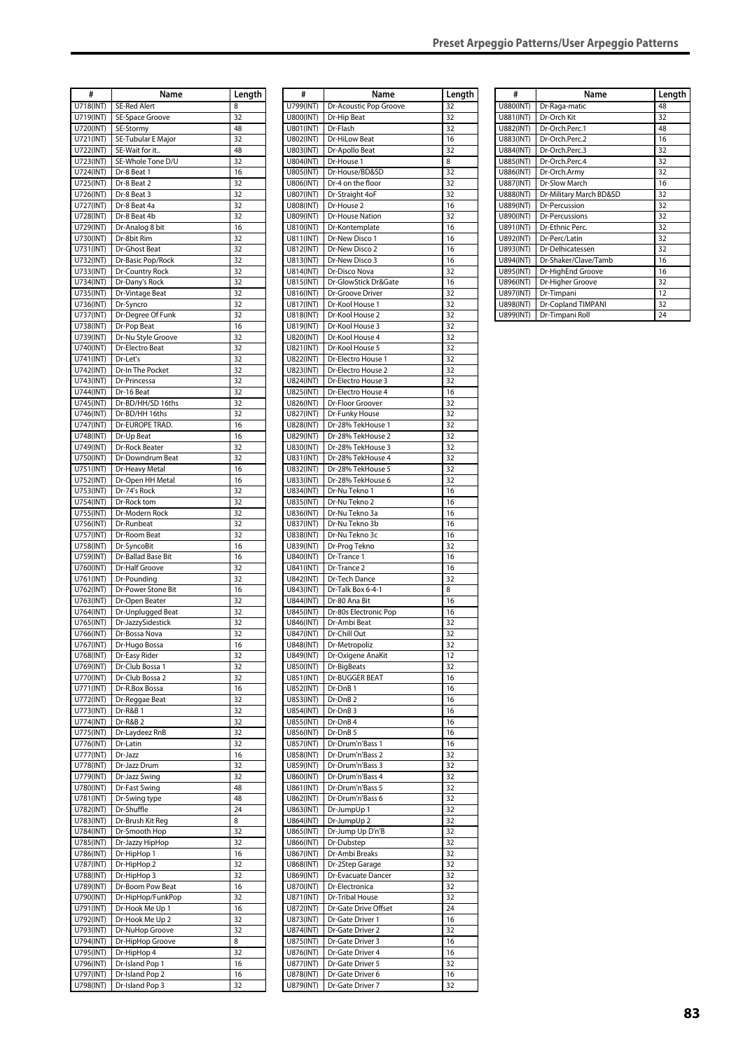| # | Name | Length |
|---|---|---|
| U718(INT) | SE-Red Alert | 8 |
| U719(INT) | SE-Space Groove | 32 |
| U720(INT) | SE-Stormy | 48 |
| U721(INT) | SE-Tubular E Major | 32 |
| U722(INT) | SE-Wait for it.. | 48 |
| U723(INT) | SE-Whole Tone D/U | 32 |
| U724(INT) | Dr-8 Beat 1 | 16 |
| U725(INT) | Dr-8 Beat 2 | 32 |
| U726(INT) | Dr-8 Beat 3 | 32 |
| U727(INT) | Dr-8 Beat 4a | 32 |
| U728(INT) | Dr-8 Beat 4b | 32 |
| U729(INT) | Dr-Analog 8 bit | 16 |
| U730(INT) | Dr-8bit Rim | 32 |
| U731(INT) | Dr-Ghost Beat | 32 |
| U732(INT) | Dr-Basic Pop/Rock | 32 |
| U733(INT) | Dr-Country Rock | 32 |
| U734(INT) | Dr-Dany's Rock | 32 |
| U735(INT) | Dr-Vintage Beat | 32 |
| U736(INT) | Dr-Syncro | 32 |
| U737(INT) | Dr-Degree Of Funk | 32 |
| U738(INT) | Dr-Pop Beat | 16 |
| U739(INT) | Dr-Nu Style Groove | 32 |
| U740(INT) | Dr-Electro Beat | 32 |
| U741(INT) | Dr-Let's | 32 |
| U742(INT) | Dr-In The Pocket | 32 |
| U743(INT) | Dr-Princessa | 32 |
| U744(INT) | Dr-16 Beat | 32 |
| U745(INT) | Dr-BD/HH/SD 16ths | 32 |
| U746(INT) | Dr-BD/HH 16ths | 32 |
| U747(INT) | Dr-EUROPE TRAD. | 16 |
| U748(INT) | Dr-Up Beat | 16 |
| U749(INT) | Dr-Rock Beater | 32 |
| U750(INT) | Dr-Downdrum Beat | 32 |
| U751(INT) | Dr-Heavy Metal | 16 |
| U752(INT) | Dr-Open HH Metal | 16 |
| U753(INT) | Dr-74's Rock | 32 |
| U754(INT) | Dr-Rock tom | 32 |
| U755(INT) | Dr-Modern Rock | 32 |
| U756(INT) | Dr-Runbeat | 32 |
| U757(INT) | Dr-Room Beat | 32 |
| U758(INT) | Dr-SyncoBit | 16 |
| U759(INT) | Dr-Ballad Base Bit | 16 |
| U760(INT) | Dr-Half Groove | 32 |
| U761(INT) | Dr-Pounding | 32 |
| U762(INT) | Dr-Power Stone Bit | 16 |
| U763(INT) | Dr-Open Beater | 32 |
| U764(INT) | Dr-Unplugged Beat | 32 |
| U765(INT) | Dr-JazzySidestick | 32 |
| U766(INT) | Dr-Bossa Nova | 32 |
| U767(INT) | Dr-Hugo Bossa | 16 |
| U768(INT) | Dr-Easy Rider | 32 |
| U769(INT) | Dr-Club Bossa 1 | 32 |
| U770(INT) | Dr-Club Bossa 2 | 32 |
| U771(INT) | Dr-R.Box Bossa | 16 |
| U772(INT) | Dr-Reggae Beat | 32 |
| U773(INT) | Dr-R&B 1 | 32 |
| U774(INT) | Dr-R&B 2 | 32 |
| U775(INT) | Dr-Laydeez RnB | 32 |
| U776(INT) | Dr-Latin | 32 |
| U777(INT) | Dr-Jazz | 16 |
| U778(INT) | Dr-Jazz Drum | 32 |
| U779(INT) | Dr-Jazz Swing | 32 |
| U780(INT) | Dr-Fast Swing | 48 |
| U781(INT) | Dr-Swing type | 48 |
| U782(INT) | Dr-Shuffle | 24 |
| U783(INT) | Dr-Brush Kit Reg | 8 |
| U784(INT) | Dr-Smooth Hop | 32 |
| U785(INT) | Dr-Jazzy HipHop | 32 |
| U786(INT) | Dr-HipHop 1 | 16 |
| U787(INT) | Dr-HipHop 2 | 32 |
| U788(INT) | Dr-HipHop 3 | 32 |
| U789(INT) | Dr-Boom Pow Beat | 16 |
| U790(INT) | Dr-HipHop/FunkPop | 32 |
| U791(INT) | Dr-Hook Me Up 1 | 16 |
| U792(INT) | Dr-Hook Me Up 2 | 32 |
| U793(INT) | Dr-NuHop Groove | 32 |
| U794(INT) | Dr-HipHop Groove | 8 |
| U795(INT) | Dr-HipHop 4 | 32 |
| U796(INT) | Dr-Island Pop 1 | 16 |
| U797(INT) | Dr-Island Pop 2 | 16 |
| U798(INT) | Dr-Island Pop 3 | 32 |
| U799(INT) | Dr-Acoustic Pop Groove | 32 |
| U800(INT) | Dr-Hip Beat | 32 |
| U801(INT) | Dr-Flash | 32 |
| U802(INT) | Dr-HiLow Beat | 16 |
| U803(INT) | Dr-Apollo Beat | 32 |
| U804(INT) | Dr-House 1 | 8 |
| U805(INT) | Dr-House/BD&SD | 32 |
| U806(INT) | Dr-4 on the floor | 32 |
| U807(INT) | Dr-Straight 4oF | 32 |
| U808(INT) | Dr-House 2 | 16 |
| U809(INT) | Dr-House Nation | 32 |
| U810(INT) | Dr-Kontemplate | 16 |
| U811(INT) | Dr-New Disco 1 | 16 |
| U812(INT) | Dr-New Disco 2 | 16 |
| U813(INT) | Dr-New Disco 3 | 16 |
| U814(INT) | Dr-Disco Nova | 32 |
| U815(INT) | Dr-GlowStick Dr&Gate | 16 |
| U816(INT) | Dr-Groove Driver | 32 |
| U817(INT) | Dr-Kool House 1 | 32 |
| U818(INT) | Dr-Kool House 2 | 32 |
| U819(INT) | Dr-Kool House 3 | 32 |
| U820(INT) | Dr-Kool House 4 | 32 |
| U821(INT) | Dr-Kool House 5 | 32 |
| U822(INT) | Dr-Electro House 1 | 32 |
| U823(INT) | Dr-Electro House 2 | 32 |
| U824(INT) | Dr-Electro House 3 | 32 |
| U825(INT) | Dr-Electro House 4 | 16 |
| U826(INT) | Dr-Floor Groover | 32 |
| U827(INT) | Dr-Funky House | 32 |
| U828(INT) | Dr-28% TekHouse 1 | 32 |
| U829(INT) | Dr-28% TekHouse 2 | 32 |
| U830(INT) | Dr-28% TekHouse 3 | 32 |
| U831(INT) | Dr-28% TekHouse 4 | 32 |
| U832(INT) | Dr-28% TekHouse 5 | 32 |
| U833(INT) | Dr-28% TekHouse 6 | 32 |
| U834(INT) | Dr-Nu Tekno 1 | 16 |
| U835(INT) | Dr-Nu Tekno 2 | 16 |
| U836(INT) | Dr-Nu Tekno 3a | 16 |
| U837(INT) | Dr-Nu Tekno 3b | 16 |
| U838(INT) | Dr-Nu Tekno 3c | 16 |
| U839(INT) | Dr-Prog Tekno | 32 |
| U840(INT) | Dr-Trance 1 | 16 |
| U841(INT) | Dr-Trance 2 | 16 |
| U842(INT) | Dr-Tech Dance | 32 |
| U843(INT) | Dr-Talk Box 6-4-1 | 8 |
| U844(INT) | Dr-80 Ana Bit | 16 |
| U845(INT) | Dr-80s Electronic Pop | 16 |
| U846(INT) | Dr-Ambi Beat | 32 |
| U847(INT) | Dr-Chill Out | 32 |
| U848(INT) | Dr-Metropoliz | 32 |
| U849(INT) | Dr-Oxigene AnaKit | 12 |
| U850(INT) | Dr-BigBeats | 32 |
| U851(INT) | Dr-BUGGER BEAT | 16 |
| U852(INT) | Dr-DnB 1 | 16 |
| U853(INT) | Dr-DnB 2 | 16 |
| U854(INT) | Dr-DnB 3 | 16 |
| U855(INT) | Dr-DnB 4 | 16 |
| U856(INT) | Dr-DnB 5 | 16 |
| U857(INT) | Dr-Drum'n'Bass 1 | 16 |
| U858(INT) | Dr-Drum'n'Bass 2 | 32 |
| U859(INT) | Dr-Drum'n'Bass 3 | 32 |
| U860(INT) | Dr-Drum'n'Bass 4 | 32 |
| U861(INT) | Dr-Drum'n'Bass 5 | 32 |
| U862(INT) | Dr-Drum'n'Bass 6 | 32 |
| U863(INT) | Dr-JumpUp 1 | 32 |
| U864(INT) | Dr-JumpUp 2 | 32 |
| U865(INT) | Dr-Jump Up D'n'B | 32 |
| U866(INT) | Dr-Dubstep | 32 |
| U867(INT) | Dr-Ambi Breaks | 32 |
| U868(INT) | Dr-2Step Garage | 32 |
| U869(INT) | Dr-Evacuate Dancer | 32 |
| U870(INT) | Dr-Electronica | 32 |
| U871(INT) | Dr-Tribal House | 32 |
| U872(INT) | Dr-Gate Drive Offset | 24 |
| U873(INT) | Dr-Gate Driver 1 | 16 |
| U874(INT) | Dr-Gate Driver 2 | 32 |
| U875(INT) | Dr-Gate Driver 3 | 16 |
| U876(INT) | Dr-Gate Driver 4 | 16 |
| U877(INT) | Dr-Gate Driver 5 | 32 |
| U878(INT) | Dr-Gate Driver 6 | 16 |
| U879(INT) | Dr-Gate Driver 7 | 32 |
| U880(INT) | Dr-Raga-matic | 48 |
| U881(INT) | Dr-Orch Kit | 32 |
| U882(INT) | Dr-Orch.Perc.1 | 48 |
| U883(INT) | Dr-Orch.Perc.2 | 16 |
| U884(INT) | Dr-Orch.Perc.3 | 32 |
| U885(INT) | Dr-Orch.Perc.4 | 32 |
| U886(INT) | Dr-Orch.Army | 32 |
| U887(INT) | Dr-Slow March | 16 |
| U888(INT) | Dr-Military March BD&SD | 32 |
| U889(INT) | Dr-Percussion | 32 |
| U890(INT) | Dr-Percussions | 32 |
| U891(INT) | Dr-Ethnic Perc. | 32 |
| U892(INT) | Dr-Perc/Latin | 32 |
| U893(INT) | Dr-Delhicatessen | 32 |
| U894(INT) | Dr-Shaker/Clave/Tamb | 16 |
| U895(INT) | Dr-HighEnd Groove | 16 |
| U896(INT) | Dr-Higher Groove | 32 |
| U897(INT) | Dr-Timpani | 12 |
| U898(INT) | Dr-Copland TIMPANI | 32 |
| U899(INT) | Dr-Timpani Roll | 24 |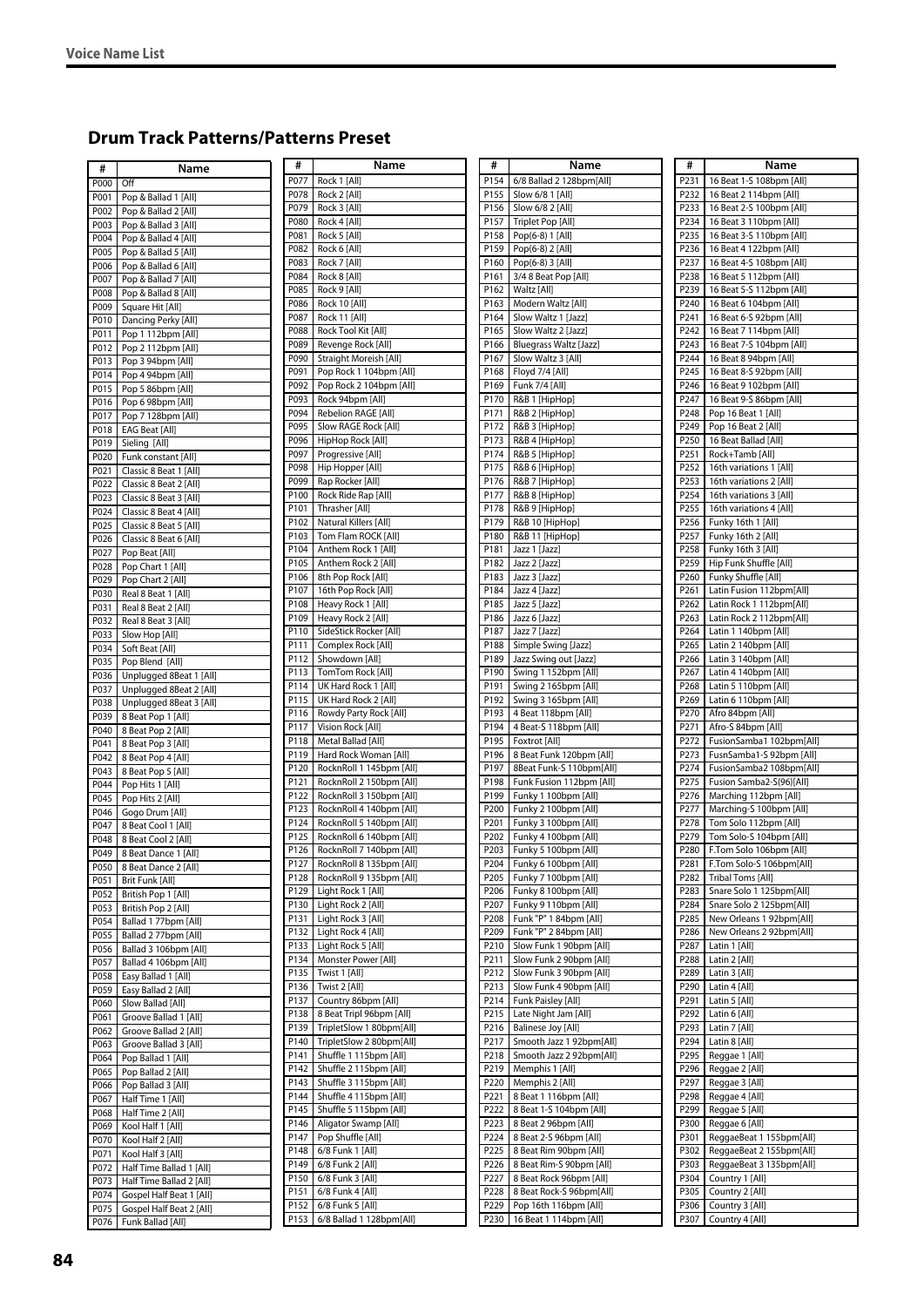## Drum Track Patterns/Patterns Preset

| # | Name |
|---|---|
| P000 | Off |
| P001 | Pop & Ballad 1 [All] |
| P002 | Pop & Ballad 2 [All] |
| P003 | Pop & Ballad 3 [All] |
| P004 | Pop & Ballad 4 [All] |
| P005 | Pop & Ballad 5 [All] |
| P006 | Pop & Ballad 6 [All] |
| P007 | Pop & Ballad 7 [All] |
| P008 | Pop & Ballad 8 [All] |
| P009 | Square Hit [All] |
| P010 | Dancing Perky [All] |
| P011 | Pop 1 112bpm [All] |
| P012 | Pop 2 112bpm [All] |
| P013 | Pop 3 94bpm [All] |
| P014 | Pop 4 94bpm [All] |
| P015 | Pop 5 86bpm [All] |
| P016 | Pop 6 98bpm [All] |
| P017 | Pop 7 128bpm [All] |
| P018 | EAG Beat [All] |
| P019 | Sieling [All] |
| P020 | Funk constant [All] |
| P021 | Classic 8 Beat 1 [All] |
| P022 | Classic 8 Beat 2 [All] |
| P023 | Classic 8 Beat 3 [All] |
| P024 | Classic 8 Beat 4 [All] |
| P025 | Classic 8 Beat 5 [All] |
| P026 | Classic 8 Beat 6 [All] |
| P027 | Pop Beat [All] |
| P028 | Pop Chart 1 [All] |
| P029 | Pop Chart 2 [All] |
| P030 | Real 8 Beat 1 [All] |
| P031 | Real 8 Beat 2 [All] |
| P032 | Real 8 Beat 3 [All] |
| P033 | Slow Hop [All] |
| P034 | Soft Beat [All] |
| P035 | Pop Blend [All] |
| P036 | Unplugged 8Beat 1 [All] |
| P037 | Unplugged 8Beat 2 [All] |
| P038 | Unplugged 8Beat 3 [All] |
| P039 | 8 Beat Pop 1 [All] |
| P040 | 8 Beat Pop 2 [All] |
| P041 | 8 Beat Pop 3 [All] |
| P042 | 8 Beat Pop 4 [All] |
| P043 | 8 Beat Pop 5 [All] |
| P044 | Pop Hits 1 [All] |
| P045 | Pop Hits 2 [All] |
| P046 | Gogo Drum [All] |
| P047 | 8 Beat Cool 1 [All] |
| P048 | 8 Beat Cool 2 [All] |
| P049 | 8 Beat Dance 1 [All] |
| P050 | 8 Beat Dance 2 [All] |
| P051 | Brit Funk [All] |
| P052 | British Pop 1 [All] |
| P053 | British Pop 2 [All] |
| P054 | Ballad 1 77bpm [All] |
| P055 | Ballad 2 77bpm [All] |
| P056 | Ballad 3 106bpm [All] |
| P057 | Ballad 4 106bpm [All] |
| P058 | Easy Ballad 1 [All] |
| P059 | Easy Ballad 2 [All] |
| P060 | Slow Ballad [All] |
| P061 | Groove Ballad 1 [All] |
| P062 | Groove Ballad 2 [All] |
| P063 | Groove Ballad 3 [All] |
| P064 | Pop Ballad 1 [All] |
| P065 | Pop Ballad 2 [All] |
| P066 | Pop Ballad 3 [All] |
| P067 | Half Time 1 [All] |
| P068 | Half Time 2 [All] |
| P069 | Kool Half 1 [All] |
| P070 | Kool Half 2 [All] |
| P071 | Kool Half 3 [All] |
| P072 | Half Time Ballad 1 [All] |
| P073 | Half Time Ballad 2 [All] |
| P074 | Gospel Half Beat 1 [All] |
| P075 | Gospel Half Beat 2 [All] |
| P076 | Funk Ballad [All] |
| P077 | Rock 1 [All] |
| P078 | Rock 2 [All] |
| P079 | Rock 3 [All] |
| P080 | Rock 4 [All] |
| P081 | Rock 5 [All] |
| P082 | Rock 6 [All] |
| P083 | Rock 7 [All] |
| P084 | Rock 8 [All] |
| P085 | Rock 9 [All] |
| P086 | Rock 10 [All] |
| P087 | Rock 11 [All] |
| P088 | Rock Tool Kit [All] |
| P089 | Revenge Rock [All] |
| P090 | Straight Moreish [All] |
| P091 | Pop Rock 1 104bpm [All] |
| P092 | Pop Rock 2 104bpm [All] |
| P093 | Rock 94bpm [All] |
| P094 | Rebelion RAGE [All] |
| P095 | Slow RAGE Rock [All] |
| P096 | HipHop Rock [All] |
| P097 | Progressive [All] |
| P098 | Hip Hopper [All] |
| P099 | Rap Rocker [All] |
| P100 | Rock Ride Rap [All] |
| P101 | Thrasher [All] |
| P102 | Natural Killers [All] |
| P103 | Tom Flam ROCK [All] |
| P104 | Anthem Rock 1 [All] |
| P105 | Anthem Rock 2 [All] |
| P106 | 8th Pop Rock [All] |
| P107 | 16th Pop Rock [All] |
| P108 | Heavy Rock 1 [All] |
| P109 | Heavy Rock 2 [All] |
| P110 | SideStick Rocker [All] |
| P111 | Complex Rock [All] |
| P112 | Showdown [All] |
| P113 | TomTom Rock [All] |
| P114 | UK Hard Rock 1 [All] |
| P115 | UK Hard Rock 2 [All] |
| P116 | Rowdy Party Rock [All] |
| P117 | Vision Rock [All] |
| P118 | Metal Ballad [All] |
| P119 | Hard Rock Woman [All] |
| P120 | RocknRoll 1 145bpm [All] |
| P121 | RocknRoll 2 150bpm [All] |
| P122 | RocknRoll 3 150bpm [All] |
| P123 | RocknRoll 4 140bpm [All] |
| P124 | RocknRoll 5 140bpm [All] |
| P125 | RocknRoll 6 140bpm [All] |
| P126 | RocknRoll 7 140bpm [All] |
| P127 | RocknRoll 8 135bpm [All] |
| P128 | RocknRoll 9 135bpm [All] |
| P129 | Light Rock 1 [All] |
| P130 | Light Rock 2 [All] |
| P131 | Light Rock 3 [All] |
| P132 | Light Rock 4 [All] |
| P133 | Light Rock 5 [All] |
| P134 | Monster Power [All] |
| P135 | Twist 1 [All] |
| P136 | Twist 2 [All] |
| P137 | Country 86bpm [All] |
| P138 | 8 Beat Tripl 96bpm [All] |
| P139 | TripletSlow 1 80bpm[All] |
| P140 | TripletSlow 2 80bpm[All] |
| P141 | Shuffle 1 115bpm [All] |
| P142 | Shuffle 2 115bpm [All] |
| P143 | Shuffle 3 115bpm [All] |
| P144 | Shuffle 4 115bpm [All] |
| P145 | Shuffle 5 115bpm [All] |
| P146 | Aligator Swamp [All] |
| P147 | Pop Shuffle [All] |
| P148 | 6/8 Funk 1 [All] |
| P149 | 6/8 Funk 2 [All] |
| P150 | 6/8 Funk 3 [All] |
| P151 | 6/8 Funk 4 [All] |
| P152 | 6/8 Funk 5 [All] |
| P153 | 6/8 Ballad 1 128bpm[All] |
| P154 | 6/8 Ballad 2 128bpm[All] |
| P155 | Slow 6/8 1 [All] |
| P156 | Slow 6/8 2 [All] |
| P157 | Triplet Pop [All] |
| P158 | Pop(6-8) 1 [All] |
| P159 | Pop(6-8) 2 [All] |
| P160 | Pop(6-8) 3 [All] |
| P161 | 3/4 8 Beat Pop [All] |
| P162 | Waltz [All] |
| P163 | Modern Waltz [All] |
| P164 | Slow Waltz 1 [Jazz] |
| P165 | Slow Waltz 2 [Jazz] |
| P166 | Bluegrass Waltz [Jazz] |
| P167 | Slow Waltz 3 [All] |
| P168 | Floyd 7/4 [All] |
| P169 | Funk 7/4 [All] |
| P170 | R&B 1 [HipHop] |
| P171 | R&B 2 [HipHop] |
| P172 | R&B 3 [HipHop] |
| P173 | R&B 4 [HipHop] |
| P174 | R&B 5 [HipHop] |
| P175 | R&B 6 [HipHop] |
| P176 | R&B 7 [HipHop] |
| P177 | R&B 8 [HipHop] |
| P178 | R&B 9 [HipHop] |
| P179 | R&B 10 [HipHop] |
| P180 | R&B 11 [HipHop] |
| P181 | Jazz 1 [Jazz] |
| P182 | Jazz 2 [Jazz] |
| P183 | Jazz 3 [Jazz] |
| P184 | Jazz 4 [Jazz] |
| P185 | Jazz 5 [Jazz] |
| P186 | Jazz 6 [Jazz] |
| P187 | Jazz 7 [Jazz] |
| P188 | Simple Swing [Jazz] |
| P189 | Jazz Swing out [Jazz] |
| P190 | Swing 1 152bpm [All] |
| P191 | Swing 2 165bpm [All] |
| P192 | Swing 3 165bpm [All] |
| P193 | 4 Beat 118bpm [All] |
| P194 | 4 Beat-S 118bpm [All] |
| P195 | Foxtrot [All] |
| P196 | 8 Beat Funk 120bpm [All] |
| P197 | 8Beat Funk-S 110bpm[All] |
| P198 | Funk Fusion 112bpm [All] |
| P199 | Funky 1 100bpm [All] |
| P200 | Funky 2 100bpm [All] |
| P201 | Funky 3 100bpm [All] |
| P202 | Funky 4 100bpm [All] |
| P203 | Funky 5 100bpm [All] |
| P204 | Funky 6 100bpm [All] |
| P205 | Funky 7 100bpm [All] |
| P206 | Funky 8 100bpm [All] |
| P207 | Funky 9 110bpm [All] |
| P208 | Funk "P" 1 84bpm [All] |
| P209 | Funk "P" 2 84bpm [All] |
| P210 | Slow Funk 1 90bpm [All] |
| P211 | Slow Funk 2 90bpm [All] |
| P212 | Slow Funk 3 90bpm [All] |
| P213 | Slow Funk 4 90bpm [All] |
| P214 | Funk Paisley [All] |
| P215 | Late Night Jam [All] |
| P216 | Balinese Joy [All] |
| P217 | Smooth Jazz 1 92bpm[All] |
| P218 | Smooth Jazz 2 92bpm[All] |
| P219 | Memphis 1 [All] |
| P220 | Memphis 2 [All] |
| P221 | 8 Beat 1 116bpm [All] |
| P222 | 8 Beat 1-S 104bpm [All] |
| P223 | 8 Beat 2 96bpm [All] |
| P224 | 8 Beat 2-S 96bpm [All] |
| P225 | 8 Beat Rim 90bpm [All] |
| P226 | 8 Beat Rim-S 90bpm [All] |
| P227 | 8 Beat Rock 96bpm [All] |
| P228 | 8 Beat Rock-S 96bpm[All] |
| P229 | Pop 16th 116bpm [All] |
| P230 | 16 Beat 1 114bpm [All] |
| P231 | 16 Beat 1-S 108bpm [All] |
| P232 | 16 Beat 2 114bpm [All] |
| P233 | 16 Beat 2-S 100bpm [All] |
| P234 | 16 Beat 3 110bpm [All] |
| P235 | 16 Beat 3-S 110bpm [All] |
| P236 | 16 Beat 4 122bpm [All] |
| P237 | 16 Beat 4-S 108bpm [All] |
| P238 | 16 Beat 5 112bpm [All] |
| P239 | 16 Beat 5-S 112bpm [All] |
| P240 | 16 Beat 6 104bpm [All] |
| P241 | 16 Beat 6-S 92bpm [All] |
| P242 | 16 Beat 7 114bpm [All] |
| P243 | 16 Beat 7-S 104bpm [All] |
| P244 | 16 Beat 8 94bpm [All] |
| P245 | 16 Beat 8-S 92bpm [All] |
| P246 | 16 Beat 9 102bpm [All] |
| P247 | 16 Beat 9-S 86bpm [All] |
| P248 | Pop 16 Beat 1 [All] |
| P249 | Pop 16 Beat 2 [All] |
| P250 | 16 Beat Ballad [All] |
| P251 | Rock+Tamb [All] |
| P252 | 16th variations 1 [All] |
| P253 | 16th variations 2 [All] |
| P254 | 16th variations 3 [All] |
| P255 | 16th variations 4 [All] |
| P256 | Funky 16th 1 [All] |
| P257 | Funky 16th 2 [All] |
| P258 | Funky 16th 3 [All] |
| P259 | Hip Funk Shuffle [All] |
| P260 | Funky Shuffle [All] |
| P261 | Latin Fusion 112bpm[All] |
| P262 | Latin Rock 1 112bpm[All] |
| P263 | Latin Rock 2 112bpm[All] |
| P264 | Latin 1 140bpm [All] |
| P265 | Latin 2 140bpm [All] |
| P266 | Latin 3 140bpm [All] |
| P267 | Latin 4 140bpm [All] |
| P268 | Latin 5 110bpm [All] |
| P269 | Latin 6 110bpm [All] |
| P270 | Afro 84bpm [All] |
| P271 | Afro-S 84bpm [All] |
| P272 | FusionSamba1 102bpm[All] |
| P273 | FusnSamba1-S 92bpm [All] |
| P274 | FusionSamba2 108bpm[All] |
| P275 | Fusion Samba2-S(96)[All] |
| P276 | Marching 112bpm [All] |
| P277 | Marching-S 100bpm [All] |
| P278 | Tom Solo 112bpm [All] |
| P279 | Tom Solo-S 104bpm [All] |
| P280 | F.Tom Solo 106bpm [All] |
| P281 | F.Tom Solo-S 106bpm[All] |
| P282 | Tribal Toms [All] |
| P283 | Snare Solo 1 125bpm[All] |
| P284 | Snare Solo 2 125bpm[All] |
| P285 | New Orleans 1 92bpm[All] |
| P286 | New Orleans 2 92bpm[All] |
| P287 | Latin 1 [All] |
| P288 | Latin 2 [All] |
| P289 | Latin 3 [All] |
| P290 | Latin 4 [All] |
| P291 | Latin 5 [All] |
| P292 | Latin 6 [All] |
| P293 | Latin 7 [All] |
| P294 | Latin 8 [All] |
| P295 | Reggae 1 [All] |
| P296 | Reggae 2 [All] |
| P297 | Reggae 3 [All] |
| P298 | Reggae 4 [All] |
| P299 | Reggae 5 [All] |
| P300 | Reggae 6 [All] |
| P301 | ReggaeBeat 1 155bpm[All] |
| P302 | ReggaeBeat 2 155bpm[All] |
| P303 | ReggaeBeat 3 135bpm[All] |
| P304 | Country 1 [All] |
| P305 | Country 2 [All] |
| P306 | Country 3 [All] |
| P307 | Country 4 [All] |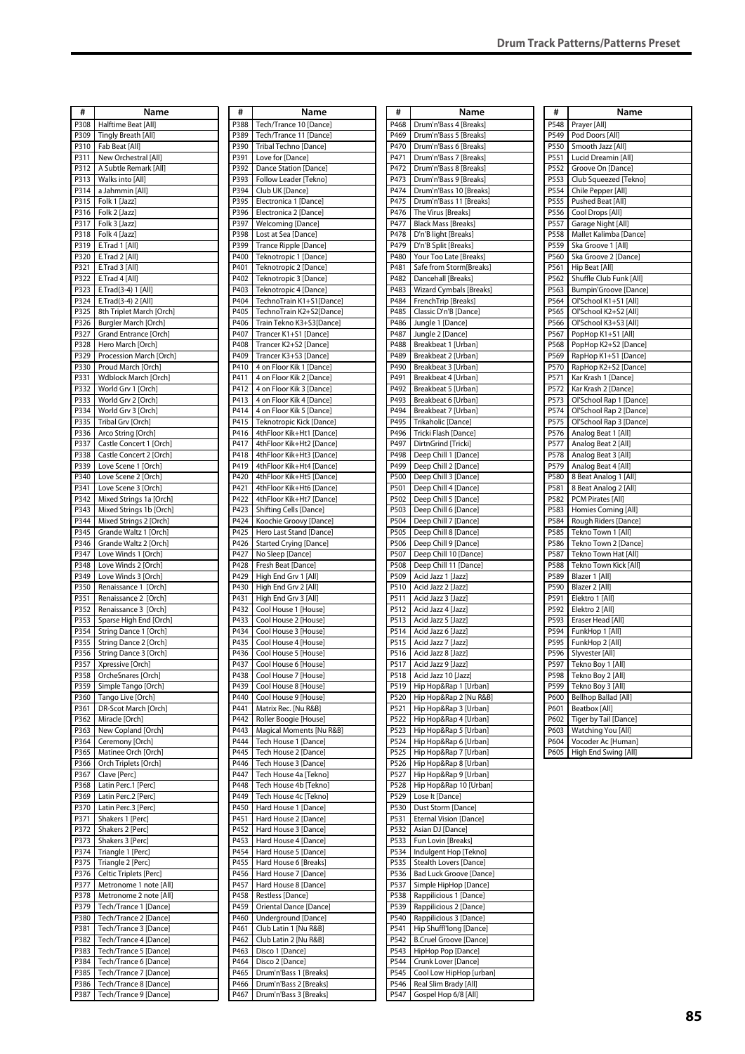| # | Name |
|---|---|
| P308 | Halftime Beat [All] |
| P309 | Tingly Breath [All] |
| P310 | Fab Beat [All] |
| P311 | New Orchestral [All] |
| P312 | A Subtle Remark [All] |
| P313 | Walks into [All] |
| P314 | a Jahmmin [All] |
| P315 | Folk 1 [Jazz] |
| P316 | Folk 2 [Jazz] |
| P317 | Folk 3 [Jazz] |
| P318 | Folk 4 [Jazz] |
| P319 | E.Trad 1 [All] |
| P320 | E.Trad 2 [All] |
| P321 | E.Trad 3 [All] |
| P322 | E.Trad 4 [All] |
| P323 | E.Trad(3-4) 1 [All] |
| P324 | E.Trad(3-4) 2 [All] |
| P325 | 8th Triplet March [Orch] |
| P326 | Burgler March [Orch] |
| P327 | Grand Entrance [Orch] |
| P328 | Hero March [Orch] |
| P329 | Procession March [Orch] |
| P330 | Proud March [Orch] |
| P331 | Wdblock March [Orch] |
| P332 | World Grv 1 [Orch] |
| P333 | World Grv 2 [Orch] |
| P334 | World Grv 3 [Orch] |
| P335 | Tribal Grv [Orch] |
| P336 | Arco String [Orch] |
| P337 | Castle Concert 1 [Orch] |
| P338 | Castle Concert 2 [Orch] |
| P339 | Love Scene 1 [Orch] |
| P340 | Love Scene 2 [Orch] |
| P341 | Love Scene 3 [Orch] |
| P342 | Mixed Strings 1a [Orch] |
| P343 | Mixed Strings 1b [Orch] |
| P344 | Mixed Strings 2 [Orch] |
| P345 | Grande Waltz 1 [Orch] |
| P346 | Grande Waltz 2 [Orch] |
| P347 | Love Winds 1 [Orch] |
| P348 | Love Winds 2 [Orch] |
| P349 | Love Winds 3 [Orch] |
| P350 | Renaissance 1 [Orch] |
| P351 | Renaissance 2 [Orch] |
| P352 | Renaissance 3 [Orch] |
| P353 | Sparse High End [Orch] |
| P354 | String Dance 1 [Orch] |
| P355 | String Dance 2 [Orch] |
| P356 | String Dance 3 [Orch] |
| P357 | Xpressive [Orch] |
| P358 | OrcheSnares [Orch] |
| P359 | Simple Tango [Orch] |
| P360 | Tango Live [Orch] |
| P361 | DR-Scot March [Orch] |
| P362 | Miracle [Orch] |
| P363 | New Copland [Orch] |
| P364 | Ceremony [Orch] |
| P365 | Matinee Orch [Orch] |
| P366 | Orch Triplets [Orch] |
| P367 | Clave [Perc] |
| P368 | Latin Perc.1 [Perc] |
| P369 | Latin Perc.2 [Perc] |
| P370 | Latin Perc.3 [Perc] |
| P371 | Shakers 1 [Perc] |
| P372 | Shakers 2 [Perc] |
| P373 | Shakers 3 [Perc] |
| P374 | Triangle 1 [Perc] |
| P375 | Triangle 2 [Perc] |
| P376 | Celtic Triplets [Perc] |
| P377 | Metronome 1 note [All] |
| P378 | Metronome 2 note [All] |
| P379 | Tech/Trance 1 [Dance] |
| P380 | Tech/Trance 2 [Dance] |
| P381 | Tech/Trance 3 [Dance] |
| P382 | Tech/Trance 4 [Dance] |
| P383 | Tech/Trance 5 [Dance] |
| P384 | Tech/Trance 6 [Dance] |
| P385 | Tech/Trance 7 [Dance] |
| P386 | Tech/Trance 8 [Dance] |
| P387 | Tech/Trance 9 [Dance] |
| P388 | Tech/Trance 10 [Dance] |
| P389 | Tech/Trance 11 [Dance] |
| P390 | Tribal Techno [Dance] |
| P391 | Love for [Dance] |
| P392 | Dance Station [Dance] |
| P393 | Follow Leader [Tekno] |
| P394 | Club UK [Dance] |
| P395 | Electronica 1 [Dance] |
| P396 | Electronica 2 [Dance] |
| P397 | Welcoming [Dance] |
| P398 | Lost at Sea [Dance] |
| P399 | Trance Ripple [Dance] |
| P400 | Teknotropic 1 [Dance] |
| P401 | Teknotropic 2 [Dance] |
| P402 | Teknotropic 3 [Dance] |
| P403 | Teknotropic 4 [Dance] |
| P404 | TechnoTrain K1+S1[Dance] |
| P405 | TechnoTrain K2+S2[Dance] |
| P406 | Train Tekno K3+S3[Dance] |
| P407 | Trancer K1+S1 [Dance] |
| P408 | Trancer K2+S2 [Dance] |
| P409 | Trancer K3+S3 [Dance] |
| P410 | 4 on Floor Kik 1 [Dance] |
| P411 | 4 on Floor Kik 2 [Dance] |
| P412 | 4 on Floor Kik 3 [Dance] |
| P413 | 4 on Floor Kik 4 [Dance] |
| P414 | 4 on Floor Kik 5 [Dance] |
| P415 | Teknotropic Kick [Dance] |
| P416 | 4thFloor Kik+Ht1 [Dance] |
| P417 | 4thFloor Kik+Ht2 [Dance] |
| P418 | 4thFloor Kik+Ht3 [Dance] |
| P419 | 4thFloor Kik+Ht4 [Dance] |
| P420 | 4thFloor Kik+Ht5 [Dance] |
| P421 | 4thFloor Kik+Ht6 [Dance] |
| P422 | 4thFloor Kik+Ht7 [Dance] |
| P423 | Shifting Cells [Dance] |
| P424 | Koochie Groovy [Dance] |
| P425 | Hero Last Stand [Dance] |
| P426 | Started Crying [Dance] |
| P427 | No Sleep [Dance] |
| P428 | Fresh Beat [Dance] |
| P429 | High End Grv 1 [All] |
| P430 | High End Grv 2 [All] |
| P431 | High End Grv 3 [All] |
| P432 | Cool House 1 [House] |
| P433 | Cool House 2 [House] |
| P434 | Cool House 3 [House] |
| P435 | Cool House 4 [House] |
| P436 | Cool House 5 [House] |
| P437 | Cool House 6 [House] |
| P438 | Cool House 7 [House] |
| P439 | Cool House 8 [House] |
| P440 | Cool House 9 [House] |
| P441 | Matrix Rec. [Nu R&B] |
| P442 | Roller Boogie [House] |
| P443 | Magical Moments [Nu R&B] |
| P444 | Tech House 1 [Dance] |
| P445 | Tech House 2 [Dance] |
| P446 | Tech House 3 [Dance] |
| P447 | Tech House 4a [Tekno] |
| P448 | Tech House 4b [Tekno] |
| P449 | Tech House 4c [Tekno] |
| P450 | Hard House 1 [Dance] |
| P451 | Hard House 2 [Dance] |
| P452 | Hard House 3 [Dance] |
| P453 | Hard House 4 [Dance] |
| P454 | Hard House 5 [Dance] |
| P455 | Hard House 6 [Breaks] |
| P456 | Hard House 7 [Dance] |
| P457 | Hard House 8 [Dance] |
| P458 | Restless [Dance] |
| P459 | Oriental Dance [Dance] |
| P460 | Underground [Dance] |
| P461 | Club Latin 1 [Nu R&B] |
| P462 | Club Latin 2 [Nu R&B] |
| P463 | Disco 1 [Dance] |
| P464 | Disco 2 [Dance] |
| P465 | Drum'n'Bass 1 [Breaks] |
| P466 | Drum'n'Bass 2 [Breaks] |
| P467 | Drum'n'Bass 3 [Breaks] |
| P468 | Drum'n'Bass 4 [Breaks] |
| P469 | Drum'n'Bass 5 [Breaks] |
| P470 | Drum'n'Bass 6 [Breaks] |
| P471 | Drum'n'Bass 7 [Breaks] |
| P472 | Drum'n'Bass 8 [Breaks] |
| P473 | Drum'n'Bass 9 [Breaks] |
| P474 | Drum'n'Bass 10 [Breaks] |
| P475 | Drum'n'Bass 11 [Breaks] |
| P476 | The Virus [Breaks] |
| P477 | Black Mass [Breaks] |
| P478 | D'n'B light [Breaks] |
| P479 | D'n'B Split [Breaks] |
| P480 | Your Too Late [Breaks] |
| P481 | Safe from Storm[Breaks] |
| P482 | Dancehall [Breaks] |
| P483 | Wizard Cymbals [Breaks] |
| P484 | FrenchTrip [Breaks] |
| P485 | Classic D'n'B [Dance] |
| P486 | Jungle 1 [Dance] |
| P487 | Jungle 2 [Dance] |
| P488 | Breakbeat 1 [Urban] |
| P489 | Breakbeat 2 [Urban] |
| P490 | Breakbeat 3 [Urban] |
| P491 | Breakbeat 4 [Urban] |
| P492 | Breakbeat 5 [Urban] |
| P493 | Breakbeat 6 [Urban] |
| P494 | Breakbeat 7 [Urban] |
| P495 | Trikaholic [Dance] |
| P496 | Tricki Flash [Dance] |
| P497 | DirtnGrind [Tricki] |
| P498 | Deep Chill 1 [Dance] |
| P499 | Deep Chill 2 [Dance] |
| P500 | Deep Chill 3 [Dance] |
| P501 | Deep Chill 4 [Dance] |
| P502 | Deep Chill 5 [Dance] |
| P503 | Deep Chill 6 [Dance] |
| P504 | Deep Chill 7 [Dance] |
| P505 | Deep Chill 8 [Dance] |
| P506 | Deep Chill 9 [Dance] |
| P507 | Deep Chill 10 [Dance] |
| P508 | Deep Chill 11 [Dance] |
| P509 | Acid Jazz 1 [Jazz] |
| P510 | Acid Jazz 2 [Jazz] |
| P511 | Acid Jazz 3 [Jazz] |
| P512 | Acid Jazz 4 [Jazz] |
| P513 | Acid Jazz 5 [Jazz] |
| P514 | Acid Jazz 6 [Jazz] |
| P515 | Acid Jazz 7 [Jazz] |
| P516 | Acid Jazz 8 [Jazz] |
| P517 | Acid Jazz 9 [Jazz] |
| P518 | Acid Jazz 10 [Jazz] |
| P519 | Hip Hop&Rap 1 [Urban] |
| P520 | Hip Hop&Rap 2 [Nu R&B] |
| P521 | Hip Hop&Rap 3 [Urban] |
| P522 | Hip Hop&Rap 4 [Urban] |
| P523 | Hip Hop&Rap 5 [Urban] |
| P524 | Hip Hop&Rap 6 [Urban] |
| P525 | Hip Hop&Rap 7 [Urban] |
| P526 | Hip Hop&Rap 8 [Urban] |
| P527 | Hip Hop&Rap 9 [Urban] |
| P528 | Hip Hop&Rap 10 [Urban] |
| P529 | Lose It [Dance] |
| P530 | Dust Storm [Dance] |
| P531 | Eternal Vision [Dance] |
| P532 | Asian DJ [Dance] |
| P533 | Fun Lovin [Breaks] |
| P534 | Indulgent Hop [Tekno] |
| P535 | Stealth Lovers [Dance] |
| P536 | Bad Luck Groove [Dance] |
| P537 | Simple HipHop [Dance] |
| P538 | Rappilicious 1 [Dance] |
| P539 | Rappilicious 2 [Dance] |
| P540 | Rappilicious 3 [Dance] |
| P541 | Hip Shuffl'long [Dance] |
| P542 | B.Cruel Groove [Dance] |
| P543 | HipHop Pop [Dance] |
| P544 | Crunk Lover [Dance] |
| P545 | Cool Low HipHop [urban] |
| P546 | Real Slim Brady [All] |
| P547 | Gospel Hop 6/8 [All] |
| P548 | Prayer [All] |
| P549 | Pod Doors [All] |
| P550 | Smooth Jazz [All] |
| P551 | Lucid Dreamin [All] |
| P552 | Groove On [Dance] |
| P553 | Club Squeezed [Tekno] |
| P554 | Chile Pepper [All] |
| P555 | Pushed Beat [All] |
| P556 | Cool Drops [All] |
| P557 | Garage Night [All] |
| P558 | Mallet Kalimba [Dance] |
| P559 | Ska Groove 1 [All] |
| P560 | Ska Groove 2 [Dance] |
| P561 | Hip Beat [All] |
| P562 | Shuffle Club Funk [All] |
| P563 | Bumpin'Groove [Dance] |
| P564 | Ol'School K1+S1 [All] |
| P565 | Ol'School K2+S2 [All] |
| P566 | Ol'School K3+S3 [All] |
| P567 | PopHop K1+S1 [All] |
| P568 | PopHop K2+S2 [Dance] |
| P569 | RapHop K1+S1 [Dance] |
| P570 | RapHop K2+S2 [Dance] |
| P571 | Kar Krash 1 [Dance] |
| P572 | Kar Krash 2 [Dance] |
| P573 | Ol'School Rap 1 [Dance] |
| P574 | Ol'School Rap 2 [Dance] |
| P575 | Ol'School Rap 3 [Dance] |
| P576 | Analog Beat 1 [All] |
| P577 | Analog Beat 2 [All] |
| P578 | Analog Beat 3 [All] |
| P579 | Analog Beat 4 [All] |
| P580 | 8 Beat Analog 1 [All] |
| P581 | 8 Beat Analog 2 [All] |
| P582 | PCM Pirates [All] |
| P583 | Homies Coming [All] |
| P584 | Rough Riders [Dance] |
| P585 | Tekno Town 1 [All] |
| P586 | Tekno Town 2 [Dance] |
| P587 | Tekno Town Hat [All] |
| P588 | Tekno Town Kick [All] |
| P589 | Blazer 1 [All] |
| P590 | Blazer 2 [All] |
| P591 | Elektro 1 [All] |
| P592 | Elektro 2 [All] |
| P593 | Eraser Head [All] |
| P594 | FunkHop 1 [All] |
| P595 | FunkHop 2 [All] |
| P596 | Slyvester [All] |
| P597 | Tekno Boy 1 [All] |
| P598 | Tekno Boy 2 [All] |
| P599 | Tekno Boy 3 [All] |
| P600 | Bellhop Ballad [All] |
| P601 | Beatbox [All] |
| P602 | Tiger by Tail [Dance] |
| P603 | Watching You [All] |
| P604 | Vocoder Ac [Human] |
| P605 | High End Swing [All] |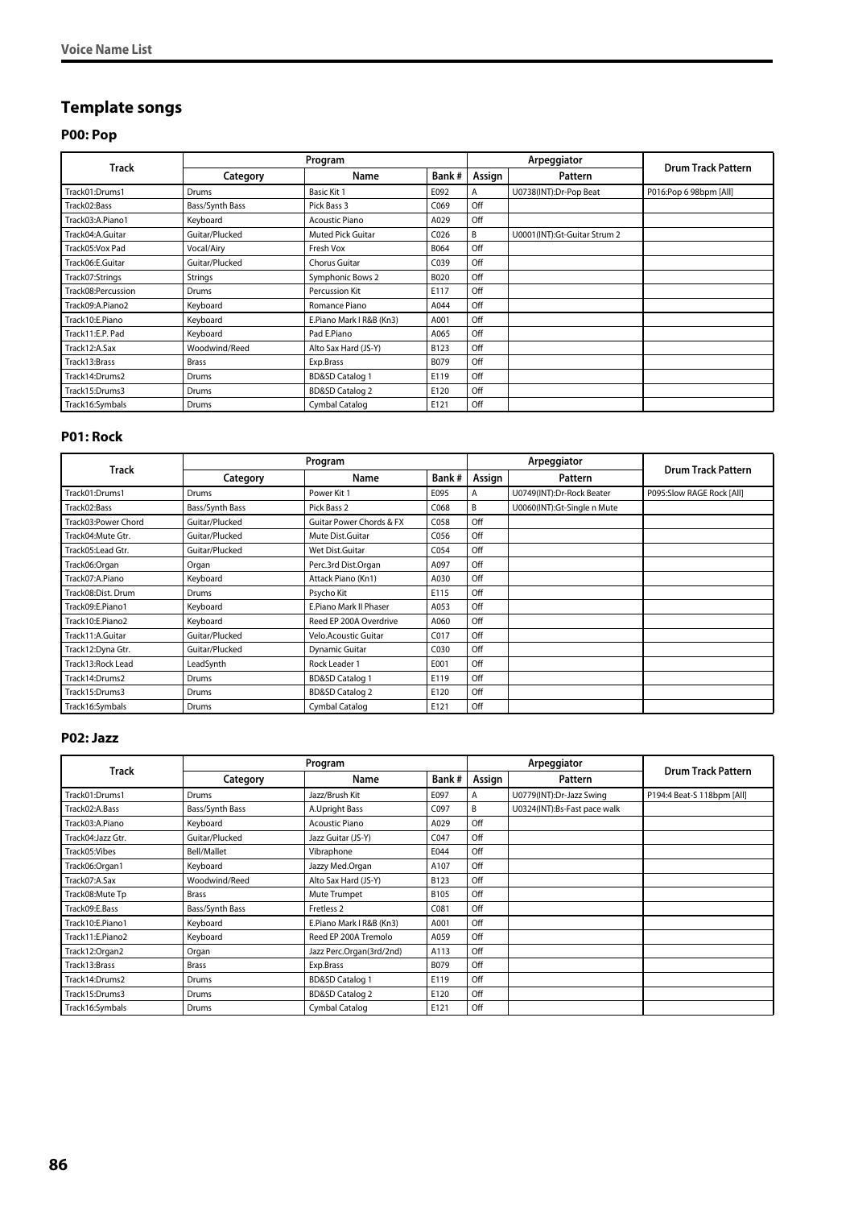## Template songs

### P00: Pop

| Track | Program | | | Arpeggiator | | Drum Track Pattern |
|---|---|---|---|---|---|---|
| | Category | Name | Bank # | Assign | Pattern | |
| Track01:Drums1 | Drums | Basic Kit 1 | E092 | A | U0738(INT):Dr-Pop Beat | P016:Pop 6 98bpm [All] |
| Track02:Bass | Bass/Synth Bass | Pick Bass 3 | C069 | Off | | |
| Track03:A.Piano1 | Keyboard | Acoustic Piano | A029 | Off | | |
| Track04:A.Guitar | Guitar/Plucked | Muted Pick Guitar | C026 | B | U0001(INT):Gt-Guitar Strum 2 | |
| Track05:Vox Pad | Vocal/Airy | Fresh Vox | B064 | Off | | |
| Track06:E.Guitar | Guitar/Plucked | Chorus Guitar | C039 | Off | | |
| Track07:Strings | Strings | Symphonic Bows 2 | B020 | Off | | |
| Track08:Percussion | Drums | Percussion Kit | E117 | Off | | |
| Track09:A.Piano2 | Keyboard | Romance Piano | A044 | Off | | |
| Track10:E.Piano | Keyboard | E.Piano Mark I R&B (Kn3) | A001 | Off | | |
| Track11:E.P. Pad | Keyboard | Pad E.Piano | A065 | Off | | |
| Track12:A.Sax | Woodwind/Reed | Alto Sax Hard (JS-Y) | B123 | Off | | |
| Track13:Brass | Brass | Exp.Brass | B079 | Off | | |
| Track14:Drums2 | Drums | BD&SD Catalog 1 | E119 | Off | | |
| Track15:Drums3 | Drums | BD&SD Catalog 2 | E120 | Off | | |
| Track16:Symbals | Drums | Cymbal Catalog | E121 | Off | | |

### P01: Rock

| Track | Program | | | Arpeggiator | | Drum Track Pattern |
|---|---|---|---|---|---|---|
| | Category | Name | Bank # | Assign | Pattern | |
| Track01:Drums1 | Drums | Power Kit 1 | E095 | A | U0749(INT):Dr-Rock Beater | P095:Slow RAGE Rock [All] |
| Track02:Bass | Bass/Synth Bass | Pick Bass 2 | C068 | B | U0060(INT):Gt-Single n Mute | |
| Track03:Power Chord | Guitar/Plucked | Guitar Power Chords & FX | C058 | Off | | |
| Track04:Mute Gtr. | Guitar/Plucked | Mute Dist.Guitar | C056 | Off | | |
| Track05:Lead Gtr. | Guitar/Plucked | Wet Dist.Guitar | C054 | Off | | |
| Track06:Organ | Organ | Perc.3rd Dist.Organ | A097 | Off | | |
| Track07:A.Piano | Keyboard | Attack Piano (Kn1) | A030 | Off | | |
| Track08:Dist. Drum | Drums | Psycho Kit | E115 | Off | | |
| Track09:E.Piano1 | Keyboard | E.Piano Mark II Phaser | A053 | Off | | |
| Track10:E.Piano2 | Keyboard | Reed EP 200A Overdrive | A060 | Off | | |
| Track11:A.Guitar | Guitar/Plucked | Velo.Acoustic Guitar | C017 | Off | | |
| Track12:Dyna Gtr. | Guitar/Plucked | Dynamic Guitar | C030 | Off | | |
| Track13:Rock Lead | LeadSynth | Rock Leader 1 | E001 | Off | | |
| Track14:Drums2 | Drums | BD&SD Catalog 1 | E119 | Off | | |
| Track15:Drums3 | Drums | BD&SD Catalog 2 | E120 | Off | | |
| Track16:Symbals | Drums | Cymbal Catalog | E121 | Off | | |

### P02: Jazz

| Track | Program | | | Arpeggiator | | Drum Track Pattern |
|---|---|---|---|---|---|---|
| | Category | Name | Bank # | Assign | Pattern | |
| Track01:Drums1 | Drums | Jazz/Brush Kit | E097 | A | U0779(INT):Dr-Jazz Swing | P194:4 Beat-S 118bpm [All] |
| Track02:A.Bass | Bass/Synth Bass | A.Upright Bass | C097 | B | U0324(INT):Bs-Fast pace walk | |
| Track03:A.Piano | Keyboard | Acoustic Piano | A029 | Off | | |
| Track04:Jazz Gtr. | Guitar/Plucked | Jazz Guitar (JS-Y) | C047 | Off | | |
| Track05:Vibes | Bell/Mallet | Vibraphone | E044 | Off | | |
| Track06:Organ1 | Keyboard | Jazzy Med.Organ | A107 | Off | | |
| Track07:A.Sax | Woodwind/Reed | Alto Sax Hard (JS-Y) | B123 | Off | | |
| Track08:Mute Tp | Brass | Mute Trumpet | B105 | Off | | |
| Track09:E.Bass | Bass/Synth Bass | Fretless 2 | C081 | Off | | |
| Track10:E.Piano1 | Keyboard | E.Piano Mark I R&B (Kn3) | A001 | Off | | |
| Track11:E.Piano2 | Keyboard | Reed EP 200A Tremolo | A059 | Off | | |
| Track12:Organ2 | Organ | Jazz Perc.Organ(3rd/2nd) | A113 | Off | | |
| Track13:Brass | Brass | Exp.Brass | B079 | Off | | |
| Track14:Drums2 | Drums | BD&SD Catalog 1 | E119 | Off | | |
| Track15:Drums3 | Drums | BD&SD Catalog 2 | E120 | Off | | |
| Track16:Symbals | Drums | Cymbal Catalog | E121 | Off | | |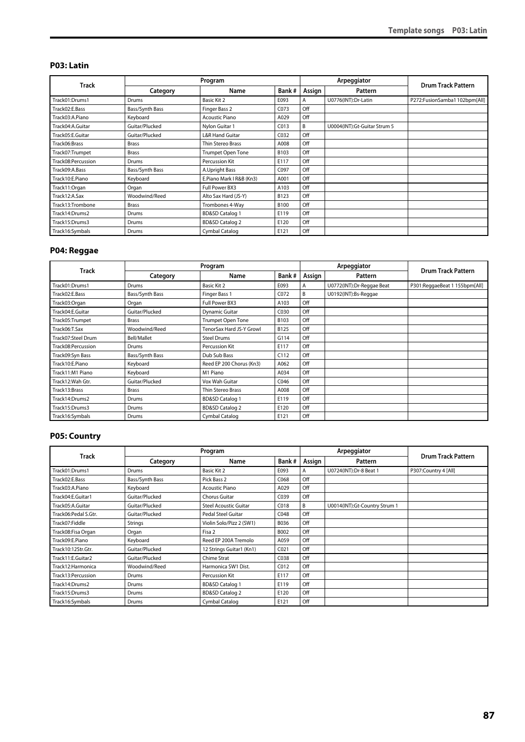## P03: Latin

| Track | Program | | | Arpeggiator | | Drum Track Pattern |
|---|---|---|---|---|---|---|
| | Category | Name | Bank # | Assign | Pattern | |
| Track01:Drums1 | Drums | Basic Kit 2 | E093 | A | U0776(INT):Dr-Latin | P272:FusionSamba1 102bpm[All] |
| Track02:E.Bass | Bass/Synth Bass | Finger Bass 2 | C073 | Off | | |
| Track03:A.Piano | Keyboard | Acoustic Piano | A029 | Off | | |
| Track04:A.Guitar | Guitar/Plucked | Nylon Guitar 1 | C013 | B | U0004(INT):Gt-Guitar Strum 5 | |
| Track05:E.Guitar | Guitar/Plucked | L&R Hand Guitar | C032 | Off | | |
| Track06:Brass | Brass | Thin Stereo Brass | A008 | Off | | |
| Track07:Trumpet | Brass | Trumpet Open Tone | B103 | Off | | |
| Track08:Percussion | Drums | Percussion Kit | E117 | Off | | |
| Track09:A.Bass | Bass/Synth Bass | A.Upright Bass | C097 | Off | | |
| Track10:E.Piano | Keyboard | E.Piano Mark I R&B (Kn3) | A001 | Off | | |
| Track11:Organ | Organ | Full Power BX3 | A103 | Off | | |
| Track12:A.Sax | Woodwind/Reed | Alto Sax Hard (JS-Y) | B123 | Off | | |
| Track13:Trombone | Brass | Trombones 4-Way | B100 | Off | | |
| Track14:Drums2 | Drums | BD&SD Catalog 1 | E119 | Off | | |
| Track15:Drums3 | Drums | BD&SD Catalog 2 | E120 | Off | | |
| Track16:Symbals | Drums | Cymbal Catalog | E121 | Off | | |

## P04: Reggae

| Track | Program | | | Arpeggiator | | Drum Track Pattern |
|---|---|---|---|---|---|---|
| | Category | Name | Bank # | Assign | Pattern | |
| Track01:Drums1 | Drums | Basic Kit 2 | E093 | A | U0772(INT):Dr-Reggae Beat | P301:ReggaeBeat 1 155bpm[All] |
| Track02:E.Bass | Bass/Synth Bass | Finger Bass 1 | C072 | B | U0192(INT):Bs-Reggae | |
| Track03:Organ | Organ | Full Power BX3 | A103 | Off | | |
| Track04:E.Guitar | Guitar/Plucked | Dynamic Guitar | C030 | Off | | |
| Track05:Trumpet | Brass | Trumpet Open Tone | B103 | Off | | |
| Track06:T.Sax | Woodwind/Reed | TenorSax Hard JS-Y Growl | B125 | Off | | |
| Track07:Steel Drum | Bell/Mallet | Steel Drums | G114 | Off | | |
| Track08:Percussion | Drums | Percussion Kit | E117 | Off | | |
| Track09:Syn Bass | Bass/Synth Bass | Dub Sub Bass | C112 | Off | | |
| Track10:E.Piano | Keyboard | Reed EP 200 Chorus (Kn3) | A062 | Off | | |
| Track11:M1 Piano | Keyboard | M1 Piano | A034 | Off | | |
| Track12:Wah Gtr. | Guitar/Plucked | Vox Wah Guitar | C046 | Off | | |
| Track13:Brass | Brass | Thin Stereo Brass | A008 | Off | | |
| Track14:Drums2 | Drums | BD&SD Catalog 1 | E119 | Off | | |
| Track15:Drums3 | Drums | BD&SD Catalog 2 | E120 | Off | | |
| Track16:Symbals | Drums | Cymbal Catalog | E121 | Off | | |

## P05: Country

| Track | Program | | | Arpeggiator | | Drum Track Pattern |
|---|---|---|---|---|---|---|
| | Category | Name | Bank # | Assign | Pattern | |
| Track01:Drums1 | Drums | Basic Kit 2 | E093 | A | U0724(INT):Dr-8 Beat 1 | P307:Country 4 [All] |
| Track02:E.Bass | Bass/Synth Bass | Pick Bass 2 | C068 | Off | | |
| Track03:A.Piano | Keyboard | Acoustic Piano | A029 | Off | | |
| Track04:E.Guitar1 | Guitar/Plucked | Chorus Guitar | C039 | Off | | |
| Track05:A.Guitar | Guitar/Plucked | Steel Acoustic Guitar | C018 | B | U0014(INT):Gt-Country Strum 1 | |
| Track06:Pedal S.Gtr. | Guitar/Plucked | Pedal Steel Guitar | C048 | Off | | |
| Track07:Fiddle | Strings | Violin Solo/Pizz 2 (SW1) | B036 | Off | | |
| Track08:Fisa Organ | Organ | Fisa 2 | B002 | Off | | |
| Track09:E.Piano | Keyboard | Reed EP 200A Tremolo | A059 | Off | | |
| Track10:12Str.Gtr. | Guitar/Plucked | 12 Strings Guitar1 (Kn1) | C021 | Off | | |
| Track11:E.Guitar2 | Guitar/Plucked | Chime Strat | C038 | Off | | |
| Track12:Harmonica | Woodwind/Reed | Harmonica SW1 Dist. | C012 | Off | | |
| Track13:Percussion | Drums | Percussion Kit | E117 | Off | | |
| Track14:Drums2 | Drums | BD&SD Catalog 1 | E119 | Off | | |
| Track15:Drums3 | Drums | BD&SD Catalog 2 | E120 | Off | | |
| Track16:Symbals | Drums | Cymbal Catalog | E121 | Off | | |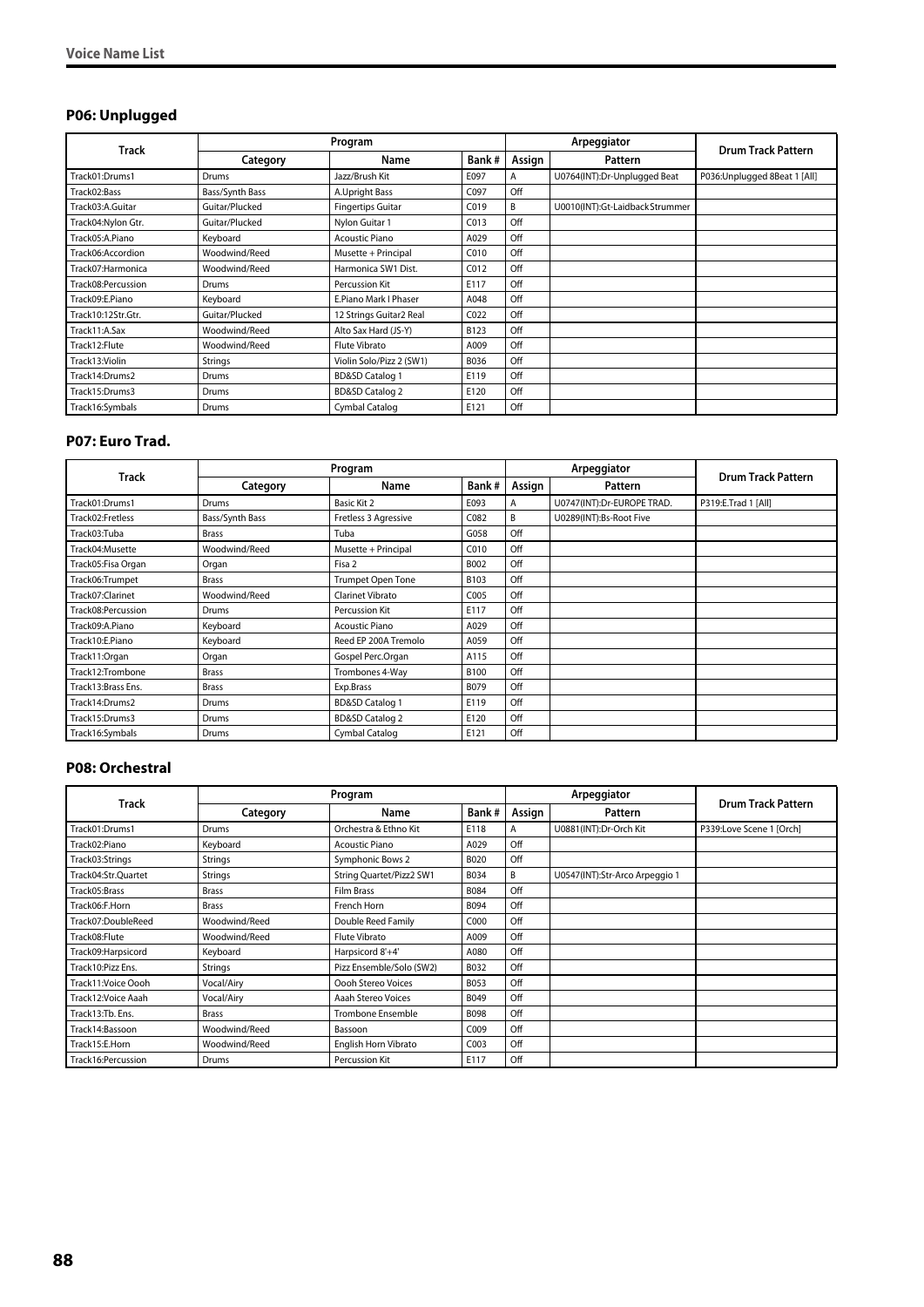### P06: Unplugged

| Track | Program | | | Arpeggiator | | Drum Track Pattern |
|---|---|---|---|---|---|---|
| | Category | Name | Bank # | Assign | Pattern | |
| Track01:Drums1 | Drums | Jazz/Brush Kit | E097 | A | U0764(INT):Dr-Unplugged Beat | P036:Unplugged 8Beat 1 [All] |
| Track02:Bass | Bass/Synth Bass | A.Upright Bass | C097 | Off | | |
| Track03:A.Guitar | Guitar/Plucked | Fingertips Guitar | C019 | B | U0010(INT):Gt-Laidback Strummer | |
| Track04:Nylon Gtr. | Guitar/Plucked | Nylon Guitar 1 | C013 | Off | | |
| Track05:A.Piano | Keyboard | Acoustic Piano | A029 | Off | | |
| Track06:Accordion | Woodwind/Reed | Musette + Principal | C010 | Off | | |
| Track07:Harmonica | Woodwind/Reed | Harmonica SW1 Dist. | C012 | Off | | |
| Track08:Percussion | Drums | Percussion Kit | E117 | Off | | |
| Track09:E.Piano | Keyboard | E.Piano Mark I Phaser | A048 | Off | | |
| Track10:12Str.Gtr. | Guitar/Plucked | 12 Strings Guitar2 Real | C022 | Off | | |
| Track11:A.Sax | Woodwind/Reed | Alto Sax Hard (JS-Y) | B123 | Off | | |
| Track12:Flute | Woodwind/Reed | Flute Vibrato | A009 | Off | | |
| Track13:Violin | Strings | Violin Solo/Pizz 2 (SW1) | B036 | Off | | |
| Track14:Drums2 | Drums | BD&SD Catalog 1 | E119 | Off | | |
| Track15:Drums3 | Drums | BD&SD Catalog 2 | E120 | Off | | |
| Track16:Symbals | Drums | Cymbal Catalog | E121 | Off | | |

### P07: Euro Trad.

| Track | Program | | | Arpeggiator | | Drum Track Pattern |
|---|---|---|---|---|---|---|
| | Category | Name | Bank # | Assign | Pattern | |
| Track01:Drums1 | Drums | Basic Kit 2 | E093 | A | U0747(INT):Dr-EUROPE TRAD. | P319:E.Trad 1 [All] |
| Track02:Fretless | Bass/Synth Bass | Fretless 3 Agressive | C082 | B | U0289(INT):Bs-Root Five | |
| Track03:Tuba | Brass | Tuba | G058 | Off | | |
| Track04:Musette | Woodwind/Reed | Musette + Principal | C010 | Off | | |
| Track05:Fisa Organ | Organ | Fisa 2 | B002 | Off | | |
| Track06:Trumpet | Brass | Trumpet Open Tone | B103 | Off | | |
| Track07:Clarinet | Woodwind/Reed | Clarinet Vibrato | C005 | Off | | |
| Track08:Percussion | Drums | Percussion Kit | E117 | Off | | |
| Track09:A.Piano | Keyboard | Acoustic Piano | A029 | Off | | |
| Track10:E.Piano | Keyboard | Reed EP 200A Tremolo | A059 | Off | | |
| Track11:Organ | Organ | Gospel Perc.Organ | A115 | Off | | |
| Track12:Trombone | Brass | Trombones 4-Way | B100 | Off | | |
| Track13:Brass Ens. | Brass | Exp.Brass | B079 | Off | | |
| Track14:Drums2 | Drums | BD&SD Catalog 1 | E119 | Off | | |
| Track15:Drums3 | Drums | BD&SD Catalog 2 | E120 | Off | | |
| Track16:Symbals | Drums | Cymbal Catalog | E121 | Off | | |

### P08: Orchestral

| Track | Program | | | Arpeggiator | | Drum Track Pattern |
|---|---|---|---|---|---|---|
| | Category | Name | Bank # | Assign | Pattern | |
| Track01:Drums1 | Drums | Orchestra & Ethno Kit | E118 | A | U0881(INT):Dr-Orch Kit | P339:Love Scene 1 [Orch] |
| Track02:Piano | Keyboard | Acoustic Piano | A029 | Off | | |
| Track03:Strings | Strings | Symphonic Bows 2 | B020 | Off | | |
| Track04:Str.Quartet | Strings | String Quartet/Pizz2 SW1 | B034 | B | U0547(INT):Str-Arco Arpeggio 1 | |
| Track05:Brass | Brass | Film Brass | B084 | Off | | |
| Track06:F.Horn | Brass | French Horn | B094 | Off | | |
| Track07:DoubleReed | Woodwind/Reed | Double Reed Family | C000 | Off | | |
| Track08:Flute | Woodwind/Reed | Flute Vibrato | A009 | Off | | |
| Track09:Harpsicord | Keyboard | Harpsicord 8'+4' | A080 | Off | | |
| Track10:Pizz Ens. | Strings | Pizz Ensemble/Solo (SW2) | B032 | Off | | |
| Track11:Voice Oooh | Vocal/Airy | Oooh Stereo Voices | B053 | Off | | |
| Track12:Voice Aaah | Vocal/Airy | Aaah Stereo Voices | B049 | Off | | |
| Track13:Tb. Ens. | Brass | Trombone Ensemble | B098 | Off | | |
| Track14:Bassoon | Woodwind/Reed | Bassoon | C009 | Off | | |
| Track15:E.Horn | Woodwind/Reed | English Horn Vibrato | C003 | Off | | |
| Track16:Percussion | Drums | Percussion Kit | E117 | Off | | |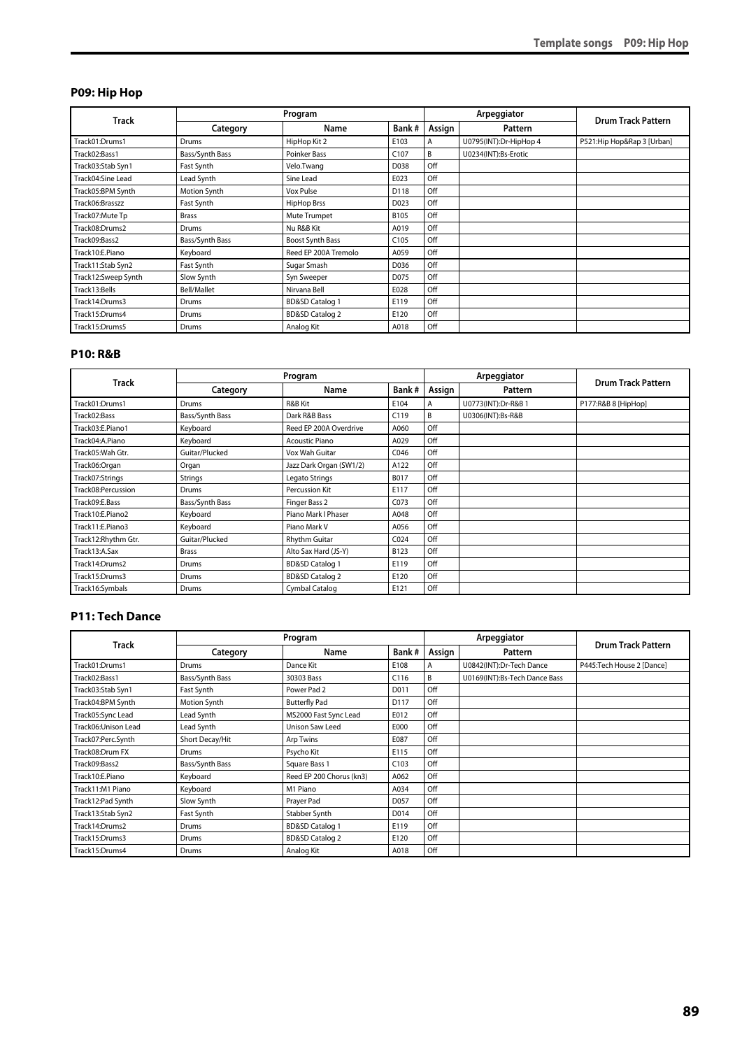## P09: Hip Hop

| Track | Program | | | Arpeggiator | | Drum Track Pattern |
|---|---|---|---|---|---|---|
| | Category | Name | Bank # | Assign | Pattern | |
| Track01:Drums1 | Drums | HipHop Kit 2 | E103 | A | U0795(INT):Dr-HipHop 4 | P521:Hip Hop&Rap 3 [Urban] |
| Track02:Bass1 | Bass/Synth Bass | Poinker Bass | C107 | B | U0234(INT):Bs-Erotic | |
| Track03:Stab Syn1 | Fast Synth | Velo.Twang | D038 | Off | | |
| Track04:Sine Lead | Lead Synth | Sine Lead | E023 | Off | | |
| Track05:BPM Synth | Motion Synth | Vox Pulse | D118 | Off | | |
| Track06:Brasszz | Fast Synth | HipHop Brss | D023 | Off | | |
| Track07:Mute Tp | Brass | Mute Trumpet | B105 | Off | | |
| Track08:Drums2 | Drums | Nu R&B Kit | A019 | Off | | |
| Track09:Bass2 | Bass/Synth Bass | Boost Synth Bass | C105 | Off | | |
| Track10:E.Piano | Keyboard | Reed EP 200A Tremolo | A059 | Off | | |
| Track11:Stab Syn2 | Fast Synth | Sugar Smash | D036 | Off | | |
| Track12:Sweep Synth | Slow Synth | Syn Sweeper | D075 | Off | | |
| Track13:Bells | Bell/Mallet | Nirvana Bell | E028 | Off | | |
| Track14:Drums3 | Drums | BD&SD Catalog 1 | E119 | Off | | |
| Track15:Drums4 | Drums | BD&SD Catalog 2 | E120 | Off | | |
| Track15:Drums5 | Drums | Analog Kit | A018 | Off | | |

## P10: R&B

| Track | Program | | | Arpeggiator | | Drum Track Pattern |
|---|---|---|---|---|---|---|
| | Category | Name | Bank # | Assign | Pattern | |
| Track01:Drums1 | Drums | R&B Kit | E104 | A | U0773(INT):Dr-R&B 1 | P177:R&B 8 [HipHop] |
| Track02:Bass | Bass/Synth Bass | Dark R&B Bass | C119 | B | U0306(INT):Bs-R&B | |
| Track03:E.Piano1 | Keyboard | Reed EP 200A Overdrive | A060 | Off | | |
| Track04:A.Piano | Keyboard | Acoustic Piano | A029 | Off | | |
| Track05:Wah Gtr. | Guitar/Plucked | Vox Wah Guitar | C046 | Off | | |
| Track06:Organ | Organ | Jazz Dark Organ (SW1/2) | A122 | Off | | |
| Track07:Strings | Strings | Legato Strings | B017 | Off | | |
| Track08:Percussion | Drums | Percussion Kit | E117 | Off | | |
| Track09:E.Bass | Bass/Synth Bass | Finger Bass 2 | C073 | Off | | |
| Track10:E.Piano2 | Keyboard | Piano Mark I Phaser | A048 | Off | | |
| Track11:E.Piano3 | Keyboard | Piano Mark V | A056 | Off | | |
| Track12:Rhythm Gtr. | Guitar/Plucked | Rhythm Guitar | C024 | Off | | |
| Track13:A.Sax | Brass | Alto Sax Hard (JS-Y) | B123 | Off | | |
| Track14:Drums2 | Drums | BD&SD Catalog 1 | E119 | Off | | |
| Track15:Drums3 | Drums | BD&SD Catalog 2 | E120 | Off | | |
| Track16:Symbals | Drums | Cymbal Catalog | E121 | Off | | |

## P11: Tech Dance

| Track | Program | | | Arpeggiator | | Drum Track Pattern |
|---|---|---|---|---|---|---|
| | Category | Name | Bank # | Assign | Pattern | |
| Track01:Drums1 | Drums | Dance Kit | E108 | A | U0842(INT):Dr-Tech Dance | P445:Tech House 2 [Dance] |
| Track02:Bass1 | Bass/Synth Bass | 30303 Bass | C116 | B | U0169(INT):Bs-Tech Dance Bass | |
| Track03:Stab Syn1 | Fast Synth | Power Pad 2 | D011 | Off | | |
| Track04:BPM Synth | Motion Synth | Butterfly Pad | D117 | Off | | |
| Track05:Sync Lead | Lead Synth | MS2000 Fast Sync Lead | E012 | Off | | |
| Track06:Unison Lead | Lead Synth | Unison Saw Leed | E000 | Off | | |
| Track07:Perc.Synth | Short Decay/Hit | Arp Twins | E087 | Off | | |
| Track08:Drum FX | Drums | Psycho Kit | E115 | Off | | |
| Track09:Bass2 | Bass/Synth Bass | Square Bass 1 | C103 | Off | | |
| Track10:E.Piano | Keyboard | Reed EP 200 Chorus (kn3) | A062 | Off | | |
| Track11:M1 Piano | Keyboard | M1 Piano | A034 | Off | | |
| Track12:Pad Synth | Slow Synth | Prayer Pad | D057 | Off | | |
| Track13:Stab Syn2 | Fast Synth | Stabber Synth | D014 | Off | | |
| Track14:Drums2 | Drums | BD&SD Catalog 1 | E119 | Off | | |
| Track15:Drums3 | Drums | BD&SD Catalog 2 | E120 | Off | | |
| Track15:Drums4 | Drums | Analog Kit | A018 | Off | | |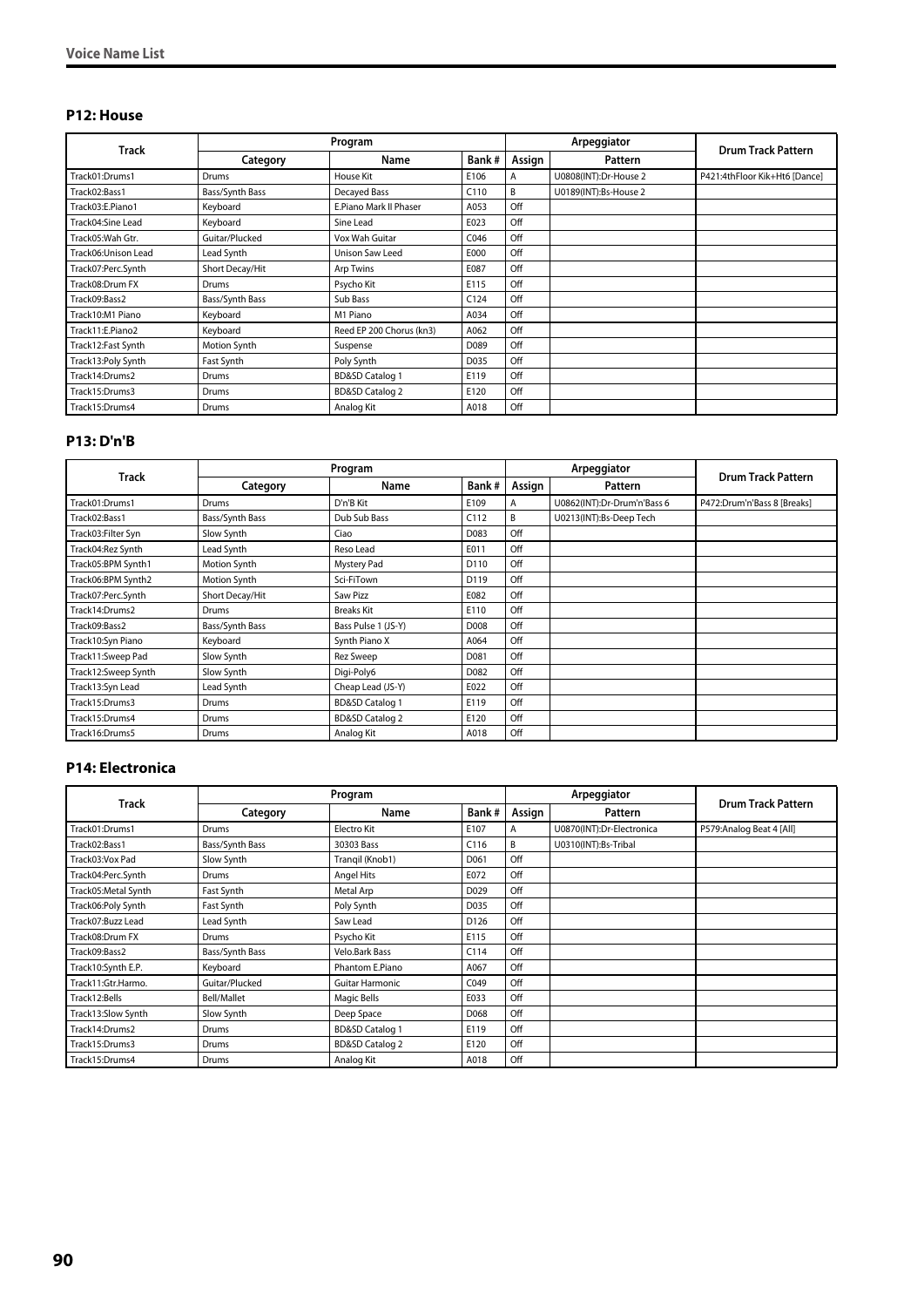### P12: House

| Track | Program | | | Arpeggiator | | Drum Track Pattern |
|---|---|---|---|---|---|---|
| | Category | Name | Bank # | Assign | Pattern | |
| Track01:Drums1 | Drums | House Kit | E106 | A | U0808(INT):Dr-House 2 | P421:4thFloor Kik+Ht6 [Dance] |
| Track02:Bass1 | Bass/Synth Bass | Decayed Bass | C110 | B | U0189(INT):Bs-House 2 | |
| Track03:E.Piano1 | Keyboard | E.Piano Mark II Phaser | A053 | Off | | |
| Track04:Sine Lead | Keyboard | Sine Lead | E023 | Off | | |
| Track05:Wah Gtr. | Guitar/Plucked | Vox Wah Guitar | C046 | Off | | |
| Track06:Unison Lead | Lead Synth | Unison Saw Leed | E000 | Off | | |
| Track07:Perc.Synth | Short Decay/Hit | Arp Twins | E087 | Off | | |
| Track08:Drum FX | Drums | Psycho Kit | E115 | Off | | |
| Track09:Bass2 | Bass/Synth Bass | Sub Bass | C124 | Off | | |
| Track10:M1 Piano | Keyboard | M1 Piano | A034 | Off | | |
| Track11:E.Piano2 | Keyboard | Reed EP 200 Chorus (kn3) | A062 | Off | | |
| Track12:Fast Synth | Motion Synth | Suspense | D089 | Off | | |
| Track13:Poly Synth | Fast Synth | Poly Synth | D035 | Off | | |
| Track14:Drums2 | Drums | BD&SD Catalog 1 | E119 | Off | | |
| Track15:Drums3 | Drums | BD&SD Catalog 2 | E120 | Off | | |
| Track15:Drums4 | Drums | Analog Kit | A018 | Off | | |

### P13: D'n'B

| Track | Program | | | Arpeggiator | | Drum Track Pattern |
|---|---|---|---|---|---|---|
| | Category | Name | Bank # | Assign | Pattern | |
| Track01:Drums1 | Drums | D'n'B Kit | E109 | A | U0862(INT):Dr-Drum'n'Bass 6 | P472:Drum'n'Bass 8 [Breaks] |
| Track02:Bass1 | Bass/Synth Bass | Dub Sub Bass | C112 | B | U0213(INT):Bs-Deep Tech | |
| Track03:Filter Syn | Slow Synth | Ciao | D083 | Off | | |
| Track04:Rez Synth | Lead Synth | Reso Lead | E011 | Off | | |
| Track05:BPM Synth1 | Motion Synth | Mystery Pad | D110 | Off | | |
| Track06:BPM Synth2 | Motion Synth | Sci-FiTown | D119 | Off | | |
| Track07:Perc.Synth | Short Decay/Hit | Saw Pizz | E082 | Off | | |
| Track14:Drums2 | Drums | Breaks Kit | E110 | Off | | |
| Track09:Bass2 | Bass/Synth Bass | Bass Pulse 1 (JS-Y) | D008 | Off | | |
| Track10:Syn Piano | Keyboard | Synth Piano X | A064 | Off | | |
| Track11:Sweep Pad | Slow Synth | Rez Sweep | D081 | Off | | |
| Track12:Sweep Synth | Slow Synth | Digi-Poly6 | D082 | Off | | |
| Track13:Syn Lead | Lead Synth | Cheap Lead (JS-Y) | E022 | Off | | |
| Track15:Drums3 | Drums | BD&SD Catalog 1 | E119 | Off | | |
| Track15:Drums4 | Drums | BD&SD Catalog 2 | E120 | Off | | |
| Track16:Drums5 | Drums | Analog Kit | A018 | Off | | |

### P14: Electronica

| Track | Program | | | Arpeggiator | | Drum Track Pattern |
|---|---|---|---|---|---|---|
| | Category | Name | Bank # | Assign | Pattern | |
| Track01:Drums1 | Drums | Electro Kit | E107 | A | U0870(INT):Dr-Electronica | P579:Analog Beat 4 [All] |
| Track02:Bass1 | Bass/Synth Bass | 30303 Bass | C116 | B | U0310(INT):Bs-Tribal | |
| Track03:Vox Pad | Slow Synth | Tranqil (Knob1) | D061 | Off | | |
| Track04:Perc.Synth | Drums | Angel Hits | E072 | Off | | |
| Track05:Metal Synth | Fast Synth | Metal Arp | D029 | Off | | |
| Track06:Poly Synth | Fast Synth | Poly Synth | D035 | Off | | |
| Track07:Buzz Lead | Lead Synth | Saw Lead | D126 | Off | | |
| Track08:Drum FX | Drums | Psycho Kit | E115 | Off | | |
| Track09:Bass2 | Bass/Synth Bass | Velo.Bark Bass | C114 | Off | | |
| Track10:Synth E.P. | Keyboard | Phantom E.Piano | A067 | Off | | |
| Track11:Gtr.Harmo. | Guitar/Plucked | Guitar Harmonic | C049 | Off | | |
| Track12:Bells | Bell/Mallet | Magic Bells | E033 | Off | | |
| Track13:Slow Synth | Slow Synth | Deep Space | D068 | Off | | |
| Track14:Drums2 | Drums | BD&SD Catalog 1 | E119 | Off | | |
| Track15:Drums3 | Drums | BD&SD Catalog 2 | E120 | Off | | |
| Track15:Drums4 | Drums | Analog Kit | A018 | Off | | |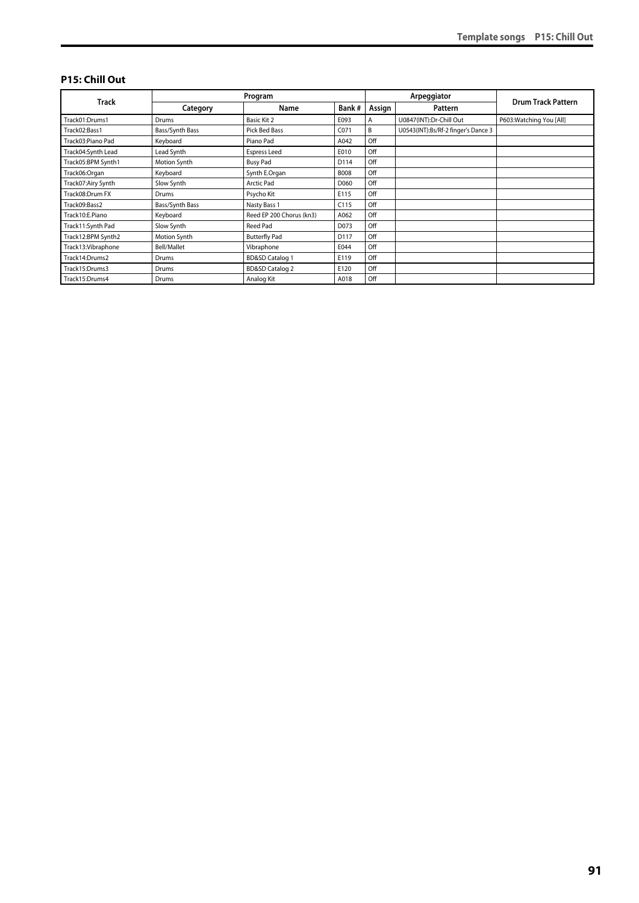## P15: Chill Out

| Track | Program | | | Arpeggiator | | Drum Track Pattern |
|---|---|---|---|---|---|---|
| | Category | Name | Bank # | Assign | Pattern | |
| Track01:Drums1 | Drums | Basic Kit 2 | E093 | A | U0847(INT):Dr-Chill Out | P603:Watching You [All] |
| Track02:Bass1 | Bass/Synth Bass | Pick Bed Bass | C071 | B | U0543(INT):Bs/Rf-2 finger's Dance 3 | |
| Track03:Piano Pad | Keyboard | Piano Pad | A042 | Off | | |
| Track04:Synth Lead | Lead Synth | Espress Leed | E010 | Off | | |
| Track05:BPM Synth1 | Motion Synth | Busy Pad | D114 | Off | | |
| Track06:Organ | Keyboard | Synth E.Organ | B008 | Off | | |
| Track07:Airy Synth | Slow Synth | Arctic Pad | D060 | Off | | |
| Track08:Drum FX | Drums | Psycho Kit | E115 | Off | | |
| Track09:Bass2 | Bass/Synth Bass | Nasty Bass 1 | C115 | Off | | |
| Track10:E.Piano | Keyboard | Reed EP 200 Chorus (kn3) | A062 | Off | | |
| Track11:Synth Pad | Slow Synth | Reed Pad | D073 | Off | | |
| Track12:BPM Synth2 | Motion Synth | Butterfly Pad | D117 | Off | | |
| Track13:Vibraphone | Bell/Mallet | Vibraphone | E044 | Off | | |
| Track14:Drums2 | Drums | BD&SD Catalog 1 | E119 | Off | | |
| Track15:Drums3 | Drums | BD&SD Catalog 2 | E120 | Off | | |
| Track15:Drums4 | Drums | Analog Kit | A018 | Off | | |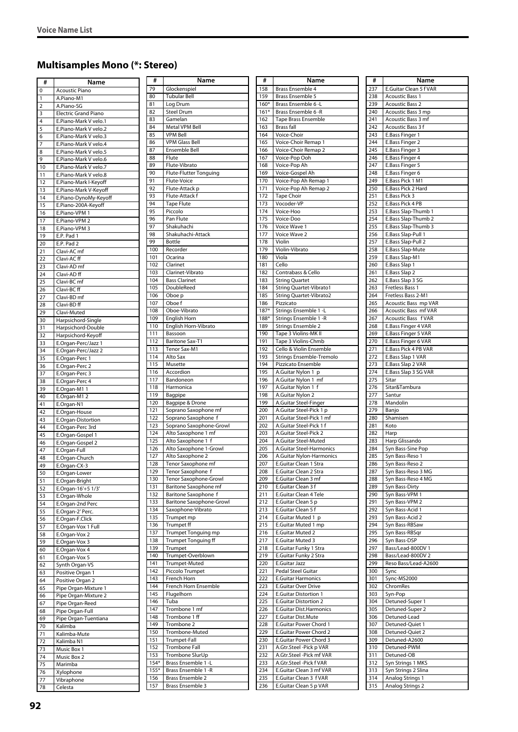## Multisamples Mono (*: Stereo)

| # | Name |
|---|---|
| 0 | Acoustic Piano |
| 1 | A.Piano-M1 |
| 2 | A.Piano-SG |
| 3 | Electric Grand Piano |
| 4 | E.Piano-Mark V velo.1 |
| 5 | E.Piano-Mark V velo.2 |
| 6 | E.Piano-Mark V velo.3 |
| 7 | E.Piano-Mark V velo.4 |
| 8 | E.Piano-Mark V velo.5 |
| 9 | E.Piano-Mark V velo.6 |
| 10 | E.Piano-Mark V velo.7 |
| 11 | E.Piano-Mark V velo.8 |
| 12 | E.Piano-Mark I-Keyoff |
| 13 | E.Piano-Mark V-Keyoff |
| 14 | E.Piano-DynoMy-Keyoff |
| 15 | E.Piano-200A-Keyoff |
| 16 | E.Piano-VPM 1 |
| 17 | E.Piano-VPM 2 |
| 18 | E.Piano-VPM 3 |
| 19 | E.P. Pad 1 |
| 20 | E.P. Pad 2 |
| 21 | Clavi-AC mf |
| 22 | Clavi-AC ff |
| 23 | Clavi-AD mf |
| 24 | Clavi-AD ff |
| 25 | Clavi-BC mf |
| 26 | Clavi-BC ff |
| 27 | Clavi-BD mf |
| 28 | Clavi-BD ff |
| 29 | Clavi-Muted |
| 30 | Harpsichord-Single |
| 31 | Harpsichord-Double |
| 32 | Harpsichord-Keyoff |
| 33 | E.Organ-Perc/Jazz 1 |
| 34 | E.Organ-Perc/Jazz 2 |
| 35 | E.Organ-Perc 1 |
| 36 | E.Organ-Perc 2 |
| 37 | E.Organ-Perc 3 |
| 38 | E.Organ-Perc 4 |
| 39 | E.Organ-M1 1 |
| 40 | E.Organ-M1 2 |
| 41 | E.Organ-N1 |
| 42 | E.Organ-House |
| 43 | E.Organ-Distortion |
| 44 | E.Organ-Perc 3rd |
| 45 | E.Organ-Gospel 1 |
| 46 | E.Organ-Gospel 2 |
| 47 | E.Organ-Full |
| 48 | E.Organ-Church |
| 49 | E.Organ-CX-3 |
| 50 | E.Organ-Lower |
| 51 | E.Organ-Bright |
| 52 | E.Organ-16'+5 1/3' |
| 53 | E.Organ-Whole |
| 54 | E.Organ-2nd Perc |
| 55 | E.Organ-2' Perc. |
| 56 | E.Organ-F.Click |
| 57 | E.Organ-Vox 1 Full |
| 58 | E.Organ-Vox 2 |
| 59 | E.Organ-Vox 3 |
| 60 | E.Organ-Vox 4 |
| 61 | E.Organ-Vox 5 |
| 62 | Synth Organ-VS |
| 63 | Positive Organ 1 |
| 64 | Positive Organ 2 |
| 65 | Pipe Organ-Mixture 1 |
| 66 | Pipe Organ-Mixture 2 |
| 67 | Pipe Organ-Reed |
| 68 | Pipe Organ-Full |
| 69 | Pipe Organ-Tuentiana |
| 70 | Kalimba |
| 71 | Kalimba-Mute |
| 72 | Kalimba N1 |
| 73 | Music Box 1 |
| 74 | Music Box 2 |
| 75 | Marimba |
| 76 | Xylophone |
| 77 | Vibraphone |
| 78 | Celesta |
| 79 | Glockenspiel |
| 80 | Tubular Bell |
| 81 | Log Drum |
| 82 | Steel Drum |
| 83 | Gamelan |
| 84 | Metal VPM Bell |
| 85 | VPM Bell |
| 86 | VPM Glass Bell |
| 87 | Ensemble Bell |
| 88 | Flute |
| 89 | Flute-Vibrato |
| 90 | Flute-Flutter Tonguing |
| 91 | Flute-Voice |
| 92 | Flute-Attack p |
| 93 | Flute-Attack f |
| 94 | Tape Flute |
| 95 | Piccolo |
| 96 | Pan Flute |
| 97 | Shakuhachi |
| 98 | Shakuhachi-Attack |
| 99 | Bottle |
| 100 | Recorder |
| 101 | Ocarina |
| 102 | Clarinet |
| 103 | Clarinet-Vibrato |
| 104 | Bass Clarinet |
| 105 | DoubleReed |
| 106 | Oboe p |
| 107 | Oboe f |
| 108 | Oboe-Vibrato |
| 109 | English Horn |
| 110 | English Horn-Vibrato |
| 111 | Bassoon |
| 112 | Baritone Sax-T1 |
| 113 | Tenor Sax-M1 |
| 114 | Alto Sax |
| 115 | Musette |
| 116 | Accordion |
| 117 | Bandoneon |
| 118 | Harmonica |
| 119 | Bagpipe |
| 120 | Bagpipe & Drone |
| 121 | Soprano Saxophone mf |
| 122 | Soprano Saxophone f |
| 123 | Soprano Saxophone-Growl |
| 124 | Alto Saxophone 1 mf |
| 125 | Alto Saxophone 1 f |
| 126 | Alto Saxophone 1-Growl |
| 127 | Alto Saxophone 2 |
| 128 | Tenor Saxophone mf |
| 129 | Tenor Saxophone f |
| 130 | Tenor Saxophone-Growl |
| 131 | Baritone Saxophone mf |
| 132 | Baritone Saxophone f |
| 133 | Baritone Saxophone-Growl |
| 134 | Saxophone-Vibrato |
| 135 | Trumpet mp |
| 136 | Trumpet ff |
| 137 | Trumpet Tonguing mp |
| 138 | Trumpet Tonguing ff |
| 139 | Trumpet |
| 140 | Trumpet-Overblown |
| 141 | Trumpet-Muted |
| 142 | Piccolo Trumpet |
| 143 | French Horn |
| 144 | French Horn Ensemble |
| 145 | Flugelhorn |
| 146 | Tuba |
| 147 | Trombone 1 mf |
| 148 | Trombone 1 ff |
| 149 | Trombone 2 |
| 150 | Trombone-Muted |
| 151 | Trumpet-Fall |
| 152 | Trombone Fall |
| 153 | Trombone SlurUp |
| 154* | Brass Ensemble 1 -L |
| 155* | Brass Ensemble 1 -R |
| 156 | Brass Ensemble 2 |
| 157 | Brass Ensemble 3 |
| 158 | Brass Ensemble 4 |
| 159 | Brass Ensemble 5 |
| 160* | Brass Ensemble 6 -L |
| 161* | Brass Ensemble 6 -R |
| 162 | Tape Brass Ensemble |
| 163 | Brass fall |
| 164 | Voice-Choir |
| 165 | Voice-Choir Remap 1 |
| 166 | Voice-Choir Remap 2 |
| 167 | Voice-Pop Ooh |
| 168 | Voice-Pop Ah |
| 169 | Voice-Gospel Ah |
| 170 | Voice-Pop Ah Remap 1 |
| 171 | Voice-Pop Ah Remap 2 |
| 172 | Tape Choir |
| 173 | Vocoder-VP |
| 174 | Voice-Hoo |
| 175 | Voice-Doo |
| 176 | Voice Wave 1 |
| 177 | Voice Wave 2 |
| 178 | Violin |
| 179 | Violin-Vibrato |
| 180 | Viola |
| 181 | Cello |
| 182 | Contrabass & Cello |
| 183 | String Quartet |
| 184 | String Quartet-Vibrato1 |
| 185 | String Quartet-Vibrato2 |
| 186 | Pizzicato |
| 187* | Strings Ensemble 1 -L |
| 188* | Strings Ensemble 1 -R |
| 189 | Strings Ensemble 2 |
| 190 | Tape 3 Violins-MK II |
| 191 | Tape 3 Violins-Chmb |
| 192 | Cello & Violin Ensemble |
| 193 | Strings Ensemble-Tremolo |
| 194 | Pizzicato Ensemble |
| 195 | A.Guitar Nylon 1 p |
| 196 | A.Guitar Nylon 1 mf |
| 197 | A.Guitar Nylon 1 f |
| 198 | A.Guitar Nylon 2 |
| 199 | A.Guitar Steel-Finger |
| 200 | A.Guitar Steel-Pick 1 p |
| 201 | A.Guitar Steel-Pick 1 mf |
| 202 | A.Guitar Steel-Pick 1 f |
| 203 | A.Guitar Steel-Pick 2 |
| 204 | A.Guitar Steel-Muted |
| 205 | A.Guitar Steel-Harmonics |
| 206 | A.Guitar Nylon-Harmonics |
| 207 | E.Guitar Clean 1 Stra |
| 208 | E.Guitar Clean 2 Stra |
| 209 | E.Guitar Clean 3 mf |
| 210 | E.Guitar Clean 3 f |
| 211 | E.Guitar Clean 4 Tele |
| 212 | E.Guitar Clean 5 p |
| 213 | E.Guitar Clean 5 f |
| 214 | E.Guitar Muted 1 p |
| 215 | E.Guitar Muted 1 mp |
| 216 | E.Guitar Muted 2 |
| 217 | E.Guitar Muted 3 |
| 218 | E.Guitar Funky 1 Stra |
| 219 | E.Guitar Funky 2 Stra |
| 220 | E.Guitar Jazz |
| 221 | Pedal Steel Guitar |
| 222 | E.Guitar Harmonics |
| 223 | E.Guitar Over Drive |
| 224 | E.Guitar Distortion 1 |
| 225 | E.Guitar Distortion 2 |
| 226 | E.Guitar Dist.Harmonics |
| 227 | E.Guitar Dist.Mute |
| 228 | E.Guitar Power Chord 1 |
| 229 | E.Guitar Power Chord 2 |
| 230 | E.Guitar Power Chord 3 |
| 231 | A.Gtr.Steel -Pick p VAR |
| 232 | A.Gtr.Steel -Pick mf VAR |
| 233 | A.Gtr.Steel -Pick f VAR |
| 234 | E.Guitar Clean 3 mf VAR |
| 235 | E.Guitar Clean 3 f VAR |
| 236 | E.Guitar Clean 5 p VAR |
| 237 | E.Guitar Clean 5 f VAR |
| 238 | Acoustic Bass 1 |
| 239 | Acoustic Bass 2 |
| 240 | Acoustic Bass 3 mp |
| 241 | Acoustic Bass 3 mf |
| 242 | Acoustic Bass 3 f |
| 243 | E.Bass Finger 1 |
| 244 | E.Bass Finger 2 |
| 245 | E.Bass Finger 3 |
| 246 | E.Bass Finger 4 |
| 247 | E.Bass Finger 5 |
| 248 | E.Bass Finger 6 |
| 249 | E.Bass Pick 1 M1 |
| 250 | E.Bass Pick 2 Hard |
| 251 | E.Bass Pick 3 |
| 252 | E.Bass Pick 4 PB |
| 253 | E.Bass Slap-Thumb 1 |
| 254 | E.Bass Slap-Thumb 2 |
| 255 | E.Bass Slap-Thumb 3 |
| 256 | E.Bass Slap-Pull 1 |
| 257 | E.Bass Slap-Pull 2 |
| 258 | E.Bass Slap-Mute |
| 259 | E.Bass Slap-M1 |
| 260 | E.Bass Slap 1 |
| 261 | E.Bass Slap 2 |
| 262 | E.Bass Slap 3 SG |
| 263 | Fretless Bass 1 |
| 264 | Fretless Bass 2-M1 |
| 265 | Acoustic Bass mp VAR |
| 266 | Acoustic Bass mf VAR |
| 267 | Acoustic Bass f VAR |
| 268 | E.Bass Finger 4 VAR |
| 269 | E.Bass Finger 5 VAR |
| 270 | E.Bass Finger 6 VAR |
| 271 | E.Bass Pick 4 PB VAR |
| 272 | E.Bass Slap 1 VAR |
| 273 | E.Bass Slap 2 VAR |
| 274 | E.Bass Slap 3 SG VAR |
| 275 | Sitar |
| 276 | Sitar&Tambura |
| 277 | Santur |
| 278 | Mandolin |
| 279 | Banjo |
| 280 | Shamisen |
| 281 | Koto |
| 282 | Harp |
| 283 | Harp Glissando |
| 284 | Syn Bass-Sine Pop |
| 285 | Syn Bass-Reso 1 |
| 286 | Syn Bass-Reso 2 |
| 287 | Syn Bass-Reso 3 MG |
| 288 | Syn Bass-Reso 4 MG |
| 289 | Syn Bass-Dirty |
| 290 | Syn Bass-VPM 1 |
| 291 | Syn Bass-VPM 2 |
| 292 | Syn Bass-Acid 1 |
| 293 | Syn Bass-Acid 2 |
| 294 | Syn Bass-RBSaw |
| 295 | Syn Bass-RBSqr |
| 296 | Syn Bass-DSP |
| 297 | Bass/Lead-800DV 1 |
| 298 | Bass/Lead-800DV 2 |
| 299 | Reso Bass/Lead-A2600 |
| 300 | Sync |
| 301 | Sync-MS2000 |
| 302 | ChromRes |
| 303 | Syn-Pop |
| 304 | Detuned-Super 1 |
| 305 | Detuned-Super 2 |
| 306 | Detuned-Lead |
| 307 | Detuned-Quiet 1 |
| 308 | Detuned-Quiet 2 |
| 309 | Detuned-A2600 |
| 310 | Detuned-PWM |
| 311 | Detuned-OB |
| 312 | Syn Strings 1 MKS |
| 313 | Syn Strings 2 Slina |
| 314 | Analog Strings 1 |
| 315 | Analog Strings 2 |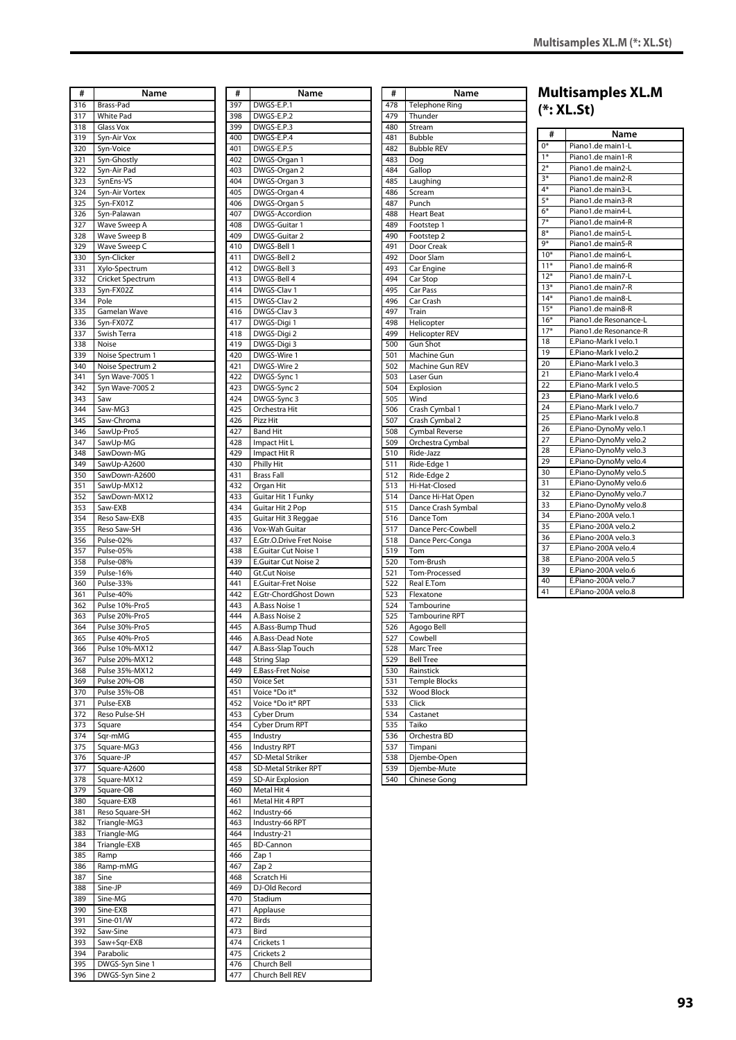| # | Name |
|---|---|
| 316 | Brass-Pad |
| 317 | White Pad |
| 318 | Glass Vox |
| 319 | Syn-Air Vox |
| 320 | Syn-Voice |
| 321 | Syn-Ghostly |
| 322 | Syn-Air Pad |
| 323 | SynEns-VS |
| 324 | Syn-Air Vortex |
| 325 | Syn-FX01Z |
| 326 | Syn-Palawan |
| 327 | Wave Sweep A |
| 328 | Wave Sweep B |
| 329 | Wave Sweep C |
| 330 | Syn-Clicker |
| 331 | Xylo-Spectrum |
| 332 | Cricket Spectrum |
| 333 | Syn-FX02Z |
| 334 | Pole |
| 335 | Gamelan Wave |
| 336 | Syn-FX07Z |
| 337 | Swish Terra |
| 338 | Noise |
| 339 | Noise Spectrum 1 |
| 340 | Noise Spectrum 2 |
| 341 | Syn Wave-700S 1 |
| 342 | Syn Wave-700S 2 |
| 343 | Saw |
| 344 | Saw-MG3 |
| 345 | Saw-Chroma |
| 346 | SawUp-Pro5 |
| 347 | SawUp-MG |
| 348 | SawDown-MG |
| 349 | SawUp-A2600 |
| 350 | SawDown-A2600 |
| 351 | SawUp-MX12 |
| 352 | SawDown-MX12 |
| 353 | Saw-EXB |
| 354 | Reso Saw-EXB |
| 355 | Reso Saw-SH |
| 356 | Pulse-02% |
| 357 | Pulse-05% |
| 358 | Pulse-08% |
| 359 | Pulse-16% |
| 360 | Pulse-33% |
| 361 | Pulse-40% |
| 362 | Pulse 10%-Pro5 |
| 363 | Pulse 20%-Pro5 |
| 364 | Pulse 30%-Pro5 |
| 365 | Pulse 40%-Pro5 |
| 366 | Pulse 10%-MX12 |
| 367 | Pulse 20%-MX12 |
| 368 | Pulse 35%-MX12 |
| 369 | Pulse 20%-OB |
| 370 | Pulse 35%-OB |
| 371 | Pulse-EXB |
| 372 | Reso Pulse-SH |
| 373 | Square |
| 374 | Sqr-mMG |
| 375 | Square-MG3 |
| 376 | Square-JP |
| 377 | Square-A2600 |
| 378 | Square-MX12 |
| 379 | Square-OB |
| 380 | Square-EXB |
| 381 | Reso Square-SH |
| 382 | Triangle-MG3 |
| 383 | Triangle-MG |
| 384 | Triangle-EXB |
| 385 | Ramp |
| 386 | Ramp-mMG |
| 387 | Sine |
| 388 | Sine-JP |
| 389 | Sine-MG |
| 390 | Sine-EXB |
| 391 | Sine-01/W |
| 392 | Saw-Sine |
| 393 | Saw+Sqr-EXB |
| 394 | Parabolic |
| 395 | DWGS-Syn Sine 1 |
| 396 | DWGS-Syn Sine 2 |

| # | Name |
|---|---|
| 397 | DWGS-E.P.1 |
| 398 | DWGS-E.P.2 |
| 399 | DWGS-E.P.3 |
| 400 | DWGS-E.P.4 |
| 401 | DWGS-E.P.5 |
| 402 | DWGS-Organ 1 |
| 403 | DWGS-Organ 2 |
| 404 | DWGS-Organ 3 |
| 405 | DWGS-Organ 4 |
| 406 | DWGS-Organ 5 |
| 407 | DWGS-Accordion |
| 408 | DWGS-Guitar 1 |
| 409 | DWGS-Guitar 2 |
| 410 | DWGS-Bell 1 |
| 411 | DWGS-Bell 2 |
| 412 | DWGS-Bell 3 |
| 413 | DWGS-Bell 4 |
| 414 | DWGS-Clav 1 |
| 415 | DWGS-Clav 2 |
| 416 | DWGS-Clav 3 |
| 417 | DWGS-Digi 1 |
| 418 | DWGS-Digi 2 |
| 419 | DWGS-Digi 3 |
| 420 | DWGS-Wire 1 |
| 421 | DWGS-Wire 2 |
| 422 | DWGS-Sync 1 |
| 423 | DWGS-Sync 2 |
| 424 | DWGS-Sync 3 |
| 425 | Orchestra Hit |
| 426 | Pizz Hit |
| 427 | Band Hit |
| 428 | Impact Hit L |
| 429 | Impact Hit R |
| 430 | Philly Hit |
| 431 | Brass Fall |
| 432 | Organ Hit |
| 433 | Guitar Hit 1 Funky |
| 434 | Guitar Hit 2 Pop |
| 435 | Guitar Hit 3 Reggae |
| 436 | Vox-Wah Guitar |
| 437 | E.Gtr.O.Drive Fret Noise |
| 438 | E.Guitar Cut Noise 1 |
| 439 | E.Guitar Cut Noise 2 |
| 440 | Gt.Cut Noise |
| 441 | E.Guitar-Fret Noise |
| 442 | E.Gtr-ChordGhost Down |
| 443 | A.Bass Noise 1 |
| 444 | A.Bass Noise 2 |
| 445 | A.Bass-Bump Thud |
| 446 | A.Bass-Dead Note |
| 447 | A.Bass-Slap Touch |
| 448 | String Slap |
| 449 | E.Bass-Fret Noise |
| 450 | Voice Set |
| 451 | Voice *Do it* |
| 452 | Voice *Do it* RPT |
| 453 | Cyber Drum |
| 454 | Cyber Drum RPT |
| 455 | Industry |
| 456 | Industry RPT |
| 457 | SD-Metal Striker |
| 458 | SD-Metal Striker RPT |
| 459 | SD-Air Explosion |
| 460 | Metal Hit 4 |
| 461 | Metal Hit 4 RPT |
| 462 | Industry-66 |
| 463 | Industry-66 RPT |
| 464 | Industry-21 |
| 465 | BD-Cannon |
| 466 | Zap 1 |
| 467 | Zap 2 |
| 468 | Scratch Hi |
| 469 | DJ-Old Record |
| 470 | Stadium |
| 471 | Applause |
| 472 | Birds |
| 473 | Bird |
| 474 | Crickets 1 |
| 475 | Crickets 2 |
| 476 | Church Bell |
| 477 | Church Bell REV |

| # | Name |
|---|---|
| 478 | Telephone Ring |
| 479 | Thunder |
| 480 | Stream |
| 481 | Bubble |
| 482 | Bubble REV |
| 483 | Dog |
| 484 | Gallop |
| 485 | Laughing |
| 486 | Scream |
| 487 | Punch |
| 488 | Heart Beat |
| 489 | Footstep 1 |
| 490 | Footstep 2 |
| 491 | Door Creak |
| 492 | Door Slam |
| 493 | Car Engine |
| 494 | Car Stop |
| 495 | Car Pass |
| 496 | Car Crash |
| 497 | Train |
| 498 | Helicopter |
| 499 | Helicopter REV |
| 500 | Gun Shot |
| 501 | Machine Gun |
| 502 | Machine Gun REV |
| 503 | Laser Gun |
| 504 | Explosion |
| 505 | Wind |
| 506 | Crash Cymbal 1 |
| 507 | Crash Cymbal 2 |
| 508 | Cymbal Reverse |
| 509 | Orchestra Cymbal |
| 510 | Ride-Jazz |
| 511 | Ride-Edge 1 |
| 512 | Ride-Edge 2 |
| 513 | Hi-Hat-Closed |
| 514 | Dance Hi-Hat Open |
| 515 | Dance Crash Symbal |
| 516 | Dance Tom |
| 517 | Dance Perc-Cowbell |
| 518 | Dance Perc-Conga |
| 519 | Tom |
| 520 | Tom-Brush |
| 521 | Tom-Processed |
| 522 | Real E.Tom |
| 523 | Flexatone |
| 524 | Tambourine |
| 525 | Tambourine RPT |
| 526 | Agogo Bell |
| 527 | Cowbell |
| 528 | Marc Tree |
| 529 | Bell Tree |
| 530 | Rainstick |
| 531 | Temple Blocks |
| 532 | Wood Block |
| 533 | Click |
| 534 | Castanet |
| 535 | Taiko |
| 536 | Orchestra BD |
| 537 | Timpani |
| 538 | Djembe-Open |
| 539 | Djembe-Mute |
| 540 | Chinese Gong |

## Multisamples XL.M (*: XL.St)

| # | Name |
|---|---|
| 0* | Piano1.de main1-L |
| 1* | Piano1.de main1-R |
| 2* | Piano1.de main2-L |
| 3* | Piano1.de main2-R |
| 4* | Piano1.de main3-L |
| 5* | Piano1.de main3-R |
| 6* | Piano1.de main4-L |
| 7* | Piano1.de main4-R |
| 8* | Piano1.de main5-L |
| 9* | Piano1.de main5-R |
| 10* | Piano1.de main6-L |
| 11* | Piano1.de main6-R |
| 12* | Piano1.de main7-L |
| 13* | Piano1.de main7-R |
| 14* | Piano1.de main8-L |
| 15* | Piano1.de main8-R |
| 16* | Piano1.de Resonance-L |
| 17* | Piano1.de Resonance-R |
| 18 | E.Piano-Mark I velo.1 |
| 19 | E.Piano-Mark I velo.2 |
| 20 | E.Piano-Mark I velo.3 |
| 21 | E.Piano-Mark I velo.4 |
| 22 | E.Piano-Mark I velo.5 |
| 23 | E.Piano-Mark I velo.6 |
| 24 | E.Piano-Mark I velo.7 |
| 25 | E.Piano-Mark I velo.8 |
| 26 | E.Piano-DynoMy velo.1 |
| 27 | E.Piano-DynoMy velo.2 |
| 28 | E.Piano-DynoMy velo.3 |
| 29 | E.Piano-DynoMy velo.4 |
| 30 | E.Piano-DynoMy velo.5 |
| 31 | E.Piano-DynoMy velo.6 |
| 32 | E.Piano-DynoMy velo.7 |
| 33 | E.Piano-DynoMy velo.8 |
| 34 | E.Piano-200A velo.1 |
| 35 | E.Piano-200A velo.2 |
| 36 | E.Piano-200A velo.3 |
| 37 | E.Piano-200A velo.4 |
| 38 | E.Piano-200A velo.5 |
| 39 | E.Piano-200A velo.6 |
| 40 | E.Piano-200A velo.7 |
| 41 | E.Piano-200A velo.8 |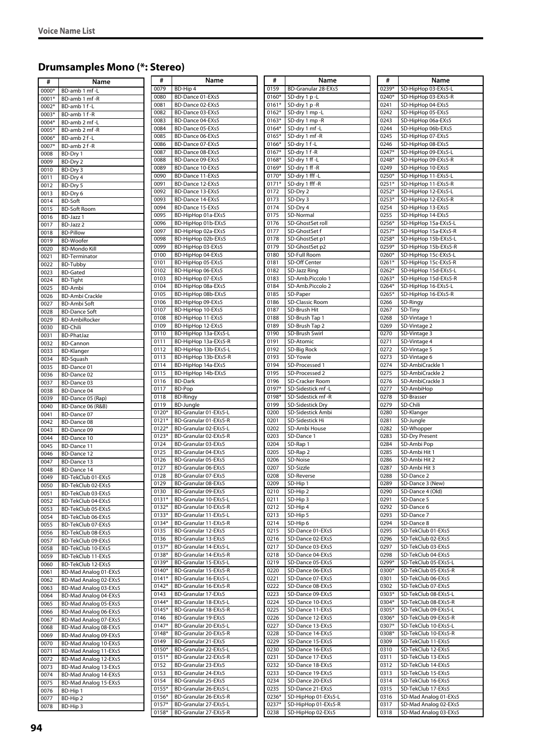## Drumsamples Mono (*: Stereo)

| # | Name |
|---|---|
| 0000* | BD-amb 1 mf -L |
| 0001* | BD-amb 1 mf -R |
| 0002* | BD-amb 1 f -L |
| 0003* | BD-amb 1 f -R |
| 0004* | BD-amb 2 mf -L |
| 0005* | BD-amb 2 mf -R |
| 0006* | BD-amb 2 f -L |
| 0007* | BD-amb 2 f -R |
| 0008 | BD-Dry 1 |
| 0009 | BD-Dry 2 |
| 0010 | BD-Dry 3 |
| 0011 | BD-Dry 4 |
| 0012 | BD-Dry 5 |
| 0013 | BD-Dry 6 |
| 0014 | BD-Soft |
| 0015 | BD-Soft Room |
| 0016 | BD-Jazz 1 |
| 0017 | BD-Jazz 2 |
| 0018 | BD-Pillow |
| 0019 | BD-Woofer |
| 0020 | BD-Mondo Kill |
| 0021 | BD-Terminator |
| 0022 | BD-Tubby |
| 0023 | BD-Gated |
| 0024 | BD-Tight |
| 0025 | BD-Ambi |
| 0026 | BD-Ambi Crackle |
| 0027 | BD-Ambi Soft |
| 0028 | BD-Dance Soft |
| 0029 | BD-AmbiRocker |
| 0030 | BD-Chili |
| 0031 | BD-PhatJaz |
| 0032 | BD-Cannon |
| 0033 | BD-Klanger |
| 0034 | BD-Squash |
| 0035 | BD-Dance 01 |
| 0036 | BD-Dance 02 |
| 0037 | BD-Dance 03 |
| 0038 | BD-Dance 04 |
| 0039 | BD-Dance 05 (Rap) |
| 0040 | BD-Dance 06 (R&B) |
| 0041 | BD-Dance 07 |
| 0042 | BD-Dance 08 |
| 0043 | BD-Dance 09 |
| 0044 | BD-Dance 10 |
| 0045 | BD-Dance 11 |
| 0046 | BD-Dance 12 |
| 0047 | BD-Dance 13 |
| 0048 | BD-Dance 14 |
| 0049 | BD-TekClub 01-EXs5 |
| 0050 | BD-TekClub 02-EXs5 |
| 0051 | BD-TekClub 03-EXs5 |
| 0052 | BD-TekClub 04-EXs5 |
| 0053 | BD-TekClub 05-EXs5 |
| 0054 | BD-TekClub 06-EXs5 |
| 0055 | BD-TekClub 07-EXs5 |
| 0056 | BD-TekClub 08-EXs5 |
| 0057 | BD-TekClub 09-EXs5 |
| 0058 | BD-TekClub 10-EXs5 |
| 0059 | BD-TekClub 11-EXs5 |
| 0060 | BD-TekClub 12-EXs5 |
| 0061 | BD-Mad Analog 01-EXs5 |
| 0062 | BD-Mad Analog 02-EXs5 |
| 0063 | BD-Mad Analog 03-EXs5 |
| 0064 | BD-Mad Analog 04-EXs5 |
| 0065 | BD-Mad Analog 05-EXs5 |
| 0066 | BD-Mad Analog 06-EXs5 |
| 0067 | BD-Mad Analog 07-EXs5 |
| 0068 | BD-Mad Analog 08-EXs5 |
| 0069 | BD-Mad Analog 09-EXs5 |
| 0070 | BD-Mad Analog 10-EXs5 |
| 0071 | BD-Mad Analog 11-EXs5 |
| 0072 | BD-Mad Analog 12-EXs5 |
| 0073 | BD-Mad Analog 13-EXs5 |
| 0074 | BD-Mad Analog 14-EXs5 |
| 0075 | BD-Mad Analog 15-EXs5 |
| 0076 | BD-Hip 1 |
| 0077 | BD-Hip 2 |
| 0078 | BD-Hip 3 |
| 0079 | BD-Hip 4 |
| 0080 | BD-Dance 01-EXs5 |
| 0081 | BD-Dance 02-EXs5 |
| 0082 | BD-Dance 03-EXs5 |
| 0083 | BD-Dance 04-EXs5 |
| 0084 | BD-Dance 05-EXs5 |
| 0085 | BD-Dance 06-EXs5 |
| 0086 | BD-Dance 07-EXs5 |
| 0087 | BD-Dance 08-EXs5 |
| 0088 | BD-Dance 09-EXs5 |
| 0089 | BD-Dance 10-EXs5 |
| 0090 | BD-Dance 11-EXs5 |
| 0091 | BD-Dance 12-EXs5 |
| 0092 | BD-Dance 13-EXs5 |
| 0093 | BD-Dance 14-EXs5 |
| 0094 | BD-Dance 15-EXs5 |
| 0095 | BD-HipHop 01a-EXs5 |
| 0096 | BD-HipHop 01b-EXs5 |
| 0097 | BD-HipHop 02a-EXs5 |
| 0098 | BD-HipHop 02b-EXs5 |
| 0099 | BD-HipHop 03-EXs5 |
| 0100 | BD-HipHop 04-EXs5 |
| 0101 | BD-HipHop 05-EXs5 |
| 0102 | BD-HipHop 06-EXs5 |
| 0103 | BD-HipHop 07-EXs5 |
| 0104 | BD-HipHop 08a-EXs5 |
| 0105 | BD-HipHop 08b-EXs5 |
| 0106 | BD-HipHop 09-EXs5 |
| 0107 | BD-HipHop 10-EXs5 |
| 0108 | BD-HipHop 11-EXs5 |
| 0109 | BD-HipHop 12-EXs5 |
| 0110 | BD-HipHop 13a-EXs5-L |
| 0111 | BD-HipHop 13a-EXs5-R |
| 0112 | BD-HipHop 13b-EXs5-L |
| 0113 | BD-HipHop 13b-EXs5-R |
| 0114 | BD-HipHop 14a-EXs5 |
| 0115 | BD-HipHop 14b-EXs5 |
| 0116 | BD-Dark |
| 0117 | BD-Pop |
| 0118 | BD-Ringy |
| 0119 | BD-Jungle |
| 0120* | BD-Granular 01-EXs5-L |
| 0121* | BD-Granular 01-EXs5-R |
| 0122* | BD-Granular 02-EXs5-L |
| 0123* | BD-Granular 02-EXs5-R |
| 0124 | BD-Granular 03-EXs5 |
| 0125 | BD-Granular 04-EXs5 |
| 0126 | BD-Granular 05-EXs5 |
| 0127 | BD-Granular 06-EXs5 |
| 0128 | BD-Granular 07-EXs5 |
| 0129 | BD-Granular 08-EXs5 |
| 0130 | BD-Granular 09-EXs5 |
| 0131* | BD-Granular 10-EXs5-L |
| 0132* | BD-Granular 10-EXs5-R |
| 0133* | BD-Granular 11-EXs5-L |
| 0134* | BD-Granular 11-EXs5-R |
| 0135 | BD-Granular 12-EXs5 |
| 0136 | BD-Granular 13-EXs5 |
| 0137* | BD-Granular 14-EXs5-L |
| 0138* | BD-Granular 14-EXs5-R |
| 0139* | BD-Granular 15-EXs5-L |
| 0140* | BD-Granular 15-EXs5-R |
| 0141* | BD-Granular 16-EXs5-L |
| 0142* | BD-Granular 16-EXs5-R |
| 0143 | BD-Granular 17-EXs5 |
| 0144* | BD-Granular 18-EXs5-L |
| 0145* | BD-Granular 18-EXs5-R |
| 0146 | BD-Granular 19-EXs5 |
| 0147* | BD-Granular 20-EXs5-L |
| 0148* | BD-Granular 20-EXs5-R |
| 0149 | BD-Granular 21-EXs5 |
| 0150* | BD-Granular 22-EXs5-L |
| 0151* | BD-Granular 22-EXs5-R |
| 0152 | BD-Granular 23-EXs5 |
| 0153 | BD-Granular 24-EXs5 |
| 0154 | BD-Granular 25-EXs5 |
| 0155* | BD-Granular 26-EXs5-L |
| 0156* | BD-Granular 26-EXs5-R |
| 0157* | BD-Granular 27-EXs5-L |
| 0158* | BD-Granular 27-EXs5-R |
| 0159 | BD-Granular 28-EXs5 |
| 0160* | SD-dry 1 p -L |
| 0161* | SD-dry 1 p -R |
| 0162* | SD-dry 1 mp -L |
| 0163* | SD-dry 1 mp -R |
| 0164* | SD-dry 1 mf -L |
| 0165* | SD-dry 1 mf -R |
| 0166* | SD-dry 1 f -L |
| 0167* | SD-dry 1 f -R |
| 0168* | SD-dry 1 ff -L |
| 0169* | SD-dry 1 ff -R |
| 0170* | SD-dry 1 fff -L |
| 0171* | SD-dry 1 fff -R |
| 0172 | SD-Dry 2 |
| 0173 | SD-Dry 3 |
| 0174 | SD-Dry 4 |
| 0175 | SD-Normal |
| 0176 | SD-GhostSet roll |
| 0177 | SD-GhostSet f |
| 0178 | SD-GhostSet p1 |
| 0179 | SD-GhostSet p2 |
| 0180 | SD-Full Room |
| 0181 | SD-Off Center |
| 0182 | SD-Jazz Ring |
| 0183 | SD-Amb.Piccolo 1 |
| 0184 | SD-Amb.Piccolo 2 |
| 0185 | SD-Paper |
| 0186 | SD-Classic Room |
| 0187 | SD-Brush Hit |
| 0188 | SD-Brush Tap 1 |
| 0189 | SD-Brush Tap 2 |
| 0190 | SD-Brush Swirl |
| 0191 | SD-Atomic |
| 0192 | SD-Big Rock |
| 0193 | SD-Yowie |
| 0194 | SD-Processed 1 |
| 0195 | SD-Processed 2 |
| 0196 | SD-Cracker Room |
| 0197* | SD-Sidestick mf -L |
| 0198* | SD-Sidestick mf -R |
| 0199 | SD-Sidestick Dry |
| 0200 | SD-Sidestick Ambi |
| 0201 | SD-Sidestick Hi |
| 0202 | SD-Ambi House |
| 0203 | SD-Dance 1 |
| 0204 | SD-Rap 1 |
| 0205 | SD-Rap 2 |
| 0206 | SD-Noise |
| 0207 | SD-Sizzle |
| 0208 | SD-Reverse |
| 0209 | SD-Hip 1 |
| 0210 | SD-Hip 2 |
| 0211 | SD-Hip 3 |
| 0212 | SD-Hip 4 |
| 0213 | SD-Hip 5 |
| 0214 | SD-Hip 6 |
| 0215 | SD-Dance 01-EXs5 |
| 0216 | SD-Dance 02-EXs5 |
| 0217 | SD-Dance 03-EXs5 |
| 0218 | SD-Dance 04-EXs5 |
| 0219 | SD-Dance 05-EXs5 |
| 0220 | SD-Dance 06-EXs5 |
| 0221 | SD-Dance 07-EXs5 |
| 0222 | SD-Dance 08-EXs5 |
| 0223 | SD-Dance 09-EXs5 |
| 0224 | SD-Dance 10-EXs5 |
| 0225 | SD-Dance 11-EXs5 |
| 0226 | SD-Dance 12-EXs5 |
| 0227 | SD-Dance 13-EXs5 |
| 0228 | SD-Dance 14-EXs5 |
| 0229 | SD-Dance 15-EXs5 |
| 0230 | SD-Dance 16-EXs5 |
| 0231 | SD-Dance 17-EXs5 |
| 0232 | SD-Dance 18-EXs5 |
| 0233 | SD-Dance 19-EXs5 |
| 0234 | SD-Dance 20-EXs5 |
| 0235 | SD-Dance 21-EXs5 |
| 0236* | SD-HipHop 01-EXs5-L |
| 0237* | SD-HipHop 01-EXs5-R |
| 0238 | SD-HipHop 02-EXs5 |
| 0239* | SD-HipHop 03-EXs5-L |
| 0240* | SD-HipHop 03-EXs5-R |
| 0241 | SD-HipHop 04-EXs5 |
| 0242 | SD-HipHop 05-EXs5 |
| 0243 | SD-HipHop 06a-EXs5 |
| 0244 | SD-HipHop 06b-EXs5 |
| 0245 | SD-HipHop 07-EXs5 |
| 0246 | SD-HipHop 08-EXs5 |
| 0247* | SD-HipHop 09-EXs5-L |
| 0248* | SD-HipHop 09-EXs5-R |
| 0249 | SD-HipHop 10-EXs5 |
| 0250* | SD-HipHop 11-EXs5-L |
| 0251* | SD-HipHop 11-EXs5-R |
| 0252* | SD-HipHop 12-EXs5-L |
| 0253* | SD-HipHop 12-EXs5-R |
| 0254 | SD-HipHop 13-EXs5 |
| 0255 | SD-HipHop 14-EXs5 |
| 0256* | SD-HipHop 15a-EXs5-L |
| 0257* | SD-HipHop 15a-EXs5-R |
| 0258* | SD-HipHop 15b-EXs5-L |
| 0259* | SD-HipHop 15b-EXs5-R |
| 0260* | SD-HipHop 15c-EXs5-L |
| 0261* | SD-HipHop 15c-EXs5-R |
| 0262* | SD-HipHop 15d-EXs5-L |
| 0263* | SD-HipHop 15d-EXs5-R |
| 0264* | SD-HipHop 16-EXs5-L |
| 0265* | SD-HipHop 16-EXs5-R |
| 0266 | SD-Ringy |
| 0267 | SD-Tiny |
| 0268 | SD-Vintage 1 |
| 0269 | SD-Vintage 2 |
| 0270 | SD-Vintage 3 |
| 0271 | SD-Vintage 4 |
| 0272 | SD-Vintage 5 |
| 0273 | SD-Vintage 6 |
| 0274 | SD-AmbiCrackle 1 |
| 0275 | SD-AmbiCrackle 2 |
| 0276 | SD-AmbiCrackle 3 |
| 0277 | SD-AmbiHop |
| 0278 | SD-Brasser |
| 0279 | SD-Chili |
| 0280 | SD-Klanger |
| 0281 | SD-Jungle |
| 0282 | SD-Whopper |
| 0283 | SD-Dry Present |
| 0284 | SD-Ambi Pop |
| 0285 | SD-Ambi Hit 1 |
| 0286 | SD-Ambi Hit 2 |
| 0287 | SD-Ambi Hit 3 |
| 0288 | SD-Dance 2 |
| 0289 | SD-Dance 3 (New) |
| 0290 | SD-Dance 4 (Old) |
| 0291 | SD-Dance 5 |
| 0292 | SD-Dance 6 |
| 0293 | SD-Dance 7 |
| 0294 | SD-Dance 8 |
| 0295 | SD-TekClub 01-EXs5 |
| 0296 | SD-TekClub 02-EXs5 |
| 0297 | SD-TekClub 03-EXs5 |
| 0298 | SD-TekClub 04-EXs5 |
| 0299* | SD-TekClub 05-EXs5-L |
| 0300* | SD-TekClub 05-EXs5-R |
| 0301 | SD-TekClub 06-EXs5 |
| 0302 | SD-TekClub 07-EXs5 |
| 0303* | SD-TekClub 08-EXs5-L |
| 0304* | SD-TekClub 08-EXs5-R |
| 0305* | SD-TekClub 09-EXs5-L |
| 0306* | SD-TekClub 09-EXs5-R |
| 0307* | SD-TekClub 10-EXs5-L |
| 0308* | SD-TekClub 10-EXs5-R |
| 0309 | SD-TekClub 11-EXs5 |
| 0310 | SD-TekClub 12-EXs5 |
| 0311 | SD-TekClub 13-EXs5 |
| 0312 | SD-TekClub 14-EXs5 |
| 0313 | SD-TekClub 15-EXs5 |
| 0314 | SD-TekClub 16-EXs5 |
| 0315 | SD-TekClub 17-EXs5 |
| 0316 | SD-Mad Analog 01-EXs5 |
| 0317 | SD-Mad Analog 02-EXs5 |
| 0318 | SD-Mad Analog 03-EXs5 |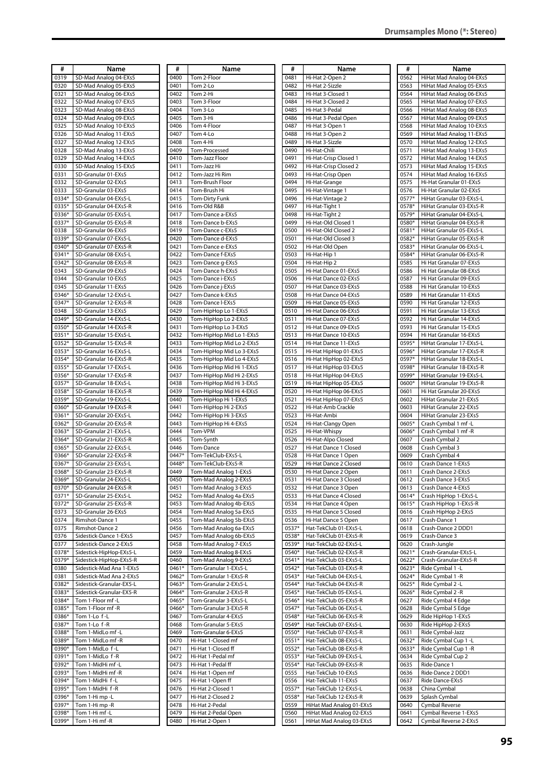## Drumsamples Mono (*: Stereo)

| # | Name |
|---|---|
| 0319 | SD-Mad Analog 04-EXs5 |
| 0320 | SD-Mad Analog 05-EXs5 |
| 0321 | SD-Mad Analog 06-EXs5 |
| 0322 | SD-Mad Analog 07-EXs5 |
| 0323 | SD-Mad Analog 08-EXs5 |
| 0324 | SD-Mad Analog 09-EXs5 |
| 0325 | SD-Mad Analog 10-EXs5 |
| 0326 | SD-Mad Analog 11-EXs5 |
| 0327 | SD-Mad Analog 12-EXs5 |
| 0328 | SD-Mad Analog 13-EXs5 |
| 0329 | SD-Mad Analog 14-EXs5 |
| 0330 | SD-Mad Analog 15-EXs5 |
| 0331 | SD-Granular 01-EXs5 |
| 0332 | SD-Granular 02-EXs5 |
| 0333 | SD-Granular 03-EXs5 |
| 0334* | SD-Granular 04-EXs5-L |
| 0335* | SD-Granular 04-EXs5-R |
| 0336* | SD-Granular 05-EXs5-L |
| 0337* | SD-Granular 05-EXs5-R |
| 0338 | SD-Granular 06-EXs5 |
| 0339* | SD-Granular 07-EXs5-L |
| 0340* | SD-Granular 07-EXs5-R |
| 0341* | SD-Granular 08-EXs5-L |
| 0342* | SD-Granular 08-EXs5-R |
| 0343 | SD-Granular 09-EXs5 |
| 0344 | SD-Granular 10-EXs5 |
| 0345 | SD-Granular 11-EXs5 |
| 0346* | SD-Granular 12-EXs5-L |
| 0347* | SD-Granular 12-EXs5-R |
| 0348 | SD-Granular 13-EXs5 |
| 0349* | SD-Granular 14-EXs5-L |
| 0350* | SD-Granular 14-EXs5-R |
| 0351* | SD-Granular 15-EXs5-L |
| 0352* | SD-Granular 15-EXs5-R |
| 0353* | SD-Granular 16-EXs5-L |
| 0354* | SD-Granular 16-EXs5-R |
| 0355* | SD-Granular 17-EXs5-L |
| 0356* | SD-Granular 17-EXs5-R |
| 0357* | SD-Granular 18-EXs5-L |
| 0358* | SD-Granular 18-EXs5-R |
| 0359* | SD-Granular 19-EXs5-L |
| 0360* | SD-Granular 19-EXs5-R |
| 0361* | SD-Granular 20-EXs5-L |
| 0362* | SD-Granular 20-EXs5-R |
| 0363* | SD-Granular 21-EXs5-L |
| 0364* | SD-Granular 21-EXs5-R |
| 0365* | SD-Granular 22-EXs5-L |
| 0366* | SD-Granular 22-EXs5-R |
| 0367* | SD-Granular 23-EXs5-L |
| 0368* | SD-Granular 23-EXs5-R |
| 0369* | SD-Granular 24-EXs5-L |
| 0370* | SD-Granular 24-EXs5-R |
| 0371* | SD-Granular 25-EXs5-L |
| 0372* | SD-Granular 25-EXs5-R |
| 0373 | SD-Granular 26-EXs5 |
| 0374 | Rimshot-Dance 1 |
| 0375 | Rimshot-Dance 2 |
| 0376 | Sidestick-Dance 1-EXs5 |
| 0377 | Sidestick-Dance 2-EXs5 |
| 0378* | Sidestick-HipHop-EXs5-L |
| 0379* | Sidestick-HipHop-EXs5-R |
| 0380 | Sidestick-Mad Ana 1-EXs5 |
| 0381 | Sidestick-Mad Ana 2-EXs5 |
| 0382* | Sidestick-Granular-EX5-L |
| 0383* | Sidestick-Granular-EX5-R |
| 0384* | Tom 1-Floor mf -L |
| 0385* | Tom 1-Floor mf -R |
| 0386* | Tom 1-Lo f -L |
| 0387* | Tom 1-Lo f -R |
| 0388* | Tom 1-MidLo mf -L |
| 0389* | Tom 1-MidLo mf -R |
| 0390* | Tom 1-MidLo f -L |
| 0391* | Tom 1-MidLo f -R |
| 0392* | Tom 1-MidHi mf -L |
| 0393* | Tom 1-MidHi mf -R |
| 0394* | Tom 1-MidHi f -L |
| 0395* | Tom 1-MidHi f -R |
| 0396* | Tom 1-Hi mp -L |
| 0397* | Tom 1-Hi mp -R |
| 0398* | Tom 1-Hi mf -L |
| 0399* | Tom 1-Hi mf -R |
| 0400 | Tom 2-Floor |
| 0401 | Tom 2-Lo |
| 0402 | Tom 2-Hi |
| 0403 | Tom 3-Floor |
| 0404 | Tom 3-Lo |
| 0405 | Tom 3-Hi |
| 0406 | Tom 4-Floor |
| 0407 | Tom 4-Lo |
| 0408 | Tom 4-Hi |
| 0409 | Tom-Processed |
| 0410 | Tom-Jazz Floor |
| 0411 | Tom-Jazz Hi |
| 0412 | Tom-Jazz Hi Rim |
| 0413 | Tom-Brush Floor |
| 0414 | Tom-Brush Hi |
| 0415 | Tom-Dirty Funk |
| 0416 | Tom-Old R&B |
| 0417 | Tom-Dance a-EXs5 |
| 0418 | Tom-Dance b-EXs5 |
| 0419 | Tom-Dance c-EXs5 |
| 0420 | Tom-Dance d-EXs5 |
| 0421 | Tom-Dance e-EXs5 |
| 0422 | Tom-Dance f-EXs5 |
| 0423 | Tom-Dance g-EXs5 |
| 0424 | Tom-Dance h-EXs5 |
| 0425 | Tom-Dance i-EXs5 |
| 0426 | Tom-Dance j-EXs5 |
| 0427 | Tom-Dance k-EXs5 |
| 0428 | Tom-Dance l-EXs5 |
| 0429 | Tom-HipHop Lo 1-EXs5 |
| 0430 | Tom-HipHop Lo 2-EXs5 |
| 0431 | Tom-HipHop Lo 3-EXs5 |
| 0432 | Tom-HipHop Mid Lo 1-EXs5 |
| 0433 | Tom-HipHop Mid Lo 2-EXs5 |
| 0434 | Tom-HipHop Mid Lo 3-EXs5 |
| 0435 | Tom-HipHop Mid Lo 4-EXs5 |
| 0436 | Tom-HipHop Mid Hi 1-EXs5 |
| 0437 | Tom-HipHop Mid Hi 2-EXs5 |
| 0438 | Tom-HipHop Mid Hi 3-EXs5 |
| 0439 | Tom-HipHop Mid Hi 4-EXs5 |
| 0440 | Tom-HipHop Hi 1-EXs5 |
| 0441 | Tom-HipHop Hi 2-EXs5 |
| 0442 | Tom-HipHop Hi 3-EXs5 |
| 0443 | Tom-HipHop Hi 4-EXs5 |
| 0444 | Tom-VPM |
| 0445 | Tom-Synth |
| 0446 | Tom-Dance |
| 0447* | Tom-TekClub-EXs5-L |
| 0448* | Tom-TekClub-EXs5-R |
| 0449 | Tom-Mad Analog 1-EXs5 |
| 0450 | Tom-Mad Analog 2-EXs5 |
| 0451 | Tom-Mad Analog 3-EXs5 |
| 0452 | Tom-Mad Analog 4a-EXs5 |
| 0453 | Tom-Mad Analog 4b-EXs5 |
| 0454 | Tom-Mad Analog 5a-EXs5 |
| 0455 | Tom-Mad Analog 5b-EXs5 |
| 0456 | Tom-Mad Analog 6a-EXs5 |
| 0457 | Tom-Mad Analog 6b-EXs5 |
| 0458 | Tom-Mad Analog 7-EXs5 |
| 0459 | Tom-Mad Analog 8-EXs5 |
| 0460 | Tom-Mad Analog 9-EXs5 |
| 0461* | Tom-Granular 1-EXs5-L |
| 0462* | Tom-Granular 1-EXs5-R |
| 0463* | Tom-Granular 2-EXs5-L |
| 0464* | Tom-Granular 2-EXs5-R |
| 0465* | Tom-Granular 3-EXs5-L |
| 0466* | Tom-Granular 3-EXs5-R |
| 0467 | Tom-Granular 4-EXs5 |
| 0468 | Tom-Granular 5-EXs5 |
| 0469 | Tom-Granular 6-EXs5 |
| 0470 | Hi-Hat 1-Closed mf |
| 0471 | Hi-Hat 1-Closed ff |
| 0472 | Hi-Hat 1-Pedal mf |
| 0473 | Hi-Hat 1-Pedal ff |
| 0474 | Hi-Hat 1-Open mf |
| 0475 | Hi-Hat 1-Open ff |
| 0476 | Hi-Hat 2-Closed 1 |
| 0477 | Hi-Hat 2-Closed 2 |
| 0478 | Hi-Hat 2-Pedal |
| 0479 | Hi-Hat 2-Pedal Open |
| 0480 | Hi-Hat 2-Open 1 |
| 0481 | Hi-Hat 2-Open 2 |
| 0482 | Hi-Hat 2-Sizzle |
| 0483 | Hi-Hat 3-Closed 1 |
| 0484 | Hi-Hat 3-Closed 2 |
| 0485 | Hi-Hat 3-Pedal |
| 0486 | Hi-Hat 3-Pedal Open |
| 0487 | Hi-Hat 3-Open 1 |
| 0488 | Hi-Hat 3-Open 2 |
| 0489 | Hi-Hat 3-Sizzle |
| 0490 | Hi-Hat-Chili |
| 0491 | Hi-Hat-Crisp Closed 1 |
| 0492 | Hi-Hat-Crisp Closed 2 |
| 0493 | Hi-Hat-Crisp Open |
| 0494 | Hi-Hat-Grange |
| 0495 | Hi-Hat-Vintage 1 |
| 0496 | Hi-Hat-Vintage 2 |
| 0497 | Hi-Hat-Tight 1 |
| 0498 | Hi-Hat-Tight 2 |
| 0499 | Hi-Hat-Old Closed 1 |
| 0500 | Hi-Hat-Old Closed 2 |
| 0501 | Hi-Hat-Old Closed 3 |
| 0502 | Hi-Hat-Old Open |
| 0503 | Hi-Hat-Hip 1 |
| 0504 | Hi-Hat-Hip 2 |
| 0505 | Hi-Hat Dance 01-EXs5 |
| 0506 | Hi-Hat Dance 02-EXs5 |
| 0507 | Hi-Hat Dance 03-EXs5 |
| 0508 | Hi-Hat Dance 04-EXs5 |
| 0509 | Hi-Hat Dance 05-EXs5 |
| 0510 | Hi-Hat Dance 06-EXs5 |
| 0511 | Hi-Hat Dance 07-EXs5 |
| 0512 | Hi-Hat Dance 09-EXs5 |
| 0513 | Hi-Hat Dance 10-EXs5 |
| 0514 | Hi-Hat Dance 11-EXs5 |
| 0515 | Hi-Hat HipHop 01-EXs5 |
| 0516 | Hi-Hat HipHop 02-EXs5 |
| 0517 | Hi-Hat HipHop 03-EXs5 |
| 0518 | Hi-Hat HipHop 04-EXs5 |
| 0519 | Hi-Hat HipHop 05-EXs5 |
| 0520 | Hi-Hat HipHop 06-EXs5 |
| 0521 | Hi-Hat HipHop 07-EXs5 |
| 0522 | Hi-Hat-Amb Crackle |
| 0523 | Hi-Hat-Ambi |
| 0524 | Hi-Hat-Clangy Open |
| 0525 | Hi-Hat-Whispy |
| 0526 | Hi-Hat-Alpo Closed |
| 0527 | Hi-Hat Dance 1 Closed |
| 0528 | Hi-Hat Dance 1 Open |
| 0529 | Hi-Hat Dance 2 Closed |
| 0530 | Hi-Hat Dance 2 Open |
| 0531 | Hi-Hat Dance 3 Closed |
| 0532 | Hi-Hat Dance 3 Open |
| 0533 | Hi-Hat Dance 4 Closed |
| 0534 | Hi-Hat Dance 4 Open |
| 0535 | Hi-Hat Dance 5 Closed |
| 0536 | Hi-Hat Dance 5 Open |
| 0537* | Hat-TekClub 01-EXs5-L |
| 0538* | Hat-TekClub 01-EXs5-R |
| 0539* | Hat-TekClub 02-EXs5-L |
| 0540* | Hat-TekClub 02-EXs5-R |
| 0541* | Hat-TekClub 03-EXs5-L |
| 0542* | Hat-TekClub 03-EXs5-R |
| 0543* | Hat-TekClub 04-EXs5-L |
| 0544* | Hat-TekClub 04-EXs5-R |
| 0545* | Hat-TekClub 05-EXs5-L |
| 0546* | Hat-TekClub 05-EXs5-R |
| 0547* | Hat-TekClub 06-EXs5-L |
| 0548* | Hat-TekClub 06-EXs5-R |
| 0549* | Hat-TekClub 07-EXs5-L |
| 0550* | Hat-TekClub 07-EXs5-R |
| 0551* | Hat-TekClub 08-EXs5-L |
| 0552* | Hat-TekClub 08-EXs5-R |
| 0553* | Hat-TekClub 09-EXs5-L |
| 0554* | Hat-TekClub 09-EXs5-R |
| 0555 | Hat-TekClub 10-EXs5 |
| 0556 | Hat-TekClub 11-EXs5 |
| 0557* | Hat-TekClub 12-EXs5-L |
| 0558* | Hat-TekClub 12-EXs5-R |
| 0559 | HiHat Mad Analog 01-EXs5 |
| 0560 | HiHat Mad Analog 02-EXs5 |
| 0561 | HiHat Mad Analog 03-EXs5 |
| 0562 | HiHat Mad Analog 04-EXs5 |
| 0563 | HiHat Mad Analog 05-EXs5 |
| 0564 | HiHat Mad Analog 06-EXs5 |
| 0565 | HiHat Mad Analog 07-EXs5 |
| 0566 | HiHat Mad Analog 08-EXs5 |
| 0567 | HiHat Mad Analog 09-EXs5 |
| 0568 | HiHat Mad Analog 10-EXs5 |
| 0569 | HiHat Mad Analog 11-EXs5 |
| 0570 | HiHat Mad Analog 12-EXs5 |
| 0571 | HiHat Mad Analog 13-EXs5 |
| 0572 | HiHat Mad Analog 14-EXs5 |
| 0573 | HiHat Mad Analog 15-EXs5 |
| 0574 | HiHat Mad Analog 16-EXs5 |
| 0575 | Hi-Hat Granular 01-EXs5 |
| 0576 | Hi-Hat Granular 02-EXs5 |
| 0577* | HiHat Granular 03-EXs5-L |
| 0578* | HiHat Granular 03-EXs5-R |
| 0579* | HiHat Granular 04-EXs5-L |
| 0580* | HiHat Granular 04-EXs5-R |
| 0581* | HiHat Granular 05-EXs5-L |
| 0582* | HiHat Granular 05-EXs5-R |
| 0583* | HiHat Granular 06-EXs5-L |
| 0584* | HiHat Granular 06-EXs5-R |
| 0585 | Hi Hat Granular 07-EXs5 |
| 0586 | Hi Hat Granular 08-EXs5 |
| 0587 | Hi Hat Granular 09-EXs5 |
| 0588 | Hi Hat Granular 10-EXs5 |
| 0589 | Hi Hat Granular 11-EXs5 |
| 0590 | Hi Hat Granular 12-EXs5 |
| 0591 | Hi Hat Granular 13-EXs5 |
| 0592 | Hi Hat Granular 14-EXs5 |
| 0593 | Hi Hat Granular 15-EXs5 |
| 0594 | Hi Hat Granular 16-EXs5 |
| 0595* | HiHat Granular 17-EXs5-L |
| 0596* | HiHat Granular 17-EXs5-R |
| 0597* | HiHat Granular 18-EXs5-L |
| 0598* | HiHat Granular 18-EXs5-R |
| 0599* | HiHat Granular 19-EXs5-L |
| 0600* | HiHat Granular 19-EXs5-R |
| 0601 | Hi Hat Granular 20-EXs5 |
| 0602 | HiHat Granular 21-EXs5 |
| 0603 | HiHat Granular 22-EXs5 |
| 0604 | HiHat Granular 23-EXs5 |
| 0605* | Crash Cymbal 1 mf -L |
| 0606* | Crash Cymbal 1 mf -R |
| 0607 | Crash Cymbal 2 |
| 0608 | Crash Cymbal 3 |
| 0609 | Crash Cymbal 4 |
| 0610 | Crash Dance 1-EXs5 |
| 0611 | Crash Dance 2-EXs5 |
| 0612 | Crash Dance 3-EXs5 |
| 0613 | Crash Dance 4-EXs5 |
| 0614* | Crash HipHop 1-EXs5-L |
| 0615* | Crash HipHop 1-EXs5-R |
| 0616 | Crash HipHop 2-EXs5 |
| 0617 | Crash-Dance 1 |
| 0618 | Crash-Dance 2 DDD1 |
| 0619 | Crash-Dance 3 |
| 0620 | Crash-Jungle |
| 0621* | Crash-Granular-EXs5-L |
| 0622* | Crash-Granular-EXs5-R |
| 0623* | Ride Cymbal 1 -L |
| 0624* | Ride Cymbal 1 -R |
| 0625* | Ride Cymbal 2 -L |
| 0626* | Ride Cymbal 2 -R |
| 0627 | Ride Cymbal 4 Edge |
| 0628 | Ride Cymbal 5 Edge |
| 0629 | Ride HipHop 1-EXs5 |
| 0630 | Ride HipHop 2-EXs5 |
| 0631 | Ride Cymbal-Jazz |
| 0632* | Ride Cymbal Cup 1 -L |
| 0633* | Ride Cymbal Cup 1 -R |
| 0634 | Ride Cymbal Cup 2 |
| 0635 | Ride-Dance 1 |
| 0636 | Ride-Dance 2 DDD1 |
| 0637 | Ride Dance-EXs5 |
| 0638 | China Cymbal |
| 0639 | Splash Cymbal |
| 0640 | Cymbal Reverse |
| 0641 | Cymbal Reverse 1-EXs5 |
| 0642 | Cymbal Reverse 2-EXs5 |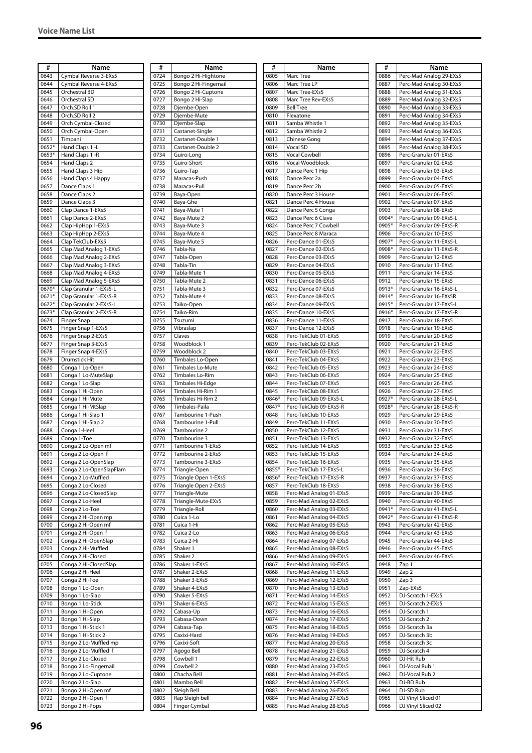## Voice Name List

| # | Name |
|---|---|
| 0643 | Cymbal Reverse 3-EXs5 |
| 0644 | Cymbal Reverse 4-EXs5 |
| 0645 | Orchestral BD |
| 0646 | Orchestral SD |
| 0647 | Orch.SD Roll 1 |
| 0648 | Orch.SD Roll 2 |
| 0649 | Orch Cymbal-Closed |
| 0650 | Orch Cymbal-Open |
| 0651 | Timpani |
| 0652* | Hand Claps 1 -L |
| 0653* | Hand Claps 1 -R |
| 0654 | Hand Claps 2 |
| 0655 | Hand Claps 3 Hip |
| 0656 | Hand Claps 4 Happy |
| 0657 | Dance Claps 1 |
| 0658 | Dance Claps 2 |
| 0659 | Dance Claps 3 |
| 0660 | Clap Dance 1-EXs5 |
| 0661 | Clap Dance 2-EXs5 |
| 0662 | Clap HipHop 1-EXs5 |
| 0663 | Clap HipHop 2-EXs5 |
| 0664 | Clap TekClub-EXs5 |
| 0665 | Clap Mad Analog 1-EXs5 |
| 0666 | Clap Mad Analog 2-EXs5 |
| 0667 | Clap Mad Analog 3-EXs5 |
| 0668 | Clap Mad Analog 4-EXs5 |
| 0669 | Clap Mad Analog 5-EXs5 |
| 0670* | Clap Granular 1-EXs5-L |
| 0671* | Clap Granular 1-EXs5-R |
| 0672* | Clap Granular 2-EXs5-L |
| 0673* | Clap Granular 2-EXs5-R |
| 0674 | Finger Snap |
| 0675 | Finger Snap 1-EXs5 |
| 0676 | Finger Snap 2-EXs5 |
| 0677 | Finger Snap 3-EXs5 |
| 0678 | Finger Snap 4-EXs5 |
| 0679 | Drumstick Hit |
| 0680 | Conga 1 Lo-Open |
| 0681 | Conga 1 Lo-MuteSlap |
| 0682 | Conga 1 Lo-Slap |
| 0683 | Conga 1 Hi-Open |
| 0684 | Conga 1 Hi-Mute |
| 0685 | Conga 1 Hi-MtSlap |
| 0686 | Conga 1 Hi-Slap 1 |
| 0687 | Conga 1 Hi-Slap 2 |
| 0688 | Conga 1-Heel |
| 0689 | Conga 1-Toe |
| 0690 | Conga 2 Lo-Open mf |
| 0691 | Conga 2 Lo-Open f |
| 0692 | Conga 2 Lo-OpenSlap |
| 0693 | Conga 2 Lo-OpenSlapFlam |
| 0694 | Conga 2 Lo-Muffled |
| 0695 | Conga 2 Lo-Closed |
| 0696 | Conga 2 Lo-ClosedSlap |
| 0697 | Conga 2 Lo-Heel |
| 0698 | Conga 2 Lo-Toe |
| 0699 | Conga 2 Hi-Open mp |
| 0700 | Conga 2 Hi-Open mf |
| 0701 | Conga 2 Hi-Open f |
| 0702 | Conga 2 Hi-OpenSlap |
| 0703 | Conga 2 Hi-Muffled |
| 0704 | Conga 2 Hi-Closed |
| 0705 | Conga 2 Hi-ClosedSlap |
| 0706 | Conga 2 Hi-Heel |
| 0707 | Conga 2 Hi-Toe |
| 0708 | Bongo 1 Lo-Open |
| 0709 | Bongo 1 Lo-Slap |
| 0710 | Bongo 1 Lo-Stick |
| 0711 | Bongo 1 Hi-Open |
| 0712 | Bongo 1 Hi-Slap |
| 0713 | Bongo 1 Hi-Stick 1 |
| 0714 | Bongo 1 Hi-Stick 2 |
| 0715 | Bongo 2 Lo-Muffled mp |
| 0716 | Bongo 2 Lo-Muffled f |
| 0717 | Bongo 2 Lo-Closed |
| 0718 | Bongo 2 Lo-Fingernail |
| 0719 | Bongo 2 Lo-Cuptone |
| 0720 | Bongo 2 Lo-Slap |
| 0721 | Bongo 2 Hi-Open mf |
| 0722 | Bongo 2 Hi-Open f |
| 0723 | Bongo 2 Hi-Pops |
| 0724 | Bongo 2 Hi-Hightone |
| 0725 | Bongo 2 Hi-Fingernail |
| 0726 | Bongo 2 Hi-Cuptone |
| 0727 | Bongo 2 Hi-Slap |
| 0728 | Djembe-Open |
| 0729 | Djembe-Mute |
| 0730 | Djembe-Slap |
| 0731 | Castanet-Single |
| 0732 | Castanet-Double 1 |
| 0733 | Castanet-Double 2 |
| 0734 | Guiro-Long |
| 0735 | Guiro-Short |
| 0736 | Guiro-Tap |
| 0737 | Maracas-Push |
| 0738 | Maracas-Pull |
| 0739 | Baya-Open |
| 0740 | Baya-Ghe |
| 0741 | Baya-Mute 1 |
| 0742 | Baya-Mute 2 |
| 0743 | Baya-Mute 3 |
| 0744 | Baya-Mute 4 |
| 0745 | Baya-Mute 5 |
| 0746 | Tabla-Na |
| 0747 | Tabla-Open |
| 0748 | Tabla-Tin |
| 0749 | Tabla-Mute 1 |
| 0750 | Tabla-Mute 2 |
| 0751 | Tabla-Mute 3 |
| 0752 | Tabla-Mute 4 |
| 0753 | Taiko-Open |
| 0754 | Taiko-Rim |
| 0755 | Tsuzumi |
| 0756 | Vibraslap |
| 0757 | Claves |
| 0758 | Woodblock 1 |
| 0759 | Woodblock 2 |
| 0760 | Timbales Lo-Open |
| 0761 | Timbales Lo-Mute |
| 0762 | Timbales Lo-Rim |
| 0763 | Timbales Hi-Edge |
| 0764 | Timbales Hi-Rim 1 |
| 0765 | Timbales Hi-Rim 2 |
| 0766 | Timbales-Paila |
| 0767 | Tambourine 1-Push |
| 0768 | Tambourine 1-Pull |
| 0769 | Tambourine 2 |
| 0770 | Tambourine 3 |
| 0771 | Tambourine 1-EXs5 |
| 0772 | Tambourine 2-EXs5 |
| 0773 | Tambourine 3-EXs5 |
| 0774 | Triangle-Open |
| 0775 | Triangle Open 1-EXs5 |
| 0776 | Triangle Open 2-EXs5 |
| 0777 | Triangle-Mute |
| 0778 | Triangle-Mute-EXs5 |
| 0779 | Triangle-Roll |
| 0780 | Cuica 1-Lo |
| 0781 | Cuica 1-Hi |
| 0782 | Cuica 2-Lo |
| 0783 | Cuica 2-Hi |
| 0784 | Shaker 1 |
| 0785 | Shaker 2 |
| 0786 | Shaker 1-EXs5 |
| 0787 | Shaker 2-EXs5 |
| 0788 | Shaker 3-EXs5 |
| 0789 | Shaker 4-EXs5 |
| 0790 | Shaker 5-EXs5 |
| 0791 | Shaker 6-EXs5 |
| 0792 | Cabasa-Up |
| 0793 | Cabasa-Down |
| 0794 | Cabasa-Tap |
| 0795 | Caxixi-Hard |
| 0796 | Caxixi-Soft |
| 0797 | Agogo Bell |
| 0798 | Cowbell 1 |
| 0799 | Cowbell 2 |
| 0800 | Chacha Bell |
| 0801 | Mambo Bell |
| 0802 | Sleigh Bell |
| 0803 | Rap Sleigh bell |
| 0804 | Finger Cymbal |
| 0805 | Marc Tree |
| 0806 | Marc Tree LP |
| 0807 | Marc Tree-EXs5 |
| 0808 | Marc Tree Rev-EXs5 |
| 0809 | Bell Tree |
| 0810 | Flexatone |
| 0811 | Samba Whistle 1 |
| 0812 | Samba Whistle 2 |
| 0813 | Chinese Gong |
| 0814 | Vocal SD |
| 0815 | Vocal Cowbell |
| 0816 | Vocal Woodblock |
| 0817 | Dance Perc 1 Hip |
| 0818 | Dance Perc 2a |
| 0819 | Dance Perc 2b |
| 0820 | Dance Perc 3 House |
| 0821 | Dance Perc 4 House |
| 0822 | Dance Perc 5 Conga |
| 0823 | Dance Perc 6 Clave |
| 0824 | Dance Perc 7 Cowbell |
| 0825 | Dance Perc 8 Maraca |
| 0826 | Perc-Dance 01-EXs5 |
| 0827 | Perc-Dance 02-EXs5 |
| 0828 | Perc-Dance 03-EXs5 |
| 0829 | Perc-Dance 04-EXs5 |
| 0830 | Perc-Dance 05-EXs5 |
| 0831 | Perc-Dance 06-EXs5 |
| 0832 | Perc-Dance 07-EXs5 |
| 0833 | Perc-Dance 08-EXs5 |
| 0834 | Perc-Dance 09-EXs5 |
| 0835 | Perc-Dance 10-EXs5 |
| 0836 | Perc-Dance 11-EXs5 |
| 0837 | Perc-Dance 12-EXs5 |
| 0838 | Perc-TekClub 01-EXs5 |
| 0839 | Perc-TekClub 02-EXs5 |
| 0840 | Perc-TekClub 03-EXs5 |
| 0841 | Perc-TekClub 04-EXs5 |
| 0842 | Perc-TekClub 05-EXs5 |
| 0843 | Perc-TekClub 06-EXs5 |
| 0844 | Perc-TekClub 07-EXs5 |
| 0845 | Perc-TekClub 08-EXs5 |
| 0846* | Perc-TekClub 09-EXs5-L |
| 0847* | Perc-TekClub 09-EXs5-R |
| 0848 | Perc-TekClub 10-EXs5 |
| 0849 | Perc-TekClub 11-EXs5 |
| 0850 | Perc-TekClub 12-EXs5 |
| 0851 | Perc-TekClub 13-EXs5 |
| 0852 | Perc-TekClub 14-EXs5 |
| 0853 | Perc-TekClub 15-EXs5 |
| 0854 | Perc-TekClub 16-EXs5 |
| 0855* | Perc-TekClub 17-EXs5-L |
| 0856* | Perc-TekClub 17-EXs5-R |
| 0857 | Perc-TekClub 18-EXs5 |
| 0858 | Perc-Mad Analog 01-EXs5 |
| 0859 | Perc-Mad Analog 02-EXs5 |
| 0860 | Perc-Mad Analog 03-EXs5 |
| 0861 | Perc-Mad Analog 04-EXs5 |
| 0862 | Perc-Mad Analog 05-EXs5 |
| 0863 | Perc-Mad Analog 06-EXs5 |
| 0864 | Perc-Mad Analog 07-EXs5 |
| 0865 | Perc-Mad Analog 08-EXs5 |
| 0866 | Perc-Mad Analog 09-EXs5 |
| 0867 | Perc-Mad Analog 10-EXs5 |
| 0868 | Perc-Mad Analog 11-EXs5 |
| 0869 | Perc-Mad Analog 12-EXs5 |
| 0870 | Perc-Mad Analog 13-EXs5 |
| 0871 | Perc-Mad Analog 14-EXs5 |
| 0872 | Perc-Mad Analog 15-EXs5 |
| 0873 | Perc-Mad Analog 16-EXs5 |
| 0874 | Perc-Mad Analog 17-EXs5 |
| 0875 | Perc-Mad Analog 18-EXs5 |
| 0876 | Perc-Mad Analog 19-EXs5 |
| 0877 | Perc-Mad Analog 20-EXs5 |
| 0878 | Perc-Mad Analog 21-EXs5 |
| 0879 | Perc-Mad Analog 22-EXs5 |
| 0880 | Perc-Mad Analog 23-EXs5 |
| 0881 | Perc-Mad Analog 24-EXs5 |
| 0882 | Perc-Mad Analog 25-EXs5 |
| 0883 | Perc-Mad Analog 26-EXs5 |
| 0884 | Perc-Mad Analog 27-EXs5 |
| 0885 | Perc-Mad Analog 28-EXs5 |
| 0886 | Perc-Mad Analog 29-EXs5 |
| 0887 | Perc-Mad Analog 30-EXs5 |
| 0888 | Perc-Mad Analog 31-EXs5 |
| 0889 | Perc-Mad Analog 32-EXs5 |
| 0890 | Perc-Mad Analog 33-EXs5 |
| 0891 | Perc-Mad Analog 34-EXs5 |
| 0892 | Perc-Mad Analog 35-EXs5 |
| 0893 | Perc-Mad Analog 36-EXs5 |
| 0894 | Perc-Mad Analog 37-EXs5 |
| 0895 | Perc-Mad Analog 38-EXs5 |
| 0896 | Perc-Granular 01-EXs5 |
| 0897 | Perc-Granular 02-EXs5 |
| 0898 | Perc-Granular 03-EXs5 |
| 0899 | Perc-Granular 04-EXs5 |
| 0900 | Perc-Granular 05-EXs5 |
| 0901 | Perc-Granular 06-EXs5 |
| 0902 | Perc-Granular 07-EXs5 |
| 0903 | Perc-Granular 08-EXs5 |
| 0904* | Perc-Granular 09-EXs5-L |
| 0905* | Perc-Granular 09-EXs5-R |
| 0906 | Perc-Granular 10-EXs5 |
| 0907* | Perc-Granular 11-EXs5-L |
| 0908* | Perc-Granular 11-EXs5-R |
| 0909 | Perc-Granular 12-EXs5 |
| 0910 | Perc-Granular 13-EXs5 |
| 0911 | Perc-Granular 14-EXs5 |
| 0912 | Perc-Granular 15-EXs5 |
| 0913* | Perc-Granular 16-EXs5-L |
| 0914* | Perc-Granular 16-EXs5R |
| 0915* | Perc-Granular 17-EXs5-L |
| 0916* | Perc-Granular 17-EXs5-R |
| 0917 | Perc-Granular 18-EXs5 |
| 0918 | Perc-Granular 19-EXs5 |
| 0919 | Perc-Granular 20-EXs5 |
| 0920 | Perc-Granular 21-EXs5 |
| 0921 | Perc-Granular 22-EXs5 |
| 0922 | Perc-Granular 23-EXs5 |
| 0923 | Perc-Granular 24-EXs5 |
| 0924 | Perc-Granular 25-EXs5 |
| 0925 | Perc-Granular 26-EXs5 |
| 0926 | Perc-Granular 27-EXs5 |
| 0927* | Perc-Granular 28-EXs5-L |
| 0928* | Perc-Granular 28-EXs5-R |
| 0929 | Perc-Granular 29-EXs5 |
| 0930 | Perc-Granular 30-EXs5 |
| 0931 | Perc-Granular 31-EXs5 |
| 0932 | Perc-Granular 32-EXs5 |
| 0933 | Perc-Granular 33-EXs5 |
| 0934 | Perc-Granular 34-EXs5 |
| 0935 | Perc-Granular 35-EXs5 |
| 0936 | Perc-Granular 36-EXs5 |
| 0937 | Perc-Granular 37-EXs5 |
| 0938 | Perc-Granular 38-EXs5 |
| 0939 | Perc-Granular 39-EXs5 |
| 0940 | Perc-Granular 40-EXs5 |
| 0941* | Perc-Granular 41-EXs5-L |
| 0942* | Perc-Granular 41-EXs5-R |
| 0943 | Perc-Granular 42-EXs5 |
| 0944 | Perc-Granular 43-EXs5 |
| 0945 | Perc-Granular 44-EXs5 |
| 0946 | Perc-Granular 45-EXs5 |
| 0947 | Perc-Granular 46-EXs5 |
| 0948 | Zap 1 |
| 0949 | Zap 2 |
| 0950 | Zap 3 |
| 0951 | Zap-EXs5 |
| 0952 | DJ-Scratch 1-EXs5 |
| 0953 | DJ-Scratch 2-EXs5 |
| 0954 | DJ-Scratch 1 |
| 0955 | DJ-Scratch 2 |
| 0956 | DJ-Scratch 3a |
| 0957 | DJ-Scratch 3b |
| 0958 | DJ-Scratch 3c |
| 0959 | DJ-Scratch 4 |
| 0960 | DJ-Hit Rub |
| 0961 | DJ-Vocal Rub 1 |
| 0962 | DJ-Vocal Rub 2 |
| 0963 | DJ-BD Rub |
| 0964 | DJ-SD Rub |
| 0965 | DJ Vinyl Sliced 01 |
| 0966 | DJ Vinyl Sliced 02 |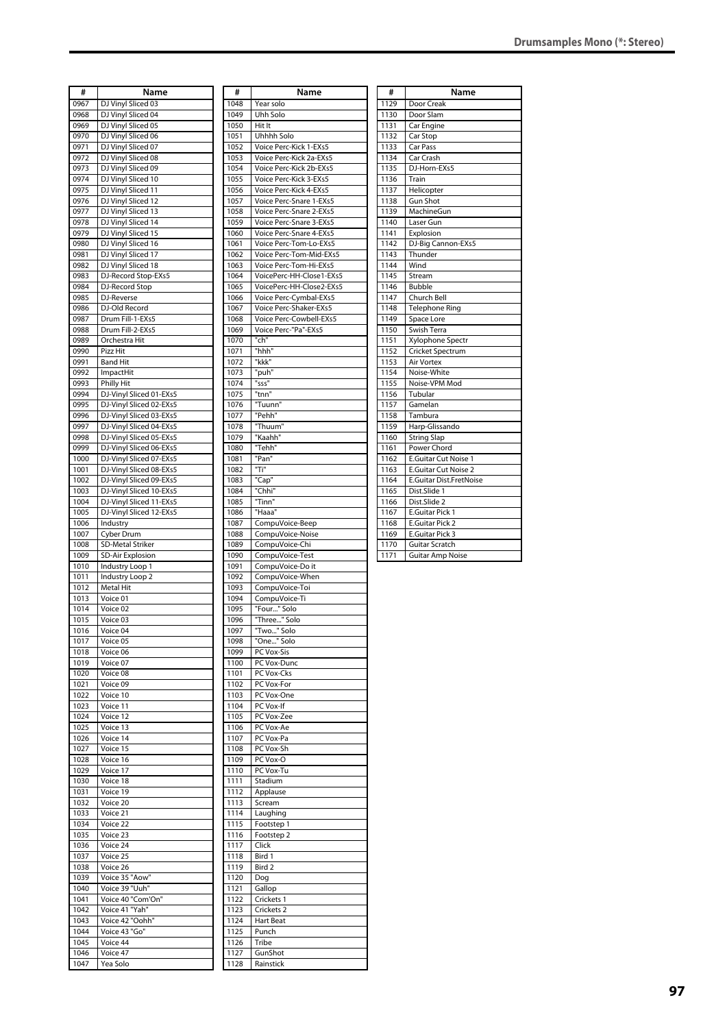## Drumsamples Mono (*: Stereo)

| # | Name |
|---|---|
| 0967 | DJ Vinyl Sliced 03 |
| 0968 | DJ Vinyl Sliced 04 |
| 0969 | DJ Vinyl Sliced 05 |
| 0970 | DJ Vinyl Sliced 06 |
| 0971 | DJ Vinyl Sliced 07 |
| 0972 | DJ Vinyl Sliced 08 |
| 0973 | DJ Vinyl Sliced 09 |
| 0974 | DJ Vinyl Sliced 10 |
| 0975 | DJ Vinyl Sliced 11 |
| 0976 | DJ Vinyl Sliced 12 |
| 0977 | DJ Vinyl Sliced 13 |
| 0978 | DJ Vinyl Sliced 14 |
| 0979 | DJ Vinyl Sliced 15 |
| 0980 | DJ Vinyl Sliced 16 |
| 0981 | DJ Vinyl Sliced 17 |
| 0982 | DJ Vinyl Sliced 18 |
| 0983 | DJ-Record Stop-EXs5 |
| 0984 | DJ-Record Stop |
| 0985 | DJ-Reverse |
| 0986 | DJ-Old Record |
| 0987 | Drum Fill-1-EXs5 |
| 0988 | Drum Fill-2-EXs5 |
| 0989 | Orchestra Hit |
| 0990 | Pizz Hit |
| 0991 | Band Hit |
| 0992 | ImpactHit |
| 0993 | Philly Hit |
| 0994 | DJ-Vinyl Sliced 01-EXs5 |
| 0995 | DJ-Vinyl Sliced 02-EXs5 |
| 0996 | DJ-Vinyl Sliced 03-EXs5 |
| 0997 | DJ-Vinyl Sliced 04-EXs5 |
| 0998 | DJ-Vinyl Sliced 05-EXs5 |
| 0999 | DJ-Vinyl Sliced 06-EXs5 |
| 1000 | DJ-Vinyl Sliced 07-EXs5 |
| 1001 | DJ-Vinyl Sliced 08-EXs5 |
| 1002 | DJ-Vinyl Sliced 09-EXs5 |
| 1003 | DJ-Vinyl Sliced 10-EXs5 |
| 1004 | DJ-Vinyl Sliced 11-EXs5 |
| 1005 | DJ-Vinyl Sliced 12-EXs5 |
| 1006 | Industry |
| 1007 | Cyber Drum |
| 1008 | SD-Metal Striker |
| 1009 | SD-Air Explosion |
| 1010 | Industry Loop 1 |
| 1011 | Industry Loop 2 |
| 1012 | Metal Hit |
| 1013 | Voice 01 |
| 1014 | Voice 02 |
| 1015 | Voice 03 |
| 1016 | Voice 04 |
| 1017 | Voice 05 |
| 1018 | Voice 06 |
| 1019 | Voice 07 |
| 1020 | Voice 08 |
| 1021 | Voice 09 |
| 1022 | Voice 10 |
| 1023 | Voice 11 |
| 1024 | Voice 12 |
| 1025 | Voice 13 |
| 1026 | Voice 14 |
| 1027 | Voice 15 |
| 1028 | Voice 16 |
| 1029 | Voice 17 |
| 1030 | Voice 18 |
| 1031 | Voice 19 |
| 1032 | Voice 20 |
| 1033 | Voice 21 |
| 1034 | Voice 22 |
| 1035 | Voice 23 |
| 1036 | Voice 24 |
| 1037 | Voice 25 |
| 1038 | Voice 26 |
| 1039 | Voice 35 "Aow" |
| 1040 | Voice 39 "Uuh" |
| 1041 | Voice 40 "Com'On" |
| 1042 | Voice 41 "Yah" |
| 1043 | Voice 42 "Oohh" |
| 1044 | Voice 43 "Go" |
| 1045 | Voice 44 |
| 1046 | Voice 47 |
| 1047 | Yea Solo |
| 1048 | Year solo |
| 1049 | Uhh Solo |
| 1050 | Hit It |
| 1051 | Uhhhh Solo |
| 1052 | Voice Perc-Kick 1-EXs5 |
| 1053 | Voice Perc-Kick 2a-EXs5 |
| 1054 | Voice Perc-Kick 2b-EXs5 |
| 1055 | Voice Perc-Kick 3-EXs5 |
| 1056 | Voice Perc-Kick 4-EXs5 |
| 1057 | Voice Perc-Snare 1-EXs5 |
| 1058 | Voice Perc-Snare 2-EXs5 |
| 1059 | Voice Perc-Snare 3-EXs5 |
| 1060 | Voice Perc-Snare 4-EXs5 |
| 1061 | Voice Perc-Tom-Lo-EXs5 |
| 1062 | Voice Perc-Tom-Mid-EXs5 |
| 1063 | Voice Perc-Tom-Hi-EXs5 |
| 1064 | VoicePerc-HH-Close1-EXs5 |
| 1065 | VoicePerc-HH-Close2-EXs5 |
| 1066 | Voice Perc-Cymbal-EXs5 |
| 1067 | Voice Perc-Shaker-EXs5 |
| 1068 | Voice Perc-Cowbell-EXs5 |
| 1069 | Voice Perc-"Pa"-EXs5 |
| 1070 | "ch" |
| 1071 | "hhh" |
| 1072 | "kkk" |
| 1073 | "puh" |
| 1074 | "sss" |
| 1075 | "tnn" |
| 1076 | "Tuunn" |
| 1077 | "Pehh" |
| 1078 | "Thuum" |
| 1079 | "Kaahh" |
| 1080 | "Tehh" |
| 1081 | "Pan" |
| 1082 | "Ti" |
| 1083 | "Cap" |
| 1084 | "Chhi" |
| 1085 | "Tinn" |
| 1086 | "Haaa" |
| 1087 | CompuVoice-Beep |
| 1088 | CompuVoice-Noise |
| 1089 | CompuVoice-Chi |
| 1090 | CompuVoice-Test |
| 1091 | CompuVoice-Do it |
| 1092 | CompuVoice-When |
| 1093 | CompuVoice-Toi |
| 1094 | CompuVoice-Ti |
| 1095 | "Four..." Solo |
| 1096 | "Three..." Solo |
| 1097 | "Two..." Solo |
| 1098 | "One..." Solo |
| 1099 | PC Vox-Sis |
| 1100 | PC Vox-Dunc |
| 1101 | PC Vox-Cks |
| 1102 | PC Vox-For |
| 1103 | PC Vox-One |
| 1104 | PC Vox-If |
| 1105 | PC Vox-Zee |
| 1106 | PC Vox-Ae |
| 1107 | PC Vox-Pa |
| 1108 | PC Vox-Sh |
| 1109 | PC Vox-O |
| 1110 | PC Vox-Tu |
| 1111 | Stadium |
| 1112 | Applause |
| 1113 | Scream |
| 1114 | Laughing |
| 1115 | Footstep 1 |
| 1116 | Footstep 2 |
| 1117 | Click |
| 1118 | Bird 1 |
| 1119 | Bird 2 |
| 1120 | Dog |
| 1121 | Gallop |
| 1122 | Crickets 1 |
| 1123 | Crickets 2 |
| 1124 | Hart Beat |
| 1125 | Punch |
| 1126 | Tribe |
| 1127 | GunShot |
| 1128 | Rainstick |
| 1129 | Door Creak |
| 1130 | Door Slam |
| 1131 | Car Engine |
| 1132 | Car Stop |
| 1133 | Car Pass |
| 1134 | Car Crash |
| 1135 | DJ-Horn-EXs5 |
| 1136 | Train |
| 1137 | Helicopter |
| 1138 | Gun Shot |
| 1139 | MachineGun |
| 1140 | Laser Gun |
| 1141 | Explosion |
| 1142 | DJ-Big Cannon-EXs5 |
| 1143 | Thunder |
| 1144 | Wind |
| 1145 | Stream |
| 1146 | Bubble |
| 1147 | Church Bell |
| 1148 | Telephone Ring |
| 1149 | Space Lore |
| 1150 | Swish Terra |
| 1151 | Xylophone Spectr |
| 1152 | Cricket Spectrum |
| 1153 | Air Vortex |
| 1154 | Noise-White |
| 1155 | Noise-VPM Mod |
| 1156 | Tubular |
| 1157 | Gamelan |
| 1158 | Tambura |
| 1159 | Harp-Glissando |
| 1160 | String Slap |
| 1161 | Power Chord |
| 1162 | E.Guitar Cut Noise 1 |
| 1163 | E.Guitar Cut Noise 2 |
| 1164 | E.Guitar Dist.FretNoise |
| 1165 | Dist.Slide 1 |
| 1166 | Dist.Slide 2 |
| 1167 | E.Guitar Pick 1 |
| 1168 | E.Guitar Pick 2 |
| 1169 | E.Guitar Pick 3 |
| 1170 | Guitar Scratch |
| 1171 | Guitar Amp Noise |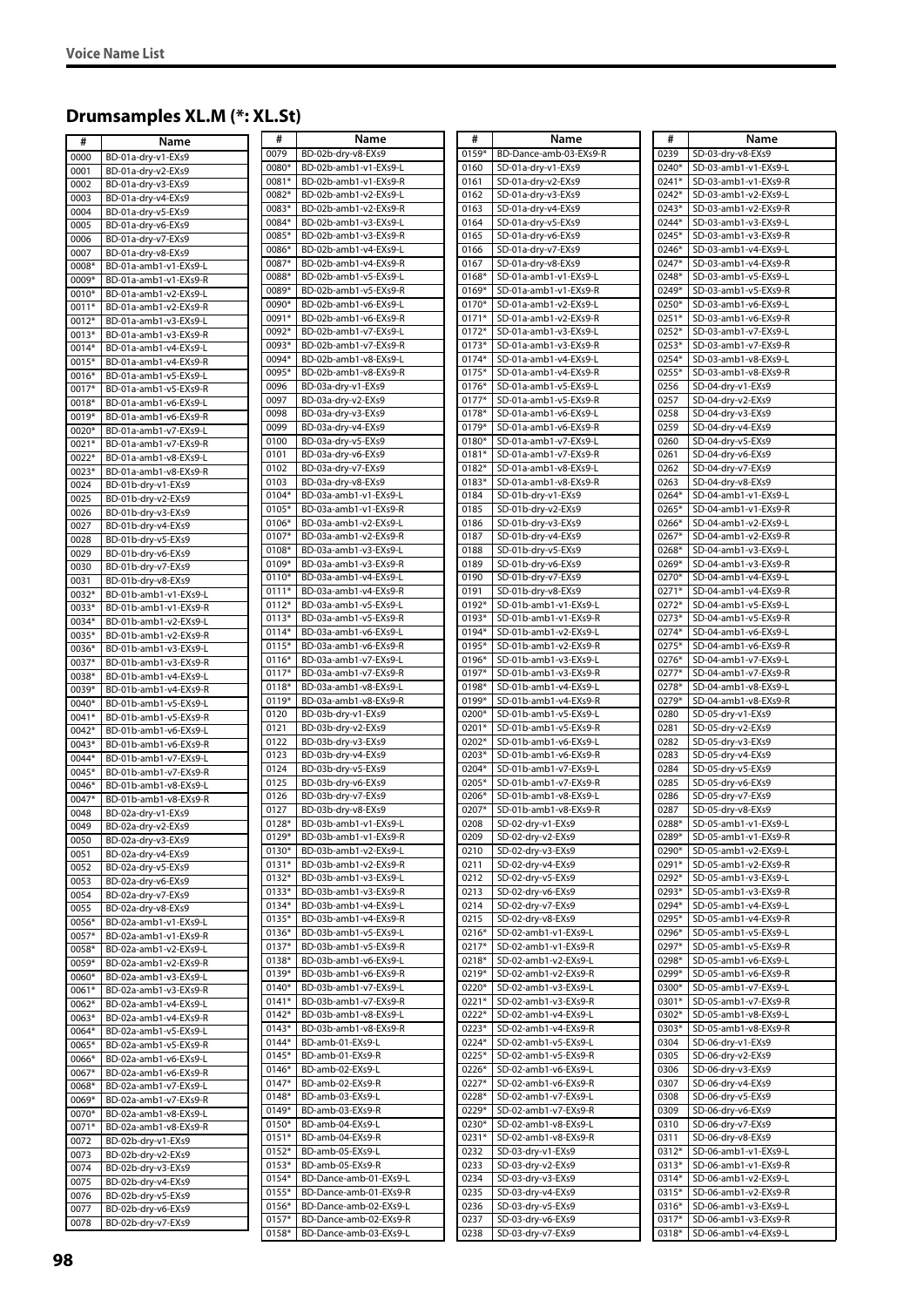## Drumsamples XL.M (*: XL.St)

| # | Name |
|---|---|
| 0000 | BD-01a-dry-v1-EXs9 |
| 0001 | BD-01a-dry-v2-EXs9 |
| 0002 | BD-01a-dry-v3-EXs9 |
| 0003 | BD-01a-dry-v4-EXs9 |
| 0004 | BD-01a-dry-v5-EXs9 |
| 0005 | BD-01a-dry-v6-EXs9 |
| 0006 | BD-01a-dry-v7-EXs9 |
| 0007 | BD-01a-dry-v8-EXs9 |
| 0008* | BD-01a-amb1-v1-EXs9-L |
| 0009* | BD-01a-amb1-v1-EXs9-R |
| 0010* | BD-01a-amb1-v2-EXs9-L |
| 0011* | BD-01a-amb1-v2-EXs9-R |
| 0012* | BD-01a-amb1-v3-EXs9-L |
| 0013* | BD-01a-amb1-v3-EXs9-R |
| 0014* | BD-01a-amb1-v4-EXs9-L |
| 0015* | BD-01a-amb1-v4-EXs9-R |
| 0016* | BD-01a-amb1-v5-EXs9-L |
| 0017* | BD-01a-amb1-v5-EXs9-R |
| 0018* | BD-01a-amb1-v6-EXs9-L |
| 0019* | BD-01a-amb1-v6-EXs9-R |
| 0020* | BD-01a-amb1-v7-EXs9-L |
| 0021* | BD-01a-amb1-v7-EXs9-R |
| 0022* | BD-01a-amb1-v8-EXs9-L |
| 0023* | BD-01a-amb1-v8-EXs9-R |
| 0024 | BD-01b-dry-v1-EXs9 |
| 0025 | BD-01b-dry-v2-EXs9 |
| 0026 | BD-01b-dry-v3-EXs9 |
| 0027 | BD-01b-dry-v4-EXs9 |
| 0028 | BD-01b-dry-v5-EXs9 |
| 0029 | BD-01b-dry-v6-EXs9 |
| 0030 | BD-01b-dry-v7-EXs9 |
| 0031 | BD-01b-dry-v8-EXs9 |
| 0032* | BD-01b-amb1-v1-EXs9-L |
| 0033* | BD-01b-amb1-v1-EXs9-R |
| 0034* | BD-01b-amb1-v2-EXs9-L |
| 0035* | BD-01b-amb1-v2-EXs9-R |
| 0036* | BD-01b-amb1-v3-EXs9-L |
| 0037* | BD-01b-amb1-v3-EXs9-R |
| 0038* | BD-01b-amb1-v4-EXs9-L |
| 0039* | BD-01b-amb1-v4-EXs9-R |
| 0040* | BD-01b-amb1-v5-EXs9-L |
| 0041* | BD-01b-amb1-v5-EXs9-R |
| 0042* | BD-01b-amb1-v6-EXs9-L |
| 0043* | BD-01b-amb1-v6-EXs9-R |
| 0044* | BD-01b-amb1-v7-EXs9-L |
| 0045* | BD-01b-amb1-v7-EXs9-R |
| 0046* | BD-01b-amb1-v8-EXs9-L |
| 0047* | BD-01b-amb1-v8-EXs9-R |
| 0048 | BD-02a-dry-v1-EXs9 |
| 0049 | BD-02a-dry-v2-EXs9 |
| 0050 | BD-02a-dry-v3-EXs9 |
| 0051 | BD-02a-dry-v4-EXs9 |
| 0052 | BD-02a-dry-v5-EXs9 |
| 0053 | BD-02a-dry-v6-EXs9 |
| 0054 | BD-02a-dry-v7-EXs9 |
| 0055 | BD-02a-dry-v8-EXs9 |
| 0056* | BD-02a-amb1-v1-EXs9-L |
| 0057* | BD-02a-amb1-v1-EXs9-R |
| 0058* | BD-02a-amb1-v2-EXs9-L |
| 0059* | BD-02a-amb1-v2-EXs9-R |
| 0060* | BD-02a-amb1-v3-EXs9-L |
| 0061* | BD-02a-amb1-v3-EXs9-R |
| 0062* | BD-02a-amb1-v4-EXs9-L |
| 0063* | BD-02a-amb1-v4-EXs9-R |
| 0064* | BD-02a-amb1-v5-EXs9-L |
| 0065* | BD-02a-amb1-v5-EXs9-R |
| 0066* | BD-02a-amb1-v6-EXs9-L |
| 0067* | BD-02a-amb1-v6-EXs9-R |
| 0068* | BD-02a-amb1-v7-EXs9-L |
| 0069* | BD-02a-amb1-v7-EXs9-R |
| 0070* | BD-02a-amb1-v8-EXs9-L |
| 0071* | BD-02a-amb1-v8-EXs9-R |
| 0072 | BD-02b-dry-v1-EXs9 |
| 0073 | BD-02b-dry-v2-EXs9 |
| 0074 | BD-02b-dry-v3-EXs9 |
| 0075 | BD-02b-dry-v4-EXs9 |
| 0076 | BD-02b-dry-v5-EXs9 |
| 0077 | BD-02b-dry-v6-EXs9 |
| 0078 | BD-02b-dry-v7-EXs9 |
| 0079 | BD-02b-dry-v8-EXs9 |
| 0080* | BD-02b-amb1-v1-EXs9-L |
| 0081* | BD-02b-amb1-v1-EXs9-R |
| 0082* | BD-02b-amb1-v2-EXs9-L |
| 0083* | BD-02b-amb1-v2-EXs9-R |
| 0084* | BD-02b-amb1-v3-EXs9-L |
| 0085* | BD-02b-amb1-v3-EXs9-R |
| 0086* | BD-02b-amb1-v4-EXs9-L |
| 0087* | BD-02b-amb1-v4-EXs9-R |
| 0088* | BD-02b-amb1-v5-EXs9-L |
| 0089* | BD-02b-amb1-v5-EXs9-R |
| 0090* | BD-02b-amb1-v6-EXs9-L |
| 0091* | BD-02b-amb1-v6-EXs9-R |
| 0092* | BD-02b-amb1-v7-EXs9-L |
| 0093* | BD-02b-amb1-v7-EXs9-R |
| 0094* | BD-02b-amb1-v8-EXs9-L |
| 0095* | BD-02b-amb1-v8-EXs9-R |
| 0096 | BD-03a-dry-v1-EXs9 |
| 0097 | BD-03a-dry-v2-EXs9 |
| 0098 | BD-03a-dry-v3-EXs9 |
| 0099 | BD-03a-dry-v4-EXs9 |
| 0100 | BD-03a-dry-v5-EXs9 |
| 0101 | BD-03a-dry-v6-EXs9 |
| 0102 | BD-03a-dry-v7-EXs9 |
| 0103 | BD-03a-dry-v8-EXs9 |
| 0104* | BD-03a-amb1-v1-EXs9-L |
| 0105* | BD-03a-amb1-v1-EXs9-R |
| 0106* | BD-03a-amb1-v2-EXs9-L |
| 0107* | BD-03a-amb1-v2-EXs9-R |
| 0108* | BD-03a-amb1-v3-EXs9-L |
| 0109* | BD-03a-amb1-v3-EXs9-R |
| 0110* | BD-03a-amb1-v4-EXs9-L |
| 0111* | BD-03a-amb1-v4-EXs9-R |
| 0112* | BD-03a-amb1-v5-EXs9-L |
| 0113* | BD-03a-amb1-v5-EXs9-R |
| 0114* | BD-03a-amb1-v6-EXs9-L |
| 0115* | BD-03a-amb1-v6-EXs9-R |
| 0116* | BD-03a-amb1-v7-EXs9-L |
| 0117* | BD-03a-amb1-v7-EXs9-R |
| 0118* | BD-03a-amb1-v8-EXs9-L |
| 0119* | BD-03a-amb1-v8-EXs9-R |
| 0120 | BD-03b-dry-v1-EXs9 |
| 0121 | BD-03b-dry-v2-EXs9 |
| 0122 | BD-03b-dry-v3-EXs9 |
| 0123 | BD-03b-dry-v4-EXs9 |
| 0124 | BD-03b-dry-v5-EXs9 |
| 0125 | BD-03b-dry-v6-EXs9 |
| 0126 | BD-03b-dry-v7-EXs9 |
| 0127 | BD-03b-dry-v8-EXs9 |
| 0128* | BD-03b-amb1-v1-EXs9-L |
| 0129* | BD-03b-amb1-v1-EXs9-R |
| 0130* | BD-03b-amb1-v2-EXs9-L |
| 0131* | BD-03b-amb1-v2-EXs9-R |
| 0132* | BD-03b-amb1-v3-EXs9-L |
| 0133* | BD-03b-amb1-v3-EXs9-R |
| 0134* | BD-03b-amb1-v4-EXs9-L |
| 0135* | BD-03b-amb1-v4-EXs9-R |
| 0136* | BD-03b-amb1-v5-EXs9-L |
| 0137* | BD-03b-amb1-v5-EXs9-R |
| 0138* | BD-03b-amb1-v6-EXs9-L |
| 0139* | BD-03b-amb1-v6-EXs9-R |
| 0140* | BD-03b-amb1-v7-EXs9-L |
| 0141* | BD-03b-amb1-v7-EXs9-R |
| 0142* | BD-03b-amb1-v8-EXs9-L |
| 0143* | BD-03b-amb1-v8-EXs9-R |
| 0144* | BD-amb-01-EXs9-L |
| 0145* | BD-amb-01-EXs9-R |
| 0146* | BD-amb-02-EXs9-L |
| 0147* | BD-amb-02-EXs9-R |
| 0148* | BD-amb-03-EXs9-L |
| 0149* | BD-amb-03-EXs9-R |
| 0150* | BD-amb-04-EXs9-L |
| 0151* | BD-amb-04-EXs9-R |
| 0152* | BD-amb-05-EXs9-L |
| 0153* | BD-amb-05-EXs9-R |
| 0154* | BD-Dance-amb-01-EXs9-L |
| 0155* | BD-Dance-amb-01-EXs9-R |
| 0156* | BD-Dance-amb-02-EXs9-L |
| 0157* | BD-Dance-amb-02-EXs9-R |
| 0158* | BD-Dance-amb-03-EXs9-L |
| 0159* | BD-Dance-amb-03-EXs9-R |
| 0160 | SD-01a-dry-v1-EXs9 |
| 0161 | SD-01a-dry-v2-EXs9 |
| 0162 | SD-01a-dry-v3-EXs9 |
| 0163 | SD-01a-dry-v4-EXs9 |
| 0164 | SD-01a-dry-v5-EXs9 |
| 0165 | SD-01a-dry-v6-EXs9 |
| 0166 | SD-01a-dry-v7-EXs9 |
| 0167 | SD-01a-dry-v8-EXs9 |
| 0168* | SD-01a-amb1-v1-EXs9-L |
| 0169* | SD-01a-amb1-v1-EXs9-R |
| 0170* | SD-01a-amb1-v2-EXs9-L |
| 0171* | SD-01a-amb1-v2-EXs9-R |
| 0172* | SD-01a-amb1-v3-EXs9-L |
| 0173* | SD-01a-amb1-v3-EXs9-R |
| 0174* | SD-01a-amb1-v4-EXs9-L |
| 0175* | SD-01a-amb1-v4-EXs9-R |
| 0176* | SD-01a-amb1-v5-EXs9-L |
| 0177* | SD-01a-amb1-v5-EXs9-R |
| 0178* | SD-01a-amb1-v6-EXs9-L |
| 0179* | SD-01a-amb1-v6-EXs9-R |
| 0180* | SD-01a-amb1-v7-EXs9-L |
| 0181* | SD-01a-amb1-v7-EXs9-R |
| 0182* | SD-01a-amb1-v8-EXs9-L |
| 0183* | SD-01a-amb1-v8-EXs9-R |
| 0184 | SD-01b-dry-v1-EXs9 |
| 0185 | SD-01b-dry-v2-EXs9 |
| 0186 | SD-01b-dry-v3-EXs9 |
| 0187 | SD-01b-dry-v4-EXs9 |
| 0188 | SD-01b-dry-v5-EXs9 |
| 0189 | SD-01b-dry-v6-EXs9 |
| 0190 | SD-01b-dry-v7-EXs9 |
| 0191 | SD-01b-dry-v8-EXs9 |
| 0192* | SD-01b-amb1-v1-EXs9-L |
| 0193* | SD-01b-amb1-v1-EXs9-R |
| 0194* | SD-01b-amb1-v2-EXs9-L |
| 0195* | SD-01b-amb1-v2-EXs9-R |
| 0196* | SD-01b-amb1-v3-EXs9-L |
| 0197* | SD-01b-amb1-v3-EXs9-R |
| 0198* | SD-01b-amb1-v4-EXs9-L |
| 0199* | SD-01b-amb1-v4-EXs9-R |
| 0200* | SD-01b-amb1-v5-EXs9-L |
| 0201* | SD-01b-amb1-v5-EXs9-R |
| 0202* | SD-01b-amb1-v6-EXs9-L |
| 0203* | SD-01b-amb1-v6-EXs9-R |
| 0204* | SD-01b-amb1-v7-EXs9-L |
| 0205* | SD-01b-amb1-v7-EXs9-R |
| 0206* | SD-01b-amb1-v8-EXs9-L |
| 0207* | SD-01b-amb1-v8-EXs9-R |
| 0208 | SD-02-dry-v1-EXs9 |
| 0209 | SD-02-dry-v2-EXs9 |
| 0210 | SD-02-dry-v3-EXs9 |
| 0211 | SD-02-dry-v4-EXs9 |
| 0212 | SD-02-dry-v5-EXs9 |
| 0213 | SD-02-dry-v6-EXs9 |
| 0214 | SD-02-dry-v7-EXs9 |
| 0215 | SD-02-dry-v8-EXs9 |
| 0216* | SD-02-amb1-v1-EXs9-L |
| 0217* | SD-02-amb1-v1-EXs9-R |
| 0218* | SD-02-amb1-v2-EXs9-L |
| 0219* | SD-02-amb1-v2-EXs9-R |
| 0220* | SD-02-amb1-v3-EXs9-L |
| 0221* | SD-02-amb1-v3-EXs9-R |
| 0222* | SD-02-amb1-v4-EXs9-L |
| 0223* | SD-02-amb1-v4-EXs9-R |
| 0224* | SD-02-amb1-v5-EXs9-L |
| 0225* | SD-02-amb1-v5-EXs9-R |
| 0226* | SD-02-amb1-v6-EXs9-L |
| 0227* | SD-02-amb1-v6-EXs9-R |
| 0228* | SD-02-amb1-v7-EXs9-L |
| 0229* | SD-02-amb1-v7-EXs9-R |
| 0230* | SD-02-amb1-v8-EXs9-L |
| 0231* | SD-02-amb1-v8-EXs9-R |
| 0232 | SD-03-dry-v1-EXs9 |
| 0233 | SD-03-dry-v2-EXs9 |
| 0234 | SD-03-dry-v3-EXs9 |
| 0235 | SD-03-dry-v4-EXs9 |
| 0236 | SD-03-dry-v5-EXs9 |
| 0237 | SD-03-dry-v6-EXs9 |
| 0238 | SD-03-dry-v7-EXs9 |
| 0239 | SD-03-dry-v8-EXs9 |
| 0240* | SD-03-amb1-v1-EXs9-L |
| 0241* | SD-03-amb1-v1-EXs9-R |
| 0242* | SD-03-amb1-v2-EXs9-L |
| 0243* | SD-03-amb1-v2-EXs9-R |
| 0244* | SD-03-amb1-v3-EXs9-L |
| 0245* | SD-03-amb1-v3-EXs9-R |
| 0246* | SD-03-amb1-v4-EXs9-L |
| 0247* | SD-03-amb1-v4-EXs9-R |
| 0248* | SD-03-amb1-v5-EXs9-L |
| 0249* | SD-03-amb1-v5-EXs9-R |
| 0250* | SD-03-amb1-v6-EXs9-L |
| 0251* | SD-03-amb1-v6-EXs9-R |
| 0252* | SD-03-amb1-v7-EXs9-L |
| 0253* | SD-03-amb1-v7-EXs9-R |
| 0254* | SD-03-amb1-v8-EXs9-L |
| 0255* | SD-03-amb1-v8-EXs9-R |
| 0256 | SD-04-dry-v1-EXs9 |
| 0257 | SD-04-dry-v2-EXs9 |
| 0258 | SD-04-dry-v3-EXs9 |
| 0259 | SD-04-dry-v4-EXs9 |
| 0260 | SD-04-dry-v5-EXs9 |
| 0261 | SD-04-dry-v6-EXs9 |
| 0262 | SD-04-dry-v7-EXs9 |
| 0263 | SD-04-dry-v8-EXs9 |
| 0264* | SD-04-amb1-v1-EXs9-L |
| 0265* | SD-04-amb1-v1-EXs9-R |
| 0266* | SD-04-amb1-v2-EXs9-L |
| 0267* | SD-04-amb1-v2-EXs9-R |
| 0268* | SD-04-amb1-v3-EXs9-L |
| 0269* | SD-04-amb1-v3-EXs9-R |
| 0270* | SD-04-amb1-v4-EXs9-L |
| 0271* | SD-04-amb1-v4-EXs9-R |
| 0272* | SD-04-amb1-v5-EXs9-L |
| 0273* | SD-04-amb1-v5-EXs9-R |
| 0274* | SD-04-amb1-v6-EXs9-L |
| 0275* | SD-04-amb1-v6-EXs9-R |
| 0276* | SD-04-amb1-v7-EXs9-L |
| 0277* | SD-04-amb1-v7-EXs9-R |
| 0278* | SD-04-amb1-v8-EXs9-L |
| 0279* | SD-04-amb1-v8-EXs9-R |
| 0280 | SD-05-dry-v1-EXs9 |
| 0281 | SD-05-dry-v2-EXs9 |
| 0282 | SD-05-dry-v3-EXs9 |
| 0283 | SD-05-dry-v4-EXs9 |
| 0284 | SD-05-dry-v5-EXs9 |
| 0285 | SD-05-dry-v6-EXs9 |
| 0286 | SD-05-dry-v7-EXs9 |
| 0287 | SD-05-dry-v8-EXs9 |
| 0288* | SD-05-amb1-v1-EXs9-L |
| 0289* | SD-05-amb1-v1-EXs9-R |
| 0290* | SD-05-amb1-v2-EXs9-L |
| 0291* | SD-05-amb1-v2-EXs9-R |
| 0292* | SD-05-amb1-v3-EXs9-L |
| 0293* | SD-05-amb1-v3-EXs9-R |
| 0294* | SD-05-amb1-v4-EXs9-L |
| 0295* | SD-05-amb1-v4-EXs9-R |
| 0296* | SD-05-amb1-v5-EXs9-L |
| 0297* | SD-05-amb1-v5-EXs9-R |
| 0298* | SD-05-amb1-v6-EXs9-L |
| 0299* | SD-05-amb1-v6-EXs9-R |
| 0300* | SD-05-amb1-v7-EXs9-L |
| 0301* | SD-05-amb1-v7-EXs9-R |
| 0302* | SD-05-amb1-v8-EXs9-L |
| 0303* | SD-05-amb1-v8-EXs9-R |
| 0304 | SD-06-dry-v1-EXs9 |
| 0305 | SD-06-dry-v2-EXs9 |
| 0306 | SD-06-dry-v3-EXs9 |
| 0307 | SD-06-dry-v4-EXs9 |
| 0308 | SD-06-dry-v5-EXs9 |
| 0309 | SD-06-dry-v6-EXs9 |
| 0310 | SD-06-dry-v7-EXs9 |
| 0311 | SD-06-dry-v8-EXs9 |
| 0312* | SD-06-amb1-v1-EXs9-L |
| 0313* | SD-06-amb1-v1-EXs9-R |
| 0314* | SD-06-amb1-v2-EXs9-L |
| 0315* | SD-06-amb1-v2-EXs9-R |
| 0316* | SD-06-amb1-v3-EXs9-L |
| 0317* | SD-06-amb1-v3-EXs9-R |
| 0318* | SD-06-amb1-v4-EXs9-L |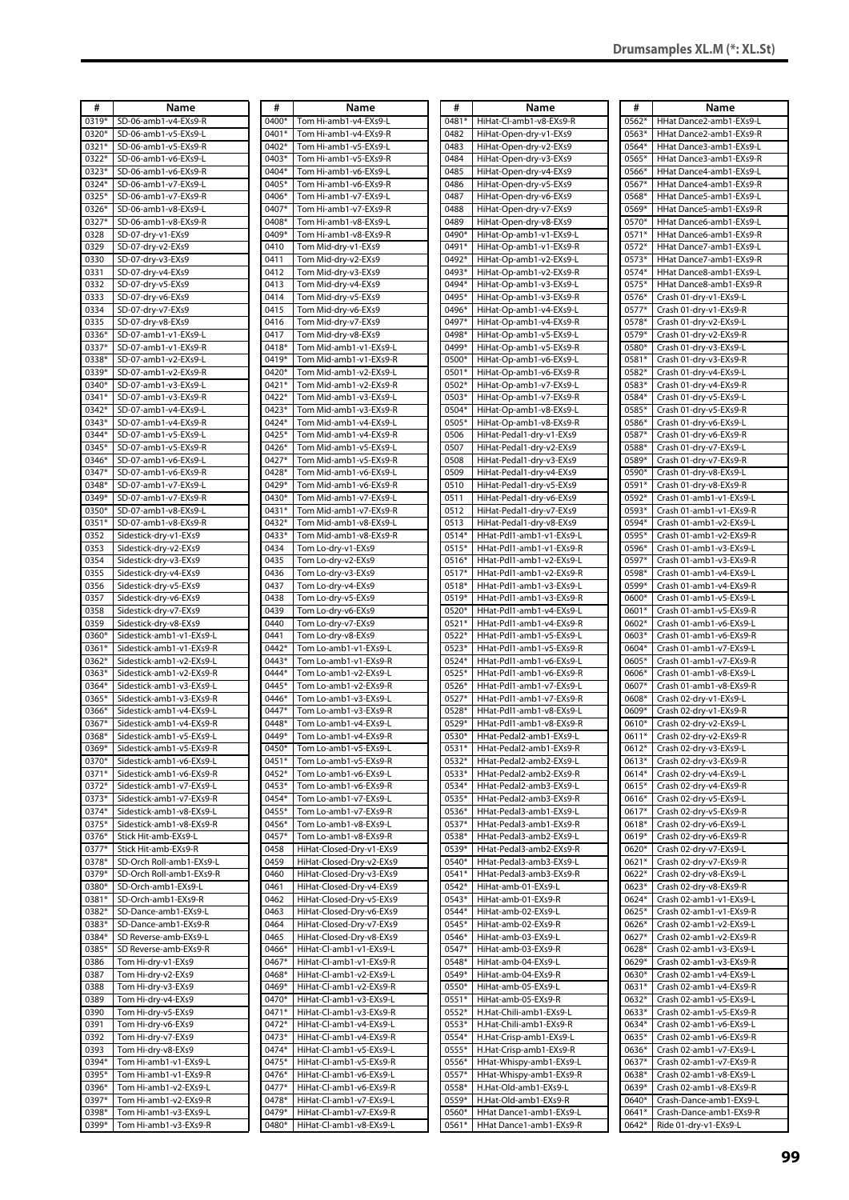## Drumsamples XL.M (*: XL.St)

| # | Name |
|---|---|
| 0319* | SD-06-amb1-v4-EXs9-R |
| 0320* | SD-06-amb1-v5-EXs9-L |
| 0321* | SD-06-amb1-v5-EXs9-R |
| 0322* | SD-06-amb1-v6-EXs9-L |
| 0323* | SD-06-amb1-v6-EXs9-R |
| 0324* | SD-06-amb1-v7-EXs9-L |
| 0325* | SD-06-amb1-v7-EXs9-R |
| 0326* | SD-06-amb1-v8-EXs9-L |
| 0327* | SD-06-amb1-v8-EXs9-R |
| 0328 | SD-07-dry-v1-EXs9 |
| 0329 | SD-07-dry-v2-EXs9 |
| 0330 | SD-07-dry-v3-EXs9 |
| 0331 | SD-07-dry-v4-EXs9 |
| 0332 | SD-07-dry-v5-EXs9 |
| 0333 | SD-07-dry-v6-EXs9 |
| 0334 | SD-07-dry-v7-EXs9 |
| 0335 | SD-07-dry-v8-EXs9 |
| 0336* | SD-07-amb1-v1-EXs9-L |
| 0337* | SD-07-amb1-v1-EXs9-R |
| 0338* | SD-07-amb1-v2-EXs9-L |
| 0339* | SD-07-amb1-v2-EXs9-R |
| 0340* | SD-07-amb1-v3-EXs9-L |
| 0341* | SD-07-amb1-v3-EXs9-R |
| 0342* | SD-07-amb1-v4-EXs9-L |
| 0343* | SD-07-amb1-v4-EXs9-R |
| 0344* | SD-07-amb1-v5-EXs9-L |
| 0345* | SD-07-amb1-v5-EXs9-R |
| 0346* | SD-07-amb1-v6-EXs9-L |
| 0347* | SD-07-amb1-v6-EXs9-R |
| 0348* | SD-07-amb1-v7-EXs9-L |
| 0349* | SD-07-amb1-v7-EXs9-R |
| 0350* | SD-07-amb1-v8-EXs9-L |
| 0351* | SD-07-amb1-v8-EXs9-R |
| 0352 | Sidestick-dry-v1-EXs9 |
| 0353 | Sidestick-dry-v2-EXs9 |
| 0354 | Sidestick-dry-v3-EXs9 |
| 0355 | Sidestick-dry-v4-EXs9 |
| 0356 | Sidestick-dry-v5-EXs9 |
| 0357 | Sidestick-dry-v6-EXs9 |
| 0358 | Sidestick-dry-v7-EXs9 |
| 0359 | Sidestick-dry-v8-EXs9 |
| 0360* | Sidestick-amb1-v1-EXs9-L |
| 0361* | Sidestick-amb1-v1-EXs9-R |
| 0362* | Sidestick-amb1-v2-EXs9-L |
| 0363* | Sidestick-amb1-v2-EXs9-R |
| 0364* | Sidestick-amb1-v3-EXs9-L |
| 0365* | Sidestick-amb1-v3-EXs9-R |
| 0366* | Sidestick-amb1-v4-EXs9-L |
| 0367* | Sidestick-amb1-v4-EXs9-R |
| 0368* | Sidestick-amb1-v5-EXs9-L |
| 0369* | Sidestick-amb1-v5-EXs9-R |
| 0370* | Sidestick-amb1-v6-EXs9-L |
| 0371* | Sidestick-amb1-v6-EXs9-R |
| 0372* | Sidestick-amb1-v7-EXs9-L |
| 0373* | Sidestick-amb1-v7-EXs9-R |
| 0374* | Sidestick-amb1-v8-EXs9-L |
| 0375* | Sidestick-amb1-v8-EXs9-R |
| 0376* | Stick Hit-amb-EXs9-L |
| 0377* | Stick Hit-amb-EXs9-R |
| 0378* | SD-Orch Roll-amb1-EXs9-L |
| 0379* | SD-Orch Roll-amb1-EXs9-R |
| 0380* | SD-Orch-amb1-EXs9-L |
| 0381* | SD-Orch-amb1-EXs9-R |
| 0382* | SD-Dance-amb1-EXs9-L |
| 0383* | SD-Dance-amb1-EXs9-R |
| 0384* | SD Reverse-amb-EXs9-L |
| 0385* | SD Reverse-amb-EXs9-R |
| 0386 | Tom Hi-dry-v1-EXs9 |
| 0387 | Tom Hi-dry-v2-EXs9 |
| 0388 | Tom Hi-dry-v3-EXs9 |
| 0389 | Tom Hi-dry-v4-EXs9 |
| 0390 | Tom Hi-dry-v5-EXs9 |
| 0391 | Tom Hi-dry-v6-EXs9 |
| 0392 | Tom Hi-dry-v7-EXs9 |
| 0393 | Tom Hi-dry-v8-EXs9 |
| 0394* | Tom Hi-amb1-v1-EXs9-L |
| 0395* | Tom Hi-amb1-v1-EXs9-R |
| 0396* | Tom Hi-amb1-v2-EXs9-L |
| 0397* | Tom Hi-amb1-v2-EXs9-R |
| 0398* | Tom Hi-amb1-v3-EXs9-L |
| 0399* | Tom Hi-amb1-v3-EXs9-R |
| 0400* | Tom Hi-amb1-v4-EXs9-L |
| 0401* | Tom Hi-amb1-v4-EXs9-R |
| 0402* | Tom Hi-amb1-v5-EXs9-L |
| 0403* | Tom Hi-amb1-v5-EXs9-R |
| 0404* | Tom Hi-amb1-v6-EXs9-L |
| 0405* | Tom Hi-amb1-v6-EXs9-R |
| 0406* | Tom Hi-amb1-v7-EXs9-L |
| 0407* | Tom Hi-amb1-v7-EXs9-R |
| 0408* | Tom Hi-amb1-v8-EXs9-L |
| 0409* | Tom Hi-amb1-v8-EXs9-R |
| 0410 | Tom Mid-dry-v1-EXs9 |
| 0411 | Tom Mid-dry-v2-EXs9 |
| 0412 | Tom Mid-dry-v3-EXs9 |
| 0413 | Tom Mid-dry-v4-EXs9 |
| 0414 | Tom Mid-dry-v5-EXs9 |
| 0415 | Tom Mid-dry-v6-EXs9 |
| 0416 | Tom Mid-dry-v7-EXs9 |
| 0417 | Tom Mid-dry-v8-EXs9 |
| 0418* | Tom Mid-amb1-v1-EXs9-L |
| 0419* | Tom Mid-amb1-v1-EXs9-R |
| 0420* | Tom Mid-amb1-v2-EXs9-L |
| 0421* | Tom Mid-amb1-v2-EXs9-R |
| 0422* | Tom Mid-amb1-v3-EXs9-L |
| 0423* | Tom Mid-amb1-v3-EXs9-R |
| 0424* | Tom Mid-amb1-v4-EXs9-L |
| 0425* | Tom Mid-amb1-v4-EXs9-R |
| 0426* | Tom Mid-amb1-v5-EXs9-L |
| 0427* | Tom Mid-amb1-v5-EXs9-R |
| 0428* | Tom Mid-amb1-v6-EXs9-L |
| 0429* | Tom Mid-amb1-v6-EXs9-R |
| 0430* | Tom Mid-amb1-v7-EXs9-L |
| 0431* | Tom Mid-amb1-v7-EXs9-R |
| 0432* | Tom Mid-amb1-v8-EXs9-L |
| 0433* | Tom Mid-amb1-v8-EXs9-R |
| 0434 | Tom Lo-dry-v1-EXs9 |
| 0435 | Tom Lo-dry-v2-EXs9 |
| 0436 | Tom Lo-dry-v3-EXs9 |
| 0437 | Tom Lo-dry-v4-EXs9 |
| 0438 | Tom Lo-dry-v5-EXs9 |
| 0439 | Tom Lo-dry-v6-EXs9 |
| 0440 | Tom Lo-dry-v7-EXs9 |
| 0441 | Tom Lo-dry-v8-EXs9 |
| 0442* | Tom Lo-amb1-v1-EXs9-L |
| 0443* | Tom Lo-amb1-v1-EXs9-R |
| 0444* | Tom Lo-amb1-v2-EXs9-L |
| 0445* | Tom Lo-amb1-v2-EXs9-R |
| 0446* | Tom Lo-amb1-v3-EXs9-L |
| 0447* | Tom Lo-amb1-v3-EXs9-R |
| 0448* | Tom Lo-amb1-v4-EXs9-L |
| 0449* | Tom Lo-amb1-v4-EXs9-R |
| 0450* | Tom Lo-amb1-v5-EXs9-L |
| 0451* | Tom Lo-amb1-v5-EXs9-R |
| 0452* | Tom Lo-amb1-v6-EXs9-L |
| 0453* | Tom Lo-amb1-v6-EXs9-R |
| 0454* | Tom Lo-amb1-v7-EXs9-L |
| 0455* | Tom Lo-amb1-v7-EXs9-R |
| 0456* | Tom Lo-amb1-v8-EXs9-L |
| 0457* | Tom Lo-amb1-v8-EXs9-R |
| 0458 | HiHat-Closed-Dry-v1-EXs9 |
| 0459 | HiHat-Closed-Dry-v2-EXs9 |
| 0460 | HiHat-Closed-Dry-v3-EXs9 |
| 0461 | HiHat-Closed-Dry-v4-EXs9 |
| 0462 | HiHat-Closed-Dry-v5-EXs9 |
| 0463 | HiHat-Closed-Dry-v6-EXs9 |
| 0464 | HiHat-Closed-Dry-v7-EXs9 |
| 0465 | HiHat-Closed-Dry-v8-EXs9 |
| 0466* | HiHat-Cl-amb1-v1-EXs9-L |
| 0467* | HiHat-Cl-amb1-v1-EXs9-R |
| 0468* | HiHat-Cl-amb1-v2-EXs9-L |
| 0469* | HiHat-Cl-amb1-v2-EXs9-R |
| 0470* | HiHat-Cl-amb1-v3-EXs9-L |
| 0471* | HiHat-Cl-amb1-v3-EXs9-R |
| 0472* | HiHat-Cl-amb1-v4-EXs9-L |
| 0473* | HiHat-Cl-amb1-v4-EXs9-R |
| 0474* | HiHat-Cl-amb1-v5-EXs9-L |
| 0475* | HiHat-Cl-amb1-v5-EXs9-R |
| 0476* | HiHat-Cl-amb1-v6-EXs9-L |
| 0477* | HiHat-Cl-amb1-v6-EXs9-R |
| 0478* | HiHat-Cl-amb1-v7-EXs9-L |
| 0479* | HiHat-Cl-amb1-v7-EXs9-R |
| 0480* | HiHat-Cl-amb1-v8-EXs9-L |
| 0481* | HiHat-Cl-amb1-v8-EXs9-R |
| 0482 | HiHat-Open-dry-v1-EXs9 |
| 0483 | HiHat-Open-dry-v2-EXs9 |
| 0484 | HiHat-Open-dry-v3-EXs9 |
| 0485 | HiHat-Open-dry-v4-EXs9 |
| 0486 | HiHat-Open-dry-v5-EXs9 |
| 0487 | HiHat-Open-dry-v6-EXs9 |
| 0488 | HiHat-Open-dry-v7-EXs9 |
| 0489 | HiHat-Open-dry-v8-EXs9 |
| 0490* | HiHat-Op-amb1-v1-EXs9-L |
| 0491* | HiHat-Op-amb1-v1-EXs9-R |
| 0492* | HiHat-Op-amb1-v2-EXs9-L |
| 0493* | HiHat-Op-amb1-v2-EXs9-R |
| 0494* | HiHat-Op-amb1-v3-EXs9-L |
| 0495* | HiHat-Op-amb1-v3-EXs9-R |
| 0496* | HiHat-Op-amb1-v4-EXs9-L |
| 0497* | HiHat-Op-amb1-v4-EXs9-R |
| 0498* | HiHat-Op-amb1-v5-EXs9-L |
| 0499* | HiHat-Op-amb1-v5-EXs9-R |
| 0500* | HiHat-Op-amb1-v6-EXs9-L |
| 0501* | HiHat-Op-amb1-v6-EXs9-R |
| 0502* | HiHat-Op-amb1-v7-EXs9-L |
| 0503* | HiHat-Op-amb1-v7-EXs9-R |
| 0504* | HiHat-Op-amb1-v8-EXs9-L |
| 0505* | HiHat-Op-amb1-v8-EXs9-R |
| 0506 | HiHat-Pedal1-dry-v1-EXs9 |
| 0507 | HiHat-Pedal1-dry-v2-EXs9 |
| 0508 | HiHat-Pedal1-dry-v3-EXs9 |
| 0509 | HiHat-Pedal1-dry-v4-EXs9 |
| 0510 | HiHat-Pedal1-dry-v5-EXs9 |
| 0511 | HiHat-Pedal1-dry-v6-EXs9 |
| 0512 | HiHat-Pedal1-dry-v7-EXs9 |
| 0513 | HiHat-Pedal1-dry-v8-EXs9 |
| 0514* | HHat-Pdl1-amb1-v1-EXs9-L |
| 0515* | HHat-Pdl1-amb1-v1-EXs9-R |
| 0516* | HHat-Pdl1-amb1-v2-EXs9-L |
| 0517* | HHat-Pdl1-amb1-v2-EXs9-R |
| 0518* | HHat-Pdl1-amb1-v3-EXs9-L |
| 0519* | HHat-Pdl1-amb1-v3-EXs9-R |
| 0520* | HHat-Pdl1-amb1-v4-EXs9-L |
| 0521* | HHat-Pdl1-amb1-v4-EXs9-R |
| 0522* | HHat-Pdl1-amb1-v5-EXs9-L |
| 0523* | HHat-Pdl1-amb1-v5-EXs9-R |
| 0524* | HHat-Pdl1-amb1-v6-EXs9-L |
| 0525* | HHat-Pdl1-amb1-v6-EXs9-R |
| 0526* | HHat-Pdl1-amb1-v7-EXs9-L |
| 0527* | HHat-Pdl1-amb1-v7-EXs9-R |
| 0528* | HHat-Pdl1-amb1-v8-EXs9-L |
| 0529* | HHat-Pdl1-amb1-v8-EXs9-R |
| 0530* | HHat-Pedal2-amb1-EXs9-L |
| 0531* | HHat-Pedal2-amb1-EXs9-R |
| 0532* | HHat-Pedal2-amb2-EXs9-L |
| 0533* | HHat-Pedal2-amb2-EXs9-R |
| 0534* | HHat-Pedal2-amb3-EXs9-L |
| 0535* | HHat-Pedal2-amb3-EXs9-R |
| 0536* | HHat-Pedal3-amb1-EXs9-L |
| 0537* | HHat-Pedal3-amb1-EXs9-R |
| 0538* | HHat-Pedal3-amb2-EXs9-L |
| 0539* | HHat-Pedal3-amb2-EXs9-R |
| 0540* | HHat-Pedal3-amb3-EXs9-L |
| 0541* | HHat-Pedal3-amb3-EXs9-R |
| 0542* | HiHat-amb-01-EXs9-L |
| 0543* | HiHat-amb-01-EXs9-R |
| 0544* | HiHat-amb-02-EXs9-L |
| 0545* | HiHat-amb-02-EXs9-R |
| 0546* | HiHat-amb-03-EXs9-L |
| 0547* | HiHat-amb-03-EXs9-R |
| 0548* | HiHat-amb-04-EXs9-L |
| 0549* | HiHat-amb-04-EXs9-R |
| 0550* | HiHat-amb-05-EXs9-L |
| 0551* | HiHat-amb-05-EXs9-R |
| 0552* | H.Hat-Chili-amb1-EXs9-L |
| 0553* | H.Hat-Chili-amb1-EXs9-R |
| 0554* | H.Hat-Crisp-amb1-EXs9-L |
| 0555* | H.Hat-Crisp-amb1-EXs9-R |
| 0556* | HHat-Whispy-amb1-EXs9-L |
| 0557* | HHat-Whispy-amb1-EXs9-R |
| 0558* | H.Hat-Old-amb1-EXs9-L |
| 0559* | H.Hat-Old-amb1-EXs9-R |
| 0560* | HHat Dance1-amb1-EXs9-L |
| 0561* | HHat Dance1-amb1-EXs9-R |
| 0562* | HHat Dance2-amb1-EXs9-L |
| 0563* | HHat Dance2-amb1-EXs9-R |
| 0564* | HHat Dance3-amb1-EXs9-L |
| 0565* | HHat Dance3-amb1-EXs9-R |
| 0566* | HHat Dance4-amb1-EXs9-L |
| 0567* | HHat Dance4-amb1-EXs9-R |
| 0568* | HHat Dance5-amb1-EXs9-L |
| 0569* | HHat Dance5-amb1-EXs9-R |
| 0570* | HHat Dance6-amb1-EXs9-L |
| 0571* | HHat Dance6-amb1-EXs9-R |
| 0572* | HHat Dance7-amb1-EXs9-L |
| 0573* | HHat Dance7-amb1-EXs9-R |
| 0574* | HHat Dance8-amb1-EXs9-L |
| 0575* | HHat Dance8-amb1-EXs9-R |
| 0576* | Crash 01-dry-v1-EXs9-L |
| 0577* | Crash 01-dry-v1-EXs9-R |
| 0578* | Crash 01-dry-v2-EXs9-L |
| 0579* | Crash 01-dry-v2-EXs9-R |
| 0580* | Crash 01-dry-v3-EXs9-L |
| 0581* | Crash 01-dry-v3-EXs9-R |
| 0582* | Crash 01-dry-v4-EXs9-L |
| 0583* | Crash 01-dry-v4-EXs9-R |
| 0584* | Crash 01-dry-v5-EXs9-L |
| 0585* | Crash 01-dry-v5-EXs9-R |
| 0586* | Crash 01-dry-v6-EXs9-L |
| 0587* | Crash 01-dry-v6-EXs9-R |
| 0588* | Crash 01-dry-v7-EXs9-L |
| 0589* | Crash 01-dry-v7-EXs9-R |
| 0590* | Crash 01-dry-v8-EXs9-L |
| 0591* | Crash 01-dry-v8-EXs9-R |
| 0592* | Crash 01-amb1-v1-EXs9-L |
| 0593* | Crash 01-amb1-v1-EXs9-R |
| 0594* | Crash 01-amb1-v2-EXs9-L |
| 0595* | Crash 01-amb1-v2-EXs9-R |
| 0596* | Crash 01-amb1-v3-EXs9-L |
| 0597* | Crash 01-amb1-v3-EXs9-R |
| 0598* | Crash 01-amb1-v4-EXs9-L |
| 0599* | Crash 01-amb1-v4-EXs9-R |
| 0600* | Crash 01-amb1-v5-EXs9-L |
| 0601* | Crash 01-amb1-v5-EXs9-R |
| 0602* | Crash 01-amb1-v6-EXs9-L |
| 0603* | Crash 01-amb1-v6-EXs9-R |
| 0604* | Crash 01-amb1-v7-EXs9-L |
| 0605* | Crash 01-amb1-v7-EXs9-R |
| 0606* | Crash 01-amb1-v8-EXs9-L |
| 0607* | Crash 01-amb1-v8-EXs9-R |
| 0608* | Crash 02-dry-v1-EXs9-L |
| 0609* | Crash 02-dry-v1-EXs9-R |
| 0610* | Crash 02-dry-v2-EXs9-L |
| 0611* | Crash 02-dry-v2-EXs9-R |
| 0612* | Crash 02-dry-v3-EXs9-L |
| 0613* | Crash 02-dry-v3-EXs9-R |
| 0614* | Crash 02-dry-v4-EXs9-L |
| 0615* | Crash 02-dry-v4-EXs9-R |
| 0616* | Crash 02-dry-v5-EXs9-L |
| 0617* | Crash 02-dry-v5-EXs9-R |
| 0618* | Crash 02-dry-v6-EXs9-L |
| 0619* | Crash 02-dry-v6-EXs9-R |
| 0620* | Crash 02-dry-v7-EXs9-L |
| 0621* | Crash 02-dry-v7-EXs9-R |
| 0622* | Crash 02-dry-v8-EXs9-L |
| 0623* | Crash 02-dry-v8-EXs9-R |
| 0624* | Crash 02-amb1-v1-EXs9-L |
| 0625* | Crash 02-amb1-v1-EXs9-R |
| 0626* | Crash 02-amb1-v2-EXs9-L |
| 0627* | Crash 02-amb1-v2-EXs9-R |
| 0628* | Crash 02-amb1-v3-EXs9-L |
| 0629* | Crash 02-amb1-v3-EXs9-R |
| 0630* | Crash 02-amb1-v4-EXs9-L |
| 0631* | Crash 02-amb1-v4-EXs9-R |
| 0632* | Crash 02-amb1-v5-EXs9-L |
| 0633* | Crash 02-amb1-v5-EXs9-R |
| 0634* | Crash 02-amb1-v6-EXs9-L |
| 0635* | Crash 02-amb1-v6-EXs9-R |
| 0636* | Crash 02-amb1-v7-EXs9-L |
| 0637* | Crash 02-amb1-v7-EXs9-R |
| 0638* | Crash 02-amb1-v8-EXs9-L |
| 0639* | Crash 02-amb1-v8-EXs9-R |
| 0640* | Crash-Dance-amb1-EXs9-L |
| 0641* | Crash-Dance-amb1-EXs9-R |
| 0642* | Ride 01-dry-v1-EXs9-L |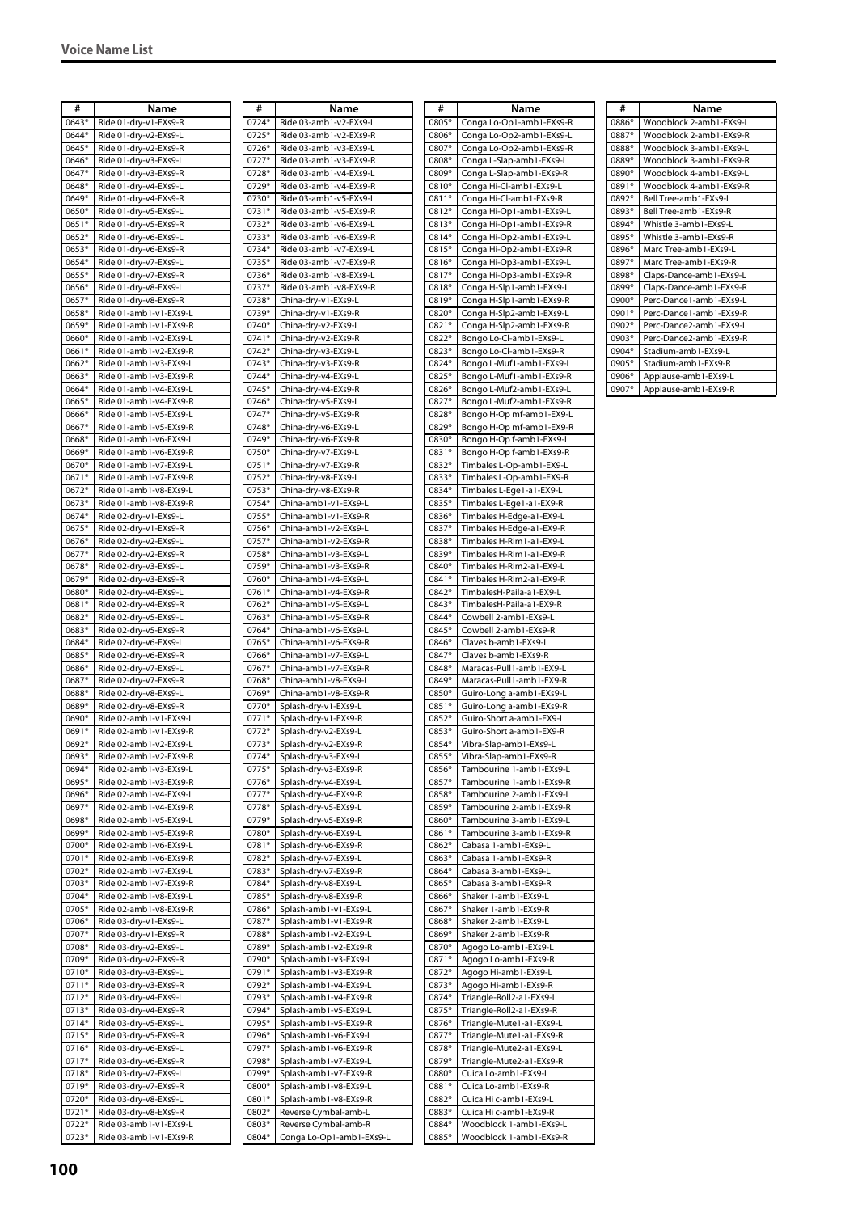## Voice Name List

| # | Name |
|---|---|
| 0643* | Ride 01-dry-v1-EXs9-R |
| 0644* | Ride 01-dry-v2-EXs9-L |
| 0645* | Ride 01-dry-v2-EXs9-R |
| 0646* | Ride 01-dry-v3-EXs9-L |
| 0647* | Ride 01-dry-v3-EXs9-R |
| 0648* | Ride 01-dry-v4-EXs9-L |
| 0649* | Ride 01-dry-v4-EXs9-R |
| 0650* | Ride 01-dry-v5-EXs9-L |
| 0651* | Ride 01-dry-v5-EXs9-R |
| 0652* | Ride 01-dry-v6-EXs9-L |
| 0653* | Ride 01-dry-v6-EXs9-R |
| 0654* | Ride 01-dry-v7-EXs9-L |
| 0655* | Ride 01-dry-v7-EXs9-R |
| 0656* | Ride 01-dry-v8-EXs9-L |
| 0657* | Ride 01-dry-v8-EXs9-R |
| 0658* | Ride 01-amb1-v1-EXs9-L |
| 0659* | Ride 01-amb1-v1-EXs9-R |
| 0660* | Ride 01-amb1-v2-EXs9-L |
| 0661* | Ride 01-amb1-v2-EXs9-R |
| 0662* | Ride 01-amb1-v3-EXs9-L |
| 0663* | Ride 01-amb1-v3-EXs9-R |
| 0664* | Ride 01-amb1-v4-EXs9-L |
| 0665* | Ride 01-amb1-v4-EXs9-R |
| 0666* | Ride 01-amb1-v5-EXs9-L |
| 0667* | Ride 01-amb1-v5-EXs9-R |
| 0668* | Ride 01-amb1-v6-EXs9-L |
| 0669* | Ride 01-amb1-v6-EXs9-R |
| 0670* | Ride 01-amb1-v7-EXs9-L |
| 0671* | Ride 01-amb1-v7-EXs9-R |
| 0672* | Ride 01-amb1-v8-EXs9-L |
| 0673* | Ride 01-amb1-v8-EXs9-R |
| 0674* | Ride 02-dry-v1-EXs9-L |
| 0675* | Ride 02-dry-v1-EXs9-R |
| 0676* | Ride 02-dry-v2-EXs9-L |
| 0677* | Ride 02-dry-v2-EXs9-R |
| 0678* | Ride 02-dry-v3-EXs9-L |
| 0679* | Ride 02-dry-v3-EXs9-R |
| 0680* | Ride 02-dry-v4-EXs9-L |
| 0681* | Ride 02-dry-v4-EXs9-R |
| 0682* | Ride 02-dry-v5-EXs9-L |
| 0683* | Ride 02-dry-v5-EXs9-R |
| 0684* | Ride 02-dry-v6-EXs9-L |
| 0685* | Ride 02-dry-v6-EXs9-R |
| 0686* | Ride 02-dry-v7-EXs9-L |
| 0687* | Ride 02-dry-v7-EXs9-R |
| 0688* | Ride 02-dry-v8-EXs9-L |
| 0689* | Ride 02-dry-v8-EXs9-R |
| 0690* | Ride 02-amb1-v1-EXs9-L |
| 0691* | Ride 02-amb1-v1-EXs9-R |
| 0692* | Ride 02-amb1-v2-EXs9-L |
| 0693* | Ride 02-amb1-v2-EXs9-R |
| 0694* | Ride 02-amb1-v3-EXs9-L |
| 0695* | Ride 02-amb1-v3-EXs9-R |
| 0696* | Ride 02-amb1-v4-EXs9-L |
| 0697* | Ride 02-amb1-v4-EXs9-R |
| 0698* | Ride 02-amb1-v5-EXs9-L |
| 0699* | Ride 02-amb1-v5-EXs9-R |
| 0700* | Ride 02-amb1-v6-EXs9-L |
| 0701* | Ride 02-amb1-v6-EXs9-R |
| 0702* | Ride 02-amb1-v7-EXs9-L |
| 0703* | Ride 02-amb1-v7-EXs9-R |
| 0704* | Ride 02-amb1-v8-EXs9-L |
| 0705* | Ride 02-amb1-v8-EXs9-R |
| 0706* | Ride 03-dry-v1-EXs9-L |
| 0707* | Ride 03-dry-v1-EXs9-R |
| 0708* | Ride 03-dry-v2-EXs9-L |
| 0709* | Ride 03-dry-v2-EXs9-R |
| 0710* | Ride 03-dry-v3-EXs9-L |
| 0711* | Ride 03-dry-v3-EXs9-R |
| 0712* | Ride 03-dry-v4-EXs9-L |
| 0713* | Ride 03-dry-v4-EXs9-R |
| 0714* | Ride 03-dry-v5-EXs9-L |
| 0715* | Ride 03-dry-v5-EXs9-R |
| 0716* | Ride 03-dry-v6-EXs9-L |
| 0717* | Ride 03-dry-v6-EXs9-R |
| 0718* | Ride 03-dry-v7-EXs9-L |
| 0719* | Ride 03-dry-v7-EXs9-R |
| 0720* | Ride 03-dry-v8-EXs9-L |
| 0721* | Ride 03-dry-v8-EXs9-R |
| 0722* | Ride 03-amb1-v1-EXs9-L |
| 0723* | Ride 03-amb1-v1-EXs9-R |
| 0724* | Ride 03-amb1-v2-EXs9-L |
| 0725* | Ride 03-amb1-v2-EXs9-R |
| 0726* | Ride 03-amb1-v3-EXs9-L |
| 0727* | Ride 03-amb1-v3-EXs9-R |
| 0728* | Ride 03-amb1-v4-EXs9-L |
| 0729* | Ride 03-amb1-v4-EXs9-R |
| 0730* | Ride 03-amb1-v5-EXs9-L |
| 0731* | Ride 03-amb1-v5-EXs9-R |
| 0732* | Ride 03-amb1-v6-EXs9-L |
| 0733* | Ride 03-amb1-v6-EXs9-R |
| 0734* | Ride 03-amb1-v7-EXs9-L |
| 0735* | Ride 03-amb1-v7-EXs9-R |
| 0736* | Ride 03-amb1-v8-EXs9-L |
| 0737* | Ride 03-amb1-v8-EXs9-R |
| 0738* | China-dry-v1-EXs9-L |
| 0739* | China-dry-v1-EXs9-R |
| 0740* | China-dry-v2-EXs9-L |
| 0741* | China-dry-v2-EXs9-R |
| 0742* | China-dry-v3-EXs9-L |
| 0743* | China-dry-v3-EXs9-R |
| 0744* | China-dry-v4-EXs9-L |
| 0745* | China-dry-v4-EXs9-R |
| 0746* | China-dry-v5-EXs9-L |
| 0747* | China-dry-v5-EXs9-R |
| 0748* | China-dry-v6-EXs9-L |
| 0749* | China-dry-v6-EXs9-R |
| 0750* | China-dry-v7-EXs9-L |
| 0751* | China-dry-v7-EXs9-R |
| 0752* | China-dry-v8-EXs9-L |
| 0753* | China-dry-v8-EXs9-R |
| 0754* | China-amb1-v1-EXs9-L |
| 0755* | China-amb1-v1-EXs9-R |
| 0756* | China-amb1-v2-EXs9-L |
| 0757* | China-amb1-v2-EXs9-R |
| 0758* | China-amb1-v3-EXs9-L |
| 0759* | China-amb1-v3-EXs9-R |
| 0760* | China-amb1-v4-EXs9-L |
| 0761* | China-amb1-v4-EXs9-R |
| 0762* | China-amb1-v5-EXs9-L |
| 0763* | China-amb1-v5-EXs9-R |
| 0764* | China-amb1-v6-EXs9-L |
| 0765* | China-amb1-v6-EXs9-R |
| 0766* | China-amb1-v7-EXs9-L |
| 0767* | China-amb1-v7-EXs9-R |
| 0768* | China-amb1-v8-EXs9-L |
| 0769* | China-amb1-v8-EXs9-R |
| 0770* | Splash-dry-v1-EXs9-L |
| 0771* | Splash-dry-v1-EXs9-R |
| 0772* | Splash-dry-v2-EXs9-L |
| 0773* | Splash-dry-v2-EXs9-R |
| 0774* | Splash-dry-v3-EXs9-L |
| 0775* | Splash-dry-v3-EXs9-R |
| 0776* | Splash-dry-v4-EXs9-L |
| 0777* | Splash-dry-v4-EXs9-R |
| 0778* | Splash-dry-v5-EXs9-L |
| 0779* | Splash-dry-v5-EXs9-R |
| 0780* | Splash-dry-v6-EXs9-L |
| 0781* | Splash-dry-v6-EXs9-R |
| 0782* | Splash-dry-v7-EXs9-L |
| 0783* | Splash-dry-v7-EXs9-R |
| 0784* | Splash-dry-v8-EXs9-L |
| 0785* | Splash-dry-v8-EXs9-R |
| 0786* | Splash-amb1-v1-EXs9-L |
| 0787* | Splash-amb1-v1-EXs9-R |
| 0788* | Splash-amb1-v2-EXs9-L |
| 0789* | Splash-amb1-v2-EXs9-R |
| 0790* | Splash-amb1-v3-EXs9-L |
| 0791* | Splash-amb1-v3-EXs9-R |
| 0792* | Splash-amb1-v4-EXs9-L |
| 0793* | Splash-amb1-v4-EXs9-R |
| 0794* | Splash-amb1-v5-EXs9-L |
| 0795* | Splash-amb1-v5-EXs9-R |
| 0796* | Splash-amb1-v6-EXs9-L |
| 0797* | Splash-amb1-v6-EXs9-R |
| 0798* | Splash-amb1-v7-EXs9-L |
| 0799* | Splash-amb1-v7-EXs9-R |
| 0800* | Splash-amb1-v8-EXs9-L |
| 0801* | Splash-amb1-v8-EXs9-R |
| 0802* | Reverse Cymbal-amb-L |
| 0803* | Reverse Cymbal-amb-R |
| 0804* | Conga Lo-Op1-amb1-EXs9-L |
| 0805* | Conga Lo-Op1-amb1-EXs9-R |
| 0806* | Conga Lo-Op2-amb1-EXs9-L |
| 0807* | Conga Lo-Op2-amb1-EXs9-R |
| 0808* | Conga L-Slap-amb1-EXs9-L |
| 0809* | Conga L-Slap-amb1-EXs9-R |
| 0810* | Conga Hi-Cl-amb1-EXs9-L |
| 0811* | Conga Hi-Cl-amb1-EXs9-R |
| 0812* | Conga Hi-Op1-amb1-EXs9-L |
| 0813* | Conga Hi-Op1-amb1-EXs9-R |
| 0814* | Conga Hi-Op2-amb1-EXs9-L |
| 0815* | Conga Hi-Op2-amb1-EXs9-R |
| 0816* | Conga Hi-Op3-amb1-EXs9-L |
| 0817* | Conga Hi-Op3-amb1-EXs9-R |
| 0818* | Conga H-Slp1-amb1-EXs9-L |
| 0819* | Conga H-Slp1-amb1-EXs9-R |
| 0820* | Conga H-Slp2-amb1-EXs9-L |
| 0821* | Conga H-Slp2-amb1-EXs9-R |
| 0822* | Bongo Lo-Cl-amb1-EXs9-L |
| 0823* | Bongo Lo-Cl-amb1-EXs9-R |
| 0824* | Bongo L-Muf1-amb1-EXs9-L |
| 0825* | Bongo L-Muf1-amb1-EXs9-R |
| 0826* | Bongo L-Muf2-amb1-EXs9-L |
| 0827* | Bongo L-Muf2-amb1-EXs9-R |
| 0828* | Bongo H-Op mf-amb1-EX9-L |
| 0829* | Bongo H-Op mf-amb1-EX9-R |
| 0830* | Bongo H-Op f-amb1-EXs9-L |
| 0831* | Bongo H-Op f-amb1-EXs9-R |
| 0832* | Timbales L-Op-amb1-EX9-L |
| 0833* | Timbales L-Op-amb1-EX9-R |
| 0834* | Timbales L-Ege1-a1-EX9-L |
| 0835* | Timbales L-Ege1-a1-EX9-R |
| 0836* | Timbales H-Edge-a1-EX9-L |
| 0837* | Timbales H-Edge-a1-EX9-R |
| 0838* | Timbales H-Rim1-a1-EX9-L |
| 0839* | Timbales H-Rim1-a1-EX9-R |
| 0840* | Timbales H-Rim2-a1-EX9-L |
| 0841* | Timbales H-Rim2-a1-EX9-R |
| 0842* | TimbalesH-Paila-a1-EX9-L |
| 0843* | TimbalesH-Paila-a1-EX9-R |
| 0844* | Cowbell 2-amb1-EXs9-L |
| 0845* | Cowbell 2-amb1-EXs9-R |
| 0846* | Claves b-amb1-EXs9-L |
| 0847* | Claves b-amb1-EXs9-R |
| 0848* | Maracas-Pull1-amb1-EX9-L |
| 0849* | Maracas-Pull1-amb1-EX9-R |
| 0850* | Guiro-Long a-amb1-EXs9-L |
| 0851* | Guiro-Long a-amb1-EXs9-R |
| 0852* | Guiro-Short a-amb1-EX9-L |
| 0853* | Guiro-Short a-amb1-EX9-R |
| 0854* | Vibra-Slap-amb1-EXs9-L |
| 0855* | Vibra-Slap-amb1-EXs9-R |
| 0856* | Tambourine 1-amb1-EXs9-L |
| 0857* | Tambourine 1-amb1-EXs9-R |
| 0858* | Tambourine 2-amb1-EXs9-L |
| 0859* | Tambourine 2-amb1-EXs9-R |
| 0860* | Tambourine 3-amb1-EXs9-L |
| 0861* | Tambourine 3-amb1-EXs9-R |
| 0862* | Cabasa 1-amb1-EXs9-L |
| 0863* | Cabasa 1-amb1-EXs9-R |
| 0864* | Cabasa 3-amb1-EXs9-L |
| 0865* | Cabasa 3-amb1-EXs9-R |
| 0866* | Shaker 1-amb1-EXs9-L |
| 0867* | Shaker 1-amb1-EXs9-R |
| 0868* | Shaker 2-amb1-EXs9-L |
| 0869* | Shaker 2-amb1-EXs9-R |
| 0870* | Agogo Lo-amb1-EXs9-L |
| 0871* | Agogo Lo-amb1-EXs9-R |
| 0872* | Agogo Hi-amb1-EXs9-L |
| 0873* | Agogo Hi-amb1-EXs9-R |
| 0874* | Triangle-Roll2-a1-EXs9-L |
| 0875* | Triangle-Roll2-a1-EXs9-R |
| 0876* | Triangle-Mute1-a1-EXs9-L |
| 0877* | Triangle-Mute1-a1-EXs9-R |
| 0878* | Triangle-Mute2-a1-EXs9-L |
| 0879* | Triangle-Mute2-a1-EXs9-R |
| 0880* | Cuica Lo-amb1-EXs9-L |
| 0881* | Cuica Lo-amb1-EXs9-R |
| 0882* | Cuica Hi c-amb1-EXs9-L |
| 0883* | Cuica Hi c-amb1-EXs9-R |
| 0884* | Woodblock 1-amb1-EXs9-L |
| 0885* | Woodblock 1-amb1-EXs9-R |
| 0886* | Woodblock 2-amb1-EXs9-L |
| 0887* | Woodblock 2-amb1-EXs9-R |
| 0888* | Woodblock 3-amb1-EXs9-L |
| 0889* | Woodblock 3-amb1-EXs9-R |
| 0890* | Woodblock 4-amb1-EXs9-L |
| 0891* | Woodblock 4-amb1-EXs9-R |
| 0892* | Bell Tree-amb1-EXs9-L |
| 0893* | Bell Tree-amb1-EXs9-R |
| 0894* | Whistle 3-amb1-EXs9-L |
| 0895* | Whistle 3-amb1-EXs9-R |
| 0896* | Marc Tree-amb1-EXs9-L |
| 0897* | Marc Tree-amb1-EXs9-R |
| 0898* | Claps-Dance-amb1-EXs9-L |
| 0899* | Claps-Dance-amb1-EXs9-R |
| 0900* | Perc-Dance1-amb1-EXs9-L |
| 0901* | Perc-Dance1-amb1-EXs9-R |
| 0902* | Perc-Dance2-amb1-EXs9-L |
| 0903* | Perc-Dance2-amb1-EXs9-R |
| 0904* | Stadium-amb1-EXs9-L |
| 0905* | Stadium-amb1-EXs9-R |
| 0906* | Applause-amb1-EXs9-L |
| 0907* | Applause-amb1-EXs9-R |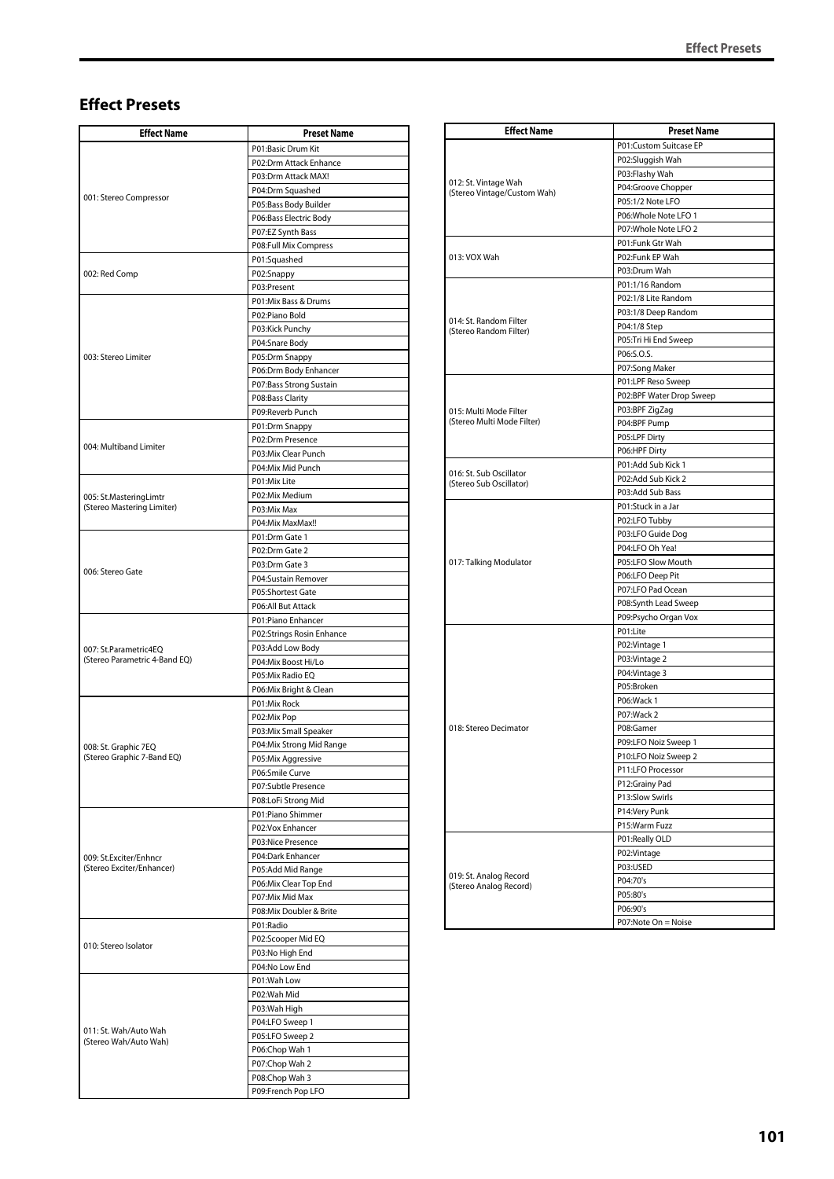## Effect Presets

| Effect Name | Preset Name |
|---|---|
| 001: Stereo Compressor | P01:Basic Drum Kit |
| | P02:Drm Attack Enhance |
| | P03:Drm Attack MAX! |
| | P04:Drm Squashed |
| | P05:Bass Body Builder |
| | P06:Bass Electric Body |
| | P07:EZ Synth Bass |
| | P08:Full Mix Compress |
| 002: Red Comp | P01:Squashed |
| | P02:Snappy |
| | P03:Present |
| 003: Stereo Limiter | P01:Mix Bass & Drums |
| | P02:Piano Bold |
| | P03:Kick Punchy |
| | P04:Snare Body |
| | P05:Drm Snappy |
| | P06:Drm Body Enhancer |
| | P07:Bass Strong Sustain |
| | P08:Bass Clarity |
| | P09:Reverb Punch |
| 004: Multiband Limiter | P01:Drm Snappy |
| | P02:Drm Presence |
| | P03:Mix Clear Punch |
| | P04:Mix Mid Punch |
| 005: St.MasteringLimtr (Stereo Mastering Limiter) | P01:Mix Lite |
| | P02:Mix Medium |
| | P03:Mix Max |
| | P04:Mix MaxMax!! |
| 006: Stereo Gate | P01:Drm Gate 1 |
| | P02:Drm Gate 2 |
| | P03:Drm Gate 3 |
| | P04:Sustain Remover |
| | P05:Shortest Gate |
| | P06:All But Attack |
| 007: St.Parametric4EQ (Stereo Parametric 4-Band EQ) | P01:Piano Enhancer |
| | P02:Strings Rosin Enhance |
| | P03:Add Low Body |
| | P04:Mix Boost Hi/Lo |
| | P05:Mix Radio EQ |
| | P06:Mix Bright & Clean |
| 008: St. Graphic 7EQ (Stereo Graphic 7-Band EQ) | P01:Mix Rock |
| | P02:Mix Pop |
| | P03:Mix Small Speaker |
| | P04:Mix Strong Mid Range |
| | P05:Mix Aggressive |
| | P06:Smile Curve |
| | P07:Subtle Presence |
| | P08:LoFi Strong Mid |
| 009: St.Exciter/Enhncr (Stereo Exciter/Enhancer) | P01:Piano Shimmer |
| | P02:Vox Enhancer |
| | P03:Nice Presence |
| | P04:Dark Enhancer |
| | P05:Add Mid Range |
| | P06:Mix Clear Top End |
| | P07:Mix Mid Max |
| | P08:Mix Doubler & Brite |
| 010: Stereo Isolator | P01:Radio |
| | P02:Scooper Mid EQ |
| | P03:No High End |
| | P04:No Low End |
| 011: St. Wah/Auto Wah (Stereo Wah/Auto Wah) | P01:Wah Low |
| | P02:Wah Mid |
| | P03:Wah High |
| | P04:LFO Sweep 1 |
| | P05:LFO Sweep 2 |
| | P06:Chop Wah 1 |
| | P07:Chop Wah 2 |
| | P08:Chop Wah 3 |
| | P09:French Pop LFO |
| 012: St. Vintage Wah (Stereo Vintage/Custom Wah) | P01:Custom Suitcase EP |
| | P02:Sluggish Wah |
| | P03:Flashy Wah |
| | P04:Groove Chopper |
| | P05:1/2 Note LFO |
| | P06:Whole Note LFO 1 |
| | P07:Whole Note LFO 2 |
| 013: VOX Wah | P01:Funk Gtr Wah |
| | P02:Funk EP Wah |
| | P03:Drum Wah |
| 014: St. Random Filter (Stereo Random Filter) | P01:1/16 Random |
| | P02:1/8 Lite Random |
| | P03:1/8 Deep Random |
| | P04:1/8 Step |
| | P05:Tri Hi End Sweep |
| | P06:S.O.S. |
| | P07:Song Maker |
| 015: Multi Mode Filter (Stereo Multi Mode Filter) | P01:LPF Reso Sweep |
| | P02:BPF Water Drop Sweep |
| | P03:BPF ZigZag |
| | P04:BPF Pump |
| | P05:LPF Dirty |
| | P06:HPF Dirty |
| 016: St. Sub Oscillator (Stereo Sub Oscillator) | P01:Add Sub Kick 1 |
| | P02:Add Sub Kick 2 |
| | P03:Add Sub Bass |
| 017: Talking Modulator | P01:Stuck in a Jar |
| | P02:LFO Tubby |
| | P03:LFO Guide Dog |
| | P04:LFO Oh Yea! |
| | P05:LFO Slow Mouth |
| | P06:LFO Deep Pit |
| | P07:LFO Pad Ocean |
| | P08:Synth Lead Sweep |
| | P09:Psycho Organ Vox |
| 018: Stereo Decimator | P01:Lite |
| | P02:Vintage 1 |
| | P03:Vintage 2 |
| | P04:Vintage 3 |
| | P05:Broken |
| | P06:Wack 1 |
| | P07:Wack 2 |
| | P08:Gamer |
| | P09:LFO Noiz Sweep 1 |
| | P10:LFO Noiz Sweep 2 |
| | P11:LFO Processor |
| | P12:Grainy Pad |
| | P13:Slow Swirls |
| | P14:Very Punk |
| | P15:Warm Fuzz |
| 019: St. Analog Record (Stereo Analog Record) | P01:Really OLD |
| | P02:Vintage |
| | P03:USED |
| | P04:70's |
| | P05:80's |
| | P06:90's |
| | P07:Note On = Noise |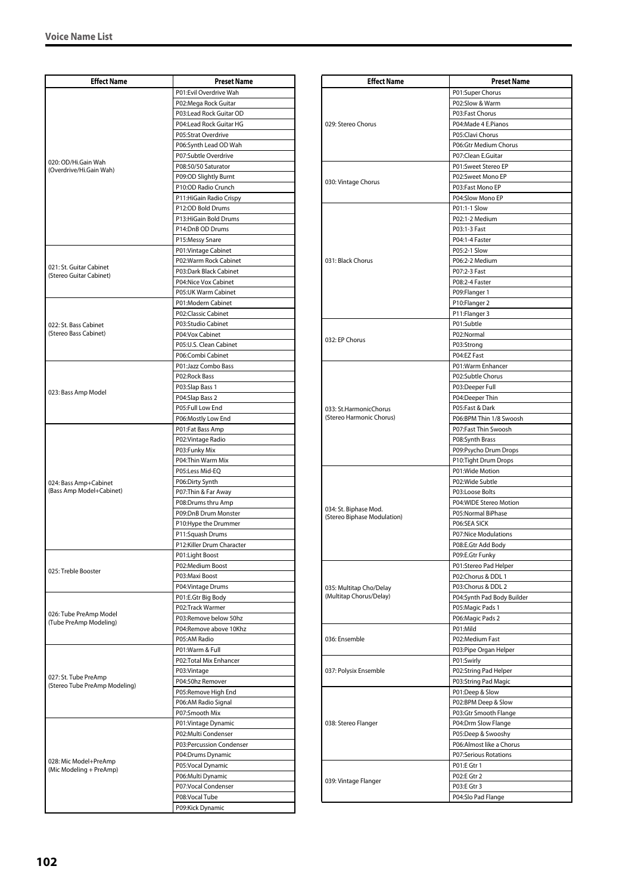## Voice Name List

| Effect Name | Preset Name |
|---|---|
| 020: OD/Hi.Gain Wah (Overdrive/Hi.Gain Wah) | P01:Evil Overdrive Wah |
| | P02:Mega Rock Guitar |
| | P03:Lead Rock Guitar OD |
| | P04:Lead Rock Guitar HG |
| | P05:Strat Overdrive |
| | P06:Synth Lead OD Wah |
| | P07:Subtle Overdrive |
| | P08:50/50 Saturator |
| | P09:OD Slightly Burnt |
| | P10:OD Radio Crunch |
| | P11:HiGain Radio Crispy |
| | P12:OD Bold Drums |
| | P13:HiGain Bold Drums |
| | P14:DnB OD Drums |
| | P15:Messy Snare |
| 021: St. Guitar Cabinet (Stereo Guitar Cabinet) | P01:Vintage Cabinet |
| | P02:Warm Rock Cabinet |
| | P03:Dark Black Cabinet |
| | P04:Nice Vox Cabinet |
| | P05:UK Warm Cabinet |
| 022: St. Bass Cabinet (Stereo Bass Cabinet) | P01:Modern Cabinet |
| | P02:Classic Cabinet |
| | P03:Studio Cabinet |
| | P04:Vox Cabinet |
| | P05:U.S. Clean Cabinet |
| | P06:Combi Cabinet |
| 023: Bass Amp Model | P01:Jazz Combo Bass |
| | P02:Rock Bass |
| | P03:Slap Bass 1 |
| | P04:Slap Bass 2 |
| | P05:Full Low End |
| | P06:Mostly Low End |
| 024: Bass Amp+Cabinet (Bass Amp Model+Cabinet) | P01:Fat Bass Amp |
| | P02:Vintage Radio |
| | P03:Funky Mix |
| | P04:Thin Warm Mix |
| | P05:Less Mid-EQ |
| | P06:Dirty Synth |
| | P07:Thin & Far Away |
| | P08:Drums thru Amp |
| | P09:DnB Drum Monster |
| | P10:Hype the Drummer |
| | P11:Squash Drums |
| | P12:Killer Drum Character |
| 025: Treble Booster | P01:Light Boost |
| | P02:Medium Boost |
| | P03:Maxi Boost |
| | P04:Vintage Drums |
| 026: Tube PreAmp Model (Tube PreAmp Modeling) | P01:E.Gtr Big Body |
| | P02:Track Warmer |
| | P03:Remove below 50hz |
| | P04:Remove above 10Khz |
| | P05:AM Radio |
| 027: St. Tube PreAmp (Stereo Tube PreAmp Modeling) | P01:Warm & Full |
| | P02:Total Mix Enhancer |
| | P03:Vintage |
| | P04:50hz Remover |
| | P05:Remove High End |
| | P06:AM Radio Signal |
| | P07:Smooth Mix |
| 028: Mic Model+PreAmp (Mic Modeling + PreAmp) | P01:Vintage Dynamic |
| | P02:Multi Condenser |
| | P03:Percussion Condenser |
| | P04:Drums Dynamic |
| | P05:Vocal Dynamic |
| | P06:Multi Dynamic |
| | P07:Vocal Condenser |
| | P08:Vocal Tube |
| | P09:Kick Dynamic |

| Effect Name | Preset Name |
|---|---|
| 029: Stereo Chorus | P01:Super Chorus |
| | P02:Slow & Warm |
| | P03:Fast Chorus |
| | P04:Made 4 E.Pianos |
| | P05:Clavi Chorus |
| | P06:Gtr Medium Chorus |
| | P07:Clean E.Guitar |
| 030: Vintage Chorus | P01:Sweet Stereo EP |
| | P02:Sweet Mono EP |
| | P03:Fast Mono EP |
| | P04:Slow Mono EP |
| 031: Black Chorus | P01:1-1 Slow |
| | P02:1-2 Medium |
| | P03:1-3 Fast |
| | P04:1-4 Faster |
| | P05:2-1 Slow |
| | P06:2-2 Medium |
| | P07:2-3 Fast |
| | P08:2-4 Faster |
| | P09:Flanger 1 |
| | P10:Flanger 2 |
| | P11:Flanger 3 |
| 032: EP Chorus | P01:Subtle |
| | P02:Normal |
| | P03:Strong |
| | P04:EZ Fast |
| 033: St.HarmonicChorus (Stereo Harmonic Chorus) | P01:Warm Enhancer |
| | P02:Subtle Chorus |
| | P03:Deeper Full |
| | P04:Deeper Thin |
| | P05:Fast & Dark |
| | P06:BPM Thin 1/8 Swoosh |
| | P07:Fast Thin Swoosh |
| | P08:Synth Brass |
| | P09:Psycho Drum Drops |
| | P10:Tight Drum Drops |
| 034: St. Biphase Mod. (Stereo Biphase Modulation) | P01:Wide Motion |
| | P02:Wide Subtle |
| | P03:Loose Bolts |
| | P04:WIDE Stereo Motion |
| | P05:Normal BiPhase |
| | P06:SEA SICK |
| | P07:Nice Modulations |
| | P08:E.Gtr Add Body |
| | P09:E.Gtr Funky |
| 035: Multitap Cho/Delay (Multitap Chorus/Delay) | P01:Stereo Pad Helper |
| | P02:Chorus & DDL 1 |
| | P03:Chorus & DDL 2 |
| | P04:Synth Pad Body Builder |
| | P05:Magic Pads 1 |
| | P06:Magic Pads 2 |
| 036: Ensemble | P01:Mild |
| | P02:Medium Fast |
| | P03:Pipe Organ Helper |
| 037: Polysix Ensemble | P01:Swirly |
| | P02:String Pad Helper |
| | P03:String Pad Magic |
| 038: Stereo Flanger | P01:Deep & Slow |
| | P02:BPM Deep & Slow |
| | P03:Gtr Smooth Flange |
| | P04:Drm Slow Flange |
| | P05:Deep & Swooshy |
| | P06:Almost like a Chorus |
| | P07:Serious Rotations |
| 039: Vintage Flanger | P01:E Gtr 1 |
| | P02:E Gtr 2 |
| | P03:E Gtr 3 |
| | P04:Slo Pad Flange |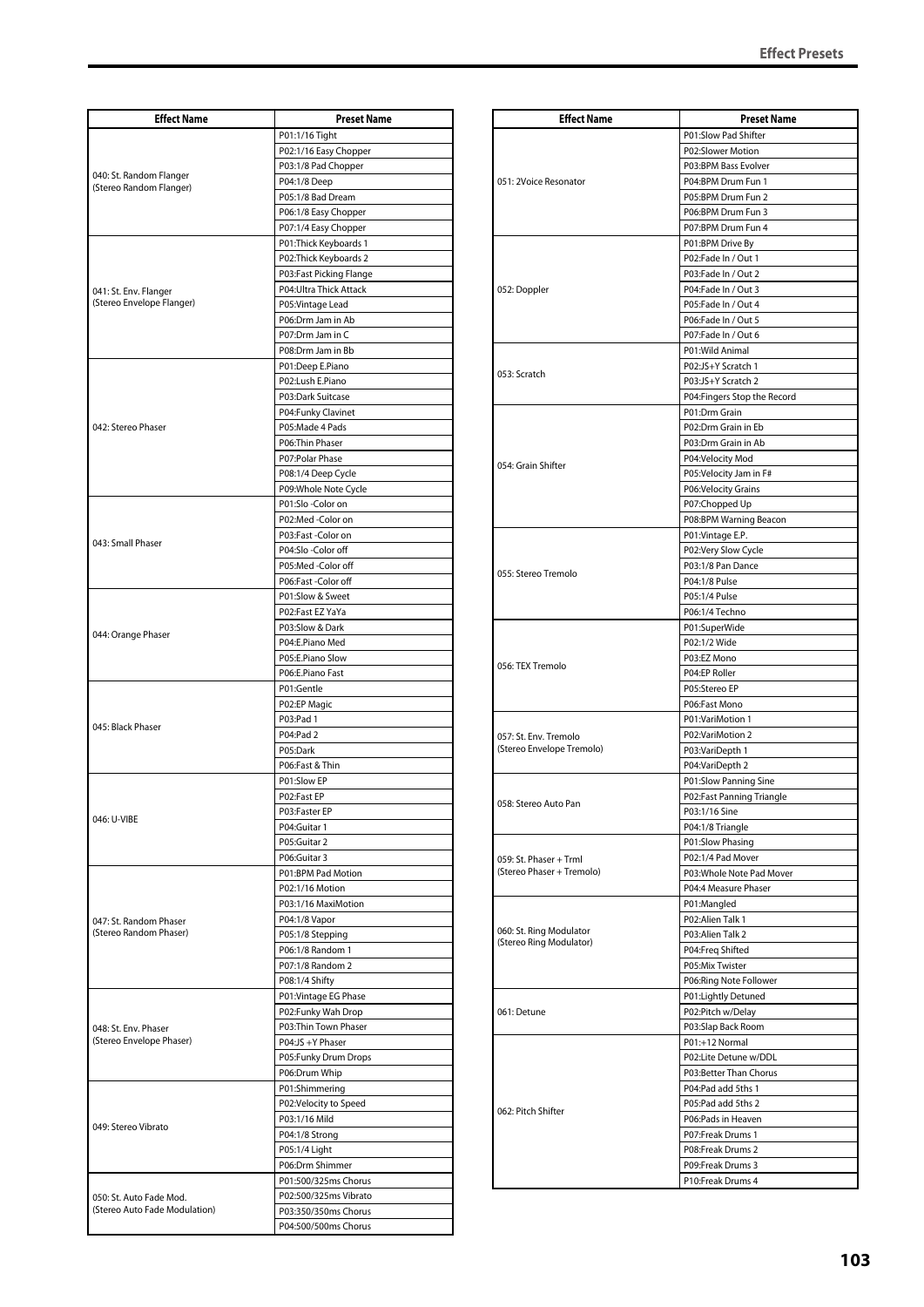| Effect Name | Preset Name |
|---|---|
| 040: St. Random Flanger (Stereo Random Flanger) | P01:1/16 Tight |
| | P02:1/16 Easy Chopper |
| | P03:1/8 Pad Chopper |
| | P04:1/8 Deep |
| | P05:1/8 Bad Dream |
| | P06:1/8 Easy Chopper |
| | P07:1/4 Easy Chopper |
| 041: St. Env. Flanger (Stereo Envelope Flanger) | P01:Thick Keyboards 1 |
| | P02:Thick Keyboards 2 |
| | P03:Fast Picking Flange |
| | P04:Ultra Thick Attack |
| | P05:Vintage Lead |
| | P06:Drm Jam in Ab |
| | P07:Drm Jam in C |
| | P08:Drm Jam in Bb |
| 042: Stereo Phaser | P01:Deep E.Piano |
| | P02:Lush E.Piano |
| | P03:Dark Suitcase |
| | P04:Funky Clavinet |
| | P05:Made 4 Pads |
| | P06:Thin Phaser |
| | P07:Polar Phase |
| | P08:1/4 Deep Cycle |
| | P09:Whole Note Cycle |
| 043: Small Phaser | P01:Slo -Color on |
| | P02:Med -Color on |
| | P03:Fast -Color on |
| | P04:Slo -Color off |
| | P05:Med -Color off |
| | P06:Fast -Color off |
| 044: Orange Phaser | P01:Slow & Sweet |
| | P02:Fast EZ YaYa |
| | P03:Slow & Dark |
| | P04:E.Piano Med |
| | P05:E.Piano Slow |
| | P06:E.Piano Fast |
| 045: Black Phaser | P01:Gentle |
| | P02:EP Magic |
| | P03:Pad 1 |
| | P04:Pad 2 |
| | P05:Dark |
| | P06:Fast & Thin |
| 046: U-VIBE | P01:Slow EP |
| | P02:Fast EP |
| | P03:Faster EP |
| | P04:Guitar 1 |
| | P05:Guitar 2 |
| | P06:Guitar 3 |
| 047: St. Random Phaser (Stereo Random Phaser) | P01:BPM Pad Motion |
| | P02:1/16 Motion |
| | P03:1/16 MaxiMotion |
| | P04:1/8 Vapor |
| | P05:1/8 Stepping |
| | P06:1/8 Random 1 |
| | P07:1/8 Random 2 |
| | P08:1/4 Shifty |
| 048: St. Env. Phaser (Stereo Envelope Phaser) | P01:Vintage EG Phase |
| | P02:Funky Wah Drop |
| | P03:Thin Town Phaser |
| | P04:JS +Y Phaser |
| | P05:Funky Drum Drops |
| | P06:Drum Whip |
| 049: Stereo Vibrato | P01:Shimmering |
| | P02:Velocity to Speed |
| | P03:1/16 Mild |
| | P04:1/8 Strong |
| | P05:1/4 Light |
| | P06:Drm Shimmer |
| 050: St. Auto Fade Mod. (Stereo Auto Fade Modulation) | P01:500/325ms Chorus |
| | P02:500/325ms Vibrato |
| | P03:350/350ms Chorus |
| | P04:500/500ms Chorus |

| Effect Name | Preset Name |
|---|---|
| 051: 2Voice Resonator | P01:Slow Pad Shifter |
| | P02:Slower Motion |
| | P03:BPM Bass Evolver |
| | P04:BPM Drum Fun 1 |
| | P05:BPM Drum Fun 2 |
| | P06:BPM Drum Fun 3 |
| | P07:BPM Drum Fun 4 |
| 052: Doppler | P01:BPM Drive By |
| | P02:Fade In / Out 1 |
| | P03:Fade In / Out 2 |
| | P04:Fade In / Out 3 |
| | P05:Fade In / Out 4 |
| | P06:Fade In / Out 5 |
| | P07:Fade In / Out 6 |
| 053: Scratch | P01:Wild Animal |
| | P02:JS+Y Scratch 1 |
| | P03:JS+Y Scratch 2 |
| | P04:Fingers Stop the Record |
| 054: Grain Shifter | P01:Drm Grain |
| | P02:Drm Grain in Eb |
| | P03:Drm Grain in Ab |
| | P04:Velocity Mod |
| | P05:Velocity Jam in F# |
| | P06:Velocity Grains |
| | P07:Chopped Up |
| | P08:BPM Warning Beacon |
| 055: Stereo Tremolo | P01:Vintage E.P. |
| | P02:Very Slow Cycle |
| | P03:1/8 Pan Dance |
| | P04:1/8 Pulse |
| | P05:1/4 Pulse |
| | P06:1/4 Techno |
| 056: TEX Tremolo | P01:SuperWide |
| | P02:1/2 Wide |
| | P03:EZ Mono |
| | P04:EP Roller |
| | P05:Stereo EP |
| | P06:Fast Mono |
| 057: St. Env. Tremolo (Stereo Envelope Tremolo) | P01:VariMotion 1 |
| | P02:VariMotion 2 |
| | P03:VariDepth 1 |
| | P04:VariDepth 2 |
| 058: Stereo Auto Pan | P01:Slow Panning Sine |
| | P02:Fast Panning Triangle |
| | P03:1/16 Sine |
| | P04:1/8 Triangle |
| 059: St. Phaser + Trml (Stereo Phaser + Tremolo) | P01:Slow Phasing |
| | P02:1/4 Pad Mover |
| | P03:Whole Note Pad Mover |
| | P04:4 Measure Phaser |
| 060: St. Ring Modulator (Stereo Ring Modulator) | P01:Mangled |
| | P02:Alien Talk 1 |
| | P03:Alien Talk 2 |
| | P04:Freq Shifted |
| | P05:Mix Twister |
| | P06:Ring Note Follower |
| 061: Detune | P01:Lightly Detuned |
| | P02:Pitch w/Delay |
| | P03:Slap Back Room |
| 062: Pitch Shifter | P01:+12 Normal |
| | P02:Lite Detune w/DDL |
| | P03:Better Than Chorus |
| | P04:Pad add 5ths 1 |
| | P05:Pad add 5ths 2 |
| | P06:Pads in Heaven |
| | P07:Freak Drums 1 |
| | P08:Freak Drums 2 |
| | P09:Freak Drums 3 |
| | P10:Freak Drums 4 |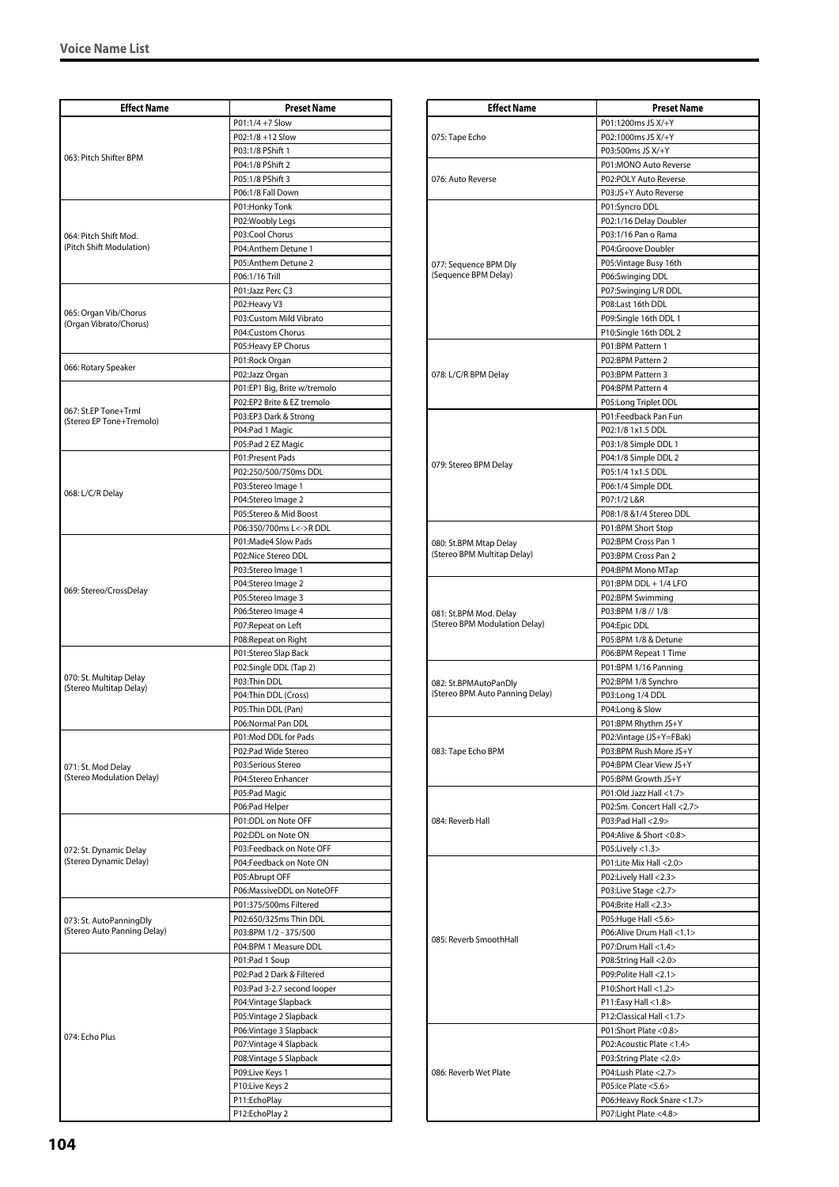## Voice Name List

| Effect Name | Preset Name |
|---|---|
| 063: Pitch Shifter BPM | P01:1/4 +7 Slow |
| | P02:1/8 +12 Slow |
| | P03:1/8 PShift 1 |
| | P04:1/8 PShift 2 |
| | P05:1/8 PShift 3 |
| | P06:1/8 Fall Down |
| 064: Pitch Shift Mod. (Pitch Shift Modulation) | P01:Honky Tonk |
| | P02:Woobly Legs |
| | P03:Cool Chorus |
| | P04:Anthem Detune 1 |
| | P05:Anthem Detune 2 |
| | P06:1/16 Trill |
| 065: Organ Vib/Chorus (Organ Vibrato/Chorus) | P01:Jazz Perc C3 |
| | P02:Heavy V3 |
| | P03:Custom Mild Vibrato |
| | P04:Custom Chorus |
| | P05:Heavy EP Chorus |
| 066: Rotary Speaker | P01:Rock Organ |
| | P02:Jazz Organ |
| 067: St.EP Tone+Trml (Stereo EP Tone+Tremolo) | P01:EP1 Big, Brite w/tremolo |
| | P02:EP2 Brite & EZ tremolo |
| | P03:EP3 Dark & Strong |
| | P04:Pad 1 Magic |
| | P05:Pad 2 EZ Magic |
| 068: L/C/R Delay | P01:Present Pads |
| | P02:250/500/750ms DDL |
| | P03:Stereo Image 1 |
| | P04:Stereo Image 2 |
| | P05:Stereo & Mid Boost |
| | P06:350/700ms L<->R DDL |
| 069: Stereo/CrossDelay | P01:Made4 Slow Pads |
| | P02:Nice Stereo DDL |
| | P03:Stereo Image 1 |
| | P04:Stereo Image 2 |
| | P05:Stereo Image 3 |
| | P06:Stereo Image 4 |
| | P07:Repeat on Left |
| | P08:Repeat on Right |
| 070: St. Multitap Delay (Stereo Multitap Delay) | P01:Stereo Slap Back |
| | P02:Single DDL (Tap 2) |
| | P03:Thin DDL |
| | P04:Thin DDL (Cross) |
| | P05:Thin DDL (Pan) |
| | P06:Normal Pan DDL |
| 071: St. Mod Delay (Stereo Modulation Delay) | P01:Mod DDL for Pads |
| | P02:Pad Wide Stereo |
| | P03:Serious Stereo |
| | P04:Stereo Enhancer |
| | P05:Pad Magic |
| | P06:Pad Helper |
| 072: St. Dynamic Delay (Stereo Dynamic Delay) | P01:DDL on Note OFF |
| | P02:DDL on Note ON |
| | P03:Feedback on Note OFF |
| | P04:Feedback on Note ON |
| | P05:Abrupt OFF |
| | P06:MassiveDDL on NoteOFF |
| 073: St. AutoPanningDly (Stereo Auto Panning Delay) | P01:375/500ms Filtered |
| | P02:650/325ms Thin DDL |
| | P03:BPM 1/2 - 375/500 |
| | P04:BPM 1 Measure DDL |
| 074: Echo Plus | P01:Pad 1 Soup |
| | P02:Pad 2 Dark & Filtered |
| | P03:Pad 3-2.7 second looper |
| | P04:Vintage Slapback |
| | P05:Vintage 2 Slapback |
| | P06:Vintage 3 Slapback |
| | P07:Vintage 4 Slapback |
| | P08:Vintage 5 Slapback |
| | P09:Live Keys 1 |
| | P10:Live Keys 2 |
| | P11:EchoPlay |
| | P12:EchoPlay 2 |

| Effect Name | Preset Name |
|---|---|
| 075: Tape Echo | P01:1200ms JS X/+Y |
| | P02:1000ms JS X/+Y |
| | P03:500ms JS X/+Y |
| 076: Auto Reverse | P01:MONO Auto Reverse |
| | P02:POLY Auto Reverse |
| | P03:JS+Y Auto Reverse |
| 077: Sequence BPM Dly (Sequence BPM Delay) | P01:Syncro DDL |
| | P02:1/16 Delay Doubler |
| | P03:1/16 Pan o Rama |
| | P04:Groove Doubler |
| | P05:Vintage Busy 16th |
| | P06:Swinging DDL |
| | P07:Swinging L/R DDL |
| | P08:Last 16th DDL |
| | P09:Single 16th DDL 1 |
| | P10:Single 16th DDL 2 |
| 078: L/C/R BPM Delay | P01:BPM Pattern 1 |
| | P02:BPM Pattern 2 |
| | P03:BPM Pattern 3 |
| | P04:BPM Pattern 4 |
| | P05:Long Triplet DDL |
| 079: Stereo BPM Delay | P01:Feedback Pan Fun |
| | P02:1/8 1x1.5 DDL |
| | P03:1/8 Simple DDL 1 |
| | P04:1/8 Simple DDL 2 |
| | P05:1/4 1x1.5 DDL |
| | P06:1/4 Simple DDL |
| | P07:1/2 L&R |
| | P08:1/8 &1/4 Stereo DDL |
| 080: St.BPM Mtap Delay (Stereo BPM Multitap Delay) | P01:BPM Short Stop |
| | P02:BPM Cross Pan 1 |
| | P03:BPM Cross Pan 2 |
| | P04:BPM Mono MTap |
| 081: St.BPM Mod. Delay (Stereo BPM Modulation Delay) | P01:BPM DDL + 1/4 LFO |
| | P02:BPM Swimming |
| | P03:BPM 1/8 // 1/8 |
| | P04:Epic DDL |
| | P05:BPM 1/8 & Detune |
| | P06:BPM Repeat 1 Time |
| 082: St.BPMAutoPanDly (Stereo BPM Auto Panning Delay) | P01:BPM 1/16 Panning |
| | P02:BPM 1/8 Synchro |
| | P03:Long 1/4 DDL |
| | P04:Long & Slow |
| 083: Tape Echo BPM | P01:BPM Rhythm JS+Y |
| | P02:Vintage (JS+Y=FBak) |
| | P03:BPM Rush More JS+Y |
| | P04:BPM Clear View JS+Y |
| | P05:BPM Growth JS+Y |
| 084: Reverb Hall | P01:Old Jazz Hall <1.7> |
| | P02:Sm. Concert Hall <2.7> |
| | P03:Pad Hall <2.9> |
| | P04:Alive & Short <0.8> |
| | P05:Lively <1.3> |
| 085: Reverb SmoothHall | P01:Lite Mix Hall <2.0> |
| | P02:Lively Hall <2.3> |
| | P03:Live Stage <2.7> |
| | P04:Brite Hall <2.3> |
| | P05:Huge Hall <5.6> |
| | P06:Alive Drum Hall <1.1> |
| | P07:Drum Hall <1.4> |
| | P08:String Hall <2.0> |
| | P09:Polite Hall <2.1> |
| | P10:Short Hall <1.2> |
| | P11:Easy Hall <1.8> |
| | P12:Classical Hall <1.7> |
| 086: Reverb Wet Plate | P01:Short Plate <0.8> |
| | P02:Acoustic Plate <1.4> |
| | P03:String Plate <2.0> |
| | P04:Lush Plate <2.7> |
| | P05:Ice Plate <5.6> |
| | P06:Heavy Rock Snare <1.7> |
| | P07:Light Plate <4.8> |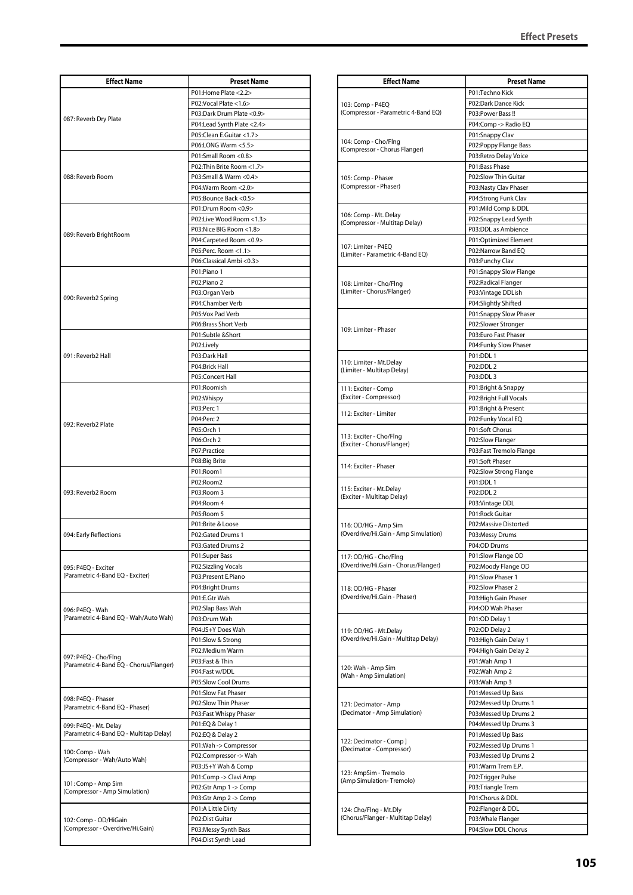| Effect Name | Preset Name |
|---|---|
| 087: Reverb Dry Plate | P01:Home Plate <2.2> |
| | P02:Vocal Plate <1.6> |
| | P03:Dark Drum Plate <0.9> |
| | P04:Lead Synth Plate <2.4> |
| | P05:Clean E.Guitar <1.7> |
| | P06:LONG Warm <5.5> |
| 088: Reverb Room | P01:Small Room <0.8> |
| | P02:Thin Brite Room <1.7> |
| | P03:Small & Warm <0.4> |
| | P04:Warm Room <2.0> |
| | P05:Bounce Back <0.5> |
| 089: Reverb BrightRoom | P01:Drum Room <0.9> |
| | P02:Live Wood Room <1.3> |
| | P03:Nice BIG Room <1.8> |
| | P04:Carpeted Room <0.9> |
| | P05:Perc. Room <1.1> |
| | P06:Classical Ambi <0.3> |
| 090: Reverb2 Spring | P01:Piano 1 |
| | P02:Piano 2 |
| | P03:Organ Verb |
| | P04:Chamber Verb |
| | P05:Vox Pad Verb |
| | P06:Brass Short Verb |
| 091: Reverb2 Hall | P01:Subtle &Short |
| | P02:Lively |
| | P03:Dark Hall |
| | P04:Brick Hall |
| | P05:Concert Hall |
| 092: Reverb2 Plate | P01:Roomish |
| | P02:Whispy |
| | P03:Perc 1 |
| | P04:Perc 2 |
| | P05:Orch 1 |
| | P06:Orch 2 |
| | P07:Practice |
| | P08:Big Brite |
| 093: Reverb2 Room | P01:Room1 |
| | P02:Room2 |
| | P03:Room 3 |
| | P04:Room 4 |
| | P05:Room 5 |
| 094: Early Reflections | P01:Brite & Loose |
| | P02:Gated Drums 1 |
| | P03:Gated Drums 2 |
| 095: P4EQ - Exciter (Parametric 4-Band EQ - Exciter) | P01:Super Bass |
| | P02:Sizzling Vocals |
| | P03:Present E.Piano |
| | P04:Bright Drums |
| 096: P4EQ - Wah (Parametric 4-Band EQ - Wah/Auto Wah) | P01:E.Gtr Wah |
| | P02:Slap Bass Wah |
| | P03:Drum Wah |
| | P04:JS+Y Does Wah |
| 097: P4EQ - Cho/Flng (Parametric 4-Band EQ - Chorus/Flanger) | P01:Slow & Strong |
| | P02:Medium Warm |
| | P03:Fast & Thin |
| | P04:Fast w/DDL |
| | P05:Slow Cool Drums |
| 098: P4EQ - Phaser (Parametric 4-Band EQ - Phaser) | P01:Slow Fat Phaser |
| | P02:Slow Thin Phaser |
| | P03:Fast Whispy Phaser |
| 099: P4EQ - Mt. Delay (Parametric 4-Band EQ - Multitap Delay) | P01:EQ & Delay 1 |
| | P02:EQ & Delay 2 |
| 100: Comp - Wah (Compressor - Wah/Auto Wah) | P01:Wah -> Compressor |
| | P02:Compressor -> Wah |
| | P03:JS+Y Wah & Comp |
| 101: Comp - Amp Sim (Compressor - Amp Simulation) | P01:Comp -> Clavi Amp |
| | P02:Gtr Amp 1 -> Comp |
| | P03:Gtr Amp 2 -> Comp |
| 102: Comp - OD/HiGain (Compressor - Overdrive/Hi.Gain) | P01:A Little Dirty |
| | P02:Dist Guitar |
| | P03:Messy Synth Bass |
| | P04:Dist Synth Lead |
| 103: Comp - P4EQ (Compressor - Parametric 4-Band EQ) | P01:Techno Kick |
| | P02:Dark Dance Kick |
| | P03:Power Bass !! |
| | P04:Comp -> Radio EQ |
| 104: Comp - Cho/Flng (Compressor - Chorus Flanger) | P01:Snappy Clav |
| | P02:Poppy Flange Bass |
| | P03:Retro Delay Voice |
| 105: Comp - Phaser (Compressor - Phaser) | P01:Bass Phase |
| | P02:Slow Thin Guitar |
| | P03:Nasty Clav Phaser |
| | P04:Strong Funk Clav |
| 106: Comp - Mt. Delay (Compressor - Multitap Delay) | P01:Mild Comp & DDL |
| | P02:Snappy Lead Synth |
| | P03:DDL as Ambience |
| 107: Limiter - P4EQ (Limiter - Parametric 4-Band EQ) | P01:Optimized Element |
| | P02:Narrow Band EQ |
| | P03:Punchy Clav |
| 108: Limiter - Cho/Flng (Limiter - Chorus/Flanger) | P01:Snappy Slow Flange |
| | P02:Radical Flanger |
| | P03:Vintage DDLish |
| | P04:Slightly Shifted |
| 109: Limiter - Phaser | P01:Snappy Slow Phaser |
| | P02:Slower Stronger |
| | P03:Euro Fast Phaser |
| | P04:Funky Slow Phaser |
| 110: Limiter - Mt.Delay (Limiter - Multitap Delay) | P01:DDL 1 |
| | P02:DDL 2 |
| | P03:DDL 3 |
| 111: Exciter - Comp (Exciter - Compressor) | P01:Bright & Snappy |
| | P02:Bright Full Vocals |
| 112: Exciter - Limiter | P01:Bright & Present |
| | P02:Funky Vocal EQ |
| 113: Exciter - Cho/Flng (Exciter - Chorus/Flanger) | P01:Soft Chorus |
| | P02:Slow Flanger |
| | P03:Fast Tremolo Flange |
| 114: Exciter - Phaser | P01:Soft Phaser |
| | P02:Slow Strong Flange |
| 115: Exciter - Mt.Delay (Exciter - Multitap Delay) | P01:DDL 1 |
| | P02:DDL 2 |
| | P03:Vintage DDL |
| 116: OD/HG - Amp Sim (Overdrive/Hi.Gain - Amp Simulation) | P01:Rock Guitar |
| | P02:Massive Distorted |
| | P03:Messy Drums |
| | P04:OD Drums |
| 117: OD/HG - Cho/Flng (Overdrive/Hi.Gain - Chorus/Flanger) | P01:Slow Flange OD |
| | P02:Moody Flange OD |
| 118: OD/HG - Phaser (Overdrive/Hi.Gain - Phaser) | P01:Slow Phaser 1 |
| | P02:Slow Phaser 2 |
| | P03:High Gain Phaser |
| | P04:OD Wah Phaser |
| 119: OD/HG - Mt.Delay (Overdrive/Hi.Gain - Multitap Delay) | P01:OD Delay 1 |
| | P02:OD Delay 2 |
| | P03:High Gain Delay 1 |
| | P04:High Gain Delay 2 |
| 120: Wah - Amp Sim (Wah - Amp Simulation) | P01:Wah Amp 1 |
| | P02:Wah Amp 2 |
| | P03:Wah Amp 3 |
| 121: Decimator - Amp (Decimator - Amp Simulation) | P01:Messed Up Bass |
| | P02:Messed Up Drums 1 |
| | P03:Messed Up Drums 2 |
| | P04:Messed Up Drums 3 |
| 122: Decimator - Comp ] (Decimator - Compressor) | P01:Messed Up Bass |
| | P02:Messed Up Drums 1 |
| | P03:Messed Up Drums 2 |
| 123: AmpSim - Tremolo (Amp Simulation- Tremolo) | P01:Warm Trem E.P. |
| | P02:Trigger Pulse |
| | P03:Triangle Trem |
| 124: Cho/Flng - Mt.Dly (Chorus/Flanger - Multitap Delay) | P01:Chorus & DDL |
| | P02:Flanger & DDL |
| | P03:Whale Flanger |
| | P04:Slow DDL Chorus |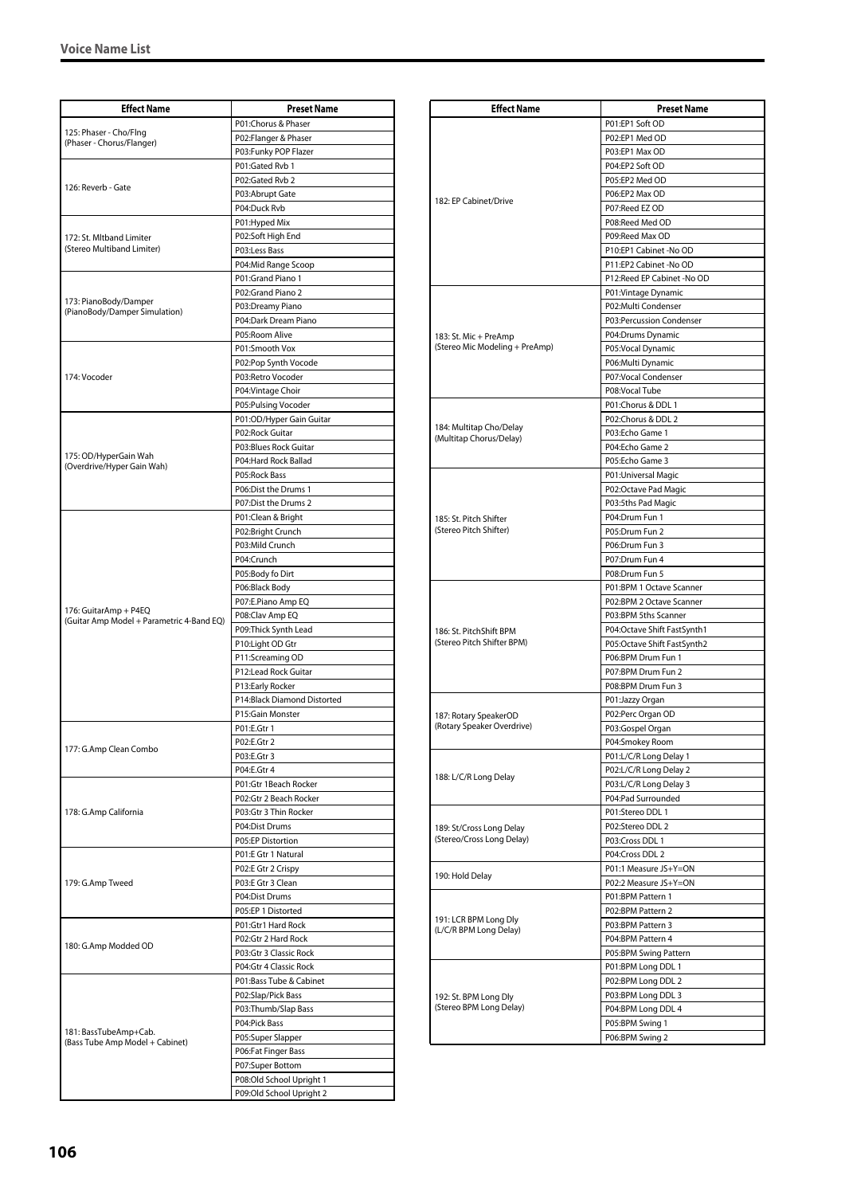## Voice Name List

| Effect Name | Preset Name |
|---|---|
| 125: Phaser - Cho/Flng (Phaser - Chorus/Flanger) | P01:Chorus & Phaser |
| | P02:Flanger & Phaser |
| | P03:Funky POP Flazer |
| 126: Reverb - Gate | P01:Gated Rvb 1 |
| | P02:Gated Rvb 2 |
| | P03:Abrupt Gate |
| | P04:Duck Rvb |
| 172: St. Mltband Limiter (Stereo Multiband Limiter) | P01:Hyped Mix |
| | P02:Soft High End |
| | P03:Less Bass |
| | P04:Mid Range Scoop |
| 173: PianoBody/Damper (PianoBody/Damper Simulation) | P01:Grand Piano 1 |
| | P02:Grand Piano 2 |
| | P03:Dreamy Piano |
| | P04:Dark Dream Piano |
| | P05:Room Alive |
| 174: Vocoder | P01:Smooth Vox |
| | P02:Pop Synth Vocode |
| | P03:Retro Vocoder |
| | P04:Vintage Choir |
| | P05:Pulsing Vocoder |
| 175: OD/HyperGain Wah (Overdrive/Hyper Gain Wah) | P01:OD/Hyper Gain Guitar |
| | P02:Rock Guitar |
| | P03:Blues Rock Guitar |
| | P04:Hard Rock Ballad |
| | P05:Rock Bass |
| | P06:Dist the Drums 1 |
| | P07:Dist the Drums 2 |
| 176: GuitarAmp + P4EQ (Guitar Amp Model + Parametric 4-Band EQ) | P01:Clean & Bright |
| | P02:Bright Crunch |
| | P03:Mild Crunch |
| | P04:Crunch |
| | P05:Body fo Dirt |
| | P06:Black Body |
| | P07:E.Piano Amp EQ |
| | P08:Clav Amp EQ |
| | P09:Thick Synth Lead |
| | P10:Light OD Gtr |
| | P11:Screaming OD |
| | P12:Lead Rock Guitar |
| | P13:Early Rocker |
| | P14:Black Diamond Distorted |
| | P15:Gain Monster |
| 177: G.Amp Clean Combo | P01:E.Gtr 1 |
| | P02:E.Gtr 2 |
| | P03:E.Gtr 3 |
| | P04:E.Gtr 4 |
| 178: G.Amp California | P01:Gtr 1Beach Rocker |
| | P02:Gtr 2 Beach Rocker |
| | P03:Gtr 3 Thin Rocker |
| | P04:Dist Drums |
| | P05:EP Distortion |
| 179: G.Amp Tweed | P01:E Gtr 1 Natural |
| | P02:E Gtr 2 Crispy |
| | P03:E Gtr 3 Clean |
| | P04:Dist Drums |
| | P05:EP 1 Distorted |
| 180: G.Amp Modded OD | P01:Gtr1 Hard Rock |
| | P02:Gtr 2 Hard Rock |
| | P03:Gtr 3 Classic Rock |
| | P04:Gtr 4 Classic Rock |
| 181: BassTubeAmp+Cab. (Bass Tube Amp Model + Cabinet) | P01:Bass Tube & Cabinet |
| | P02:Slap/Pick Bass |
| | P03:Thumb/Slap Bass |
| | P04:Pick Bass |
| | P05:Super Slapper |
| | P06:Fat Finger Bass |
| | P07:Super Bottom |
| | P08:Old School Upright 1 |
| | P09:Old School Upright 2 |

| Effect Name | Preset Name |
|---|---|
| 182: EP Cabinet/Drive | P01:EP1 Soft OD |
| | P02:EP1 Med OD |
| | P03:EP1 Max OD |
| | P04:EP2 Soft OD |
| | P05:EP2 Med OD |
| | P06:EP2 Max OD |
| | P07:Reed EZ OD |
| | P08:Reed Med OD |
| | P09:Reed Max OD |
| | P10:EP1 Cabinet -No OD |
| | P11:EP2 Cabinet -No OD |
| | P12:Reed EP Cabinet -No OD |
| 183: St. Mic + PreAmp (Stereo Mic Modeling + PreAmp) | P01:Vintage Dynamic |
| | P02:Multi Condenser |
| | P03:Percussion Condenser |
| | P04:Drums Dynamic |
| | P05:Vocal Dynamic |
| | P06:Multi Dynamic |
| | P07:Vocal Condenser |
| | P08:Vocal Tube |
| 184: Multitap Cho/Delay (Multitap Chorus/Delay) | P01:Chorus & DDL 1 |
| | P02:Chorus & DDL 2 |
| | P03:Echo Game 1 |
| | P04:Echo Game 2 |
| | P05:Echo Game 3 |
| 185: St. Pitch Shifter (Stereo Pitch Shifter) | P01:Universal Magic |
| | P02:Octave Pad Magic |
| | P03:5ths Pad Magic |
| | P04:Drum Fun 1 |
| | P05:Drum Fun 2 |
| | P06:Drum Fun 3 |
| | P07:Drum Fun 4 |
| | P08:Drum Fun 5 |
| 186: St. PitchShift BPM (Stereo Pitch Shifter BPM) | P01:BPM 1 Octave Scanner |
| | P02:BPM 2 Octave Scanner |
| | P03:BPM 5ths Scanner |
| | P04:Octave Shift FastSynth1 |
| | P05:Octave Shift FastSynth2 |
| | P06:BPM Drum Fun 1 |
| | P07:BPM Drum Fun 2 |
| | P08:BPM Drum Fun 3 |
| 187: Rotary SpeakerOD (Rotary Speaker Overdrive) | P01:Jazzy Organ |
| | P02:Perc Organ OD |
| | P03:Gospel Organ |
| | P04:Smokey Room |
| 188: L/C/R Long Delay | P01:L/C/R Long Delay 1 |
| | P02:L/C/R Long Delay 2 |
| | P03:L/C/R Long Delay 3 |
| | P04:Pad Surrounded |
| 189: St/Cross Long Delay (Stereo/Cross Long Delay) | P01:Stereo DDL 1 |
| | P02:Stereo DDL 2 |
| | P03:Cross DDL 1 |
| | P04:Cross DDL 2 |
| 190: Hold Delay | P01:1 Measure JS+Y=ON |
| | P02:2 Measure JS+Y=ON |
| 191: LCR BPM Long Dly (L/C/R BPM Long Delay) | P01:BPM Pattern 1 |
| | P02:BPM Pattern 2 |
| | P03:BPM Pattern 3 |
| | P04:BPM Pattern 4 |
| | P05:BPM Swing Pattern |
| 192: St. BPM Long Dly (Stereo BPM Long Delay) | P01:BPM Long DDL 1 |
| | P02:BPM Long DDL 2 |
| | P03:BPM Long DDL 3 |
| | P04:BPM Long DDL 4 |
| | P05:BPM Swing 1 |
| | P06:BPM Swing 2 |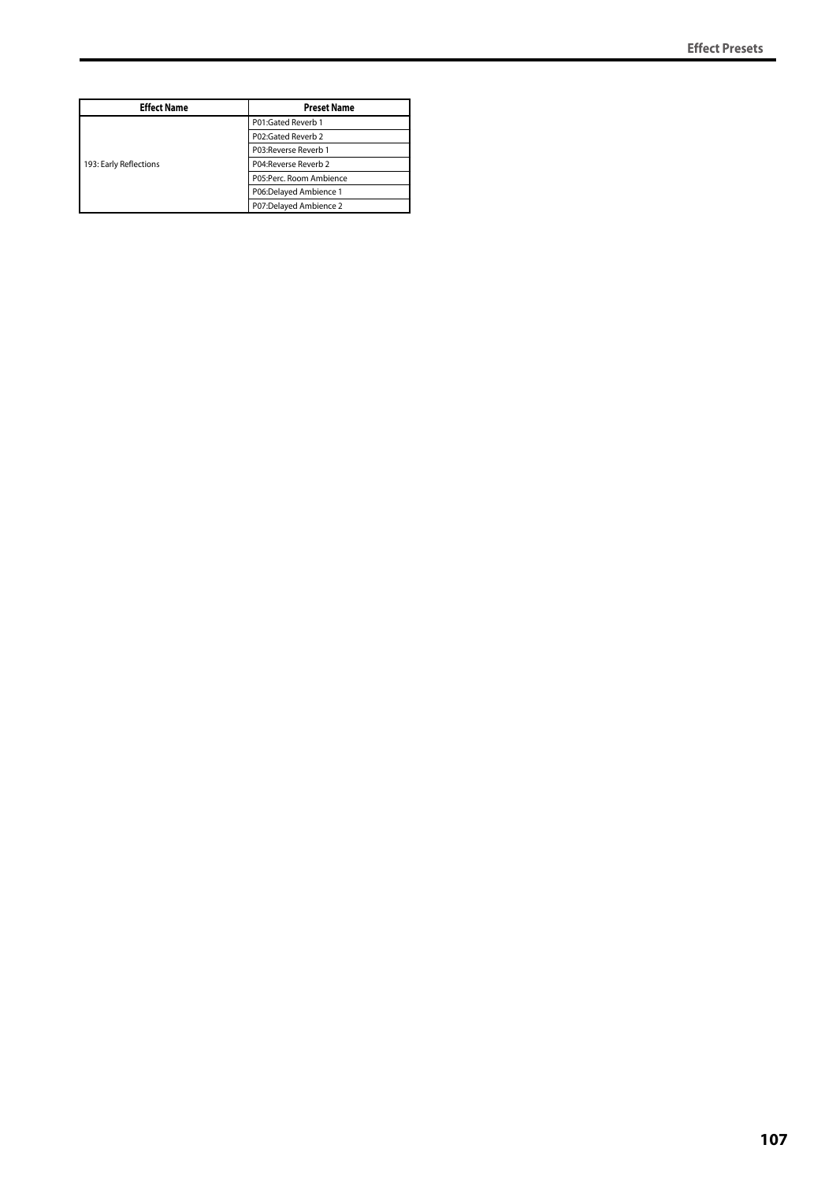| Effect Name | Preset Name |
| --- | --- |
| 193: Early Reflections | P01:Gated Reverb 1 |
| | P02:Gated Reverb 2 |
| | P03:Reverse Reverb 1 |
| | P04:Reverse Reverb 2 |
| | P05:Perc. Room Ambience |
| | P06:Delayed Ambience 1 |
| | P07:Delayed Ambience 2 |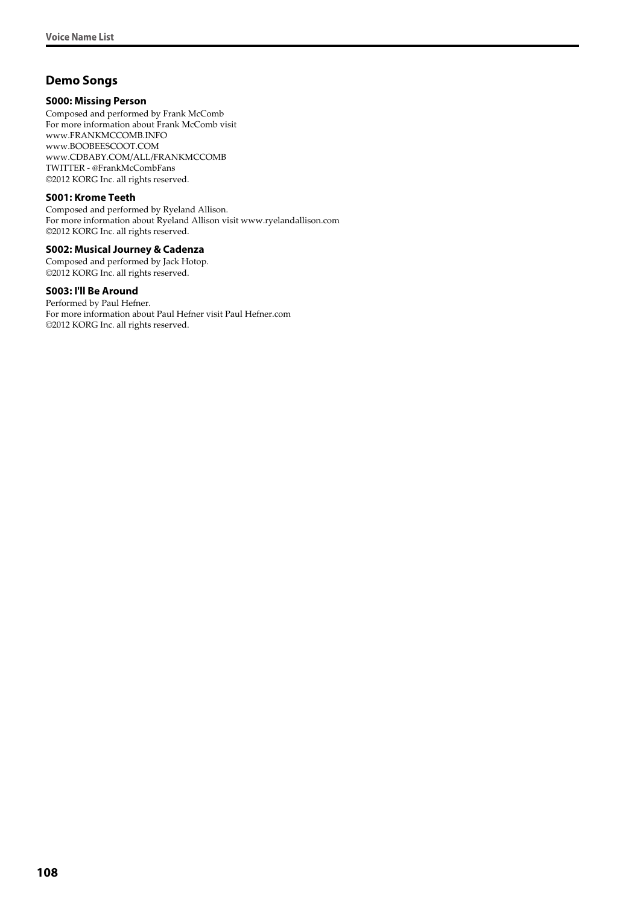## Demo Songs

### S000: Missing Person

Composed and performed by Frank McComb
For more information about Frank McComb visit
www.FRANKMCCOMB.INFO
www.BOOBEESCOOT.COM
www.CDBABY.COM/ALL/FRANKMCCOMB
TWITTER - @FrankMcCombFans
©2012 KORG Inc. all rights reserved.

### S001: Krome Teeth

Composed and performed by Ryeland Allison.
For more information about Ryeland Allison visit www.ryelandallison.com
©2012 KORG Inc. all rights reserved.

### S002: Musical Journey & Cadenza

Composed and performed by Jack Hotop.
©2012 KORG Inc. all rights reserved.

### S003: I'll Be Around

Performed by Paul Hefner.
For more information about Paul Hefner visit Paul Hefner.com
©2012 KORG Inc. all rights reserved.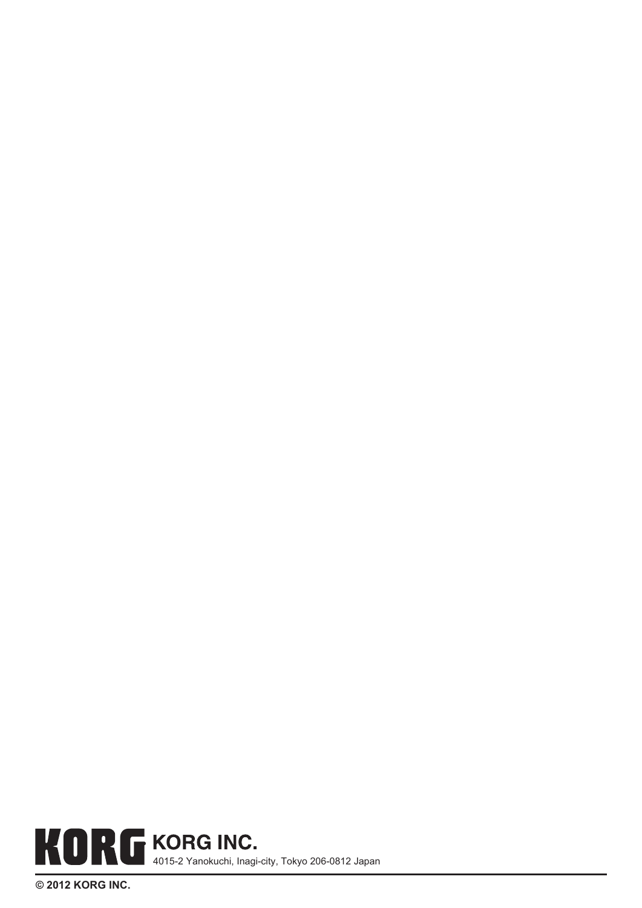KORG

**KORG INC.**

4015-2 Yanokuchi, Inagi-city, Tokyo 206-0812 Japan

**© 2012 KORG INC.**